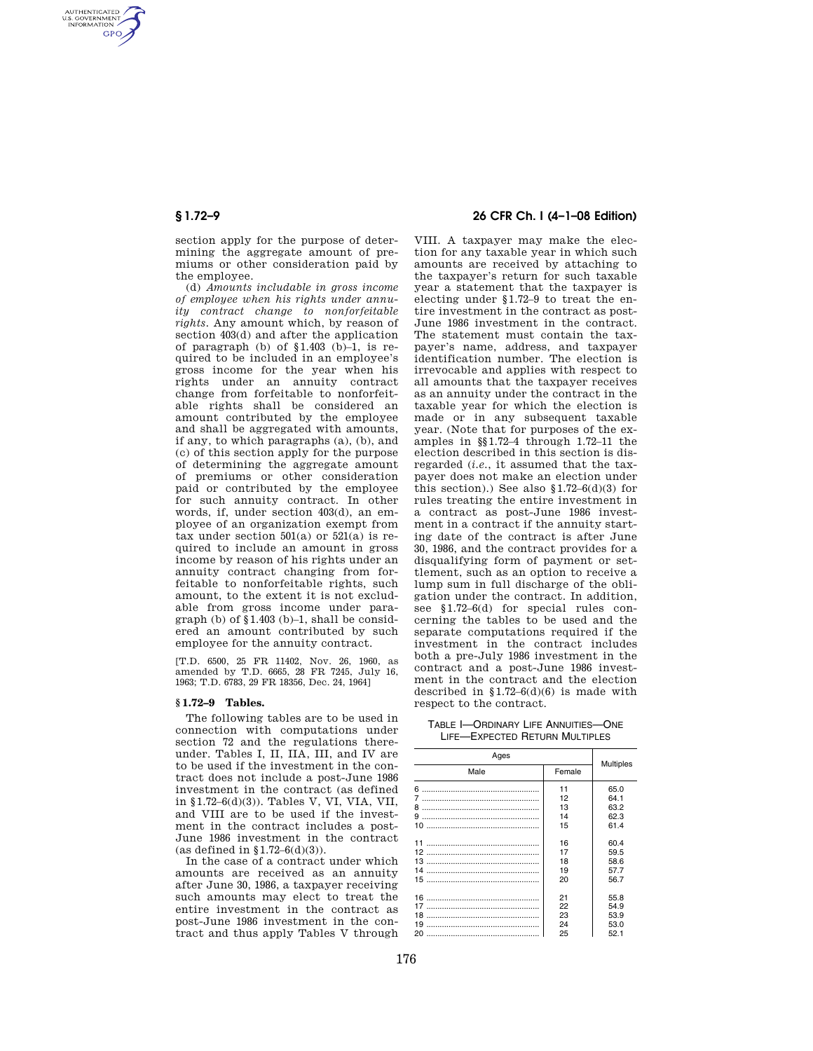section apply for the purpose of determining the aggregate amount of premiums or other consideration paid by the employee.

(d) *Amounts includable in gross income of employee when his rights under annuity contract change to nonforfeitable rights.* Any amount which, by reason of section 403(d) and after the application of paragraph (b) of §1.403 (b)–1, is required to be included in an employee's gross income for the year when his rights under an annuity contract change from forfeitable to nonforfeitable rights shall be considered an amount contributed by the employee and shall be aggregated with amounts, if any, to which paragraphs (a), (b), and (c) of this section apply for the purpose of determining the aggregate amount of premiums or other consideration paid or contributed by the employee for such annuity contract. In other words, if, under section 403(d), an employee of an organization exempt from tax under section 501(a) or 521(a) is required to include an amount in gross income by reason of his rights under an annuity contract changing from forfeitable to nonforfeitable rights, such amount, to the extent it is not excludable from gross income under paragraph (b) of §1.403 (b)–1, shall be considered an amount contributed by such employee for the annuity contract.

[T.D. 6500, 25 FR 11402, Nov. 26, 1960, as amended by T.D. 6665, 28 FR 7245, July 16, 1963; T.D. 6783, 29 FR 18356, Dec. 24, 1964]

## § 1.72–9 Tables.

The following tables are to be used in connection with computations under section 72 and the regulations thereunder. Tables I, II, IIA, III, and IV are to be used if the investment in the contract does not include a post-June 1986 investment in the contract (as defined in §1.72–6(d)(3)). Tables V, VI, VIA, VII, and VIII are to be used if the investment in the contract includes a post-June 1986 investment in the contract (as defined in §1.72–6(d)(3)).

In the case of a contract under which amounts are received as an annuity after June 30, 1986, a taxpayer receiving such amounts may elect to treat the entire investment in the contract as post-June 1986 investment in the contract and thus apply Tables V through VIII. A taxpayer may make the election for any taxable year in which such amounts are received by attaching to the taxpayer's return for such taxable year a statement that the taxpayer is electing under §1.72–9 to treat the entire investment in the contract as post-June 1986 investment in the contract. The statement must contain the taxpayer's name, address, and taxpayer identification number. The election is irrevocable and applies with respect to all amounts that the taxpayer receives as an annuity under the contract in the taxable year for which the election is made or in any subsequent taxable year. (Note that for purposes of the examples in §§1.72–4 through 1.72–11 the election described in this section is disregarded (*i.e.*, it assumed that the taxpayer does not make an election under this section).) See also §1.72–6(d)(3) for rules treating the entire investment in a contract as post-June 1986 investment in a contract if the annuity starting date of the contract is after June 30, 1986, and the contract provides for a disqualifying form of payment or settlement, such as an option to receive a lump sum in full discharge of the obligation under the contract. In addition, see §1.72–6(d) for special rules concerning the tables to be used and the separate computations required if the investment in the contract includes both a pre-July 1986 investment in the contract and a post-June 1986 investment in the contract and the election described in §1.72–6(d)(6) is made with respect to the contract.

TABLE I—ORDINARY LIFE ANNUITIES—ONE LIFE—EXPECTED RETURN MULTIPLES

| Ages | | Multiples |
|---|---|---|
| Male | Female | |
| 6 | 11 | 65.0 |
| 7 | 12 | 64.1 |
| 8 | 13 | 63.2 |
| 9 | 14 | 62.3 |
| 10 | 15 | 61.4 |
| 11 | 16 | 60.4 |
| 12 | 17 | 59.5 |
| 13 | 18 | 58.6 |
| 14 | 19 | 57.7 |
| 15 | 20 | 56.7 |
| 16 | 21 | 55.8 |
| 17 | 22 | 54.9 |
| 18 | 23 | 53.9 |
| 19 | 24 | 53.0 |
| 20 | 25 | 52.1 |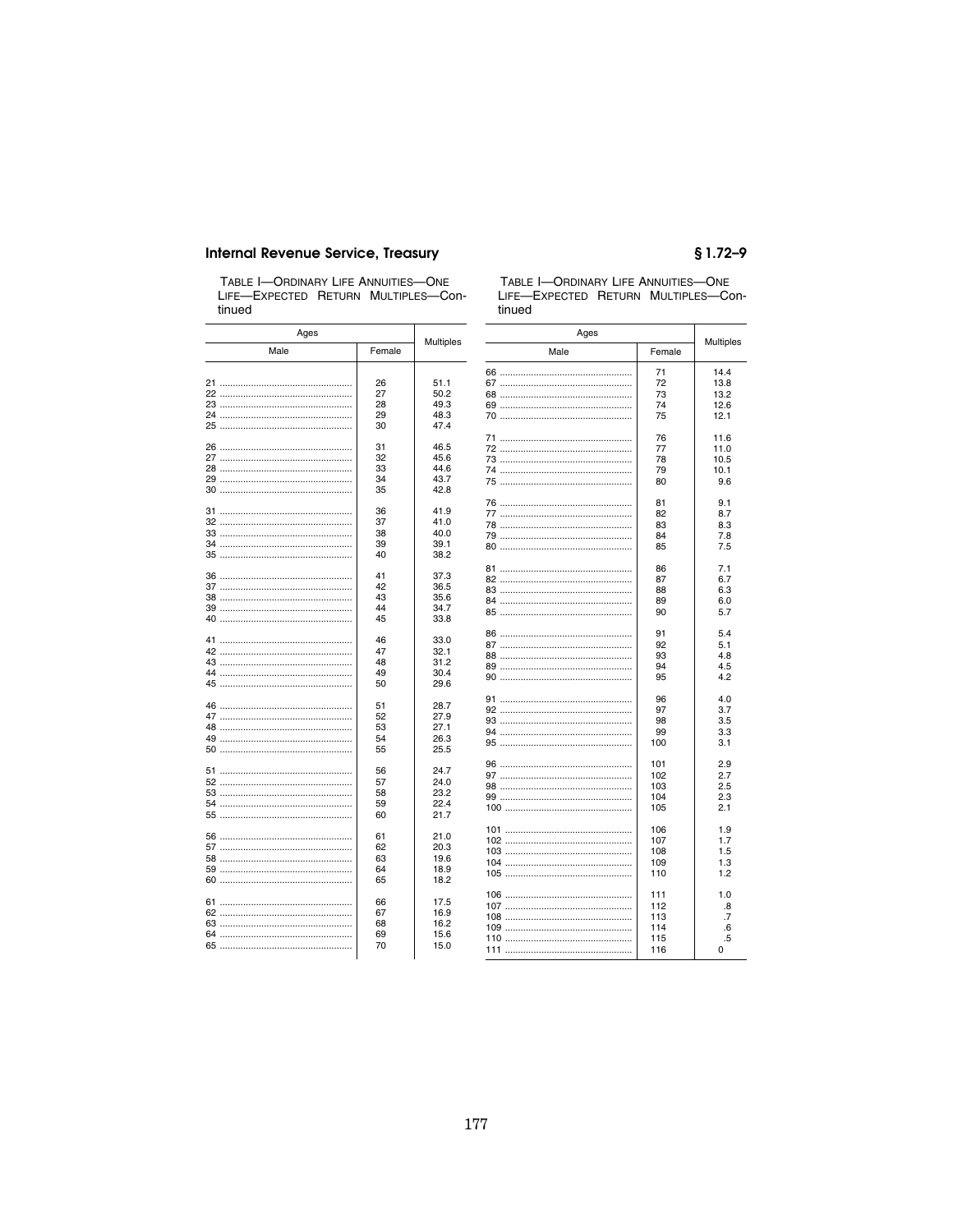TABLE I—ORDINARY LIFE ANNUITIES—ONE LIFE—EXPECTED RETURN MULTIPLES—Continued

| Ages | | Multiples |
|---|---|---|
| Male | Female | |
| 21 | 26 | 51.1 |
| 22 | 27 | 50.2 |
| 23 | 28 | 49.3 |
| 24 | 29 | 48.3 |
| 25 | 30 | 47.4 |
| 26 | 31 | 46.5 |
| 27 | 32 | 45.6 |
| 28 | 33 | 44.6 |
| 29 | 34 | 43.7 |
| 30 | 35 | 42.8 |
| 31 | 36 | 41.9 |
| 32 | 37 | 41.0 |
| 33 | 38 | 40.0 |
| 34 | 39 | 39.1 |
| 35 | 40 | 38.2 |
| 36 | 41 | 37.3 |
| 37 | 42 | 36.5 |
| 38 | 43 | 35.6 |
| 39 | 44 | 34.7 |
| 40 | 45 | 33.8 |
| 41 | 46 | 33.0 |
| 42 | 47 | 32.1 |
| 43 | 48 | 31.2 |
| 44 | 49 | 30.4 |
| 45 | 50 | 29.6 |
| 46 | 51 | 28.7 |
| 47 | 52 | 27.9 |
| 48 | 53 | 27.1 |
| 49 | 54 | 26.3 |
| 50 | 55 | 25.5 |
| 51 | 56 | 24.7 |
| 52 | 57 | 24.0 |
| 53 | 58 | 23.2 |
| 54 | 59 | 22.4 |
| 55 | 60 | 21.7 |
| 56 | 61 | 21.0 |
| 57 | 62 | 20.3 |
| 58 | 63 | 19.6 |
| 59 | 64 | 18.9 |
| 60 | 65 | 18.2 |
| 61 | 66 | 17.5 |
| 62 | 67 | 16.9 |
| 63 | 68 | 16.2 |
| 64 | 69 | 15.6 |
| 65 | 70 | 15.0 |
| 66 | 71 | 14.4 |
| 67 | 72 | 13.8 |
| 68 | 73 | 13.2 |
| 69 | 74 | 12.6 |
| 70 | 75 | 12.1 |
| 71 | 76 | 11.6 |
| 72 | 77 | 11.0 |
| 73 | 78 | 10.5 |
| 74 | 79 | 10.1 |
| 75 | 80 | 9.6 |
| 76 | 81 | 9.1 |
| 77 | 82 | 8.7 |
| 78 | 83 | 8.3 |
| 79 | 84 | 7.8 |
| 80 | 85 | 7.5 |
| 81 | 86 | 7.1 |
| 82 | 87 | 6.7 |
| 83 | 88 | 6.3 |
| 84 | 89 | 6.0 |
| 85 | 90 | 5.7 |
| 86 | 91 | 5.4 |
| 87 | 92 | 5.1 |
| 88 | 93 | 4.8 |
| 89 | 94 | 4.5 |
| 90 | 95 | 4.2 |
| 91 | 96 | 4.0 |
| 92 | 97 | 3.7 |
| 93 | 98 | 3.5 |
| 94 | 99 | 3.3 |
| 95 | 100 | 3.1 |
| 96 | 101 | 2.9 |
| 97 | 102 | 2.7 |
| 98 | 103 | 2.5 |
| 99 | 104 | 2.3 |
| 100 | 105 | 2.1 |
| 101 | 106 | 1.9 |
| 102 | 107 | 1.7 |
| 103 | 108 | 1.5 |
| 104 | 109 | 1.3 |
| 105 | 110 | 1.2 |
| 106 | 111 | 1.0 |
| 107 | 112 | .8 |
| 108 | 113 | .7 |
| 109 | 114 | .6 |
| 110 | 115 | .5 |
| 111 | 116 | 0 |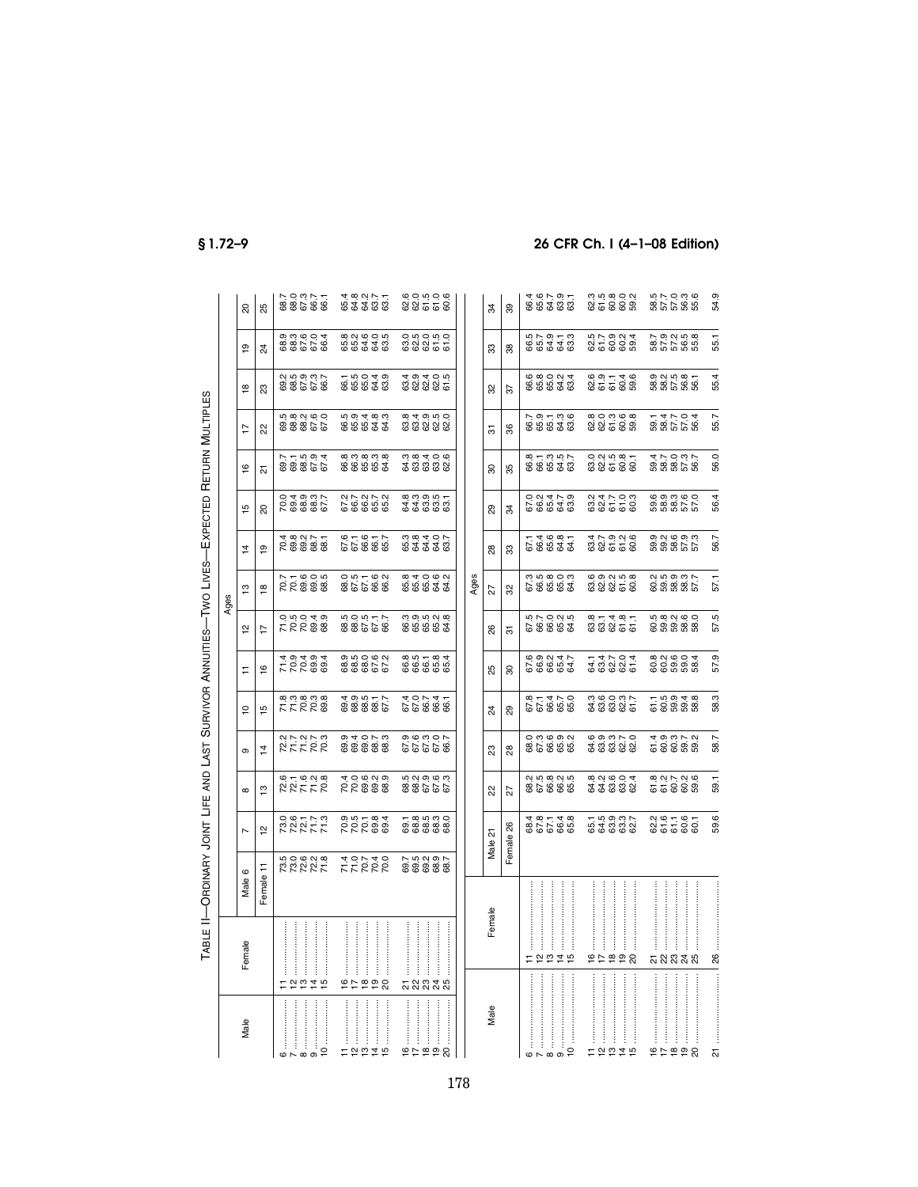TABLE II—ORDINARY JOINT LIFE AND LAST SURVIVOR ANNUITIES—TWO LIVES—EXPECTED RETURN MULTIPLES

| Male | Female | Ages | | | | | | | | | | | | | | |
|---|---|---|---|---|---|---|---|---|---|---|---|---|---|---|---|---|
| | | Male 6 | 7 | 8 | 9 | 10 | 11 | 12 | 13 | 14 | 15 | 16 | 17 | 18 | 19 | 20 |
| | | Female 11 | 12 | 13 | 14 | 15 | 16 | 17 | 18 | 19 | 20 | 21 | 22 | 23 | 24 | 25 |
| 6 | 11 | 73.5 | 73.0 | 72.6 | 72.2 | 71.8 | 71.4 | 71.0 | 70.7 | 70.4 | 70.0 | 69.7 | 69.5 | 69.2 | 68.9 | 68.7 |
| 7 | 12 | 73.0 | 72.6 | 72.1 | 71.7 | 71.3 | 70.9 | 70.5 | 70.1 | 69.8 | 69.4 | 69.1 | 68.8 | 68.5 | 68.3 | 68.0 |
| 8 | 13 | 72.6 | 72.1 | 71.6 | 71.2 | 70.8 | 70.4 | 70.0 | 69.6 | 69.2 | 68.9 | 68.5 | 68.2 | 67.9 | 67.6 | 67.3 |
| 9 | 14 | 72.2 | 71.7 | 71.2 | 70.7 | 70.3 | 69.9 | 69.4 | 69.0 | 68.7 | 68.3 | 67.9 | 67.6 | 67.3 | 67.0 | 66.7 |
| 10 | 15 | 71.8 | 71.3 | 70.8 | 70.3 | 69.8 | 69.4 | 68.9 | 68.5 | 68.1 | 67.7 | 67.4 | 67.0 | 66.7 | 66.4 | 66.1 |
| 11 | 16 | 71.4 | 70.9 | 70.4 | 69.9 | 69.4 | 68.9 | 68.5 | 68.0 | 67.6 | 67.2 | 66.8 | 66.5 | 66.1 | 65.8 | 65.4 |
| 12 | 17 | 71.0 | 70.5 | 70.0 | 69.4 | 68.9 | 68.5 | 68.0 | 67.5 | 67.1 | 66.7 | 66.3 | 65.9 | 65.5 | 65.2 | 64.8 |
| 13 | 18 | 70.7 | 70.1 | 69.6 | 69.0 | 68.5 | 68.0 | 67.5 | 67.1 | 66.6 | 66.2 | 65.8 | 65.4 | 65.0 | 64.6 | 64.2 |
| 14 | 19 | 70.4 | 69.8 | 69.2 | 68.7 | 68.1 | 67.6 | 67.1 | 66.6 | 66.1 | 65.7 | 65.3 | 64.8 | 64.4 | 64.0 | 63.7 |
| 15 | 20 | 70.0 | 69.4 | 68.9 | 68.3 | 67.7 | 67.2 | 66.7 | 66.2 | 65.7 | 65.2 | 64.8 | 64.3 | 63.9 | 63.5 | 63.1 |
| 16 | 21 | 69.7 | 69.1 | 68.5 | 67.9 | 67.4 | 66.8 | 66.3 | 65.8 | 65.3 | 64.8 | 64.3 | 63.8 | 63.4 | 63.0 | 62.6 |
| 17 | 22 | 69.5 | 68.8 | 68.2 | 67.6 | 67.0 | 66.5 | 65.9 | 65.4 | 64.8 | 64.3 | 63.8 | 63.4 | 62.9 | 62.5 | 62.0 |
| 18 | 23 | 69.2 | 68.5 | 67.9 | 67.3 | 66.7 | 66.1 | 65.5 | 65.0 | 64.4 | 63.9 | 63.4 | 62.9 | 62.4 | 62.0 | 61.5 |
| 19 | 24 | 68.9 | 68.3 | 67.6 | 67.0 | 66.4 | 65.8 | 65.2 | 64.6 | 64.0 | 63.5 | 63.0 | 62.5 | 62.0 | 61.5 | 61.0 |
| 20 | 25 | 68.7 | 68.0 | 67.3 | 66.7 | 66.1 | 65.4 | 64.8 | 64.2 | 63.7 | 63.1 | 62.6 | 62.0 | 61.5 | 61.0 | 60.6 |

| Male | Female | Ages | | | | | | | | | | | | | |
|---|---|---|---|---|---|---|---|---|---|---|---|---|---|---|---|
| | | Male 21 | 22 | 23 | 24 | 25 | 26 | 27 | 28 | 29 | 30 | 31 | 32 | 33 | 34 |
| | | Female 26 | 27 | 28 | 29 | 30 | 31 | 32 | 33 | 34 | 35 | 36 | 37 | 38 | 39 |
| 6 | 11 | 68.4 | 68.2 | 68.0 | 67.8 | 67.6 | 67.5 | 67.3 | 67.1 | 67.0 | 66.8 | 66.7 | 66.6 | 66.5 | 66.4 |
| 7 | 12 | 67.8 | 67.5 | 67.3 | 67.1 | 66.9 | 66.7 | 66.5 | 66.4 | 66.2 | 66.1 | 65.9 | 65.8 | 65.7 | 65.6 |
| 8 | 13 | 67.1 | 66.8 | 66.6 | 66.4 | 66.2 | 66.0 | 65.8 | 65.6 | 65.4 | 65.3 | 65.1 | 65.0 | 64.9 | 64.7 |
| 9 | 14 | 66.4 | 66.2 | 65.9 | 65.7 | 65.4 | 65.2 | 65.0 | 64.8 | 64.7 | 64.5 | 64.3 | 64.2 | 64.1 | 63.9 |
| 10 | 15 | 65.8 | 65.5 | 65.2 | 65.0 | 64.7 | 64.5 | 64.3 | 64.1 | 63.9 | 63.7 | 63.6 | 63.4 | 63.3 | 63.1 |
| 11 | 16 | 65.1 | 64.8 | 64.6 | 64.3 | 64.1 | 63.8 | 63.6 | 63.4 | 63.2 | 63.0 | 62.8 | 62.6 | 62.5 | 62.3 |
| 12 | 17 | 64.5 | 64.2 | 63.9 | 63.6 | 63.4 | 63.1 | 62.9 | 62.7 | 62.4 | 62.2 | 62.0 | 61.9 | 61.7 | 61.5 |
| 13 | 18 | 63.9 | 63.6 | 63.3 | 63.0 | 62.7 | 62.4 | 62.2 | 61.9 | 61.7 | 61.5 | 61.3 | 61.1 | 60.9 | 60.8 |
| 14 | 19 | 63.3 | 63.0 | 62.7 | 62.3 | 62.0 | 61.8 | 61.5 | 61.2 | 61.0 | 60.8 | 60.6 | 60.4 | 60.2 | 60.0 |
| 15 | 20 | 62.7 | 62.4 | 62.0 | 61.7 | 61.4 | 61.1 | 60.8 | 60.6 | 60.3 | 60.1 | 59.8 | 59.6 | 59.4 | 59.2 |
| 16 | 21 | 62.2 | 61.8 | 61.4 | 61.1 | 60.8 | 60.5 | 60.2 | 59.9 | 59.6 | 59.4 | 59.1 | 58.9 | 58.7 | 58.5 |
| 17 | 22 | 61.6 | 61.2 | 60.9 | 60.5 | 60.2 | 59.8 | 59.5 | 59.2 | 58.9 | 58.7 | 58.4 | 58.2 | 57.9 | 57.7 |
| 18 | 23 | 61.1 | 60.7 | 60.3 | 59.9 | 59.6 | 59.2 | 58.9 | 58.6 | 58.3 | 58.0 | 57.7 | 57.5 | 57.2 | 57.0 |
| 19 | 24 | 60.6 | 60.2 | 59.7 | 59.4 | 59.0 | 58.6 | 58.3 | 57.9 | 57.6 | 57.3 | 57.0 | 56.8 | 56.5 | 56.3 |
| 20 | 25 | 60.1 | 59.6 | 59.2 | 58.8 | 58.4 | 58.0 | 57.7 | 57.3 | 57.0 | 56.7 | 56.4 | 56.1 | 55.8 | 55.6 |
| 21 | 26 | 59.6 | 59.1 | 58.7 | 58.3 | 57.9 | 57.5 | 57.1 | 56.7 | 56.4 | 56.0 | 55.7 | 55.4 | 55.1 | 54.9 |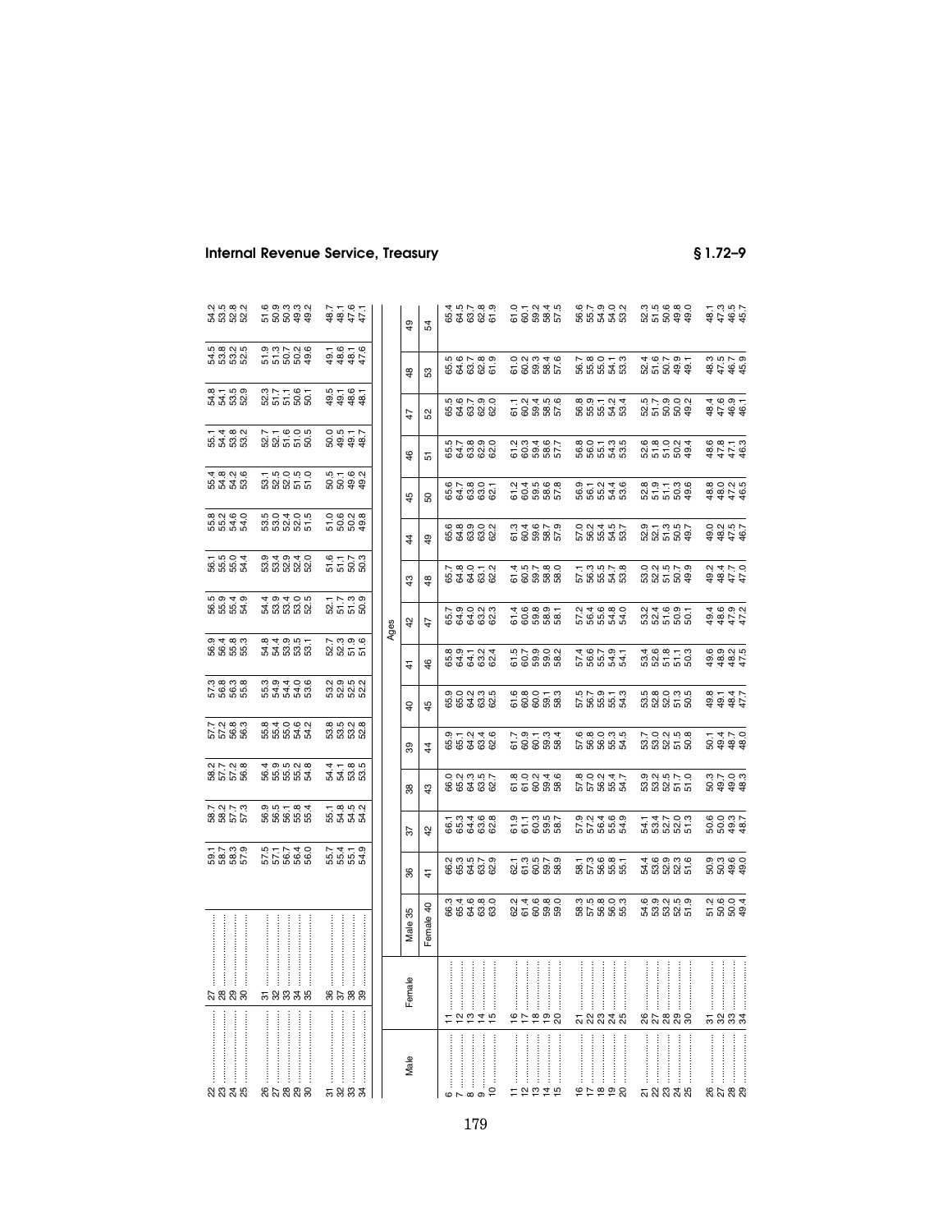| Male | Female | | | | | | | | | | | | | | |
|---|---|---|---|---|---|---|---|---|---|---|---|---|---|---|---|
| 22 | 27 | 59.1 | 58.7 | 58.2 | 57.7 | 57.3 | 56.9 | 56.5 | 56.1 | 55.8 | 55.4 | 55.1 | 54.8 | 54.5 | 54.2 |
| 23 | 28 | 58.7 | 58.2 | 57.7 | 57.2 | 56.8 | 56.4 | 55.9 | 55.5 | 55.2 | 54.8 | 54.4 | 54.1 | 53.8 | 53.5 |
| 24 | 29 | 58.3 | 57.7 | 57.2 | 56.8 | 56.3 | 55.8 | 55.4 | 55.0 | 54.6 | 54.2 | 53.8 | 53.5 | 53.2 | 52.8 |
| 25 | 30 | 57.9 | 57.3 | 56.8 | 56.3 | 55.8 | 55.3 | 54.9 | 54.4 | 54.0 | 53.6 | 53.2 | 52.9 | 52.5 | 52.2 |
| 26 | 31 | 57.5 | 56.9 | 56.4 | 55.8 | 55.3 | 54.8 | 54.4 | 53.9 | 53.5 | 53.1 | 52.7 | 52.3 | 51.9 | 51.6 |
| 27 | 32 | 57.1 | 56.5 | 55.9 | 55.4 | 54.9 | 54.4 | 53.9 | 53.4 | 53.0 | 52.5 | 52.1 | 51.7 | 51.3 | 50.9 |
| 28 | 33 | 56.7 | 56.1 | 55.5 | 55.0 | 54.4 | 53.9 | 53.4 | 52.9 | 52.4 | 52.0 | 51.6 | 51.1 | 50.7 | 50.3 |
| 29 | 34 | 56.4 | 55.8 | 55.2 | 54.6 | 54.0 | 53.5 | 53.0 | 52.4 | 52.0 | 51.5 | 51.0 | 50.6 | 50.2 | 49.7 |
| 30 | 35 | 56.0 | 55.4 | 54.8 | 54.2 | 53.6 | 53.1 | 52.5 | 52.0 | 51.5 | 51.0 | 50.5 | 50.1 | 49.6 | 49.2 |
| 31 | 36 | 55.7 | 55.1 | 54.4 | 53.8 | 53.2 | 52.7 | 52.1 | 51.6 | 51.0 | 50.5 | 50.0 | 49.5 | 49.1 | 48.7 |
| 32 | 37 | 55.4 | 54.8 | 54.1 | 53.5 | 52.9 | 52.3 | 51.7 | 51.1 | 50.6 | 50.1 | 49.5 | 49.1 | 48.6 | 48.1 |
| 33 | 38 | 55.1 | 54.5 | 53.8 | 53.2 | 52.5 | 51.9 | 51.3 | 50.7 | 50.2 | 49.6 | 49.1 | 48.6 | 48.1 | 47.6 |
| 34 | 39 | 54.9 | 54.2 | 53.5 | 52.8 | 52.2 | 51.6 | 50.9 | 50.3 | 49.8 | 49.2 | 48.7 | 48.1 | 47.6 | 47.1 |

| Male | Female | Ages | | | | | | | | | | | | | | |
|---|---|---|---|---|---|---|---|---|---|---|---|---|---|---|---|---|
| | | Male 35 | 36 | 37 | 38 | 39 | 40 | 41 | 42 | 43 | 44 | 45 | 46 | 47 | 48 | 49 |
| | | Female 40 | 41 | 42 | 43 | 44 | 45 | 46 | 47 | 48 | 49 | 50 | 51 | 52 | 53 | 54 |
| 6 | 11 | 66.3 | 66.2 | 66.1 | 66.0 | 65.9 | 65.9 | 65.8 | 65.7 | 65.7 | 65.6 | 65.6 | 65.5 | 65.5 | 65.5 | 65.4 |
| 7 | 12 | 65.4 | 65.3 | 65.3 | 65.2 | 65.1 | 65.0 | 64.9 | 64.9 | 64.8 | 64.8 | 64.7 | 64.7 | 64.6 | 64.6 | 64.5 |
| 8 | 13 | 64.6 | 64.5 | 64.4 | 64.3 | 64.2 | 64.2 | 64.1 | 64.0 | 64.0 | 63.9 | 63.8 | 63.8 | 63.7 | 63.7 | 63.7 |
| 9 | 14 | 63.8 | 63.7 | 63.6 | 63.5 | 63.4 | 63.3 | 63.2 | 63.2 | 63.1 | 63.0 | 63.0 | 62.9 | 62.9 | 62.8 | 62.8 |
| 10 | 15 | 63.0 | 62.9 | 62.8 | 62.7 | 62.6 | 62.5 | 62.4 | 62.3 | 62.2 | 62.2 | 62.1 | 62.0 | 62.0 | 61.9 | 61.9 |
| 11 | 16 | 62.2 | 62.1 | 61.9 | 61.8 | 61.7 | 61.6 | 61.5 | 61.4 | 61.4 | 61.3 | 61.2 | 61.2 | 61.1 | 61.0 | 61.0 |
| 12 | 17 | 61.4 | 61.3 | 61.1 | 61.0 | 60.9 | 60.8 | 60.7 | 60.6 | 60.5 | 60.4 | 60.4 | 60.3 | 60.2 | 60.2 | 60.1 |
| 13 | 18 | 60.6 | 60.5 | 60.3 | 60.2 | 60.1 | 60.0 | 59.9 | 59.8 | 59.7 | 59.6 | 59.5 | 59.4 | 59.4 | 59.3 | 59.2 |
| 14 | 19 | 59.8 | 59.7 | 59.5 | 59.4 | 59.3 | 59.1 | 59.0 | 58.9 | 58.8 | 58.7 | 58.6 | 58.6 | 58.5 | 58.4 | 58.4 |
| 15 | 20 | 59.0 | 58.9 | 58.7 | 58.6 | 58.4 | 58.3 | 58.2 | 58.1 | 58.0 | 57.9 | 57.8 | 57.7 | 57.6 | 57.6 | 57.5 |
| 16 | 21 | 58.3 | 58.1 | 57.9 | 57.8 | 57.6 | 57.5 | 57.4 | 57.2 | 57.1 | 57.0 | 56.9 | 56.8 | 56.8 | 56.7 | 56.6 |
| 17 | 22 | 57.5 | 57.3 | 57.2 | 57.0 | 56.8 | 56.7 | 56.6 | 56.4 | 56.3 | 56.2 | 56.1 | 56.0 | 55.9 | 55.8 | 55.7 |
| 18 | 23 | 56.8 | 56.6 | 56.4 | 56.2 | 56.0 | 55.9 | 55.7 | 55.6 | 55.5 | 55.4 | 55.2 | 55.1 | 55.1 | 55.0 | 54.9 |
| 19 | 24 | 56.0 | 55.8 | 55.6 | 55.4 | 55.3 | 55.1 | 54.9 | 54.8 | 54.7 | 54.5 | 54.4 | 54.3 | 54.2 | 54.1 | 54.0 |
| 20 | 25 | 55.3 | 55.1 | 54.9 | 54.7 | 54.5 | 54.3 | 54.1 | 54.0 | 53.8 | 53.7 | 53.6 | 53.5 | 53.4 | 53.3 | 53.2 |
| 21 | 26 | 54.6 | 54.4 | 54.1 | 53.9 | 53.7 | 53.5 | 53.4 | 53.2 | 53.0 | 52.9 | 52.8 | 52.6 | 52.5 | 52.4 | 52.3 |
| 22 | 27 | 53.9 | 53.6 | 53.4 | 53.2 | 53.0 | 52.8 | 52.6 | 52.4 | 52.2 | 52.1 | 51.9 | 51.8 | 51.7 | 51.6 | 51.5 |
| 23 | 28 | 53.2 | 52.9 | 52.7 | 52.5 | 52.2 | 52.0 | 51.8 | 51.6 | 51.5 | 51.3 | 51.1 | 51.0 | 50.9 | 50.7 | 50.6 |
| 24 | 29 | 52.5 | 52.3 | 52.0 | 51.7 | 51.5 | 51.3 | 51.1 | 50.9 | 50.7 | 50.5 | 50.3 | 50.2 | 50.0 | 49.9 | 49.8 |
| 25 | 30 | 51.9 | 51.6 | 51.3 | 51.0 | 50.8 | 50.5 | 50.3 | 50.1 | 49.9 | 49.7 | 49.6 | 49.4 | 49.2 | 49.1 | 49.0 |
| 26 | 31 | 51.2 | 50.9 | 50.6 | 50.3 | 50.1 | 49.8 | 49.6 | 49.4 | 49.2 | 49.0 | 48.8 | 48.6 | 48.4 | 48.3 | 48.1 |
| 27 | 32 | 50.6 | 50.3 | 50.0 | 49.7 | 49.4 | 49.1 | 48.9 | 48.6 | 48.4 | 48.2 | 48.0 | 47.8 | 47.6 | 47.5 | 47.3 |
| 28 | 33 | 50.0 | 49.6 | 49.3 | 49.0 | 48.7 | 48.4 | 48.2 | 47.9 | 47.7 | 47.5 | 47.2 | 47.1 | 46.9 | 46.7 | 46.5 |
| 29 | 34 | 49.4 | 49.0 | 48.7 | 48.3 | 48.0 | 47.7 | 47.5 | 47.2 | 47.0 | 46.7 | 46.5 | 46.3 | 46.1 | 45.9 | 45.7 |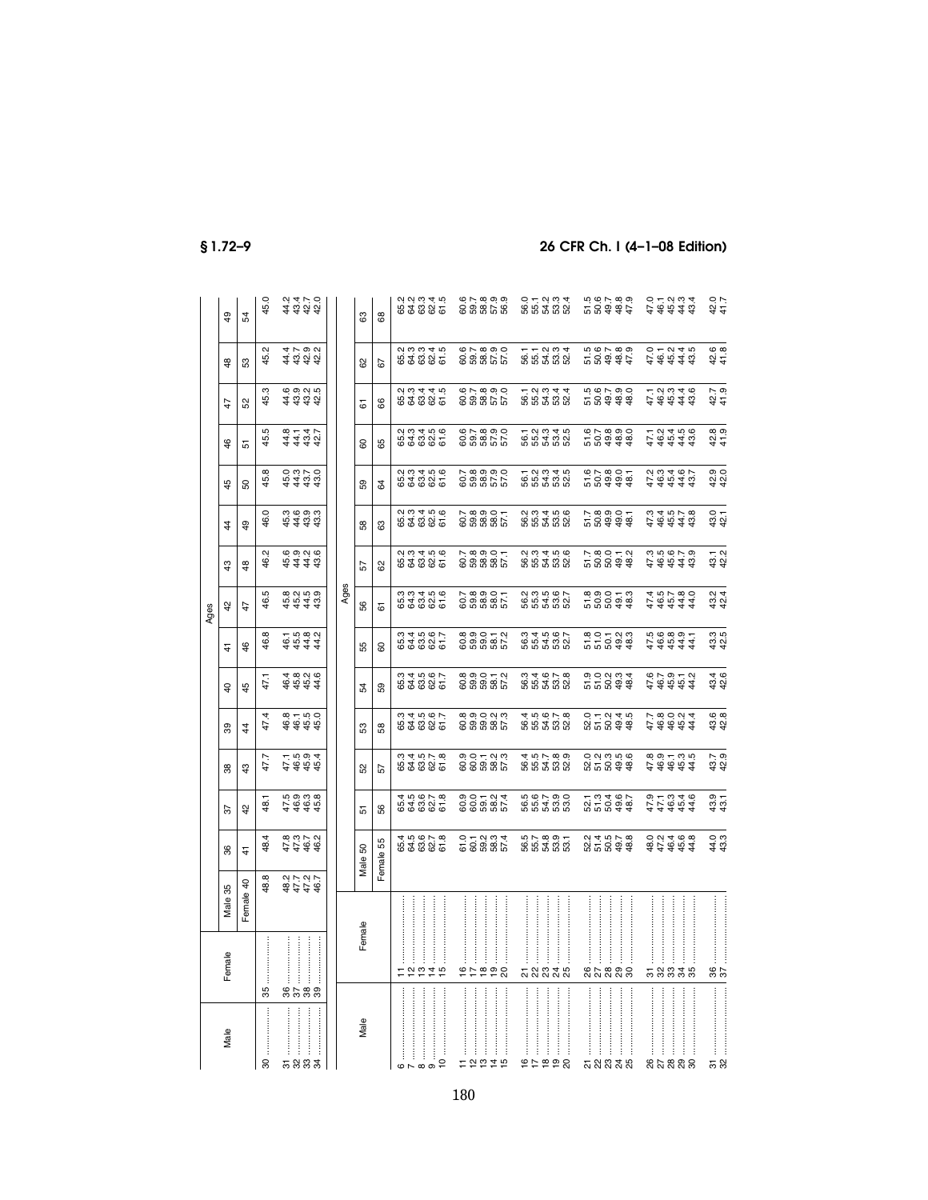| Male | Female | Ages | | | | | | | | | | | | | | |
|---|---|---|---|---|---|---|---|---|---|---|---|---|---|---|---|---|
| | | Male 35 | 36 | 37 | 38 | 39 | 40 | 41 | 42 | 43 | 44 | 45 | 46 | 47 | 48 | 49 |
| | | Female 40 | 41 | 42 | 43 | 44 | 45 | 46 | 47 | 48 | 49 | 50 | 51 | 52 | 53 | 54 |
| 30 | 35 | 48.8 | 48.4 | 48.1 | 47.7 | 47.4 | 47.1 | 46.8 | 46.5 | 46.2 | 46.0 | 45.8 | 45.5 | 45.3 | 45.2 | 45.0 |
| 31 | 36 | 48.2 | 47.8 | 47.5 | 47.1 | 46.8 | 46.4 | 46.1 | 45.8 | 45.6 | 45.3 | 45.0 | 44.8 | 44.6 | 44.4 | 44.2 |
| 32 | 37 | 47.7 | 47.3 | 46.9 | 46.5 | 46.1 | 45.8 | 45.5 | 45.2 | 44.9 | 44.6 | 44.3 | 44.1 | 43.9 | 43.7 | 43.4 |
| 33 | 38 | 47.2 | 46.7 | 46.3 | 45.9 | 45.5 | 45.2 | 44.8 | 44.5 | 44.2 | 43.9 | 43.7 | 43.4 | 43.2 | 42.9 | 42.7 |
| 34 | 39 | 46.7 | 46.2 | 45.8 | 45.4 | 45.0 | 44.6 | 44.2 | 43.9 | 43.6 | 43.3 | 43.0 | 42.7 | 42.5 | 42.2 | 42.0 |

| Male | Female | Ages | | | | | | | | | | | | | |
|---|---|---|---|---|---|---|---|---|---|---|---|---|---|---|---|
| | | Male 50 | 51 | 52 | 53 | 54 | 55 | 56 | 57 | 58 | 59 | 60 | 61 | 62 | 63 |
| | | Female 55 | 56 | 57 | 58 | 59 | 60 | 61 | 62 | 63 | 64 | 65 | 66 | 67 | 68 |
| 6 | 11 | 65.4 | 65.4 | 65.3 | 65.3 | 65.3 | 65.3 | 65.3 | 65.2 | 65.2 | 65.2 | 65.2 | 65.2 | 65.2 | 65.2 |
| 7 | 12 | 64.5 | 64.5 | 64.4 | 64.4 | 64.4 | 64.4 | 64.3 | 64.3 | 64.3 | 64.3 | 64.3 | 64.3 | 64.3 | 64.2 |
| 8 | 13 | 63.6 | 63.6 | 63.5 | 63.5 | 63.5 | 63.5 | 63.4 | 63.4 | 63.4 | 63.4 | 63.4 | 63.4 | 63.3 | 63.3 |
| 9 | 14 | 62.7 | 62.7 | 62.7 | 62.6 | 62.6 | 62.6 | 62.5 | 62.5 | 62.5 | 62.5 | 62.5 | 62.4 | 62.4 | 62.4 |
| 10 | 15 | 61.8 | 61.8 | 61.8 | 61.7 | 61.7 | 61.7 | 61.6 | 61.6 | 61.6 | 61.6 | 61.6 | 61.5 | 61.5 | 61.5 |
| 11 | 16 | 61.0 | 60.9 | 60.9 | 60.8 | 60.8 | 60.8 | 60.7 | 60.7 | 60.7 | 60.7 | 60.6 | 60.6 | 60.6 | 60.6 |
| 12 | 17 | 60.1 | 60.0 | 60.0 | 59.9 | 59.9 | 59.9 | 59.8 | 59.8 | 59.8 | 59.8 | 59.7 | 59.7 | 59.7 | 59.7 |
| 13 | 18 | 59.2 | 59.1 | 59.1 | 59.0 | 59.0 | 59.0 | 58.9 | 58.9 | 58.9 | 58.9 | 58.8 | 58.8 | 58.8 | 58.8 |
| 14 | 19 | 58.3 | 58.2 | 58.2 | 58.2 | 58.1 | 58.1 | 58.0 | 58.0 | 58.0 | 57.9 | 57.9 | 57.9 | 57.9 | 57.9 |
| 15 | 20 | 57.4 | 57.4 | 57.3 | 57.3 | 57.2 | 57.2 | 57.1 | 57.1 | 57.1 | 57.0 | 57.0 | 57.0 | 57.0 | 56.9 |
| 16 | 21 | 56.5 | 56.5 | 56.4 | 56.4 | 56.3 | 56.3 | 56.2 | 56.2 | 56.2 | 56.1 | 56.1 | 56.1 | 56.1 | 56.0 |
| 17 | 22 | 55.7 | 55.6 | 55.5 | 55.5 | 55.4 | 55.4 | 55.3 | 55.3 | 55.3 | 55.2 | 55.2 | 55.2 | 55.1 | 55.1 |
| 18 | 23 | 54.8 | 54.7 | 54.7 | 54.6 | 54.6 | 54.5 | 54.5 | 54.4 | 54.4 | 54.3 | 54.3 | 54.3 | 54.2 | 54.2 |
| 19 | 24 | 53.9 | 53.9 | 53.8 | 53.7 | 53.7 | 53.6 | 53.6 | 53.5 | 53.5 | 53.4 | 53.4 | 53.4 | 53.3 | 53.3 |
| 20 | 25 | 53.1 | 53.0 | 52.9 | 52.8 | 52.8 | 52.7 | 52.7 | 52.6 | 52.6 | 52.5 | 52.5 | 52.4 | 52.4 | 52.4 |
| 21 | 26 | 52.2 | 52.1 | 52.0 | 52.0 | 51.9 | 51.8 | 51.8 | 51.7 | 51.7 | 51.6 | 51.6 | 51.5 | 51.5 | 51.5 |
| 22 | 27 | 51.4 | 51.3 | 51.2 | 51.1 | 51.0 | 51.0 | 50.9 | 50.8 | 50.8 | 50.7 | 50.7 | 50.6 | 50.6 | 50.6 |
| 23 | 28 | 50.5 | 50.4 | 50.3 | 50.2 | 50.2 | 50.1 | 50.0 | 50.0 | 49.9 | 49.8 | 49.8 | 49.7 | 49.7 | 49.7 |
| 24 | 29 | 49.7 | 49.6 | 49.5 | 49.4 | 49.3 | 49.2 | 49.1 | 49.1 | 49.0 | 49.0 | 48.9 | 48.8 | 48.8 | 48.8 |
| 25 | 30 | 48.8 | 48.7 | 48.6 | 48.5 | 48.4 | 48.3 | 48.3 | 48.2 | 48.1 | 48.1 | 48.0 | 48.0 | 47.9 | 47.9 |
| 26 | 31 | 48.0 | 47.9 | 47.8 | 47.7 | 47.6 | 47.5 | 47.4 | 47.3 | 47.3 | 47.2 | 47.1 | 47.1 | 47.0 | 47.0 |
| 27 | 32 | 47.2 | 47.1 | 46.9 | 46.8 | 46.7 | 46.6 | 46.5 | 46.5 | 46.4 | 46.3 | 46.2 | 46.2 | 46.1 | 46.1 |
| 28 | 33 | 46.4 | 46.3 | 46.1 | 46.0 | 45.9 | 45.8 | 45.7 | 45.6 | 45.5 | 45.4 | 45.4 | 45.3 | 45.2 | 45.2 |
| 29 | 34 | 45.6 | 45.4 | 45.3 | 45.2 | 45.1 | 44.9 | 44.8 | 44.7 | 44.7 | 44.6 | 44.5 | 44.4 | 44.4 | 44.3 |
| 30 | 35 | 44.8 | 44.6 | 44.5 | 44.4 | 44.2 | 44.1 | 44.0 | 43.9 | 43.8 | 43.7 | 43.6 | 43.6 | 43.5 | 43.4 |
| 31 | 36 | 44.0 | 43.9 | 43.7 | 43.6 | 43.4 | 43.3 | 43.2 | 43.1 | 43.0 | 42.9 | 42.8 | 42.7 | 42.6 | 42.0 |
| 32 | 37 | 43.3 | 43.1 | 42.9 | 42.8 | 42.6 | 42.5 | 42.4 | 42.2 | 42.1 | 42.0 | 41.9 | 41.9 | 41.8 | 41.7 |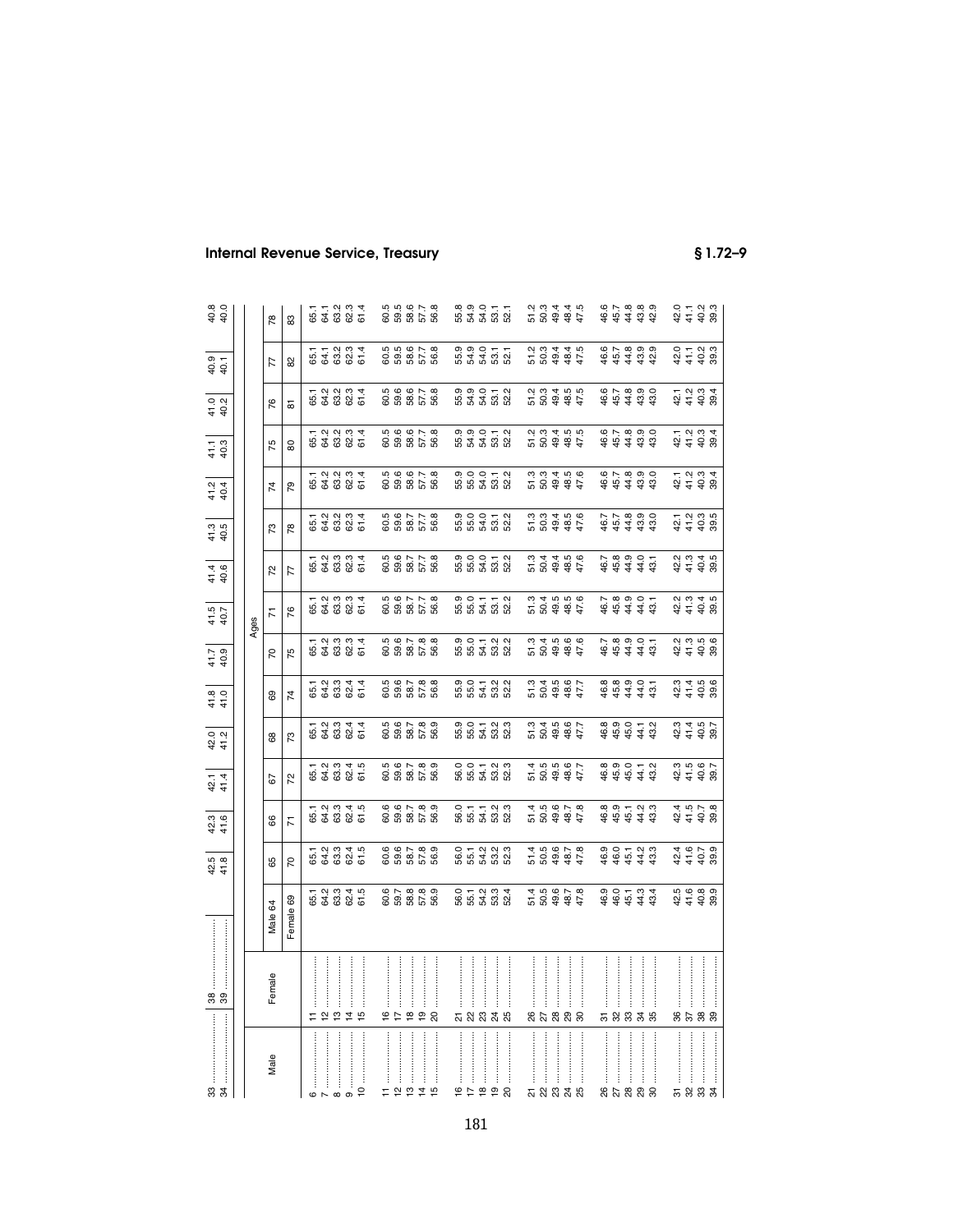| Male | Female | | | | | | | | | | | | | | |
|---|---|---|---|---|---|---|---|---|---|---|---|---|---|---|---|
| 33 | 38 | 42.5 | 42.3 | 42.1 | 42.0 | 41.8 | 41.7 | 41.5 | 41.4 | 41.3 | 41.2 | 41.1 | 41.0 | 40.9 | 40.8 |
| 34 | 39 | 41.8 | 41.6 | 41.4 | 41.2 | 41.0 | 40.9 | 40.7 | 40.6 | 40.5 | 40.4 | 40.3 | 40.2 | 40.1 | 40.0 |

| Male | Female | Ages | | | | | | | | | | | | | | |
|---|---|---|---|---|---|---|---|---|---|---|---|---|---|---|---|---|
| | | Male 64 | 65 | 66 | 67 | 68 | 69 | 70 | 71 | 72 | 73 | 74 | 75 | 76 | 77 | 78 |
| | | Female 69 | 70 | 71 | 72 | 73 | 74 | 75 | 76 | 77 | 78 | 79 | 80 | 81 | 82 | 83 |
| 6 | 11 | 65.1 | 65.1 | 65.1 | 65.1 | 65.1 | 65.1 | 65.1 | 65.1 | 65.1 | 65.1 | 65.1 | 65.1 | 65.1 | 65.1 | 65.1 |
| 7 | 12 | 64.2 | 64.2 | 64.2 | 64.2 | 64.2 | 64.2 | 64.2 | 64.2 | 64.2 | 64.2 | 64.2 | 64.2 | 64.2 | 64.1 | 64.1 |
| 8 | 13 | 63.3 | 63.3 | 63.3 | 63.3 | 63.3 | 63.3 | 63.3 | 63.2 | 63.2 | 63.2 | 63.2 | 63.2 | 63.2 | 63.2 | 63.2 |
| 9 | 14 | 62.4 | 62.4 | 62.4 | 62.4 | 62.4 | 62.4 | 62.3 | 62.3 | 62.3 | 62.3 | 62.3 | 62.3 | 62.3 | 62.3 | 62.3 |
| 10 | 15 | 61.5 | 61.5 | 61.5 | 61.5 | 61.4 | 61.4 | 61.4 | 61.4 | 61.4 | 61.4 | 61.4 | 61.4 | 61.4 | 61.4 | 61.4 |
| 11 | 16 | 60.6 | 60.6 | 60.6 | 60.5 | 60.5 | 60.5 | 60.5 | 60.5 | 60.5 | 60.5 | 60.5 | 60.5 | 60.5 | 60.5 | 60.5 |
| 12 | 17 | 59.7 | 59.6 | 59.6 | 59.6 | 59.6 | 59.6 | 59.6 | 59.6 | 59.6 | 59.6 | 59.6 | 59.6 | 59.6 | 59.5 | 59.5 |
| 13 | 18 | 58.8 | 58.7 | 58.7 | 58.7 | 58.7 | 58.7 | 58.7 | 58.7 | 58.7 | 58.7 | 58.6 | 58.6 | 58.6 | 58.6 | 58.6 |
| 14 | 19 | 57.8 | 57.8 | 57.8 | 57.8 | 57.8 | 57.8 | 57.8 | 57.7 | 57.7 | 57.7 | 57.7 | 57.7 | 57.7 | 57.7 | 57.7 |
| 15 | 20 | 56.9 | 56.9 | 56.9 | 56.9 | 56.9 | 56.8 | 56.8 | 56.8 | 56.8 | 56.8 | 56.8 | 56.8 | 56.8 | 56.8 | 56.8 |
| 16 | 21 | 56.0 | 56.0 | 56.0 | 56.0 | 55.9 | 55.9 | 55.9 | 55.9 | 55.9 | 55.9 | 55.9 | 55.9 | 55.9 | 55.9 | 55.8 |
| 17 | 22 | 55.1 | 55.1 | 55.1 | 55.0 | 55.0 | 55.0 | 55.0 | 55.0 | 55.0 | 55.0 | 55.0 | 54.9 | 54.9 | 54.9 | 54.9 |
| 18 | 23 | 54.2 | 54.2 | 54.1 | 54.1 | 54.1 | 54.1 | 54.1 | 54.1 | 54.0 | 54.0 | 54.0 | 54.0 | 54.0 | 54.0 | 54.0 |
| 19 | 24 | 53.3 | 53.2 | 53.2 | 53.2 | 53.2 | 53.2 | 53.2 | 53.1 | 53.1 | 53.1 | 53.1 | 53.1 | 53.1 | 53.1 | 53.1 |
| 20 | 25 | 52.4 | 52.3 | 52.3 | 52.3 | 52.3 | 52.2 | 52.2 | 52.2 | 52.2 | 52.2 | 52.2 | 52.2 | 52.2 | 52.1 | 52.1 |
| 21 | 26 | 51.4 | 51.4 | 51.4 | 51.4 | 51.3 | 51.3 | 51.3 | 51.3 | 51.3 | 51.3 | 51.3 | 51.2 | 51.2 | 51.2 | 51.2 |
| 22 | 27 | 50.5 | 50.5 | 50.5 | 50.5 | 50.4 | 50.4 | 50.4 | 50.4 | 50.4 | 50.3 | 50.3 | 50.3 | 50.3 | 50.3 | 50.3 |
| 23 | 28 | 49.6 | 49.6 | 49.6 | 49.5 | 49.5 | 49.5 | 49.5 | 49.5 | 49.4 | 49.4 | 49.4 | 49.4 | 49.4 | 49.4 | 49.4 |
| 24 | 29 | 48.7 | 48.7 | 48.7 | 48.6 | 48.6 | 48.6 | 48.6 | 48.5 | 48.5 | 48.5 | 48.5 | 48.5 | 48.5 | 48.4 | 48.4 |
| 25 | 30 | 47.8 | 47.8 | 47.8 | 47.7 | 47.7 | 47.7 | 47.6 | 47.6 | 47.6 | 47.6 | 47.6 | 47.5 | 47.5 | 47.5 | 47.5 |
| 26 | 31 | 46.9 | 46.9 | 46.8 | 46.8 | 46.8 | 46.8 | 46.7 | 46.7 | 46.7 | 46.7 | 46.6 | 46.6 | 46.6 | 46.6 | 46.6 |
| 27 | 32 | 46.0 | 46.0 | 45.9 | 45.9 | 45.9 | 45.8 | 45.8 | 45.8 | 45.8 | 45.7 | 45.7 | 45.7 | 45.7 | 45.7 | 45.7 |
| 28 | 33 | 45.1 | 45.1 | 45.1 | 45.0 | 45.0 | 44.9 | 44.9 | 44.9 | 44.9 | 44.8 | 44.8 | 44.8 | 44.8 | 44.8 | 44.8 |
| 29 | 34 | 44.3 | 44.2 | 44.2 | 44.1 | 44.1 | 44.0 | 44.0 | 44.0 | 44.0 | 43.9 | 43.9 | 43.9 | 43.9 | 43.9 | 43.8 |
| 30 | 35 | 43.4 | 43.3 | 43.3 | 43.2 | 43.2 | 43.1 | 43.1 | 43.1 | 43.1 | 43.0 | 43.0 | 43.0 | 43.0 | 42.9 | 42.9 |
| 31 | 36 | 42.5 | 42.4 | 42.4 | 42.3 | 42.3 | 42.3 | 42.2 | 42.2 | 42.2 | 42.1 | 42.1 | 42.1 | 42.1 | 42.0 | 42.0 |
| 32 | 37 | 41.6 | 41.6 | 41.5 | 41.5 | 41.4 | 41.4 | 41.3 | 41.3 | 41.3 | 41.2 | 41.2 | 41.2 | 41.2 | 41.1 | 41.1 |
| 33 | 38 | 40.8 | 40.7 | 40.7 | 40.6 | 40.5 | 40.5 | 40.5 | 40.4 | 40.4 | 40.3 | 40.3 | 40.3 | 40.3 | 40.2 | 40.2 |
| 34 | 39 | 39.9 | 39.9 | 39.8 | 39.7 | 39.7 | 39.6 | 39.6 | 39.5 | 39.5 | 39.5 | 39.4 | 39.4 | 39.4 | 39.3 | 39.3 |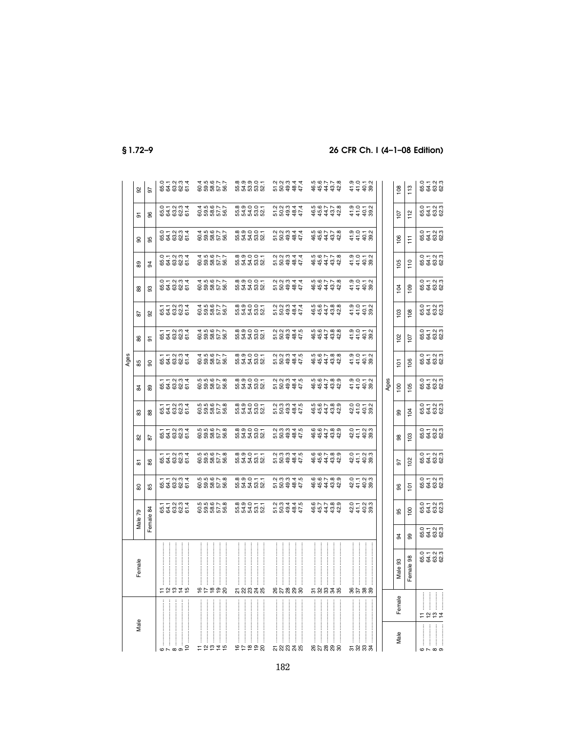| Male | Female | Ages | | | | | | | | | | | | | |
|---|---|---|---|---|---|---|---|---|---|---|---|---|---|---|---|
| | | Male 79 | 80 | 81 | 82 | 83 | 84 | 85 | 86 | 87 | 88 | 89 | 90 | 91 | 92 |
| | | Female 84 | 85 | 86 | 87 | 88 | 89 | 90 | 91 | 92 | 93 | 94 | 95 | 96 | 97 |
| 6 | 11 | 65.1 | 65.1 | 65.1 | 65.1 | 65.1 | 65.1 | 65.1 | 65.1 | 65.1 | 65.0 | 65.0 | 65.0 | 65.0 | 65.0 |
| 7 | 12 | 64.1 | 64.1 | 64.1 | 64.1 | 64.1 | 64.1 | 64.1 | 64.1 | 64.1 | 64.1 | 64.1 | 64.1 | 64.1 | 64.1 |
| 8 | 13 | 63.2 | 63.2 | 63.2 | 63.2 | 63.2 | 63.2 | 63.2 | 63.2 | 63.2 | 63.2 | 63.2 | 63.2 | 63.2 | 63.2 |
| 9 | 14 | 62.3 | 62.3 | 62.3 | 62.3 | 62.3 | 62.3 | 62.3 | 62.3 | 62.3 | 62.3 | 62.3 | 62.3 | 62.3 | 62.3 |
| 10 | 15 | 61.4 | 61.4 | 61.4 | 61.4 | 61.4 | 61.4 | 61.4 | 61.4 | 61.4 | 61.4 | 61.4 | 61.4 | 61.4 | 61.4 |
| 11 | 16 | 60.5 | 60.5 | 60.5 | 60.5 | 60.5 | 60.5 | 60.4 | 60.4 | 60.4 | 60.4 | 60.4 | 60.4 | 60.4 | 60.4 |
| 12 | 17 | 59.5 | 59.5 | 59.5 | 59.5 | 59.5 | 59.5 | 59.5 | 59.5 | 59.5 | 59.5 | 59.5 | 59.5 | 59.5 | 59.5 |
| 13 | 18 | 58.6 | 58.6 | 58.6 | 58.6 | 58.6 | 58.6 | 58.6 | 58.6 | 58.6 | 58.6 | 58.6 | 58.6 | 58.6 | 58.6 |
| 14 | 19 | 57.7 | 57.7 | 57.7 | 57.7 | 57.7 | 57.7 | 57.7 | 57.7 | 57.7 | 57.7 | 57.7 | 57.7 | 57.7 | 57.7 |
| 15 | 20 | 56.8 | 56.8 | 56.8 | 56.8 | 56.8 | 56.8 | 56.7 | 56.7 | 56.7 | 56.7 | 56.7 | 56.7 | 56.7 | 56.7 |
| 16 | 21 | 55.8 | 55.8 | 55.8 | 55.8 | 55.8 | 55.8 | 55.8 | 55.8 | 55.8 | 55.8 | 55.8 | 55.8 | 55.8 | 55.8 |
| 17 | 22 | 54.9 | 54.9 | 54.9 | 54.9 | 54.9 | 54.9 | 54.9 | 54.9 | 54.9 | 54.9 | 54.9 | 54.9 | 54.9 | 54.9 |
| 18 | 23 | 54.0 | 54.0 | 54.0 | 54.0 | 54.0 | 54.0 | 54.0 | 54.0 | 54.0 | 54.0 | 54.0 | 54.0 | 54.0 | 53.9 |
| 19 | 24 | 53.1 | 53.1 | 53.1 | 53.0 | 53.0 | 53.0 | 53.0 | 53.0 | 53.0 | 53.0 | 53.0 | 53.0 | 53.0 | 53.0 |
| 20 | 25 | 52.1 | 52.1 | 52.1 | 52.1 | 52.1 | 52.1 | 52.1 | 52.1 | 52.1 | 52.1 | 52.1 | 52.1 | 52.1 | 52.1 |
| 21 | 26 | 51.2 | 51.2 | 51.2 | 51.2 | 51.2 | 51.2 | 51.2 | 51.2 | 51.2 | 51.2 | 51.2 | 51.2 | 51.2 | 51.2 |
| 22 | 27 | 50.3 | 50.3 | 50.3 | 50.3 | 50.3 | 50.2 | 50.2 | 50.2 | 50.2 | 50.2 | 50.2 | 50.2 | 50.2 | 50.2 |
| 23 | 28 | 49.4 | 49.3 | 49.3 | 49.3 | 49.3 | 49.3 | 49.3 | 49.3 | 49.3 | 49.3 | 49.3 | 49.3 | 49.3 | 49.3 |
| 24 | 29 | 48.4 | 48.4 | 48.4 | 48.4 | 48.4 | 48.4 | 48.4 | 48.4 | 48.4 | 48.4 | 48.4 | 48.4 | 48.4 | 48.4 |
| 25 | 30 | 47.5 | 47.5 | 47.5 | 47.5 | 47.5 | 47.5 | 47.5 | 47.5 | 47.4 | 47.4 | 47.4 | 47.4 | 47.4 | 47.4 |
| 26 | 31 | 46.6 | 46.6 | 46.6 | 46.6 | 46.5 | 46.5 | 46.5 | 46.5 | 46.5 | 46.5 | 46.5 | 46.5 | 46.5 | 46.5 |
| 27 | 32 | 45.7 | 45.6 | 45.6 | 45.6 | 45.6 | 45.6 | 45.6 | 45.6 | 45.6 | 45.6 | 45.6 | 45.6 | 45.6 | 45.6 |
| 28 | 33 | 44.7 | 44.7 | 44.7 | 44.7 | 44.7 | 44.7 | 44.7 | 44.7 | 44.7 | 44.7 | 44.7 | 44.7 | 44.7 | 44.7 |
| 29 | 34 | 43.8 | 43.8 | 43.8 | 43.8 | 43.8 | 43.8 | 43.8 | 43.8 | 43.8 | 43.7 | 43.7 | 43.7 | 43.7 | 43.7 |
| 30 | 35 | 42.9 | 42.9 | 42.9 | 42.9 | 42.9 | 42.9 | 42.8 | 42.8 | 42.8 | 42.8 | 42.8 | 42.8 | 42.8 | 42.8 |
| 31 | 36 | 42.0 | 42.0 | 42.0 | 42.0 | 42.0 | 41.9 | 41.9 | 41.9 | 41.9 | 41.9 | 41.9 | 41.9 | 41.9 | 41.9 |
| 32 | 37 | 41.1 | 41.1 | 41.1 | 41.1 | 41.0 | 41.0 | 41.0 | 41.0 | 41.0 | 41.0 | 41.0 | 41.0 | 41.0 | 41.0 |
| 33 | 38 | 40.2 | 40.2 | 40.2 | 40.2 | 40.1 | 40.1 | 40.1 | 40.1 | 40.1 | 40.1 | 40.1 | 40.1 | 40.1 | 40.1 |
| 34 | 39 | 39.3 | 39.3 | 39.3 | 39.3 | 39.2 | 39.2 | 39.2 | 39.2 | 39.2 | 39.2 | 39.2 | 39.2 | 39.2 | 39.2 |

| Male | Female | Ages | | | | | | | | | | | | | | | |
|---|---|---|---|---|---|---|---|---|---|---|---|---|---|---|---|---|---|
| | | Male 93 | 94 | 95 | 96 | 97 | 98 | 99 | 100 | 101 | 102 | 103 | 104 | 105 | 106 | 107 | 108 |
| | | Female 98 | 99 | 100 | 101 | 102 | 103 | 104 | 105 | 106 | 107 | 108 | 109 | 110 | 111 | 112 | 113 |
| 6 | 11 | 65.0 | 65.0 | 65.0 | 65.0 | 65.0 | 65.0 | 65.0 | 65.0 | 65.0 | 65.0 | 65.0 | 65.0 | 65.0 | 65.0 | 65.0 | 65.0 |
| 7 | 12 | 64.1 | 64.1 | 64.1 | 64.1 | 64.1 | 64.1 | 64.1 | 64.1 | 64.1 | 64.1 | 64.1 | 64.1 | 64.1 | 64.1 | 64.1 | 64.1 |
| 8 | 13 | 63.2 | 63.2 | 63.2 | 63.2 | 63.2 | 63.2 | 63.2 | 63.2 | 63.2 | 63.2 | 63.2 | 63.2 | 63.2 | 63.2 | 63.2 | 63.2 |
| 9 | 14 | 62.3 | 62.3 | 62.3 | 62.3 | 62.3 | 62.3 | 62.3 | 62.3 | 62.3 | 62.3 | 62.3 | 62.3 | 62.3 | 62.3 | 62.3 | 62.3 |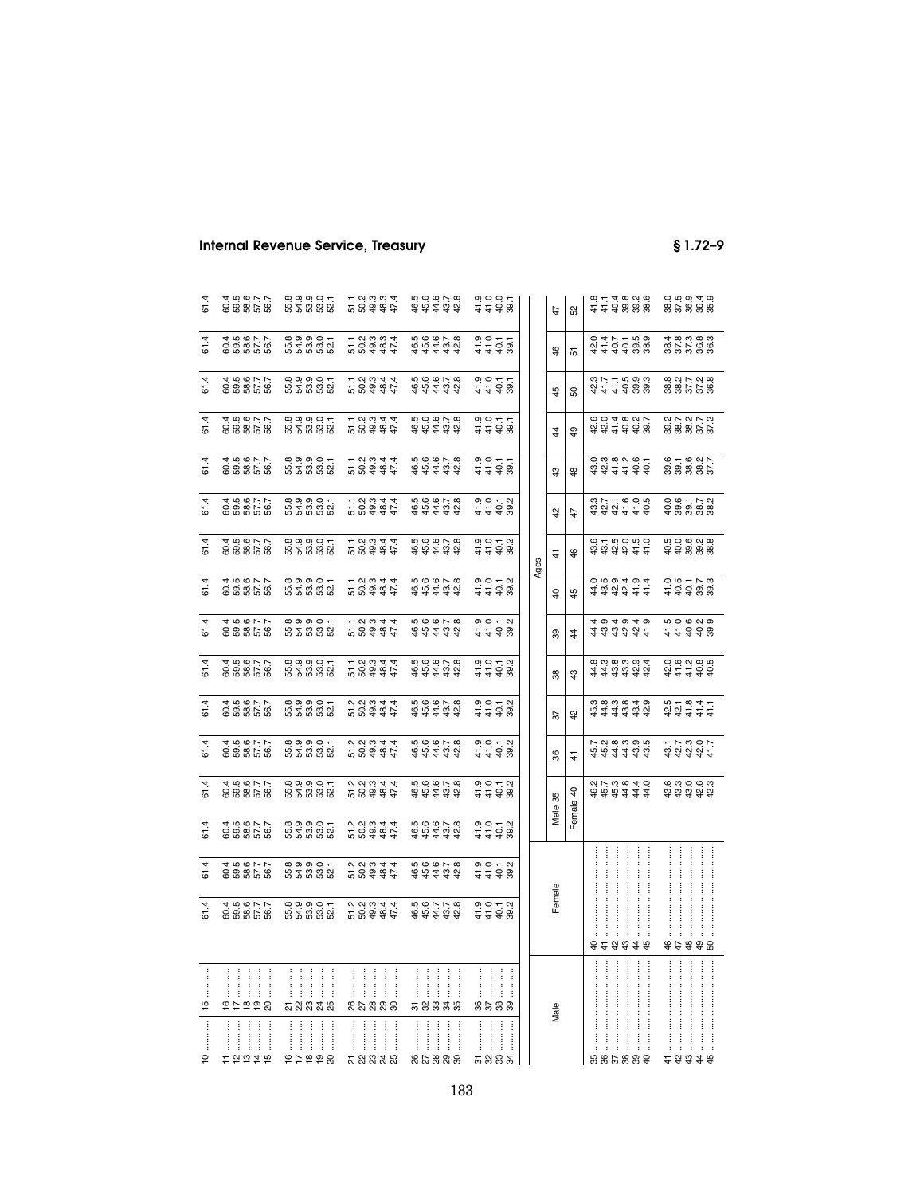| Male | Female | | | | | | | | | | | | | | | | |
|---|---|---|---|---|---|---|---|---|---|---|---|---|---|---|---|---|---|
| 10 | 15 | 61.4 | 61.4 | 61.4 | 61.4 | 61.4 | 61.4 | 61.4 | 61.4 | 61.4 | 61.4 | 61.4 | 61.4 | 61.4 | 61.4 | 61.4 | 61.4 |
| 11 | 16 | 60.4 | 60.4 | 60.4 | 60.4 | 60.4 | 60.4 | 60.4 | 60.4 | 60.4 | 60.4 | 60.4 | 60.4 | 60.4 | 60.4 | 60.4 | 60.4 |
| 12 | 17 | 59.5 | 59.5 | 59.5 | 59.5 | 59.5 | 59.5 | 59.5 | 59.5 | 59.5 | 59.5 | 59.5 | 59.5 | 59.5 | 59.5 | 59.5 | 59.5 |
| 13 | 18 | 58.6 | 58.6 | 58.6 | 58.6 | 58.6 | 58.6 | 58.6 | 58.6 | 58.6 | 58.6 | 58.6 | 58.6 | 58.6 | 58.6 | 58.6 | 58.6 |
| 14 | 19 | 57.7 | 57.7 | 57.7 | 57.7 | 57.7 | 57.7 | 57.7 | 57.7 | 57.7 | 57.7 | 57.7 | 57.7 | 57.7 | 57.7 | 57.7 | 57.7 |
| 15 | 20 | 56.7 | 56.7 | 56.7 | 56.7 | 56.7 | 56.7 | 56.7 | 56.7 | 56.7 | 56.7 | 56.7 | 56.7 | 56.7 | 56.7 | 56.7 | 56.7 |
| 16 | 21 | 55.8 | 55.8 | 55.8 | 55.8 | 55.8 | 55.8 | 55.8 | 55.8 | 55.8 | 55.8 | 55.8 | 55.8 | 55.8 | 55.8 | 55.8 | 55.8 |
| 17 | 22 | 54.9 | 54.9 | 54.9 | 54.9 | 54.9 | 54.9 | 54.9 | 54.9 | 54.9 | 54.9 | 54.9 | 54.9 | 54.9 | 54.9 | 54.9 | 54.9 |
| 18 | 23 | 53.9 | 53.9 | 53.9 | 53.9 | 53.9 | 53.9 | 53.9 | 53.9 | 53.9 | 53.9 | 53.9 | 53.9 | 53.9 | 53.9 | 53.9 | 53.9 |
| 19 | 24 | 53.0 | 53.0 | 53.0 | 53.0 | 53.0 | 53.0 | 53.0 | 53.0 | 53.0 | 53.0 | 53.0 | 53.0 | 53.0 | 53.0 | 53.0 | 53.0 |
| 20 | 25 | 52.1 | 52.1 | 52.1 | 52.1 | 52.1 | 52.1 | 52.1 | 52.1 | 52.1 | 52.1 | 52.1 | 52.1 | 52.1 | 52.1 | 52.1 | 52.1 |
| 21 | 26 | 51.2 | 51.2 | 51.2 | 51.2 | 51.2 | 51.2 | 51.2 | 51.1 | 51.1 | 51.1 | 51.1 | 51.1 | 51.1 | 51.1 | 51.1 | 51.1 |
| 22 | 27 | 50.2 | 50.2 | 50.2 | 50.2 | 50.2 | 50.2 | 50.2 | 50.2 | 50.2 | 50.2 | 50.2 | 50.2 | 50.2 | 50.2 | 50.2 | 50.2 |
| 23 | 28 | 49.3 | 49.3 | 49.3 | 49.3 | 49.3 | 49.3 | 49.3 | 49.3 | 49.3 | 49.3 | 49.3 | 49.3 | 49.3 | 49.3 | 49.3 | 49.3 |
| 24 | 29 | 48.4 | 48.4 | 48.4 | 48.4 | 48.4 | 48.4 | 48.4 | 48.4 | 48.4 | 48.4 | 48.4 | 48.4 | 48.4 | 48.4 | 48.3 | 48.3 |
| 25 | 30 | 47.4 | 47.4 | 47.4 | 47.4 | 47.4 | 47.4 | 47.4 | 47.4 | 47.4 | 47.4 | 47.4 | 47.4 | 47.4 | 47.4 | 47.4 | 47.4 |
| 26 | 31 | 46.5 | 46.5 | 46.5 | 46.5 | 46.5 | 46.5 | 46.5 | 46.5 | 46.5 | 46.5 | 46.5 | 46.5 | 46.5 | 46.5 | 46.5 | 46.5 |
| 27 | 32 | 45.6 | 45.6 | 45.6 | 45.6 | 45.6 | 45.6 | 45.6 | 45.6 | 45.6 | 45.6 | 45.6 | 45.6 | 45.6 | 45.6 | 45.6 | 45.6 |
| 28 | 33 | 44.7 | 44.6 | 44.6 | 44.6 | 44.6 | 44.6 | 44.6 | 44.6 | 44.6 | 44.6 | 44.6 | 44.6 | 44.6 | 44.6 | 44.6 | 44.6 |
| 29 | 34 | 43.7 | 43.7 | 43.7 | 43.7 | 43.7 | 43.7 | 43.7 | 43.7 | 43.7 | 43.7 | 43.7 | 43.7 | 43.7 | 43.7 | 43.7 | 43.7 |
| 30 | 35 | 42.8 | 42.8 | 42.8 | 42.8 | 42.8 | 42.8 | 42.8 | 42.8 | 42.8 | 42.8 | 42.8 | 42.8 | 42.8 | 42.8 | 42.8 | 42.8 |
| 31 | 36 | 41.9 | 41.9 | 41.9 | 41.9 | 41.9 | 41.9 | 41.9 | 41.9 | 41.9 | 41.9 | 41.9 | 41.9 | 41.9 | 41.9 | 41.9 | 41.9 |
| 32 | 37 | 41.0 | 41.0 | 41.0 | 41.0 | 41.0 | 41.0 | 41.0 | 41.0 | 41.0 | 41.0 | 41.0 | 41.0 | 41.0 | 41.0 | 41.0 | 41.0 |
| 33 | 38 | 40.1 | 40.1 | 40.1 | 40.1 | 40.1 | 40.1 | 40.1 | 40.1 | 40.1 | 40.1 | 40.1 | 40.1 | 40.1 | 40.1 | 40.1 | 40.0 |
| 34 | 39 | 39.2 | 39.2 | 39.2 | 39.2 | 39.2 | 39.2 | 39.2 | 39.2 | 39.2 | 39.2 | 39.2 | 39.2 | 39.1 | 39.1 | 39.1 | 39.1 |

| Male | Female | Ages | | | | | | | | | | | | |
|---|---|---|---|---|---|---|---|---|---|---|---|---|---|---|
| | | Male 35 | 36 | 37 | 38 | 39 | 40 | 41 | 42 | 43 | 44 | 45 | 46 | 47 |
| | | Female 40 | 41 | 42 | 43 | 44 | 45 | 46 | 47 | 48 | 49 | 50 | 51 | 52 |
| 35 | 40 | 46.2 | 45.7 | 45.3 | 44.8 | 44.4 | 44.0 | 43.6 | 43.3 | 43.0 | 42.6 | 42.3 | 42.0 | 41.8 |
| 36 | 41 | 45.7 | 45.2 | 44.8 | 44.3 | 43.9 | 43.5 | 43.1 | 42.7 | 42.3 | 42.0 | 41.7 | 41.4 | 41.1 |
| 37 | 42 | 45.3 | 44.8 | 44.3 | 43.8 | 43.4 | 42.9 | 42.5 | 42.1 | 41.8 | 41.4 | 41.1 | 40.7 | 40.4 |
| 38 | 43 | 44.8 | 44.3 | 43.8 | 43.3 | 42.9 | 42.4 | 42.0 | 41.6 | 41.2 | 40.8 | 40.5 | 40.1 | 39.8 |
| 39 | 44 | 44.4 | 43.9 | 43.4 | 42.9 | 42.4 | 41.9 | 41.5 | 41.0 | 40.6 | 40.2 | 39.9 | 39.5 | 39.2 |
| 40 | 45 | 44.0 | 43.5 | 42.9 | 42.4 | 41.9 | 41.4 | 41.0 | 40.5 | 40.1 | 39.7 | 39.3 | 38.9 | 38.6 |
| 41 | 46 | 43.6 | 43.1 | 42.5 | 42.0 | 41.5 | 41.0 | 40.5 | 40.0 | 39.6 | 39.2 | 38.8 | 38.4 | 38.0 |
| 42 | 47 | 43.3 | 42.7 | 42.1 | 41.6 | 41.0 | 40.5 | 40.0 | 39.6 | 39.1 | 38.7 | 38.2 | 37.8 | 37.5 |
| 43 | 48 | 43.0 | 42.3 | 41.8 | 41.2 | 40.6 | 40.1 | 39.6 | 39.1 | 38.6 | 38.2 | 37.7 | 37.3 | 36.9 |
| 44 | 49 | 42.6 | 42.0 | 41.4 | 40.8 | 40.2 | 39.7 | 39.2 | 38.7 | 38.2 | 37.7 | 37.2 | 36.8 | 36.4 |
| 45 | 50 | 42.3 | 41.7 | 41.1 | 40.5 | 39.9 | 39.3 | 38.8 | 38.2 | 37.7 | 37.2 | 36.8 | 36.3 | 35.9 |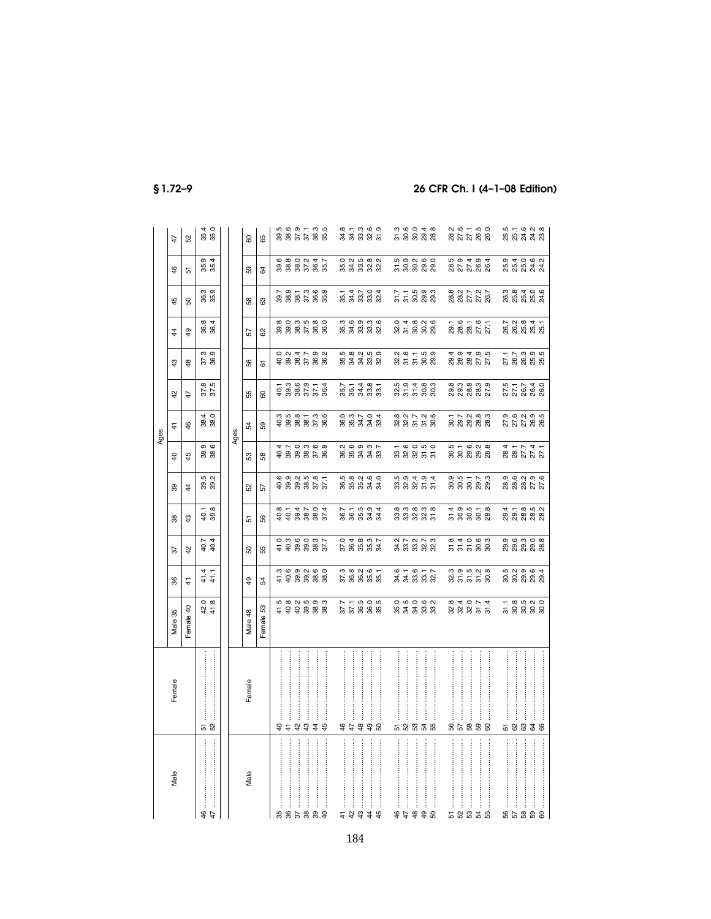| Male | Female | Ages | | | | | | | | | | | | |
|---|---|---|---|---|---|---|---|---|---|---|---|---|---|---|
| | | Male 35 | 36 | 37 | 38 | 39 | 40 | 41 | 42 | 43 | 44 | 45 | 46 | 47 |
| | | Female 40 | 41 | 42 | 43 | 44 | 45 | 46 | 47 | 48 | 49 | 50 | 51 | 52 |
| 46 | 51 | 42.0 | 41.4 | 40.7 | 40.1 | 39.5 | 38.9 | 38.4 | 37.8 | 37.3 | 36.8 | 36.3 | 35.9 | 35.4 |
| 47 | 52 | 41.8 | 41.1 | 40.4 | 39.8 | 39.2 | 38.6 | 38.0 | 37.5 | 36.9 | 36.4 | 35.9 | 35.4 | 35.0 |

| Male | Female | Ages | | | | | | | | | | | | |
|---|---|---|---|---|---|---|---|---|---|---|---|---|---|---|
| | | Male 48 | 49 | 50 | 51 | 52 | 53 | 54 | 55 | 56 | 57 | 58 | 59 | 60 |
| | | Female 53 | 54 | 55 | 56 | 57 | 58 | 59 | 60 | 61 | 62 | 63 | 64 | 65 |
| 35 | 40 | 41.5 | 41.3 | 41.0 | 40.8 | 40.6 | 40.4 | 40.3 | 40.1 | 40.0 | 39.8 | 39.7 | 39.6 | 39.5 |
| 36 | 41 | 40.8 | 40.6 | 40.3 | 40.1 | 39.9 | 39.7 | 39.5 | 39.3 | 39.2 | 39.0 | 38.9 | 38.8 | 38.6 |
| 37 | 42 | 40.2 | 39.9 | 39.6 | 39.4 | 39.2 | 39.0 | 38.8 | 38.6 | 38.4 | 38.3 | 38.1 | 38.0 | 37.9 |
| 38 | 43 | 39.5 | 39.2 | 39.0 | 38.7 | 38.5 | 38.3 | 38.1 | 37.9 | 37.7 | 37.5 | 37.3 | 37.2 | 37.1 |
| 39 | 44 | 38.9 | 38.6 | 38.3 | 38.0 | 37.8 | 37.6 | 37.3 | 37.1 | 36.9 | 36.8 | 36.6 | 36.4 | 36.3 |
| 40 | 45 | 38.3 | 38.0 | 37.7 | 37.4 | 37.1 | 36.9 | 36.6 | 36.4 | 36.2 | 36.0 | 35.9 | 35.7 | 35.5 |
| 41 | 46 | 37.7 | 37.3 | 37.0 | 36.7 | 36.5 | 36.2 | 36.0 | 35.7 | 35.5 | 35.3 | 35.1 | 35.0 | 34.8 |
| 42 | 47 | 37.1 | 36.8 | 36.4 | 36.1 | 35.8 | 35.6 | 35.3 | 35.1 | 34.8 | 34.6 | 34.4 | 34.2 | 34.1 |
| 43 | 48 | 36.5 | 36.2 | 35.8 | 35.5 | 35.2 | 34.9 | 34.7 | 34.4 | 34.2 | 33.9 | 33.7 | 33.5 | 33.3 |
| 44 | 49 | 36.0 | 35.6 | 35.3 | 34.9 | 34.6 | 34.3 | 34.0 | 33.8 | 33.5 | 33.3 | 33.0 | 32.8 | 32.6 |
| 45 | 50 | 35.5 | 35.1 | 34.7 | 34.4 | 34.0 | 33.7 | 33.4 | 33.1 | 32.9 | 32.6 | 32.4 | 32.2 | 31.9 |
| 46 | 51 | 35.0 | 34.6 | 34.2 | 33.8 | 33.5 | 33.1 | 32.8 | 32.5 | 32.2 | 32.0 | 31.7 | 31.5 | 31.3 |
| 47 | 52 | 34.5 | 34.1 | 33.7 | 33.3 | 32.9 | 32.6 | 32.2 | 31.9 | 31.6 | 31.4 | 31.1 | 30.9 | 30.6 |
| 48 | 53 | 34.0 | 33.6 | 33.2 | 32.8 | 32.4 | 32.0 | 31.7 | 31.4 | 31.1 | 30.8 | 30.5 | 30.2 | 30.0 |
| 49 | 54 | 33.6 | 33.1 | 32.7 | 32.3 | 31.9 | 31.5 | 31.2 | 30.8 | 30.5 | 30.2 | 29.9 | 29.6 | 29.4 |
| 50 | 55 | 33.2 | 32.7 | 32.3 | 31.8 | 31.4 | 31.0 | 30.6 | 30.3 | 29.9 | 29.6 | 29.3 | 29.0 | 28.8 |
| 51 | 56 | 32.8 | 32.3 | 31.8 | 31.4 | 30.9 | 30.5 | 30.1 | 29.8 | 29.4 | 29.1 | 28.8 | 28.5 | 28.2 |
| 52 | 57 | 32.4 | 31.9 | 31.4 | 30.9 | 30.5 | 30.1 | 29.7 | 29.3 | 28.9 | 28.6 | 28.2 | 27.9 | 27.6 |
| 53 | 58 | 32.0 | 31.5 | 31.0 | 30.5 | 30.1 | 29.6 | 29.2 | 28.8 | 28.4 | 28.1 | 27.7 | 27.4 | 27.1 |
| 54 | 59 | 31.7 | 31.2 | 30.6 | 30.1 | 29.7 | 29.2 | 28.8 | 28.3 | 27.9 | 27.6 | 27.2 | 26.9 | 26.5 |
| 55 | 60 | 31.4 | 30.8 | 30.3 | 29.8 | 29.3 | 28.8 | 28.3 | 27.9 | 27.5 | 27.1 | 26.7 | 26.4 | 26.0 |
| 56 | 61 | 31.1 | 30.5 | 29.9 | 29.4 | 28.9 | 28.4 | 27.9 | 27.5 | 27.1 | 26.7 | 26.3 | 25.9 | 25.5 |
| 57 | 62 | 30.8 | 30.2 | 29.6 | 29.1 | 28.6 | 28.1 | 27.6 | 27.1 | 26.7 | 26.2 | 25.8 | 25.4 | 25.1 |
| 58 | 63 | 30.5 | 29.9 | 29.3 | 28.8 | 28.2 | 27.7 | 27.2 | 26.7 | 26.3 | 25.8 | 25.4 | 25.0 | 24.6 |
| 59 | 64 | 30.2 | 29.6 | 29.0 | 28.5 | 27.9 | 27.4 | 26.9 | 26.4 | 25.9 | 25.4 | 25.0 | 24.6 | 24.2 |
| 60 | 65 | 30.0 | 29.4 | 28.8 | 28.2 | 27.6 | 27.1 | 26.5 | 26.0 | 25.5 | 25.1 | 24.6 | 24.2 | 23.8 |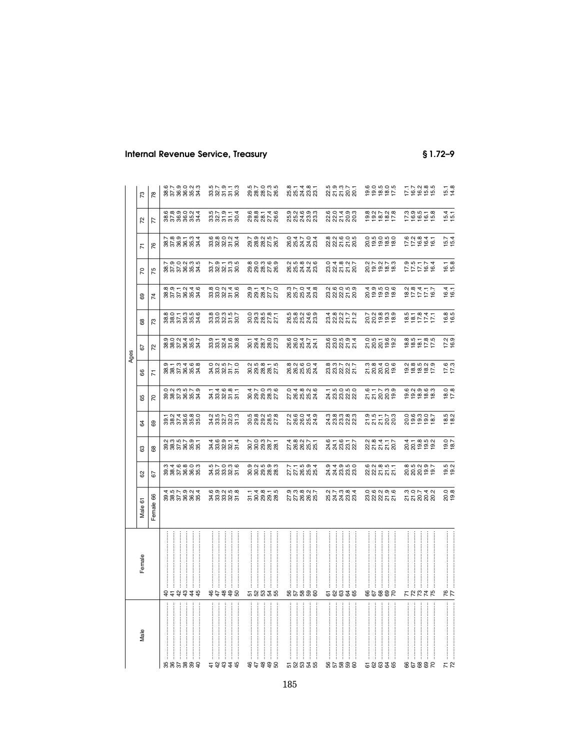| Male | Female | Ages | | | | | | | | | | | | |
|---|---|---|---|---|---|---|---|---|---|---|---|---|---|---|
| | | Male 61 | 62 | 63 | 64 | 65 | 66 | 67 | 68 | 69 | 70 | 71 | 72 | 73 |
| | | Female 66 | 67 | 68 | 69 | 70 | 71 | 72 | 73 | 74 | 75 | 76 | 77 | 78 |
| 35 | 40 | 39.4 | 39.3 | 39.2 | 39.1 | 39.0 | 38.9 | 38.9 | 38.8 | 38.8 | 38.7 | 38.7 | 38.6 | 38.6 |
| 36 | 41 | 38.5 | 38.4 | 38.3 | 38.2 | 38.2 | 38.1 | 38.0 | 38.0 | 37.9 | 37.9 | 37.8 | 37.8 | 37.7 |
| 37 | 42 | 37.7 | 37.6 | 37.5 | 37.4 | 37.3 | 37.3 | 37.2 | 37.1 | 37.1 | 37.0 | 36.9 | 36.9 | 36.9 |
| 38 | 43 | 36.9 | 36.8 | 36.7 | 36.6 | 36.5 | 36.4 | 36.4 | 36.3 | 36.2 | 36.2 | 36.1 | 36.0 | 36.0 |
| 39 | 44 | 36.2 | 36.0 | 35.9 | 35.8 | 35.7 | 35.6 | 35.5 | 35.5 | 35.4 | 35.3 | 35.3 | 35.2 | 35.2 |
| 40 | 45 | 35.4 | 35.3 | 35.1 | 35.0 | 34.9 | 34.8 | 34.7 | 34.6 | 34.6 | 34.5 | 34.4 | 34.4 | 34.3 |
| 41 | 46 | 34.6 | 34.5 | 34.4 | 34.2 | 34.1 | 34.0 | 33.9 | 33.8 | 33.8 | 33.7 | 33.6 | 33.5 | 33.5 |
| 42 | 47 | 33.9 | 33.7 | 33.6 | 33.5 | 33.4 | 33.3 | 33.1 | 33.0 | 33.0 | 32.9 | 32.8 | 32.7 | 32.7 |
| 43 | 48 | 33.2 | 33.0 | 32.9 | 32.7 | 32.6 | 32.5 | 32.4 | 32.3 | 32.2 | 32.1 | 32.0 | 31.9 | 31.9 |
| 44 | 49 | 32.5 | 32.3 | 32.1 | 32.0 | 31.8 | 31.7 | 31.6 | 31.5 | 31.4 | 31.3 | 31.2 | 31.1 | 31.1 |
| 45 | 50 | 31.8 | 31.6 | 31.4 | 31.3 | 31.1 | 31.0 | 30.8 | 30.7 | 30.6 | 30.5 | 30.4 | 30.4 | 30.3 |
| 46 | 51 | 31.1 | 30.9 | 30.7 | 30.5 | 30.4 | 30.2 | 30.1 | 30.0 | 29.9 | 29.8 | 29.7 | 29.6 | 29.5 |
| 47 | 52 | 30.4 | 30.2 | 30.0 | 29.8 | 29.7 | 29.5 | 29.4 | 29.3 | 29.1 | 29.0 | 28.9 | 28.8 | 28.7 |
| 48 | 53 | 29.8 | 29.5 | 29.3 | 29.2 | 29.0 | 28.8 | 28.7 | 28.5 | 28.4 | 28.3 | 28.2 | 28.1 | 28.0 |
| 49 | 54 | 29.1 | 28.9 | 28.7 | 28.5 | 28.3 | 28.1 | 28.0 | 27.8 | 27.7 | 27.6 | 27.5 | 27.4 | 27.3 |
| 50 | 55 | 28.5 | 28.3 | 28.1 | 27.8 | 27.6 | 27.5 | 27.3 | 27.1 | 27.0 | 26.9 | 26.7 | 26.6 | 26.5 |
| 51 | 56 | 27.9 | 27.7 | 27.4 | 27.2 | 27.0 | 26.8 | 26.6 | 26.5 | 26.3 | 26.2 | 26.0 | 25.9 | 25.8 |
| 52 | 57 | 27.3 | 27.1 | 26.8 | 26.6 | 26.4 | 26.2 | 26.0 | 25.8 | 25.7 | 25.5 | 25.4 | 25.2 | 25.1 |
| 53 | 58 | 26.8 | 26.5 | 26.2 | 26.0 | 25.8 | 25.6 | 25.4 | 25.2 | 25.0 | 24.8 | 24.7 | 24.6 | 24.4 |
| 54 | 59 | 26.2 | 25.9 | 25.7 | 25.4 | 25.2 | 25.0 | 24.7 | 24.6 | 24.4 | 24.2 | 24.0 | 23.9 | 23.8 |
| 55 | 60 | 25.7 | 25.4 | 25.1 | 24.9 | 24.6 | 24.4 | 24.1 | 23.9 | 23.8 | 23.6 | 23.4 | 23.3 | 23.1 |
| 56 | 61 | 25.2 | 24.9 | 24.6 | 24.3 | 24.1 | 23.8 | 23.6 | 23.4 | 23.2 | 23.0 | 22.8 | 22.6 | 22.5 |
| 57 | 62 | 24.7 | 24.4 | 24.1 | 23.8 | 23.5 | 23.3 | 23.0 | 22.8 | 22.6 | 22.4 | 22.2 | 22.0 | 21.9 |
| 58 | 63 | 24.3 | 23.9 | 23.6 | 23.3 | 23.0 | 22.7 | 22.5 | 22.2 | 22.0 | 21.8 | 21.6 | 21.4 | 21.3 |
| 59 | 64 | 23.8 | 23.5 | 23.1 | 22.8 | 22.5 | 22.2 | 21.9 | 21.7 | 21.5 | 21.2 | 21.0 | 20.9 | 20.7 |
| 60 | 65 | 23.4 | 23.0 | 22.7 | 22.3 | 22.0 | 21.7 | 21.4 | 21.2 | 20.9 | 20.7 | 20.5 | 20.3 | 20.1 |
| 61 | 66 | 23.0 | 22.6 | 22.2 | 21.9 | 21.6 | 21.3 | 21.0 | 20.7 | 20.4 | 20.2 | 20.0 | 19.8 | 19.6 |
| 62 | 67 | 22.6 | 22.2 | 21.8 | 21.5 | 21.1 | 20.8 | 20.5 | 20.2 | 19.9 | 19.7 | 19.5 | 19.2 | 19.0 |
| 63 | 68 | 22.2 | 21.8 | 21.4 | 21.1 | 20.7 | 20.4 | 20.1 | 19.8 | 19.5 | 19.2 | 19.0 | 18.7 | 18.5 |
| 64 | 69 | 21.9 | 21.5 | 21.1 | 20.7 | 20.3 | 20.0 | 19.6 | 19.3 | 19.0 | 18.7 | 18.5 | 18.2 | 18.0 |
| 65 | 70 | 21.6 | 21.1 | 20.7 | 20.3 | 19.9 | 19.6 | 19.2 | 18.9 | 18.6 | 18.3 | 18.0 | 17.8 | 17.5 |
| 66 | 71 | 21.3 | 20.8 | 20.4 | 20.0 | 19.6 | 19.2 | 18.8 | 18.5 | 18.2 | 17.9 | 17.6 | 17.3 | 17.1 |
| 67 | 72 | 21.0 | 20.5 | 20.1 | 19.6 | 19.2 | 18.8 | 18.5 | 18.1 | 17.8 | 17.5 | 17.2 | 16.9 | 16.7 |
| 68 | 73 | 20.7 | 20.2 | 19.8 | 19.3 | 18.9 | 18.5 | 18.1 | 17.8 | 17.4 | 17.1 | 16.8 | 16.5 | 16.2 |
| 69 | 74 | 20.4 | 19.9 | 19.5 | 19.0 | 18.6 | 18.2 | 17.8 | 17.4 | 17.1 | 16.7 | 16.4 | 16.1 | 15.8 |
| 70 | 75 | 20.2 | 19.7 | 19.2 | 18.7 | 18.3 | 17.9 | 17.5 | 17.1 | 16.7 | 16.4 | 16.1 | 15.8 | 15.5 |
| 71 | 76 | 20.0 | 19.5 | 19.0 | 18.5 | 18.0 | 17.6 | 17.2 | 16.8 | 16.4 | 16.1 | 15.7 | 15.4 | 15.1 |
| 72 | 77 | 19.8 | 19.2 | 18.7 | 18.2 | 17.8 | 17.3 | 16.9 | 16.5 | 16.1 | 15.8 | 15.4 | 15.1 | 14.8 |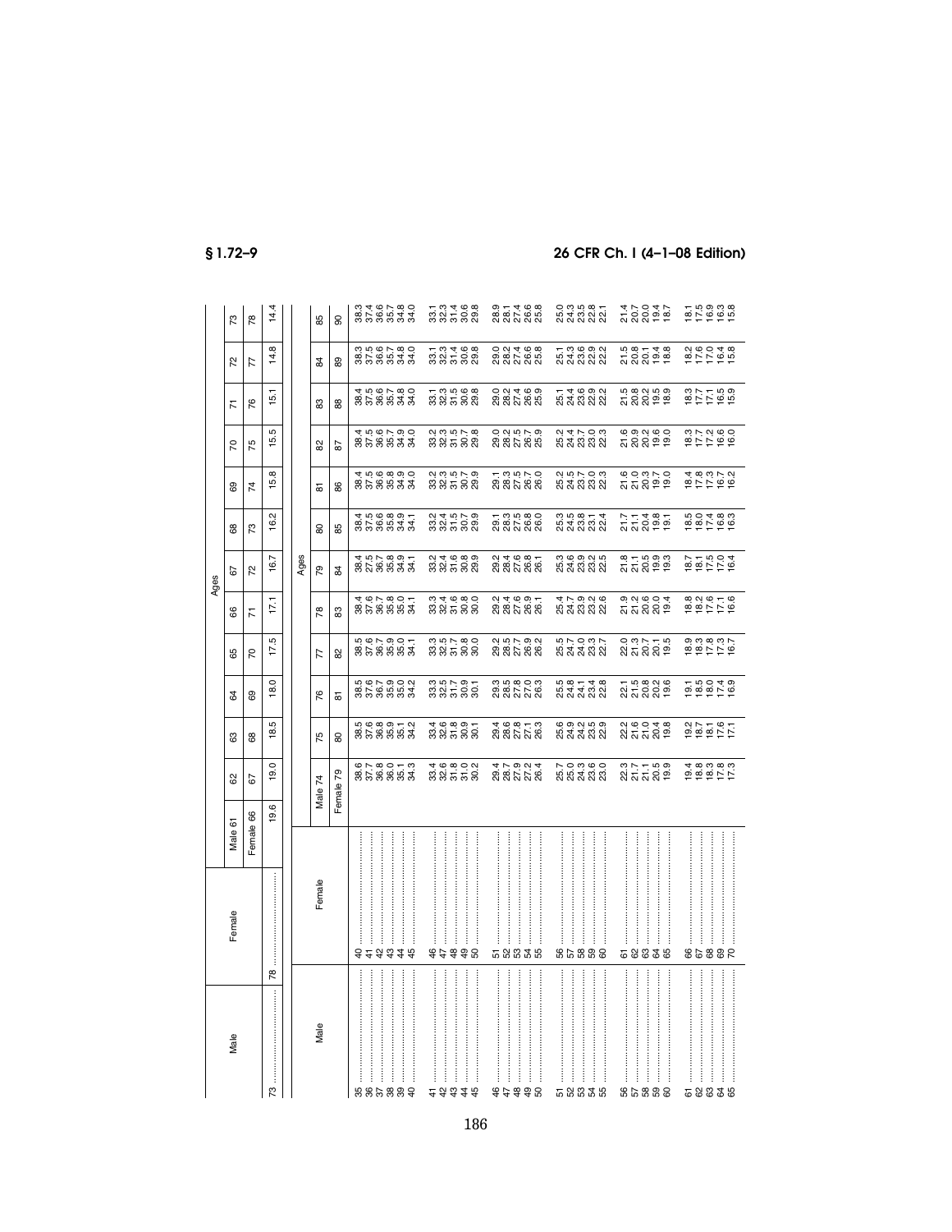| Male | Female | Ages | | | | | | | | | | | | |
|---|---|---|---|---|---|---|---|---|---|---|---|---|---|---|
| | | Male 61 | 62 | 63 | 64 | 65 | 66 | 67 | 68 | 69 | 70 | 71 | 72 | 73 |
| | | Female 66 | 67 | 68 | 69 | 70 | 71 | 72 | 73 | 74 | 75 | 76 | 77 | 78 |
| 73 | 78 | 19.6 | 19.0 | 18.5 | 18.0 | 17.5 | 17.1 | 16.7 | 16.2 | 15.8 | 15.5 | 15.1 | 14.8 | 14.4 |

| Male | Female | Ages | | | | | | | | | | | |
|---|---|---|---|---|---|---|---|---|---|---|---|---|---|
| | | Male 74 | 75 | 76 | 77 | 78 | 79 | 80 | 81 | 82 | 83 | 84 | 85 |
| | | Female 79 | 80 | 81 | 82 | 83 | 84 | 85 | 86 | 87 | 88 | 89 | 90 |
| 35 | 40 | 38.6 | 38.5 | 38.5 | 38.5 | 38.4 | 38.4 | 38.4 | 38.4 | 38.4 | 38.4 | 38.3 | 38.3 |
| 36 | 41 | 37.7 | 37.6 | 37.6 | 37.6 | 37.6 | 27.5 | 37.5 | 37.5 | 37.5 | 37.5 | 37.5 | 37.4 |
| 37 | 42 | 36.8 | 36.8 | 36.7 | 36.7 | 36.7 | 36.7 | 36.6 | 36.6 | 36.6 | 36.6 | 36.6 | 36.6 |
| 38 | 43 | 36.0 | 35.9 | 35.9 | 35.9 | 35.8 | 35.8 | 35.8 | 35.8 | 35.7 | 35.7 | 35.7 | 35.7 |
| 39 | 44 | 35.1 | 35.1 | 35.0 | 35.0 | 35.0 | 34.9 | 34.9 | 34.9 | 34.9 | 34.8 | 34.8 | 34.8 |
| 40 | 45 | 34.3 | 34.2 | 34.2 | 34.1 | 34.1 | 34.1 | 34.1 | 34.0 | 34.0 | 34.0 | 34.0 | 34.0 |
| 41 | 46 | 33.4 | 33.4 | 33.3 | 33.3 | 33.3 | 33.2 | 33.2 | 33.2 | 33.2 | 33.1 | 33.1 | 33.1 |
| 42 | 47 | 32.6 | 32.6 | 32.5 | 32.5 | 32.4 | 32.4 | 32.4 | 32.3 | 32.3 | 32.3 | 32.3 | 32.3 |
| 43 | 48 | 31.8 | 31.8 | 31.7 | 31.7 | 31.6 | 31.6 | 31.5 | 31.5 | 31.5 | 31.5 | 31.4 | 31.4 |
| 44 | 49 | 31.0 | 30.9 | 30.9 | 30.8 | 30.8 | 30.8 | 30.7 | 30.7 | 30.7 | 30.6 | 30.6 | 30.6 |
| 45 | 50 | 30.2 | 30.1 | 30.1 | 30.0 | 30.0 | 29.9 | 29.9 | 29.9 | 29.8 | 29.8 | 29.8 | 29.8 |
| 46 | 51 | 29.4 | 29.4 | 29.3 | 29.2 | 29.2 | 29.2 | 29.1 | 29.1 | 29.0 | 29.0 | 29.0 | 28.9 |
| 47 | 52 | 28.7 | 28.6 | 28.5 | 28.5 | 28.4 | 28.4 | 28.3 | 28.3 | 28.2 | 28.2 | 28.2 | 28.1 |
| 48 | 53 | 27.9 | 27.8 | 27.8 | 27.7 | 27.6 | 27.6 | 27.5 | 27.5 | 27.5 | 27.4 | 27.4 | 27.4 |
| 49 | 54 | 27.2 | 27.1 | 27.0 | 26.9 | 26.9 | 26.8 | 26.8 | 26.7 | 26.7 | 26.6 | 26.6 | 26.6 |
| 50 | 55 | 26.4 | 26.3 | 26.3 | 26.2 | 26.1 | 26.1 | 26.0 | 26.0 | 25.9 | 25.9 | 25.8 | 25.8 |
| 51 | 56 | 25.7 | 25.6 | 25.5 | 25.5 | 25.4 | 25.3 | 25.3 | 25.2 | 25.2 | 25.1 | 25.1 | 25.0 |
| 52 | 57 | 25.0 | 24.9 | 24.8 | 24.7 | 24.7 | 24.6 | 24.5 | 24.5 | 24.4 | 24.4 | 24.3 | 24.3 |
| 53 | 58 | 24.3 | 24.2 | 24.1 | 24.0 | 23.9 | 23.9 | 23.8 | 23.7 | 23.7 | 23.6 | 23.6 | 23.5 |
| 54 | 59 | 23.6 | 23.5 | 23.4 | 23.3 | 23.2 | 23.2 | 23.1 | 23.0 | 23.0 | 22.9 | 22.9 | 22.8 |
| 55 | 60 | 23.0 | 22.9 | 22.8 | 22.7 | 22.6 | 22.5 | 22.4 | 22.3 | 22.3 | 22.2 | 22.2 | 22.1 |
| 56 | 61 | 22.3 | 22.2 | 22.1 | 22.0 | 21.9 | 21.8 | 21.7 | 21.6 | 21.6 | 21.5 | 21.5 | 21.4 |
| 57 | 62 | 21.7 | 21.6 | 21.5 | 21.3 | 21.2 | 21.1 | 21.1 | 21.0 | 20.9 | 20.8 | 20.8 | 20.7 |
| 58 | 63 | 21.1 | 21.0 | 20.8 | 20.7 | 20.6 | 20.5 | 20.4 | 20.3 | 20.2 | 20.2 | 20.1 | 20.0 |
| 59 | 64 | 20.5 | 20.4 | 20.2 | 20.1 | 20.0 | 19.9 | 19.8 | 19.7 | 19.6 | 19.5 | 19.4 | 19.4 |
| 60 | 65 | 19.9 | 19.8 | 19.6 | 19.5 | 19.4 | 19.3 | 19.1 | 19.0 | 19.0 | 18.9 | 18.8 | 18.7 |
| 61 | 66 | 19.4 | 19.2 | 19.1 | 18.9 | 18.8 | 18.7 | 18.5 | 18.4 | 18.3 | 18.3 | 18.2 | 18.1 |
| 62 | 67 | 18.8 | 18.7 | 18.5 | 18.3 | 18.2 | 18.1 | 18.0 | 17.8 | 17.7 | 17.7 | 17.6 | 17.5 |
| 63 | 68 | 18.3 | 18.1 | 18.0 | 17.8 | 17.6 | 17.5 | 17.4 | 17.3 | 17.2 | 17.1 | 17.0 | 16.9 |
| 64 | 69 | 17.8 | 17.6 | 17.4 | 17.3 | 17.1 | 17.0 | 16.8 | 16.7 | 16.6 | 16.5 | 16.4 | 16.3 |
| 65 | 70 | 17.3 | 17.1 | 16.9 | 16.7 | 16.6 | 16.4 | 16.3 | 16.2 | 16.0 | 15.9 | 15.8 | 15.8 |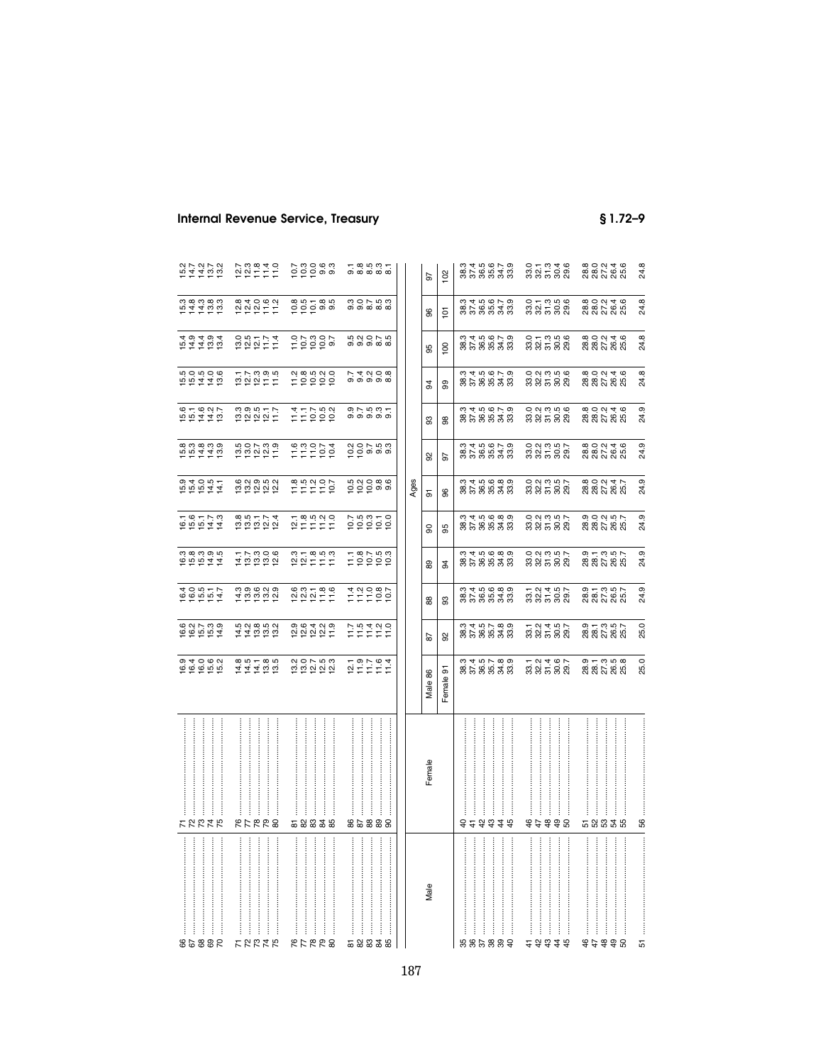| Male | Female | Male 86 / Female 91 | 87 / 92 | 88 / 93 | 89 / 94 | 90 / 95 | 91 / 96 | 92 / 97 | 93 / 98 | 94 / 99 | 95 / 100 | 96 / 101 | 97 / 102 |
|---|---|---|---|---|---|---|---|---|---|---|---|---|---|
| 66 | 71 | 16.9 | 16.6 | 16.4 | 16.3 | 16.1 | 15.9 | 15.8 | 15.6 | 15.5 | 15.4 | 15.3 | 15.2 |
| 67 | 72 | 16.4 | 16.2 | 16.0 | 15.8 | 15.6 | 15.4 | 15.3 | 15.1 | 15.0 | 14.9 | 14.8 | 14.7 |
| 68 | 73 | 16.0 | 15.7 | 15.5 | 15.3 | 15.1 | 15.0 | 14.8 | 14.6 | 14.5 | 14.4 | 14.3 | 14.2 |
| 69 | 74 | 15.6 | 15.3 | 15.1 | 14.9 | 14.7 | 14.5 | 14.3 | 14.2 | 14.0 | 13.9 | 13.8 | 13.7 |
| 70 | 75 | 15.2 | 14.9 | 14.7 | 14.5 | 14.3 | 14.1 | 13.9 | 13.7 | 13.6 | 13.4 | 13.3 | 13.2 |
| 71 | 76 | 14.8 | 14.5 | 14.3 | 14.1 | 13.8 | 13.6 | 13.5 | 13.3 | 13.1 | 13.0 | 12.8 | 12.7 |
| 72 | 77 | 14.5 | 14.2 | 13.9 | 13.7 | 13.5 | 13.2 | 13.0 | 12.9 | 12.7 | 12.5 | 12.4 | 12.3 |
| 73 | 78 | 14.1 | 13.8 | 13.6 | 13.3 | 13.1 | 12.9 | 12.7 | 12.5 | 12.3 | 12.1 | 12.0 | 11.8 |
| 74 | 79 | 13.8 | 13.5 | 13.2 | 13.0 | 12.7 | 12.5 | 12.3 | 12.1 | 11.9 | 11.7 | 11.6 | 11.4 |
| 75 | 80 | 13.5 | 13.2 | 12.9 | 12.6 | 12.4 | 12.2 | 11.9 | 11.7 | 11.5 | 11.4 | 11.2 | 11.0 |
| 76 | 81 | 13.2 | 12.9 | 12.6 | 12.3 | 12.1 | 11.8 | 11.6 | 11.4 | 11.2 | 11.0 | 10.8 | 10.7 |
| 77 | 82 | 13.0 | 12.6 | 12.3 | 12.1 | 11.8 | 11.5 | 11.3 | 11.1 | 10.8 | 10.7 | 10.5 | 10.3 |
| 78 | 83 | 12.7 | 12.4 | 12.1 | 11.8 | 11.5 | 11.2 | 11.0 | 10.7 | 10.5 | 10.3 | 10.1 | 10.0 |
| 79 | 84 | 12.5 | 12.2 | 11.8 | 11.5 | 11.2 | 11.0 | 10.7 | 10.5 | 10.2 | 10.0 | 9.8 | 9.6 |
| 80 | 85 | 12.3 | 11.9 | 11.6 | 11.3 | 11.0 | 10.7 | 10.4 | 10.2 | 10.0 | 9.7 | 9.5 | 9.3 |
| 81 | 86 | 12.1 | 11.7 | 11.4 | 11.1 | 10.7 | 10.5 | 10.2 | 9.9 | 9.7 | 9.5 | 9.3 | 9.1 |
| 82 | 87 | 11.9 | 11.5 | 11.2 | 10.8 | 10.5 | 10.2 | 10.0 | 9.7 | 9.4 | 9.2 | 9.0 | 8.8 |
| 83 | 88 | 11.7 | 11.4 | 11.0 | 10.7 | 10.3 | 10.0 | 9.7 | 9.5 | 9.2 | 9.0 | 8.7 | 8.5 |
| 84 | 89 | 11.6 | 11.2 | 10.8 | 10.5 | 10.1 | 9.8 | 9.5 | 9.3 | 9.0 | 8.7 | 8.5 | 8.3 |
| 85 | 90 | 11.4 | 11.0 | 10.7 | 10.3 | 10.0 | 9.6 | 9.3 | 9.1 | 8.8 | 8.5 | 8.3 | 8.1 |

| Male | Female | Ages | | | | | | | | | | | |
|---|---|---|---|---|---|---|---|---|---|---|---|---|---|
| | | Male 86 | 87 | 88 | 89 | 90 | 91 | 92 | 93 | 94 | 95 | 96 | 97 |
| | | Female 91 | 92 | 93 | 94 | 95 | 96 | 97 | 98 | 99 | 100 | 101 | 102 |
| 35 | 40 | 38.3 | 38.3 | 38.3 | 38.3 | 38.3 | 38.3 | 38.3 | 38.3 | 38.3 | 38.3 | 38.3 | 38.3 |
| 36 | 41 | 37.4 | 37.4 | 37.4 | 37.4 | 37.4 | 37.4 | 37.4 | 37.4 | 37.4 | 37.4 | 37.4 | 37.4 |
| 37 | 42 | 36.5 | 36.5 | 36.5 | 36.5 | 36.5 | 36.5 | 36.5 | 36.5 | 36.5 | 36.5 | 36.5 | 36.5 |
| 38 | 43 | 35.7 | 35.7 | 35.6 | 35.6 | 35.6 | 35.6 | 35.6 | 35.6 | 35.6 | 35.6 | 35.6 | 35.6 |
| 39 | 44 | 34.8 | 34.8 | 34.8 | 34.8 | 34.8 | 34.8 | 34.7 | 34.7 | 34.7 | 34.7 | 34.7 | 34.7 |
| 40 | 45 | 33.9 | 33.9 | 33.9 | 33.9 | 33.9 | 33.9 | 33.9 | 33.9 | 33.9 | 33.9 | 33.9 | 33.9 |
| 41 | 46 | 33.1 | 33.1 | 33.1 | 33.0 | 33.0 | 33.0 | 33.0 | 33.0 | 33.0 | 33.0 | 33.0 | 33.0 |
| 42 | 47 | 32.2 | 32.2 | 32.2 | 32.2 | 32.2 | 32.2 | 32.2 | 32.2 | 32.2 | 32.1 | 32.1 | 32.1 |
| 43 | 48 | 31.4 | 31.4 | 31.4 | 31.3 | 31.3 | 31.3 | 31.3 | 31.3 | 31.3 | 31.3 | 31.3 | 31.3 |
| 44 | 49 | 30.6 | 30.5 | 30.5 | 30.5 | 30.5 | 30.5 | 30.5 | 30.5 | 30.5 | 30.5 | 30.5 | 30.4 |
| 45 | 50 | 29.7 | 29.7 | 29.7 | 29.7 | 29.7 | 29.7 | 29.7 | 29.6 | 29.6 | 29.6 | 29.6 | 29.6 |
| 46 | 51 | 28.9 | 28.9 | 28.9 | 28.9 | 28.9 | 28.8 | 28.8 | 28.8 | 28.8 | 28.8 | 28.8 | 28.8 |
| 47 | 52 | 28.1 | 28.1 | 28.1 | 28.1 | 28.0 | 28.0 | 28.0 | 28.0 | 28.0 | 28.0 | 28.0 | 28.0 |
| 48 | 53 | 27.3 | 27.3 | 27.3 | 27.3 | 27.2 | 27.2 | 27.2 | 27.2 | 27.2 | 27.2 | 27.2 | 27.2 |
| 49 | 54 | 26.5 | 26.5 | 26.5 | 26.5 | 26.5 | 26.4 | 26.4 | 26.4 | 26.4 | 26.4 | 26.4 | 26.4 |
| 50 | 55 | 25.8 | 25.7 | 25.7 | 25.7 | 25.7 | 25.7 | 25.6 | 25.6 | 25.6 | 25.6 | 25.6 | 25.6 |
| 51 | 56 | 25.0 | 25.0 | 24.9 | 24.9 | 24.9 | 24.9 | 24.9 | 24.9 | 24.8 | 24.8 | 24.8 | 24.8 |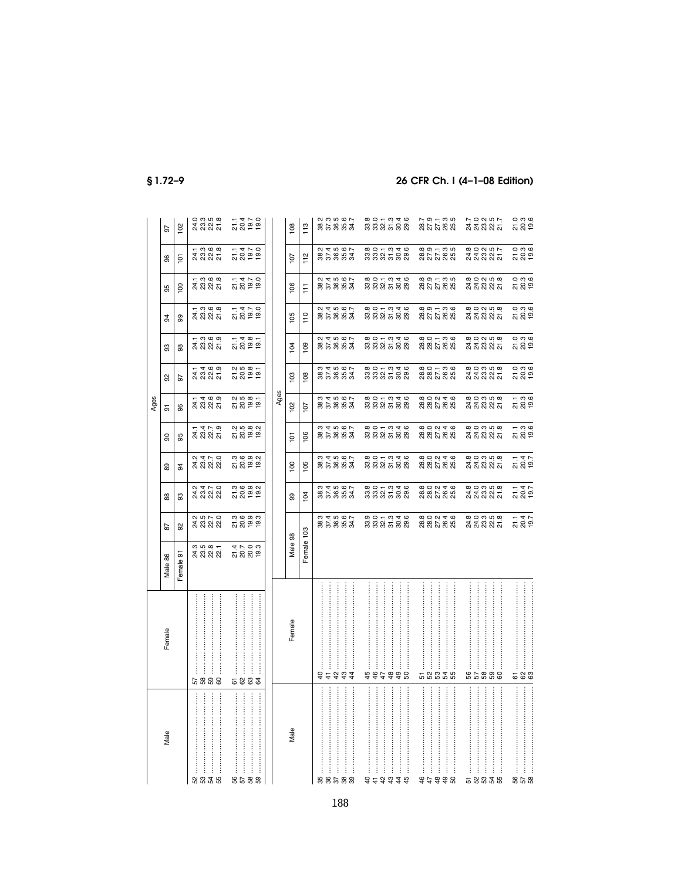| Male | Female | Ages | | | | | | | | | | | |
|---|---|---|---|---|---|---|---|---|---|---|---|---|---|
| | | Male 86 | 87 | 88 | 89 | 90 | 91 | 92 | 93 | 94 | 95 | 96 | 97 |
| | | Female 91 | 92 | 93 | 94 | 95 | 96 | 97 | 98 | 99 | 100 | 101 | 102 |
| 52 | 57 | 24.3 | 24.2 | 24.2 | 24.2 | 24.1 | 24.1 | 24.1 | 24.1 | 24.1 | 24.1 | 24.1 | 24.0 |
| 53 | 58 | 23.5 | 23.5 | 23.4 | 23.4 | 23.4 | 23.4 | 23.4 | 23.3 | 23.3 | 23.3 | 23.3 | 23.3 |
| 54 | 59 | 22.8 | 22.7 | 22.7 | 22.7 | 22.7 | 22.6 | 22.6 | 22.6 | 22.6 | 22.6 | 22.6 | 22.5 |
| 55 | 60 | 22.1 | 22.0 | 22.0 | 22.0 | 21.9 | 21.9 | 21.9 | 21.9 | 21.8 | 21.8 | 21.8 | 21.8 |
| 56 | 61 | 21.4 | 21.3 | 21.3 | 21.3 | 21.2 | 21.2 | 21.2 | 21.1 | 21.1 | 21.1 | 21.1 | 21.1 |
| 57 | 62 | 20.7 | 20.6 | 20.6 | 20.6 | 20.5 | 20.5 | 20.5 | 20.4 | 20.4 | 20.4 | 20.4 | 20.4 |
| 58 | 63 | 20.0 | 19.9 | 19.9 | 19.9 | 19.8 | 19.8 | 19.8 | 19.8 | 19.7 | 19.7 | 19.7 | 19.7 |
| 59 | 64 | 19.3 | 19.3 | 19.2 | 19.2 | 19.2 | 19.1 | 19.1 | 19.1 | 19.0 | 19.0 | 19.0 | 19.0 |

| Male | Female | Ages | | | | | | | | | | |
|---|---|---|---|---|---|---|---|---|---|---|---|---|
| | | Male 98 | 99 | 100 | 101 | 102 | 103 | 104 | 105 | 106 | 107 | 108 |
| | | Female 103 | 104 | 105 | 106 | 107 | 108 | 109 | 110 | 111 | 112 | 113 |
| 35 | 40 | 38.3 | 38.3 | 38.3 | 38.3 | 38.3 | 38.3 | 38.2 | 38.2 | 38.2 | 38.2 | 38.2 |
| 36 | 41 | 37.4 | 37.4 | 37.4 | 37.4 | 37.4 | 37.4 | 37.4 | 37.4 | 37.4 | 37.4 | 37.3 |
| 37 | 42 | 36.5 | 36.5 | 36.5 | 36.5 | 36.5 | 36.5 | 36.5 | 36.5 | 36.5 | 36.5 | 36.5 |
| 38 | 43 | 35.6 | 35.6 | 35.6 | 35.6 | 35.6 | 35.6 | 35.6 | 35.6 | 35.6 | 35.6 | 35.6 |
| 39 | 44 | 34.7 | 34.7 | 34.7 | 34.7 | 34.7 | 34.7 | 34.7 | 34.7 | 34.7 | 34.7 | 34.7 |
| 40 | 45 | 33.9 | 33.8 | 33.8 | 33.8 | 33.8 | 33.8 | 33.8 | 33.8 | 33.8 | 33.8 | 33.8 |
| 41 | 46 | 33.0 | 33.0 | 33.0 | 33.0 | 33.0 | 33.0 | 33.0 | 33.0 | 33.0 | 33.0 | 33.0 |
| 42 | 47 | 32.1 | 32.1 | 32.1 | 32.1 | 32.1 | 32.1 | 32.1 | 32.1 | 32.1 | 32.1 | 32.1 |
| 43 | 48 | 31.3 | 31.3 | 31.3 | 31.3 | 31.3 | 31.3 | 31.3 | 31.3 | 31.3 | 31.3 | 31.3 |
| 44 | 49 | 30.4 | 30.4 | 30.4 | 30.4 | 30.4 | 30.4 | 30.4 | 30.4 | 30.4 | 30.4 | 30.4 |
| 45 | 50 | 29.6 | 29.6 | 29.6 | 29.6 | 29.6 | 29.6 | 29.6 | 29.6 | 29.6 | 29.6 | 29.6 |
| 46 | 51 | 28.8 | 28.8 | 28.8 | 28.8 | 28.8 | 28.8 | 28.8 | 28.8 | 28.8 | 28.8 | 28.7 |
| 47 | 52 | 28.0 | 28.0 | 28.0 | 28.0 | 28.0 | 28.0 | 28.0 | 27.9 | 27.9 | 27.9 | 27.9 |
| 48 | 53 | 27.2 | 27.2 | 27.2 | 27.2 | 27.2 | 27.1 | 27.1 | 27.1 | 27.1 | 27.1 | 27.1 |
| 49 | 54 | 26.4 | 26.4 | 26.4 | 26.4 | 26.4 | 26.3 | 26.3 | 26.3 | 26.3 | 26.3 | 26.3 |
| 50 | 55 | 25.6 | 25.6 | 25.6 | 25.6 | 25.6 | 25.6 | 25.6 | 25.6 | 25.5 | 25.5 | 25.5 |
| 51 | 56 | 24.8 | 24.8 | 24.8 | 24.8 | 24.8 | 24.8 | 24.8 | 24.8 | 24.8 | 24.8 | 24.7 |
| 52 | 57 | 24.0 | 24.0 | 24.0 | 24.0 | 24.0 | 24.0 | 24.0 | 24.0 | 24.0 | 24.0 | 24.0 |
| 53 | 58 | 23.3 | 23.3 | 23.3 | 23.3 | 23.3 | 23.3 | 23.2 | 23.2 | 23.2 | 23.2 | 23.2 |
| 54 | 59 | 22.5 | 22.5 | 22.5 | 22.5 | 22.5 | 22.5 | 22.5 | 22.5 | 22.5 | 22.5 | 22.5 |
| 55 | 60 | 21.8 | 21.8 | 21.8 | 21.8 | 21.8 | 21.8 | 21.8 | 21.8 | 21.8 | 21.7 | 21.7 |
| 56 | 61 | 21.1 | 21.1 | 21.1 | 21.1 | 21.1 | 21.0 | 21.0 | 21.0 | 21.0 | 21.0 | 21.0 |
| 57 | 62 | 20.4 | 20.4 | 20.4 | 20.3 | 20.3 | 20.3 | 20.3 | 20.3 | 20.3 | 20.3 | 20.3 |
| 58 | 63 | 19.7 | 19.7 | 19.7 | 19.6 | 19.6 | 19.6 | 19.6 | 19.6 | 19.6 | 19.6 | 19.6 |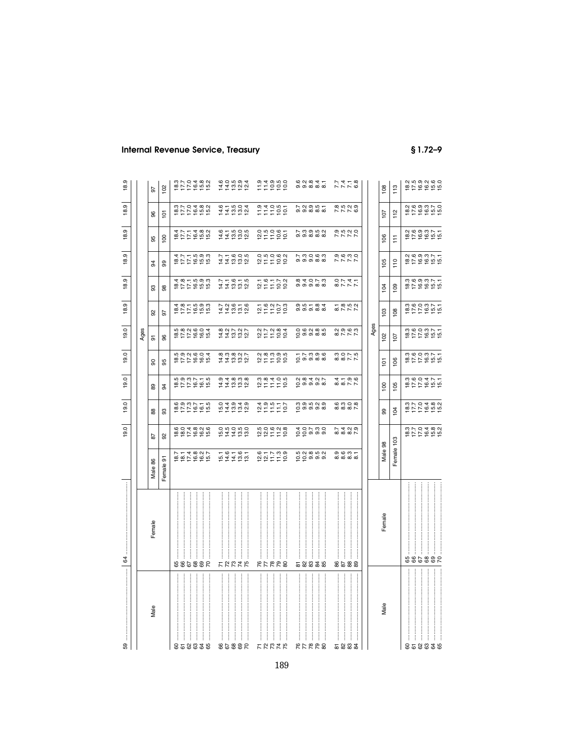| 59 | 64 | | 19.0 | 19.0 | 19.0 | 19.0 | 19.0 | 18.9 | 18.9 | 18.9 | 18.9 | 18.9 | 18.9 |
|---|---|---|---|---|---|---|---|---|---|---|---|---|---|

| Male | Female | Ages | | | | | | | | | | | |
|---|---|---|---|---|---|---|---|---|---|---|---|---|---|
| | | Male 86 | 87 | 88 | 89 | 90 | 91 | 92 | 93 | 94 | 95 | 96 | 97 |
| | | Female 91 | 92 | 93 | 94 | 95 | 96 | 97 | 98 | 99 | 100 | 101 | 102 |
| 60 | 65 | 18.7 | 18.6 | 18.6 | 18.5 | 18.5 | 18.5 | 18.4 | 18.4 | 18.4 | 18.4 | 18.3 | 18.3 |
| 61 | 66 | 18.1 | 18.0 | 17.9 | 17.9 | 17.9 | 17.8 | 17.8 | 17.8 | 17.7 | 17.7 | 17.7 | 17.7 |
| 62 | 67 | 17.4 | 17.4 | 17.3 | 17.3 | 17.2 | 17.2 | 17.1 | 17.1 | 17.1 | 17.1 | 17.0 | 17.0 |
| 63 | 68 | 16.8 | 16.8 | 16.7 | 16.7 | 16.6 | 16.6 | 16.5 | 16.5 | 16.5 | 16.4 | 16.4 | 16.4 |
| 64 | 69 | 16.2 | 16.2 | 16.1 | 16.1 | 16.0 | 16.0 | 15.9 | 15.9 | 15.9 | 15.8 | 15.8 | 15.8 |
| 65 | 70 | 15.7 | 15.6 | 15.5 | 15.5 | 15.4 | 15.4 | 15.3 | 15.3 | 15.3 | 15.2 | 15.2 | 15.2 |
| 66 | 71 | 15.1 | 15.0 | 15.0 | 14.9 | 14.8 | 14.8 | 14.7 | 14.7 | 14.7 | 14.6 | 14.6 | 14.6 |
| 67 | 72 | 14.6 | 14.5 | 14.4 | 14.4 | 14.3 | 14.2 | 14.2 | 14.1 | 14.1 | 14.1 | 14.1 | 14.0 |
| 68 | 73 | 14.1 | 14.0 | 13.9 | 13.8 | 13.8 | 13.7 | 13.6 | 13.6 | 13.6 | 13.5 | 13.5 | 13.5 |
| 69 | 74 | 13.6 | 13.5 | 13.4 | 13.3 | 13.2 | 13.2 | 13.1 | 13.1 | 13.0 | 13.0 | 13.0 | 12.9 |
| 70 | 75 | 13.1 | 13.0 | 12.9 | 12.8 | 12.7 | 12.7 | 12.6 | 12.5 | 12.5 | 12.5 | 12.4 | 12.4 |
| 71 | 76 | 12.6 | 12.5 | 12.4 | 12.3 | 12.2 | 12.2 | 12.1 | 12.1 | 12.0 | 12.0 | 11.9 | 11.9 |
| 72 | 77 | 12.1 | 12.0 | 11.9 | 11.8 | 11.8 | 11.7 | 11.7 | 11.6 | 11.5 | 11.5 | 11.4 | 11.4 |
| 73 | 78 | 11.6 | 11.6 | 11.5 | 11.4 | 11.3 | 11.2 | 11.2 | 11.1 | 11.0 | 11.0 | 11.0 | 10.9 |
| 74 | 79 | 11.2 | 11.2 | 11.1 | 11.0 | 10.9 | 10.8 | 10.7 | 10.7 | 10.6 | 10.6 | 10.5 | 10.5 |
| 75 | 80 | 10.9 | 10.8 | 10.7 | 10.5 | 10.5 | 10.4 | 10.3 | 10.2 | 10.2 | 10.1 | 10.1 | 10.0 |
| 76 | 81 | 10.5 | 10.4 | 10.3 | 10.2 | 10.1 | 10.0 | 9.9 | 9.8 | 9.7 | 9.7 | 9.7 | 9.6 |
| 77 | 82 | 10.2 | 10.0 | 9.9 | 9.8 | 9.7 | 9.6 | 9.5 | 9.4 | 9.3 | 9.3 | 9.2 | 9.2 |
| 78 | 83 | 9.8 | 9.7 | 9.5 | 9.4 | 9.3 | 9.2 | 9.1 | 9.0 | 9.0 | 8.9 | 8.9 | 8.8 |
| 79 | 84 | 9.5 | 9.3 | 9.2 | 9.2 | 8.9 | 8.8 | 8.8 | 8.7 | 8.6 | 8.5 | 8.5 | 8.4 |
| 80 | 85 | 9.2 | 9.0 | 8.9 | 8.7 | 8.6 | 8.5 | 8.4 | 8.3 | 8.3 | 8.2 | 8.1 | 8.1 |
| 81 | 86 | 8.9 | 8.7 | 8.6 | 8.4 | 8.3 | 8.2 | 8.1 | 8.0 | 7.9 | 7.9 | 7.8 | 7.7 |
| 82 | 87 | 8.6 | 8.4 | 8.3 | 8.1 | 8.0 | 7.9 | 7.8 | 7.7 | 7.6 | 7.5 | 7.5 | 7.4 |
| 83 | 88 | 8.3 | 8.2 | 8.0 | 7.9 | 7.7 | 7.6 | 7.5 | 7.4 | 7.3 | 7.2 | 7.2 | 7.1 |
| 84 | 89 | 8.1 | 7.9 | 7.8 | 7.6 | 7.5 | 7.3 | 7.2 | 7.1 | 7.0 | 7.0 | 6.9 | 6.8 |

| Male | Female | Ages | | | | | | | | | | |
|---|---|---|---|---|---|---|---|---|---|---|---|---|
| | | Male 98 | 99 | 100 | 101 | 102 | 103 | 104 | 105 | 106 | 107 | 108 |
| | | Female 103 | 104 | 105 | 106 | 107 | 108 | 109 | 110 | 111 | 112 | 113 |
| 60 | 65 | 18.3 | 18.3 | 18.3 | 18.3 | 18.3 | 18.3 | 18.3 | 18.2 | 18.2 | 18.2 | 18.2 |
| 61 | 66 | 17.7 | 17.7 | 17.6 | 17.6 | 17.6 | 17.6 | 17.6 | 17.6 | 17.6 | 17.6 | 17.5 |
| 62 | 67 | 17.0 | 17.0 | 17.0 | 17.0 | 17.0 | 17.0 | 16.9 | 16.9 | 16.9 | 16.9 | 16.9 |
| 63 | 68 | 16.4 | 16.4 | 16.4 | 16.3 | 16.3 | 16.3 | 16.3 | 16.3 | 16.3 | 16.3 | 16.2 |
| 64 | 69 | 15.8 | 15.8 | 15.7 | 15.7 | 15.7 | 15.7 | 15.7 | 15.7 | 15.7 | 15.7 | 15.6 |
| 65 | 70 | 15.2 | 15.2 | 15.1 | 15.1 | 15.1 | 15.1 | 15.1 | 15.1 | 15.1 | 15.0 | 15.0 |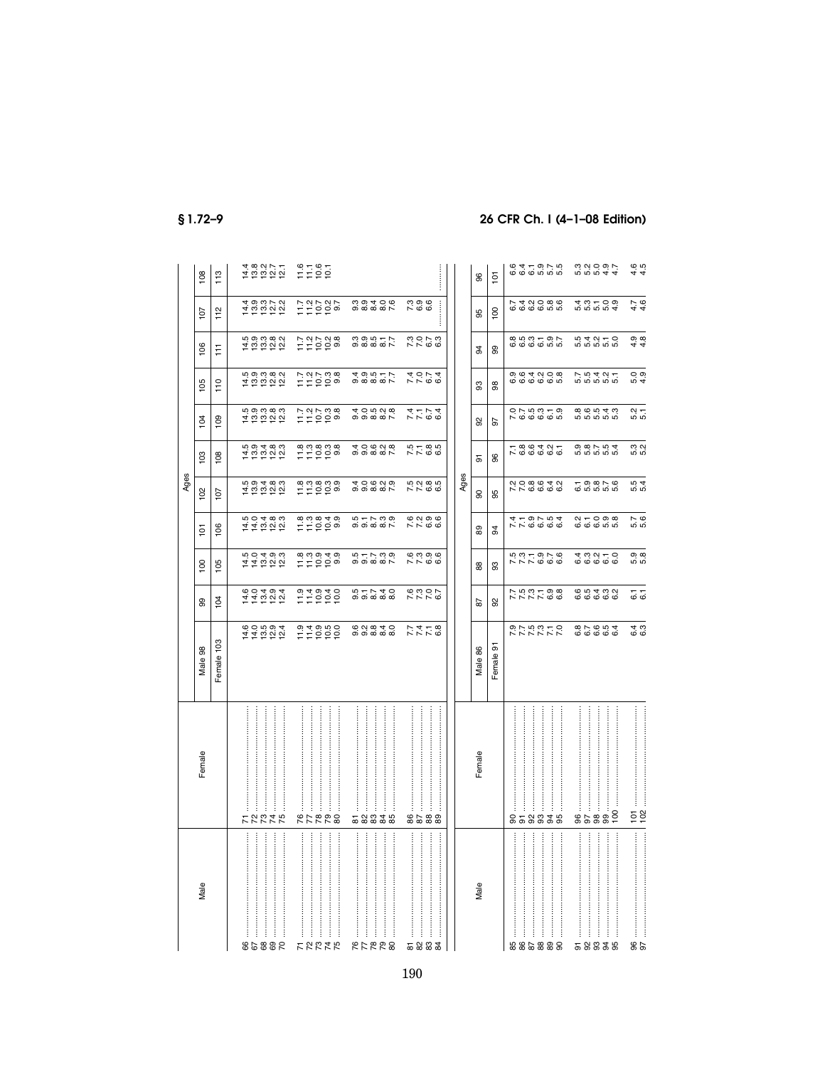| Male | Female | Ages | | | | | | | | | | |
|---|---|---|---|---|---|---|---|---|---|---|---|---|
| | | Male 98 | 99 | 100 | 101 | 102 | 103 | 104 | 105 | 106 | 107 | 108 |
| | | Female 103 | 104 | 105 | 106 | 107 | 108 | 109 | 110 | 111 | 112 | 113 |
| 66 | 71 | 14.6 | 14.6 | 14.5 | 14.5 | 14.5 | 14.5 | 14.5 | 14.5 | 14.5 | 14.4 | 14.4 |
| 67 | 72 | 14.0 | 14.0 | 14.0 | 14.0 | 13.9 | 13.9 | 13.9 | 13.9 | 13.9 | 13.9 | 13.8 |
| 68 | 73 | 13.5 | 13.4 | 13.4 | 13.4 | 13.4 | 13.4 | 13.3 | 13.3 | 13.3 | 13.3 | 13.2 |
| 69 | 74 | 12.9 | 12.9 | 12.9 | 12.8 | 12.8 | 12.8 | 12.8 | 12.8 | 12.8 | 12.7 | 12.7 |
| 70 | 75 | 12.4 | 12.4 | 12.3 | 12.3 | 12.3 | 12.3 | 12.3 | 12.2 | 12.2 | 12.2 | 12.1 |
| 71 | 76 | 11.9 | 11.9 | 11.8 | 11.8 | 11.8 | 11.8 | 11.7 | 11.7 | 11.7 | 11.7 | 11.6 |
| 72 | 77 | 11.4 | 11.4 | 11.4 | 11.3 | 11.3 | 11.3 | 11.2 | 11.2 | 11.2 | 11.2 | 11.1 |
| 73 | 78 | 10.9 | 10.9 | 10.9 | 10.8 | 10.8 | 10.8 | 10.7 | 10.7 | 10.7 | 10.7 | 10.6 |
| 74 | 79 | 10.5 | 10.4 | 10.4 | 10.4 | 10.3 | 10.3 | 10.3 | 10.3 | 10.2 | 10.2 | 10.1 |
| 75 | 80 | 10.0 | 10.0 | 9.9 | 9.9 | 9.9 | 9.8 | 9.8 | 9.8 | 9.8 | 9.7 | |
| 76 | 81 | 9.6 | 9.5 | 9.5 | 9.5 | 9.4 | 9.4 | 9.4 | 9.4 | 9.3 | 9.3 | |
| 77 | 82 | 9.2 | 9.1 | 9.1 | 9.1 | 9.0 | 9.0 | 9.0 | 8.9 | 8.9 | 8.9 | |
| 78 | 83 | 8.8 | 8.7 | 8.7 | 8.7 | 8.6 | 8.6 | 8.5 | 8.5 | 8.5 | 8.4 | |
| 79 | 84 | 8.4 | 8.4 | 8.3 | 8.3 | 8.2 | 8.2 | 8.2 | 8.1 | 8.1 | 8.0 | |
| 80 | 85 | 8.0 | 8.0 | 7.9 | 7.9 | 7.9 | 7.8 | 7.8 | 7.7 | 7.7 | 7.6 | |
| 81 | 86 | 7.7 | 7.6 | 7.6 | 7.6 | 7.5 | 7.5 | 7.4 | 7.4 | 7.3 | 7.3 | |
| 82 | 87 | 7.4 | 7.3 | 7.3 | 7.2 | 7.2 | 7.1 | 7.1 | 7.0 | 7.0 | 6.9 | |
| 83 | 88 | 7.1 | 7.0 | 6.9 | 6.9 | 6.8 | 6.8 | 6.7 | 6.7 | 6.7 | 6.6 | |
| 84 | 89 | 6.8 | 6.7 | 6.6 | 6.6 | 6.5 | 6.5 | 6.4 | 6.4 | 6.3 | ......... | ......... |

| Male | Female | Ages | | | | | | | | | | |
|---|---|---|---|---|---|---|---|---|---|---|---|---|
| | | Male 86 | 87 | 88 | 89 | 90 | 91 | 92 | 93 | 94 | 95 | 96 |
| | | Female 91 | 92 | 93 | 94 | 95 | 96 | 97 | 98 | 99 | 100 | 101 |
| 85 | 90 | 7.9 | 7.7 | 7.5 | 7.4 | 7.2 | 7.1 | 7.0 | 6.9 | 6.8 | 6.7 | 6.6 |
| 86 | 91 | 7.7 | 7.5 | 7.3 | 7.1 | 7.0 | 6.8 | 6.7 | 6.6 | 6.5 | 6.4 | 6.4 |
| 87 | 92 | 7.5 | 7.3 | 7.1 | 6.9 | 6.8 | 6.6 | 6.5 | 6.4 | 6.3 | 6.2 | 6.1 |
| 88 | 93 | 7.3 | 7.1 | 6.9 | 6.7 | 6.6 | 6.4 | 6.3 | 6.2 | 6.1 | 6.0 | 5.9 |
| 89 | 94 | 7.1 | 6.9 | 6.7 | 6.5 | 6.4 | 6.2 | 6.1 | 6.0 | 5.9 | 5.8 | 5.7 |
| 90 | 95 | 7.0 | 6.8 | 6.6 | 6.4 | 6.2 | 6.1 | 5.9 | 5.8 | 5.7 | 5.6 | 5.5 |
| 91 | 96 | 6.8 | 6.6 | 6.4 | 6.2 | 6.1 | 5.9 | 5.8 | 5.7 | 5.5 | 5.4 | 5.3 |
| 92 | 97 | 6.7 | 6.5 | 6.3 | 6.1 | 5.9 | 5.8 | 5.6 | 5.5 | 5.4 | 5.3 | 5.2 |
| 93 | 98 | 6.6 | 6.4 | 6.2 | 6.0 | 5.8 | 5.7 | 5.5 | 5.4 | 5.2 | 5.1 | 5.0 |
| 94 | 99 | 6.5 | 6.3 | 6.1 | 5.9 | 5.7 | 5.5 | 5.4 | 5.2 | 5.1 | 5.0 | 4.9 |
| 95 | 100 | 6.4 | 6.2 | 6.0 | 5.8 | 5.6 | 5.4 | 5.3 | 5.1 | 5.0 | 4.9 | 4.7 |
| 96 | 101 | 6.4 | 6.1 | 5.9 | 5.7 | 5.5 | 5.3 | 5.2 | 5.0 | 4.9 | 4.7 | 4.6 |
| 97 | 102 | 6.3 | 6.1 | 5.8 | 5.6 | 5.4 | 5.2 | 5.1 | 4.9 | 4.8 | 4.6 | 4.5 |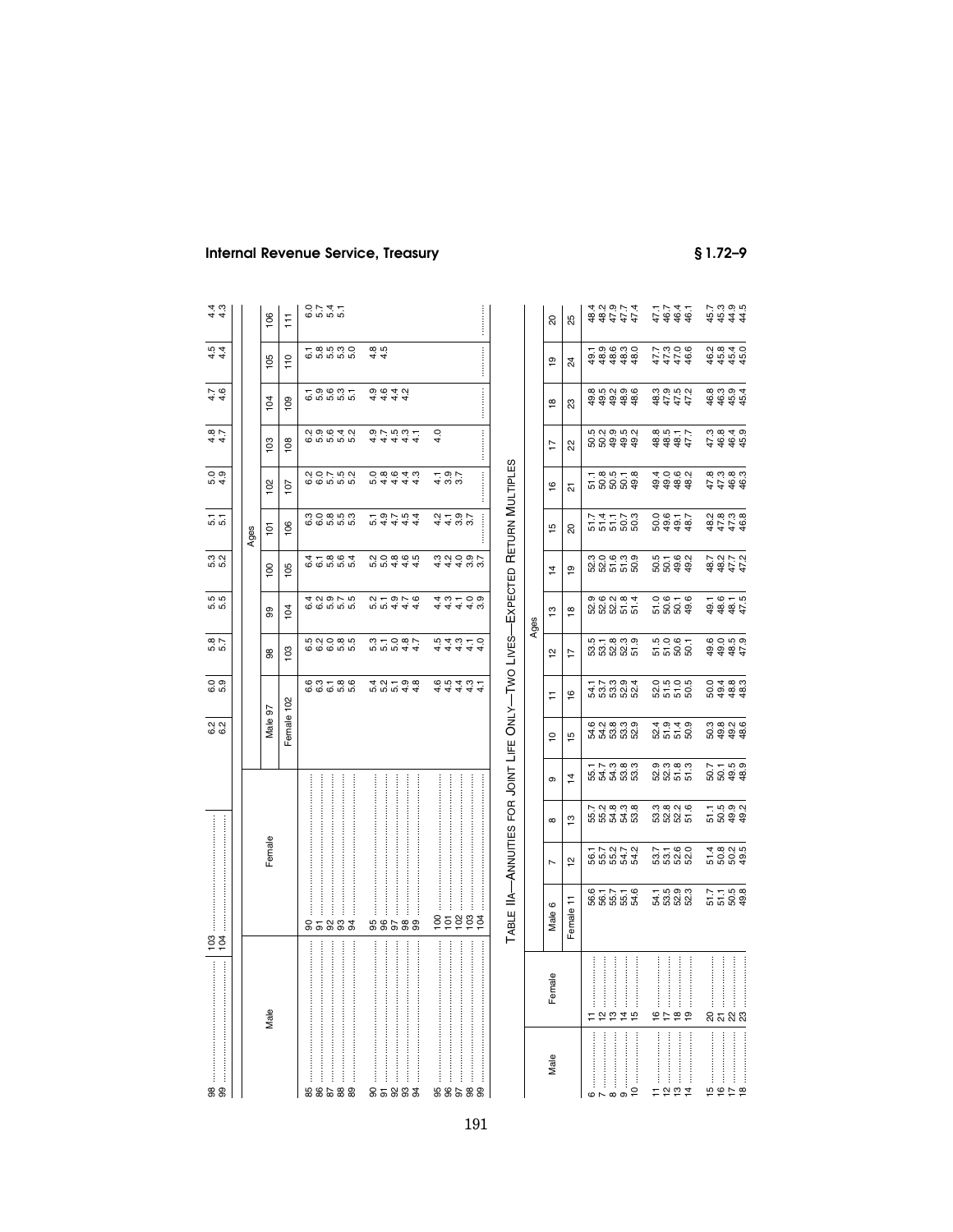| Male | Female | | | | | | | | | | | |
|---|---|---|---|---|---|---|---|---|---|---|---|---|
| 98 | 103 | 6.2 | 6.0 | 5.8 | 5.5 | 5.3 | 5.1 | 5.0 | 4.8 | 4.7 | 4.5 | 4.4 |
| 99 | 104 | 6.2 | 5.9 | 5.7 | 5.5 | 5.2 | 5.1 | 4.9 | 4.7 | 4.6 | 4.4 | 4.3 |

| Male | Female | Ages | | | | | | | | | |
|---|---|---|---|---|---|---|---|---|---|---|---|
| | | Male 97 | 98 | 99 | 100 | 101 | 102 | 103 | 104 | 105 | 106 |
| | | Female 102 | 103 | 104 | 105 | 106 | 107 | 108 | 109 | 110 | 111 |
| 85 | 90 | 6.6 | 6.5 | 6.4 | 6.4 | 6.3 | 6.2 | 6.2 | 6.1 | 6.1 | 6.0 |
| 86 | 91 | 6.3 | 6.2 | 6.2 | 6.1 | 6.0 | 6.0 | 5.9 | 5.9 | 5.8 | 5.7 |
| 87 | 92 | 6.1 | 6.0 | 5.9 | 5.8 | 5.8 | 5.7 | 5.6 | 5.6 | 5.5 | 5.4 |
| 88 | 93 | 5.8 | 5.8 | 5.7 | 5.6 | 5.5 | 5.5 | 5.4 | 5.3 | 5.3 | 5.1 |
| 89 | 94 | 5.6 | 5.5 | 5.5 | 5.4 | 5.3 | 5.2 | 5.2 | 5.1 | 5.0 | |
| 90 | 95 | 5.4 | 5.3 | 5.2 | 5.2 | 5.1 | 5.0 | 4.9 | 4.9 | 4.8 | |
| 91 | 96 | 5.2 | 5.1 | 5.1 | 5.0 | 4.9 | 4.8 | 4.7 | 4.6 | 4.5 | |
| 92 | 97 | 5.1 | 5.0 | 4.9 | 4.8 | 4.7 | 4.6 | 4.5 | 4.4 | | |
| 93 | 98 | 4.9 | 4.8 | 4.7 | 4.6 | 4.5 | 4.4 | 4.3 | 4.2 | | |
| 94 | 99 | 4.8 | 4.7 | 4.6 | 4.5 | 4.4 | 4.3 | 4.1 | | | |
| 95 | 100 | 4.6 | 4.5 | 4.4 | 4.3 | 4.2 | 4.1 | 4.0 | | | |
| 96 | 101 | 4.5 | 4.4 | 4.3 | 4.2 | 4.1 | 3.9 | | | | |
| 97 | 102 | 4.4 | 4.3 | 4.1 | 4.0 | 3.9 | 3.7 | | | | |
| 98 | 103 | 4.3 | 4.1 | 4.0 | 3.9 | 3.7 | | | | | |
| 99 | 104 | 4.1 | 4.0 | 3.9 | 3.7 | | | | | | |

TABLE IIA—ANNUITIES FOR JOINT LIFE ONLY—TWO LIVES—EXPECTED RETURN MULTIPLES

| Male | Female | Ages | | | | | | | | | | | | | | |
|---|---|---|---|---|---|---|---|---|---|---|---|---|---|---|---|---|
| | | Male 6 | 7 | 8 | 9 | 10 | 11 | 12 | 13 | 14 | 15 | 16 | 17 | 18 | 19 | 20 |
| | | Female 11 | 12 | 13 | 14 | 15 | 16 | 17 | 18 | 19 | 20 | 21 | 22 | 23 | 24 | 25 |
| 6 | 11 | 56.6 | 56.1 | 55.7 | 55.1 | 54.6 | 54.1 | 53.5 | 52.9 | 52.3 | 51.7 | 51.1 | 50.5 | 49.8 | 49.1 | 48.4 |
| 7 | 12 | 56.1 | 55.7 | 55.2 | 54.7 | 54.2 | 53.7 | 53.1 | 52.6 | 52.0 | 51.4 | 50.8 | 50.2 | 49.5 | 48.9 | 48.2 |
| 8 | 13 | 55.7 | 55.2 | 54.8 | 54.3 | 53.8 | 53.3 | 52.8 | 52.2 | 51.6 | 51.1 | 50.5 | 49.9 | 49.2 | 48.6 | 47.9 |
| 9 | 14 | 55.1 | 54.7 | 54.3 | 53.8 | 53.3 | 52.9 | 52.3 | 51.8 | 51.3 | 50.7 | 50.1 | 49.5 | 48.9 | 48.3 | 47.7 |
| 10 | 15 | 54.6 | 54.2 | 53.8 | 53.3 | 52.9 | 52.4 | 51.9 | 51.4 | 50.9 | 50.3 | 49.8 | 49.2 | 48.6 | 48.0 | 47.4 |
| 11 | 16 | 54.1 | 53.7 | 53.3 | 52.9 | 52.4 | 52.0 | 51.5 | 51.0 | 50.5 | 50.0 | 49.4 | 48.8 | 48.3 | 47.7 | 47.1 |
| 12 | 17 | 53.5 | 53.1 | 52.8 | 52.3 | 51.9 | 51.5 | 51.0 | 50.6 | 50.1 | 49.6 | 49.0 | 48.5 | 47.9 | 47.3 | 46.7 |
| 13 | 18 | 52.9 | 52.6 | 52.2 | 51.8 | 51.4 | 51.0 | 50.6 | 50.1 | 49.6 | 49.1 | 48.6 | 48.1 | 47.5 | 47.0 | 46.4 |
| 14 | 19 | 52.3 | 52.0 | 51.6 | 51.3 | 50.9 | 50.5 | 50.1 | 49.6 | 49.2 | 48.7 | 48.2 | 47.7 | 47.2 | 46.6 | 46.1 |
| 15 | 20 | 51.7 | 51.4 | 51.1 | 50.7 | 50.3 | 50.0 | 49.6 | 49.1 | 48.7 | 48.2 | 47.8 | 47.3 | 46.8 | 46.2 | 45.7 |
| 16 | 21 | 51.1 | 50.8 | 50.5 | 50.1 | 49.8 | 49.4 | 49.0 | 48.6 | 48.2 | 47.8 | 47.3 | 46.8 | 46.3 | 45.8 | 45.3 |
| 17 | 22 | 50.5 | 50.2 | 49.9 | 49.5 | 49.2 | 48.8 | 48.5 | 48.1 | 47.7 | 47.3 | 46.8 | 46.4 | 45.9 | 45.4 | 44.9 |
| 18 | 23 | 49.8 | 49.5 | 49.2 | 48.9 | 48.6 | 48.3 | 47.9 | 47.5 | 47.2 | 46.8 | 46.3 | 45.9 | 45.4 | 45.0 | 44.5 |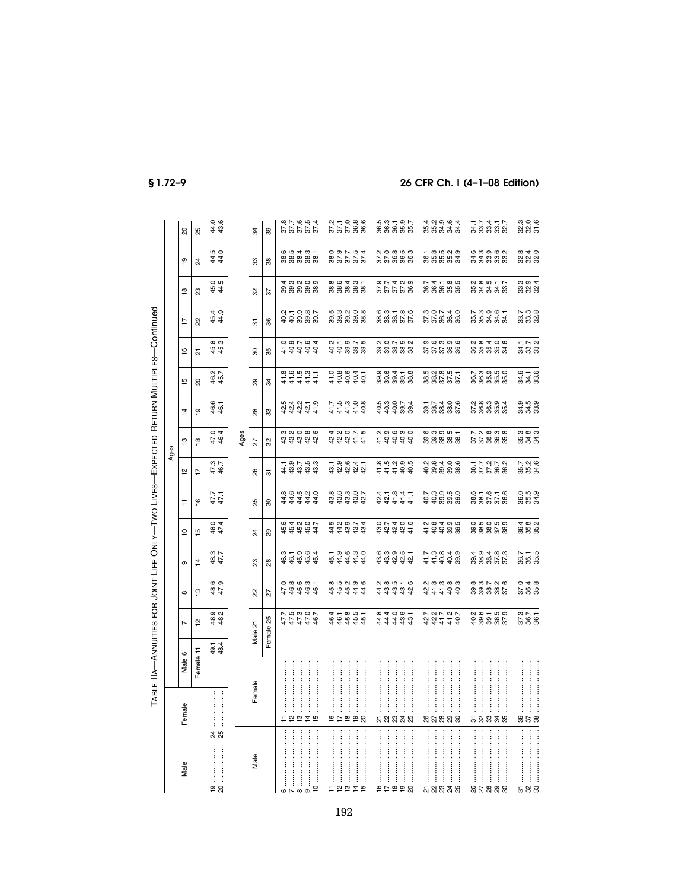TABLE IIA—ANNUITIES FOR JOINT LIFE ONLY—TWO LIVES—EXPECTED RETURN MULTIPLES—Continued

| Male | Female | Male 6 | 7 | 8 | 9 | 10 | 11 | 12 | 13 | 14 | 15 | 16 | 17 | 18 | 19 | 20 |
|---|---|---|---|---|---|---|---|---|---|---|---|---|---|---|---|---|
| | | Female 11 | 12 | 13 | 14 | 15 | 16 | 17 | 18 | 19 | 20 | 21 | 22 | 23 | 24 | 25 |
| 19 | 24 | 49.1 | 48.9 | 48.6 | 48.3 | 48.0 | 47.7 | 47.3 | 47.0 | 46.6 | 46.2 | 45.8 | 45.4 | 45.0 | 44.5 | 44.0 |
| 20 | 25 | 48.4 | 48.2 | 47.9 | 47.7 | 47.4 | 47.1 | 46.7 | 46.4 | 46.1 | 45.7 | 45.3 | 44.9 | 44.5 | 44.0 | 43.6 |

| Male | Female | Male 21 | 22 | 23 | 24 | 25 | 26 | 27 | 28 | 29 | 30 | 31 | 32 | 33 | 34 |
|---|---|---|---|---|---|---|---|---|---|---|---|---|---|---|---|
| | | Female 26 | 27 | 28 | 29 | 30 | 31 | 32 | 33 | 34 | 35 | 36 | 37 | 38 | 39 |
| 6 | 11 | 47.7 | 47.0 | 46.3 | 45.6 | 44.8 | 44.1 | 43.3 | 42.5 | 41.8 | 41.0 | 40.2 | 39.4 | 38.6 | 37.8 |
| 7 | 12 | 47.5 | 46.8 | 46.1 | 45.4 | 44.6 | 43.9 | 43.2 | 42.4 | 41.6 | 40.9 | 40.1 | 39.3 | 38.5 | 37.7 |
| 8 | 13 | 47.3 | 46.6 | 45.9 | 45.2 | 44.5 | 43.7 | 43.0 | 42.2 | 41.5 | 40.7 | 39.9 | 39.2 | 38.4 | 37.6 |
| 9 | 14 | 47.0 | 46.3 | 45.6 | 45.0 | 44.2 | 43.5 | 42.8 | 42.1 | 41.3 | 40.6 | 39.8 | 39.0 | 38.3 | 37.5 |
| 10 | 15 | 46.7 | 46.1 | 45.4 | 44.7 | 44.0 | 43.3 | 42.6 | 41.9 | 41.1 | 40.4 | 39.7 | 38.9 | 38.1 | 37.4 |
| 11 | 16 | 46.4 | 45.8 | 45.1 | 44.5 | 43.8 | 43.1 | 42.4 | 41.7 | 41.0 | 40.2 | 39.5 | 38.8 | 38.0 | 37.2 |
| 12 | 17 | 46.1 | 45.5 | 44.9 | 44.2 | 43.6 | 42.9 | 42.2 | 41.5 | 40.8 | 40.1 | 39.3 | 38.6 | 37.9 | 37.1 |
| 13 | 18 | 45.8 | 45.2 | 44.6 | 43.9 | 43.3 | 42.6 | 42.0 | 41.3 | 40.6 | 39.9 | 39.2 | 38.4 | 37.7 | 37.0 |
| 14 | 19 | 45.5 | 44.9 | 44.3 | 43.7 | 43.0 | 42.4 | 41.7 | 41.0 | 40.4 | 39.7 | 39.0 | 38.3 | 37.5 | 36.8 |
| 15 | 20 | 45.1 | 44.6 | 44.0 | 43.4 | 42.7 | 42.1 | 41.5 | 40.8 | 40.1 | 39.5 | 38.8 | 38.1 | 37.4 | 36.6 |
| 16 | 21 | 44.8 | 44.2 | 43.6 | 43.0 | 42.4 | 41.8 | 41.2 | 40.5 | 39.9 | 39.2 | 38.6 | 37.9 | 37.2 | 36.5 |
| 17 | 22 | 44.4 | 43.8 | 43.3 | 42.7 | 42.1 | 41.5 | 40.9 | 40.3 | 39.6 | 39.0 | 38.3 | 37.7 | 37.0 | 36.3 |
| 18 | 23 | 44.0 | 43.5 | 42.9 | 42.4 | 41.8 | 41.2 | 40.6 | 40.0 | 39.4 | 38.7 | 38.1 | 37.4 | 36.8 | 36.1 |
| 19 | 24 | 43.6 | 43.1 | 42.5 | 42.0 | 41.4 | 40.9 | 40.3 | 39.7 | 39.1 | 38.5 | 37.8 | 37.2 | 36.5 | 35.9 |
| 20 | 25 | 43.1 | 42.6 | 42.1 | 41.6 | 41.1 | 40.5 | 40.0 | 39.4 | 38.8 | 38.2 | 37.6 | 36.9 | 36.3 | 35.7 |
| 21 | 26 | 42.7 | 42.2 | 41.7 | 41.2 | 40.7 | 40.2 | 39.6 | 39.1 | 38.5 | 37.9 | 37.3 | 36.7 | 36.1 | 35.4 |
| 22 | 27 | 42.2 | 41.8 | 41.3 | 40.8 | 40.3 | 39.8 | 39.3 | 38.7 | 38.2 | 37.6 | 37.0 | 36.4 | 35.8 | 35.2 |
| 23 | 28 | 41.7 | 41.3 | 40.8 | 40.4 | 39.9 | 39.4 | 38.9 | 38.4 | 37.8 | 37.3 | 36.7 | 36.1 | 35.5 | 34.9 |
| 24 | 29 | 41.2 | 40.8 | 40.4 | 39.9 | 39.5 | 39.0 | 38.5 | 38.0 | 37.5 | 36.9 | 36.4 | 35.8 | 35.2 | 34.6 |
| 25 | 30 | 40.7 | 40.3 | 39.9 | 39.5 | 39.0 | 38.6 | 38.1 | 37.6 | 37.1 | 36.6 | 36.0 | 35.5 | 34.9 | 34.4 |
| 26 | 31 | 40.2 | 39.8 | 39.4 | 39.0 | 38.6 | 38.1 | 37.7 | 37.2 | 36.7 | 36.2 | 35.7 | 35.2 | 34.6 | 34.1 |
| 27 | 32 | 39.6 | 39.3 | 38.9 | 38.5 | 38.1 | 37.7 | 37.2 | 36.8 | 36.3 | 35.8 | 35.3 | 34.8 | 34.3 | 33.7 |
| 28 | 33 | 39.1 | 38.7 | 38.4 | 38.0 | 37.6 | 37.2 | 36.8 | 36.3 | 35.9 | 35.4 | 34.9 | 34.5 | 33.9 | 33.4 |
| 29 | 34 | 38.5 | 38.2 | 37.8 | 37.5 | 37.1 | 36.7 | 36.3 | 35.9 | 35.5 | 35.0 | 34.6 | 34.1 | 33.6 | 33.1 |
| 30 | 35 | 37.9 | 37.6 | 37.3 | 36.9 | 36.6 | 36.2 | 35.8 | 35.4 | 35.0 | 34.6 | 34.1 | 33.7 | 33.2 | 32.7 |
| 31 | 36 | 37.3 | 37.0 | 36.7 | 36.4 | 36.0 | 35.7 | 35.3 | 34.9 | 34.6 | 34.1 | 33.7 | 33.3 | 32.8 | 32.3 |
| 32 | 37 | 36.7 | 36.4 | 36.1 | 35.8 | 35.5 | 35.2 | 34.8 | 34.5 | 34.1 | 33.7 | 33.3 | 32.9 | 32.4 | 32.0 |
| 33 | 38 | 36.1 | 35.8 | 35.5 | 35.2 | 34.9 | 34.6 | 34.3 | 33.9 | 33.6 | 33.2 | 32.8 | 32.4 | 32.0 | 31.6 |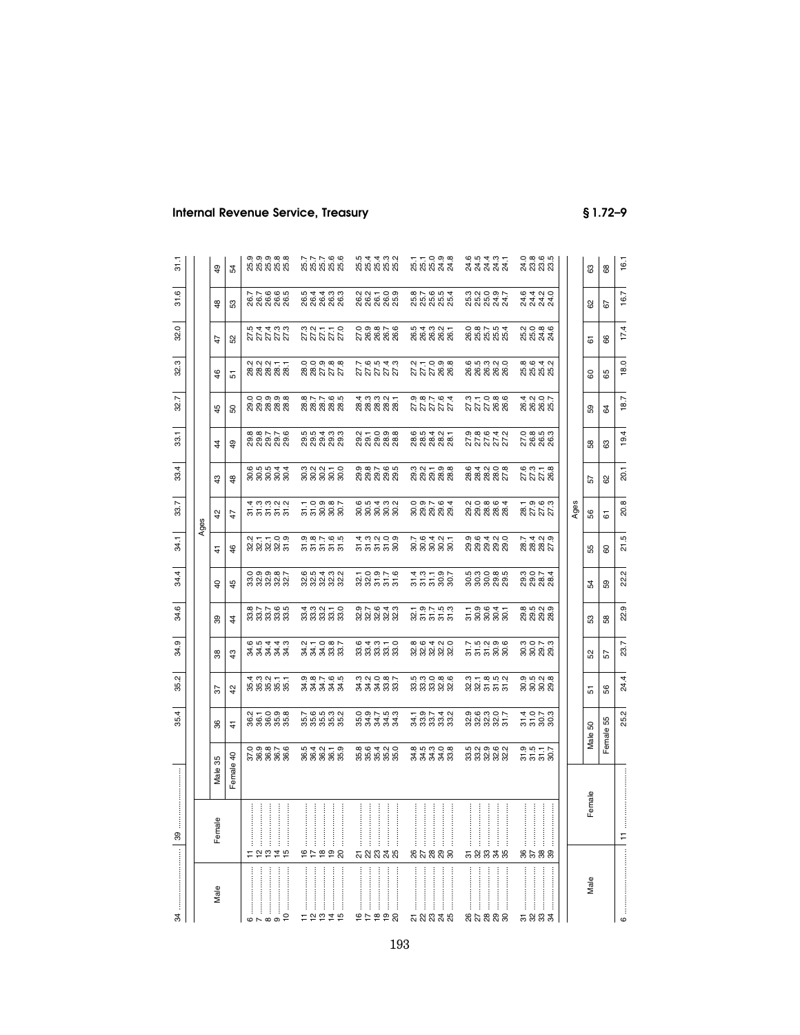| Male | Female | | | | | | | | | | | | | | |
|---|---|---|---|---|---|---|---|---|---|---|---|---|---|---|---|
| 34 | 39 | 35.4 | 35.2 | 34.9 | 34.6 | 34.4 | 34.1 | 33.7 | 33.4 | 33.1 | 32.7 | 32.3 | 32.0 | 31.6 | 31.1 |

| Male | Female | Ages | | | | | | | | | | | | | | |
|---|---|---|---|---|---|---|---|---|---|---|---|---|---|---|---|---|
| | | Male 35 | 36 | 37 | 38 | 39 | 40 | 41 | 42 | 43 | 44 | 45 | 46 | 47 | 48 | 49 |
| | | Female 40 | 41 | 42 | 43 | 44 | 45 | 46 | 47 | 48 | 49 | 50 | 51 | 52 | 53 | 54 |
| 6 | 11 | 37.0 | 36.2 | 35.4 | 34.6 | 33.8 | 33.0 | 32.2 | 31.4 | 30.6 | 29.8 | 29.0 | 28.2 | 27.5 | 26.7 | 25.9 |
| 7 | 12 | 36.9 | 36.1 | 35.3 | 34.5 | 33.7 | 32.9 | 32.1 | 31.3 | 30.5 | 29.8 | 29.0 | 28.2 | 27.4 | 26.7 | 25.9 |
| 8 | 13 | 36.8 | 36.0 | 35.2 | 34.4 | 33.7 | 32.9 | 32.1 | 31.3 | 30.5 | 29.7 | 28.9 | 28.2 | 27.4 | 26.6 | 25.9 |
| 9 | 14 | 36.7 | 35.9 | 35.1 | 34.4 | 33.6 | 32.8 | 32.0 | 31.2 | 30.4 | 29.7 | 28.9 | 28.1 | 27.3 | 26.6 | 25.8 |
| 10 | 15 | 36.6 | 35.8 | 35.1 | 34.3 | 33.5 | 32.7 | 31.9 | 31.2 | 30.4 | 29.6 | 28.8 | 28.1 | 27.3 | 26.5 | 25.8 |
| 11 | 16 | 36.5 | 35.7 | 34.9 | 34.2 | 33.4 | 32.6 | 31.9 | 31.1 | 30.3 | 29.5 | 28.8 | 28.0 | 27.3 | 26.5 | 25.7 |
| 12 | 17 | 36.4 | 35.6 | 34.8 | 34.1 | 33.3 | 32.5 | 31.8 | 31.0 | 30.2 | 29.5 | 28.7 | 28.0 | 27.2 | 26.4 | 25.7 |
| 13 | 18 | 36.2 | 35.5 | 34.7 | 34.0 | 33.2 | 32.4 | 31.7 | 30.9 | 30.2 | 29.4 | 28.7 | 27.9 | 27.1 | 26.4 | 25.7 |
| 14 | 19 | 36.1 | 35.3 | 34.6 | 33.8 | 33.1 | 32.3 | 31.6 | 30.8 | 30.1 | 29.3 | 28.6 | 27.8 | 27.1 | 26.3 | 25.6 |
| 15 | 20 | 35.9 | 35.2 | 34.5 | 33.7 | 33.0 | 32.2 | 31.5 | 30.7 | 30.0 | 29.3 | 28.5 | 27.8 | 27.0 | 26.3 | 25.6 |
| 16 | 21 | 35.8 | 35.0 | 34.3 | 33.6 | 32.9 | 32.1 | 31.4 | 30.6 | 29.9 | 29.2 | 28.4 | 27.7 | 27.0 | 26.2 | 25.5 |
| 17 | 22 | 35.6 | 34.9 | 34.2 | 33.4 | 32.7 | 32.0 | 31.3 | 30.5 | 29.8 | 29.1 | 28.3 | 27.6 | 26.9 | 26.2 | 25.4 |
| 18 | 23 | 35.4 | 34.7 | 34.0 | 33.3 | 32.6 | 31.9 | 31.2 | 30.4 | 29.7 | 29.0 | 28.3 | 27.5 | 26.8 | 26.1 | 25.4 |
| 19 | 24 | 35.2 | 34.5 | 33.8 | 33.1 | 32.4 | 31.7 | 31.0 | 30.3 | 29.6 | 28.9 | 28.2 | 27.4 | 26.7 | 26.0 | 25.3 |
| 20 | 25 | 35.0 | 34.3 | 33.7 | 33.0 | 32.3 | 31.6 | 30.9 | 30.2 | 29.5 | 28.8 | 28.1 | 27.3 | 26.6 | 25.9 | 25.2 |
| 21 | 26 | 34.8 | 34.1 | 33.5 | 32.8 | 32.1 | 31.4 | 30.7 | 30.0 | 29.3 | 28.6 | 27.9 | 27.2 | 26.5 | 25.8 | 25.1 |
| 22 | 27 | 34.5 | 33.9 | 33.3 | 32.6 | 31.9 | 31.3 | 30.6 | 29.9 | 29.2 | 28.5 | 27.8 | 27.1 | 26.4 | 25.7 | 25.1 |
| 23 | 28 | 34.3 | 33.7 | 33.0 | 32.4 | 31.7 | 31.1 | 30.4 | 29.7 | 29.1 | 28.4 | 27.7 | 27.0 | 26.3 | 25.6 | 25.0 |
| 24 | 29 | 34.0 | 33.4 | 32.8 | 32.2 | 31.5 | 30.9 | 30.2 | 29.6 | 28.9 | 28.2 | 27.6 | 26.9 | 26.2 | 25.5 | 24.9 |
| 25 | 30 | 33.8 | 33.2 | 32.6 | 32.0 | 31.3 | 30.7 | 30.1 | 29.4 | 28.8 | 28.1 | 27.4 | 26.8 | 26.1 | 25.4 | 24.8 |
| 26 | 31 | 33.5 | 32.9 | 32.3 | 31.7 | 31.1 | 30.5 | 29.9 | 29.2 | 28.6 | 27.9 | 27.3 | 26.6 | 26.0 | 25.3 | 24.6 |
| 27 | 32 | 33.2 | 32.6 | 32.1 | 31.5 | 30.9 | 30.3 | 29.6 | 29.0 | 28.4 | 27.8 | 27.1 | 26.5 | 25.8 | 25.2 | 24.5 |
| 28 | 33 | 32.9 | 32.3 | 31.8 | 31.2 | 30.6 | 30.0 | 29.4 | 28.8 | 28.2 | 27.6 | 27.0 | 26.3 | 25.7 | 25.0 | 24.4 |
| 29 | 34 | 32.6 | 32.0 | 31.5 | 30.9 | 30.4 | 29.8 | 29.2 | 28.6 | 28.0 | 27.4 | 26.8 | 26.2 | 25.5 | 24.9 | 24.3 |
| 30 | 35 | 32.2 | 31.7 | 31.2 | 30.6 | 30.1 | 29.5 | 29.0 | 28.4 | 27.8 | 27.2 | 26.6 | 26.0 | 25.4 | 24.7 | 24.1 |
| 31 | 36 | 31.9 | 31.4 | 30.9 | 30.3 | 29.8 | 29.3 | 28.7 | 28.1 | 27.6 | 27.0 | 26.4 | 25.8 | 25.2 | 24.6 | 24.0 |
| 32 | 37 | 31.5 | 31.0 | 30.5 | 30.0 | 29.5 | 29.0 | 28.4 | 27.9 | 27.3 | 26.8 | 26.2 | 25.6 | 25.0 | 24.4 | 23.8 |
| 33 | 38 | 31.1 | 30.7 | 30.2 | 29.7 | 29.2 | 28.7 | 28.2 | 27.6 | 27.1 | 26.5 | 26.0 | 25.4 | 24.8 | 24.2 | 23.6 |
| 34 | 39 | 30.7 | 30.3 | 29.8 | 29.3 | 28.9 | 28.4 | 27.9 | 27.3 | 26.8 | 26.3 | 25.7 | 25.2 | 24.6 | 24.0 | 23.5 |

| Male | Female | Ages | | | | | | | | | | | | | |
|---|---|---|---|---|---|---|---|---|---|---|---|---|---|---|---|
| | | Male 50 | 51 | 52 | 53 | 54 | 55 | 56 | 57 | 58 | 59 | 60 | 61 | 62 | 63 |
| | | Female 55 | 56 | 57 | 58 | 59 | 60 | 61 | 62 | 63 | 64 | 65 | 66 | 67 | 68 |
| 6 | 11 | 25.2 | 24.4 | 23.7 | 22.9 | 22.2 | 21.5 | 20.8 | 20.1 | 19.4 | 18.7 | 18.0 | 17.4 | 16.7 | 16.1 |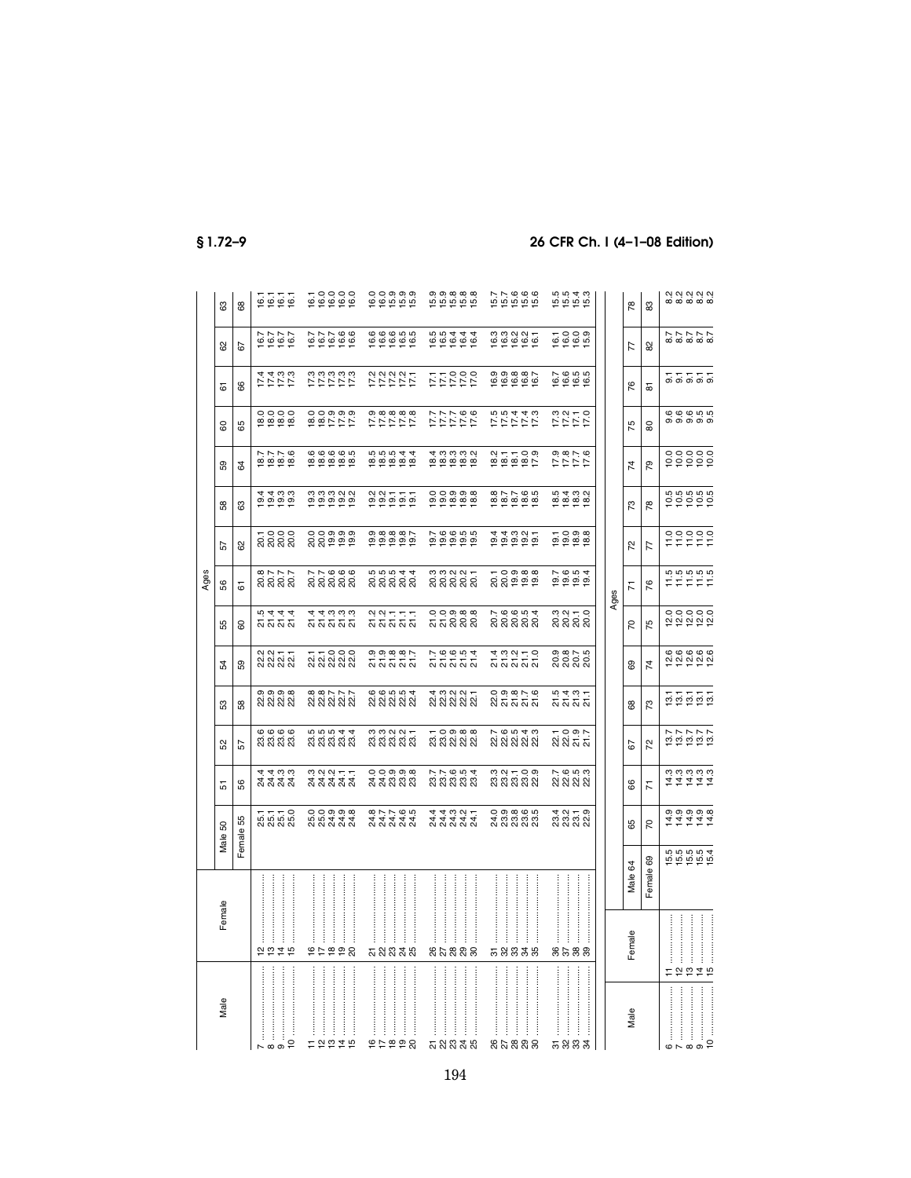| Male | Female | Ages | | | | | | | | | | | | | |
|---|---|---|---|---|---|---|---|---|---|---|---|---|---|---|---|
| | | Male 50 | 51 | 52 | 53 | 54 | 55 | 56 | 57 | 58 | 59 | 60 | 61 | 62 | 63 |
| | | Female 55 | 56 | 57 | 58 | 59 | 60 | 61 | 62 | 63 | 64 | 65 | 66 | 67 | 68 |
| 7 | 12 | 25.1 | 24.4 | 23.6 | 22.9 | 22.2 | 21.5 | 20.8 | 20.1 | 19.4 | 18.7 | 18.0 | 17.4 | 16.7 | 16.1 |
| 8 | 13 | 25.1 | 24.4 | 23.6 | 22.9 | 22.2 | 21.4 | 20.7 | 20.0 | 19.4 | 18.7 | 18.0 | 17.4 | 16.7 | 16.1 |
| 9 | 14 | 25.1 | 24.3 | 23.6 | 22.9 | 22.1 | 21.4 | 20.7 | 20.0 | 19.3 | 18.7 | 18.0 | 17.3 | 16.7 | 16.1 |
| 10 | 15 | 25.0 | 24.3 | 23.6 | 22.8 | 22.1 | 21.4 | 20.7 | 20.0 | 19.3 | 18.6 | 18.0 | 17.3 | 16.7 | 16.1 |
| 11 | 16 | 25.0 | 24.3 | 23.5 | 22.8 | 22.1 | 21.4 | 20.7 | 20.0 | 19.3 | 18.6 | 18.0 | 17.3 | 16.7 | 16.1 |
| 12 | 17 | 25.0 | 24.2 | 23.5 | 22.8 | 22.1 | 21.4 | 20.7 | 20.0 | 19.3 | 18.6 | 18.0 | 17.3 | 16.7 | 16.0 |
| 13 | 18 | 24.9 | 24.2 | 23.5 | 22.7 | 22.0 | 21.3 | 20.6 | 19.9 | 19.3 | 18.6 | 17.9 | 17.3 | 16.7 | 16.0 |
| 14 | 19 | 24.9 | 24.1 | 23.4 | 22.7 | 22.0 | 21.3 | 20.6 | 19.9 | 19.2 | 18.6 | 17.9 | 17.3 | 16.6 | 16.0 |
| 15 | 20 | 24.8 | 24.1 | 23.4 | 22.7 | 22.0 | 21.3 | 20.6 | 19.9 | 19.2 | 18.5 | 17.9 | 17.3 | 16.6 | 16.0 |
| 16 | 21 | 24.8 | 24.0 | 23.3 | 22.6 | 21.9 | 21.2 | 20.5 | 19.9 | 19.2 | 18.5 | 17.9 | 17.2 | 16.6 | 16.0 |
| 17 | 22 | 24.7 | 24.0 | 23.3 | 22.6 | 21.9 | 21.2 | 20.5 | 19.8 | 19.2 | 18.5 | 17.8 | 17.2 | 16.6 | 16.0 |
| 18 | 23 | 24.7 | 23.9 | 23.2 | 22.5 | 21.8 | 21.1 | 20.5 | 19.8 | 19.1 | 18.5 | 17.8 | 17.2 | 16.6 | 15.9 |
| 19 | 24 | 24.6 | 23.9 | 23.2 | 22.5 | 21.8 | 21.1 | 20.4 | 19.8 | 19.1 | 18.4 | 17.8 | 17.2 | 16.5 | 15.9 |
| 20 | 25 | 24.5 | 23.8 | 23.1 | 22.4 | 21.7 | 21.1 | 20.4 | 19.7 | 19.1 | 18.4 | 17.8 | 17.1 | 16.5 | 15.9 |
| 21 | 26 | 24.4 | 23.7 | 23.1 | 22.4 | 21.7 | 21.0 | 20.3 | 19.7 | 19.0 | 18.4 | 17.7 | 17.1 | 16.5 | 15.9 |
| 22 | 27 | 24.4 | 23.7 | 23.0 | 22.3 | 21.6 | 21.0 | 20.3 | 19.6 | 19.0 | 18.3 | 17.7 | 17.1 | 16.5 | 15.9 |
| 23 | 28 | 24.3 | 23.6 | 22.9 | 22.2 | 21.6 | 20.9 | 20.2 | 19.6 | 18.9 | 18.3 | 17.7 | 17.0 | 16.4 | 15.8 |
| 24 | 29 | 24.2 | 23.5 | 22.8 | 22.2 | 21.5 | 20.8 | 20.2 | 19.5 | 18.9 | 18.3 | 17.6 | 17.0 | 16.4 | 15.8 |
| 25 | 30 | 24.1 | 23.4 | 22.8 | 22.1 | 21.4 | 20.8 | 20.1 | 19.5 | 18.8 | 18.2 | 17.6 | 17.0 | 16.4 | 15.8 |
| 26 | 31 | 24.0 | 23.3 | 22.7 | 22.0 | 21.4 | 20.7 | 20.1 | 19.4 | 18.8 | 18.2 | 17.5 | 16.9 | 16.3 | 15.7 |
| 27 | 32 | 23.9 | 23.2 | 22.6 | 21.9 | 21.3 | 20.6 | 20.0 | 19.4 | 18.7 | 18.1 | 17.5 | 16.9 | 16.3 | 15.7 |
| 28 | 33 | 23.8 | 23.1 | 22.5 | 21.8 | 21.2 | 20.6 | 19.9 | 19.3 | 18.7 | 18.1 | 17.4 | 16.8 | 16.2 | 15.6 |
| 29 | 34 | 23.6 | 23.0 | 22.4 | 21.7 | 21.1 | 20.5 | 19.8 | 19.2 | 18.6 | 18.0 | 17.4 | 16.8 | 16.2 | 15.6 |
| 30 | 35 | 23.5 | 22.9 | 22.3 | 21.6 | 21.0 | 20.4 | 19.8 | 19.1 | 18.5 | 17.9 | 17.3 | 16.7 | 16.1 | 15.6 |
| 31 | 36 | 23.4 | 22.7 | 22.1 | 21.5 | 20.9 | 20.3 | 19.7 | 19.1 | 18.5 | 17.9 | 17.3 | 16.7 | 16.1 | 15.5 |
| 32 | 37 | 23.2 | 22.6 | 22.0 | 21.4 | 20.8 | 20.2 | 19.6 | 19.0 | 18.4 | 17.8 | 17.2 | 16.6 | 16.0 | 15.5 |
| 33 | 38 | 23.1 | 22.5 | 21.9 | 21.3 | 20.7 | 20.1 | 19.5 | 18.9 | 18.3 | 17.7 | 17.1 | 16.5 | 16.0 | 15.4 |
| 34 | 39 | 22.9 | 22.3 | 21.7 | 21.1 | 20.5 | 20.0 | 19.4 | 18.8 | 18.2 | 17.6 | 17.0 | 16.5 | 15.9 | 15.3 |

| Male | Female | Ages | | | | | | | | | | | | | | |
|---|---|---|---|---|---|---|---|---|---|---|---|---|---|---|---|---|
| | | Male 64 | 65 | 66 | 67 | 68 | 69 | 70 | 71 | 72 | 73 | 74 | 75 | 76 | 77 | 78 |
| | | Female 69 | 70 | 71 | 72 | 73 | 74 | 75 | 76 | 77 | 78 | 79 | 80 | 81 | 82 | 83 |
| 6 | 11 | 15.5 | 14.9 | 14.3 | 13.7 | 13.1 | 12.6 | 12.0 | 11.5 | 11.0 | 10.5 | 10.0 | 9.6 | 9.1 | 8.7 | 8.2 |
| 7 | 12 | 15.5 | 14.9 | 14.3 | 13.7 | 13.1 | 12.6 | 12.0 | 11.5 | 11.0 | 10.5 | 10.0 | 9.6 | 9.1 | 8.7 | 8.2 |
| 8 | 13 | 15.5 | 14.9 | 14.3 | 13.7 | 13.1 | 12.6 | 12.0 | 11.5 | 11.0 | 10.5 | 10.0 | 9.6 | 9.1 | 8.7 | 8.2 |
| 9 | 14 | 15.5 | 14.9 | 14.3 | 13.7 | 13.1 | 12.6 | 12.0 | 11.5 | 11.0 | 10.5 | 10.0 | 9.5 | 9.1 | 8.7 | 8.2 |
| 10 | 15 | 15.4 | 14.8 | 14.3 | 13.7 | 13.1 | 12.6 | 12.0 | 11.5 | 11.0 | 10.5 | 10.0 | 9.5 | 9.1 | 8.7 | 8.2 |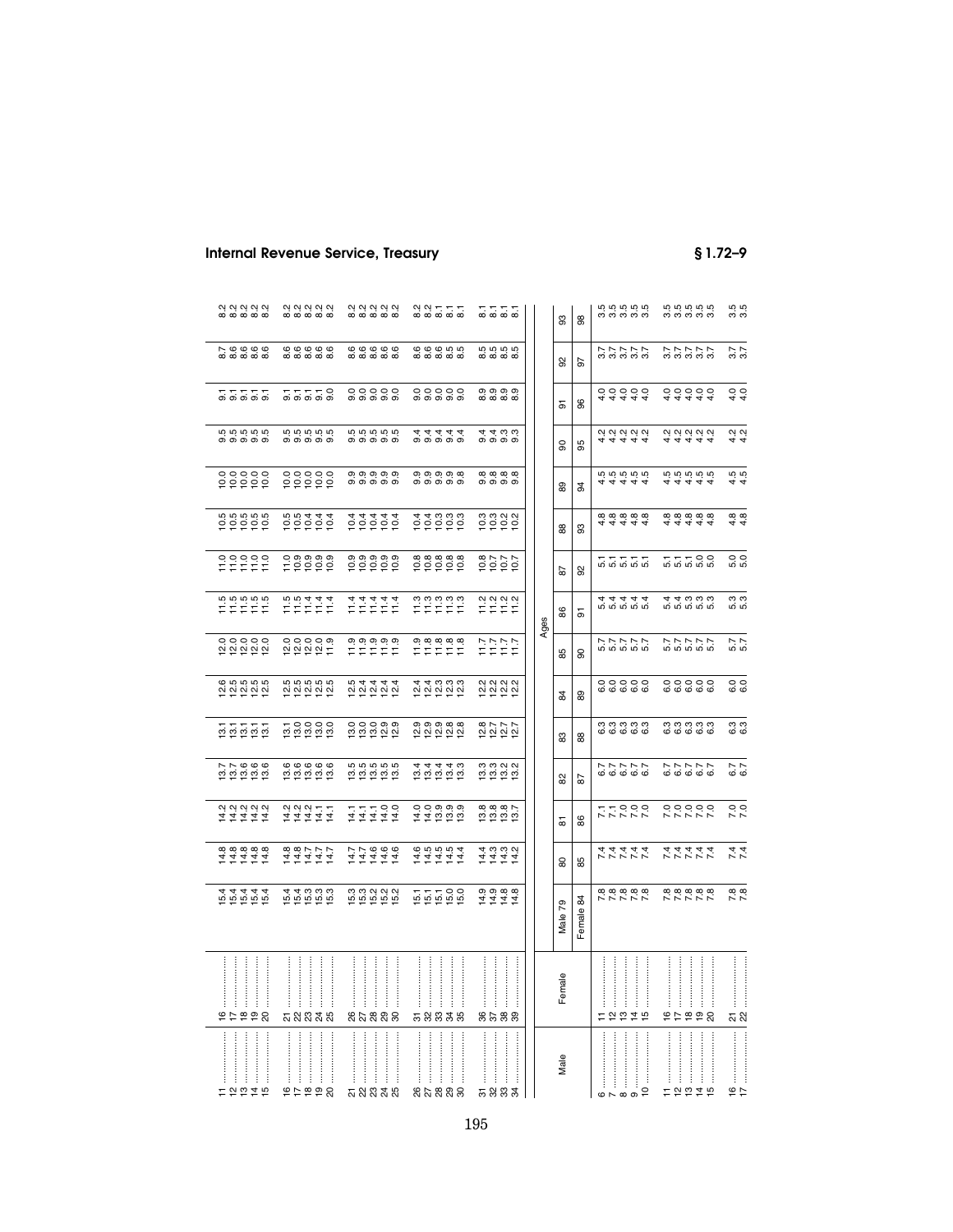| Male | Female | | | | | | | | | | | | | | | |
|---|---|---|---|---|---|---|---|---|---|---|---|---|---|---|---|---|
| 11 | 16 | 15.4 | 14.8 | 14.2 | 13.7 | 13.1 | 12.6 | 12.0 | 11.5 | 11.0 | 10.5 | 10.0 | 9.5 | 9.1 | 8.7 | 8.2 |
| 12 | 17 | 15.4 | 14.8 | 14.2 | 13.7 | 13.1 | 12.5 | 12.0 | 11.5 | 11.0 | 10.5 | 10.0 | 9.5 | 9.1 | 8.6 | 8.2 |
| 13 | 18 | 15.4 | 14.8 | 14.2 | 13.6 | 13.1 | 12.5 | 12.0 | 11.5 | 11.0 | 10.5 | 10.0 | 9.5 | 9.1 | 8.6 | 8.2 |
| 14 | 19 | 15.4 | 14.8 | 14.2 | 13.6 | 13.1 | 12.5 | 12.0 | 11.5 | 11.0 | 10.5 | 10.0 | 9.5 | 9.1 | 8.6 | 8.2 |
| 15 | 20 | 15.4 | 14.8 | 14.2 | 13.6 | 13.1 | 12.5 | 12.0 | 11.5 | 11.0 | 10.5 | 10.0 | 9.5 | 9.1 | 8.6 | 8.2 |
| 16 | 21 | 15.4 | 14.8 | 14.2 | 13.6 | 13.1 | 12.5 | 12.0 | 11.5 | 11.0 | 10.5 | 10.0 | 9.5 | 9.1 | 8.6 | 8.2 |
| 17 | 22 | 15.4 | 14.8 | 14.2 | 13.6 | 13.0 | 12.5 | 12.0 | 11.5 | 10.9 | 10.5 | 10.0 | 9.5 | 9.1 | 8.6 | 8.2 |
| 18 | 23 | 15.3 | 14.7 | 14.2 | 13.6 | 13.0 | 12.5 | 12.0 | 11.4 | 10.9 | 10.4 | 10.0 | 9.5 | 9.1 | 8.6 | 8.2 |
| 19 | 24 | 15.3 | 14.7 | 14.1 | 13.6 | 13.0 | 12.5 | 12.0 | 11.4 | 10.9 | 10.4 | 10.0 | 9.5 | 9.1 | 8.6 | 8.2 |
| 20 | 25 | 15.3 | 14.7 | 14.1 | 13.6 | 13.0 | 12.5 | 11.9 | 11.4 | 10.9 | 10.4 | 10.0 | 9.5 | 9.0 | 8.6 | 8.2 |
| 21 | 26 | 15.3 | 14.7 | 14.1 | 13.5 | 13.0 | 12.5 | 11.9 | 11.4 | 10.9 | 10.4 | 9.9 | 9.5 | 9.0 | 8.6 | 8.2 |
| 22 | 27 | 15.3 | 14.7 | 14.1 | 13.5 | 13.0 | 12.4 | 11.9 | 11.4 | 10.9 | 10.4 | 9.9 | 9.5 | 9.0 | 8.6 | 8.2 |
| 23 | 28 | 15.2 | 14.6 | 14.1 | 13.5 | 13.0 | 12.4 | 11.9 | 11.4 | 10.9 | 10.4 | 9.9 | 9.5 | 9.0 | 8.6 | 8.2 |
| 24 | 29 | 15.2 | 14.6 | 14.0 | 13.5 | 12.9 | 12.4 | 11.9 | 11.4 | 10.9 | 10.4 | 9.9 | 9.5 | 9.0 | 8.6 | 8.2 |
| 25 | 30 | 15.2 | 14.6 | 14.0 | 13.5 | 12.9 | 12.4 | 11.9 | 11.4 | 10.9 | 10.4 | 9.9 | 9.5 | 9.0 | 8.6 | 8.2 |
| 26 | 31 | 15.1 | 14.6 | 14.0 | 13.4 | 12.9 | 12.4 | 11.9 | 11.3 | 10.8 | 10.4 | 9.9 | 9.4 | 9.0 | 8.6 | 8.2 |
| 27 | 32 | 15.1 | 14.5 | 14.0 | 13.4 | 12.9 | 12.4 | 11.8 | 11.3 | 10.8 | 10.4 | 9.9 | 9.4 | 9.0 | 8.6 | 8.2 |
| 28 | 33 | 15.1 | 14.5 | 13.9 | 13.4 | 12.9 | 12.3 | 11.8 | 11.3 | 10.8 | 10.3 | 9.9 | 9.4 | 9.0 | 8.6 | 8.1 |
| 29 | 34 | 15.0 | 14.5 | 13.9 | 13.4 | 12.8 | 12.3 | 11.8 | 11.3 | 10.8 | 10.3 | 9.9 | 9.4 | 9.0 | 8.5 | 8.1 |
| 30 | 35 | 15.0 | 14.4 | 13.9 | 13.3 | 12.8 | 12.3 | 11.8 | 11.3 | 10.8 | 10.3 | 9.8 | 9.4 | 9.0 | 8.5 | 8.1 |
| 31 | 36 | 14.9 | 14.4 | 13.8 | 13.3 | 12.8 | 12.2 | 11.7 | 11.2 | 10.8 | 10.3 | 9.8 | 9.4 | 8.9 | 8.5 | 8.1 |
| 32 | 37 | 14.9 | 14.3 | 13.8 | 13.3 | 12.7 | 12.2 | 11.7 | 11.2 | 10.7 | 10.2 | 9.8 | 9.4 | 8.9 | 8.5 | 8.1 |
| 33 | 38 | 14.8 | 14.3 | 13.8 | 13.2 | 12.7 | 12.2 | 11.7 | 11.2 | 10.7 | 10.2 | 9.8 | 9.3 | 8.9 | 8.5 | 8.1 |
| 34 | 39 | 14.8 | 14.2 | 13.7 | 13.2 | 12.7 | 12.2 | 11.7 | 11.2 | 10.7 | 10.2 | 9.8 | 9.3 | 8.9 | 8.5 | 8.1 |

| Male | Female | Ages | | | | | | | | | | | | | | |
|---|---|---|---|---|---|---|---|---|---|---|---|---|---|---|---|---|
| | | Male 79 | 80 | 81 | 82 | 83 | 84 | 85 | 86 | 87 | 88 | 89 | 90 | 91 | 92 | 93 |
| | | Female 84 | 85 | 86 | 87 | 88 | 89 | 90 | 91 | 92 | 93 | 94 | 95 | 96 | 97 | 98 |
| 6 | 11 | 7.8 | 7.4 | 7.1 | 6.7 | 6.3 | 6.0 | 5.7 | 5.4 | 5.1 | 4.8 | 4.5 | 4.2 | 4.0 | 3.7 | 3.5 |
| 7 | 12 | 7.8 | 7.4 | 7.1 | 6.7 | 6.3 | 6.0 | 5.7 | 5.4 | 5.1 | 4.8 | 4.5 | 4.2 | 4.0 | 3.7 | 3.5 |
| 8 | 13 | 7.8 | 7.4 | 7.0 | 6.7 | 6.3 | 6.0 | 5.7 | 5.4 | 5.1 | 4.8 | 4.5 | 4.2 | 4.0 | 3.7 | 3.5 |
| 9 | 14 | 7.8 | 7.4 | 7.0 | 6.7 | 6.3 | 6.0 | 5.7 | 5.4 | 5.1 | 4.8 | 4.5 | 4.2 | 4.0 | 3.7 | 3.5 |
| 10 | 15 | 7.8 | 7.4 | 7.0 | 6.7 | 6.3 | 6.0 | 5.7 | 5.4 | 5.1 | 4.8 | 4.5 | 4.2 | 4.0 | 3.7 | 3.5 |
| 11 | 16 | 7.8 | 7.4 | 7.0 | 6.7 | 6.3 | 6.0 | 5.7 | 5.4 | 5.1 | 4.8 | 4.5 | 4.2 | 4.0 | 3.7 | 3.5 |
| 12 | 17 | 7.8 | 7.4 | 7.0 | 6.7 | 6.3 | 6.0 | 5.7 | 5.3 | 5.1 | 4.8 | 4.5 | 4.2 | 4.0 | 3.7 | 3.5 |
| 13 | 18 | 7.8 | 7.4 | 7.0 | 6.7 | 6.3 | 6.0 | 5.7 | 5.3 | 5.1 | 4.8 | 4.5 | 4.2 | 4.0 | 3.7 | 3.5 |
| 14 | 19 | 7.8 | 7.4 | 7.0 | 6.7 | 6.3 | 6.0 | 5.7 | 5.3 | 5.0 | 4.8 | 4.5 | 4.2 | 4.0 | 3.7 | 3.5 |
| 15 | 20 | 7.8 | 7.4 | 7.0 | 6.7 | 6.3 | 6.0 | 5.7 | 5.3 | 5.0 | 4.8 | 4.5 | 4.2 | 4.0 | 3.7 | 3.5 |
| 16 | 21 | 7.8 | 7.4 | 7.0 | 6.7 | 6.3 | 6.0 | 5.7 | 5.3 | 5.0 | 4.8 | 4.5 | 4.2 | 4.0 | 3.7 | 3.5 |
| 17 | 22 | 7.8 | 7.4 | 7.0 | 6.7 | 6.3 | 6.0 | 5.7 | 5.3 | 5.0 | 4.8 | 4.5 | 4.2 | 4.0 | 3.7 | 3.5 |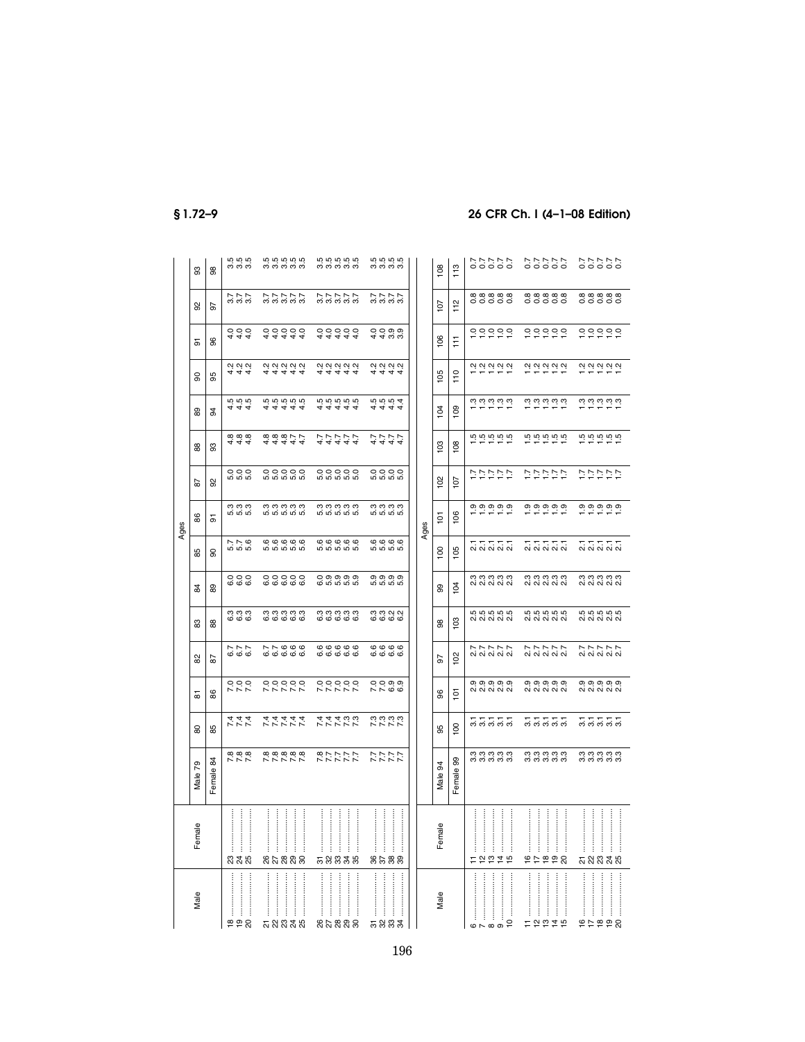| Male | Female | Ages | | | | | | | | | | | | | | |
|---|---|---|---|---|---|---|---|---|---|---|---|---|---|---|---|---|
| | | Male 79 | 80 | 81 | 82 | 83 | 84 | 85 | 86 | 87 | 88 | 89 | 90 | 91 | 92 | 93 |
| | | Female 84 | 85 | 86 | 87 | 88 | 89 | 90 | 91 | 92 | 93 | 94 | 95 | 96 | 97 | 98 |
| 18 | 23 | 7.8 | 7.4 | 7.0 | 6.7 | 6.3 | 6.0 | 5.7 | 5.3 | 5.0 | 4.8 | 4.5 | 4.2 | 4.0 | 3.7 | 3.5 |
| 19 | 24 | 7.8 | 7.4 | 7.0 | 6.7 | 6.3 | 6.0 | 5.7 | 5.3 | 5.0 | 4.8 | 4.5 | 4.2 | 4.0 | 3.7 | 3.5 |
| 20 | 25 | 7.8 | 7.4 | 7.0 | 6.7 | 6.3 | 6.0 | 5.6 | 5.3 | 5.0 | 4.8 | 4.5 | 4.2 | 4.0 | 3.7 | 3.5 |
| 21 | 26 | 7.8 | 7.4 | 7.0 | 6.7 | 6.3 | 6.0 | 5.6 | 5.3 | 5.0 | 4.8 | 4.5 | 4.2 | 4.0 | 3.7 | 3.5 |
| 22 | 27 | 7.8 | 7.4 | 7.0 | 6.7 | 6.3 | 6.0 | 5.6 | 5.3 | 5.0 | 4.8 | 4.5 | 4.2 | 4.0 | 3.7 | 3.5 |
| 23 | 28 | 7.8 | 7.4 | 7.0 | 6.6 | 6.3 | 6.0 | 5.6 | 5.3 | 5.0 | 4.8 | 4.5 | 4.2 | 4.0 | 3.7 | 3.5 |
| 24 | 29 | 7.8 | 7.4 | 7.0 | 6.6 | 6.3 | 6.0 | 5.6 | 5.3 | 5.0 | 4.7 | 4.5 | 4.2 | 4.0 | 3.7 | 3.5 |
| 25 | 30 | 7.8 | 7.4 | 7.0 | 6.6 | 6.3 | 6.0 | 5.6 | 5.3 | 5.0 | 4.7 | 4.5 | 4.2 | 4.0 | 3.7 | 3.5 |
| 26 | 31 | 7.8 | 7.4 | 7.0 | 6.6 | 6.3 | 6.0 | 5.6 | 5.3 | 5.0 | 4.7 | 4.5 | 4.2 | 4.0 | 3.7 | 3.5 |
| 27 | 32 | 7.7 | 7.4 | 7.0 | 6.6 | 6.3 | 5.9 | 5.6 | 5.3 | 5.0 | 4.7 | 4.5 | 4.2 | 4.0 | 3.7 | 3.5 |
| 28 | 33 | 7.7 | 7.3 | 7.0 | 6.6 | 6.3 | 5.9 | 5.6 | 5.3 | 5.0 | 4.7 | 4.5 | 4.2 | 4.0 | 3.7 | 3.5 |
| 29 | 34 | 7.7 | 7.3 | 7.0 | 6.6 | 6.3 | 5.9 | 5.6 | 5.3 | 5.0 | 4.7 | 4.5 | 4.2 | 4.0 | 3.7 | 3.5 |
| 30 | 35 | 7.7 | 7.3 | 7.0 | 6.6 | 6.3 | 5.9 | 5.6 | 5.3 | 5.0 | 4.7 | 4.5 | 4.2 | 4.0 | 3.7 | 3.5 |
| 31 | 36 | 7.7 | 7.3 | 7.0 | 6.6 | 6.3 | 5.9 | 5.6 | 5.3 | 5.0 | 4.7 | 4.5 | 4.2 | 4.0 | 3.7 | 3.5 |
| 32 | 37 | 7.7 | 7.3 | 7.0 | 6.6 | 6.3 | 5.9 | 5.6 | 5.3 | 5.0 | 4.7 | 4.5 | 4.2 | 4.0 | 3.7 | 3.5 |
| 33 | 38 | 7.7 | 7.3 | 6.9 | 6.6 | 6.2 | 5.9 | 5.6 | 5.3 | 5.0 | 4.7 | 4.5 | 4.2 | 3.9 | 3.7 | 3.5 |
| 34 | 39 | 7.7 | 7.3 | 6.9 | 6.6 | 6.2 | 5.9 | 5.6 | 5.3 | 5.0 | 4.7 | 4.4 | 4.2 | 3.9 | 3.7 | 3.5 |

| Male | Female | Ages | | | | | | | | | | | | | | |
|---|---|---|---|---|---|---|---|---|---|---|---|---|---|---|---|---|
| | | Male 94 | 95 | 96 | 97 | 98 | 99 | 100 | 101 | 102 | 103 | 104 | 105 | 106 | 107 | 108 |
| | | Female 99 | 100 | 101 | 102 | 103 | 104 | 105 | 106 | 107 | 108 | 109 | 110 | 111 | 112 | 113 |
| 6 | 11 | 3.3 | 3.1 | 2.9 | 2.7 | 2.5 | 2.3 | 2.1 | 1.9 | 1.7 | 1.5 | 1.3 | 1.2 | 1.0 | 0.8 | 0.7 |
| 7 | 12 | 3.3 | 3.1 | 2.9 | 2.7 | 2.5 | 2.3 | 2.1 | 1.9 | 1.7 | 1.5 | 1.3 | 1.2 | 1.0 | 0.8 | 0.7 |
| 8 | 13 | 3.3 | 3.1 | 2.9 | 2.7 | 2.5 | 2.3 | 2.1 | 1.9 | 1.7 | 1.5 | 1.3 | 1.2 | 1.0 | 0.8 | 0.7 |
| 9 | 14 | 3.3 | 3.1 | 2.9 | 2.7 | 2.5 | 2.3 | 2.1 | 1.9 | 1.7 | 1.5 | 1.3 | 1.2 | 1.0 | 0.8 | 0.7 |
| 10 | 15 | 3.3 | 3.1 | 2.9 | 2.7 | 2.5 | 2.3 | 2.1 | 1.9 | 1.7 | 1.5 | 1.3 | 1.2 | 1.0 | 0.8 | 0.7 |
| 11 | 16 | 3.3 | 3.1 | 2.9 | 2.7 | 2.5 | 2.3 | 2.1 | 1.9 | 1.7 | 1.5 | 1.3 | 1.2 | 1.0 | 0.8 | 0.7 |
| 12 | 17 | 3.3 | 3.1 | 2.9 | 2.7 | 2.5 | 2.3 | 2.1 | 1.9 | 1.7 | 1.5 | 1.3 | 1.2 | 1.0 | 0.8 | 0.7 |
| 13 | 18 | 3.3 | 3.1 | 2.9 | 2.7 | 2.5 | 2.3 | 2.1 | 1.9 | 1.7 | 1.5 | 1.3 | 1.2 | 1.0 | 0.8 | 0.7 |
| 14 | 19 | 3.3 | 3.1 | 2.9 | 2.7 | 2.5 | 2.3 | 2.1 | 1.9 | 1.7 | 1.5 | 1.3 | 1.2 | 1.0 | 0.8 | 0.7 |
| 15 | 20 | 3.3 | 3.1 | 2.9 | 2.7 | 2.5 | 2.3 | 2.1 | 1.9 | 1.7 | 1.5 | 1.3 | 1.2 | 1.0 | 0.8 | 0.7 |
| 16 | 21 | 3.3 | 3.1 | 2.9 | 2.7 | 2.5 | 2.3 | 2.1 | 1.9 | 1.7 | 1.5 | 1.3 | 1.2 | 1.0 | 0.8 | 0.7 |
| 17 | 22 | 3.3 | 3.1 | 2.9 | 2.7 | 2.5 | 2.3 | 2.1 | 1.9 | 1.7 | 1.5 | 1.3 | 1.2 | 1.0 | 0.8 | 0.7 |
| 18 | 23 | 3.3 | 3.1 | 2.9 | 2.7 | 2.5 | 2.3 | 2.1 | 1.9 | 1.7 | 1.5 | 1.3 | 1.2 | 1.0 | 0.8 | 0.7 |
| 19 | 24 | 3.3 | 3.1 | 2.9 | 2.7 | 2.5 | 2.3 | 2.1 | 1.9 | 1.7 | 1.5 | 1.3 | 1.2 | 1.0 | 0.8 | 0.7 |
| 20 | 25 | 3.3 | 3.1 | 2.9 | 2.7 | 2.5 | 2.3 | 2.1 | 1.9 | 1.7 | 1.5 | 1.3 | 1.2 | 1.0 | 0.8 | 0.7 |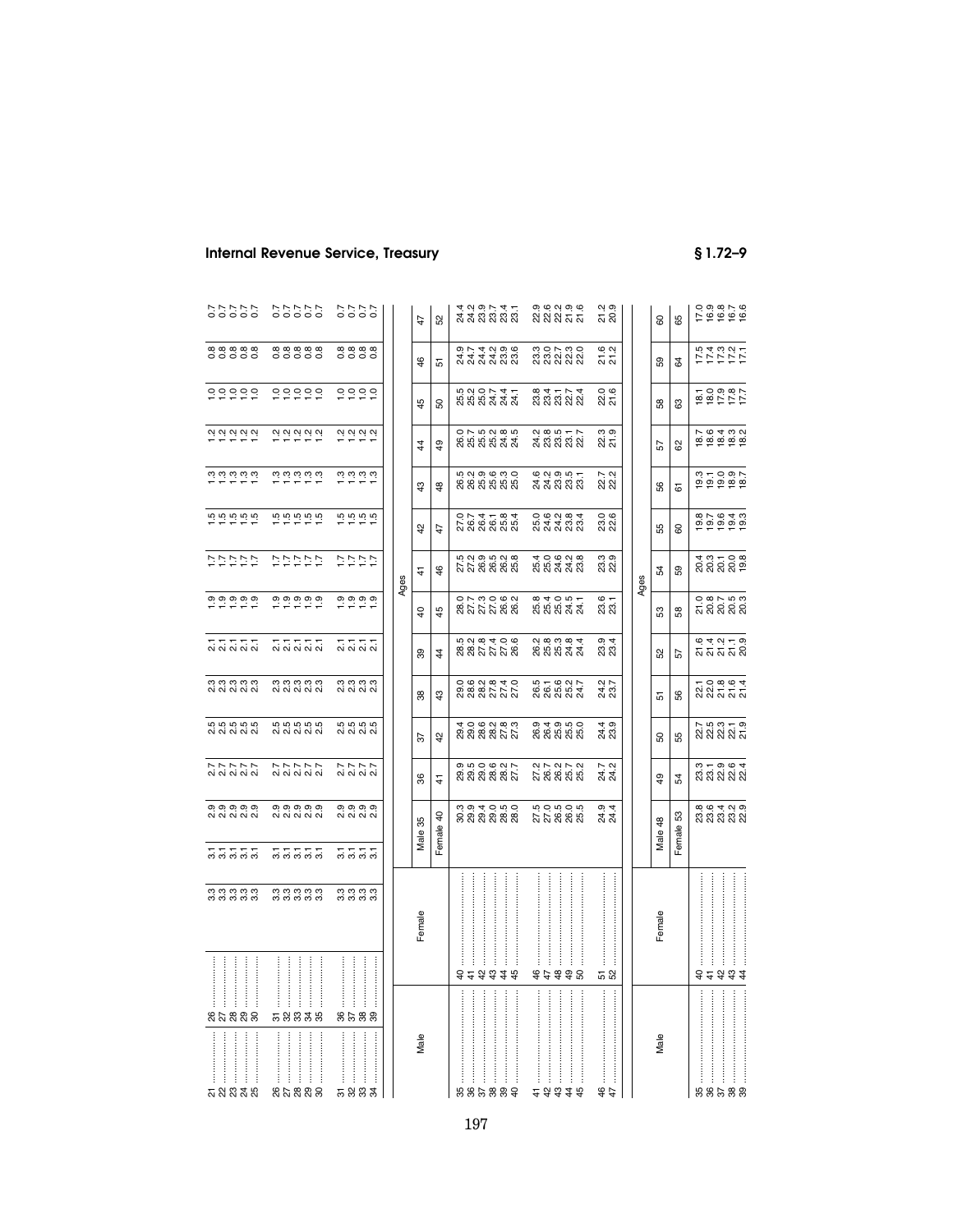| Male | Female | | | | | | | | | | | | | | | |
|---|---|---|---|---|---|---|---|---|---|---|---|---|---|---|---|---|
| 21 | 26 | 3.3 | 3.1 | 2.9 | 2.7 | 2.5 | 2.3 | 2.1 | 1.9 | 1.7 | 1.5 | 1.3 | 1.2 | 1.0 | 0.8 | 0.7 |
| 22 | 27 | 3.3 | 3.1 | 2.9 | 2.7 | 2.5 | 2.3 | 2.1 | 1.9 | 1.7 | 1.5 | 1.3 | 1.2 | 1.0 | 0.8 | 0.7 |
| 23 | 28 | 3.3 | 3.1 | 2.9 | 2.7 | 2.5 | 2.3 | 2.1 | 1.9 | 1.7 | 1.5 | 1.3 | 1.2 | 1.0 | 0.8 | 0.7 |
| 24 | 29 | 3.3 | 3.1 | 2.9 | 2.7 | 2.5 | 2.3 | 2.1 | 1.9 | 1.7 | 1.5 | 1.3 | 1.2 | 1.0 | 0.8 | 0.7 |
| 25 | 30 | 3.3 | 3.1 | 2.9 | 2.7 | 2.5 | 2.3 | 2.1 | 1.9 | 1.7 | 1.5 | 1.3 | 1.2 | 1.0 | 0.8 | 0.7 |
| 26 | 31 | 3.3 | 3.1 | 2.9 | 2.7 | 2.5 | 2.3 | 2.1 | 1.9 | 1.7 | 1.5 | 1.3 | 1.2 | 1.0 | 0.8 | 0.7 |
| 27 | 32 | 3.3 | 3.1 | 2.9 | 2.7 | 2.5 | 2.3 | 2.1 | 1.9 | 1.7 | 1.5 | 1.3 | 1.2 | 1.0 | 0.8 | 0.7 |
| 28 | 33 | 3.3 | 3.1 | 2.9 | 2.7 | 2.5 | 2.3 | 2.1 | 1.9 | 1.7 | 1.5 | 1.3 | 1.2 | 1.0 | 0.8 | 0.7 |
| 29 | 34 | 3.3 | 3.1 | 2.9 | 2.7 | 2.5 | 2.3 | 2.1 | 1.9 | 1.7 | 1.5 | 1.3 | 1.2 | 1.0 | 0.8 | 0.7 |
| 30 | 35 | 3.3 | 3.1 | 2.9 | 2.7 | 2.5 | 2.3 | 2.1 | 1.9 | 1.7 | 1.5 | 1.3 | 1.2 | 1.0 | 0.8 | 0.7 |
| 31 | 36 | 3.3 | 3.1 | 2.9 | 2.7 | 2.5 | 2.3 | 2.1 | 1.9 | 1.7 | 1.5 | 1.3 | 1.2 | 1.0 | 0.8 | 0.7 |
| 32 | 37 | 3.3 | 3.1 | 2.9 | 2.7 | 2.5 | 2.3 | 2.1 | 1.9 | 1.7 | 1.5 | 1.3 | 1.2 | 1.0 | 0.8 | 0.7 |
| 33 | 38 | 3.3 | 3.1 | 2.9 | 2.7 | 2.5 | 2.3 | 2.1 | 1.9 | 1.7 | 1.5 | 1.3 | 1.2 | 1.0 | 0.8 | 0.7 |
| 34 | 39 | 3.3 | 3.1 | 2.9 | 2.7 | 2.5 | 2.3 | 2.1 | 1.9 | 1.7 | 1.5 | 1.3 | 1.2 | 1.0 | 0.8 | 0.7 |

| Male | Female | Ages | | | | | | | | | | | | |
|---|---|---|---|---|---|---|---|---|---|---|---|---|---|---|
| | | Male 35 | 36 | 37 | 38 | 39 | 40 | 41 | 42 | 43 | 44 | 45 | 46 | 47 |
| | | Female 40 | 41 | 42 | 43 | 44 | 45 | 46 | 47 | 48 | 49 | 50 | 51 | 52 |
| 35 | 40 | 30.3 | 29.9 | 29.4 | 29.0 | 28.5 | 28.0 | 27.5 | 27.0 | 26.5 | 26.0 | 25.5 | 24.9 | 24.4 |
| 36 | 41 | 29.9 | 29.5 | 29.0 | 28.6 | 28.2 | 27.7 | 27.2 | 26.7 | 26.2 | 25.7 | 25.2 | 24.7 | 24.2 |
| 37 | 42 | 29.4 | 29.0 | 28.6 | 28.2 | 27.8 | 27.3 | 26.9 | 26.4 | 25.9 | 25.5 | 25.0 | 24.4 | 23.9 |
| 38 | 43 | 29.0 | 28.6 | 28.2 | 27.8 | 27.4 | 27.0 | 26.5 | 26.1 | 25.6 | 25.2 | 24.7 | 24.2 | 23.7 |
| 39 | 44 | 28.5 | 28.2 | 27.8 | 27.4 | 27.0 | 26.6 | 26.2 | 25.8 | 25.3 | 24.8 | 24.4 | 23.9 | 23.4 |
| 40 | 45 | 28.0 | 27.7 | 27.3 | 27.0 | 26.6 | 26.2 | 25.8 | 25.4 | 25.0 | 24.5 | 24.1 | 23.6 | 23.1 |
| 41 | 46 | 27.5 | 27.2 | 26.9 | 26.5 | 26.2 | 25.8 | 25.4 | 25.0 | 24.6 | 24.2 | 23.8 | 23.3 | 22.9 |
| 42 | 47 | 27.0 | 26.7 | 26.4 | 26.1 | 25.8 | 25.4 | 25.0 | 24.6 | 24.2 | 23.8 | 23.4 | 23.0 | 22.6 |
| 43 | 48 | 26.5 | 26.2 | 25.9 | 25.6 | 25.3 | 25.0 | 24.6 | 24.2 | 23.9 | 23.5 | 23.1 | 22.7 | 22.2 |
| 44 | 49 | 26.0 | 25.7 | 25.5 | 25.2 | 24.8 | 24.5 | 24.2 | 23.8 | 23.5 | 23.1 | 22.7 | 22.3 | 21.9 |
| 45 | 50 | 25.5 | 25.2 | 25.0 | 24.7 | 24.4 | 24.1 | 23.8 | 23.4 | 23.1 | 22.7 | 22.4 | 22.0 | 21.6 |
| 46 | 51 | 24.9 | 24.7 | 24.4 | 24.2 | 23.9 | 23.6 | 23.3 | 23.0 | 22.7 | 22.3 | 22.0 | 21.6 | 21.2 |
| 47 | 52 | 24.4 | 24.2 | 23.9 | 23.7 | 23.4 | 23.1 | 22.9 | 22.6 | 22.2 | 21.9 | 21.6 | 21.2 | 20.9 |

| Male | Female | Ages | | | | | | | | | | | | |
|---|---|---|---|---|---|---|---|---|---|---|---|---|---|---|
| | | Male 48 | 49 | 50 | 51 | 52 | 53 | 54 | 55 | 56 | 57 | 58 | 59 | 60 |
| | | Female 53 | 54 | 55 | 56 | 57 | 58 | 59 | 60 | 61 | 62 | 63 | 64 | 65 |
| 35 | 40 | 23.8 | 23.3 | 22.7 | 22.1 | 21.6 | 21.0 | 20.4 | 19.8 | 19.3 | 18.7 | 18.1 | 17.5 | 17.0 |
| 36 | 41 | 23.6 | 23.1 | 22.5 | 22.0 | 21.4 | 20.8 | 20.3 | 19.7 | 19.1 | 18.6 | 18.0 | 17.4 | 16.9 |
| 37 | 42 | 23.4 | 22.9 | 22.3 | 21.8 | 21.2 | 20.7 | 20.1 | 19.6 | 19.0 | 18.4 | 17.9 | 17.3 | 16.8 |
| 38 | 43 | 23.2 | 22.6 | 22.1 | 21.6 | 21.1 | 20.5 | 20.0 | 19.4 | 18.9 | 18.3 | 17.8 | 17.2 | 16.7 |
| 39 | 44 | 22.9 | 22.4 | 21.9 | 21.4 | 20.9 | 20.3 | 19.8 | 19.3 | 18.7 | 18.2 | 17.7 | 17.1 | 16.6 |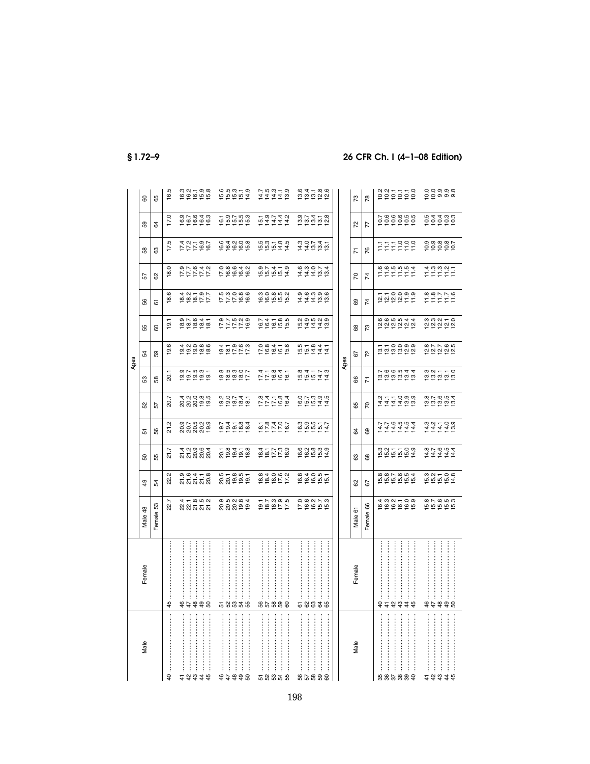| Male | Female | Ages | | | | | | | | | | | | |
|---|---|---|---|---|---|---|---|---|---|---|---|---|---|---|
| | | Male 48 | 49 | 50 | 51 | 52 | 53 | 54 | 55 | 56 | 57 | 58 | 59 | 60 |
| | | Female 53 | 54 | 55 | 56 | 57 | 58 | 59 | 60 | 61 | 62 | 63 | 64 | 65 |
| 40 | 45 | 22.7 | 22.2 | 21.7 | 21.2 | 20.7 | 20.1 | 19.6 | 19.1 | 18.6 | 18.0 | 17.5 | 17.0 | 16.5 |
| 41 | 46 | 22.4 | 21.9 | 21.4 | 20.9 | 20.4 | 19.9 | 19.4 | 18.9 | 18.4 | 17.9 | 17.4 | 16.9 | 16.3 |
| 42 | 47 | 22.1 | 21.6 | 21.2 | 20.7 | 20.2 | 19.7 | 19.2 | 18.7 | 18.2 | 17.7 | 17.2 | 16.7 | 16.2 |
| 43 | 48 | 21.8 | 21.4 | 20.9 | 20.5 | 20.0 | 19.5 | 19.0 | 18.6 | 18.1 | 17.6 | 17.1 | 16.6 | 16.1 |
| 44 | 49 | 21.5 | 21.1 | 20.6 | 20.2 | 19.8 | 19.3 | 18.8 | 18.4 | 17.9 | 17.4 | 16.9 | 16.4 | 15.9 |
| 45 | 50 | 21.2 | 20.8 | 20.4 | 19.9 | 19.5 | 19.1 | 18.6 | 18.1 | 17.7 | 17.2 | 16.7 | 16.3 | 15.8 |
| 46 | 51 | 20.9 | 20.5 | 20.1 | 19.7 | 19.2 | 18.8 | 18.4 | 17.9 | 17.5 | 17.0 | 16.6 | 16.1 | 15.6 |
| 47 | 52 | 20.5 | 20.1 | 19.8 | 19.4 | 19.0 | 18.5 | 18.1 | 17.7 | 17.3 | 16.8 | 16.4 | 15.9 | 15.5 |
| 48 | 53 | 20.2 | 19.8 | 19.4 | 19.1 | 18.7 | 18.3 | 17.9 | 17.5 | 17.0 | 16.6 | 16.2 | 15.7 | 15.3 |
| 49 | 54 | 19.8 | 19.5 | 19.1 | 18.8 | 18.4 | 18.0 | 17.6 | 17.2 | 16.8 | 16.4 | 16.0 | 15.5 | 15.1 |
| 50 | 55 | 19.4 | 19.1 | 18.8 | 18.4 | 18.1 | 17.7 | 17.3 | 16.9 | 16.6 | 16.2 | 15.8 | 15.3 | 14.9 |
| 51 | 56 | 19.1 | 18.8 | 18.4 | 18.1 | 17.8 | 17.4 | 17.0 | 16.7 | 16.3 | 15.9 | 15.5 | 15.1 | 14.7 |
| 52 | 57 | 18.7 | 18.4 | 18.1 | 17.8 | 17.4 | 17.1 | 16.8 | 16.4 | 16.0 | 15.7 | 15.3 | 14.9 | 14.5 |
| 53 | 58 | 18.3 | 18.0 | 17.7 | 17.4 | 17.1 | 16.8 | 16.4 | 16.1 | 15.8 | 15.4 | 15.1 | 14.7 | 14.3 |
| 54 | 59 | 17.9 | 17.6 | 17.3 | 17.0 | 16.8 | 16.4 | 16.1 | 15.8 | 15.5 | 15.1 | 14.8 | 14.4 | 14.1 |
| 55 | 60 | 17.5 | 17.2 | 16.9 | 16.7 | 16.4 | 16.1 | 15.8 | 15.5 | 15.2 | 14.9 | 14.5 | 14.2 | 13.9 |
| 56 | 61 | 17.0 | 16.8 | 16.6 | 16.3 | 16.0 | 15.8 | 15.5 | 15.2 | 14.9 | 14.6 | 14.3 | 13.9 | 13.6 |
| 57 | 62 | 16.6 | 16.4 | 16.2 | 15.9 | 15.7 | 15.4 | 15.1 | 14.9 | 14.6 | 14.3 | 14.0 | 13.7 | 13.4 |
| 58 | 63 | 16.2 | 16.0 | 15.8 | 15.5 | 15.3 | 15.1 | 14.8 | 14.5 | 14.3 | 14.0 | 13.7 | 13.4 | 13.1 |
| 59 | 64 | 15.7 | 15.5 | 15.3 | 15.1 | 14.9 | 14.7 | 14.4 | 14.2 | 13.9 | 13.7 | 13.4 | 13.1 | 12.8 |
| 60 | 65 | 15.3 | 15.1 | 14.9 | 14.7 | 14.5 | 14.3 | 14.1 | 13.9 | 13.6 | 13.4 | 13.1 | 12.8 | 12.6 |

| Male | Female | Ages | | | | | | | | | | | | |
|---|---|---|---|---|---|---|---|---|---|---|---|---|---|---|
| | | Male 61 | 62 | 63 | 64 | 65 | 66 | 67 | 68 | 69 | 70 | 71 | 72 | 73 |
| | | Female 66 | 67 | 68 | 69 | 70 | 71 | 72 | 73 | 74 | 74 | 76 | 77 | 78 |
| 35 | 40 | 16.4 | 15.8 | 15.3 | 14.7 | 14.2 | 13.7 | 13.1 | 12.6 | 12.1 | 11.6 | 11.1 | 10.7 | 10.2 |
| 36 | 41 | 16.3 | 15.8 | 15.2 | 14.7 | 14.1 | 13.6 | 13.1 | 12.6 | 12.1 | 11.6 | 11.1 | 10.6 | 10.2 |
| 37 | 42 | 16.2 | 15.7 | 15.1 | 14.6 | 14.1 | 13.6 | 13.0 | 12.5 | 12.0 | 11.5 | 11.1 | 10.6 | 10.1 |
| 38 | 43 | 16.1 | 15.6 | 15.1 | 14.5 | 14.0 | 13.5 | 13.0 | 12.5 | 12.0 | 11.5 | 11.0 | 10.6 | 10.1 |
| 39 | 44 | 16.0 | 15.5 | 15.0 | 14.5 | 13.9 | 13.4 | 12.9 | 12.4 | 11.9 | 11.5 | 11.0 | 10.5 | 10.1 |
| 40 | 45 | 15.9 | 15.4 | 14.9 | 14.4 | 13.9 | 13.4 | 12.9 | 12.4 | 11.9 | 11.4 | 11.0 | 10.5 | 10.0 |
| 41 | 46 | 15.8 | 15.3 | 14.8 | 14.3 | 13.8 | 13.3 | 12.8 | 12.3 | 11.8 | 11.4 | 10.9 | 10.5 | 10.0 |
| 42 | 47 | 15.7 | 15.2 | 14.7 | 14.2 | 13.7 | 13.2 | 12.7 | 12.3 | 11.8 | 11.3 | 10.9 | 10.4 | 10.0 |
| 43 | 48 | 15.6 | 15.1 | 14.6 | 14.1 | 13.6 | 13.1 | 12.7 | 12.2 | 11.7 | 11.3 | 10.8 | 10.4 | 9.9 |
| 44 | 49 | 15.5 | 15.0 | 14.5 | 14.0 | 13.5 | 13.1 | 12.6 | 12.1 | 11.7 | 11.2 | 10.8 | 10.3 | 9.9 |
| 45 | 50 | 15.3 | 14.8 | 14.4 | 13.9 | 13.4 | 13.0 | 12.5 | 12.0 | 11.6 | 11.1 | 10.7 | 10.3 | 9.8 |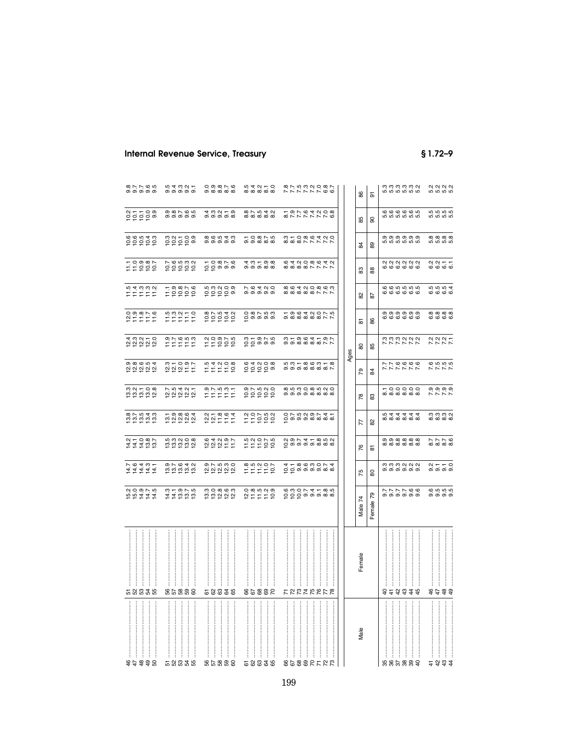| Male | Female | | | | | | | | | | | | | |
|---|---|---|---|---|---|---|---|---|---|---|---|---|---|---|
| 46 | 51 | 15.2 | 14.7 | 14.2 | 13.8 | 13.3 | 12.9 | 12.4 | 12.0 | 11.5 | 11.1 | 10.6 | 10.2 | 9.8 |
| 47 | 52 | 15.0 | 14.6 | 14.1 | 13.7 | 13.2 | 12.8 | 12.3 | 11.9 | 11.4 | 11.0 | 10.6 | 10.1 | 9.7 |
| 48 | 53 | 14.9 | 14.4 | 14.0 | 13.5 | 13.1 | 12.6 | 12.2 | 11.8 | 11.3 | 10.9 | 10.5 | 10.1 | 9.7 |
| 49 | 54 | 14.7 | 14.3 | 13.8 | 13.4 | 13.0 | 12.5 | 12.1 | 11.7 | 11.3 | 10.8 | 10.4 | 10.0 | 9.6 |
| 50 | 55 | 14.5 | 14.1 | 13.7 | 13.3 | 12.8 | 12.4 | 12.0 | 11.6 | 11.2 | 10.7 | 10.3 | 9.9 | 9.5 |
| 51 | 56 | 14.3 | 13.9 | 13.5 | 13.1 | 12.7 | 12.3 | 11.9 | 11.5 | 11.1 | 10.7 | 10.3 | 9.9 | 9.5 |
| 52 | 57 | 14.1 | 13.7 | 13.3 | 12.9 | 12.5 | 12.1 | 11.7 | 11.3 | 10.9 | 10.6 | 10.2 | 9.8 | 9.4 |
| 53 | 58 | 13.9 | 13.6 | 13.2 | 12.8 | 12.4 | 12.0 | 11.6 | 11.2 | 10.8 | 10.5 | 10.1 | 9.7 | 9.3 |
| 54 | 59 | 13.7 | 13.4 | 13.0 | 12.6 | 12.2 | 11.9 | 11.5 | 11.1 | 10.7 | 10.3 | 10.0 | 9.6 | 9.2 |
| 55 | 60 | 13.5 | 13.2 | 12.8 | 12.4 | 12.1 | 11.7 | 11.3 | 11.0 | 10.6 | 10.2 | 9.9 | 9.5 | 9.1 |
| 56 | 61 | 13.3 | 12.9 | 12.6 | 12.2 | 11.9 | 11.5 | 11.2 | 10.8 | 10.5 | 10.1 | 9.8 | 9.4 | 9.0 |
| 57 | 62 | 13.0 | 12.7 | 12.4 | 12.1 | 11.7 | 11.4 | 11.0 | 10.7 | 10.3 | 10.0 | 9.6 | 9.3 | 8.9 |
| 58 | 63 | 12.8 | 12.5 | 12.2 | 11.8 | 11.5 | 11.2 | 10.9 | 10.5 | 10.2 | 9.8 | 9.5 | 9.2 | 8.8 |
| 59 | 64 | 12.6 | 12.3 | 11.9 | 11.6 | 11.3 | 11.0 | 10.7 | 10.4 | 10.0 | 9.7 | 9.4 | 9.1 | 8.7 |
| 60 | 65 | 12.3 | 12.0 | 11.7 | 11.4 | 11.1 | 10.8 | 10.5 | 10.2 | 9.9 | 9.6 | 9.3 | 8.9 | 8.6 |
| 61 | 66 | 12.0 | 11.8 | 11.5 | 11.2 | 10.9 | 10.6 | 10.3 | 10.0 | 9.7 | 9.4 | 9.1 | 8.8 | 8.5 |
| 62 | 67 | 11.8 | 11.5 | 11.2 | 11.0 | 10.7 | 10.4 | 10.1 | 9.8 | 9.6 | 9.3 | 9.0 | 8.7 | 8.4 |
| 63 | 68 | 11.5 | 11.2 | 11.0 | 10.7 | 10.5 | 10.2 | 9.9 | 9.7 | 9.4 | 9.1 | 8.8 | 8.5 | 8.2 |
| 64 | 69 | 11.2 | 11.0 | 10.7 | 10.5 | 10.2 | 10.0 | 9.7 | 9.5 | 9.2 | 8.9 | 8.7 | 8.4 | 8.1 |
| 65 | 70 | 10.9 | 10.7 | 10.5 | 10.2 | 10.0 | 9.8 | 9.5 | 9.3 | 9.0 | 8.8 | 8.5 | 8.2 | 8.0 |
| 66 | 71 | 10.6 | 10.4 | 10.2 | 10.0 | 9.8 | 9.5 | 9.3 | 9.1 | 8.8 | 8.6 | 8.3 | 8.1 | 7.8 |
| 67 | 72 | 10.3 | 10.1 | 9.9 | 9.7 | 9.5 | 9.3 | 9.1 | 8.9 | 8.6 | 8.4 | 8.1 | 7.9 | 7.7 |
| 68 | 73 | 10.0 | 9.8 | 9.7 | 9.5 | 9.3 | 9.1 | 8.9 | 8.6 | 8.4 | 8.2 | 8.0 | 7.7 | 7.5 |
| 69 | 74 | 9.7 | 9.6 | 9.4 | 9.2 | 9.0 | 8.8 | 8.6 | 8.4 | 8.2 | 8.0 | 7.8 | 7.6 | 7.3 |
| 70 | 75 | 9.4 | 9.3 | 9.1 | 8.9 | 8.8 | 8.6 | 8.4 | 8.2 | 8.0 | 7.8 | 7.6 | 7.4 | 7.2 |
| 71 | 76 | 9.1 | 9.0 | 8.8 | 8.7 | 8.5 | 8.3 | 8.1 | 8.0 | 7.8 | 7.6 | 7.4 | 7.2 | 7.0 |
| 72 | 77 | 8.8 | 8.7 | 8.5 | 8.4 | 8.2 | 8.1 | 7.9 | 7.7 | 7.6 | 7.4 | 7.2 | 7.0 | 6.8 |
| 73 | 78 | 8.5 | 8.4 | 8.2 | 8.1 | 8.0 | 7.8 | 7.7 | 7.5 | 7.3 | 7.2 | 7.0 | 6.8 | 6.7 |

| | | Ages | | | | | | | | | | | | |
|---|---|---|---|---|---|---|---|---|---|---|---|---|---|---|
| Male | Female | Male 74 | 75 | 76 | 77 | 78 | 79 | 80 | 81 | 82 | 83 | 84 | 85 | 86 |
| | | Female 79 | 80 | 81 | 82 | 83 | 84 | 85 | 86 | 87 | 88 | 89 | 90 | 91 |
| 35 | 40 | 9.7 | 9.3 | 8.9 | 8.5 | 8.1 | 7.7 | 7.3 | 6.9 | 6.6 | 6.2 | 5.9 | 5.6 | 5.3 |
| 36 | 41 | 9.7 | 9.3 | 8.9 | 8.4 | 8.0 | 7.7 | 7.3 | 6.9 | 6.6 | 6.2 | 5.9 | 5.6 | 5.3 |
| 37 | 42 | 9.7 | 9.3 | 8.8 | 8.4 | 8.0 | 7.6 | 7.3 | 6.9 | 6.5 | 6.2 | 5.9 | 5.6 | 5.3 |
| 38 | 43 | 9.7 | 9.2 | 8.8 | 8.4 | 8.0 | 7.6 | 7.2 | 6.9 | 6.5 | 6.2 | 5.9 | 5.6 | 5.3 |
| 39 | 44 | 9.6 | 9.2 | 8.8 | 8.4 | 8.0 | 7.6 | 7.2 | 6.9 | 6.5 | 6.2 | 5.9 | 5.6 | 5.3 |
| 40 | 45 | 9.6 | 9.2 | 8.8 | 8.4 | 8.0 | 7.6 | 7.2 | 6.9 | 6.5 | 6.2 | 5.9 | 5.5 | 5.2 |
| 41 | 46 | 9.6 | 9.2 | 8.7 | 8.3 | 7.9 | 7.6 | 7.2 | 6.8 | 6.5 | 6.2 | 5.8 | 5.5 | 5.2 |
| 42 | 47 | 9.5 | 9.1 | 8.7 | 8.3 | 7.9 | 7.5 | 7.2 | 6.8 | 6.5 | 6.2 | 5.8 | 5.5 | 5.2 |
| 43 | 48 | 9.5 | 9.1 | 8.7 | 8.3 | 7.9 | 7.5 | 7.2 | 6.8 | 6.5 | 6.1 | 5.8 | 5.5 | 5.2 |
| 44 | 49 | 9.5 | 9.0 | 8.6 | 8.2 | 7.9 | 7.5 | 7.1 | 6.8 | 6.4 | 6.1 | 5.8 | 5.5 | 5.2 |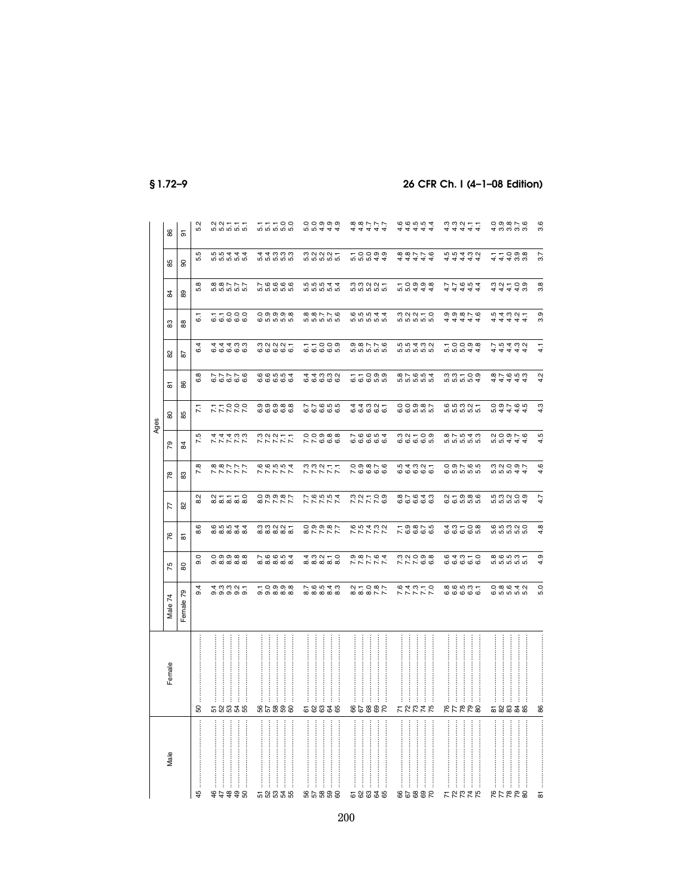| Male | Female | Ages | | | | | | | | | | | | |
|---|---|---|---|---|---|---|---|---|---|---|---|---|---|---|
| | | Male 74 | 75 | 76 | 77 | 78 | 79 | 80 | 81 | 82 | 83 | 84 | 85 | 86 |
| | | Female 79 | 80 | 81 | 82 | 83 | 84 | 85 | 86 | 87 | 88 | 89 | 90 | 91 |
| 45 | 50 | 9.4 | 9.0 | 8.6 | 8.2 | 7.8 | 7.5 | 7.1 | 6.8 | 6.4 | 6.1 | 5.8 | 5.5 | 5.2 |
| 46 | 51 | 9.4 | 9.0 | 8.6 | 8.2 | 7.8 | 7.4 | 7.1 | 6.7 | 6.4 | 6.1 | 5.8 | 5.5 | 5.2 |
| 47 | 52 | 9.3 | 8.9 | 8.5 | 8.1 | 7.8 | 7.4 | 7.1 | 6.7 | 6.4 | 6.1 | 5.8 | 5.5 | 5.2 |
| 48 | 53 | 9.3 | 8.9 | 8.5 | 8.1 | 7.7 | 7.4 | 7.0 | 6.7 | 6.4 | 6.0 | 5.7 | 5.4 | 5.1 |
| 49 | 54 | 9.2 | 8.8 | 8.4 | 8.1 | 7.7 | 7.3 | 7.0 | 6.7 | 6.3 | 6.0 | 5.7 | 5.4 | 5.1 |
| 50 | 55 | 9.1 | 8.8 | 8.4 | 8.0 | 7.7 | 7.3 | 7.0 | 6.6 | 6.3 | 6.0 | 5.7 | 5.4 | 5.1 |
| 51 | 56 | 9.1 | 8.7 | 8.3 | 8.0 | 7.6 | 7.3 | 6.9 | 6.6 | 6.3 | 6.0 | 5.7 | 5.4 | 5.1 |
| 52 | 57 | 9.0 | 8.6 | 8.3 | 7.9 | 7.6 | 7.2 | 6.9 | 6.6 | 6.2 | 5.9 | 5.6 | 5.4 | 5.1 |
| 53 | 58 | 8.9 | 8.6 | 8.2 | 7.9 | 7.5 | 7.2 | 6.9 | 6.5 | 6.2 | 5.9 | 5.6 | 5.3 | 5.1 |
| 54 | 59 | 8.9 | 8.5 | 8.2 | 7.8 | 7.5 | 7.1 | 6.8 | 6.5 | 6.2 | 5.9 | 5.6 | 5.3 | 5.0 |
| 55 | 60 | 8.8 | 8.4 | 8.1 | 7.7 | 7.4 | 7.1 | 6.8 | 6.4 | 6.1 | 5.8 | 5.6 | 5.3 | 5.0 |
| 56 | 61 | 8.7 | 8.4 | 8.0 | 7.7 | 7.3 | 7.0 | 6.7 | 6.4 | 6.1 | 5.8 | 5.5 | 5.3 | 5.0 |
| 57 | 62 | 8.6 | 8.3 | 7.9 | 7.6 | 7.3 | 7.0 | 6.7 | 6.4 | 6.1 | 5.8 | 5.5 | 5.2 | 5.0 |
| 58 | 63 | 8.5 | 8.2 | 7.9 | 7.5 | 7.2 | 6.9 | 6.6 | 6.3 | 6.0 | 5.7 | 5.5 | 5.2 | 4.9 |
| 59 | 64 | 8.4 | 8.1 | 7.8 | 7.5 | 7.1 | 6.8 | 6.5 | 6.3 | 6.0 | 5.7 | 5.4 | 5.2 | 4.9 |
| 60 | 65 | 8.3 | 8.0 | 7.7 | 7.4 | 7.1 | 6.8 | 6.5 | 6.2 | 5.9 | 5.6 | 5.4 | 5.1 | 4.9 |
| 61 | 66 | 8.2 | 7.9 | 7.6 | 7.3 | 7.0 | 6.7 | 6.4 | 6.1 | 5.9 | 5.6 | 5.3 | 5.1 | 4.8 |
| 62 | 67 | 8.1 | 7.8 | 7.5 | 7.2 | 6.9 | 6.6 | 6.4 | 6.1 | 5.8 | 5.5 | 5.3 | 5.0 | 4.8 |
| 63 | 68 | 8.0 | 7.7 | 7.4 | 7.1 | 6.8 | 6.6 | 6.3 | 6.0 | 5.7 | 5.5 | 5.2 | 5.0 | 4.7 |
| 64 | 69 | 7.8 | 7.6 | 7.3 | 7.0 | 6.7 | 6.5 | 6.2 | 5.9 | 5.7 | 5.4 | 5.2 | 4.9 | 4.7 |
| 65 | 70 | 7.7 | 7.4 | 7.2 | 6.9 | 6.6 | 6.4 | 6.1 | 5.9 | 5.6 | 5.4 | 5.1 | 4.9 | 4.7 |
| 66 | 71 | 7.6 | 7.3 | 7.1 | 6.8 | 6.5 | 6.3 | 6.0 | 5.8 | 5.5 | 5.3 | 5.1 | 4.8 | 4.6 |
| 67 | 72 | 7.4 | 7.2 | 6.9 | 6.7 | 6.4 | 6.2 | 6.0 | 5.7 | 5.5 | 5.2 | 5.0 | 4.8 | 4.6 |
| 68 | 73 | 7.3 | 7.0 | 6.8 | 6.6 | 6.3 | 6.1 | 5.9 | 5.6 | 5.4 | 5.2 | 4.9 | 4.7 | 4.5 |
| 69 | 74 | 7.1 | 6.9 | 6.7 | 6.4 | 6.2 | 6.0 | 5.8 | 5.5 | 5.3 | 5.1 | 4.9 | 4.7 | 4.5 |
| 70 | 75 | 7.0 | 6.8 | 6.5 | 6.3 | 6.1 | 5.9 | 5.7 | 5.4 | 5.2 | 5.0 | 4.8 | 4.6 | 4.4 |
| 71 | 76 | 6.8 | 6.6 | 6.4 | 6.2 | 6.0 | 5.8 | 5.6 | 5.3 | 5.1 | 4.9 | 4.7 | 4.5 | 4.3 |
| 72 | 77 | 6.6 | 6.4 | 6.3 | 6.1 | 5.9 | 5.7 | 5.5 | 5.3 | 5.0 | 4.9 | 4.7 | 4.5 | 4.3 |
| 73 | 78 | 6.5 | 6.3 | 6.1 | 5.9 | 5.7 | 5.5 | 5.3 | 5.1 | 5.0 | 4.8 | 4.6 | 4.4 | 4.2 |
| 74 | 79 | 6.3 | 6.1 | 6.0 | 5.8 | 5.6 | 5.4 | 5.2 | 5.0 | 4.9 | 4.7 | 4.5 | 4.3 | 4.1 |
| 75 | 80 | 6.1 | 6.0 | 5.8 | 5.6 | 5.5 | 5.3 | 5.1 | 4.9 | 4.8 | 4.6 | 4.4 | 4.2 | 4.1 |
| 76 | 81 | 6.0 | 5.8 | 5.6 | 5.5 | 5.3 | 5.2 | 5.0 | 4.8 | 4.7 | 4.5 | 4.3 | 4.1 | 4.0 |
| 77 | 82 | 5.8 | 5.6 | 5.5 | 5.3 | 5.2 | 5.0 | 4.9 | 4.7 | 4.5 | 4.4 | 4.2 | 4.1 | 3.9 |
| 78 | 83 | 5.6 | 5.5 | 5.3 | 5.2 | 5.0 | 4.9 | 4.7 | 4.6 | 4.4 | 4.3 | 4.1 | 4.0 | 3.8 |
| 79 | 84 | 5.4 | 5.3 | 5.2 | 5.0 | 4.9 | 4.7 | 4.6 | 4.5 | 4.3 | 4.2 | 4.0 | 3.9 | 3.7 |
| 80 | 85 | 5.2 | 5.1 | 5.0 | 4.9 | 4.7 | 4.6 | 4.5 | 4.3 | 4.2 | 4.1 | 3.9 | 3.8 | 3.6 |
| 81 | 86 | 5.0 | 4.9 | 4.8 | 4.7 | 4.6 | 4.5 | 4.3 | 4.2 | 4.1 | 3.9 | 3.8 | 3.7 | 3.6 |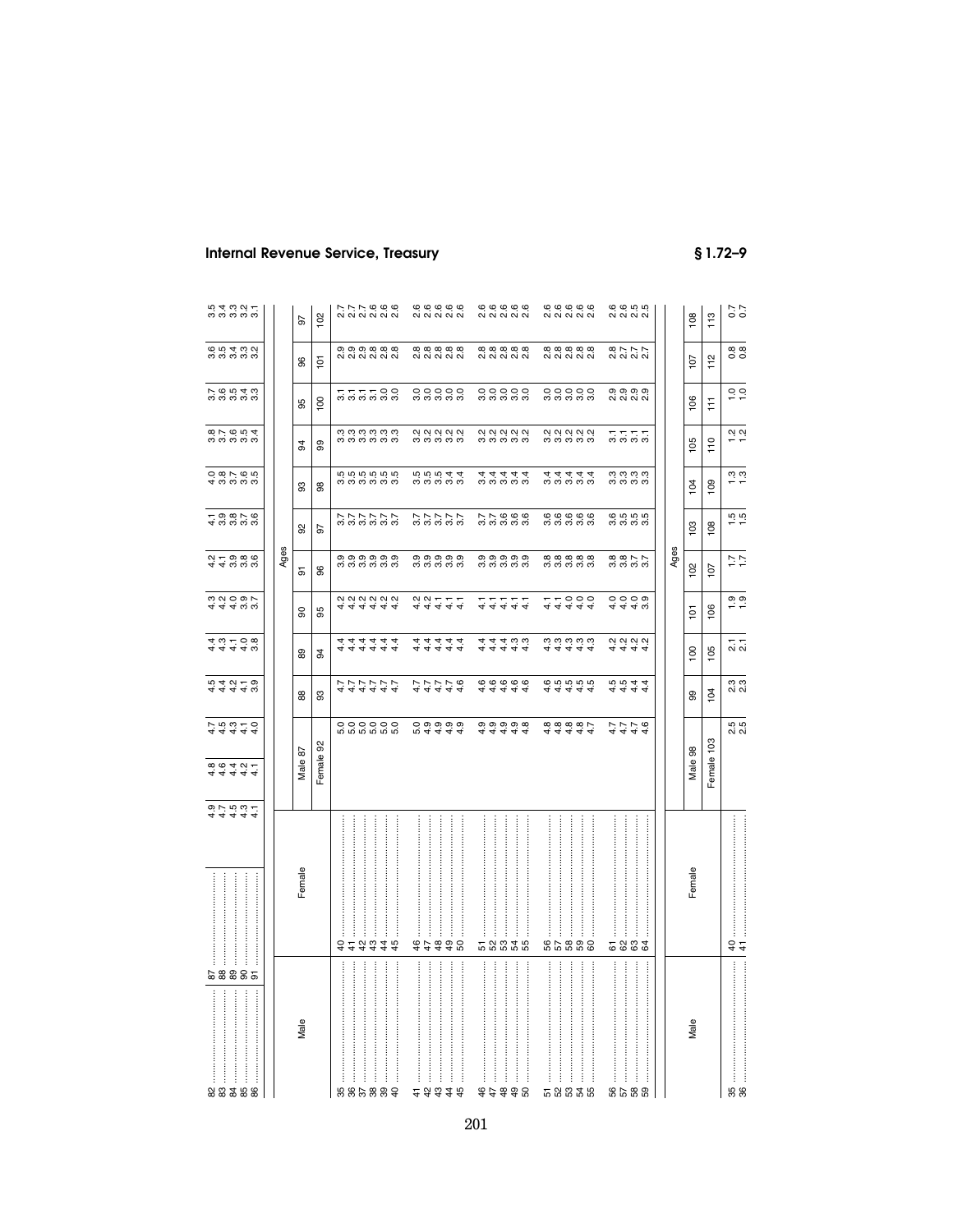| Male | Female | | | | | | | | | | | | | |
|---|---|---|---|---|---|---|---|---|---|---|---|---|---|---|
| 82 | 87 | 4.9 | 4.8 | 4.7 | 4.5 | 4.4 | 4.3 | 4.2 | 4.1 | 4.0 | 3.8 | 3.7 | 3.6 | 3.5 |
| 83 | 88 | 4.7 | 4.6 | 4.5 | 4.4 | 4.3 | 4.2 | 4.1 | 3.9 | 3.8 | 3.7 | 3.6 | 3.5 | 3.4 |
| 84 | 89 | 4.5 | 4.4 | 4.3 | 4.2 | 4.1 | 4.0 | 3.9 | 3.8 | 3.7 | 3.6 | 3.5 | 3.4 | 3.3 |
| 85 | 90 | 4.3 | 4.2 | 4.1 | 4.1 | 4.0 | 3.9 | 3.8 | 3.7 | 3.6 | 3.5 | 3.4 | 3.3 | 3.2 |
| 86 | 91 | 4.1 | 4.1 | 4.0 | 3.9 | 3.8 | 3.7 | 3.6 | 3.6 | 3.5 | 3.4 | 3.3 | 3.2 | 3.1 |

| Male | Female | Ages | | | | | | | | | | |
|---|---|---|---|---|---|---|---|---|---|---|---|---|
| | | Male 87 | 88 | 89 | 90 | 91 | 92 | 93 | 94 | 95 | 96 | 97 |
| | | Female 92 | 93 | 94 | 95 | 96 | 97 | 98 | 99 | 100 | 101 | 102 |
| 35 | 40 | 5.0 | 4.7 | 4.4 | 4.2 | 3.9 | 3.7 | 3.5 | 3.3 | 3.1 | 2.9 | 2.7 |
| 36 | 41 | 5.0 | 4.7 | 4.4 | 4.2 | 3.9 | 3.7 | 3.5 | 3.3 | 3.1 | 2.9 | 2.7 |
| 37 | 42 | 5.0 | 4.7 | 4.4 | 4.2 | 3.9 | 3.7 | 3.5 | 3.3 | 3.1 | 2.9 | 2.7 |
| 38 | 43 | 5.0 | 4.7 | 4.4 | 4.2 | 3.9 | 3.7 | 3.5 | 3.3 | 3.1 | 2.8 | 2.6 |
| 39 | 44 | 5.0 | 4.7 | 4.4 | 4.2 | 3.9 | 3.7 | 3.5 | 3.3 | 3.0 | 2.8 | 2.6 |
| 40 | 45 | 5.0 | 4.7 | 4.4 | 4.2 | 3.9 | 3.7 | 3.5 | 3.3 | 3.0 | 2.8 | 2.6 |
| 41 | 46 | 5.0 | 4.7 | 4.4 | 4.2 | 3.9 | 3.7 | 3.5 | 3.2 | 3.0 | 2.8 | 2.6 |
| 42 | 47 | 4.9 | 4.7 | 4.4 | 4.2 | 3.9 | 3.7 | 3.5 | 3.2 | 3.0 | 2.8 | 2.6 |
| 43 | 48 | 4.9 | 4.7 | 4.4 | 4.1 | 3.9 | 3.7 | 3.5 | 3.2 | 3.0 | 2.8 | 2.6 |
| 44 | 49 | 4.9 | 4.7 | 4.4 | 4.1 | 3.9 | 3.7 | 3.4 | 3.2 | 3.0 | 2.8 | 2.6 |
| 45 | 50 | 4.9 | 4.6 | 4.4 | 4.1 | 3.9 | 3.7 | 3.4 | 3.2 | 3.0 | 2.8 | 2.6 |
| 46 | 51 | 4.9 | 4.6 | 4.4 | 4.1 | 3.9 | 3.7 | 3.4 | 3.2 | 3.0 | 2.8 | 2.6 |
| 47 | 52 | 4.9 | 4.6 | 4.4 | 4.1 | 3.9 | 3.7 | 3.4 | 3.2 | 3.0 | 2.8 | 2.6 |
| 48 | 53 | 4.9 | 4.6 | 4.4 | 4.1 | 3.9 | 3.6 | 3.4 | 3.2 | 3.0 | 2.8 | 2.6 |
| 49 | 54 | 4.9 | 4.6 | 4.3 | 4.1 | 3.9 | 3.6 | 3.4 | 3.2 | 3.0 | 2.8 | 2.6 |
| 50 | 55 | 4.8 | 4.6 | 4.3 | 4.1 | 3.9 | 3.6 | 3.4 | 3.2 | 3.0 | 2.8 | 2.6 |
| 51 | 56 | 4.8 | 4.6 | 4.3 | 4.1 | 3.8 | 3.6 | 3.4 | 3.2 | 3.0 | 2.8 | 2.6 |
| 52 | 57 | 4.8 | 4.5 | 4.3 | 4.1 | 3.8 | 3.6 | 3.4 | 3.2 | 3.0 | 2.8 | 2.6 |
| 53 | 58 | 4.8 | 4.5 | 4.3 | 4.0 | 3.8 | 3.6 | 3.4 | 3.2 | 3.0 | 2.8 | 2.6 |
| 54 | 59 | 4.8 | 4.5 | 4.3 | 4.0 | 3.8 | 3.6 | 3.4 | 3.2 | 3.0 | 2.8 | 2.6 |
| 55 | 60 | 4.7 | 4.5 | 4.3 | 4.0 | 3.8 | 3.6 | 3.4 | 3.2 | 3.0 | 2.8 | 2.6 |
| 56 | 61 | 4.7 | 4.5 | 4.2 | 4.0 | 3.8 | 3.6 | 3.3 | 3.1 | 2.9 | 2.8 | 2.6 |
| 57 | 62 | 4.7 | 4.5 | 4.2 | 4.0 | 3.8 | 3.5 | 3.3 | 3.1 | 2.9 | 2.7 | 2.6 |
| 58 | 63 | 4.7 | 4.4 | 4.2 | 4.0 | 3.7 | 3.5 | 3.3 | 3.1 | 2.9 | 2.7 | 2.5 |
| 59 | 64 | 4.6 | 4.4 | 4.2 | 3.9 | 3.7 | 3.5 | 3.3 | 3.1 | 2.9 | 2.7 | 2.5 |

| Male | Female | Ages | | | | | | | | | | |
|---|---|---|---|---|---|---|---|---|---|---|---|---|
| | | Male 98 | 99 | 100 | 101 | 102 | 103 | 104 | 105 | 106 | 107 | 108 |
| | | Female 103 | 104 | 105 | 106 | 107 | 108 | 109 | 110 | 111 | 112 | 113 |
| 35 | 40 | 2.5 | 2.3 | 2.1 | 1.9 | 1.7 | 1.5 | 1.3 | 1.2 | 1.0 | 0.8 | 0.7 |
| 36 | 41 | 2.5 | 2.3 | 2.1 | 1.9 | 1.7 | 1.5 | 1.3 | 1.2 | 1.0 | 0.8 | 0.7 |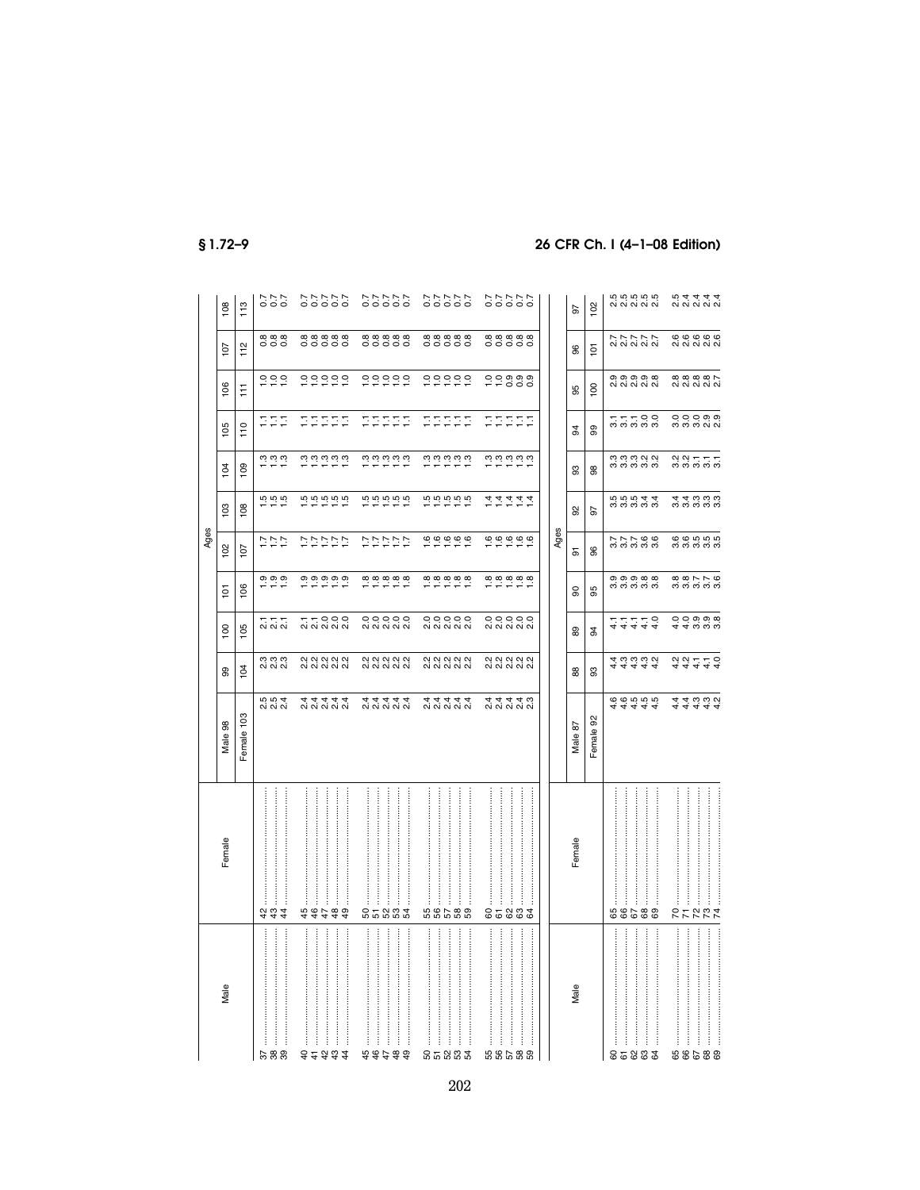| Male | Female | Ages | | | | | | | | | | |
|---|---|---|---|---|---|---|---|---|---|---|---|---|
| | | Male 98 | 99 | 100 | 101 | 102 | 103 | 104 | 105 | 106 | 107 | 108 |
| | | Female 103 | 104 | 105 | 106 | 107 | 108 | 109 | 110 | 111 | 112 | 113 |
| 37 | 42 | 2.5 | 2.3 | 2.1 | 1.9 | 1.7 | 1.5 | 1.3 | 1.1 | 1.0 | 0.8 | 0.7 |
| 38 | 43 | 2.5 | 2.3 | 2.1 | 1.9 | 1.7 | 1.5 | 1.3 | 1.1 | 1.0 | 0.8 | 0.7 |
| 39 | 44 | 2.4 | 2.3 | 2.1 | 1.9 | 1.7 | 1.5 | 1.3 | 1.1 | 1.0 | 0.8 | 0.7 |
| 40 | 45 | 2.4 | 2.2 | 2.1 | 1.9 | 1.7 | 1.5 | 1.3 | 1.1 | 1.0 | 0.8 | 0.7 |
| 41 | 46 | 2.4 | 2.2 | 2.1 | 1.9 | 1.7 | 1.5 | 1.3 | 1.1 | 1.0 | 0.8 | 0.7 |
| 42 | 47 | 2.4 | 2.2 | 2.0 | 1.9 | 1.7 | 1.5 | 1.3 | 1.1 | 1.0 | 0.8 | 0.7 |
| 43 | 48 | 2.4 | 2.2 | 2.0 | 1.9 | 1.7 | 1.5 | 1.3 | 1.1 | 1.0 | 0.8 | 0.7 |
| 44 | 49 | 2.4 | 2.2 | 2.0 | 1.9 | 1.7 | 1.5 | 1.3 | 1.1 | 1.0 | 0.8 | 0.7 |
| 45 | 50 | 2.4 | 2.2 | 2.0 | 1.8 | 1.7 | 1.5 | 1.3 | 1.1 | 1.0 | 0.8 | 0.7 |
| 46 | 51 | 2.4 | 2.2 | 2.0 | 1.8 | 1.7 | 1.5 | 1.3 | 1.1 | 1.0 | 0.8 | 0.7 |
| 47 | 52 | 2.4 | 2.2 | 2.0 | 1.8 | 1.7 | 1.5 | 1.3 | 1.1 | 1.0 | 0.8 | 0.7 |
| 48 | 53 | 2.4 | 2.2 | 2.0 | 1.8 | 1.7 | 1.5 | 1.3 | 1.1 | 1.0 | 0.8 | 0.7 |
| 49 | 54 | 2.4 | 2.2 | 2.0 | 1.8 | 1.7 | 1.5 | 1.3 | 1.1 | 1.0 | 0.8 | 0.7 |
| 50 | 55 | 2.4 | 2.2 | 2.0 | 1.8 | 1.6 | 1.5 | 1.3 | 1.1 | 1.0 | 0.8 | 0.7 |
| 51 | 56 | 2.4 | 2.2 | 2.0 | 1.8 | 1.6 | 1.5 | 1.3 | 1.1 | 1.0 | 0.8 | 0.7 |
| 52 | 57 | 2.4 | 2.2 | 2.0 | 1.8 | 1.6 | 1.5 | 1.3 | 1.1 | 1.0 | 0.8 | 0.7 |
| 53 | 58 | 2.4 | 2.2 | 2.0 | 1.8 | 1.6 | 1.5 | 1.3 | 1.1 | 1.0 | 0.8 | 0.7 |
| 54 | 59 | 2.4 | 2.2 | 2.0 | 1.8 | 1.6 | 1.5 | 1.3 | 1.1 | 1.0 | 0.8 | 0.7 |
| 55 | 60 | 2.4 | 2.2 | 2.0 | 1.8 | 1.6 | 1.4 | 1.3 | 1.1 | 1.0 | 0.8 | 0.7 |
| 56 | 61 | 2.4 | 2.2 | 2.0 | 1.8 | 1.6 | 1.4 | 1.3 | 1.1 | 1.0 | 0.8 | 0.7 |
| 57 | 62 | 2.4 | 2.2 | 2.0 | 1.8 | 1.6 | 1.4 | 1.3 | 1.1 | 0.9 | 0.8 | 0.7 |
| 58 | 63 | 2.4 | 2.2 | 2.0 | 1.8 | 1.6 | 1.4 | 1.3 | 1.1 | 0.9 | 0.8 | 0.7 |
| 59 | 64 | 2.3 | 2.2 | 2.0 | 1.8 | 1.6 | 1.4 | 1.3 | 1.1 | 0.9 | 0.8 | 0.7 |

| Male | Female | Ages | | | | | | | | | | |
|---|---|---|---|---|---|---|---|---|---|---|---|---|
| | | Male 87 | 88 | 89 | 90 | 91 | 92 | 93 | 94 | 95 | 96 | 97 |
| | | Female 92 | 93 | 94 | 95 | 96 | 97 | 98 | 99 | 100 | 101 | 102 |
| 60 | 65 | 4.6 | 4.4 | 4.1 | 3.9 | 3.7 | 3.5 | 3.3 | 3.1 | 2.9 | 2.7 | 2.5 |
| 61 | 66 | 4.6 | 4.3 | 4.1 | 3.9 | 3.7 | 3.5 | 3.3 | 3.1 | 2.9 | 2.7 | 2.5 |
| 62 | 67 | 4.5 | 4.3 | 4.1 | 3.9 | 3.7 | 3.5 | 3.3 | 3.1 | 2.9 | 2.7 | 2.5 |
| 63 | 68 | 4.5 | 4.3 | 4.1 | 3.8 | 3.6 | 3.4 | 3.2 | 3.0 | 2.9 | 2.7 | 2.5 |
| 64 | 69 | 4.5 | 4.2 | 4.0 | 3.8 | 3.6 | 3.4 | 3.2 | 3.0 | 2.8 | 2.7 | 2.5 |
| 65 | 70 | 4.4 | 4.2 | 4.0 | 3.8 | 3.6 | 3.4 | 3.2 | 3.0 | 2.8 | 2.6 | 2.5 |
| 66 | 71 | 4.4 | 4.2 | 4.0 | 3.8 | 3.6 | 3.4 | 3.2 | 3.0 | 2.8 | 2.6 | 2.4 |
| 67 | 72 | 4.3 | 4.1 | 3.9 | 3.7 | 3.5 | 3.3 | 3.1 | 3.0 | 2.8 | 2.6 | 2.4 |
| 68 | 73 | 4.3 | 4.1 | 3.9 | 3.7 | 3.5 | 3.3 | 3.1 | 2.9 | 2.8 | 2.6 | 2.4 |
| 69 | 74 | 4.2 | 4.0 | 3.8 | 3.6 | 3.5 | 3.3 | 3.1 | 2.9 | 2.7 | 2.6 | 2.4 |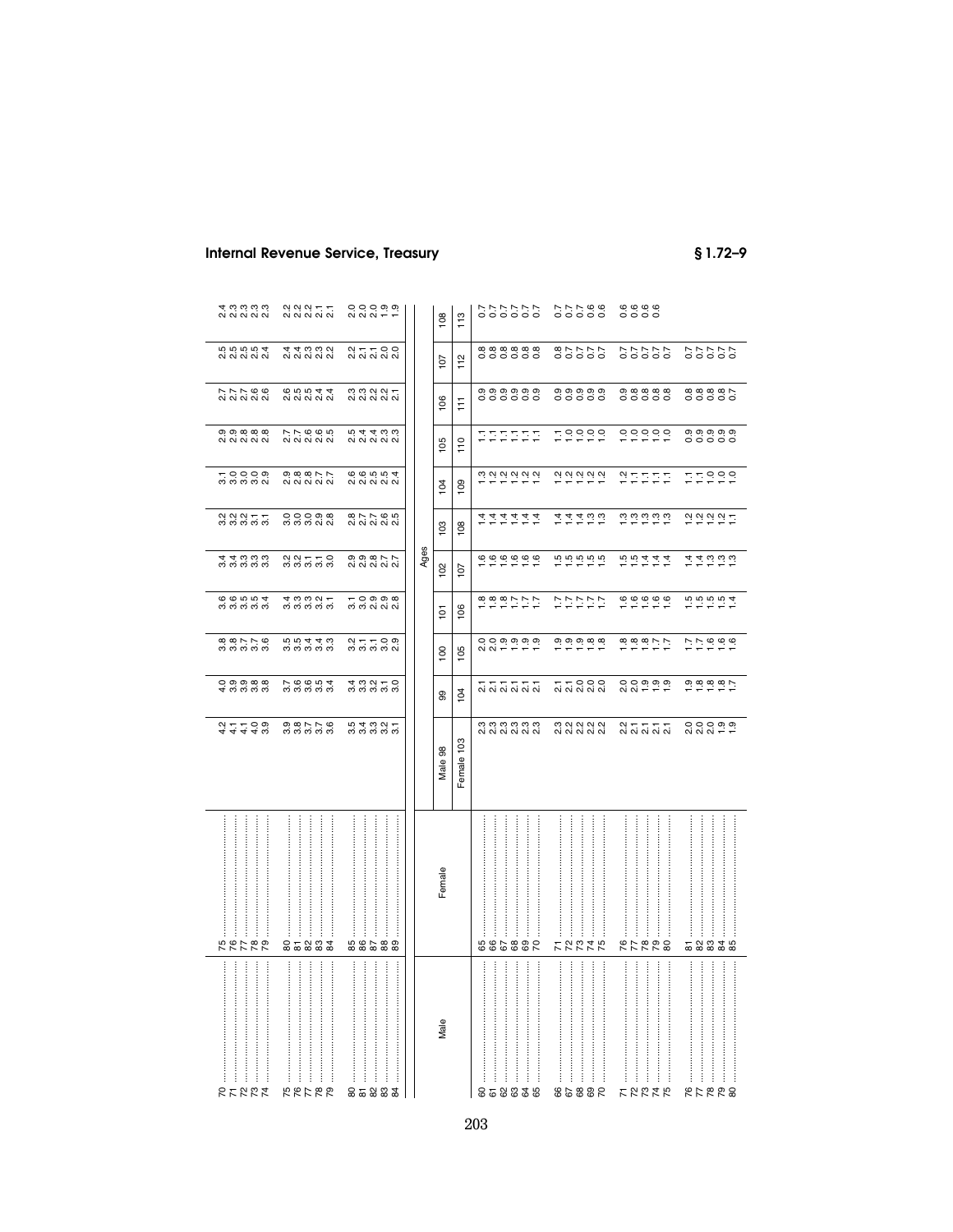| Male | Female | | | | | | | | | | | |
|---|---|---|---|---|---|---|---|---|---|---|---|---|
| 70 | 75 | 4.2 | 4.0 | 3.8 | 3.6 | 3.4 | 3.2 | 3.1 | 2.9 | 2.7 | 2.5 | 2.4 |
| 71 | 76 | 4.1 | 3.9 | 3.8 | 3.6 | 3.4 | 3.2 | 3.0 | 2.9 | 2.7 | 2.5 | 2.3 |
| 72 | 77 | 4.1 | 3.9 | 3.7 | 3.5 | 3.3 | 3.2 | 3.0 | 2.8 | 2.7 | 2.5 | 2.3 |
| 73 | 78 | 4.0 | 3.8 | 3.7 | 3.5 | 3.3 | 3.1 | 3.0 | 2.8 | 2.6 | 2.5 | 2.3 |
| 74 | 79 | 3.9 | 3.8 | 3.6 | 3.4 | 3.3 | 3.1 | 2.9 | 2.8 | 2.6 | 2.4 | 2.3 |
| 75 | 80 | 3.9 | 3.7 | 3.5 | 3.4 | 3.2 | 3.0 | 2.9 | 2.7 | 2.6 | 2.4 | 2.2 |
| 76 | 81 | 3.8 | 3.6 | 3.5 | 3.3 | 3.2 | 3.0 | 2.8 | 2.7 | 2.5 | 2.4 | 2.2 |
| 77 | 82 | 3.7 | 3.6 | 3.4 | 3.3 | 3.1 | 3.0 | 2.8 | 2.6 | 2.5 | 2.3 | 2.2 |
| 78 | 83 | 3.7 | 3.5 | 3.4 | 3.2 | 3.1 | 2.9 | 2.7 | 2.6 | 2.4 | 2.3 | 2.1 |
| 79 | 84 | 3.6 | 3.4 | 3.3 | 3.1 | 3.0 | 2.8 | 2.7 | 2.5 | 2.4 | 2.2 | 2.1 |
| 80 | 85 | 3.5 | 3.4 | 3.2 | 3.1 | 2.9 | 2.8 | 2.6 | 2.5 | 2.3 | 2.2 | 2.0 |
| 81 | 86 | 3.4 | 3.3 | 3.1 | 3.0 | 2.9 | 2.7 | 2.6 | 2.4 | 2.3 | 2.1 | 2.0 |
| 82 | 87 | 3.3 | 3.2 | 3.1 | 2.9 | 2.8 | 2.7 | 2.5 | 2.4 | 2.2 | 2.1 | 2.0 |
| 83 | 88 | 3.2 | 3.1 | 3.0 | 2.9 | 2.7 | 2.6 | 2.5 | 2.3 | 2.2 | 2.0 | 1.9 |
| 84 | 89 | 3.1 | 3.0 | 2.9 | 2.8 | 2.7 | 2.5 | 2.4 | 2.3 | 2.1 | 2.0 | 1.9 |

| Male | Female | Ages | | | | | | | | | | |
|---|---|---|---|---|---|---|---|---|---|---|---|---|
| | | Male 98 | 99 | 100 | 101 | 102 | 103 | 104 | 105 | 106 | 107 | 108 |
| | | Female 103 | 104 | 105 | 106 | 107 | 108 | 109 | 110 | 111 | 112 | 113 |
| 60 | 65 | 2.3 | 2.1 | 2.0 | 1.8 | 1.6 | 1.4 | 1.3 | 1.1 | 0.9 | 0.8 | 0.7 |
| 61 | 66 | 2.3 | 2.1 | 2.0 | 1.8 | 1.6 | 1.4 | 1.2 | 1.1 | 0.9 | 0.8 | 0.7 |
| 62 | 67 | 2.3 | 2.1 | 1.9 | 1.8 | 1.6 | 1.4 | 1.2 | 1.1 | 0.9 | 0.8 | 0.7 |
| 63 | 68 | 2.3 | 2.1 | 1.9 | 1.7 | 1.6 | 1.4 | 1.2 | 1.1 | 0.9 | 0.8 | 0.7 |
| 64 | 69 | 2.3 | 2.1 | 1.9 | 1.7 | 1.6 | 1.4 | 1.2 | 1.1 | 0.9 | 0.8 | 0.7 |
| 65 | 70 | 2.3 | 2.1 | 1.9 | 1.7 | 1.6 | 1.4 | 1.2 | 1.1 | 0.9 | 0.8 | 0.7 |
| 66 | 71 | 2.3 | 2.1 | 1.9 | 1.7 | 1.5 | 1.4 | 1.2 | 1.1 | 0.9 | 0.8 | 0.7 |
| 67 | 72 | 2.2 | 2.1 | 1.9 | 1.7 | 1.5 | 1.4 | 1.2 | 1.0 | 0.9 | 0.7 | 0.7 |
| 68 | 73 | 2.2 | 2.0 | 1.9 | 1.7 | 1.5 | 1.4 | 1.2 | 1.0 | 0.9 | 0.7 | 0.7 |
| 69 | 74 | 2.2 | 2.0 | 1.8 | 1.7 | 1.5 | 1.3 | 1.2 | 1.0 | 0.9 | 0.7 | 0.6 |
| 70 | 75 | 2.2 | 2.0 | 1.8 | 1.7 | 1.5 | 1.3 | 1.2 | 1.0 | 0.9 | 0.7 | 0.6 |
| 71 | 76 | 2.2 | 2.0 | 1.8 | 1.6 | 1.5 | 1.3 | 1.2 | 1.0 | 0.9 | 0.7 | 0.6 |
| 72 | 77 | 2.1 | 2.0 | 1.8 | 1.6 | 1.5 | 1.3 | 1.1 | 1.0 | 0.8 | 0.7 | 0.6 |
| 73 | 78 | 2.1 | 1.9 | 1.8 | 1.6 | 1.4 | 1.3 | 1.1 | 1.0 | 0.8 | 0.7 | 0.6 |
| 74 | 79 | 2.1 | 1.9 | 1.7 | 1.6 | 1.4 | 1.3 | 1.1 | 1.0 | 0.8 | 0.7 | 0.6 |
| 75 | 80 | 2.1 | 1.9 | 1.7 | 1.6 | 1.4 | 1.3 | 1.1 | 1.0 | 0.8 | 0.7 | |
| 76 | 81 | 2.0 | 1.9 | 1.7 | 1.5 | 1.4 | 1.2 | 1.1 | 0.9 | 0.8 | 0.7 | |
| 77 | 82 | 2.0 | 1.8 | 1.7 | 1.5 | 1.4 | 1.2 | 1.1 | 0.9 | 0.8 | 0.7 | |
| 78 | 83 | 2.0 | 1.8 | 1.6 | 1.5 | 1.3 | 1.2 | 1.0 | 0.9 | 0.8 | 0.7 | |
| 79 | 84 | 1.9 | 1.8 | 1.6 | 1.5 | 1.3 | 1.2 | 1.0 | 0.9 | 0.8 | 0.7 | |
| 80 | 85 | 1.9 | 1.7 | 1.6 | 1.4 | 1.3 | 1.1 | 1.0 | 0.9 | 0.7 | 0.7 | |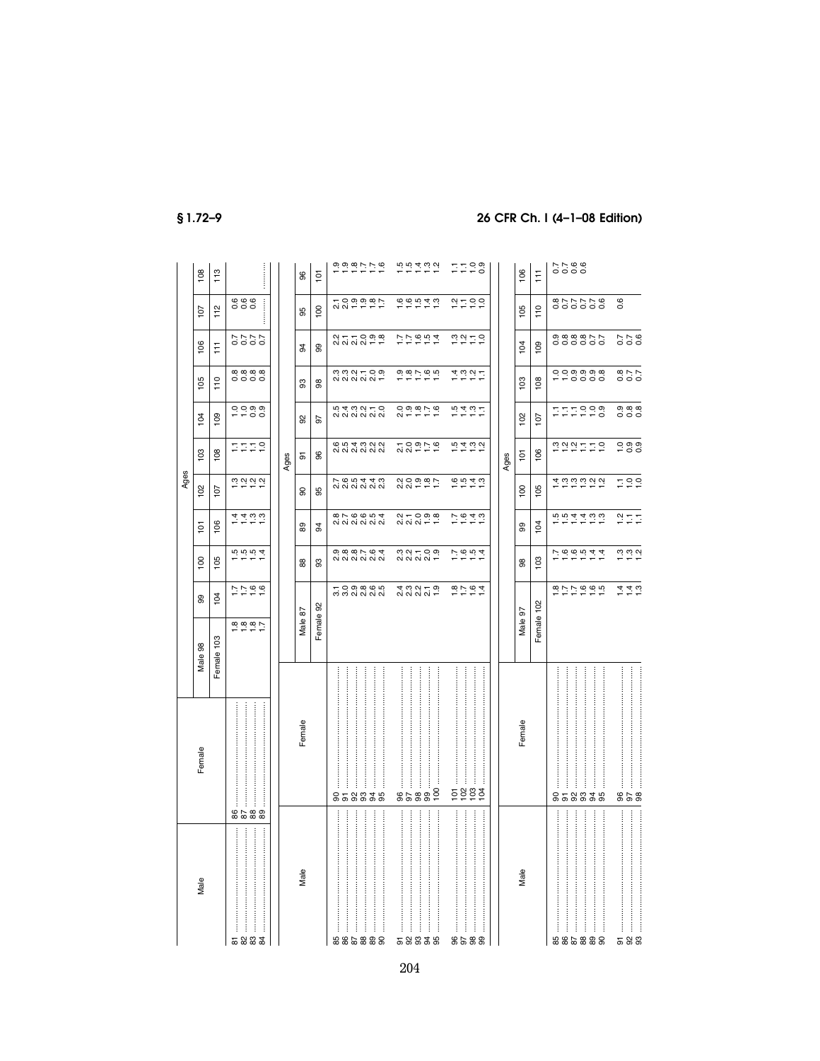| Male | Female | Ages | | | | | | | | | | |
|---|---|---|---|---|---|---|---|---|---|---|---|---|
| | | Male 98 | 99 | 100 | 101 | 102 | 103 | 104 | 105 | 106 | 107 | 108 |
| | | Female 103 | 104 | 105 | 106 | 107 | 108 | 109 | 110 | 111 | 112 | 113 |
| 81 | 86 | 1.8 | 1.7 | 1.5 | 1.4 | 1.3 | 1.1 | 1.0 | 0.8 | 0.7 | 0.6 | |
| 82 | 87 | 1.8 | 1.7 | 1.5 | 1.4 | 1.2 | 1.1 | 1.0 | 0.8 | 0.7 | 0.6 | |
| 83 | 88 | 1.8 | 1.6 | 1.5 | 1.3 | 1.2 | 1.1 | 0.9 | 0.8 | 0.7 | 0.6 | |
| 84 | 89 | 1.7 | 1.6 | 1.4 | 1.3 | 1.2 | 1.0 | 0.9 | 0.8 | 0.7 | ......... | ......... |

| Male | Female | Ages | | | | | | | | | |
|---|---|---|---|---|---|---|---|---|---|---|---|
| | | Male 87 | 88 | 89 | 90 | 91 | 92 | 93 | 94 | 95 | 96 |
| | | Female 92 | 93 | 94 | 95 | 96 | 97 | 98 | 99 | 100 | 101 |
| 85 | 90 | 3.1 | 2.9 | 2.8 | 2.7 | 2.6 | 2.5 | 2.3 | 2.2 | 2.1 | 1.9 |
| 86 | 91 | 3.0 | 2.8 | 2.7 | 2.6 | 2.5 | 2.4 | 2.3 | 2.1 | 2.0 | 1.9 |
| 87 | 92 | 2.9 | 2.8 | 2.6 | 2.5 | 2.4 | 2.3 | 2.2 | 2.1 | 1.9 | 1.8 |
| 88 | 93 | 2.8 | 2.7 | 2.6 | 2.4 | 2.3 | 2.2 | 2.1 | 2.0 | 1.9 | 1.7 |
| 89 | 94 | 2.6 | 2.6 | 2.5 | 2.4 | 2.2 | 2.1 | 2.0 | 1.9 | 1.8 | 1.7 |
| 90 | 95 | 2.5 | 2.4 | 2.4 | 2.3 | 2.2 | 2.0 | 1.9 | 1.8 | 1.7 | 1.6 |
| 91 | 96 | 2.4 | 2.3 | 2.2 | 2.2 | 2.1 | 2.0 | 1.9 | 1.7 | 1.6 | 1.5 |
| 92 | 97 | 2.3 | 2.2 | 2.1 | 2.0 | 2.0 | 1.9 | 1.8 | 1.7 | 1.6 | 1.5 |
| 93 | 98 | 2.2 | 2.1 | 2.0 | 1.9 | 1.9 | 1.8 | 1.7 | 1.6 | 1.5 | 1.4 |
| 94 | 99 | 2.1 | 2.0 | 1.9 | 1.8 | 1.7 | 1.7 | 1.6 | 1.5 | 1.4 | 1.3 |
| 95 | 100 | 1.9 | 1.9 | 1.8 | 1.7 | 1.6 | 1.6 | 1.5 | 1.4 | 1.3 | 1.2 |
| 96 | 101 | 1.8 | 1.7 | 1.7 | 1.6 | 1.5 | 1.5 | 1.4 | 1.3 | 1.2 | 1.1 |
| 97 | 102 | 1.7 | 1.6 | 1.6 | 1.5 | 1.4 | 1.4 | 1.3 | 1.2 | 1.1 | 1.1 |
| 98 | 103 | 1.6 | 1.5 | 1.4 | 1.4 | 1.3 | 1.3 | 1.2 | 1.1 | 1.0 | 1.0 |
| 99 | 104 | 1.4 | 1.4 | 1.3 | 1.3 | 1.2 | 1.1 | 1.1 | 1.0 | 1.0 | 0.9 |

| Male | Female | Ages | | | | | | | | | |
|---|---|---|---|---|---|---|---|---|---|---|---|
| | | Male 97 | 98 | 99 | 100 | 101 | 102 | 103 | 104 | 105 | 106 |
| | | Female 102 | 103 | 104 | 105 | 106 | 107 | 108 | 109 | 110 | 111 |
| 85 | 90 | 1.8 | 1.7 | 1.5 | 1.4 | 1.3 | 1.1 | 1.0 | 0.9 | 0.8 | 0.7 |
| 86 | 91 | 1.7 | 1.6 | 1.5 | 1.3 | 1.2 | 1.1 | 1.0 | 0.8 | 0.7 | 0.7 |
| 87 | 92 | 1.7 | 1.6 | 1.4 | 1.3 | 1.2 | 1.1 | 0.9 | 0.8 | 0.7 | 0.6 |
| 88 | 93 | 1.6 | 1.5 | 1.4 | 1.3 | 1.1 | 1.0 | 0.9 | 0.8 | 0.7 | 0.6 |
| 89 | 94 | 1.6 | 1.4 | 1.3 | 1.2 | 1.1 | 1.0 | 0.9 | 0.7 | 0.7 | |
| 90 | 95 | 1.5 | 1.4 | 1.3 | 1.2 | 1.0 | 0.9 | 0.8 | 0.7 | 0.6 | |
| 91 | 96 | 1.4 | 1.3 | 1.2 | 1.1 | 1.0 | 0.9 | 0.8 | 0.7 | 0.6 | |
| 92 | 97 | 1.4 | 1.3 | 1.1 | 1.0 | 0.9 | 0.8 | 0.7 | 0.7 | | |
| 93 | 98 | 1.3 | 1.2 | 1.1 | 1.0 | 0.9 | 0.8 | 0.7 | 0.6 | | |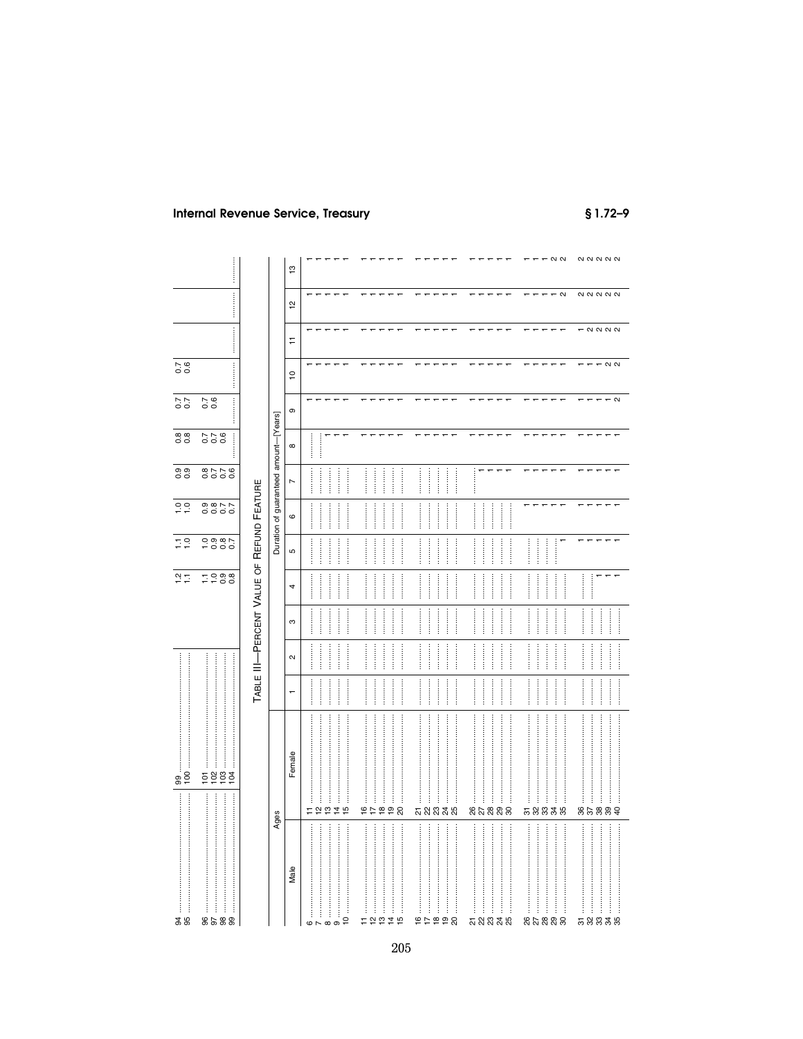| | | | | | | | | | | | | | |
|---|---|---|---|---|---|---|---|---|---|---|---|---|---|
| 94 | 99 | | | | 1.2 | 1.1 | 1.0 | 0.9 | 0.8 | 0.7 | 0.7 | | | |
| 95 | 100 | | | | 1.1 | 1.0 | 1.0 | 0.9 | 0.8 | 0.7 | 0.6 | | | |
| 96 | 101 | | | | 1.1 | 1.0 | 0.9 | 0.8 | 0.7 | 0.7 | | | | |
| 97 | 102 | | | | 1.0 | 0.9 | 0.8 | 0.7 | 0.7 | 0.6 | | | | |
| 98 | 103 | | | | 0.9 | 0.8 | 0.7 | 0.7 | 0.6 | | | | | |
| 99 | 104 | | | | 0.8 | 0.7 | 0.7 | 0.6 | ........ | ........ | ........ | ........ | ........ | ........ |

TABLE III—PERCENT VALUE OF REFUND FEATURE

| Ages | | Duration of guaranteed amount—[Years] | | | | | | | | | | | | |
|---|---|---|---|---|---|---|---|---|---|---|---|---|---|---|
| Male | Female | 1 | 2 | 3 | 4 | 5 | 6 | 7 | 8 | 9 | 10 | 11 | 12 | 13 |
| 6 | 11 | ........ | ........ | ........ | ........ | ........ | ........ | ........ | ........ | 1 | 1 | 1 | 1 | 1 |
| 7 | 12 | ........ | ........ | ........ | ........ | ........ | ........ | ........ | ........ | 1 | 1 | 1 | 1 | 1 |
| 8 | 13 | ........ | ........ | ........ | ........ | ........ | ........ | ........ | 1 | 1 | 1 | 1 | 1 | 1 |
| 9 | 14 | ........ | ........ | ........ | ........ | ........ | ........ | ........ | 1 | 1 | 1 | 1 | 1 | 1 |
| 10 | 15 | ........ | ........ | ........ | ........ | ........ | ........ | ........ | 1 | 1 | 1 | 1 | 1 | 1 |
| 11 | 16 | ........ | ........ | ........ | ........ | ........ | ........ | ........ | 1 | 1 | 1 | 1 | 1 | 1 |
| 12 | 17 | ........ | ........ | ........ | ........ | ........ | ........ | ........ | 1 | 1 | 1 | 1 | 1 | 1 |
| 13 | 18 | ........ | ........ | ........ | ........ | ........ | ........ | ........ | 1 | 1 | 1 | 1 | 1 | 1 |
| 14 | 19 | ........ | ........ | ........ | ........ | ........ | ........ | ........ | 1 | 1 | 1 | 1 | 1 | 1 |
| 15 | 20 | ........ | ........ | ........ | ........ | ........ | ........ | ........ | 1 | 1 | 1 | 1 | 1 | 1 |
| 16 | 21 | ........ | ........ | ........ | ........ | ........ | ........ | ........ | 1 | 1 | 1 | 1 | 1 | 1 |
| 17 | 22 | ........ | ........ | ........ | ........ | ........ | ........ | ........ | 1 | 1 | 1 | 1 | 1 | 1 |
| 18 | 23 | ........ | ........ | ........ | ........ | ........ | ........ | ........ | 1 | 1 | 1 | 1 | 1 | 1 |
| 19 | 24 | ........ | ........ | ........ | ........ | ........ | ........ | ........ | 1 | 1 | 1 | 1 | 1 | 1 |
| 20 | 25 | ........ | ........ | ........ | ........ | ........ | ........ | ........ | 1 | 1 | 1 | 1 | 1 | 1 |
| 21 | 26 | ........ | ........ | ........ | ........ | ........ | ........ | ........ | 1 | 1 | 1 | 1 | 1 | 1 |
| 22 | 27 | ........ | ........ | ........ | ........ | ........ | ........ | 1 | 1 | 1 | 1 | 1 | 1 | 1 |
| 23 | 28 | ........ | ........ | ........ | ........ | ........ | ........ | 1 | 1 | 1 | 1 | 1 | 1 | 1 |
| 24 | 29 | ........ | ........ | ........ | ........ | ........ | ........ | 1 | 1 | 1 | 1 | 1 | 1 | 1 |
| 25 | 30 | ........ | ........ | ........ | ........ | ........ | ........ | 1 | 1 | 1 | 1 | 1 | 1 | 1 |
| 26 | 31 | ........ | ........ | ........ | ........ | ........ | 1 | 1 | 1 | 1 | 1 | 1 | 1 | 1 |
| 27 | 32 | ........ | ........ | ........ | ........ | ........ | 1 | 1 | 1 | 1 | 1 | 1 | 1 | 1 |
| 28 | 33 | ........ | ........ | ........ | ........ | ........ | 1 | 1 | 1 | 1 | 1 | 1 | 1 | 1 |
| 29 | 34 | ........ | ........ | ........ | ........ | ........ | 1 | 1 | 1 | 1 | 1 | 1 | 1 | 2 |
| 30 | 35 | ........ | ........ | ........ | ........ | 1 | 1 | 1 | 1 | 1 | 1 | 1 | 2 | 2 |
| 31 | 36 | ........ | ........ | ........ | ........ | 1 | 1 | 1 | 1 | 1 | 1 | 1 | 2 | 2 |
| 32 | 37 | ........ | ........ | ........ | ........ | 1 | 1 | 1 | 1 | 1 | 1 | 2 | 2 | 2 |
| 33 | 38 | ........ | ........ | ........ | 1 | 1 | 1 | 1 | 1 | 1 | 1 | 2 | 2 | 2 |
| 34 | 39 | ........ | ........ | ........ | 1 | 1 | 1 | 1 | 1 | 1 | 2 | 2 | 2 | 2 |
| 35 | 40 | ........ | ........ | ........ | 1 | 1 | 1 | 1 | 1 | 2 | 2 | 2 | 2 | 2 |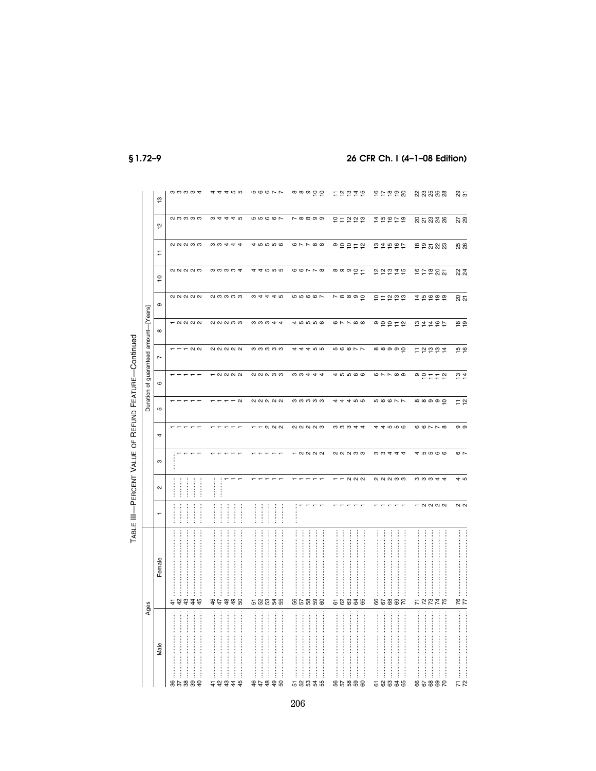# TABLE III—PERCENT VALUE OF REFUND FEATURE—Continued

| Ages | | Duration of guaranteed amount—[Years] | | | | | | | | | | | | |
|---|---|---|---|---|---|---|---|---|---|---|---|---|---|---|
| Male | Female | 1 | 2 | 3 | 4 | 5 | 6 | 7 | 8 | 9 | 10 | 11 | 12 | 13 |
| 36 | 41 | ...... | ...... | ...... | 1 | 1 | 1 | 1 | 1 | 2 | 2 | 2 | 2 | 3 |
| 37 | 42 | ...... | ...... | 1 | 1 | 1 | 1 | 1 | 2 | 2 | 2 | 2 | 3 | 3 |
| 38 | 43 | ...... | ...... | 1 | 1 | 1 | 1 | 1 | 2 | 2 | 2 | 2 | 3 | 3 |
| 39 | 44 | ...... | ...... | 1 | 1 | 1 | 1 | 2 | 2 | 2 | 2 | 3 | 3 | 3 |
| 40 | 45 | ...... | ...... | 1 | 1 | 1 | 1 | 2 | 2 | 2 | 3 | 3 | 3 | 4 |
| 41 | 46 | ...... | ...... | 1 | 1 | 1 | 1 | 2 | 2 | 2 | 3 | 3 | 3 | 4 |
| 42 | 47 | ...... | ...... | 1 | 1 | 1 | 2 | 2 | 2 | 3 | 3 | 3 | 4 | 4 |
| 43 | 48 | ...... | 1 | 1 | 1 | 1 | 2 | 2 | 2 | 3 | 3 | 4 | 4 | 4 |
| 44 | 49 | ...... | 1 | 1 | 1 | 1 | 2 | 2 | 3 | 3 | 3 | 4 | 4 | 5 |
| 45 | 50 | ...... | 1 | 1 | 1 | 2 | 2 | 2 | 3 | 3 | 4 | 4 | 5 | 5 |
| 46 | 51 | ...... | 1 | 1 | 1 | 2 | 2 | 3 | 3 | 3 | 4 | 4 | 5 | 5 |
| 47 | 52 | ...... | 1 | 1 | 1 | 2 | 2 | 3 | 3 | 4 | 4 | 5 | 5 | 6 |
| 48 | 53 | ...... | 1 | 1 | 2 | 2 | 2 | 3 | 3 | 4 | 5 | 5 | 6 | 6 |
| 49 | 54 | ...... | 1 | 1 | 2 | 2 | 3 | 3 | 4 | 4 | 5 | 5 | 6 | 7 |
| 50 | 55 | ...... | 1 | 1 | 2 | 2 | 3 | 3 | 4 | 5 | 5 | 6 | 7 | 7 |
| 51 | 56 | ...... | 1 | 1 | 2 | 3 | 3 | 4 | 4 | 5 | 6 | 6 | 7 | 8 |
| 52 | 57 | 1 | 1 | 2 | 2 | 3 | 3 | 4 | 5 | 5 | 6 | 7 | 8 | 8 |
| 53 | 58 | 1 | 1 | 2 | 2 | 3 | 4 | 4 | 5 | 6 | 7 | 7 | 8 | 9 |
| 54 | 59 | 1 | 1 | 2 | 2 | 3 | 4 | 5 | 5 | 6 | 7 | 8 | 9 | 10 |
| 55 | 60 | 1 | 1 | 2 | 3 | 3 | 4 | 5 | 6 | 7 | 8 | 8 | 9 | 10 |
| 56 | 61 | 1 | 1 | 2 | 3 | 4 | 4 | 5 | 6 | 7 | 8 | 9 | 10 | 11 |
| 57 | 62 | 1 | 1 | 2 | 3 | 4 | 5 | 6 | 7 | 8 | 9 | 10 | 11 | 12 |
| 58 | 63 | 1 | 2 | 2 | 3 | 4 | 5 | 6 | 7 | 8 | 9 | 10 | 12 | 13 |
| 59 | 64 | 1 | 2 | 3 | 4 | 5 | 6 | 7 | 8 | 9 | 10 | 11 | 12 | 14 |
| 60 | 65 | 1 | 2 | 3 | 4 | 5 | 6 | 7 | 8 | 10 | 11 | 12 | 13 | 15 |
| 61 | 66 | 1 | 2 | 3 | 4 | 5 | 6 | 8 | 9 | 10 | 12 | 13 | 14 | 16 |
| 62 | 67 | 1 | 2 | 3 | 4 | 6 | 7 | 8 | 10 | 11 | 12 | 14 | 15 | 17 |
| 63 | 68 | 1 | 2 | 4 | 5 | 6 | 7 | 9 | 10 | 12 | 13 | 15 | 16 | 18 |
| 64 | 69 | 1 | 3 | 4 | 5 | 7 | 8 | 9 | 11 | 13 | 14 | 16 | 17 | 19 |
| 65 | 70 | 1 | 3 | 4 | 6 | 7 | 9 | 10 | 12 | 13 | 15 | 17 | 19 | 20 |
| 66 | 71 | 1 | 3 | 4 | 6 | 8 | 9 | 11 | 13 | 14 | 16 | 18 | 20 | 22 |
| 67 | 72 | 2 | 3 | 5 | 6 | 8 | 10 | 12 | 14 | 15 | 17 | 19 | 21 | 23 |
| 68 | 73 | 2 | 3 | 5 | 7 | 9 | 11 | 13 | 14 | 16 | 18 | 21 | 23 | 25 |
| 69 | 74 | 2 | 4 | 6 | 7 | 9 | 11 | 13 | 16 | 18 | 20 | 22 | 24 | 26 |
| 70 | 75 | 2 | 4 | 6 | 8 | 10 | 12 | 14 | 17 | 19 | 21 | 23 | 26 | 28 |
| 71 | 76 | 2 | 4 | 6 | 9 | 11 | 13 | 15 | 18 | 20 | 22 | 25 | 27 | 29 |
| 72 | 77 | 2 | 5 | 7 | 9 | 12 | 14 | 16 | 19 | 21 | 24 | 26 | 29 | 31 |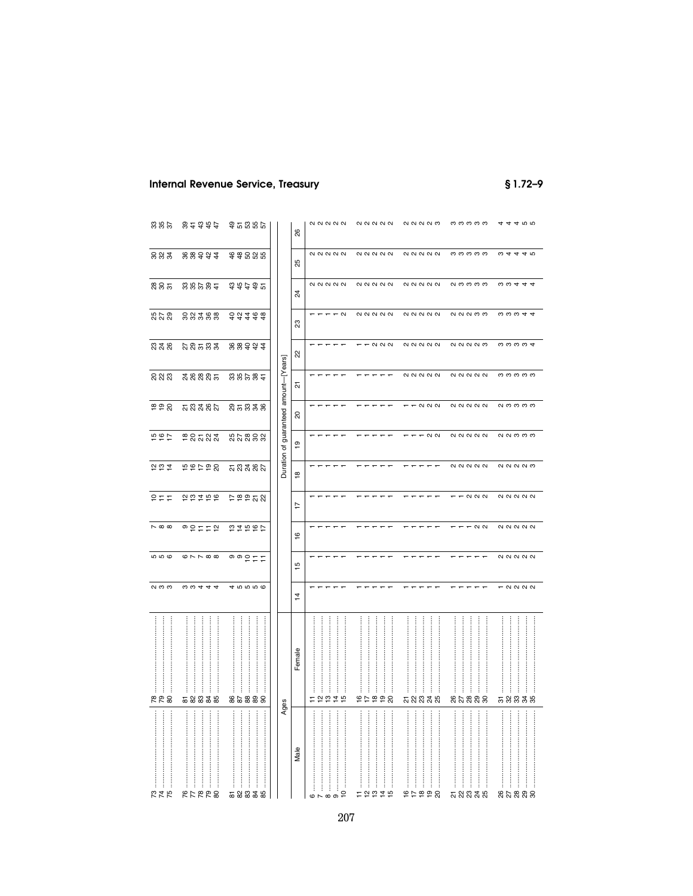| Male | Female | 14 | 15 | 16 | 17 | 18 | 19 | 20 | 21 | 22 | 23 | 24 | 25 | 26 |
|---|---|---|---|---|---|---|---|---|---|---|---|---|---|---|
| 73 | 78 | 2 | 5 | 7 | 10 | 12 | 15 | 18 | 20 | 23 | 25 | 28 | 30 | 33 |
| 74 | 79 | 3 | 5 | 8 | 11 | 13 | 16 | 19 | 22 | 24 | 27 | 30 | 32 | 35 |
| 75 | 80 | 3 | 6 | 8 | 11 | 14 | 17 | 20 | 23 | 26 | 29 | 31 | 34 | 37 |
| 76 | 81 | 3 | 6 | 9 | 12 | 15 | 18 | 21 | 24 | 27 | 30 | 33 | 36 | 39 |
| 77 | 82 | 3 | 7 | 10 | 13 | 16 | 20 | 23 | 26 | 29 | 32 | 35 | 38 | 41 |
| 78 | 83 | 4 | 7 | 11 | 14 | 17 | 21 | 24 | 28 | 31 | 34 | 37 | 40 | 43 |
| 79 | 84 | 4 | 8 | 11 | 15 | 19 | 22 | 26 | 29 | 33 | 36 | 39 | 42 | 45 |
| 80 | 85 | 4 | 8 | 12 | 16 | 20 | 24 | 27 | 31 | 34 | 38 | 41 | 44 | 47 |
| 81 | 86 | 4 | 9 | 13 | 17 | 21 | 25 | 29 | 33 | 36 | 40 | 43 | 46 | 49 |
| 82 | 87 | 5 | 9 | 14 | 18 | 23 | 27 | 31 | 35 | 38 | 42 | 45 | 48 | 51 |
| 83 | 88 | 5 | 10 | 15 | 19 | 24 | 28 | 33 | 37 | 40 | 44 | 47 | 50 | 53 |
| 84 | 89 | 5 | 11 | 16 | 21 | 26 | 30 | 34 | 38 | 42 | 46 | 49 | 52 | 55 |
| 85 | 90 | 6 | 11 | 17 | 22 | 27 | 32 | 36 | 41 | 44 | 48 | 51 | 55 | 57 |

| Ages | | Duration of guaranteed amount—[Years] | | | | | | | | | | | | |
|---|---|---|---|---|---|---|---|---|---|---|---|---|---|---|
| Male | Female | 14 | 15 | 16 | 17 | 18 | 19 | 20 | 21 | 22 | 23 | 24 | 25 | 26 |
| 6 | 11 | 1 | 1 | 1 | 1 | 1 | 1 | 1 | 1 | 1 | 1 | 2 | 2 | 2 |
| 7 | 12 | 1 | 1 | 1 | 1 | 1 | 1 | 1 | 1 | 1 | 1 | 2 | 2 | 2 |
| 8 | 13 | 1 | 1 | 1 | 1 | 1 | 1 | 1 | 1 | 1 | 1 | 2 | 2 | 2 |
| 9 | 14 | 1 | 1 | 1 | 1 | 1 | 1 | 1 | 1 | 1 | 1 | 2 | 2 | 2 |
| 10 | 15 | 1 | 1 | 1 | 1 | 1 | 1 | 1 | 1 | 1 | 2 | 2 | 2 | 2 |
| 11 | 16 | 1 | 1 | 1 | 1 | 1 | 1 | 1 | 1 | 1 | 2 | 2 | 2 | 2 |
| 12 | 17 | 1 | 1 | 1 | 1 | 1 | 1 | 1 | 1 | 1 | 2 | 2 | 2 | 2 |
| 13 | 18 | 1 | 1 | 1 | 1 | 1 | 1 | 1 | 1 | 2 | 2 | 2 | 2 | 2 |
| 14 | 19 | 1 | 1 | 1 | 1 | 1 | 1 | 1 | 1 | 2 | 2 | 2 | 2 | 2 |
| 15 | 20 | 1 | 1 | 1 | 1 | 1 | 1 | 1 | 1 | 2 | 2 | 2 | 2 | 2 |
| 16 | 21 | 1 | 1 | 1 | 1 | 1 | 1 | 1 | 2 | 2 | 2 | 2 | 2 | 2 |
| 17 | 22 | 1 | 1 | 1 | 1 | 1 | 1 | 1 | 2 | 2 | 2 | 2 | 2 | 2 |
| 18 | 23 | 1 | 1 | 1 | 1 | 1 | 1 | 2 | 2 | 2 | 2 | 2 | 2 | 2 |
| 19 | 24 | 1 | 1 | 1 | 1 | 1 | 2 | 2 | 2 | 2 | 2 | 2 | 2 | 2 |
| 20 | 25 | 1 | 1 | 1 | 1 | 1 | 2 | 2 | 2 | 2 | 2 | 2 | 2 | 3 |
| 21 | 26 | 1 | 1 | 1 | 1 | 2 | 2 | 2 | 2 | 2 | 2 | 2 | 3 | 3 |
| 22 | 27 | 1 | 1 | 1 | 1 | 2 | 2 | 2 | 2 | 2 | 2 | 3 | 3 | 3 |
| 23 | 28 | 1 | 1 | 1 | 2 | 2 | 2 | 2 | 2 | 2 | 2 | 3 | 3 | 3 |
| 24 | 29 | 1 | 1 | 2 | 2 | 2 | 2 | 2 | 2 | 2 | 3 | 3 | 3 | 3 |
| 25 | 30 | 1 | 1 | 2 | 2 | 2 | 2 | 2 | 2 | 3 | 3 | 3 | 3 | 3 |
| 26 | 31 | 1 | 2 | 2 | 2 | 2 | 2 | 2 | 3 | 3 | 3 | 3 | 3 | 4 |
| 27 | 32 | 2 | 2 | 2 | 2 | 2 | 2 | 3 | 3 | 3 | 3 | 3 | 4 | 4 |
| 28 | 33 | 2 | 2 | 2 | 2 | 2 | 3 | 3 | 3 | 3 | 3 | 4 | 4 | 4 |
| 29 | 34 | 2 | 2 | 2 | 2 | 2 | 3 | 3 | 3 | 3 | 4 | 4 | 4 | 5 |
| 30 | 35 | 2 | 2 | 2 | 2 | 3 | 3 | 3 | 3 | 4 | 4 | 4 | 5 | 5 |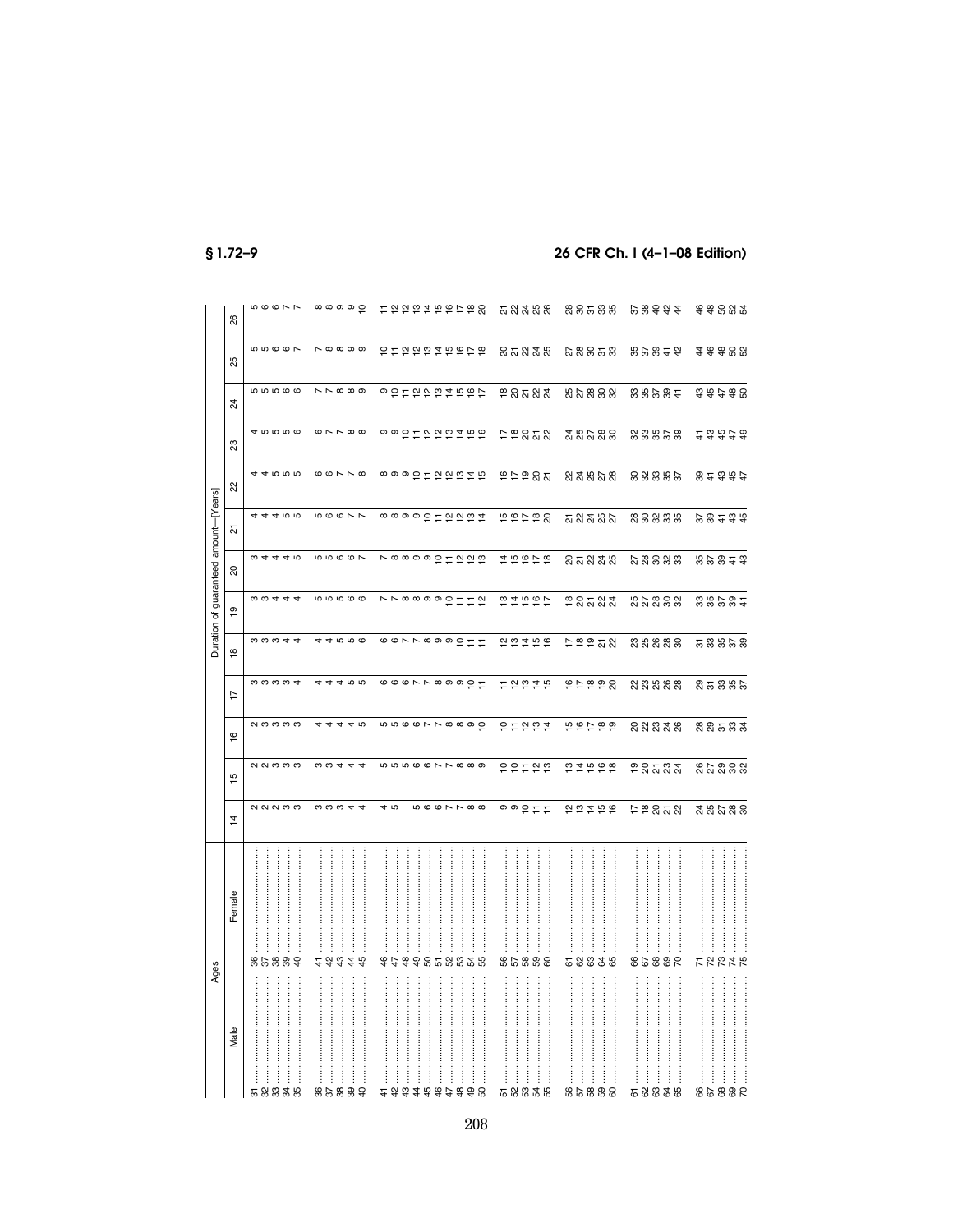| Ages | | Duration of guaranteed amount—[Years] | | | | | | | | | | | | |
|---|---|---|---|---|---|---|---|---|---|---|---|---|---|---|
| Male | Female | 14 | 15 | 16 | 17 | 18 | 19 | 20 | 21 | 22 | 23 | 24 | 25 | 26 |
| 31 | 36 | 2 | 2 | 2 | 3 | 3 | 3 | 3 | 4 | 4 | 4 | 5 | 5 | 5 |
| 32 | 37 | 2 | 2 | 3 | 3 | 3 | 3 | 4 | 4 | 4 | 5 | 5 | 5 | 6 |
| 33 | 38 | 2 | 3 | 3 | 3 | 3 | 4 | 4 | 4 | 5 | 5 | 5 | 6 | 6 |
| 34 | 39 | 3 | 3 | 3 | 3 | 4 | 4 | 4 | 5 | 5 | 5 | 6 | 6 | 7 |
| 35 | 40 | 3 | 3 | 3 | 4 | 4 | 4 | 5 | 5 | 5 | 6 | 6 | 7 | 7 |
| 36 | 41 | 3 | 3 | 4 | 4 | 4 | 5 | 5 | 5 | 6 | 6 | 7 | 7 | 8 |
| 37 | 42 | 3 | 3 | 4 | 4 | 4 | 5 | 5 | 6 | 6 | 7 | 7 | 8 | 8 |
| 38 | 43 | 3 | 4 | 4 | 4 | 5 | 5 | 6 | 6 | 7 | 7 | 8 | 8 | 9 |
| 39 | 44 | 4 | 4 | 4 | 5 | 5 | 6 | 6 | 7 | 7 | 8 | 8 | 9 | 9 |
| 40 | 45 | 4 | 4 | 5 | 5 | 6 | 6 | 7 | 7 | 8 | 8 | 9 | 9 | 10 |
| 41 | 46 | 4 | 5 | 5 | 6 | 6 | 7 | 7 | 8 | 8 | 9 | 9 | 10 | 11 |
| 42 | 47 | 5 | 5 | 5 | 6 | 6 | 7 | 8 | 8 | 9 | 9 | 10 | 11 | 12 |
| 43 | 48 | | 5 | 6 | 6 | 7 | 8 | 8 | 9 | 9 | 10 | 11 | 12 | 12 |
| 44 | 49 | 5 | 6 | 6 | 7 | 7 | 8 | 9 | 9 | 10 | 11 | 12 | 12 | 13 |
| 45 | 50 | 6 | 6 | 7 | 7 | 8 | 9 | 9 | 10 | 11 | 12 | 12 | 13 | 14 |
| 46 | 51 | 6 | 7 | 7 | 8 | 9 | 9 | 10 | 11 | 12 | 12 | 13 | 14 | 15 |
| 47 | 52 | 7 | 7 | 8 | 9 | 9 | 10 | 11 | 12 | 12 | 13 | 14 | 15 | 16 |
| 48 | 53 | 7 | 8 | 8 | 9 | 10 | 11 | 12 | 12 | 13 | 14 | 15 | 16 | 17 |
| 49 | 54 | 8 | 8 | 9 | 10 | 11 | 11 | 12 | 13 | 14 | 15 | 16 | 17 | 18 |
| 50 | 55 | 8 | 9 | 10 | 11 | 11 | 12 | 13 | 14 | 15 | 16 | 17 | 18 | 20 |
| 51 | 56 | 9 | 10 | 10 | 11 | 12 | 13 | 14 | 15 | 16 | 17 | 18 | 20 | 21 |
| 52 | 57 | 9 | 10 | 11 | 12 | 13 | 14 | 15 | 16 | 17 | 18 | 20 | 21 | 22 |
| 53 | 58 | 10 | 11 | 12 | 13 | 14 | 15 | 16 | 17 | 19 | 20 | 21 | 22 | 24 |
| 54 | 59 | 11 | 12 | 13 | 14 | 15 | 16 | 17 | 18 | 20 | 21 | 22 | 24 | 25 |
| 55 | 60 | 11 | 13 | 14 | 15 | 16 | 17 | 18 | 20 | 21 | 22 | 24 | 25 | 26 |
| 56 | 61 | 12 | 13 | 15 | 16 | 17 | 18 | 20 | 21 | 22 | 24 | 25 | 27 | 28 |
| 57 | 62 | 13 | 14 | 16 | 17 | 18 | 20 | 21 | 22 | 24 | 25 | 27 | 28 | 30 |
| 58 | 63 | 14 | 15 | 17 | 18 | 19 | 21 | 22 | 24 | 25 | 27 | 28 | 30 | 31 |
| 59 | 64 | 15 | 16 | 18 | 19 | 21 | 22 | 24 | 25 | 27 | 28 | 30 | 31 | 33 |
| 60 | 65 | 16 | 18 | 19 | 20 | 22 | 24 | 25 | 27 | 28 | 30 | 32 | 33 | 35 |
| 61 | 66 | 17 | 19 | 20 | 22 | 23 | 25 | 27 | 28 | 30 | 32 | 33 | 35 | 37 |
| 62 | 67 | 18 | 20 | 22 | 23 | 25 | 27 | 28 | 30 | 32 | 33 | 35 | 37 | 38 |
| 63 | 68 | 20 | 21 | 23 | 25 | 26 | 28 | 30 | 32 | 33 | 35 | 37 | 39 | 40 |
| 64 | 69 | 21 | 23 | 24 | 26 | 28 | 30 | 32 | 33 | 35 | 37 | 39 | 41 | 42 |
| 65 | 70 | 22 | 24 | 26 | 28 | 30 | 32 | 33 | 35 | 37 | 39 | 41 | 42 | 44 |
| 66 | 71 | 24 | 26 | 28 | 29 | 31 | 33 | 35 | 37 | 39 | 41 | 43 | 44 | 46 |
| 67 | 72 | 25 | 27 | 29 | 31 | 33 | 35 | 37 | 39 | 41 | 43 | 45 | 46 | 48 |
| 68 | 73 | 27 | 29 | 31 | 33 | 35 | 37 | 39 | 41 | 43 | 45 | 47 | 48 | 50 |
| 69 | 74 | 28 | 30 | 33 | 35 | 37 | 39 | 41 | 43 | 45 | 47 | 48 | 50 | 52 |
| 70 | 75 | 30 | 32 | 34 | 37 | 39 | 41 | 43 | 45 | 47 | 49 | 50 | 52 | 54 |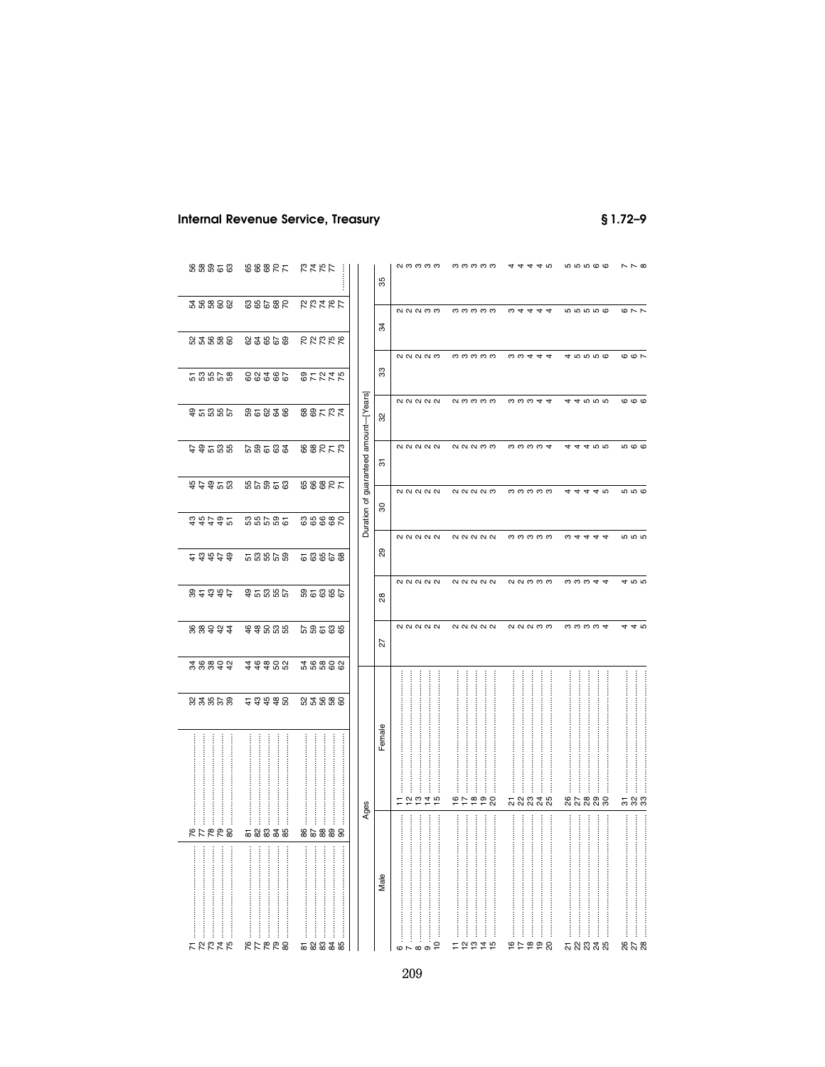| Ages | | | | | | | | | | | | | | |
|---|---|---|---|---|---|---|---|---|---|---|---|---|---|---|
| Male | Female | | | | | | | | | | | | | |
| 71 | 76 | 32 | 34 | 36 | 39 | 41 | 43 | 45 | 47 | 49 | 51 | 52 | 54 | 56 |
| 72 | 77 | 34 | 36 | 38 | 41 | 43 | 45 | 47 | 49 | 51 | 53 | 54 | 56 | 58 |
| 73 | 78 | 35 | 38 | 40 | 43 | 45 | 47 | 49 | 51 | 53 | 55 | 56 | 58 | 59 |
| 74 | 79 | 37 | 40 | 42 | 45 | 47 | 49 | 51 | 53 | 55 | 57 | 58 | 60 | 61 |
| 75 | 80 | 39 | 42 | 44 | 47 | 49 | 51 | 53 | 55 | 57 | 58 | 60 | 62 | 63 |
| 76 | 81 | 41 | 44 | 46 | 49 | 51 | 53 | 55 | 57 | 59 | 60 | 62 | 63 | 65 |
| 77 | 82 | 43 | 46 | 48 | 51 | 53 | 55 | 57 | 59 | 61 | 62 | 64 | 65 | 66 |
| 78 | 83 | 45 | 48 | 50 | 53 | 55 | 57 | 59 | 61 | 62 | 64 | 65 | 67 | 68 |
| 79 | 84 | 48 | 50 | 53 | 55 | 57 | 59 | 61 | 63 | 64 | 66 | 67 | 68 | 70 |
| 80 | 85 | 50 | 52 | 55 | 57 | 59 | 61 | 63 | 64 | 66 | 67 | 69 | 70 | 71 |
| 81 | 86 | 52 | 54 | 57 | 59 | 61 | 63 | 65 | 66 | 68 | 69 | 70 | 72 | 73 |
| 82 | 87 | 54 | 56 | 59 | 61 | 63 | 65 | 66 | 68 | 69 | 71 | 72 | 73 | 74 |
| 83 | 88 | 56 | 58 | 61 | 63 | 65 | 66 | 68 | 70 | 71 | 72 | 73 | 74 | 75 |
| 84 | 89 | 58 | 60 | 63 | 65 | 67 | 68 | 70 | 71 | 73 | 74 | 75 | 76 | 77 |
| 85 | 90 | 60 | 62 | 65 | 67 | 68 | 70 | 71 | 73 | 74 | 75 | 76 | 77 | ......... |

| Ages | | Duration of guaranteed amount—[Years] | | | | | | | | |
|---|---|---|---|---|---|---|---|---|---|---|
| Male | Female | 27 | 28 | 29 | 30 | 31 | 32 | 33 | 34 | 35 |
| 6 | 11 | 2 | 2 | 2 | 2 | 2 | 2 | 2 | 2 | 2 |
| 7 | 12 | 2 | 2 | 2 | 2 | 2 | 2 | 2 | 2 | 3 |
| 8 | 13 | 2 | 2 | 2 | 2 | 2 | 2 | 2 | 2 | 3 |
| 9 | 14 | 2 | 2 | 2 | 2 | 2 | 2 | 2 | 3 | 3 |
| 10 | 15 | 2 | 2 | 2 | 2 | 2 | 2 | 3 | 3 | 3 |
| 11 | 16 | 2 | 2 | 2 | 2 | 2 | 2 | 3 | 3 | 3 |
| 12 | 17 | 2 | 2 | 2 | 2 | 2 | 3 | 3 | 3 | 3 |
| 13 | 18 | 2 | 2 | 2 | 2 | 2 | 3 | 3 | 3 | 3 |
| 14 | 19 | 2 | 2 | 2 | 2 | 3 | 3 | 3 | 3 | 3 |
| 15 | 20 | 2 | 2 | 2 | 3 | 3 | 3 | 3 | 3 | 3 |
| 16 | 21 | 2 | 2 | 3 | 3 | 3 | 3 | 3 | 3 | 4 |
| 17 | 22 | 2 | 2 | 3 | 3 | 3 | 3 | 3 | 4 | 4 |
| 18 | 23 | 2 | 3 | 3 | 3 | 3 | 3 | 4 | 4 | 4 |
| 19 | 24 | 3 | 3 | 3 | 3 | 3 | 4 | 4 | 4 | 4 |
| 20 | 25 | 3 | 3 | 3 | 3 | 4 | 4 | 4 | 4 | 5 |
| 21 | 26 | 3 | 3 | 3 | 4 | 4 | 4 | 4 | 5 | 5 |
| 22 | 27 | 3 | 3 | 4 | 4 | 4 | 4 | 5 | 5 | 5 |
| 23 | 28 | 3 | 3 | 4 | 4 | 4 | 5 | 5 | 5 | 5 |
| 24 | 29 | 3 | 4 | 4 | 4 | 5 | 5 | 5 | 5 | 6 |
| 25 | 30 | 4 | 4 | 4 | 5 | 5 | 5 | 6 | 6 | 6 |
| 26 | 31 | 4 | 4 | 5 | 5 | 5 | 6 | 6 | 6 | 7 |
| 27 | 32 | 4 | 5 | 5 | 5 | 6 | 6 | 6 | 7 | 7 |
| 28 | 33 | 5 | 5 | 5 | 6 | 6 | 6 | 7 | 7 | 8 |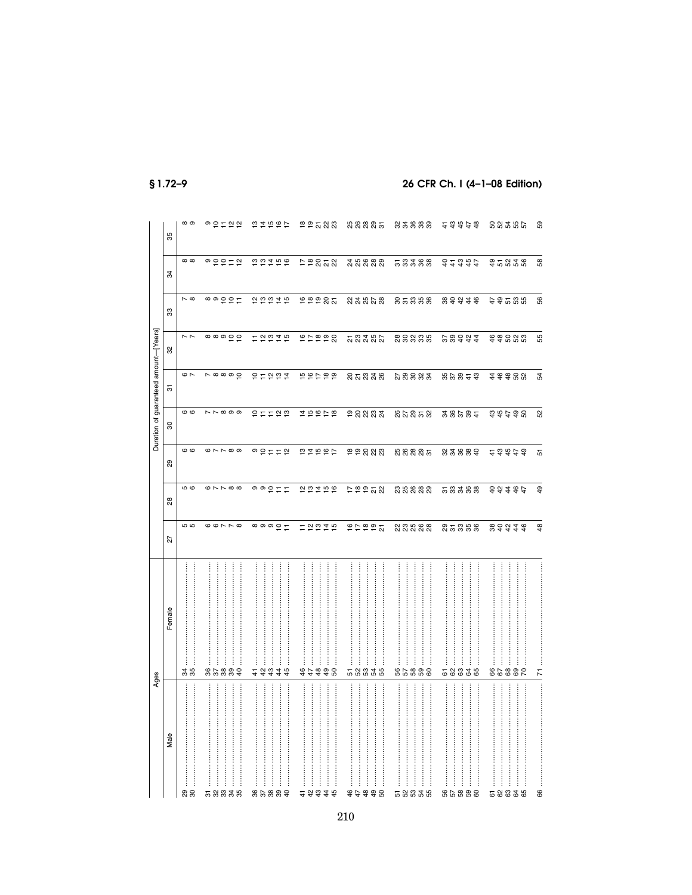| Ages | | Duration of guaranteed amount—[Years] | | | | | | | | |
|---|---|---|---|---|---|---|---|---|---|---|
| Male | Female | 27 | 28 | 29 | 30 | 31 | 32 | 33 | 34 | 35 |
| 29 | 34 | 5 | 5 | 6 | 6 | 6 | 7 | 7 | 8 | 8 |
| 30 | 35 | 5 | 6 | 6 | 6 | 7 | 7 | 8 | 8 | 9 |
| 31 | 36 | 6 | 6 | 6 | 7 | 7 | 8 | 8 | 9 | 9 |
| 32 | 37 | 6 | 7 | 7 | 7 | 8 | 8 | 9 | 10 | 10 |
| 33 | 38 | 7 | 7 | 7 | 8 | 8 | 9 | 10 | 10 | 11 |
| 34 | 39 | 7 | 8 | 8 | 9 | 9 | 10 | 10 | 11 | 12 |
| 35 | 40 | 8 | 8 | 9 | 9 | 10 | 10 | 11 | 12 | 12 |
| 36 | 41 | 8 | 9 | 9 | 10 | 10 | 11 | 12 | 13 | 13 |
| 37 | 42 | 9 | 9 | 10 | 11 | 11 | 12 | 13 | 13 | 14 |
| 38 | 43 | 9 | 10 | 11 | 11 | 12 | 13 | 13 | 14 | 15 |
| 39 | 44 | 10 | 11 | 11 | 12 | 13 | 14 | 14 | 15 | 16 |
| 40 | 45 | 11 | 11 | 12 | 13 | 14 | 15 | 15 | 16 | 17 |
| 41 | 46 | 11 | 12 | 13 | 14 | 15 | 16 | 16 | 17 | 18 |
| 42 | 47 | 12 | 13 | 14 | 15 | 16 | 17 | 18 | 18 | 19 |
| 43 | 48 | 13 | 14 | 15 | 16 | 17 | 18 | 19 | 20 | 21 |
| 44 | 49 | 14 | 15 | 16 | 17 | 18 | 19 | 20 | 21 | 22 |
| 45 | 50 | 15 | 16 | 17 | 18 | 19 | 20 | 21 | 22 | 23 |
| 46 | 51 | 16 | 17 | 18 | 19 | 20 | 21 | 22 | 24 | 25 |
| 47 | 52 | 17 | 18 | 19 | 20 | 21 | 23 | 24 | 25 | 26 |
| 48 | 53 | 18 | 19 | 20 | 22 | 23 | 24 | 25 | 26 | 28 |
| 49 | 54 | 19 | 21 | 22 | 23 | 24 | 25 | 27 | 28 | 29 |
| 50 | 55 | 21 | 22 | 23 | 24 | 26 | 27 | 28 | 29 | 31 |
| 51 | 56 | 22 | 23 | 25 | 26 | 27 | 28 | 30 | 31 | 32 |
| 52 | 57 | 23 | 25 | 26 | 27 | 29 | 30 | 31 | 33 | 34 |
| 53 | 58 | 25 | 26 | 28 | 29 | 30 | 32 | 33 | 34 | 36 |
| 54 | 59 | 26 | 28 | 29 | 31 | 32 | 33 | 35 | 36 | 38 |
| 55 | 60 | 28 | 29 | 31 | 32 | 34 | 35 | 36 | 38 | 39 |
| 56 | 61 | 29 | 31 | 32 | 34 | 35 | 37 | 38 | 40 | 41 |
| 57 | 62 | 31 | 33 | 34 | 36 | 37 | 39 | 40 | 41 | 43 |
| 58 | 63 | 33 | 34 | 36 | 37 | 39 | 40 | 42 | 43 | 45 |
| 59 | 64 | 35 | 36 | 38 | 39 | 41 | 42 | 44 | 45 | 47 |
| 60 | 65 | 36 | 38 | 40 | 41 | 43 | 44 | 46 | 47 | 48 |
| 61 | 66 | 38 | 40 | 41 | 43 | 44 | 46 | 47 | 49 | 50 |
| 62 | 67 | 40 | 42 | 43 | 45 | 46 | 48 | 49 | 51 | 52 |
| 63 | 68 | 42 | 44 | 45 | 47 | 48 | 50 | 51 | 52 | 54 |
| 64 | 69 | 44 | 46 | 47 | 49 | 50 | 52 | 53 | 54 | 55 |
| 65 | 70 | 46 | 47 | 49 | 50 | 52 | 53 | 55 | 56 | 57 |
| 66 | 71 | 48 | 49 | 51 | 52 | 54 | 55 | 56 | 58 | 59 |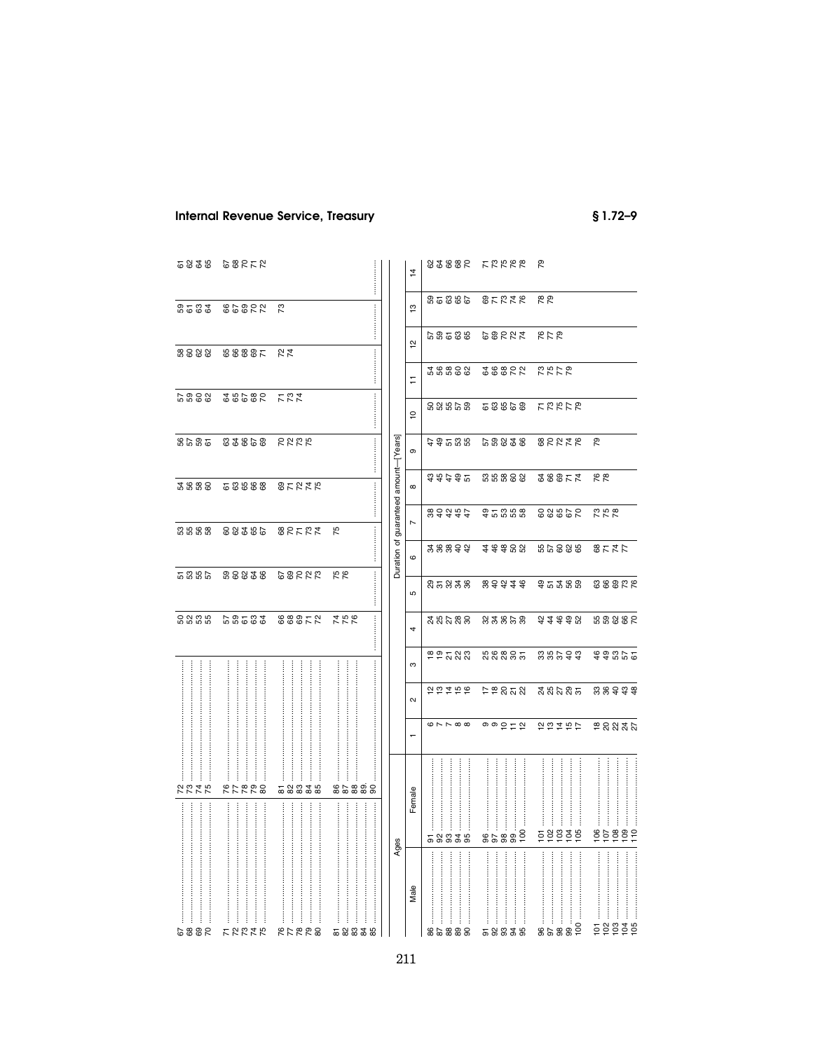| Ages — Male | Ages — Female | | | | | | | | | |
|---|---|---|---|---|---|---|---|---|---|---|
| 67 | 72 | 50 | 51 | 53 | 54 | 56 | 57 | 58 | 59 | 61 |
| 68 | 73 | 52 | 53 | 55 | 56 | 57 | 59 | 60 | 61 | 62 |
| 69 | 74 | 53 | 55 | 56 | 58 | 59 | 60 | 62 | 63 | 64 |
| 70 | 75 | 55 | 57 | 58 | 60 | 61 | 62 | 62 | 64 | 65 |
| 71 | 76 | 57 | 59 | 60 | 61 | 63 | 64 | 65 | 66 | 67 |
| 72 | 77 | 59 | 60 | 62 | 63 | 64 | 65 | 66 | 67 | 68 |
| 73 | 78 | 61 | 62 | 64 | 65 | 66 | 67 | 68 | 69 | 70 |
| 74 | 79 | 63 | 64 | 65 | 66 | 67 | 68 | 69 | 70 | 71 |
| 75 | 80 | 64 | 66 | 67 | 68 | 69 | 70 | 71 | 72 | 72 |
| 76 | 81 | 66 | 67 | 68 | 69 | 70 | 71 | 72 | 73 | |
| 77 | 82 | 68 | 69 | 70 | 71 | 72 | 73 | 74 | | |
| 78 | 83 | 69 | 70 | 71 | 72 | 73 | 74 | | | |
| 79 | 84 | 71 | 72 | 73 | 74 | 75 | | | | |
| 80 | 85 | 72 | 73 | 74 | 75 | | | | | |
| 81 | 86 | 74 | 75 | 75 | | | | | | |
| 82 | 87 | 75 | 76 | | | | | | | |
| 83 | 88 | 76 | | | | | | | | |
| 84 | 89 | | | | | | | | | |
| 85 | 90 | | | | | | | | | |

| Ages — Male | Ages — Female | Duration of guaranteed amount—[Years] 1 | 2 | 3 | 4 | 5 | 6 | 7 | 8 | 9 | 10 | 11 | 12 | 13 | 14 |
|---|---|---|---|---|---|---|---|---|---|---|---|---|---|---|---|
| 86 | 91 | 6 | 12 | 18 | 24 | 29 | 34 | 38 | 43 | 47 | 50 | 54 | 57 | 59 | 62 |
| 87 | 92 | 7 | 13 | 19 | 25 | 31 | 36 | 40 | 45 | 49 | 52 | 56 | 59 | 61 | 64 |
| 88 | 93 | 7 | 14 | 21 | 27 | 32 | 38 | 42 | 47 | 51 | 55 | 58 | 61 | 63 | 66 |
| 89 | 94 | 8 | 15 | 22 | 28 | 34 | 40 | 45 | 49 | 53 | 57 | 60 | 63 | 65 | 68 |
| 90 | 95 | 8 | 16 | 23 | 30 | 36 | 42 | 47 | 51 | 55 | 59 | 62 | 65 | 67 | 70 |
| 91 | 96 | 9 | 17 | 25 | 32 | 38 | 44 | 49 | 53 | 57 | 61 | 64 | 67 | 69 | 71 |
| 92 | 97 | 9 | 18 | 26 | 34 | 40 | 46 | 51 | 55 | 59 | 63 | 66 | 69 | 71 | 73 |
| 93 | 98 | 10 | 20 | 28 | 36 | 42 | 48 | 53 | 58 | 62 | 65 | 68 | 70 | 73 | 75 |
| 94 | 99 | 11 | 21 | 30 | 37 | 44 | 50 | 55 | 60 | 64 | 67 | 70 | 72 | 74 | 76 |
| 95 | 100 | 12 | 22 | 31 | 39 | 46 | 52 | 58 | 62 | 66 | 69 | 72 | 74 | 76 | 78 |
| 96 | 101 | 12 | 24 | 33 | 42 | 49 | 55 | 60 | 64 | 68 | 71 | 73 | 76 | 78 | 79 |
| 97 | 102 | 13 | 25 | 35 | 44 | 51 | 57 | 62 | 66 | 70 | 73 | 75 | 77 | 79 | |
| 98 | 103 | 14 | 27 | 37 | 46 | 54 | 60 | 65 | 69 | 72 | 75 | 77 | 79 | | |
| 99 | 104 | 15 | 29 | 40 | 49 | 56 | 62 | 67 | 71 | 74 | 77 | 79 | | | |
| 100 | 105 | 17 | 31 | 43 | 52 | 59 | 65 | 70 | 74 | 76 | 79 | | | | |
| 101 | 106 | 18 | 33 | 46 | 55 | 63 | 68 | 73 | 76 | 79 | | | | | |
| 102 | 107 | 20 | 36 | 49 | 59 | 66 | 71 | 75 | 78 | | | | | | |
| 103 | 108 | 22 | 40 | 53 | 62 | 69 | 74 | 78 | | | | | | | |
| 104 | 109 | 24 | 43 | 57 | 66 | 73 | 77 | | | | | | | | |
| 105 | 110 | 27 | 48 | 61 | 70 | 76 | | | | | | | | | |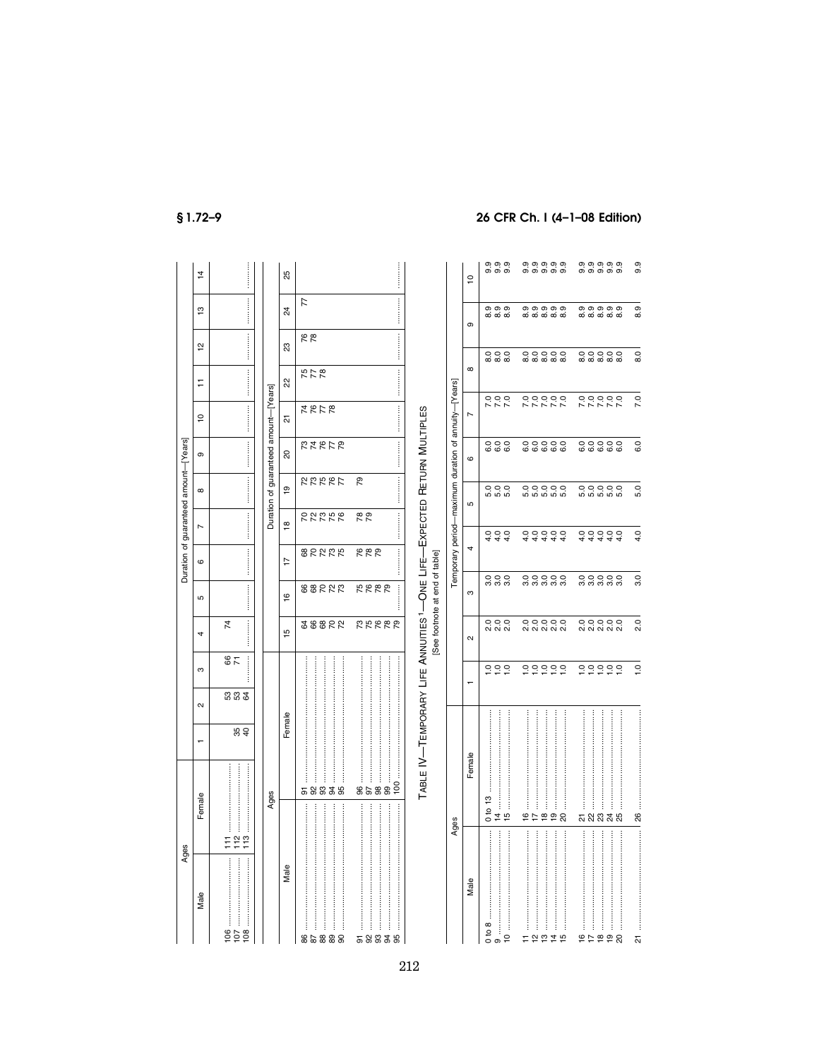| Ages | | Duration of guaranteed amount—[Years] | | | | | | | | | | | | | |
|---|---|---|---|---|---|---|---|---|---|---|---|---|---|---|---|
| Male | Female | 1 | 2 | 3 | 4 | 5 | 6 | 7 | 8 | 9 | 10 | 11 | 12 | 13 | 14 |
| 106 | 111 | 35 | 53 | 66 | 74 | | | | | | | | | | |
| 107 | 112 | 40 | 53 | 71 | | | | | | | | | | | |
| 108 | 113 | | 64 | | | | | | | | | | | | |

| Ages | | Duration of guaranteed amount—[Years] | | | | | | | | | | |
|---|---|---|---|---|---|---|---|---|---|---|---|---|
| Male | Female | 15 | 16 | 17 | 18 | 19 | 20 | 21 | 22 | 23 | 24 | 25 |
| 86 | 91 | 64 | 66 | 68 | 70 | 72 | 73 | 74 | 75 | 76 | 77 | |
| 87 | 92 | 66 | 68 | 70 | 72 | 73 | 74 | 76 | 77 | 78 | | |
| 88 | 93 | 68 | 70 | 72 | 73 | 75 | 76 | 77 | 78 | | | |
| 89 | 94 | 70 | 72 | 73 | 75 | 76 | 77 | 78 | | | | |
| 90 | 95 | 72 | 73 | 75 | 76 | 77 | 79 | | | | | |
| 91 | 96 | 73 | 75 | 76 | 78 | 79 | | | | | | |
| 92 | 97 | 75 | 76 | 78 | 79 | | | | | | | |
| 93 | 98 | 76 | 78 | 79 | | | | | | | | |
| 94 | 99 | 78 | 79 | | | | | | | | | |
| 95 | 100 | 79 | | | | | | | | | | |

TABLE IV—TEMPORARY LIFE ANNUITIES [1]—ONE LIFE—EXPECTED RETURN MULTIPLES

[See footnote at end of table]

| Ages | | Temporary period—maximum duration of annuity—[Years] | | | | | | | | | |
|---|---|---|---|---|---|---|---|---|---|---|---|
| Male | Female | 1 | 2 | 3 | 4 | 5 | 6 | 7 | 8 | 9 | 10 |
| 0 to 8 | 0 to 13 | 1.0 | 2.0 | 3.0 | 4.0 | 5.0 | 6.0 | 7.0 | 8.0 | 8.9 | 9.9 |
| 9 | 14 | 1.0 | 2.0 | 3.0 | 4.0 | 5.0 | 6.0 | 7.0 | 8.0 | 8.9 | 9.9 |
| 10 | 15 | 1.0 | 2.0 | 3.0 | 4.0 | 5.0 | 6.0 | 7.0 | 8.0 | 8.9 | 9.9 |
| 11 | 16 | 1.0 | 2.0 | 3.0 | 4.0 | 5.0 | 6.0 | 7.0 | 8.0 | 8.9 | 9.9 |
| 12 | 17 | 1.0 | 2.0 | 3.0 | 4.0 | 5.0 | 6.0 | 7.0 | 8.0 | 8.9 | 9.9 |
| 13 | 18 | 1.0 | 2.0 | 3.0 | 4.0 | 5.0 | 6.0 | 7.0 | 8.0 | 8.9 | 9.9 |
| 14 | 19 | 1.0 | 2.0 | 3.0 | 4.0 | 5.0 | 6.0 | 7.0 | 8.0 | 8.9 | 9.9 |
| 15 | 20 | 1.0 | 2.0 | 3.0 | 4.0 | 5.0 | 6.0 | 7.0 | 8.0 | 8.9 | 9.9 |
| 16 | 21 | 1.0 | 2.0 | 3.0 | 4.0 | 5.0 | 6.0 | 7.0 | 8.0 | 8.9 | 9.9 |
| 17 | 22 | 1.0 | 2.0 | 3.0 | 4.0 | 5.0 | 6.0 | 7.0 | 8.0 | 8.9 | 9.9 |
| 18 | 23 | 1.0 | 2.0 | 3.0 | 4.0 | 5.0 | 6.0 | 7.0 | 8.0 | 8.9 | 9.9 |
| 19 | 24 | 1.0 | 2.0 | 3.0 | 4.0 | 5.0 | 6.0 | 7.0 | 8.0 | 8.9 | 9.9 |
| 20 | 25 | 1.0 | 2.0 | 3.0 | 4.0 | 5.0 | 6.0 | 7.0 | 8.0 | 8.9 | 9.9 |
| 21 | 26 | 1.0 | 2.0 | 3.0 | 4.0 | 5.0 | 6.0 | 7.0 | 8.0 | 8.9 | 9.9 |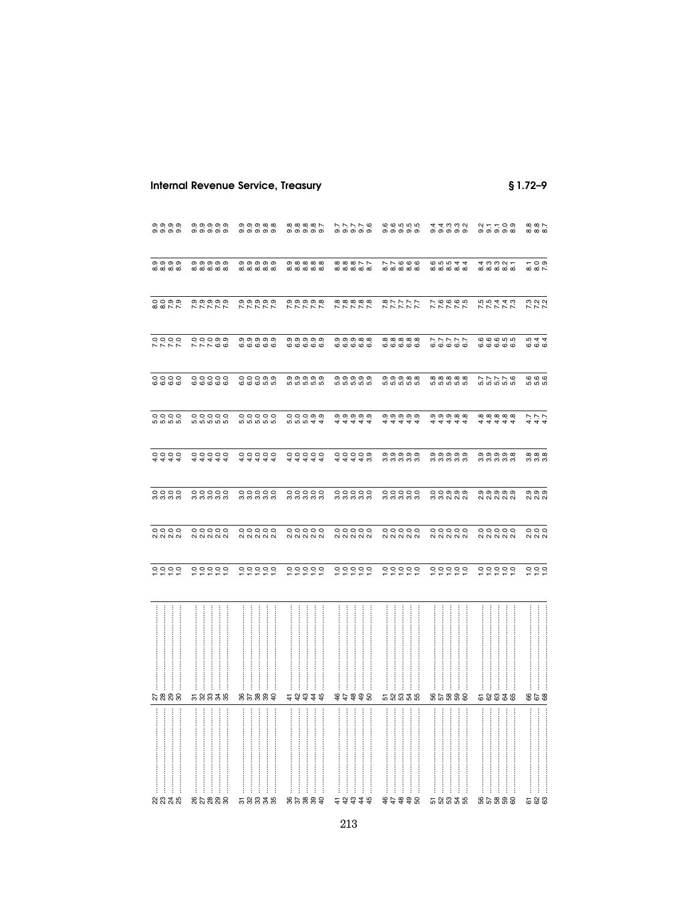| | | | | | | | | | | | |
|---|---|---|---|---|---|---|---|---|---|---|---|
| 22 | 27 | 1.0 | 2.0 | 3.0 | 4.0 | 5.0 | 6.0 | 7.0 | 8.0 | 8.9 | 9.9 |
| 23 | 28 | 1.0 | 2.0 | 3.0 | 4.0 | 5.0 | 6.0 | 7.0 | 8.0 | 8.9 | 9.9 |
| 24 | 29 | 1.0 | 2.0 | 3.0 | 4.0 | 5.0 | 6.0 | 7.0 | 7.9 | 8.9 | 9.9 |
| 25 | 30 | 1.0 | 2.0 | 3.0 | 4.0 | 5.0 | 6.0 | 7.0 | 7.9 | 8.9 | 9.9 |
| 26 | 31 | 1.0 | 2.0 | 3.0 | 4.0 | 5.0 | 6.0 | 7.0 | 7.9 | 8.9 | 9.9 |
| 27 | 32 | 1.0 | 2.0 | 3.0 | 4.0 | 5.0 | 6.0 | 7.0 | 7.9 | 8.9 | 9.9 |
| 28 | 33 | 1.0 | 2.0 | 3.0 | 4.0 | 5.0 | 6.0 | 7.0 | 7.9 | 8.9 | 9.9 |
| 29 | 34 | 1.0 | 2.0 | 3.0 | 4.0 | 5.0 | 6.0 | 6.9 | 7.9 | 8.9 | 9.9 |
| 30 | 35 | 1.0 | 2.0 | 3.0 | 4.0 | 5.0 | 6.0 | 6.9 | 7.9 | 8.9 | 9.9 |
| 31 | 36 | 1.0 | 2.0 | 3.0 | 4.0 | 5.0 | 6.0 | 6.9 | 7.9 | 8.9 | 9.9 |
| 32 | 37 | 1.0 | 2.0 | 3.0 | 4.0 | 5.0 | 6.0 | 6.9 | 7.9 | 8.9 | 9.9 |
| 33 | 38 | 1.0 | 2.0 | 3.0 | 4.0 | 5.0 | 6.0 | 6.9 | 7.9 | 8.9 | 9.9 |
| 34 | 39 | 1.0 | 2.0 | 3.0 | 4.0 | 5.0 | 5.9 | 6.9 | 7.9 | 8.9 | 9.8 |
| 35 | 40 | 1.0 | 2.0 | 3.0 | 4.0 | 5.0 | 5.9 | 6.9 | 7.9 | 8.9 | 9.8 |
| 36 | 41 | 1.0 | 2.0 | 3.0 | 4.0 | 5.0 | 5.9 | 6.9 | 7.9 | 8.9 | 9.8 |
| 37 | 42 | 1.0 | 2.0 | 3.0 | 4.0 | 5.0 | 5.9 | 6.9 | 7.9 | 8.8 | 9.8 |
| 38 | 43 | 1.0 | 2.0 | 3.0 | 4.0 | 5.0 | 5.9 | 6.9 | 7.9 | 8.8 | 9.8 |
| 39 | 44 | 1.0 | 2.0 | 3.0 | 4.0 | 4.9 | 5.9 | 6.9 | 7.9 | 8.8 | 9.8 |
| 40 | 45 | 1.0 | 2.0 | 3.0 | 4.0 | 4.9 | 5.9 | 6.9 | 7.8 | 8.8 | 9.7 |
| 41 | 46 | 1.0 | 2.0 | 3.0 | 4.0 | 4.9 | 5.9 | 6.9 | 7.8 | 8.8 | 9.7 |
| 42 | 47 | 1.0 | 2.0 | 3.0 | 4.0 | 4.9 | 5.9 | 6.9 | 7.8 | 8.8 | 9.7 |
| 43 | 48 | 1.0 | 2.0 | 3.0 | 4.0 | 4.9 | 5.9 | 6.9 | 7.8 | 8.8 | 9.7 |
| 44 | 49 | 1.0 | 2.0 | 3.0 | 4.0 | 4.9 | 5.9 | 6.8 | 7.8 | 8.7 | 9.7 |
| 45 | 50 | 1.0 | 2.0 | 3.0 | 3.9 | 4.9 | 5.9 | 6.8 | 7.8 | 8.7 | 9.6 |
| 46 | 51 | 1.0 | 2.0 | 3.0 | 3.9 | 4.9 | 5.9 | 6.8 | 7.8 | 8.7 | 9.6 |
| 47 | 52 | 1.0 | 2.0 | 3.0 | 3.9 | 4.9 | 5.9 | 6.8 | 7.7 | 8.7 | 9.6 |
| 48 | 53 | 1.0 | 2.0 | 3.0 | 3.9 | 4.9 | 5.9 | 6.8 | 7.7 | 8.6 | 9.5 |
| 49 | 54 | 1.0 | 2.0 | 3.0 | 3.9 | 4.9 | 5.8 | 6.8 | 7.7 | 8.6 | 9.5 |
| 50 | 55 | 1.0 | 2.0 | 3.0 | 3.9 | 4.9 | 5.8 | 6.8 | 7.7 | 8.6 | 9.5 |
| 51 | 56 | 1.0 | 2.0 | 3.0 | 3.9 | 4.9 | 5.8 | 6.7 | 7.7 | 8.6 | 9.4 |
| 52 | 57 | 1.0 | 2.0 | 3.0 | 3.9 | 4.9 | 5.8 | 6.7 | 7.6 | 8.5 | 9.4 |
| 53 | 58 | 1.0 | 2.0 | 2.9 | 3.9 | 4.9 | 5.8 | 6.7 | 7.6 | 8.5 | 9.3 |
| 54 | 59 | 1.0 | 2.0 | 2.9 | 3.9 | 4.8 | 5.8 | 6.7 | 7.6 | 8.4 | 9.3 |
| 55 | 60 | 1.0 | 2.0 | 2.9 | 3.9 | 4.8 | 5.8 | 6.7 | 7.5 | 8.4 | 9.2 |
| 56 | 61 | 1.0 | 2.0 | 2.9 | 3.9 | 4.8 | 5.7 | 6.6 | 7.5 | 8.4 | 9.2 |
| 57 | 62 | 1.0 | 2.0 | 2.9 | 3.9 | 4.8 | 5.7 | 6.6 | 7.5 | 8.3 | 9.1 |
| 58 | 63 | 1.0 | 2.0 | 2.9 | 3.9 | 4.8 | 5.7 | 6.6 | 7.4 | 8.3 | 9.1 |
| 59 | 64 | 1.0 | 2.0 | 2.9 | 3.9 | 4.8 | 5.7 | 6.5 | 7.4 | 8.2 | 9.0 |
| 60 | 65 | 1.0 | 2.0 | 2.9 | 3.8 | 4.8 | 5.6 | 6.5 | 7.3 | 8.1 | 8.9 |
| 61 | 66 | 1.0 | 2.0 | 2.9 | 3.8 | 4.7 | 5.6 | 6.5 | 7.3 | 8.1 | 8.8 |
| 62 | 67 | 1.0 | 2.0 | 2.9 | 3.8 | 4.7 | 5.6 | 6.4 | 7.2 | 8.0 | 8.8 |
| 63 | 68 | 1.0 | 2.0 | 2.9 | 3.8 | 4.7 | 5.6 | 6.4 | 7.2 | 7.9 | 8.7 |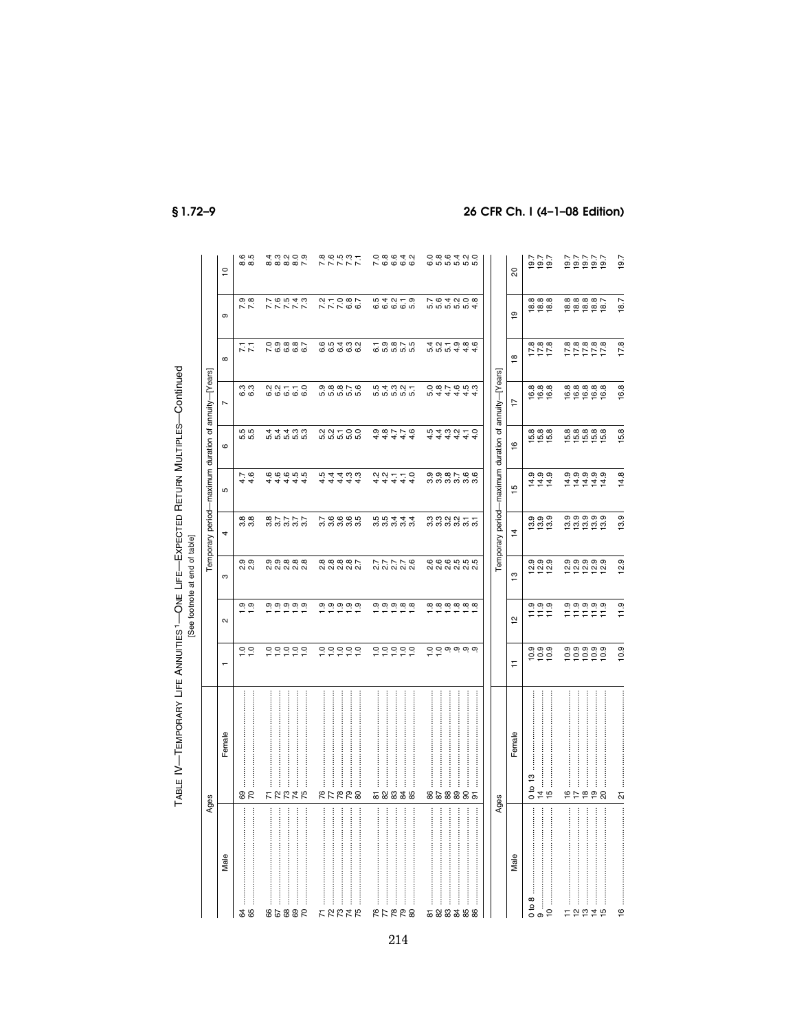TABLE IV—TEMPORARY LIFE ANNUITIES[1]—ONE LIFE—EXPECTED RETURN MULTIPLES—Continued

[See footnote at end of table]

| Ages | | Temporary period—maximum duration of annuity—[Years] | | | | | | | | | |
|---|---|---|---|---|---|---|---|---|---|---|---|
| Male | Female | 1 | 2 | 3 | 4 | 5 | 6 | 7 | 8 | 9 | 10 |
| 64 | 69 | 1.0 | 1.9 | 2.9 | 3.8 | 4.7 | 5.5 | 6.3 | 7.1 | 7.9 | 8.6 |
| 65 | 70 | 1.0 | 1.9 | 2.9 | 3.8 | 4.6 | 5.5 | 6.3 | 7.1 | 7.8 | 8.5 |
| 66 | 71 | 1.0 | 1.9 | 2.9 | 3.8 | 4.6 | 5.4 | 6.2 | 7.0 | 7.7 | 8.4 |
| 67 | 72 | 1.0 | 1.9 | 2.9 | 3.7 | 4.6 | 5.4 | 6.2 | 6.9 | 7.6 | 8.3 |
| 68 | 73 | 1.0 | 1.9 | 2.8 | 3.7 | 4.6 | 5.4 | 6.1 | 6.8 | 7.5 | 8.2 |
| 69 | 74 | 1.0 | 1.9 | 2.8 | 3.7 | 4.5 | 5.3 | 6.1 | 6.8 | 7.4 | 8.0 |
| 70 | 75 | 1.0 | 1.9 | 2.8 | 3.7 | 4.5 | 5.3 | 6.0 | 6.7 | 7.3 | 7.9 |
| 71 | 76 | 1.0 | 1.9 | 2.8 | 3.7 | 4.5 | 5.2 | 5.9 | 6.6 | 7.2 | 7.8 |
| 72 | 77 | 1.0 | 1.9 | 2.8 | 3.6 | 4.4 | 5.2 | 5.8 | 6.5 | 7.1 | 7.6 |
| 73 | 78 | 1.0 | 1.9 | 2.8 | 3.6 | 4.4 | 5.1 | 5.8 | 6.4 | 7.0 | 7.5 |
| 74 | 79 | 1.0 | 1.9 | 2.8 | 3.6 | 4.3 | 5.0 | 5.7 | 6.3 | 6.8 | 7.3 |
| 75 | 80 | 1.0 | 1.9 | 2.7 | 3.5 | 4.3 | 5.0 | 5.6 | 6.2 | 6.7 | 7.1 |
| 76 | 81 | 1.0 | 1.9 | 2.7 | 3.5 | 4.2 | 4.9 | 5.5 | 6.1 | 6.5 | 7.0 |
| 77 | 82 | 1.0 | 1.9 | 2.7 | 3.5 | 4.2 | 4.8 | 5.4 | 5.9 | 6.4 | 6.8 |
| 78 | 83 | 1.0 | 1.8 | 2.7 | 3.4 | 4.1 | 4.7 | 5.3 | 5.8 | 6.2 | 6.6 |
| 79 | 84 | 1.0 | 1.8 | 2.7 | 3.4 | 4.1 | 4.7 | 5.2 | 5.7 | 6.1 | 6.4 |
| 80 | 85 | 1.0 | 1.8 | 2.6 | 3.4 | 4.0 | 4.6 | 5.1 | 5.5 | 5.9 | 6.2 |
| 81 | 86 | 1.0 | 1.8 | 2.6 | 3.3 | 3.9 | 4.5 | 5.0 | 5.4 | 5.7 | 6.0 |
| 82 | 87 | 1.0 | 1.8 | 2.6 | 3.3 | 3.9 | 4.4 | 4.8 | 5.2 | 5.6 | 5.8 |
| 83 | 88 | .9 | 1.8 | 2.6 | 3.2 | 3.8 | 4.3 | 4.7 | 5.1 | 5.4 | 5.6 |
| 84 | 89 | .9 | 1.8 | 2.5 | 3.2 | 3.7 | 4.2 | 4.6 | 4.9 | 5.2 | 5.4 |
| 85 | 90 | .9 | 1.8 | 2.5 | 3.1 | 3.6 | 4.1 | 4.5 | 4.8 | 5.0 | 5.2 |
| 86 | 91 | .9 | 1.8 | 2.5 | 3.1 | 3.6 | 4.0 | 4.3 | 4.6 | 4.8 | 5.0 |

| Ages | | Temporary period—maximum duration of annuity—[Years] | | | | | | | | | |
|---|---|---|---|---|---|---|---|---|---|---|---|
| Male | Female | 11 | 12 | 13 | 14 | 15 | 16 | 17 | 18 | 19 | 20 |
| 0 to 8 | 0 to 13 | 10.9 | 11.9 | 12.9 | 13.9 | 14.9 | 15.8 | 16.8 | 17.8 | 18.8 | 19.7 |
| 9 | 14 | 10.9 | 11.9 | 12.9 | 13.9 | 14.9 | 15.8 | 16.8 | 17.8 | 18.8 | 19.7 |
| 10 | 15 | 10.9 | 11.9 | 12.9 | 13.9 | 14.9 | 15.8 | 16.8 | 17.8 | 18.8 | 19.7 |
| 11 | 16 | 10.9 | 11.9 | 12.9 | 13.9 | 14.9 | 15.8 | 16.8 | 17.8 | 18.8 | 19.7 |
| 12 | 17 | 10.9 | 11.9 | 12.9 | 13.9 | 14.9 | 15.8 | 16.8 | 17.8 | 18.8 | 19.7 |
| 13 | 18 | 10.9 | 11.9 | 12.9 | 13.9 | 14.9 | 15.8 | 16.8 | 17.8 | 18.8 | 19.7 |
| 14 | 19 | 10.9 | 11.9 | 12.9 | 13.9 | 14.9 | 15.8 | 16.8 | 17.8 | 18.8 | 19.7 |
| 15 | 20 | 10.9 | 11.9 | 12.9 | 13.9 | 14.9 | 15.8 | 16.8 | 17.8 | 18.7 | 19.7 |
| 16 | 21 | 10.9 | 11.9 | 12.9 | 13.9 | 14.8 | 15.8 | 16.8 | 17.8 | 18.7 | 19.7 |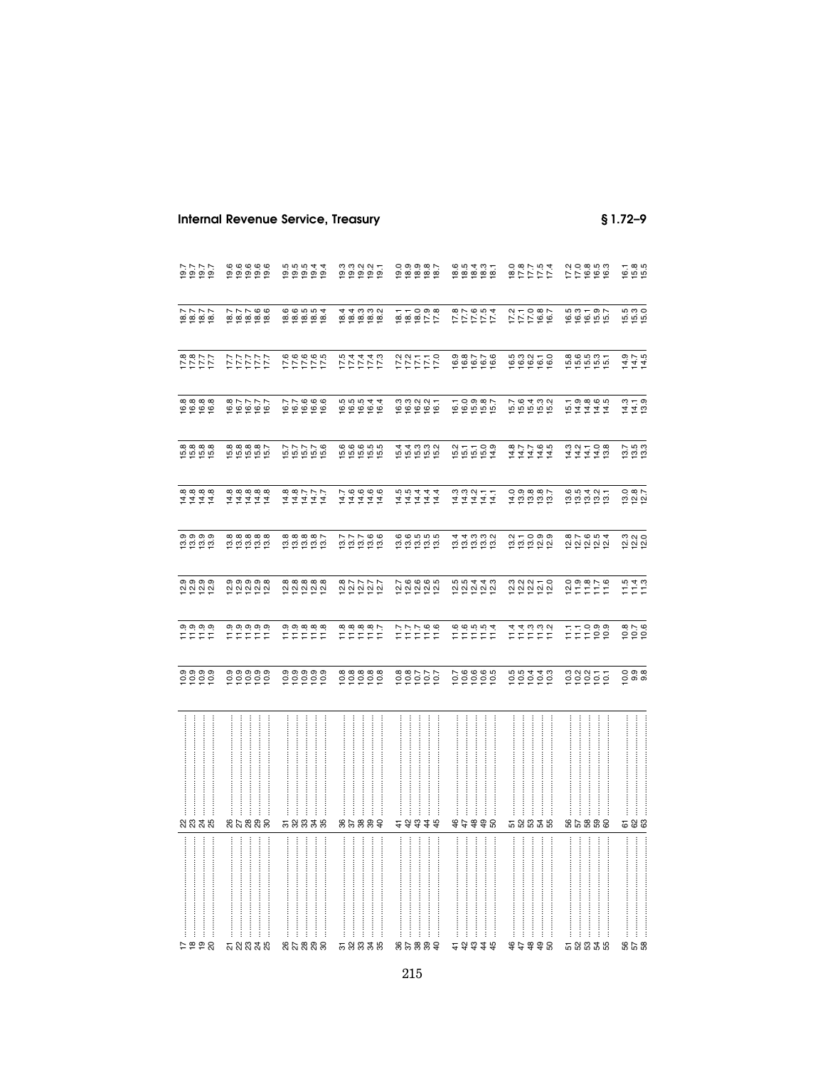| | | | | | | | | | | | |
|---|---|---|---|---|---|---|---|---|---|---|---|
| 17 | 22 | 10.9 | 11.9 | 12.9 | 13.9 | 14.8 | 15.8 | 16.8 | 17.8 | 18.7 | 19.7 |
| 18 | 23 | 10.9 | 11.9 | 12.9 | 13.9 | 14.8 | 15.8 | 16.8 | 17.8 | 18.7 | 19.7 |
| 19 | 24 | 10.9 | 11.9 | 12.9 | 13.9 | 14.8 | 15.8 | 16.8 | 17.7 | 18.7 | 19.7 |
| 20 | 25 | 10.9 | 11.9 | 12.9 | 13.9 | 14.8 | 15.8 | 16.8 | 17.7 | 18.7 | 19.7 |
| 21 | 26 | 10.9 | 11.9 | 12.9 | 13.8 | 14.8 | 15.8 | 16.8 | 17.7 | 18.7 | 19.6 |
| 22 | 27 | 10.9 | 11.9 | 12.9 | 13.8 | 14.8 | 15.8 | 16.7 | 17.7 | 18.7 | 19.6 |
| 23 | 28 | 10.9 | 11.9 | 12.9 | 13.8 | 14.8 | 15.8 | 16.7 | 17.7 | 18.7 | 19.6 |
| 24 | 29 | 10.9 | 11.9 | 12.9 | 13.8 | 14.8 | 15.8 | 16.7 | 17.7 | 18.6 | 19.6 |
| 25 | 30 | 10.9 | 11.9 | 12.8 | 13.8 | 14.8 | 15.7 | 16.7 | 17.7 | 18.6 | 19.6 |
| 26 | 31 | 10.9 | 11.9 | 12.8 | 13.8 | 14.8 | 15.7 | 16.7 | 17.6 | 18.6 | 19.5 |
| 27 | 32 | 10.9 | 11.9 | 12.8 | 13.8 | 14.8 | 15.7 | 16.7 | 17.6 | 18.6 | 19.5 |
| 28 | 33 | 10.9 | 11.8 | 12.8 | 13.8 | 14.7 | 15.7 | 16.6 | 17.6 | 18.5 | 19.5 |
| 29 | 34 | 10.9 | 11.8 | 12.8 | 13.8 | 14.7 | 15.7 | 16.6 | 17.6 | 18.5 | 19.4 |
| 30 | 35 | 10.9 | 11.8 | 12.8 | 13.7 | 14.7 | 15.6 | 16.6 | 17.5 | 18.4 | 19.4 |
| 31 | 36 | 10.8 | 11.8 | 12.8 | 13.7 | 14.7 | 15.6 | 16.5 | 17.5 | 18.4 | 19.3 |
| 32 | 37 | 10.8 | 11.8 | 12.7 | 13.7 | 14.6 | 15.6 | 16.5 | 17.4 | 18.4 | 19.3 |
| 33 | 38 | 10.8 | 11.8 | 12.7 | 13.7 | 14.6 | 15.5 | 16.5 | 17.4 | 18.3 | 19.2 |
| 34 | 39 | 10.8 | 11.8 | 12.7 | 13.6 | 14.6 | 15.5 | 16.4 | 17.4 | 18.3 | 19.2 |
| 35 | 40 | 10.8 | 11.7 | 12.7 | 13.6 | 14.6 | 15.5 | 16.4 | 17.3 | 18.2 | 19.1 |
| 36 | 41 | 10.8 | 11.7 | 12.7 | 13.6 | 14.5 | 15.4 | 16.3 | 17.2 | 18.1 | 19.0 |
| 37 | 42 | 10.8 | 11.7 | 12.6 | 13.6 | 14.5 | 15.4 | 16.3 | 17.2 | 18.1 | 18.9 |
| 38 | 43 | 10.7 | 11.7 | 12.6 | 13.5 | 14.4 | 15.3 | 16.2 | 17.1 | 18.0 | 18.9 |
| 39 | 44 | 10.7 | 11.6 | 12.6 | 13.5 | 14.4 | 15.3 | 16.2 | 17.1 | 17.9 | 18.8 |
| 40 | 45 | 10.7 | 11.6 | 12.5 | 13.5 | 14.4 | 15.2 | 16.1 | 17.0 | 17.8 | 18.7 |
| 41 | 46 | 10.7 | 11.6 | 12.5 | 13.4 | 14.3 | 15.2 | 16.1 | 16.9 | 17.8 | 18.6 |
| 42 | 47 | 10.6 | 11.5 | 12.5 | 13.4 | 14.3 | 15.1 | 16.0 | 16.8 | 17.7 | 18.5 |
| 43 | 48 | 10.6 | 11.5 | 12.4 | 13.3 | 14.2 | 15.1 | 15.9 | 16.7 | 17.6 | 18.4 |
| 44 | 49 | 10.6 | 11.5 | 12.4 | 13.3 | 14.1 | 15.0 | 15.8 | 16.7 | 17.5 | 18.3 |
| 45 | 50 | 10.5 | 11.4 | 12.3 | 13.2 | 14.1 | 14.9 | 15.7 | 16.6 | 17.4 | 18.1 |
| 46 | 51 | 10.5 | 11.4 | 12.3 | 13.2 | 14.0 | 14.8 | 15.7 | 16.5 | 17.2 | 18.0 |
| 47 | 52 | 10.5 | 11.4 | 12.2 | 13.1 | 13.9 | 14.7 | 15.6 | 16.3 | 17.1 | 17.8 |
| 48 | 53 | 10.4 | 11.3 | 12.2 | 13.0 | 13.8 | 14.7 | 15.4 | 16.2 | 17.0 | 17.7 |
| 49 | 54 | 10.4 | 11.3 | 12.1 | 12.9 | 13.8 | 14.6 | 15.3 | 16.1 | 16.8 | 17.5 |
| 50 | 55 | 10.3 | 11.2 | 12.0 | 12.9 | 13.7 | 14.5 | 15.2 | 16.0 | 16.7 | 17.4 |
| 51 | 56 | 10.3 | 11.1 | 12.0 | 12.8 | 13.6 | 14.3 | 15.1 | 15.8 | 16.5 | 17.2 |
| 52 | 57 | 10.2 | 11.1 | 11.9 | 12.7 | 13.5 | 14.2 | 14.9 | 15.6 | 16.3 | 17.0 |
| 53 | 58 | 10.2 | 11.0 | 11.8 | 12.6 | 13.4 | 14.1 | 14.8 | 15.5 | 16.1 | 16.8 |
| 54 | 59 | 10.1 | 10.9 | 11.7 | 12.5 | 13.2 | 14.0 | 14.6 | 15.3 | 15.9 | 16.5 |
| 55 | 60 | 10.1 | 10.9 | 11.6 | 12.4 | 13.1 | 13.8 | 14.5 | 15.1 | 15.7 | 16.3 |
| 56 | 61 | 10.0 | 10.8 | 11.5 | 12.3 | 13.0 | 13.7 | 14.3 | 14.9 | 15.5 | 16.1 |
| 57 | 62 | 9.9 | 10.7 | 11.4 | 12.2 | 12.8 | 13.5 | 14.1 | 14.7 | 15.3 | 15.8 |
| 58 | 63 | 9.8 | 10.6 | 11.3 | 12.0 | 12.7 | 13.3 | 13.9 | 14.5 | 15.0 | 15.5 |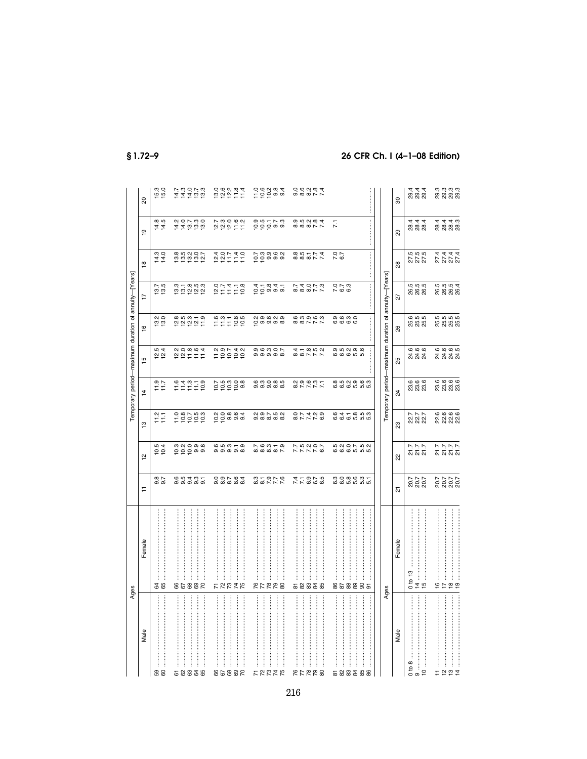| Ages | | Temporary period—maximum duration of annuity—[Years] | | | | | | | | | |
|---|---|---|---|---|---|---|---|---|---|---|---|
| Male | Female | 11 | 12 | 13 | 14 | 15 | 16 | 17 | 18 | 19 | 20 |
| 59 | 64 | 9.8 | 10.5 | 11.2 | 11.9 | 12.5 | 13.2 | 13.7 | 14.3 | 14.8 | 15.3 |
| 60 | 65 | 9.7 | 10.4 | 11.1 | 11.7 | 12.4 | 13.0 | 13.5 | 14.0 | 14.5 | 15.0 |
| 61 | 66 | 9.6 | 10.3 | 11.0 | 11.6 | 12.2 | 12.8 | 13.3 | 13.8 | 14.2 | 14.7 |
| 62 | 67 | 9.5 | 10.2 | 10.8 | 11.4 | 12.0 | 12.5 | 13.1 | 13.5 | 14.0 | 14.3 |
| 63 | 68 | 9.4 | 10.0 | 10.7 | 11.3 | 11.8 | 12.3 | 12.8 | 13.2 | 13.7 | 14.0 |
| 64 | 69 | 9.3 | 9.9 | 10.5 | 11.1 | 11.6 | 12.1 | 12.5 | 13.0 | 13.3 | 13.7 |
| 65 | 70 | 9.1 | 9.8 | 10.3 | 10.9 | 11.4 | 11.9 | 12.3 | 12.7 | 13.0 | 13.3 |
| 66 | 71 | 9.0 | 9.6 | 10.2 | 10.7 | 11.2 | 11.6 | 12.0 | 12.4 | 12.7 | 13.0 |
| 67 | 72 | 8.9 | 9.5 | 10.0 | 10.5 | 10.9 | 11.3 | 11.7 | 12.0 | 12.3 | 12.6 |
| 68 | 73 | 8.7 | 9.3 | 9.8 | 10.3 | 10.7 | 11.1 | 11.4 | 11.7 | 12.0 | 12.2 |
| 69 | 74 | 8.6 | 9.1 | 9.6 | 10.0 | 10.4 | 10.8 | 11.1 | 11.4 | 11.6 | 11.8 |
| 70 | 75 | 8.4 | 8.9 | 9.4 | 9.8 | 10.2 | 10.5 | 10.8 | 11.0 | 11.2 | 11.4 |
| 71 | 76 | 8.3 | 8.7 | 9.2 | 9.6 | 9.9 | 10.2 | 10.4 | 10.7 | 10.9 | 11.0 |
| 72 | 77 | 8.1 | 8.6 | 8.9 | 9.3 | 9.6 | 9.9 | 10.1 | 10.3 | 10.5 | 10.6 |
| 73 | 78 | 7.9 | 8.3 | 8.7 | 9.0 | 9.3 | 9.6 | 9.8 | 9.9 | 10.1 | 10.2 |
| 74 | 79 | 7.7 | 8.1 | 8.5 | 8.8 | 9.0 | 9.2 | 9.4 | 9.6 | 9.7 | 9.8 |
| 75 | 80 | 7.6 | 7.9 | 8.2 | 8.5 | 8.7 | 8.9 | 9.1 | 9.2 | 9.3 | 9.4 |
| 76 | 81 | 7.4 | 7.7 | 8.0 | 8.2 | 8.4 | 8.6 | 8.7 | 8.8 | 8.9 | 9.0 |
| 77 | 82 | 7.1 | 7.5 | 7.7 | 7.9 | 8.1 | 8.3 | 8.4 | 8.5 | 8.5 | 8.6 |
| 78 | 83 | 6.9 | 7.2 | 7.4 | 7.6 | 7.8 | 7.9 | 8.0 | 8.1 | 8.2 | 8.2 |
| 79 | 84 | 6.7 | 7.0 | 7.2 | 7.3 | 7.5 | 7.6 | 7.7 | 7.7 | 7.8 | 7.8 |
| 80 | 85 | 6.5 | 6.7 | 6.9 | 7.1 | 7.2 | 7.3 | 7.3 | 7.4 | 7.4 | 7.4 |
| 81 | 86 | 6.3 | 6.5 | 6.6 | 6.8 | 6.9 | 6.9 | 7.0 | 7.0 | 7.1 | |
| 82 | 87 | 6.0 | 6.2 | 6.4 | 6.5 | 6.5 | 6.6 | 6.7 | 6.7 | ............ | |
| 83 | 88 | 5.8 | 6.0 | 6.1 | 6.2 | 6.2 | 6.3 | 6.3 | ............ | | |
| 84 | 89 | 5.6 | 5.7 | 5.8 | 5.9 | 5.9 | 6.0 | ............ | | | |
| 85 | 90 | 5.3 | 5.5 | 5.5 | 5.6 | 5.6 | ............ | | | | |
| 86 | 91 | 5.1 | 5.2 | 5.3 | 5.3 | ............ | | | | | ............ |

| Ages | | Temporary period—maximum duration of annuity—[Years] | | | | | | | | | |
|---|---|---|---|---|---|---|---|---|---|---|---|
| Male | Female | 21 | 22 | 23 | 24 | 25 | 26 | 27 | 28 | 29 | 30 |
| 0 to 8 | 0 to 13 | 20.7 | 21.7 | 22.7 | 23.6 | 24.6 | 25.6 | 26.5 | 27.5 | 28.4 | 29.4 |
| 9 | 14 | 20.7 | 21.7 | 22.7 | 23.6 | 24.6 | 25.5 | 26.5 | 27.5 | 28.4 | 29.4 |
| 10 | 15 | 20.7 | 21.7 | 22.7 | 23.6 | 24.6 | 25.5 | 26.5 | 27.5 | 28.4 | 29.4 |
| 11 | 16 | 20.7 | 21.7 | 22.6 | 23.6 | 24.6 | 25.5 | 26.5 | 27.4 | 28.4 | 29.3 |
| 12 | 17 | 20.7 | 21.7 | 22.6 | 23.6 | 24.6 | 25.5 | 26.5 | 27.4 | 28.4 | 29.3 |
| 13 | 18 | 20.7 | 21.7 | 22.6 | 23.6 | 24.6 | 25.5 | 26.5 | 27.4 | 28.4 | 29.3 |
| 14 | 19 | 20.7 | 21.7 | 22.6 | 23.6 | 24.5 | 25.5 | 26.4 | 27.4 | 28.3 | 29.3 |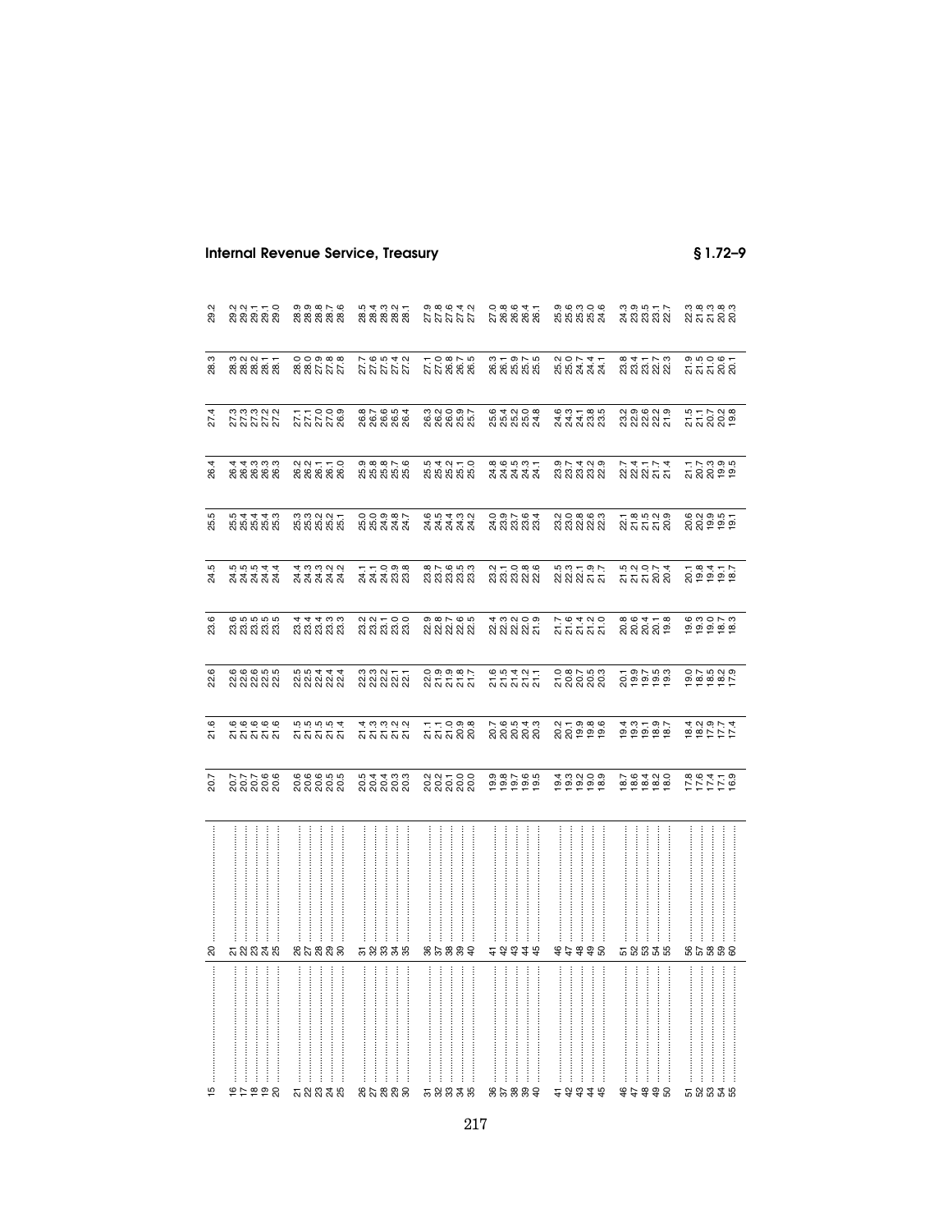|  |  |  |  |  |  |  |  |  |  |  |  |
|---|---|---|---|---|---|---|---|---|---|---|---|
| 15 | 20 | 20.7 | 21.6 | 22.6 | 23.6 | 24.5 | 25.5 | 26.4 | 27.4 | 28.3 | 29.2 |
| 16 | 21 | 20.7 | 21.6 | 22.6 | 23.6 | 24.5 | 25.5 | 26.4 | 27.3 | 28.3 | 29.2 |
| 17 | 22 | 20.7 | 21.6 | 22.6 | 23.5 | 24.5 | 25.4 | 26.4 | 27.3 | 28.2 | 29.2 |
| 18 | 23 | 20.7 | 21.6 | 22.6 | 23.5 | 24.5 | 25.4 | 26.3 | 27.3 | 28.2 | 29.1 |
| 19 | 24 | 20.6 | 21.6 | 22.5 | 23.5 | 24.4 | 25.4 | 26.3 | 27.2 | 28.1 | 29.1 |
| 20 | 25 | 20.6 | 21.6 | 22.5 | 23.5 | 24.4 | 25.3 | 26.3 | 27.2 | 28.1 | 29.0 |
| 21 | 26 | 20.6 | 21.5 | 22.5 | 23.4 | 24.4 | 25.3 | 26.2 | 27.1 | 28.0 | 28.9 |
| 22 | 27 | 20.6 | 21.5 | 22.5 | 23.4 | 24.3 | 25.3 | 26.2 | 27.1 | 28.0 | 28.9 |
| 23 | 28 | 20.6 | 21.5 | 22.4 | 23.4 | 24.3 | 25.2 | 26.1 | 27.0 | 27.9 | 28.8 |
| 24 | 29 | 20.5 | 21.5 | 22.4 | 23.3 | 24.2 | 25.2 | 26.1 | 27.0 | 27.8 | 28.7 |
| 25 | 30 | 20.5 | 21.4 | 22.4 | 23.3 | 24.2 | 25.1 | 26.0 | 26.9 | 27.8 | 28.6 |
| 26 | 31 | 20.5 | 21.4 | 22.3 | 23.2 | 24.1 | 25.0 | 25.9 | 26.8 | 27.7 | 28.5 |
| 27 | 32 | 20.4 | 21.3 | 22.3 | 23.2 | 24.1 | 25.0 | 25.8 | 26.7 | 27.6 | 28.4 |
| 28 | 33 | 20.4 | 21.3 | 22.2 | 23.1 | 24.0 | 24.9 | 25.8 | 26.6 | 27.5 | 28.3 |
| 29 | 34 | 20.3 | 21.2 | 22.1 | 23.0 | 23.9 | 24.8 | 25.7 | 26.5 | 27.4 | 28.2 |
| 30 | 35 | 20.3 | 21.2 | 22.1 | 23.0 | 23.8 | 24.7 | 25.6 | 26.4 | 27.2 | 28.1 |
| 31 | 36 | 20.2 | 21.1 | 22.0 | 22.9 | 23.8 | 24.6 | 25.5 | 26.3 | 27.1 | 27.9 |
| 32 | 37 | 20.2 | 21.1 | 21.9 | 22.8 | 23.7 | 24.5 | 25.4 | 26.2 | 27.0 | 27.8 |
| 33 | 38 | 20.1 | 21.0 | 21.9 | 22.7 | 23.6 | 24.4 | 25.2 | 26.0 | 26.8 | 27.6 |
| 34 | 39 | 20.0 | 20.9 | 21.8 | 22.6 | 23.5 | 24.3 | 25.1 | 25.9 | 26.7 | 27.4 |
| 35 | 40 | 20.0 | 20.8 | 21.7 | 22.5 | 23.3 | 24.2 | 25.0 | 25.7 | 26.5 | 27.2 |
| 36 | 41 | 19.9 | 20.7 | 21.6 | 22.4 | 23.2 | 24.0 | 24.8 | 25.6 | 26.3 | 27.0 |
| 37 | 42 | 19.8 | 20.6 | 21.5 | 22.3 | 23.1 | 23.9 | 24.6 | 25.4 | 26.1 | 26.8 |
| 38 | 43 | 19.7 | 20.5 | 21.4 | 22.2 | 23.0 | 23.7 | 24.5 | 25.2 | 25.9 | 26.6 |
| 39 | 44 | 19.6 | 20.4 | 21.2 | 22.0 | 22.8 | 23.6 | 24.3 | 25.0 | 25.7 | 26.4 |
| 40 | 45 | 19.5 | 20.3 | 21.1 | 21.9 | 22.6 | 23.4 | 24.1 | 24.8 | 25.5 | 26.1 |
| 41 | 46 | 19.4 | 20.2 | 21.0 | 21.7 | 22.5 | 23.2 | 23.9 | 24.6 | 25.2 | 25.9 |
| 42 | 47 | 19.3 | 20.1 | 20.8 | 21.6 | 22.3 | 23.0 | 23.7 | 24.3 | 25.0 | 25.6 |
| 43 | 48 | 19.2 | 19.9 | 20.7 | 21.4 | 22.1 | 22.8 | 23.4 | 24.1 | 24.7 | 25.3 |
| 44 | 49 | 19.0 | 19.8 | 20.5 | 21.2 | 21.9 | 22.6 | 23.2 | 23.8 | 24.4 | 25.0 |
| 45 | 50 | 18.9 | 19.6 | 20.3 | 21.0 | 21.7 | 22.3 | 22.9 | 23.5 | 24.1 | 24.6 |
| 46 | 51 | 18.7 | 19.4 | 20.1 | 20.8 | 21.5 | 22.1 | 22.7 | 23.2 | 23.8 | 24.3 |
| 47 | 52 | 18.6 | 19.3 | 19.9 | 20.6 | 21.2 | 21.8 | 22.4 | 22.9 | 23.4 | 23.9 |
| 48 | 53 | 18.4 | 19.1 | 19.7 | 20.4 | 21.0 | 21.5 | 22.1 | 22.6 | 23.1 | 23.5 |
| 49 | 54 | 18.2 | 18.9 | 19.5 | 20.1 | 20.7 | 21.2 | 21.7 | 22.2 | 22.7 | 23.1 |
| 50 | 55 | 18.0 | 18.7 | 19.3 | 19.8 | 20.4 | 20.9 | 21.4 | 21.9 | 22.3 | 22.7 |
| 51 | 56 | 17.8 | 18.4 | 19.0 | 19.6 | 20.1 | 20.6 | 21.1 | 21.5 | 21.9 | 22.3 |
| 52 | 57 | 17.6 | 18.2 | 18.7 | 19.3 | 19.8 | 20.2 | 20.7 | 21.1 | 21.5 | 21.8 |
| 53 | 58 | 17.4 | 17.9 | 18.5 | 19.0 | 19.4 | 19.9 | 20.3 | 20.7 | 21.0 | 21.3 |
| 54 | 59 | 17.1 | 17.7 | 18.2 | 18.7 | 19.1 | 19.5 | 19.9 | 20.2 | 20.6 | 20.8 |
| 55 | 60 | 16.9 | 17.4 | 17.9 | 18.3 | 18.7 | 19.1 | 19.5 | 19.8 | 20.1 | 20.3 |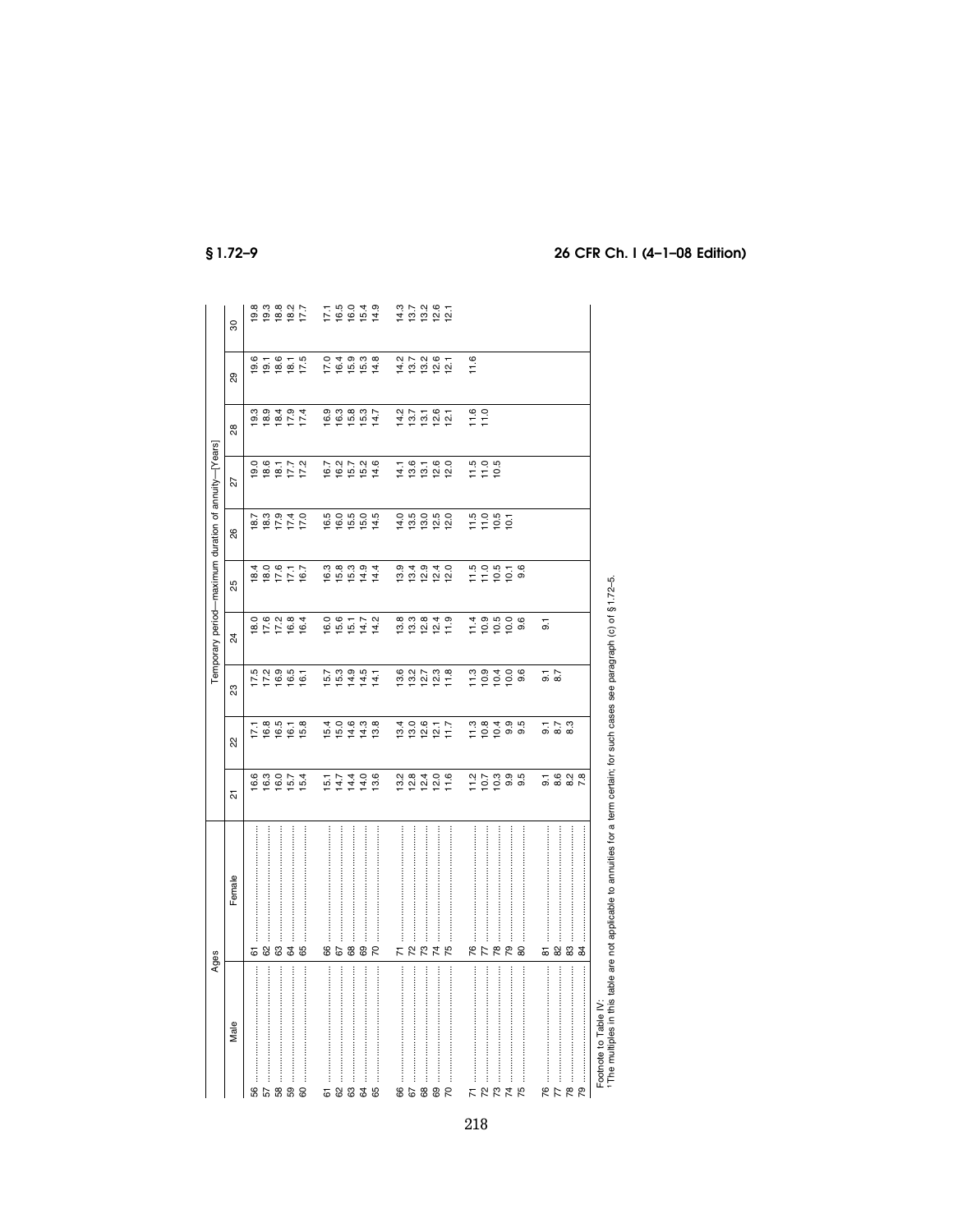| Ages | | Temporary period—maximum duration of annuity—[Years] | | | | | | | | | |
|---|---|---|---|---|---|---|---|---|---|---|---|
| Male | Female | 21 | 22 | 23 | 24 | 25 | 26 | 27 | 28 | 29 | 30 |
| 56 | 61 | 16.6 | 17.1 | 17.5 | 18.0 | 18.4 | 18.7 | 19.0 | 19.3 | 19.6 | 19.8 |
| 57 | 62 | 16.3 | 16.8 | 17.2 | 17.6 | 18.0 | 18.3 | 18.6 | 18.9 | 19.1 | 19.3 |
| 58 | 63 | 16.0 | 16.5 | 16.9 | 17.2 | 17.6 | 17.9 | 18.1 | 18.4 | 18.6 | 18.8 |
| 59 | 64 | 15.7 | 16.1 | 16.5 | 16.8 | 17.1 | 17.4 | 17.7 | 17.9 | 18.1 | 18.2 |
| 60 | 65 | 15.4 | 15.8 | 16.1 | 16.4 | 16.7 | 17.0 | 17.2 | 17.4 | 17.5 | 17.7 |
| 61 | 66 | 15.1 | 15.4 | 15.7 | 16.0 | 16.3 | 16.5 | 16.7 | 16.9 | 17.0 | 17.1 |
| 62 | 67 | 14.7 | 15.0 | 15.3 | 15.6 | 15.8 | 16.0 | 16.2 | 16.3 | 16.4 | 16.5 |
| 63 | 68 | 14.4 | 14.6 | 14.9 | 15.1 | 15.3 | 15.5 | 15.7 | 15.8 | 15.9 | 16.0 |
| 64 | 69 | 14.0 | 14.3 | 14.5 | 14.7 | 14.9 | 15.0 | 15.2 | 15.3 | 15.3 | 15.4 |
| 65 | 70 | 13.6 | 13.8 | 14.1 | 14.2 | 14.4 | 14.5 | 14.6 | 14.7 | 14.8 | 14.9 |
| 66 | 71 | 13.2 | 13.4 | 13.6 | 13.8 | 13.9 | 14.0 | 14.1 | 14.2 | 14.2 | 14.3 |
| 67 | 72 | 12.8 | 13.0 | 13.2 | 13.3 | 13.4 | 13.5 | 13.6 | 13.7 | 13.7 | 13.7 |
| 68 | 73 | 12.4 | 12.6 | 12.7 | 12.8 | 12.9 | 13.0 | 13.1 | 13.1 | 13.2 | 13.2 |
| 69 | 74 | 12.0 | 12.1 | 12.3 | 12.4 | 12.4 | 12.5 | 12.6 | 12.6 | 12.6 | 12.6 |
| 70 | 75 | 11.6 | 11.7 | 11.8 | 11.9 | 12.0 | 12.0 | 12.0 | 12.1 | 12.1 | 12.1 |
| 71 | 76 | 11.2 | 11.3 | 11.3 | 11.4 | 11.5 | 11.5 | 11.5 | 11.6 | 11.6 | |
| 72 | 77 | 10.7 | 10.8 | 10.9 | 10.9 | 11.0 | 11.0 | 11.0 | 11.0 | | |
| 73 | 78 | 10.3 | 10.4 | 10.4 | 10.5 | 10.5 | 10.5 | 10.5 | | | |
| 74 | 79 | 9.9 | 9.9 | 10.0 | 10.0 | 10.1 | 10.1 | | | | |
| 75 | 80 | 9.5 | 9.5 | 9.6 | 9.6 | 9.6 | | | | | |
| 76 | 81 | 9.1 | 9.1 | 9.1 | 9.1 | | | | | | |
| 77 | 82 | 8.6 | 8.7 | 8.7 | | | | | | | |
| 78 | 83 | 8.2 | 8.3 | | | | | | | | |
| 79 | 84 | 7.8 | | | | | | | | | |

Footnote to Table IV:

[1] The multiples in this table are not applicable to annuities for a term certain; for such cases see paragraph (c) of § 1.72–5.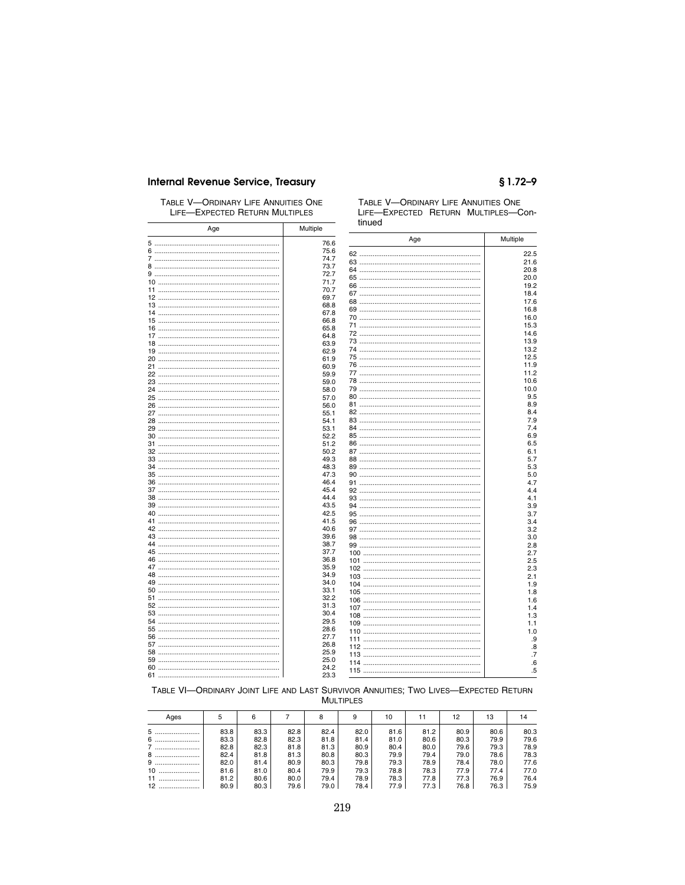TABLE V—ORDINARY LIFE ANNUITIES ONE LIFE—EXPECTED RETURN MULTIPLES

| Age | Multiple |
|---|---|
| 5 | 76.6 |
| 6 | 75.6 |
| 7 | 74.7 |
| 8 | 73.7 |
| 9 | 72.7 |
| 10 | 71.7 |
| 11 | 70.7 |
| 12 | 69.7 |
| 13 | 68.8 |
| 14 | 67.8 |
| 15 | 66.8 |
| 16 | 65.8 |
| 17 | 64.8 |
| 18 | 63.9 |
| 19 | 62.9 |
| 20 | 61.9 |
| 21 | 60.9 |
| 22 | 59.9 |
| 23 | 59.0 |
| 24 | 58.0 |
| 25 | 57.0 |
| 26 | 56.0 |
| 27 | 55.1 |
| 28 | 54.1 |
| 29 | 53.1 |
| 30 | 52.2 |
| 31 | 51.2 |
| 32 | 50.2 |
| 33 | 49.3 |
| 34 | 48.3 |
| 35 | 47.3 |
| 36 | 46.4 |
| 37 | 45.4 |
| 38 | 44.4 |
| 39 | 43.5 |
| 40 | 42.5 |
| 41 | 41.5 |
| 42 | 40.6 |
| 43 | 39.6 |
| 44 | 38.7 |
| 45 | 37.7 |
| 46 | 36.8 |
| 47 | 35.9 |
| 48 | 34.9 |
| 49 | 34.0 |
| 50 | 33.1 |
| 51 | 32.2 |
| 52 | 31.3 |
| 53 | 30.4 |
| 54 | 29.5 |
| 55 | 28.6 |
| 56 | 27.7 |
| 57 | 26.8 |
| 58 | 25.9 |
| 59 | 25.0 |
| 60 | 24.2 |
| 61 | 23.3 |
| 62 | 22.5 |
| 63 | 21.6 |
| 64 | 20.8 |
| 65 | 20.0 |
| 66 | 19.2 |
| 67 | 18.4 |
| 68 | 17.6 |
| 69 | 16.8 |
| 70 | 16.0 |
| 71 | 15.3 |
| 72 | 14.6 |
| 73 | 13.9 |
| 74 | 13.2 |
| 75 | 12.5 |
| 76 | 11.9 |
| 77 | 11.2 |
| 78 | 10.6 |
| 79 | 10.0 |
| 80 | 9.5 |
| 81 | 8.9 |
| 82 | 8.4 |
| 83 | 7.9 |
| 84 | 7.4 |
| 85 | 6.9 |
| 86 | 6.5 |
| 87 | 6.1 |
| 88 | 5.7 |
| 89 | 5.3 |
| 90 | 5.0 |
| 91 | 4.7 |
| 92 | 4.4 |
| 93 | 4.1 |
| 94 | 3.9 |
| 95 | 3.7 |
| 96 | 3.4 |
| 97 | 3.2 |
| 98 | 3.0 |
| 99 | 2.8 |
| 100 | 2.7 |
| 101 | 2.5 |
| 102 | 2.3 |
| 103 | 2.1 |
| 104 | 1.9 |
| 105 | 1.8 |
| 106 | 1.6 |
| 107 | 1.4 |
| 108 | 1.3 |
| 109 | 1.1 |
| 110 | 1.0 |
| 111 | .9 |
| 112 | .8 |
| 113 | .7 |
| 114 | .6 |
| 115 | .5 |

TABLE VI—ORDINARY JOINT LIFE AND LAST SURVIVOR ANNUITIES; TWO LIVES—EXPECTED RETURN MULTIPLES

| Ages | 5 | 6 | 7 | 8 | 9 | 10 | 11 | 12 | 13 | 14 |
|---|---|---|---|---|---|---|---|---|---|---|
| 5 | 83.8 | 83.3 | 82.8 | 82.4 | 82.0 | 81.6 | 81.2 | 80.9 | 80.6 | 80.3 |
| 6 | 83.3 | 82.8 | 82.3 | 81.8 | 81.4 | 81.0 | 80.6 | 80.3 | 79.9 | 79.6 |
| 7 | 82.8 | 82.3 | 81.8 | 81.3 | 80.9 | 80.4 | 80.0 | 79.6 | 79.3 | 78.9 |
| 8 | 82.4 | 81.8 | 81.3 | 80.8 | 80.3 | 79.9 | 79.4 | 79.0 | 78.6 | 78.3 |
| 9 | 82.0 | 81.4 | 80.9 | 80.3 | 79.8 | 79.3 | 78.9 | 78.4 | 78.0 | 77.6 |
| 10 | 81.6 | 81.0 | 80.4 | 79.9 | 79.3 | 78.8 | 78.3 | 77.9 | 77.4 | 77.0 |
| 11 | 81.2 | 80.6 | 80.0 | 79.4 | 78.9 | 78.3 | 77.8 | 77.3 | 76.9 | 76.4 |
| 12 | 80.9 | 80.3 | 79.6 | 79.0 | 78.4 | 77.9 | 77.3 | 76.8 | 76.3 | 75.9 |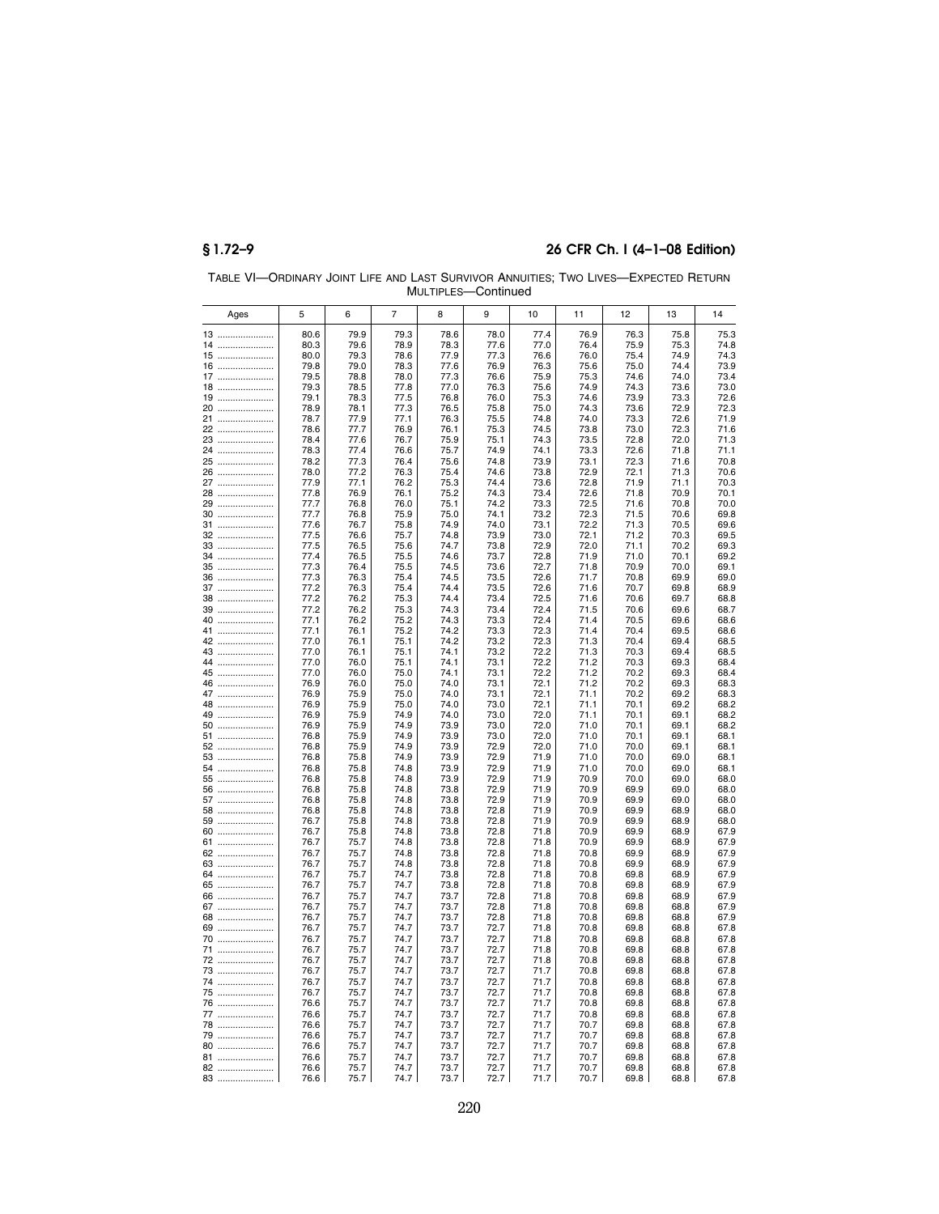TABLE VI—ORDINARY JOINT LIFE AND LAST SURVIVOR ANNUITIES; TWO LIVES—EXPECTED RETURN MULTIPLES—Continued

| Ages | 5 | 6 | 7 | 8 | 9 | 10 | 11 | 12 | 13 | 14 |
|---|---|---|---|---|---|---|---|---|---|---|
| 13 | 80.6 | 79.9 | 79.3 | 78.6 | 78.0 | 77.4 | 76.9 | 76.3 | 75.8 | 75.3 |
| 14 | 80.3 | 79.6 | 78.9 | 78.3 | 77.6 | 77.0 | 76.4 | 75.9 | 75.3 | 74.8 |
| 15 | 80.0 | 79.3 | 78.6 | 77.9 | 77.3 | 76.6 | 76.0 | 75.4 | 74.9 | 74.3 |
| 16 | 79.8 | 79.0 | 78.3 | 77.6 | 76.9 | 76.3 | 75.6 | 75.0 | 74.4 | 73.9 |
| 17 | 79.5 | 78.8 | 78.0 | 77.3 | 76.6 | 75.9 | 75.3 | 74.6 | 74.0 | 73.4 |
| 18 | 79.3 | 78.5 | 77.8 | 77.0 | 76.3 | 75.6 | 74.9 | 74.3 | 73.6 | 73.0 |
| 19 | 79.1 | 78.3 | 77.5 | 76.8 | 76.0 | 75.3 | 74.6 | 73.9 | 73.3 | 72.6 |
| 20 | 78.9 | 78.1 | 77.3 | 76.5 | 75.8 | 75.0 | 74.3 | 73.6 | 72.9 | 72.3 |
| 21 | 78.7 | 77.9 | 77.1 | 76.3 | 75.5 | 74.8 | 74.0 | 73.3 | 72.6 | 71.9 |
| 22 | 78.6 | 77.7 | 76.9 | 76.1 | 75.3 | 74.5 | 73.8 | 73.0 | 72.3 | 71.6 |
| 23 | 78.4 | 77.6 | 76.7 | 75.9 | 75.1 | 74.3 | 73.5 | 72.8 | 72.0 | 71.3 |
| 24 | 78.3 | 77.4 | 76.6 | 75.7 | 74.9 | 74.1 | 73.3 | 72.6 | 71.8 | 71.1 |
| 25 | 78.2 | 77.3 | 76.4 | 75.6 | 74.8 | 73.9 | 73.1 | 72.3 | 71.6 | 70.8 |
| 26 | 78.0 | 77.2 | 76.3 | 75.4 | 74.6 | 73.8 | 72.9 | 72.1 | 71.3 | 70.6 |
| 27 | 77.9 | 77.1 | 76.2 | 75.3 | 74.4 | 73.6 | 72.8 | 71.9 | 71.1 | 70.3 |
| 28 | 77.8 | 76.9 | 76.1 | 75.2 | 74.3 | 73.4 | 72.6 | 71.8 | 70.9 | 70.1 |
| 29 | 77.7 | 76.8 | 76.0 | 75.1 | 74.2 | 73.3 | 72.5 | 71.6 | 70.8 | 70.0 |
| 30 | 77.7 | 76.8 | 75.9 | 75.0 | 74.1 | 73.2 | 72.3 | 71.5 | 70.6 | 69.8 |
| 31 | 77.6 | 76.7 | 75.8 | 74.9 | 74.0 | 73.1 | 72.2 | 71.3 | 70.5 | 69.6 |
| 32 | 77.5 | 76.6 | 75.7 | 74.8 | 73.9 | 73.0 | 72.1 | 71.2 | 70.3 | 69.5 |
| 33 | 77.5 | 76.5 | 75.6 | 74.7 | 73.8 | 72.9 | 72.0 | 71.1 | 70.2 | 69.3 |
| 34 | 77.4 | 76.5 | 75.5 | 74.6 | 73.7 | 72.8 | 71.9 | 71.0 | 70.1 | 69.2 |
| 35 | 77.3 | 76.4 | 75.5 | 74.5 | 73.6 | 72.7 | 71.8 | 70.9 | 70.0 | 69.1 |
| 36 | 77.3 | 76.3 | 75.4 | 74.5 | 73.5 | 72.6 | 71.7 | 70.8 | 69.9 | 69.0 |
| 37 | 77.2 | 76.3 | 75.4 | 74.4 | 73.5 | 72.6 | 71.6 | 70.7 | 69.8 | 68.9 |
| 38 | 77.2 | 76.2 | 75.3 | 74.4 | 73.4 | 72.5 | 71.6 | 70.6 | 69.7 | 68.8 |
| 39 | 77.2 | 76.2 | 75.3 | 74.3 | 73.4 | 72.4 | 71.5 | 70.6 | 69.6 | 68.7 |
| 40 | 77.1 | 76.2 | 75.2 | 74.3 | 73.3 | 72.4 | 71.4 | 70.5 | 69.6 | 68.6 |
| 41 | 77.1 | 76.1 | 75.2 | 74.2 | 73.3 | 72.3 | 71.4 | 70.4 | 69.5 | 68.6 |
| 42 | 77.0 | 76.1 | 75.1 | 74.2 | 73.2 | 72.3 | 71.3 | 70.4 | 69.4 | 68.5 |
| 43 | 77.0 | 76.1 | 75.1 | 74.1 | 73.2 | 72.2 | 71.3 | 70.3 | 69.4 | 68.5 |
| 44 | 77.0 | 76.0 | 75.1 | 74.1 | 73.1 | 72.2 | 71.2 | 70.3 | 69.3 | 68.4 |
| 45 | 77.0 | 76.0 | 75.0 | 74.1 | 73.1 | 72.2 | 71.2 | 70.2 | 69.3 | 68.4 |
| 46 | 76.9 | 76.0 | 75.0 | 74.0 | 73.1 | 72.1 | 71.2 | 70.2 | 69.3 | 68.3 |
| 47 | 76.9 | 75.9 | 75.0 | 74.0 | 73.1 | 72.1 | 71.1 | 70.2 | 69.2 | 68.3 |
| 48 | 76.9 | 75.9 | 75.0 | 74.0 | 73.0 | 72.1 | 71.1 | 70.1 | 69.2 | 68.2 |
| 49 | 76.9 | 75.9 | 74.9 | 74.0 | 73.0 | 72.0 | 71.1 | 70.1 | 69.1 | 68.2 |
| 50 | 76.9 | 75.9 | 74.9 | 73.9 | 73.0 | 72.0 | 71.0 | 70.1 | 69.1 | 68.2 |
| 51 | 76.8 | 75.9 | 74.9 | 73.9 | 73.0 | 72.0 | 71.0 | 70.1 | 69.1 | 68.1 |
| 52 | 76.8 | 75.9 | 74.9 | 73.9 | 72.9 | 72.0 | 71.0 | 70.0 | 69.1 | 68.1 |
| 53 | 76.8 | 75.8 | 74.9 | 73.9 | 72.9 | 71.9 | 71.0 | 70.0 | 69.0 | 68.1 |
| 54 | 76.8 | 75.8 | 74.8 | 73.9 | 72.9 | 71.9 | 71.0 | 70.0 | 69.0 | 68.1 |
| 55 | 76.8 | 75.8 | 74.8 | 73.9 | 72.9 | 71.9 | 70.9 | 70.0 | 69.0 | 68.0 |
| 56 | 76.8 | 75.8 | 74.8 | 73.8 | 72.9 | 71.9 | 70.9 | 69.9 | 69.0 | 68.0 |
| 57 | 76.8 | 75.8 | 74.8 | 73.8 | 72.9 | 71.9 | 70.9 | 69.9 | 69.0 | 68.0 |
| 58 | 76.8 | 75.8 | 74.8 | 73.8 | 72.8 | 71.9 | 70.9 | 69.9 | 68.9 | 68.0 |
| 59 | 76.7 | 75.8 | 74.8 | 73.8 | 72.8 | 71.9 | 70.9 | 69.9 | 68.9 | 68.0 |
| 60 | 76.7 | 75.8 | 74.8 | 73.8 | 72.8 | 71.8 | 70.9 | 69.9 | 68.9 | 67.9 |
| 61 | 76.7 | 75.7 | 74.8 | 73.8 | 72.8 | 71.8 | 70.9 | 69.9 | 68.9 | 67.9 |
| 62 | 76.7 | 75.7 | 74.8 | 73.8 | 72.8 | 71.8 | 70.8 | 69.9 | 68.9 | 67.9 |
| 63 | 76.7 | 75.7 | 74.8 | 73.8 | 72.8 | 71.8 | 70.8 | 69.9 | 68.9 | 67.9 |
| 64 | 76.7 | 75.7 | 74.7 | 73.8 | 72.8 | 71.8 | 70.8 | 69.8 | 68.9 | 67.9 |
| 65 | 76.7 | 75.7 | 74.7 | 73.8 | 72.8 | 71.8 | 70.8 | 69.8 | 68.9 | 67.9 |
| 66 | 76.7 | 75.7 | 74.7 | 73.7 | 72.8 | 71.8 | 70.8 | 69.8 | 68.9 | 67.9 |
| 67 | 76.7 | 75.7 | 74.7 | 73.7 | 72.8 | 71.8 | 70.8 | 69.8 | 68.8 | 67.9 |
| 68 | 76.7 | 75.7 | 74.7 | 73.7 | 72.8 | 71.8 | 70.8 | 69.8 | 68.8 | 67.9 |
| 69 | 76.7 | 75.7 | 74.7 | 73.7 | 72.7 | 71.8 | 70.8 | 69.8 | 68.8 | 67.8 |
| 70 | 76.7 | 75.7 | 74.7 | 73.7 | 72.7 | 71.8 | 70.8 | 69.8 | 68.8 | 67.8 |
| 71 | 76.7 | 75.7 | 74.7 | 73.7 | 72.7 | 71.8 | 70.8 | 69.8 | 68.8 | 67.8 |
| 72 | 76.7 | 75.7 | 74.7 | 73.7 | 72.7 | 71.8 | 70.8 | 69.8 | 68.8 | 67.8 |
| 73 | 76.7 | 75.7 | 74.7 | 73.7 | 72.7 | 71.7 | 70.8 | 69.8 | 68.8 | 67.8 |
| 74 | 76.7 | 75.7 | 74.7 | 73.7 | 72.7 | 71.7 | 70.8 | 69.8 | 68.8 | 67.8 |
| 75 | 76.7 | 75.7 | 74.7 | 73.7 | 72.7 | 71.7 | 70.8 | 69.8 | 68.8 | 67.8 |
| 76 | 76.6 | 75.7 | 74.7 | 73.7 | 72.7 | 71.7 | 70.8 | 69.8 | 68.8 | 67.8 |
| 77 | 76.6 | 75.7 | 74.7 | 73.7 | 72.7 | 71.7 | 70.8 | 69.8 | 68.8 | 67.8 |
| 78 | 76.6 | 75.7 | 74.7 | 73.7 | 72.7 | 71.7 | 70.7 | 69.8 | 68.8 | 67.8 |
| 79 | 76.6 | 75.7 | 74.7 | 73.7 | 72.7 | 71.7 | 70.7 | 69.8 | 68.8 | 67.8 |
| 80 | 76.6 | 75.7 | 74.7 | 73.7 | 72.7 | 71.7 | 70.7 | 69.8 | 68.8 | 67.8 |
| 81 | 76.6 | 75.7 | 74.7 | 73.7 | 72.7 | 71.7 | 70.7 | 69.8 | 68.8 | 67.8 |
| 82 | 76.6 | 75.7 | 74.7 | 73.7 | 72.7 | 71.7 | 70.7 | 69.8 | 68.8 | 67.8 |
| 83 | 76.6 | 75.7 | 74.7 | 73.7 | 72.7 | 71.7 | 70.7 | 69.8 | 68.8 | 67.8 |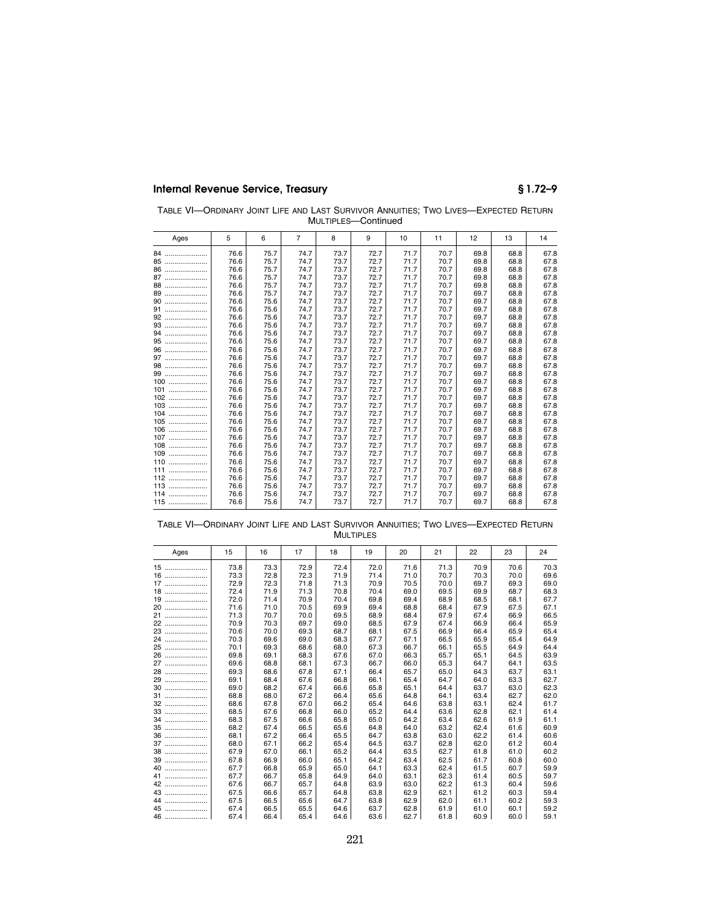TABLE VI—ORDINARY JOINT LIFE AND LAST SURVIVOR ANNUITIES; TWO LIVES—EXPECTED RETURN MULTIPLES—Continued

| Ages | 5 | 6 | 7 | 8 | 9 | 10 | 11 | 12 | 13 | 14 |
|---|---|---|---|---|---|---|---|---|---|---|
| 84 | 76.6 | 75.7 | 74.7 | 73.7 | 72.7 | 71.7 | 70.7 | 69.8 | 68.8 | 67.8 |
| 85 | 76.6 | 75.7 | 74.7 | 73.7 | 72.7 | 71.7 | 70.7 | 69.8 | 68.8 | 67.8 |
| 86 | 76.6 | 75.7 | 74.7 | 73.7 | 72.7 | 71.7 | 70.7 | 69.8 | 68.8 | 67.8 |
| 87 | 76.6 | 75.7 | 74.7 | 73.7 | 72.7 | 71.7 | 70.7 | 69.8 | 68.8 | 67.8 |
| 88 | 76.6 | 75.7 | 74.7 | 73.7 | 72.7 | 71.7 | 70.7 | 69.8 | 68.8 | 67.8 |
| 89 | 76.6 | 75.7 | 74.7 | 73.7 | 72.7 | 71.7 | 70.7 | 69.7 | 68.8 | 67.8 |
| 90 | 76.6 | 75.6 | 74.7 | 73.7 | 72.7 | 71.7 | 70.7 | 69.7 | 68.8 | 67.8 |
| 91 | 76.6 | 75.6 | 74.7 | 73.7 | 72.7 | 71.7 | 70.7 | 69.7 | 68.8 | 67.8 |
| 92 | 76.6 | 75.6 | 74.7 | 73.7 | 72.7 | 71.7 | 70.7 | 69.7 | 68.8 | 67.8 |
| 93 | 76.6 | 75.6 | 74.7 | 73.7 | 72.7 | 71.7 | 70.7 | 69.7 | 68.8 | 67.8 |
| 94 | 76.6 | 75.6 | 74.7 | 73.7 | 72.7 | 71.7 | 70.7 | 69.7 | 68.8 | 67.8 |
| 95 | 76.6 | 75.6 | 74.7 | 73.7 | 72.7 | 71.7 | 70.7 | 69.7 | 68.8 | 67.8 |
| 96 | 76.6 | 75.6 | 74.7 | 73.7 | 72.7 | 71.7 | 70.7 | 69.7 | 68.8 | 67.8 |
| 97 | 76.6 | 75.6 | 74.7 | 73.7 | 72.7 | 71.7 | 70.7 | 69.7 | 68.8 | 67.8 |
| 98 | 76.6 | 75.6 | 74.7 | 73.7 | 72.7 | 71.7 | 70.7 | 69.7 | 68.8 | 67.8 |
| 99 | 76.6 | 75.6 | 74.7 | 73.7 | 72.7 | 71.7 | 70.7 | 69.7 | 68.8 | 67.8 |
| 100 | 76.6 | 75.6 | 74.7 | 73.7 | 72.7 | 71.7 | 70.7 | 69.7 | 68.8 | 67.8 |
| 101 | 76.6 | 75.6 | 74.7 | 73.7 | 72.7 | 71.7 | 70.7 | 69.7 | 68.8 | 67.8 |
| 102 | 76.6 | 75.6 | 74.7 | 73.7 | 72.7 | 71.7 | 70.7 | 69.7 | 68.8 | 67.8 |
| 103 | 76.6 | 75.6 | 74.7 | 73.7 | 72.7 | 71.7 | 70.7 | 69.7 | 68.8 | 67.8 |
| 104 | 76.6 | 75.6 | 74.7 | 73.7 | 72.7 | 71.7 | 70.7 | 69.7 | 68.8 | 67.8 |
| 105 | 76.6 | 75.6 | 74.7 | 73.7 | 72.7 | 71.7 | 70.7 | 69.7 | 68.8 | 67.8 |
| 106 | 76.6 | 75.6 | 74.7 | 73.7 | 72.7 | 71.7 | 70.7 | 69.7 | 68.8 | 67.8 |
| 107 | 76.6 | 75.6 | 74.7 | 73.7 | 72.7 | 71.7 | 70.7 | 69.7 | 68.8 | 67.8 |
| 108 | 76.6 | 75.6 | 74.7 | 73.7 | 72.7 | 71.7 | 70.7 | 69.7 | 68.8 | 67.8 |
| 109 | 76.6 | 75.6 | 74.7 | 73.7 | 72.7 | 71.7 | 70.7 | 69.7 | 68.8 | 67.8 |
| 110 | 76.6 | 75.6 | 74.7 | 73.7 | 72.7 | 71.7 | 70.7 | 69.7 | 68.8 | 67.8 |
| 111 | 76.6 | 75.6 | 74.7 | 73.7 | 72.7 | 71.7 | 70.7 | 69.7 | 68.8 | 67.8 |
| 112 | 76.6 | 75.6 | 74.7 | 73.7 | 72.7 | 71.7 | 70.7 | 69.7 | 68.8 | 67.8 |
| 113 | 76.6 | 75.6 | 74.7 | 73.7 | 72.7 | 71.7 | 70.7 | 69.7 | 68.8 | 67.8 |
| 114 | 76.6 | 75.6 | 74.7 | 73.7 | 72.7 | 71.7 | 70.7 | 69.7 | 68.8 | 67.8 |
| 115 | 76.6 | 75.6 | 74.7 | 73.7 | 72.7 | 71.7 | 70.7 | 69.7 | 68.8 | 67.8 |

TABLE VI—ORDINARY JOINT LIFE AND LAST SURVIVOR ANNUITIES; TWO LIVES—EXPECTED RETURN MULTIPLES

| Ages | 15 | 16 | 17 | 18 | 19 | 20 | 21 | 22 | 23 | 24 |
|---|---|---|---|---|---|---|---|---|---|---|
| 15 | 73.8 | 73.3 | 72.9 | 72.4 | 72.0 | 71.6 | 71.3 | 70.9 | 70.6 | 70.3 |
| 16 | 73.3 | 72.8 | 72.3 | 71.9 | 71.4 | 71.0 | 70.7 | 70.3 | 70.0 | 69.6 |
| 17 | 72.9 | 72.3 | 71.8 | 71.3 | 70.9 | 70.5 | 70.0 | 69.7 | 69.3 | 69.0 |
| 18 | 72.4 | 71.9 | 71.3 | 70.8 | 70.4 | 69.0 | 69.5 | 69.9 | 68.7 | 68.3 |
| 19 | 72.0 | 71.4 | 70.9 | 70.4 | 69.8 | 69.4 | 68.9 | 68.5 | 68.1 | 67.7 |
| 20 | 71.6 | 71.0 | 70.5 | 69.9 | 69.4 | 68.8 | 68.4 | 67.9 | 67.5 | 67.1 |
| 21 | 71.3 | 70.7 | 70.0 | 69.5 | 68.9 | 68.4 | 67.9 | 67.4 | 66.9 | 66.5 |
| 22 | 70.9 | 70.3 | 69.7 | 69.0 | 68.5 | 67.9 | 67.4 | 66.9 | 66.4 | 65.9 |
| 23 | 70.6 | 70.0 | 69.3 | 68.7 | 68.1 | 67.5 | 66.9 | 66.4 | 65.9 | 65.4 |
| 24 | 70.3 | 69.6 | 69.0 | 68.3 | 67.7 | 67.1 | 66.5 | 65.9 | 65.4 | 64.9 |
| 25 | 70.1 | 69.3 | 68.6 | 68.0 | 67.3 | 66.7 | 66.1 | 65.5 | 64.9 | 64.4 |
| 26 | 69.8 | 69.1 | 68.3 | 67.6 | 67.0 | 66.3 | 65.7 | 65.1 | 64.5 | 63.9 |
| 27 | 69.6 | 68.8 | 68.1 | 67.3 | 66.7 | 66.0 | 65.3 | 64.7 | 64.1 | 63.5 |
| 28 | 69.3 | 68.6 | 67.8 | 67.1 | 66.4 | 65.7 | 65.0 | 64.3 | 63.7 | 63.1 |
| 29 | 69.1 | 68.4 | 67.6 | 66.8 | 66.1 | 65.4 | 64.7 | 64.0 | 63.3 | 62.7 |
| 30 | 69.0 | 68.2 | 67.4 | 66.6 | 65.8 | 65.1 | 64.4 | 63.7 | 63.0 | 62.3 |
| 31 | 68.8 | 68.0 | 67.2 | 66.4 | 65.6 | 64.8 | 64.1 | 63.4 | 62.7 | 62.0 |
| 32 | 68.6 | 67.8 | 67.0 | 66.2 | 65.4 | 64.6 | 63.8 | 63.1 | 62.4 | 61.7 |
| 33 | 68.5 | 67.6 | 66.8 | 66.0 | 65.2 | 64.4 | 63.6 | 62.8 | 62.1 | 61.4 |
| 34 | 68.3 | 67.5 | 66.6 | 65.8 | 65.0 | 64.2 | 63.4 | 62.6 | 61.9 | 61.1 |
| 35 | 68.2 | 67.4 | 66.5 | 65.6 | 64.8 | 64.0 | 63.2 | 62.4 | 61.6 | 60.9 |
| 36 | 68.1 | 67.2 | 66.4 | 65.5 | 64.7 | 63.8 | 63.0 | 62.2 | 61.4 | 60.6 |
| 37 | 68.0 | 67.1 | 66.2 | 65.4 | 64.5 | 63.7 | 62.8 | 62.0 | 61.2 | 60.4 |
| 38 | 67.9 | 67.0 | 66.1 | 65.2 | 64.4 | 63.5 | 62.7 | 61.8 | 61.0 | 60.2 |
| 39 | 67.8 | 66.9 | 66.0 | 65.1 | 64.2 | 63.4 | 62.5 | 61.7 | 60.8 | 60.0 |
| 40 | 67.7 | 66.8 | 65.9 | 65.0 | 64.1 | 63.3 | 62.4 | 61.5 | 60.7 | 59.9 |
| 41 | 67.7 | 66.7 | 65.8 | 64.9 | 64.0 | 63.1 | 62.3 | 61.4 | 60.5 | 59.7 |
| 42 | 67.6 | 66.7 | 65.7 | 64.8 | 63.9 | 63.0 | 62.2 | 61.3 | 60.4 | 59.6 |
| 43 | 67.5 | 66.6 | 65.7 | 64.8 | 63.8 | 62.9 | 62.1 | 61.2 | 60.3 | 59.4 |
| 44 | 67.5 | 66.5 | 65.6 | 64.7 | 63.8 | 62.9 | 62.0 | 61.1 | 60.2 | 59.3 |
| 45 | 67.4 | 66.5 | 65.5 | 64.6 | 63.7 | 62.8 | 61.9 | 61.0 | 60.1 | 59.2 |
| 46 | 67.4 | 66.4 | 65.4 | 64.6 | 63.6 | 62.7 | 61.8 | 60.9 | 60.0 | 59.1 |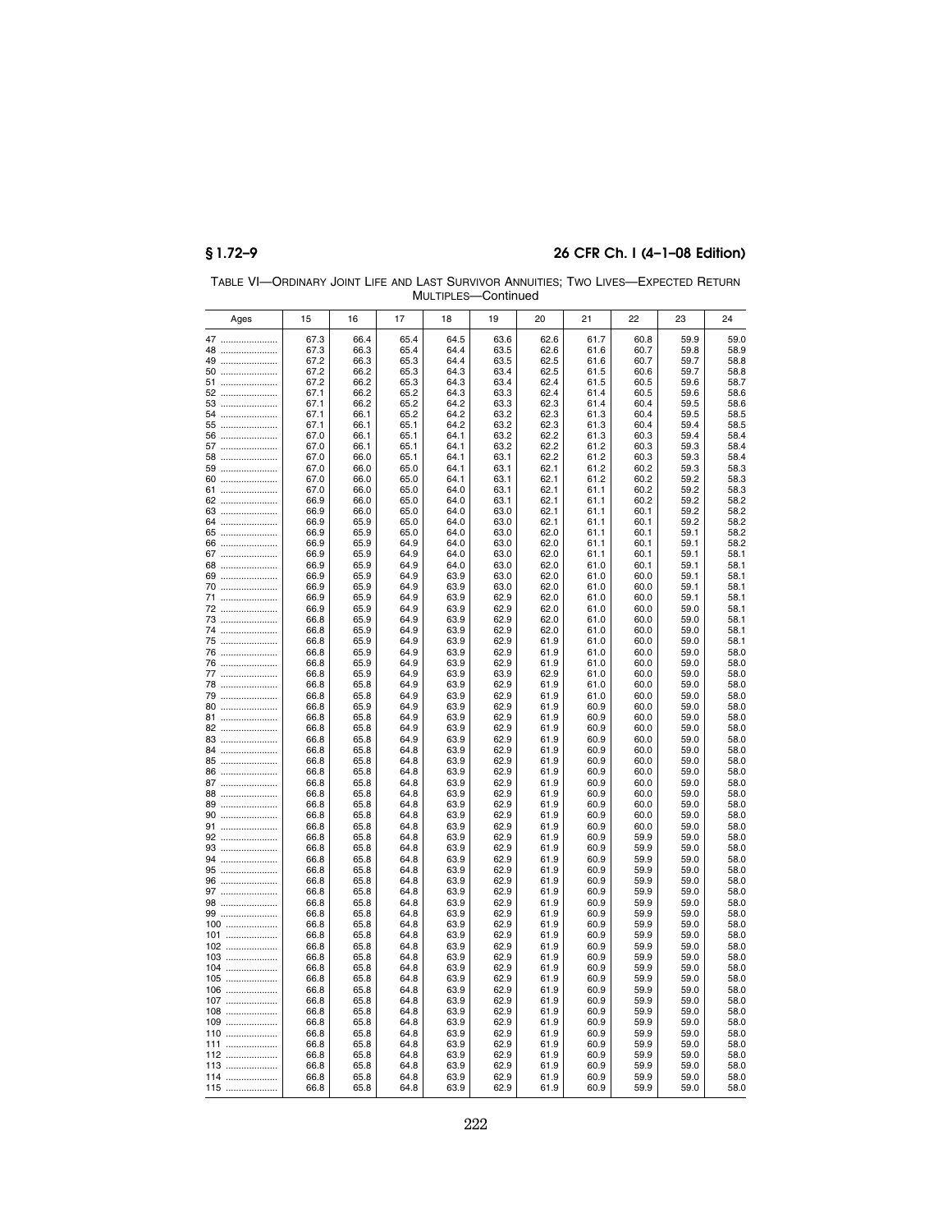TABLE VI—ORDINARY JOINT LIFE AND LAST SURVIVOR ANNUITIES; TWO LIVES—EXPECTED RETURN MULTIPLES—Continued

| Ages | 15 | 16 | 17 | 18 | 19 | 20 | 21 | 22 | 23 | 24 |
|---|---|---|---|---|---|---|---|---|---|---|
| 47 | 67.3 | 66.4 | 65.4 | 64.5 | 63.6 | 62.6 | 61.7 | 60.8 | 59.9 | 59.0 |
| 48 | 67.3 | 66.3 | 65.4 | 64.4 | 63.5 | 62.6 | 61.6 | 60.7 | 59.8 | 58.9 |
| 49 | 67.2 | 66.3 | 65.3 | 64.4 | 63.5 | 62.5 | 61.6 | 60.7 | 59.7 | 58.8 |
| 50 | 67.2 | 66.2 | 65.3 | 64.3 | 63.4 | 62.5 | 61.5 | 60.6 | 59.7 | 58.8 |
| 51 | 67.2 | 66.2 | 65.3 | 64.3 | 63.4 | 62.4 | 61.5 | 60.5 | 59.6 | 58.7 |
| 52 | 67.1 | 66.2 | 65.2 | 64.3 | 63.3 | 62.4 | 61.4 | 60.5 | 59.6 | 58.6 |
| 53 | 67.1 | 66.2 | 65.2 | 64.2 | 63.3 | 62.3 | 61.4 | 60.4 | 59.5 | 58.6 |
| 54 | 67.1 | 66.1 | 65.2 | 64.2 | 63.2 | 62.3 | 61.3 | 60.4 | 59.5 | 58.5 |
| 55 | 67.1 | 66.1 | 65.1 | 64.2 | 63.2 | 62.3 | 61.3 | 60.4 | 59.4 | 58.5 |
| 56 | 67.0 | 66.1 | 65.1 | 64.1 | 63.2 | 62.2 | 61.3 | 60.3 | 59.4 | 58.4 |
| 57 | 67.0 | 66.1 | 65.1 | 64.1 | 63.2 | 62.2 | 61.2 | 60.3 | 59.3 | 58.4 |
| 58 | 67.0 | 66.0 | 65.1 | 64.1 | 63.1 | 62.2 | 61.2 | 60.3 | 59.3 | 58.4 |
| 59 | 67.0 | 66.0 | 65.0 | 64.1 | 63.1 | 62.1 | 61.2 | 60.2 | 59.3 | 58.3 |
| 60 | 67.0 | 66.0 | 65.0 | 64.1 | 63.1 | 62.1 | 61.2 | 60.2 | 59.2 | 58.3 |
| 61 | 67.0 | 66.0 | 65.0 | 64.0 | 63.1 | 62.1 | 61.1 | 60.2 | 59.2 | 58.3 |
| 62 | 66.9 | 66.0 | 65.0 | 64.0 | 63.1 | 62.1 | 61.1 | 60.2 | 59.2 | 58.2 |
| 63 | 66.9 | 66.0 | 65.0 | 64.0 | 63.0 | 62.1 | 61.1 | 60.1 | 59.2 | 58.2 |
| 64 | 66.9 | 65.9 | 65.0 | 64.0 | 63.0 | 62.1 | 61.1 | 60.1 | 59.2 | 58.2 |
| 65 | 66.9 | 65.9 | 65.0 | 64.0 | 63.0 | 62.0 | 61.1 | 60.1 | 59.1 | 58.2 |
| 66 | 66.9 | 65.9 | 64.9 | 64.0 | 63.0 | 62.0 | 61.1 | 60.1 | 59.1 | 58.2 |
| 67 | 66.9 | 65.9 | 64.9 | 64.0 | 63.0 | 62.0 | 61.1 | 60.1 | 59.1 | 58.1 |
| 68 | 66.9 | 65.9 | 64.9 | 64.0 | 63.0 | 62.0 | 61.0 | 60.1 | 59.1 | 58.1 |
| 69 | 66.9 | 65.9 | 64.9 | 63.9 | 63.0 | 62.0 | 61.0 | 60.0 | 59.1 | 58.1 |
| 70 | 66.9 | 65.9 | 64.9 | 63.9 | 63.0 | 62.0 | 61.0 | 60.0 | 59.1 | 58.1 |
| 71 | 66.9 | 65.9 | 64.9 | 63.9 | 62.9 | 62.0 | 61.0 | 60.0 | 59.1 | 58.1 |
| 72 | 66.9 | 65.9 | 64.9 | 63.9 | 62.9 | 62.0 | 61.0 | 60.0 | 59.0 | 58.1 |
| 73 | 66.8 | 65.9 | 64.9 | 63.9 | 62.9 | 62.0 | 61.0 | 60.0 | 59.0 | 58.1 |
| 74 | 66.8 | 65.9 | 64.9 | 63.9 | 62.9 | 62.0 | 61.0 | 60.0 | 59.0 | 58.1 |
| 75 | 66.8 | 65.9 | 64.9 | 63.9 | 62.9 | 61.9 | 61.0 | 60.0 | 59.0 | 58.1 |
| 76 | 66.8 | 65.9 | 64.9 | 63.9 | 62.9 | 61.9 | 61.0 | 60.0 | 59.0 | 58.0 |
| 76 | 66.8 | 65.9 | 64.9 | 63.9 | 62.9 | 61.9 | 61.0 | 60.0 | 59.0 | 58.0 |
| 77 | 66.8 | 65.9 | 64.9 | 63.9 | 63.9 | 62.9 | 61.0 | 60.0 | 59.0 | 58.0 |
| 78 | 66.8 | 65.8 | 64.9 | 63.9 | 62.9 | 61.9 | 61.0 | 60.0 | 59.0 | 58.0 |
| 79 | 66.8 | 65.8 | 64.9 | 63.9 | 62.9 | 61.9 | 61.0 | 60.0 | 59.0 | 58.0 |
| 80 | 66.8 | 65.9 | 64.9 | 63.9 | 62.9 | 61.9 | 60.9 | 60.0 | 59.0 | 58.0 |
| 81 | 66.8 | 65.8 | 64.9 | 63.9 | 62.9 | 61.9 | 60.9 | 60.0 | 59.0 | 58.0 |
| 82 | 66.8 | 65.8 | 64.9 | 63.9 | 62.9 | 61.9 | 60.9 | 60.0 | 59.0 | 58.0 |
| 83 | 66.8 | 65.8 | 64.9 | 63.9 | 62.9 | 61.9 | 60.9 | 60.0 | 59.0 | 58.0 |
| 84 | 66.8 | 65.8 | 64.8 | 63.9 | 62.9 | 61.9 | 60.9 | 60.0 | 59.0 | 58.0 |
| 85 | 66.8 | 65.8 | 64.8 | 63.9 | 62.9 | 61.9 | 60.9 | 60.0 | 59.0 | 58.0 |
| 86 | 66.8 | 65.8 | 64.8 | 63.9 | 62.9 | 61.9 | 60.9 | 60.0 | 59.0 | 58.0 |
| 87 | 66.8 | 65.8 | 64.8 | 63.9 | 62.9 | 61.9 | 60.9 | 60.0 | 59.0 | 58.0 |
| 88 | 66.8 | 65.8 | 64.8 | 63.9 | 62.9 | 61.9 | 60.9 | 60.0 | 59.0 | 58.0 |
| 89 | 66.8 | 65.8 | 64.8 | 63.9 | 62.9 | 61.9 | 60.9 | 60.0 | 59.0 | 58.0 |
| 90 | 66.8 | 65.8 | 64.8 | 63.9 | 62.9 | 61.9 | 60.9 | 60.0 | 59.0 | 58.0 |
| 91 | 66.8 | 65.8 | 64.8 | 63.9 | 62.9 | 61.9 | 60.9 | 60.0 | 59.0 | 58.0 |
| 92 | 66.8 | 65.8 | 64.8 | 63.9 | 62.9 | 61.9 | 60.9 | 59.9 | 59.0 | 58.0 |
| 93 | 66.8 | 65.8 | 64.8 | 63.9 | 62.9 | 61.9 | 60.9 | 59.9 | 59.0 | 58.0 |
| 94 | 66.8 | 65.8 | 64.8 | 63.9 | 62.9 | 61.9 | 60.9 | 59.9 | 59.0 | 58.0 |
| 95 | 66.8 | 65.8 | 64.8 | 63.9 | 62.9 | 61.9 | 60.9 | 59.9 | 59.0 | 58.0 |
| 96 | 66.8 | 65.8 | 64.8 | 63.9 | 62.9 | 61.9 | 60.9 | 59.9 | 59.0 | 58.0 |
| 97 | 66.8 | 65.8 | 64.8 | 63.9 | 62.9 | 61.9 | 60.9 | 59.9 | 59.0 | 58.0 |
| 98 | 66.8 | 65.8 | 64.8 | 63.9 | 62.9 | 61.9 | 60.9 | 59.9 | 59.0 | 58.0 |
| 99 | 66.8 | 65.8 | 64.8 | 63.9 | 62.9 | 61.9 | 60.9 | 59.9 | 59.0 | 58.0 |
| 100 | 66.8 | 65.8 | 64.8 | 63.9 | 62.9 | 61.9 | 60.9 | 59.9 | 59.0 | 58.0 |
| 101 | 66.8 | 65.8 | 64.8 | 63.9 | 62.9 | 61.9 | 60.9 | 59.9 | 59.0 | 58.0 |
| 102 | 66.8 | 65.8 | 64.8 | 63.9 | 62.9 | 61.9 | 60.9 | 59.9 | 59.0 | 58.0 |
| 103 | 66.8 | 65.8 | 64.8 | 63.9 | 62.9 | 61.9 | 60.9 | 59.9 | 59.0 | 58.0 |
| 104 | 66.8 | 65.8 | 64.8 | 63.9 | 62.9 | 61.9 | 60.9 | 59.9 | 59.0 | 58.0 |
| 105 | 66.8 | 65.8 | 64.8 | 63.9 | 62.9 | 61.9 | 60.9 | 59.9 | 59.0 | 58.0 |
| 106 | 66.8 | 65.8 | 64.8 | 63.9 | 62.9 | 61.9 | 60.9 | 59.9 | 59.0 | 58.0 |
| 107 | 66.8 | 65.8 | 64.8 | 63.9 | 62.9 | 61.9 | 60.9 | 59.9 | 59.0 | 58.0 |
| 108 | 66.8 | 65.8 | 64.8 | 63.9 | 62.9 | 61.9 | 60.9 | 59.9 | 59.0 | 58.0 |
| 109 | 66.8 | 65.8 | 64.8 | 63.9 | 62.9 | 61.9 | 60.9 | 59.9 | 59.0 | 58.0 |
| 110 | 66.8 | 65.8 | 64.8 | 63.9 | 62.9 | 61.9 | 60.9 | 59.9 | 59.0 | 58.0 |
| 111 | 66.8 | 65.8 | 64.8 | 63.9 | 62.9 | 61.9 | 60.9 | 59.9 | 59.0 | 58.0 |
| 112 | 66.8 | 65.8 | 64.8 | 63.9 | 62.9 | 61.9 | 60.9 | 59.9 | 59.0 | 58.0 |
| 113 | 66.8 | 65.8 | 64.8 | 63.9 | 62.9 | 61.9 | 60.9 | 59.9 | 59.0 | 58.0 |
| 114 | 66.8 | 65.8 | 64.8 | 63.9 | 62.9 | 61.9 | 60.9 | 59.9 | 59.0 | 58.0 |
| 115 | 66.8 | 65.8 | 64.8 | 63.9 | 62.9 | 61.9 | 60.9 | 59.9 | 59.0 | 58.0 |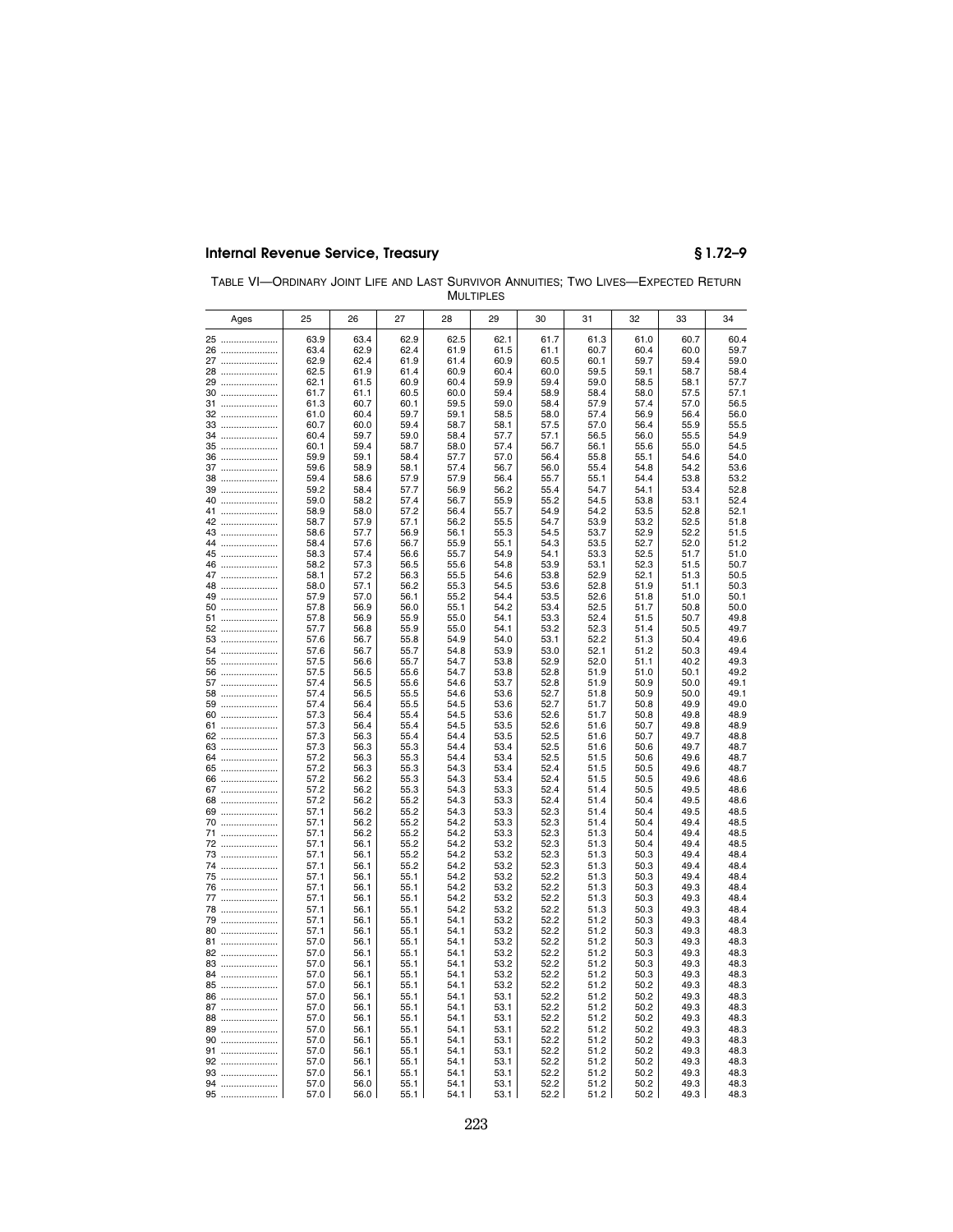TABLE VI—ORDINARY JOINT LIFE AND LAST SURVIVOR ANNUITIES; TWO LIVES—EXPECTED RETURN MULTIPLES

| Ages | 25 | 26 | 27 | 28 | 29 | 30 | 31 | 32 | 33 | 34 |
|---|---|---|---|---|---|---|---|---|---|---|
| 25 | 63.9 | 63.4 | 62.9 | 62.5 | 62.1 | 61.7 | 61.3 | 61.0 | 60.7 | 60.4 |
| 26 | 63.4 | 62.9 | 62.4 | 61.9 | 61.5 | 61.1 | 60.7 | 60.4 | 60.0 | 59.7 |
| 27 | 62.9 | 62.4 | 61.9 | 61.4 | 60.9 | 60.5 | 60.1 | 59.7 | 59.4 | 59.0 |
| 28 | 62.5 | 61.9 | 61.4 | 60.9 | 60.4 | 60.0 | 59.5 | 59.1 | 58.7 | 58.4 |
| 29 | 62.1 | 61.5 | 60.9 | 60.4 | 59.9 | 59.4 | 59.0 | 58.5 | 58.1 | 57.7 |
| 30 | 61.7 | 61.1 | 60.5 | 60.0 | 59.4 | 58.9 | 58.4 | 58.0 | 57.5 | 57.1 |
| 31 | 61.3 | 60.7 | 60.1 | 59.5 | 59.0 | 58.4 | 57.9 | 57.4 | 57.0 | 56.5 |
| 32 | 61.0 | 60.4 | 59.7 | 59.1 | 58.5 | 58.0 | 57.4 | 56.9 | 56.4 | 56.0 |
| 33 | 60.7 | 60.0 | 59.4 | 58.7 | 58.1 | 57.5 | 57.0 | 56.4 | 55.9 | 55.5 |
| 34 | 60.4 | 59.7 | 59.0 | 58.4 | 57.7 | 57.1 | 56.5 | 56.0 | 55.5 | 54.9 |
| 35 | 60.1 | 59.4 | 58.7 | 58.0 | 57.4 | 56.7 | 56.1 | 55.6 | 55.0 | 54.5 |
| 36 | 59.9 | 59.1 | 58.4 | 57.7 | 57.0 | 56.4 | 55.8 | 55.1 | 54.6 | 54.0 |
| 37 | 59.6 | 58.9 | 58.1 | 57.4 | 56.7 | 56.0 | 55.4 | 54.8 | 54.2 | 53.6 |
| 38 | 59.4 | 58.6 | 57.9 | 57.9 | 56.4 | 55.7 | 55.1 | 54.4 | 53.8 | 53.2 |
| 39 | 59.2 | 58.4 | 57.7 | 56.9 | 56.2 | 55.4 | 54.7 | 54.1 | 53.4 | 52.8 |
| 40 | 59.0 | 58.2 | 57.4 | 56.7 | 55.9 | 55.2 | 54.5 | 53.8 | 53.1 | 52.4 |
| 41 | 58.9 | 58.0 | 57.2 | 56.4 | 55.7 | 54.9 | 54.2 | 53.5 | 52.8 | 52.1 |
| 42 | 58.7 | 57.9 | 57.1 | 56.2 | 55.5 | 54.7 | 53.9 | 53.2 | 52.5 | 51.8 |
| 43 | 58.6 | 57.7 | 56.9 | 56.1 | 55.3 | 54.5 | 53.7 | 52.9 | 52.2 | 51.5 |
| 44 | 58.4 | 57.6 | 56.7 | 55.9 | 55.1 | 54.3 | 53.5 | 52.7 | 52.0 | 51.2 |
| 45 | 58.3 | 57.4 | 56.6 | 55.7 | 54.9 | 54.1 | 53.3 | 52.5 | 51.7 | 51.0 |
| 46 | 58.2 | 57.3 | 56.5 | 55.6 | 54.8 | 53.9 | 53.1 | 52.3 | 51.5 | 50.7 |
| 47 | 58.1 | 57.2 | 56.3 | 55.5 | 54.6 | 53.8 | 52.9 | 52.1 | 51.3 | 50.5 |
| 48 | 58.0 | 57.1 | 56.2 | 55.3 | 54.5 | 53.6 | 52.8 | 51.9 | 51.1 | 50.3 |
| 49 | 57.9 | 57.0 | 56.1 | 55.2 | 54.4 | 53.5 | 52.6 | 51.8 | 51.0 | 50.1 |
| 50 | 57.8 | 56.9 | 56.0 | 55.1 | 54.2 | 53.4 | 52.5 | 51.7 | 50.8 | 50.0 |
| 51 | 57.8 | 56.9 | 55.9 | 55.0 | 54.1 | 53.3 | 52.4 | 51.5 | 50.7 | 49.8 |
| 52 | 57.7 | 56.8 | 55.9 | 55.0 | 54.1 | 53.2 | 52.3 | 51.4 | 50.5 | 49.7 |
| 53 | 57.6 | 56.7 | 55.8 | 54.9 | 54.0 | 53.1 | 52.2 | 51.3 | 50.4 | 49.6 |
| 54 | 57.6 | 56.7 | 55.7 | 54.8 | 53.9 | 53.0 | 52.1 | 51.2 | 50.3 | 49.4 |
| 55 | 57.5 | 56.6 | 55.7 | 54.7 | 53.8 | 52.9 | 52.0 | 51.1 | 40.2 | 49.3 |
| 56 | 57.5 | 56.5 | 55.6 | 54.7 | 53.8 | 52.8 | 51.9 | 51.0 | 50.1 | 49.2 |
| 57 | 57.4 | 56.5 | 55.6 | 54.6 | 53.7 | 52.8 | 51.9 | 50.9 | 50.0 | 49.1 |
| 58 | 57.4 | 56.5 | 55.5 | 54.6 | 53.6 | 52.7 | 51.8 | 50.9 | 50.0 | 49.1 |
| 59 | 57.4 | 56.4 | 55.5 | 54.5 | 53.6 | 52.7 | 51.7 | 50.8 | 49.9 | 49.0 |
| 60 | 57.3 | 56.4 | 55.4 | 54.5 | 53.6 | 52.6 | 51.7 | 50.8 | 49.8 | 48.9 |
| 61 | 57.3 | 56.4 | 55.4 | 54.5 | 53.5 | 52.6 | 51.6 | 50.7 | 49.8 | 48.9 |
| 62 | 57.3 | 56.3 | 55.4 | 54.4 | 53.5 | 52.5 | 51.6 | 50.7 | 49.7 | 48.8 |
| 63 | 57.3 | 56.3 | 55.3 | 54.4 | 53.4 | 52.5 | 51.6 | 50.6 | 49.7 | 48.7 |
| 64 | 57.2 | 56.3 | 55.3 | 54.4 | 53.4 | 52.5 | 51.5 | 50.6 | 49.6 | 48.7 |
| 65 | 57.2 | 56.3 | 55.3 | 54.3 | 53.4 | 52.4 | 51.5 | 50.5 | 49.6 | 48.7 |
| 66 | 57.2 | 56.2 | 55.3 | 54.3 | 53.4 | 52.4 | 51.5 | 50.5 | 49.6 | 48.6 |
| 67 | 57.2 | 56.2 | 55.3 | 54.3 | 53.3 | 52.4 | 51.4 | 50.5 | 49.5 | 48.6 |
| 68 | 57.2 | 56.2 | 55.2 | 54.3 | 53.3 | 52.4 | 51.4 | 50.4 | 49.5 | 48.6 |
| 69 | 57.1 | 56.2 | 55.2 | 54.3 | 53.3 | 52.3 | 51.4 | 50.4 | 49.5 | 48.5 |
| 70 | 57.1 | 56.2 | 55.2 | 54.2 | 53.3 | 52.3 | 51.4 | 50.4 | 49.4 | 48.5 |
| 71 | 57.1 | 56.2 | 55.2 | 54.2 | 53.3 | 52.3 | 51.3 | 50.4 | 49.4 | 48.5 |
| 72 | 57.1 | 56.1 | 55.2 | 54.2 | 53.2 | 52.3 | 51.3 | 50.4 | 49.4 | 48.5 |
| 73 | 57.1 | 56.1 | 55.2 | 54.2 | 53.2 | 52.3 | 51.3 | 50.3 | 49.4 | 48.4 |
| 74 | 57.1 | 56.1 | 55.2 | 54.2 | 53.2 | 52.3 | 51.3 | 50.3 | 49.4 | 48.4 |
| 75 | 57.1 | 56.1 | 55.1 | 54.2 | 53.2 | 52.2 | 51.3 | 50.3 | 49.4 | 48.4 |
| 76 | 57.1 | 56.1 | 55.1 | 54.2 | 53.2 | 52.2 | 51.3 | 50.3 | 49.3 | 48.4 |
| 77 | 57.1 | 56.1 | 55.1 | 54.2 | 53.2 | 52.2 | 51.3 | 50.3 | 49.3 | 48.4 |
| 78 | 57.1 | 56.1 | 55.1 | 54.2 | 53.2 | 52.2 | 51.3 | 50.3 | 49.3 | 48.4 |
| 79 | 57.1 | 56.1 | 55.1 | 54.1 | 53.2 | 52.2 | 51.2 | 50.3 | 49.3 | 48.4 |
| 80 | 57.1 | 56.1 | 55.1 | 54.1 | 53.2 | 52.2 | 51.2 | 50.3 | 49.3 | 48.3 |
| 81 | 57.0 | 56.1 | 55.1 | 54.1 | 53.2 | 52.2 | 51.2 | 50.3 | 49.3 | 48.3 |
| 82 | 57.0 | 56.1 | 55.1 | 54.1 | 53.2 | 52.2 | 51.2 | 50.3 | 49.3 | 48.3 |
| 83 | 57.0 | 56.1 | 55.1 | 54.1 | 53.2 | 52.2 | 51.2 | 50.3 | 49.3 | 48.3 |
| 84 | 57.0 | 56.1 | 55.1 | 54.1 | 53.2 | 52.2 | 51.2 | 50.3 | 49.3 | 48.3 |
| 85 | 57.0 | 56.1 | 55.1 | 54.1 | 53.2 | 52.2 | 51.2 | 50.2 | 49.3 | 48.3 |
| 86 | 57.0 | 56.1 | 55.1 | 54.1 | 53.1 | 52.2 | 51.2 | 50.2 | 49.3 | 48.3 |
| 87 | 57.0 | 56.1 | 55.1 | 54.1 | 53.1 | 52.2 | 51.2 | 50.2 | 49.3 | 48.3 |
| 88 | 57.0 | 56.1 | 55.1 | 54.1 | 53.1 | 52.2 | 51.2 | 50.2 | 49.3 | 48.3 |
| 89 | 57.0 | 56.1 | 55.1 | 54.1 | 53.1 | 52.2 | 51.2 | 50.2 | 49.3 | 48.3 |
| 90 | 57.0 | 56.1 | 55.1 | 54.1 | 53.1 | 52.2 | 51.2 | 50.2 | 49.3 | 48.3 |
| 91 | 57.0 | 56.1 | 55.1 | 54.1 | 53.1 | 52.2 | 51.2 | 50.2 | 49.3 | 48.3 |
| 92 | 57.0 | 56.1 | 55.1 | 54.1 | 53.1 | 52.2 | 51.2 | 50.2 | 49.3 | 48.3 |
| 93 | 57.0 | 56.1 | 55.1 | 54.1 | 53.1 | 52.2 | 51.2 | 50.2 | 49.3 | 48.3 |
| 94 | 57.0 | 56.0 | 55.1 | 54.1 | 53.1 | 52.2 | 51.2 | 50.2 | 49.3 | 48.3 |
| 95 | 57.0 | 56.0 | 55.1 | 54.1 | 53.1 | 52.2 | 51.2 | 50.2 | 49.3 | 48.3 |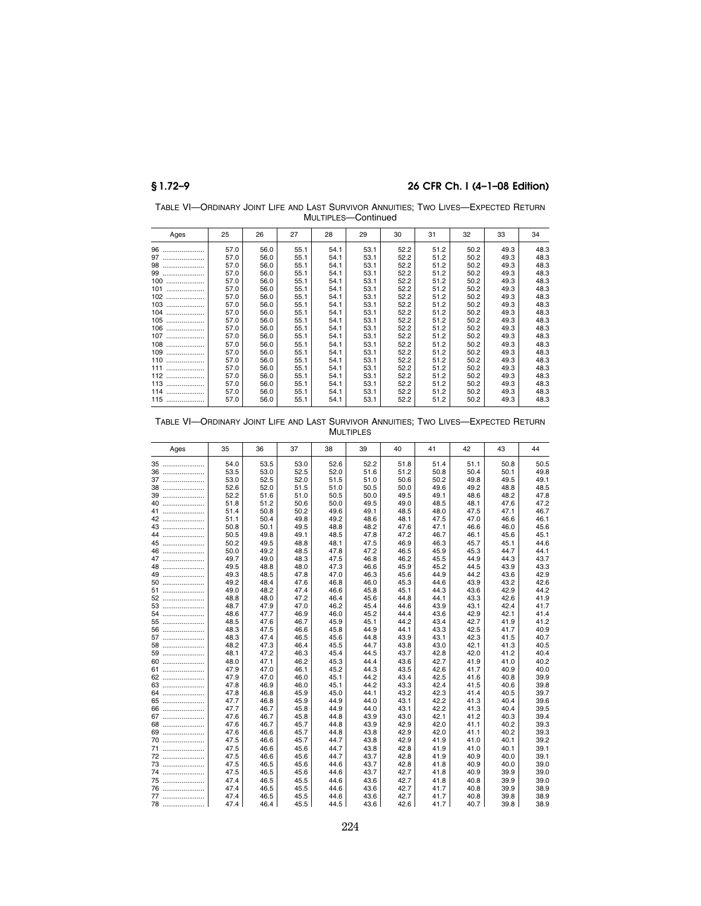TABLE VI—ORDINARY JOINT LIFE AND LAST SURVIVOR ANNUITIES; TWO LIVES—EXPECTED RETURN MULTIPLES—Continued

| Ages | 25 | 26 | 27 | 28 | 29 | 30 | 31 | 32 | 33 | 34 |
|---|---|---|---|---|---|---|---|---|---|---|
| 96 | 57.0 | 56.0 | 55.1 | 54.1 | 53.1 | 52.2 | 51.2 | 50.2 | 49.3 | 48.3 |
| 97 | 57.0 | 56.0 | 55.1 | 54.1 | 53.1 | 52.2 | 51.2 | 50.2 | 49.3 | 48.3 |
| 98 | 57.0 | 56.0 | 55.1 | 54.1 | 53.1 | 52.2 | 51.2 | 50.2 | 49.3 | 48.3 |
| 99 | 57.0 | 56.0 | 55.1 | 54.1 | 53.1 | 52.2 | 51.2 | 50.2 | 49.3 | 48.3 |
| 100 | 57.0 | 56.0 | 55.1 | 54.1 | 53.1 | 52.2 | 51.2 | 50.2 | 49.3 | 48.3 |
| 101 | 57.0 | 56.0 | 55.1 | 54.1 | 53.1 | 52.2 | 51.2 | 50.2 | 49.3 | 48.3 |
| 102 | 57.0 | 56.0 | 55.1 | 54.1 | 53.1 | 52.2 | 51.2 | 50.2 | 49.3 | 48.3 |
| 103 | 57.0 | 56.0 | 55.1 | 54.1 | 53.1 | 52.2 | 51.2 | 50.2 | 49.3 | 48.3 |
| 104 | 57.0 | 56.0 | 55.1 | 54.1 | 53.1 | 52.2 | 51.2 | 50.2 | 49.3 | 48.3 |
| 105 | 57.0 | 56.0 | 55.1 | 54.1 | 53.1 | 52.2 | 51.2 | 50.2 | 49.3 | 48.3 |
| 106 | 57.0 | 56.0 | 55.1 | 54.1 | 53.1 | 52.2 | 51.2 | 50.2 | 49.3 | 48.3 |
| 107 | 57.0 | 56.0 | 55.1 | 54.1 | 53.1 | 52.2 | 51.2 | 50.2 | 49.3 | 48.3 |
| 108 | 57.0 | 56.0 | 55.1 | 54.1 | 53.1 | 52.2 | 51.2 | 50.2 | 49.3 | 48.3 |
| 109 | 57.0 | 56.0 | 55.1 | 54.1 | 53.1 | 52.2 | 51.2 | 50.2 | 49.3 | 48.3 |
| 110 | 57.0 | 56.0 | 55.1 | 54.1 | 53.1 | 52.2 | 51.2 | 50.2 | 49.3 | 48.3 |
| 111 | 57.0 | 56.0 | 55.1 | 54.1 | 53.1 | 52.2 | 51.2 | 50.2 | 49.3 | 48.3 |
| 112 | 57.0 | 56.0 | 55.1 | 54.1 | 53.1 | 52.2 | 51.2 | 50.2 | 49.3 | 48.3 |
| 113 | 57.0 | 56.0 | 55.1 | 54.1 | 53.1 | 52.2 | 51.2 | 50.2 | 49.3 | 48.3 |
| 114 | 57.0 | 56.0 | 55.1 | 54.1 | 53.1 | 52.2 | 51.2 | 50.2 | 49.3 | 48.3 |
| 115 | 57.0 | 56.0 | 55.1 | 54.1 | 53.1 | 52.2 | 51.2 | 50.2 | 49.3 | 48.3 |

TABLE VI—ORDINARY JOINT LIFE AND LAST SURVIVOR ANNUITIES; TWO LIVES—EXPECTED RETURN MULTIPLES

| Ages | 35 | 36 | 37 | 38 | 39 | 40 | 41 | 42 | 43 | 44 |
|---|---|---|---|---|---|---|---|---|---|---|
| 35 | 54.0 | 53.5 | 53.0 | 52.6 | 52.2 | 51.8 | 51.4 | 51.1 | 50.8 | 50.5 |
| 36 | 53.5 | 53.0 | 52.5 | 52.0 | 51.6 | 51.2 | 50.8 | 50.4 | 50.1 | 49.8 |
| 37 | 53.0 | 52.5 | 52.0 | 51.5 | 51.0 | 50.6 | 50.2 | 49.8 | 49.5 | 49.1 |
| 38 | 52.6 | 52.0 | 51.5 | 51.0 | 50.5 | 50.0 | 49.6 | 49.2 | 48.8 | 48.5 |
| 39 | 52.2 | 51.6 | 51.0 | 50.5 | 50.0 | 49.5 | 49.1 | 48.6 | 48.2 | 47.8 |
| 40 | 51.8 | 51.2 | 50.6 | 50.0 | 49.5 | 49.0 | 48.5 | 48.1 | 47.6 | 47.2 |
| 41 | 51.4 | 50.8 | 50.2 | 49.6 | 49.1 | 48.5 | 48.0 | 47.5 | 47.1 | 46.7 |
| 42 | 51.1 | 50.4 | 49.8 | 49.2 | 48.6 | 48.1 | 47.5 | 47.0 | 46.6 | 46.1 |
| 43 | 50.8 | 50.1 | 49.5 | 48.8 | 48.2 | 47.6 | 47.1 | 46.6 | 46.0 | 45.6 |
| 44 | 50.5 | 49.8 | 49.1 | 48.5 | 47.8 | 47.2 | 46.7 | 46.1 | 45.6 | 45.1 |
| 45 | 50.2 | 49.5 | 48.8 | 48.1 | 47.5 | 46.9 | 46.3 | 45.7 | 45.1 | 44.6 |
| 46 | 50.0 | 49.2 | 48.5 | 47.8 | 47.2 | 46.5 | 45.9 | 45.3 | 44.7 | 44.1 |
| 47 | 49.7 | 49.0 | 48.3 | 47.5 | 46.8 | 46.2 | 45.5 | 44.9 | 44.3 | 43.7 |
| 48 | 49.5 | 48.8 | 48.0 | 47.3 | 46.6 | 45.9 | 45.2 | 44.5 | 43.9 | 43.3 |
| 49 | 49.3 | 48.5 | 47.8 | 47.0 | 46.3 | 45.6 | 44.9 | 44.2 | 43.6 | 42.9 |
| 50 | 49.2 | 48.4 | 47.6 | 46.8 | 46.0 | 45.3 | 44.6 | 43.9 | 43.2 | 42.6 |
| 51 | 49.0 | 48.2 | 47.4 | 46.6 | 45.8 | 45.1 | 44.3 | 43.6 | 42.9 | 44.2 |
| 52 | 48.8 | 48.0 | 47.2 | 46.4 | 45.6 | 44.8 | 44.1 | 43.3 | 42.6 | 41.9 |
| 53 | 48.7 | 47.9 | 47.0 | 46.2 | 45.4 | 44.6 | 43.9 | 43.1 | 42.4 | 41.7 |
| 54 | 48.6 | 47.7 | 46.9 | 46.0 | 45.2 | 44.4 | 43.6 | 42.9 | 42.1 | 41.4 |
| 55 | 48.5 | 47.6 | 46.7 | 45.9 | 45.1 | 44.2 | 43.4 | 42.7 | 41.9 | 41.2 |
| 56 | 48.3 | 47.5 | 46.6 | 45.8 | 44.9 | 44.1 | 43.3 | 42.5 | 41.7 | 40.9 |
| 57 | 48.3 | 47.4 | 46.5 | 45.6 | 44.8 | 43.9 | 43.1 | 42.3 | 41.5 | 40.7 |
| 58 | 48.2 | 47.3 | 46.4 | 45.5 | 44.7 | 43.8 | 43.0 | 42.1 | 41.3 | 40.5 |
| 59 | 48.1 | 47.2 | 46.3 | 45.4 | 44.5 | 43.7 | 42.8 | 42.0 | 41.2 | 40.4 |
| 60 | 48.0 | 47.1 | 46.2 | 45.3 | 44.4 | 43.6 | 42.7 | 41.9 | 41.0 | 40.2 |
| 61 | 47.9 | 47.0 | 46.1 | 45.2 | 44.3 | 43.5 | 42.6 | 41.7 | 40.9 | 40.0 |
| 62 | 47.9 | 47.0 | 46.0 | 45.1 | 44.2 | 43.4 | 42.5 | 41.6 | 40.8 | 39.9 |
| 63 | 47.8 | 46.9 | 46.0 | 45.1 | 44.2 | 43.3 | 42.4 | 41.5 | 40.6 | 39.8 |
| 64 | 47.8 | 46.8 | 45.9 | 45.0 | 44.1 | 43.2 | 42.3 | 41.4 | 40.5 | 39.7 |
| 65 | 47.7 | 46.8 | 45.9 | 44.9 | 44.0 | 43.1 | 42.2 | 41.3 | 40.4 | 39.6 |
| 66 | 47.7 | 46.7 | 45.8 | 44.9 | 44.0 | 43.1 | 42.2 | 41.3 | 40.4 | 39.5 |
| 67 | 47.6 | 46.7 | 45.8 | 44.8 | 43.9 | 43.0 | 42.1 | 41.2 | 40.3 | 39.4 |
| 68 | 47.6 | 46.7 | 45.7 | 44.8 | 43.9 | 42.9 | 42.0 | 41.1 | 40.2 | 39.3 |
| 69 | 47.6 | 46.6 | 45.7 | 44.8 | 43.8 | 42.9 | 42.0 | 41.1 | 40.2 | 39.3 |
| 70 | 47.5 | 46.6 | 45.7 | 44.7 | 43.8 | 42.9 | 41.9 | 41.0 | 40.1 | 39.2 |
| 71 | 47.5 | 46.6 | 45.6 | 44.7 | 43.8 | 42.8 | 41.9 | 41.0 | 40.1 | 39.1 |
| 72 | 47.5 | 46.6 | 45.6 | 44.7 | 43.7 | 42.8 | 41.9 | 40.9 | 40.0 | 39.1 |
| 73 | 47.5 | 46.5 | 45.6 | 44.6 | 43.7 | 42.8 | 41.8 | 40.9 | 40.0 | 39.0 |
| 74 | 47.5 | 46.5 | 45.6 | 44.6 | 43.7 | 42.7 | 41.8 | 40.9 | 39.9 | 39.0 |
| 75 | 47.4 | 46.5 | 45.5 | 44.6 | 43.6 | 42.7 | 41.8 | 40.8 | 39.9 | 39.0 |
| 76 | 47.4 | 46.5 | 45.5 | 44.6 | 43.6 | 42.7 | 41.7 | 40.8 | 39.9 | 38.9 |
| 77 | 47.4 | 46.5 | 45.5 | 44.6 | 43.6 | 42.7 | 41.7 | 40.8 | 39.8 | 38.9 |
| 78 | 47.4 | 46.4 | 45.5 | 44.5 | 43.6 | 42.6 | 41.7 | 40.7 | 39.8 | 38.9 |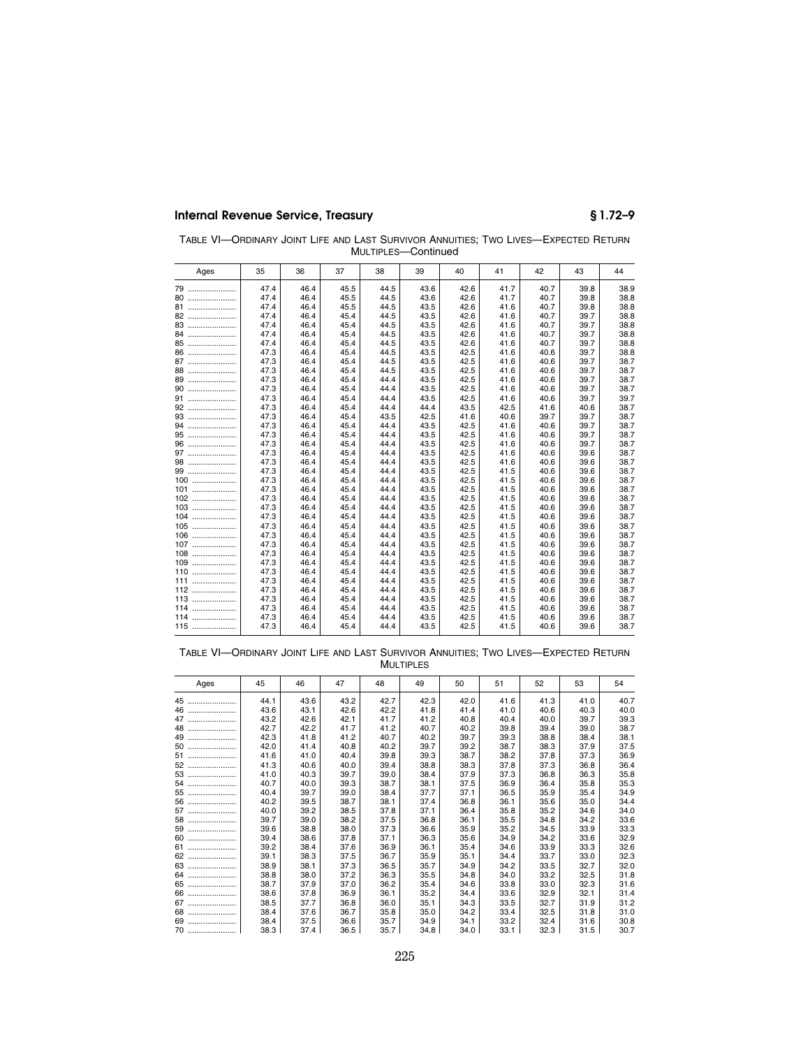TABLE VI—ORDINARY JOINT LIFE AND LAST SURVIVOR ANNUITIES; TWO LIVES—EXPECTED RETURN MULTIPLES—Continued

| Ages | 35 | 36 | 37 | 38 | 39 | 40 | 41 | 42 | 43 | 44 |
|---|---|---|---|---|---|---|---|---|---|---|
| 79 | 47.4 | 46.4 | 45.5 | 44.5 | 43.6 | 42.6 | 41.7 | 40.7 | 39.8 | 38.9 |
| 80 | 47.4 | 46.4 | 45.5 | 44.5 | 43.6 | 42.6 | 41.7 | 40.7 | 39.8 | 38.8 |
| 81 | 47.4 | 46.4 | 45.5 | 44.5 | 43.5 | 42.6 | 41.6 | 40.7 | 39.8 | 38.8 |
| 82 | 47.4 | 46.4 | 45.4 | 44.5 | 43.5 | 42.6 | 41.6 | 40.7 | 39.7 | 38.8 |
| 83 | 47.4 | 46.4 | 45.4 | 44.5 | 43.5 | 42.6 | 41.6 | 40.7 | 39.7 | 38.8 |
| 84 | 47.4 | 46.4 | 45.4 | 44.5 | 43.5 | 42.6 | 41.6 | 40.7 | 39.7 | 38.8 |
| 85 | 47.4 | 46.4 | 45.4 | 44.5 | 43.5 | 42.6 | 41.6 | 40.7 | 39.7 | 38.8 |
| 86 | 47.3 | 46.4 | 45.4 | 44.5 | 43.5 | 42.5 | 41.6 | 40.6 | 39.7 | 38.8 |
| 87 | 47.3 | 46.4 | 45.4 | 44.5 | 43.5 | 42.5 | 41.6 | 40.6 | 39.7 | 38.7 |
| 88 | 47.3 | 46.4 | 45.4 | 44.5 | 43.5 | 42.5 | 41.6 | 40.6 | 39.7 | 38.7 |
| 89 | 47.3 | 46.4 | 45.4 | 44.4 | 43.5 | 42.5 | 41.6 | 40.6 | 39.7 | 38.7 |
| 90 | 47.3 | 46.4 | 45.4 | 44.4 | 43.5 | 42.5 | 41.6 | 40.6 | 39.7 | 38.7 |
| 91 | 47.3 | 46.4 | 45.4 | 44.4 | 43.5 | 42.5 | 41.6 | 40.6 | 39.7 | 39.7 |
| 92 | 47.3 | 46.4 | 45.4 | 44.4 | 44.4 | 43.5 | 42.5 | 41.6 | 40.6 | 38.7 |
| 93 | 47.3 | 46.4 | 45.4 | 43.5 | 42.5 | 41.6 | 40.6 | 39.7 | 39.7 | 38.7 |
| 94 | 47.3 | 46.4 | 45.4 | 44.4 | 43.5 | 42.5 | 41.6 | 40.6 | 39.7 | 38.7 |
| 95 | 47.3 | 46.4 | 45.4 | 44.4 | 43.5 | 42.5 | 41.6 | 40.6 | 39.7 | 38.7 |
| 96 | 47.3 | 46.4 | 45.4 | 44.4 | 43.5 | 42.5 | 41.6 | 40.6 | 39.7 | 38.7 |
| 97 | 47.3 | 46.4 | 45.4 | 44.4 | 43.5 | 42.5 | 41.6 | 40.6 | 39.6 | 38.7 |
| 98 | 47.3 | 46.4 | 45.4 | 44.4 | 43.5 | 42.5 | 41.6 | 40.6 | 39.6 | 38.7 |
| 99 | 47.3 | 46.4 | 45.4 | 44.4 | 43.5 | 42.5 | 41.5 | 40.6 | 39.6 | 38.7 |
| 100 | 47.3 | 46.4 | 45.4 | 44.4 | 43.5 | 42.5 | 41.5 | 40.6 | 39.6 | 38.7 |
| 101 | 47.3 | 46.4 | 45.4 | 44.4 | 43.5 | 42.5 | 41.5 | 40.6 | 39.6 | 38.7 |
| 102 | 47.3 | 46.4 | 45.4 | 44.4 | 43.5 | 42.5 | 41.5 | 40.6 | 39.6 | 38.7 |
| 103 | 47.3 | 46.4 | 45.4 | 44.4 | 43.5 | 42.5 | 41.5 | 40.6 | 39.6 | 38.7 |
| 104 | 47.3 | 46.4 | 45.4 | 44.4 | 43.5 | 42.5 | 41.5 | 40.6 | 39.6 | 38.7 |
| 105 | 47.3 | 46.4 | 45.4 | 44.4 | 43.5 | 42.5 | 41.5 | 40.6 | 39.6 | 38.7 |
| 106 | 47.3 | 46.4 | 45.4 | 44.4 | 43.5 | 42.5 | 41.5 | 40.6 | 39.6 | 38.7 |
| 107 | 47.3 | 46.4 | 45.4 | 44.4 | 43.5 | 42.5 | 41.5 | 40.6 | 39.6 | 38.7 |
| 108 | 47.3 | 46.4 | 45.4 | 44.4 | 43.5 | 42.5 | 41.5 | 40.6 | 39.6 | 38.7 |
| 109 | 47.3 | 46.4 | 45.4 | 44.4 | 43.5 | 42.5 | 41.5 | 40.6 | 39.6 | 38.7 |
| 110 | 47.3 | 46.4 | 45.4 | 44.4 | 43.5 | 42.5 | 41.5 | 40.6 | 39.6 | 38.7 |
| 111 | 47.3 | 46.4 | 45.4 | 44.4 | 43.5 | 42.5 | 41.5 | 40.6 | 39.6 | 38.7 |
| 112 | 47.3 | 46.4 | 45.4 | 44.4 | 43.5 | 42.5 | 41.5 | 40.6 | 39.6 | 38.7 |
| 113 | 47.3 | 46.4 | 45.4 | 44.4 | 43.5 | 42.5 | 41.5 | 40.6 | 39.6 | 38.7 |
| 114 | 47.3 | 46.4 | 45.4 | 44.4 | 43.5 | 42.5 | 41.5 | 40.6 | 39.6 | 38.7 |
| 114 | 47.3 | 46.4 | 45.4 | 44.4 | 43.5 | 42.5 | 41.5 | 40.6 | 39.6 | 38.7 |
| 115 | 47.3 | 46.4 | 45.4 | 44.4 | 43.5 | 42.5 | 41.5 | 40.6 | 39.6 | 38.7 |

TABLE VI—ORDINARY JOINT LIFE AND LAST SURVIVOR ANNUITIES; TWO LIVES—EXPECTED RETURN MULTIPLES

| Ages | 45 | 46 | 47 | 48 | 49 | 50 | 51 | 52 | 53 | 54 |
|---|---|---|---|---|---|---|---|---|---|---|
| 45 | 44.1 | 43.6 | 43.2 | 42.7 | 42.3 | 42.0 | 41.6 | 41.3 | 41.0 | 40.7 |
| 46 | 43.6 | 43.1 | 42.6 | 42.2 | 41.8 | 41.4 | 41.0 | 40.6 | 40.3 | 40.0 |
| 47 | 43.2 | 42.6 | 42.1 | 41.7 | 41.2 | 40.8 | 40.4 | 40.0 | 39.7 | 39.3 |
| 48 | 42.7 | 42.2 | 41.7 | 41.2 | 40.7 | 40.2 | 39.8 | 39.4 | 39.0 | 38.7 |
| 49 | 42.3 | 41.8 | 41.2 | 40.7 | 40.2 | 39.7 | 39.3 | 38.8 | 38.4 | 38.1 |
| 50 | 42.0 | 41.4 | 40.8 | 40.2 | 39.7 | 39.2 | 38.7 | 38.3 | 37.9 | 37.5 |
| 51 | 41.6 | 41.0 | 40.4 | 39.8 | 39.3 | 38.7 | 38.2 | 37.8 | 37.3 | 36.9 |
| 52 | 41.3 | 40.6 | 40.0 | 39.4 | 38.8 | 38.3 | 37.8 | 37.3 | 36.8 | 36.4 |
| 53 | 41.0 | 40.3 | 39.7 | 39.0 | 38.4 | 37.9 | 37.3 | 36.8 | 36.3 | 35.8 |
| 54 | 40.7 | 40.0 | 39.3 | 38.7 | 38.1 | 37.5 | 36.9 | 36.4 | 35.8 | 35.3 |
| 55 | 40.4 | 39.7 | 39.0 | 38.4 | 37.7 | 37.1 | 36.5 | 35.9 | 35.4 | 34.9 |
| 56 | 40.2 | 39.5 | 38.7 | 38.1 | 37.4 | 36.8 | 36.1 | 35.6 | 35.0 | 34.4 |
| 57 | 40.0 | 39.2 | 38.5 | 37.8 | 37.1 | 36.4 | 35.8 | 35.2 | 34.6 | 34.0 |
| 58 | 39.7 | 39.0 | 38.2 | 37.5 | 36.8 | 36.1 | 35.5 | 34.8 | 34.2 | 33.6 |
| 59 | 39.6 | 38.8 | 38.0 | 37.3 | 36.6 | 35.9 | 35.2 | 34.5 | 33.9 | 33.3 |
| 60 | 39.4 | 38.6 | 37.8 | 37.1 | 36.3 | 35.6 | 34.9 | 34.2 | 33.6 | 32.9 |
| 61 | 39.2 | 38.4 | 37.6 | 36.9 | 36.1 | 35.4 | 34.6 | 33.9 | 33.3 | 32.6 |
| 62 | 39.1 | 38.3 | 37.5 | 36.7 | 35.9 | 35.1 | 34.4 | 33.7 | 33.0 | 32.3 |
| 63 | 38.9 | 38.1 | 37.3 | 36.5 | 35.7 | 34.9 | 34.2 | 33.5 | 32.7 | 32.0 |
| 64 | 38.8 | 38.0 | 37.2 | 36.3 | 35.5 | 34.8 | 34.0 | 33.2 | 32.5 | 31.8 |
| 65 | 38.7 | 37.9 | 37.0 | 36.2 | 35.4 | 34.6 | 33.8 | 33.0 | 32.3 | 31.6 |
| 66 | 38.6 | 37.8 | 36.9 | 36.1 | 35.2 | 34.4 | 33.6 | 32.9 | 32.1 | 31.4 |
| 67 | 38.5 | 37.7 | 36.8 | 36.0 | 35.1 | 34.3 | 33.5 | 32.7 | 31.9 | 31.2 |
| 68 | 38.4 | 37.6 | 36.7 | 35.8 | 35.0 | 34.2 | 33.4 | 32.5 | 31.8 | 31.0 |
| 69 | 38.4 | 37.5 | 36.6 | 35.7 | 34.9 | 34.1 | 33.2 | 32.4 | 31.6 | 30.8 |
| 70 | 38.3 | 37.4 | 36.5 | 35.7 | 34.8 | 34.0 | 33.1 | 32.3 | 31.5 | 30.7 |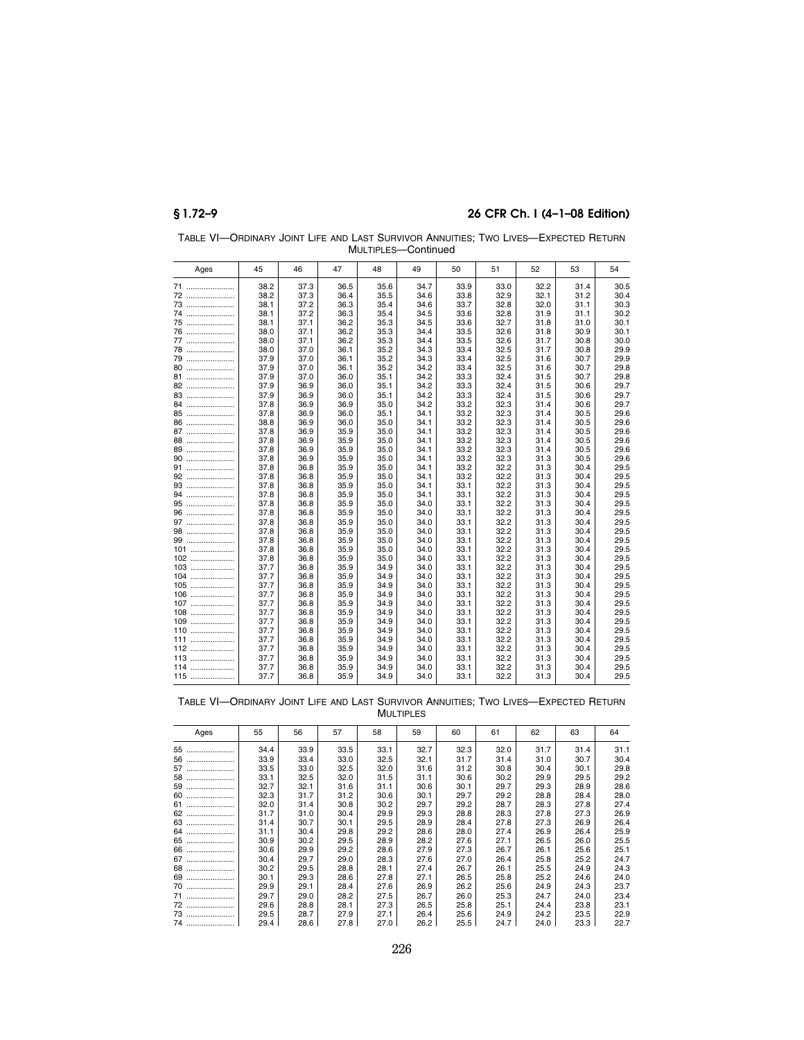TABLE VI—ORDINARY JOINT LIFE AND LAST SURVIVOR ANNUITIES; TWO LIVES—EXPECTED RETURN MULTIPLES—Continued

| Ages | 45 | 46 | 47 | 48 | 49 | 50 | 51 | 52 | 53 | 54 |
|---|---|---|---|---|---|---|---|---|---|---|
| 71 | 38.2 | 37.3 | 36.5 | 35.6 | 34.7 | 33.9 | 33.0 | 32.2 | 31.4 | 30.5 |
| 72 | 38.2 | 37.3 | 36.4 | 35.5 | 34.6 | 33.8 | 32.9 | 32.1 | 31.2 | 30.4 |
| 73 | 38.1 | 37.2 | 36.3 | 35.4 | 34.6 | 33.7 | 32.8 | 32.0 | 31.1 | 30.3 |
| 74 | 38.1 | 37.2 | 36.3 | 35.4 | 34.5 | 33.6 | 32.8 | 31.9 | 31.1 | 30.2 |
| 75 | 38.1 | 37.1 | 36.2 | 35.3 | 34.5 | 33.6 | 32.7 | 31.8 | 31.0 | 30.1 |
| 76 | 38.0 | 37.1 | 36.2 | 35.3 | 34.4 | 33.5 | 32.6 | 31.8 | 30.9 | 30.1 |
| 77 | 38.0 | 37.1 | 36.2 | 35.3 | 34.4 | 33.5 | 32.6 | 31.7 | 30.8 | 30.0 |
| 78 | 38.0 | 37.0 | 36.1 | 35.2 | 34.3 | 33.4 | 32.5 | 31.7 | 30.8 | 29.9 |
| 79 | 37.9 | 37.0 | 36.1 | 35.2 | 34.3 | 33.4 | 32.5 | 31.6 | 30.7 | 29.9 |
| 80 | 37.9 | 37.0 | 36.1 | 35.2 | 34.2 | 33.4 | 32.5 | 31.6 | 30.7 | 29.8 |
| 81 | 37.9 | 37.0 | 36.0 | 35.1 | 34.2 | 33.3 | 32.4 | 31.5 | 30.7 | 29.8 |
| 82 | 37.9 | 36.9 | 36.0 | 35.1 | 34.2 | 33.3 | 32.4 | 31.5 | 30.6 | 29.7 |
| 83 | 37.9 | 36.9 | 36.0 | 35.1 | 34.2 | 33.3 | 32.4 | 31.5 | 30.6 | 29.7 |
| 84 | 37.8 | 36.9 | 36.9 | 35.0 | 34.2 | 33.2 | 32.3 | 31.4 | 30.6 | 29.7 |
| 85 | 37.8 | 36.9 | 36.0 | 35.1 | 34.1 | 33.2 | 32.3 | 31.4 | 30.5 | 29.6 |
| 86 | 38.8 | 36.9 | 36.0 | 35.0 | 34.1 | 33.2 | 32.3 | 31.4 | 30.5 | 29.6 |
| 87 | 37.8 | 36.9 | 35.9 | 35.0 | 34.1 | 33.2 | 32.3 | 31.4 | 30.5 | 29.6 |
| 88 | 37.8 | 36.9 | 35.9 | 35.0 | 34.1 | 33.2 | 32.3 | 31.4 | 30.5 | 29.6 |
| 89 | 37.8 | 36.9 | 35.9 | 35.0 | 34.1 | 33.2 | 32.3 | 31.4 | 30.5 | 29.6 |
| 90 | 37.8 | 36.9 | 35.9 | 35.0 | 34.1 | 33.2 | 32.3 | 31.3 | 30.5 | 29.6 |
| 91 | 37.8 | 36.8 | 35.9 | 35.0 | 34.1 | 33.2 | 32.2 | 31.3 | 30.4 | 29.5 |
| 92 | 37.8 | 36.8 | 35.9 | 35.0 | 34.1 | 33.2 | 32.2 | 31.3 | 30.4 | 29.5 |
| 93 | 37.8 | 36.8 | 35.9 | 35.0 | 34.1 | 33.1 | 32.2 | 31.3 | 30.4 | 29.5 |
| 94 | 37.8 | 36.8 | 35.9 | 35.0 | 34.1 | 33.1 | 32.2 | 31.3 | 30.4 | 29.5 |
| 95 | 37.8 | 36.8 | 35.9 | 35.0 | 34.0 | 33.1 | 32.2 | 31.3 | 30.4 | 29.5 |
| 96 | 37.8 | 36.8 | 35.9 | 35.0 | 34.0 | 33.1 | 32.2 | 31.3 | 30.4 | 29.5 |
| 97 | 37.8 | 36.8 | 35.9 | 35.0 | 34.0 | 33.1 | 32.2 | 31.3 | 30.4 | 29.5 |
| 98 | 37.8 | 36.8 | 35.9 | 35.0 | 34.0 | 33.1 | 32.2 | 31.3 | 30.4 | 29.5 |
| 99 | 37.8 | 36.8 | 35.9 | 35.0 | 34.0 | 33.1 | 32.2 | 31.3 | 30.4 | 29.5 |
| 101 | 37.8 | 36.8 | 35.9 | 35.0 | 34.0 | 33.1 | 32.2 | 31.3 | 30.4 | 29.5 |
| 102 | 37.8 | 36.8 | 35.9 | 35.0 | 34.0 | 33.1 | 32.2 | 31.3 | 30.4 | 29.5 |
| 103 | 37.7 | 36.8 | 35.9 | 34.9 | 34.0 | 33.1 | 32.2 | 31.3 | 30.4 | 29.5 |
| 104 | 37.7 | 36.8 | 35.9 | 34.9 | 34.0 | 33.1 | 32.2 | 31.3 | 30.4 | 29.5 |
| 105 | 37.7 | 36.8 | 35.9 | 34.9 | 34.0 | 33.1 | 32.2 | 31.3 | 30.4 | 29.5 |
| 106 | 37.7 | 36.8 | 35.9 | 34.9 | 34.0 | 33.1 | 32.2 | 31.3 | 30.4 | 29.5 |
| 107 | 37.7 | 36.8 | 35.9 | 34.9 | 34.0 | 33.1 | 32.2 | 31.3 | 30.4 | 29.5 |
| 108 | 37.7 | 36.8 | 35.9 | 34.9 | 34.0 | 33.1 | 32.2 | 31.3 | 30.4 | 29.5 |
| 109 | 37.7 | 36.8 | 35.9 | 34.9 | 34.0 | 33.1 | 32.2 | 31.3 | 30.4 | 29.5 |
| 110 | 37.7 | 36.8 | 35.9 | 34.9 | 34.0 | 33.1 | 32.2 | 31.3 | 30.4 | 29.5 |
| 111 | 37.7 | 36.8 | 35.9 | 34.9 | 34.0 | 33.1 | 32.2 | 31.3 | 30.4 | 29.5 |
| 112 | 37.7 | 36.8 | 35.9 | 34.9 | 34.0 | 33.1 | 32.2 | 31.3 | 30.4 | 29.5 |
| 113 | 37.7 | 36.8 | 35.9 | 34.9 | 34.0 | 33.1 | 32.2 | 31.3 | 30.4 | 29.5 |
| 114 | 37.7 | 36.8 | 35.9 | 34.9 | 34.0 | 33.1 | 32.2 | 31.3 | 30.4 | 29.5 |
| 115 | 37.7 | 36.8 | 35.9 | 34.9 | 34.0 | 33.1 | 32.2 | 31.3 | 30.4 | 29.5 |

TABLE VI—ORDINARY JOINT LIFE AND LAST SURVIVOR ANNUITIES; TWO LIVES—EXPECTED RETURN MULTIPLES

| Ages | 55 | 56 | 57 | 58 | 59 | 60 | 61 | 62 | 63 | 64 |
|---|---|---|---|---|---|---|---|---|---|---|
| 55 | 34.4 | 33.9 | 33.5 | 33.1 | 32.7 | 32.3 | 32.0 | 31.7 | 31.4 | 31.1 |
| 56 | 33.9 | 33.4 | 33.0 | 32.5 | 32.1 | 31.7 | 31.4 | 31.0 | 30.7 | 30.4 |
| 57 | 33.5 | 33.0 | 32.5 | 32.0 | 31.6 | 31.2 | 30.8 | 30.4 | 30.1 | 29.8 |
| 58 | 33.1 | 32.5 | 32.0 | 31.5 | 31.1 | 30.6 | 30.2 | 29.9 | 29.5 | 29.2 |
| 59 | 32.7 | 32.1 | 31.6 | 31.1 | 30.6 | 30.1 | 29.7 | 29.3 | 28.9 | 28.6 |
| 60 | 32.3 | 31.7 | 31.2 | 30.6 | 30.1 | 29.7 | 29.2 | 28.8 | 28.4 | 28.0 |
| 61 | 32.0 | 31.4 | 30.8 | 30.2 | 29.7 | 29.2 | 28.7 | 28.3 | 27.8 | 27.4 |
| 62 | 31.7 | 31.0 | 30.4 | 29.9 | 29.3 | 28.8 | 28.3 | 27.8 | 27.3 | 26.9 |
| 63 | 31.4 | 30.7 | 30.1 | 29.5 | 28.9 | 28.4 | 27.8 | 27.3 | 26.9 | 26.4 |
| 64 | 31.1 | 30.4 | 29.8 | 29.2 | 28.6 | 28.0 | 27.4 | 26.9 | 26.4 | 25.9 |
| 65 | 30.9 | 30.2 | 29.5 | 28.9 | 28.2 | 27.6 | 27.1 | 26.5 | 26.0 | 25.5 |
| 66 | 30.6 | 29.9 | 29.2 | 28.6 | 27.9 | 27.3 | 26.7 | 26.1 | 25.6 | 25.1 |
| 67 | 30.4 | 29.7 | 29.0 | 28.3 | 27.6 | 27.0 | 26.4 | 25.8 | 25.2 | 24.7 |
| 68 | 30.2 | 29.5 | 28.8 | 28.1 | 27.4 | 26.7 | 26.1 | 25.5 | 24.9 | 24.3 |
| 69 | 30.1 | 29.3 | 28.6 | 27.8 | 27.1 | 26.5 | 25.8 | 25.2 | 24.6 | 24.0 |
| 70 | 29.9 | 29.1 | 28.4 | 27.6 | 26.9 | 26.2 | 25.6 | 24.9 | 24.3 | 23.7 |
| 71 | 29.7 | 29.0 | 28.2 | 27.5 | 26.7 | 26.0 | 25.3 | 24.7 | 24.0 | 23.4 |
| 72 | 29.6 | 28.8 | 28.1 | 27.3 | 26.5 | 25.8 | 25.1 | 24.4 | 23.8 | 23.1 |
| 73 | 29.5 | 28.7 | 27.9 | 27.1 | 26.4 | 25.6 | 24.9 | 24.2 | 23.5 | 22.9 |
| 74 | 29.4 | 28.6 | 27.8 | 27.0 | 26.2 | 25.5 | 24.7 | 24.0 | 23.3 | 22.7 |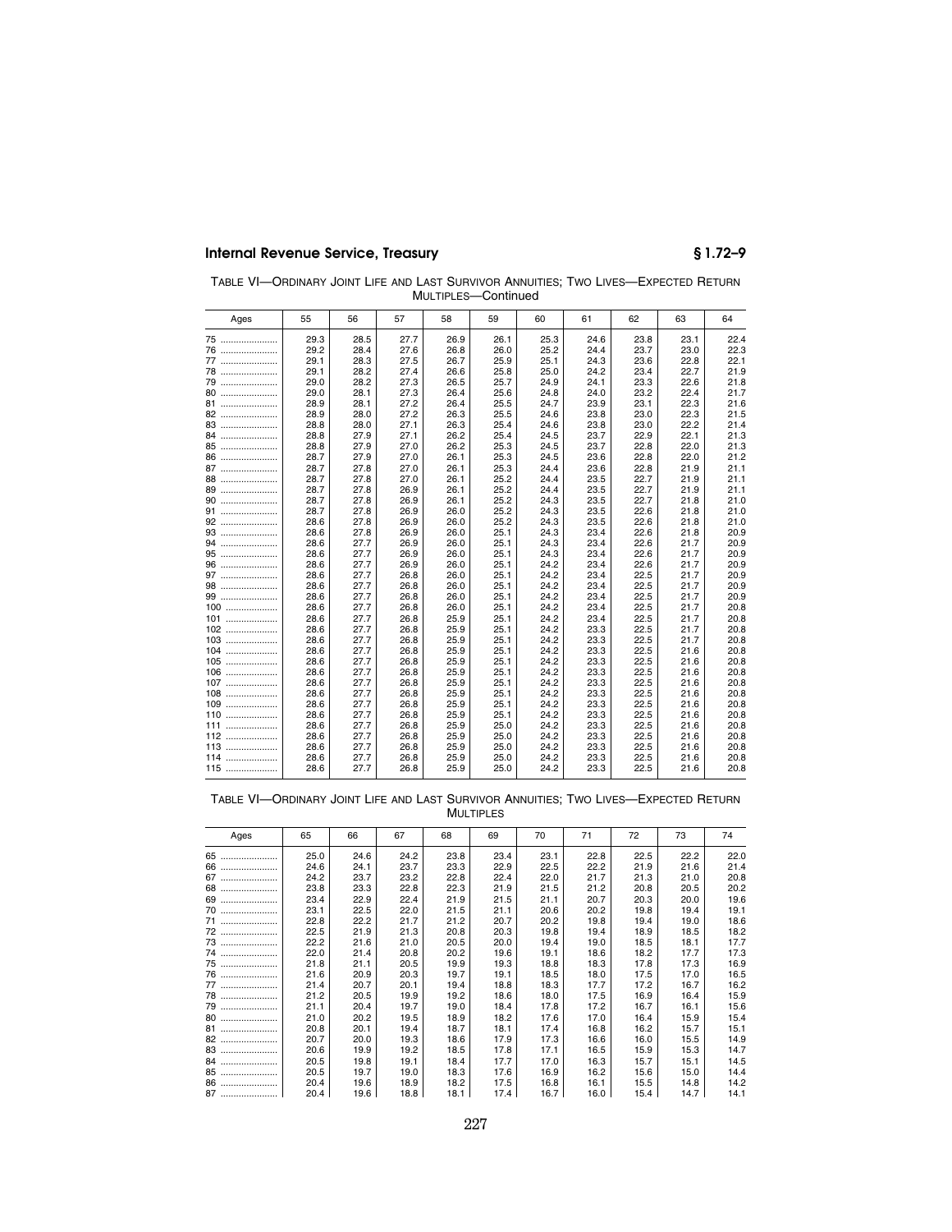TABLE VI—ORDINARY JOINT LIFE AND LAST SURVIVOR ANNUITIES; TWO LIVES—EXPECTED RETURN MULTIPLES—Continued

| Ages | 55 | 56 | 57 | 58 | 59 | 60 | 61 | 62 | 63 | 64 |
|---|---|---|---|---|---|---|---|---|---|---|
| 75 | 29.3 | 28.5 | 27.7 | 26.9 | 26.1 | 25.3 | 24.6 | 23.8 | 23.1 | 22.4 |
| 76 | 29.2 | 28.4 | 27.6 | 26.8 | 26.0 | 25.2 | 24.4 | 23.7 | 23.0 | 22.3 |
| 77 | 29.1 | 28.3 | 27.5 | 26.7 | 25.9 | 25.1 | 24.3 | 23.6 | 22.8 | 22.1 |
| 78 | 29.1 | 28.2 | 27.4 | 26.6 | 25.8 | 25.0 | 24.2 | 23.4 | 22.7 | 21.9 |
| 79 | 29.0 | 28.2 | 27.3 | 26.5 | 25.7 | 24.9 | 24.1 | 23.3 | 22.6 | 21.8 |
| 80 | 29.0 | 28.1 | 27.3 | 26.4 | 25.6 | 24.8 | 24.0 | 23.2 | 22.4 | 21.7 |
| 81 | 28.9 | 28.1 | 27.2 | 26.4 | 25.5 | 24.7 | 23.9 | 23.1 | 22.3 | 21.6 |
| 82 | 28.9 | 28.0 | 27.2 | 26.3 | 25.5 | 24.6 | 23.8 | 23.0 | 22.3 | 21.5 |
| 83 | 28.8 | 28.0 | 27.1 | 26.3 | 25.4 | 24.6 | 23.8 | 23.0 | 22.2 | 21.4 |
| 84 | 28.8 | 27.9 | 27.1 | 26.2 | 25.4 | 24.5 | 23.7 | 22.9 | 22.1 | 21.3 |
| 85 | 28.8 | 27.9 | 27.0 | 26.2 | 25.3 | 24.5 | 23.7 | 22.8 | 22.0 | 21.3 |
| 86 | 28.7 | 27.9 | 27.0 | 26.1 | 25.3 | 24.5 | 23.6 | 22.8 | 22.0 | 21.2 |
| 87 | 28.7 | 27.8 | 27.0 | 26.1 | 25.3 | 24.4 | 23.6 | 22.8 | 21.9 | 21.1 |
| 88 | 28.7 | 27.8 | 27.0 | 26.1 | 25.2 | 24.4 | 23.5 | 22.7 | 21.9 | 21.1 |
| 89 | 28.7 | 27.8 | 26.9 | 26.1 | 25.2 | 24.4 | 23.5 | 22.7 | 21.9 | 21.1 |
| 90 | 28.7 | 27.8 | 26.9 | 26.1 | 25.2 | 24.3 | 23.5 | 22.7 | 21.8 | 21.0 |
| 91 | 28.7 | 27.8 | 26.9 | 26.0 | 25.2 | 24.3 | 23.5 | 22.6 | 21.8 | 21.0 |
| 92 | 28.6 | 27.8 | 26.9 | 26.0 | 25.2 | 24.3 | 23.5 | 22.6 | 21.8 | 21.0 |
| 93 | 28.6 | 27.8 | 26.9 | 26.0 | 25.1 | 24.3 | 23.4 | 22.6 | 21.8 | 20.9 |
| 94 | 28.6 | 27.7 | 26.9 | 26.0 | 25.1 | 24.3 | 23.4 | 22.6 | 21.7 | 20.9 |
| 95 | 28.6 | 27.7 | 26.9 | 26.0 | 25.1 | 24.3 | 23.4 | 22.6 | 21.7 | 20.9 |
| 96 | 28.6 | 27.7 | 26.9 | 26.0 | 25.1 | 24.2 | 23.4 | 22.6 | 21.7 | 20.9 |
| 97 | 28.6 | 27.7 | 26.8 | 26.0 | 25.1 | 24.2 | 23.4 | 22.5 | 21.7 | 20.9 |
| 98 | 28.6 | 27.7 | 26.8 | 26.0 | 25.1 | 24.2 | 23.4 | 22.5 | 21.7 | 20.9 |
| 99 | 28.6 | 27.7 | 26.8 | 26.0 | 25.1 | 24.2 | 23.4 | 22.5 | 21.7 | 20.9 |
| 100 | 28.6 | 27.7 | 26.8 | 26.0 | 25.1 | 24.2 | 23.4 | 22.5 | 21.7 | 20.8 |
| 101 | 28.6 | 27.7 | 26.8 | 25.9 | 25.1 | 24.2 | 23.4 | 22.5 | 21.7 | 20.8 |
| 102 | 28.6 | 27.7 | 26.8 | 25.9 | 25.1 | 24.2 | 23.3 | 22.5 | 21.7 | 20.8 |
| 103 | 28.6 | 27.7 | 26.8 | 25.9 | 25.1 | 24.2 | 23.3 | 22.5 | 21.7 | 20.8 |
| 104 | 28.6 | 27.7 | 26.8 | 25.9 | 25.1 | 24.2 | 23.3 | 22.5 | 21.6 | 20.8 |
| 105 | 28.6 | 27.7 | 26.8 | 25.9 | 25.1 | 24.2 | 23.3 | 22.5 | 21.6 | 20.8 |
| 106 | 28.6 | 27.7 | 26.8 | 25.9 | 25.1 | 24.2 | 23.3 | 22.5 | 21.6 | 20.8 |
| 107 | 28.6 | 27.7 | 26.8 | 25.9 | 25.1 | 24.2 | 23.3 | 22.5 | 21.6 | 20.8 |
| 108 | 28.6 | 27.7 | 26.8 | 25.9 | 25.1 | 24.2 | 23.3 | 22.5 | 21.6 | 20.8 |
| 109 | 28.6 | 27.7 | 26.8 | 25.9 | 25.1 | 24.2 | 23.3 | 22.5 | 21.6 | 20.8 |
| 110 | 28.6 | 27.7 | 26.8 | 25.9 | 25.1 | 24.2 | 23.3 | 22.5 | 21.6 | 20.8 |
| 111 | 28.6 | 27.7 | 26.8 | 25.9 | 25.0 | 24.2 | 23.3 | 22.5 | 21.6 | 20.8 |
| 112 | 28.6 | 27.7 | 26.8 | 25.9 | 25.0 | 24.2 | 23.3 | 22.5 | 21.6 | 20.8 |
| 113 | 28.6 | 27.7 | 26.8 | 25.9 | 25.0 | 24.2 | 23.3 | 22.5 | 21.6 | 20.8 |
| 114 | 28.6 | 27.7 | 26.8 | 25.9 | 25.0 | 24.2 | 23.3 | 22.5 | 21.6 | 20.8 |
| 115 | 28.6 | 27.7 | 26.8 | 25.9 | 25.0 | 24.2 | 23.3 | 22.5 | 21.6 | 20.8 |

TABLE VI—ORDINARY JOINT LIFE AND LAST SURVIVOR ANNUITIES; TWO LIVES—EXPECTED RETURN MULTIPLES

| Ages | 65 | 66 | 67 | 68 | 69 | 70 | 71 | 72 | 73 | 74 |
|---|---|---|---|---|---|---|---|---|---|---|
| 65 | 25.0 | 24.6 | 24.2 | 23.8 | 23.4 | 23.1 | 22.8 | 22.5 | 22.2 | 22.0 |
| 66 | 24.6 | 24.1 | 23.7 | 23.3 | 22.9 | 22.5 | 22.2 | 21.9 | 21.6 | 21.4 |
| 67 | 24.2 | 23.7 | 23.2 | 22.8 | 22.4 | 22.0 | 21.7 | 21.3 | 21.0 | 20.8 |
| 68 | 23.8 | 23.3 | 22.8 | 22.3 | 21.9 | 21.5 | 21.2 | 20.8 | 20.5 | 20.2 |
| 69 | 23.4 | 22.9 | 22.4 | 21.9 | 21.5 | 21.1 | 20.7 | 20.3 | 20.0 | 19.6 |
| 70 | 23.1 | 22.5 | 22.0 | 21.5 | 21.1 | 20.6 | 20.2 | 19.8 | 19.4 | 19.1 |
| 71 | 22.8 | 22.2 | 21.7 | 21.2 | 20.7 | 20.2 | 19.8 | 19.4 | 19.0 | 18.6 |
| 72 | 22.5 | 21.9 | 21.3 | 20.8 | 20.3 | 19.8 | 19.4 | 18.9 | 18.5 | 18.2 |
| 73 | 22.2 | 21.6 | 21.0 | 20.5 | 20.0 | 19.4 | 19.0 | 18.5 | 18.1 | 17.7 |
| 74 | 22.0 | 21.4 | 20.8 | 20.2 | 19.6 | 19.1 | 18.6 | 18.2 | 17.7 | 17.3 |
| 75 | 21.8 | 21.1 | 20.5 | 19.9 | 19.3 | 18.8 | 18.3 | 17.8 | 17.3 | 16.9 |
| 76 | 21.6 | 20.9 | 20.3 | 19.7 | 19.1 | 18.5 | 18.0 | 17.5 | 17.0 | 16.5 |
| 77 | 21.4 | 20.7 | 20.1 | 19.4 | 18.8 | 18.3 | 17.7 | 17.2 | 16.7 | 16.2 |
| 78 | 21.2 | 20.5 | 19.9 | 19.2 | 18.6 | 18.0 | 17.5 | 16.9 | 16.4 | 15.9 |
| 79 | 21.1 | 20.4 | 19.7 | 19.0 | 18.4 | 17.8 | 17.2 | 16.7 | 16.1 | 15.6 |
| 80 | 21.0 | 20.2 | 19.5 | 18.9 | 18.2 | 17.6 | 17.0 | 16.4 | 15.9 | 15.4 |
| 81 | 20.8 | 20.1 | 19.4 | 18.7 | 18.1 | 17.4 | 16.8 | 16.2 | 15.7 | 15.1 |
| 82 | 20.7 | 20.0 | 19.3 | 18.6 | 17.9 | 17.3 | 16.6 | 16.0 | 15.5 | 14.9 |
| 83 | 20.6 | 19.9 | 19.2 | 18.5 | 17.8 | 17.1 | 16.5 | 15.9 | 15.3 | 14.7 |
| 84 | 20.5 | 19.8 | 19.1 | 18.4 | 17.7 | 17.0 | 16.3 | 15.7 | 15.1 | 14.5 |
| 85 | 20.5 | 19.7 | 19.0 | 18.3 | 17.6 | 16.9 | 16.2 | 15.6 | 15.0 | 14.4 |
| 86 | 20.4 | 19.6 | 18.9 | 18.2 | 17.5 | 16.8 | 16.1 | 15.5 | 14.8 | 14.2 |
| 87 | 20.4 | 19.6 | 18.8 | 18.1 | 17.4 | 16.7 | 16.0 | 15.4 | 14.7 | 14.1 |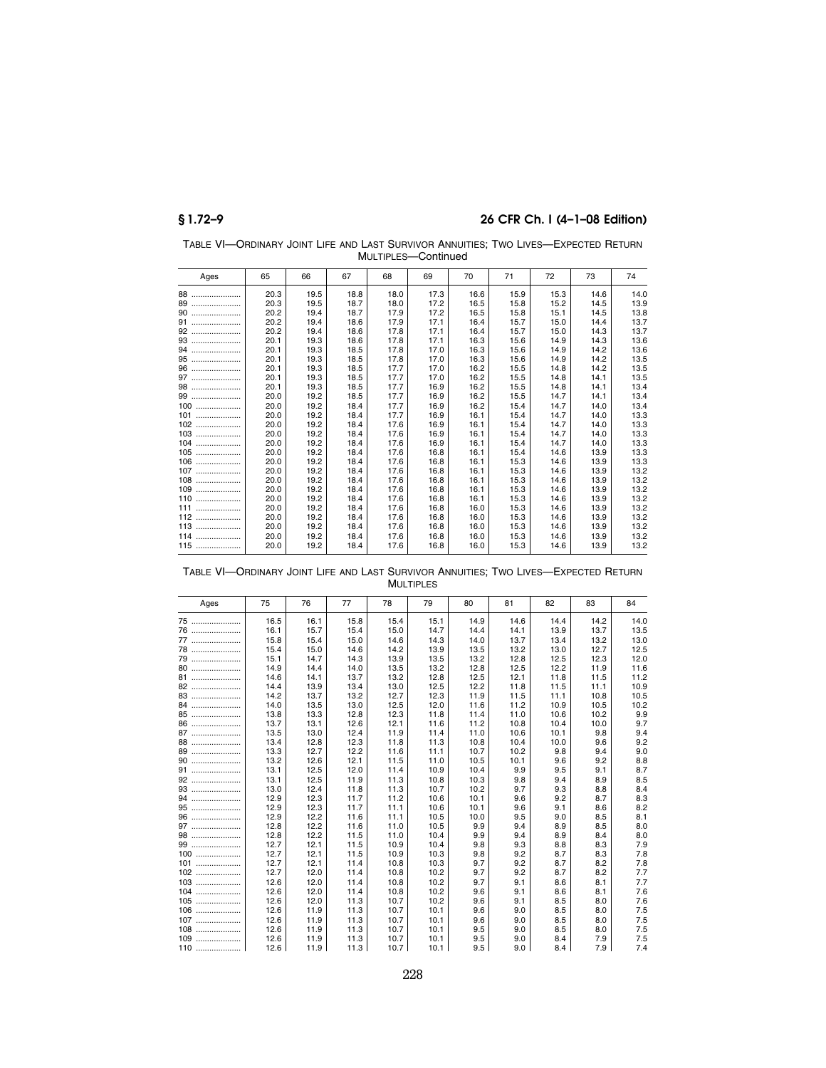TABLE VI—ORDINARY JOINT LIFE AND LAST SURVIVOR ANNUITIES; TWO LIVES—EXPECTED RETURN MULTIPLES—Continued

| Ages | 65 | 66 | 67 | 68 | 69 | 70 | 71 | 72 | 73 | 74 |
|---|---|---|---|---|---|---|---|---|---|---|
| 88 | 20.3 | 19.5 | 18.8 | 18.0 | 17.3 | 16.6 | 15.9 | 15.3 | 14.6 | 14.0 |
| 89 | 20.3 | 19.5 | 18.7 | 18.0 | 17.2 | 16.5 | 15.8 | 15.2 | 14.5 | 13.9 |
| 90 | 20.2 | 19.4 | 18.7 | 17.9 | 17.2 | 16.5 | 15.8 | 15.1 | 14.5 | 13.8 |
| 91 | 20.2 | 19.4 | 18.6 | 17.9 | 17.1 | 16.4 | 15.7 | 15.0 | 14.4 | 13.7 |
| 92 | 20.2 | 19.4 | 18.6 | 17.8 | 17.1 | 16.4 | 15.7 | 15.0 | 14.3 | 13.7 |
| 93 | 20.1 | 19.3 | 18.6 | 17.8 | 17.1 | 16.3 | 15.6 | 14.9 | 14.3 | 13.6 |
| 94 | 20.1 | 19.3 | 18.5 | 17.8 | 17.0 | 16.3 | 15.6 | 14.9 | 14.2 | 13.6 |
| 95 | 20.1 | 19.3 | 18.5 | 17.8 | 17.0 | 16.3 | 15.6 | 14.9 | 14.2 | 13.5 |
| 96 | 20.1 | 19.3 | 18.5 | 17.7 | 17.0 | 16.2 | 15.5 | 14.8 | 14.2 | 13.5 |
| 97 | 20.1 | 19.3 | 18.5 | 17.7 | 17.0 | 16.2 | 15.5 | 14.8 | 14.1 | 13.5 |
| 98 | 20.1 | 19.3 | 18.5 | 17.7 | 16.9 | 16.2 | 15.5 | 14.8 | 14.1 | 13.4 |
| 99 | 20.0 | 19.2 | 18.5 | 17.7 | 16.9 | 16.2 | 15.5 | 14.7 | 14.1 | 13.4 |
| 100 | 20.0 | 19.2 | 18.4 | 17.7 | 16.9 | 16.2 | 15.4 | 14.7 | 14.0 | 13.4 |
| 101 | 20.0 | 19.2 | 18.4 | 17.7 | 16.9 | 16.1 | 15.4 | 14.7 | 14.0 | 13.3 |
| 102 | 20.0 | 19.2 | 18.4 | 17.6 | 16.9 | 16.1 | 15.4 | 14.7 | 14.0 | 13.3 |
| 103 | 20.0 | 19.2 | 18.4 | 17.6 | 16.9 | 16.1 | 15.4 | 14.7 | 14.0 | 13.3 |
| 104 | 20.0 | 19.2 | 18.4 | 17.6 | 16.9 | 16.1 | 15.4 | 14.7 | 14.0 | 13.3 |
| 105 | 20.0 | 19.2 | 18.4 | 17.6 | 16.8 | 16.1 | 15.4 | 14.6 | 13.9 | 13.3 |
| 106 | 20.0 | 19.2 | 18.4 | 17.6 | 16.8 | 16.1 | 15.3 | 14.6 | 13.9 | 13.3 |
| 107 | 20.0 | 19.2 | 18.4 | 17.6 | 16.8 | 16.1 | 15.3 | 14.6 | 13.9 | 13.2 |
| 108 | 20.0 | 19.2 | 18.4 | 17.6 | 16.8 | 16.1 | 15.3 | 14.6 | 13.9 | 13.2 |
| 109 | 20.0 | 19.2 | 18.4 | 17.6 | 16.8 | 16.1 | 15.3 | 14.6 | 13.9 | 13.2 |
| 110 | 20.0 | 19.2 | 18.4 | 17.6 | 16.8 | 16.1 | 15.3 | 14.6 | 13.9 | 13.2 |
| 111 | 20.0 | 19.2 | 18.4 | 17.6 | 16.8 | 16.0 | 15.3 | 14.6 | 13.9 | 13.2 |
| 112 | 20.0 | 19.2 | 18.4 | 17.6 | 16.8 | 16.0 | 15.3 | 14.6 | 13.9 | 13.2 |
| 113 | 20.0 | 19.2 | 18.4 | 17.6 | 16.8 | 16.0 | 15.3 | 14.6 | 13.9 | 13.2 |
| 114 | 20.0 | 19.2 | 18.4 | 17.6 | 16.8 | 16.0 | 15.3 | 14.6 | 13.9 | 13.2 |
| 115 | 20.0 | 19.2 | 18.4 | 17.6 | 16.8 | 16.0 | 15.3 | 14.6 | 13.9 | 13.2 |

TABLE VI—ORDINARY JOINT LIFE AND LAST SURVIVOR ANNUITIES; TWO LIVES—EXPECTED RETURN MULTIPLES

| Ages | 75 | 76 | 77 | 78 | 79 | 80 | 81 | 82 | 83 | 84 |
|---|---|---|---|---|---|---|---|---|---|---|
| 75 | 16.5 | 16.1 | 15.8 | 15.4 | 15.1 | 14.9 | 14.6 | 14.4 | 14.2 | 14.0 |
| 76 | 16.1 | 15.7 | 15.4 | 15.0 | 14.7 | 14.4 | 14.1 | 13.9 | 13.7 | 13.5 |
| 77 | 15.8 | 15.4 | 15.0 | 14.6 | 14.3 | 14.0 | 13.7 | 13.4 | 13.2 | 13.0 |
| 78 | 15.4 | 15.0 | 14.6 | 14.2 | 13.9 | 13.5 | 13.2 | 13.0 | 12.7 | 12.5 |
| 79 | 15.1 | 14.7 | 14.3 | 13.9 | 13.5 | 13.2 | 12.8 | 12.5 | 12.3 | 12.0 |
| 80 | 14.9 | 14.4 | 14.0 | 13.5 | 13.2 | 12.8 | 12.5 | 12.2 | 11.9 | 11.6 |
| 81 | 14.6 | 14.1 | 13.7 | 13.2 | 12.8 | 12.5 | 12.1 | 11.8 | 11.5 | 11.2 |
| 82 | 14.4 | 13.9 | 13.4 | 13.0 | 12.5 | 12.2 | 11.8 | 11.5 | 11.1 | 10.9 |
| 83 | 14.2 | 13.7 | 13.2 | 12.7 | 12.3 | 11.9 | 11.5 | 11.1 | 10.8 | 10.5 |
| 84 | 14.0 | 13.5 | 13.0 | 12.5 | 12.0 | 11.6 | 11.2 | 10.9 | 10.5 | 10.2 |
| 85 | 13.8 | 13.3 | 12.8 | 12.3 | 11.8 | 11.4 | 11.0 | 10.6 | 10.2 | 9.9 |
| 86 | 13.7 | 13.1 | 12.6 | 12.1 | 11.6 | 11.2 | 10.8 | 10.4 | 10.0 | 9.7 |
| 87 | 13.5 | 13.0 | 12.4 | 11.9 | 11.4 | 11.0 | 10.6 | 10.1 | 9.8 | 9.4 |
| 88 | 13.4 | 12.8 | 12.3 | 11.8 | 11.3 | 10.8 | 10.4 | 10.0 | 9.6 | 9.2 |
| 89 | 13.3 | 12.7 | 12.2 | 11.6 | 11.1 | 10.7 | 10.2 | 9.8 | 9.4 | 9.0 |
| 90 | 13.2 | 12.6 | 12.1 | 11.5 | 11.0 | 10.5 | 10.1 | 9.6 | 9.2 | 8.8 |
| 91 | 13.1 | 12.5 | 12.0 | 11.4 | 10.9 | 10.4 | 9.9 | 9.5 | 9.1 | 8.7 |
| 92 | 13.1 | 12.5 | 11.9 | 11.3 | 10.8 | 10.3 | 9.8 | 9.4 | 8.9 | 8.5 |
| 93 | 13.0 | 12.4 | 11.8 | 11.3 | 10.7 | 10.2 | 9.7 | 9.3 | 8.8 | 8.4 |
| 94 | 12.9 | 12.3 | 11.7 | 11.2 | 10.6 | 10.1 | 9.6 | 9.2 | 8.7 | 8.3 |
| 95 | 12.9 | 12.3 | 11.7 | 11.1 | 10.6 | 10.1 | 9.6 | 9.1 | 8.6 | 8.2 |
| 96 | 12.9 | 12.2 | 11.6 | 11.1 | 10.5 | 10.0 | 9.5 | 9.0 | 8.5 | 8.1 |
| 97 | 12.8 | 12.2 | 11.6 | 11.0 | 10.5 | 9.9 | 9.4 | 8.9 | 8.5 | 8.0 |
| 98 | 12.8 | 12.2 | 11.5 | 11.0 | 10.4 | 9.9 | 9.4 | 8.9 | 8.4 | 8.0 |
| 99 | 12.7 | 12.1 | 11.5 | 10.9 | 10.4 | 9.8 | 9.3 | 8.8 | 8.3 | 7.9 |
| 100 | 12.7 | 12.1 | 11.5 | 10.9 | 10.3 | 9.8 | 9.2 | 8.7 | 8.3 | 7.8 |
| 101 | 12.7 | 12.1 | 11.4 | 10.8 | 10.3 | 9.7 | 9.2 | 8.7 | 8.2 | 7.8 |
| 102 | 12.7 | 12.0 | 11.4 | 10.8 | 10.2 | 9.7 | 9.2 | 8.7 | 8.2 | 7.7 |
| 103 | 12.6 | 12.0 | 11.4 | 10.8 | 10.2 | 9.7 | 9.1 | 8.6 | 8.1 | 7.7 |
| 104 | 12.6 | 12.0 | 11.4 | 10.8 | 10.2 | 9.6 | 9.1 | 8.6 | 8.1 | 7.6 |
| 105 | 12.6 | 12.0 | 11.3 | 10.7 | 10.2 | 9.6 | 9.1 | 8.5 | 8.0 | 7.6 |
| 106 | 12.6 | 11.9 | 11.3 | 10.7 | 10.1 | 9.6 | 9.0 | 8.5 | 8.0 | 7.5 |
| 107 | 12.6 | 11.9 | 11.3 | 10.7 | 10.1 | 9.6 | 9.0 | 8.5 | 8.0 | 7.5 |
| 108 | 12.6 | 11.9 | 11.3 | 10.7 | 10.1 | 9.5 | 9.0 | 8.5 | 8.0 | 7.5 |
| 109 | 12.6 | 11.9 | 11.3 | 10.7 | 10.1 | 9.5 | 9.0 | 8.4 | 7.9 | 7.5 |
| 110 | 12.6 | 11.9 | 11.3 | 10.7 | 10.1 | 9.5 | 9.0 | 8.4 | 7.9 | 7.4 |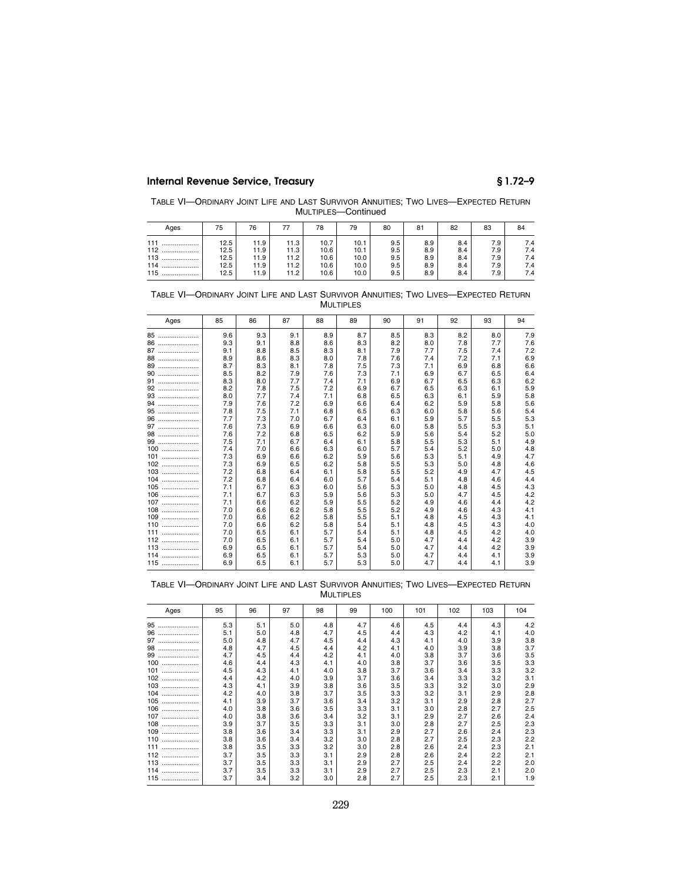TABLE VI—ORDINARY JOINT LIFE AND LAST SURVIVOR ANNUITIES; TWO LIVES—EXPECTED RETURN MULTIPLES—Continued

| Ages | 75 | 76 | 77 | 78 | 79 | 80 | 81 | 82 | 83 | 84 |
|---|---|---|---|---|---|---|---|---|---|---|
| 111 | 12.5 | 11.9 | 11.3 | 10.7 | 10.1 | 9.5 | 8.9 | 8.4 | 7.9 | 7.4 |
| 112 | 12.5 | 11.9 | 11.3 | 10.6 | 10.1 | 9.5 | 8.9 | 8.4 | 7.9 | 7.4 |
| 113 | 12.5 | 11.9 | 11.2 | 10.6 | 10.0 | 9.5 | 8.9 | 8.4 | 7.9 | 7.4 |
| 114 | 12.5 | 11.9 | 11.2 | 10.6 | 10.0 | 9.5 | 8.9 | 8.4 | 7.9 | 7.4 |
| 115 | 12.5 | 11.9 | 11.2 | 10.6 | 10.0 | 9.5 | 8.9 | 8.4 | 7.9 | 7.4 |

TABLE VI—ORDINARY JOINT LIFE AND LAST SURVIVOR ANNUITIES; TWO LIVES—EXPECTED RETURN MULTIPLES

| Ages | 85 | 86 | 87 | 88 | 89 | 90 | 91 | 92 | 93 | 94 |
|---|---|---|---|---|---|---|---|---|---|---|
| 85 | 9.6 | 9.3 | 9.1 | 8.9 | 8.7 | 8.5 | 8.3 | 8.2 | 8.0 | 7.9 |
| 86 | 9.3 | 9.1 | 8.8 | 8.6 | 8.3 | 8.2 | 8.0 | 7.8 | 7.7 | 7.6 |
| 87 | 9.1 | 8.8 | 8.5 | 8.3 | 8.1 | 7.9 | 7.7 | 7.5 | 7.4 | 7.2 |
| 88 | 8.9 | 8.6 | 8.3 | 8.0 | 7.8 | 7.6 | 7.4 | 7.2 | 7.1 | 6.9 |
| 89 | 8.7 | 8.3 | 8.1 | 7.8 | 7.5 | 7.3 | 7.1 | 6.9 | 6.8 | 6.6 |
| 90 | 8.5 | 8.2 | 7.9 | 7.6 | 7.3 | 7.1 | 6.9 | 6.7 | 6.5 | 6.4 |
| 91 | 8.3 | 8.0 | 7.7 | 7.4 | 7.1 | 6.9 | 6.7 | 6.5 | 6.3 | 6.2 |
| 92 | 8.2 | 7.8 | 7.5 | 7.2 | 6.9 | 6.7 | 6.5 | 6.3 | 6.1 | 5.9 |
| 93 | 8.0 | 7.7 | 7.4 | 7.1 | 6.8 | 6.5 | 6.3 | 6.1 | 5.9 | 5.8 |
| 94 | 7.9 | 7.6 | 7.2 | 6.9 | 6.6 | 6.4 | 6.2 | 5.9 | 5.8 | 5.6 |
| 95 | 7.8 | 7.5 | 7.1 | 6.8 | 6.5 | 6.3 | 6.0 | 5.8 | 5.6 | 5.4 |
| 96 | 7.7 | 7.3 | 7.0 | 6.7 | 6.4 | 6.1 | 5.9 | 5.7 | 5.5 | 5.3 |
| 97 | 7.6 | 7.3 | 6.9 | 6.6 | 6.3 | 6.0 | 5.8 | 5.5 | 5.3 | 5.1 |
| 98 | 7.6 | 7.2 | 6.8 | 6.5 | 6.2 | 5.9 | 5.6 | 5.4 | 5.2 | 5.0 |
| 99 | 7.5 | 7.1 | 6.7 | 6.4 | 6.1 | 5.8 | 5.5 | 5.3 | 5.1 | 4.9 |
| 100 | 7.4 | 7.0 | 6.6 | 6.3 | 6.0 | 5.7 | 5.4 | 5.2 | 5.0 | 4.8 |
| 101 | 7.3 | 6.9 | 6.6 | 6.2 | 5.9 | 5.6 | 5.3 | 5.1 | 4.9 | 4.7 |
| 102 | 7.3 | 6.9 | 6.5 | 6.2 | 5.8 | 5.5 | 5.3 | 5.0 | 4.8 | 4.6 |
| 103 | 7.2 | 6.8 | 6.4 | 6.1 | 5.8 | 5.5 | 5.2 | 4.9 | 4.7 | 4.5 |
| 104 | 7.2 | 6.8 | 6.4 | 6.0 | 5.7 | 5.4 | 5.1 | 4.8 | 4.6 | 4.4 |
| 105 | 7.1 | 6.7 | 6.3 | 6.0 | 5.6 | 5.3 | 5.0 | 4.8 | 4.5 | 4.3 |
| 106 | 7.1 | 6.7 | 6.3 | 5.9 | 5.6 | 5.3 | 5.0 | 4.7 | 4.5 | 4.2 |
| 107 | 7.1 | 6.6 | 6.2 | 5.9 | 5.5 | 5.2 | 4.9 | 4.6 | 4.4 | 4.2 |
| 108 | 7.0 | 6.6 | 6.2 | 5.8 | 5.5 | 5.2 | 4.9 | 4.6 | 4.3 | 4.1 |
| 109 | 7.0 | 6.6 | 6.2 | 5.8 | 5.5 | 5.1 | 4.8 | 4.5 | 4.3 | 4.1 |
| 110 | 7.0 | 6.6 | 6.2 | 5.8 | 5.4 | 5.1 | 4.8 | 4.5 | 4.3 | 4.0 |
| 111 | 7.0 | 6.5 | 6.1 | 5.7 | 5.4 | 5.1 | 4.8 | 4.5 | 4.2 | 4.0 |
| 112 | 7.0 | 6.5 | 6.1 | 5.7 | 5.4 | 5.0 | 4.7 | 4.4 | 4.2 | 3.9 |
| 113 | 6.9 | 6.5 | 6.1 | 5.7 | 5.4 | 5.0 | 4.7 | 4.4 | 4.2 | 3.9 |
| 114 | 6.9 | 6.5 | 6.1 | 5.7 | 5.3 | 5.0 | 4.7 | 4.4 | 4.1 | 3.9 |
| 115 | 6.9 | 6.5 | 6.1 | 5.7 | 5.3 | 5.0 | 4.7 | 4.4 | 4.1 | 3.9 |

TABLE VI—ORDINARY JOINT LIFE AND LAST SURVIVOR ANNUITIES; TWO LIVES—EXPECTED RETURN MULTIPLES

| Ages | 95 | 96 | 97 | 98 | 99 | 100 | 101 | 102 | 103 | 104 |
|---|---|---|---|---|---|---|---|---|---|---|
| 95 | 5.3 | 5.1 | 5.0 | 4.8 | 4.7 | 4.6 | 4.5 | 4.4 | 4.3 | 4.2 |
| 96 | 5.1 | 5.0 | 4.8 | 4.7 | 4.5 | 4.4 | 4.3 | 4.2 | 4.1 | 4.0 |
| 97 | 5.0 | 4.8 | 4.7 | 4.5 | 4.4 | 4.3 | 4.1 | 4.0 | 3.9 | 3.8 |
| 98 | 4.8 | 4.7 | 4.5 | 4.4 | 4.2 | 4.1 | 4.0 | 3.9 | 3.8 | 3.7 |
| 99 | 4.7 | 4.5 | 4.4 | 4.2 | 4.1 | 4.0 | 3.8 | 3.7 | 3.6 | 3.5 |
| 100 | 4.6 | 4.4 | 4.3 | 4.1 | 4.0 | 3.8 | 3.7 | 3.6 | 3.5 | 3.3 |
| 101 | 4.5 | 4.3 | 4.1 | 4.0 | 3.8 | 3.7 | 3.6 | 3.4 | 3.3 | 3.2 |
| 102 | 4.4 | 4.2 | 4.0 | 3.9 | 3.7 | 3.6 | 3.4 | 3.3 | 3.2 | 3.1 |
| 103 | 4.3 | 4.1 | 3.9 | 3.8 | 3.6 | 3.5 | 3.3 | 3.2 | 3.0 | 2.9 |
| 104 | 4.2 | 4.0 | 3.8 | 3.7 | 3.5 | 3.3 | 3.2 | 3.1 | 2.9 | 2.8 |
| 105 | 4.1 | 3.9 | 3.7 | 3.6 | 3.4 | 3.2 | 3.1 | 2.9 | 2.8 | 2.7 |
| 106 | 4.0 | 3.8 | 3.6 | 3.5 | 3.3 | 3.1 | 3.0 | 2.8 | 2.7 | 2.5 |
| 107 | 4.0 | 3.8 | 3.6 | 3.4 | 3.2 | 3.1 | 2.9 | 2.7 | 2.6 | 2.4 |
| 108 | 3.9 | 3.7 | 3.5 | 3.3 | 3.1 | 3.0 | 2.8 | 2.7 | 2.5 | 2.3 |
| 109 | 3.8 | 3.6 | 3.4 | 3.3 | 3.1 | 2.9 | 2.7 | 2.6 | 2.4 | 2.3 |
| 110 | 3.8 | 3.6 | 3.4 | 3.2 | 3.0 | 2.8 | 2.7 | 2.5 | 2.3 | 2.2 |
| 111 | 3.8 | 3.5 | 3.3 | 3.2 | 3.0 | 2.8 | 2.6 | 2.4 | 2.3 | 2.1 |
| 112 | 3.7 | 3.5 | 3.3 | 3.1 | 2.9 | 2.8 | 2.6 | 2.4 | 2.2 | 2.1 |
| 113 | 3.7 | 3.5 | 3.3 | 3.1 | 2.9 | 2.7 | 2.5 | 2.4 | 2.2 | 2.0 |
| 114 | 3.7 | 3.5 | 3.3 | 3.1 | 2.9 | 2.7 | 2.5 | 2.3 | 2.1 | 2.0 |
| 115 | 3.7 | 3.4 | 3.2 | 3.0 | 2.8 | 2.7 | 2.5 | 2.3 | 2.1 | 1.9 |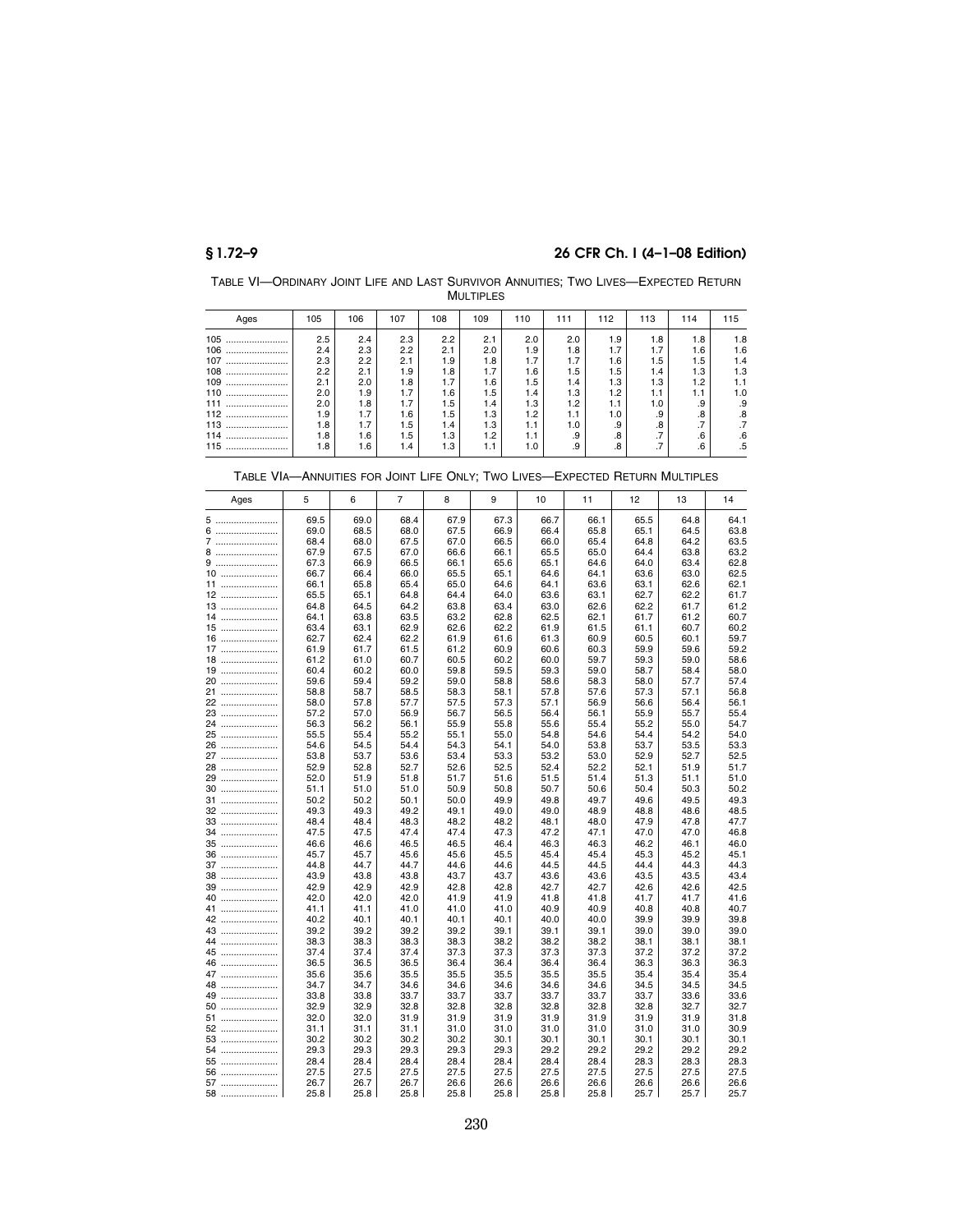TABLE VI—ORDINARY JOINT LIFE AND LAST SURVIVOR ANNUITIES; TWO LIVES—EXPECTED RETURN MULTIPLES

| Ages | 105 | 106 | 107 | 108 | 109 | 110 | 111 | 112 | 113 | 114 | 115 |
|---|---|---|---|---|---|---|---|---|---|---|---|
| 105 | 2.5 | 2.4 | 2.3 | 2.2 | 2.1 | 2.0 | 2.0 | 1.9 | 1.8 | 1.8 | 1.8 |
| 106 | 2.4 | 2.3 | 2.2 | 2.1 | 2.0 | 1.9 | 1.8 | 1.7 | 1.7 | 1.6 | 1.6 |
| 107 | 2.3 | 2.2 | 2.1 | 1.9 | 1.8 | 1.7 | 1.7 | 1.6 | 1.5 | 1.5 | 1.4 |
| 108 | 2.2 | 2.1 | 1.9 | 1.8 | 1.7 | 1.6 | 1.5 | 1.5 | 1.4 | 1.3 | 1.3 |
| 109 | 2.1 | 2.0 | 1.8 | 1.7 | 1.6 | 1.5 | 1.4 | 1.3 | 1.3 | 1.2 | 1.1 |
| 110 | 2.0 | 1.9 | 1.7 | 1.6 | 1.5 | 1.4 | 1.3 | 1.2 | 1.1 | 1.1 | 1.0 |
| 111 | 2.0 | 1.8 | 1.7 | 1.5 | 1.4 | 1.3 | 1.2 | 1.1 | 1.0 | .9 | .9 |
| 112 | 1.9 | 1.7 | 1.6 | 1.5 | 1.3 | 1.2 | 1.1 | 1.0 | .9 | .8 | .8 |
| 113 | 1.8 | 1.7 | 1.5 | 1.4 | 1.3 | 1.1 | 1.0 | .9 | .8 | .7 | .7 |
| 114 | 1.8 | 1.6 | 1.5 | 1.3 | 1.2 | 1.1 | .9 | .8 | .7 | .6 | .6 |
| 115 | 1.8 | 1.6 | 1.4 | 1.3 | 1.1 | 1.0 | .9 | .8 | .7 | .6 | .5 |

TABLE VIA—ANNUITIES FOR JOINT LIFE ONLY; TWO LIVES—EXPECTED RETURN MULTIPLES

| Ages | 5 | 6 | 7 | 8 | 9 | 10 | 11 | 12 | 13 | 14 |
|---|---|---|---|---|---|---|---|---|---|---|
| 5 | 69.5 | 69.0 | 68.4 | 67.9 | 67.3 | 66.7 | 66.1 | 65.5 | 64.8 | 64.1 |
| 6 | 69.0 | 68.5 | 68.0 | 67.5 | 66.9 | 66.4 | 65.8 | 65.1 | 64.5 | 63.8 |
| 7 | 68.4 | 68.0 | 67.5 | 67.0 | 66.5 | 66.0 | 65.4 | 64.8 | 64.2 | 63.5 |
| 8 | 67.9 | 67.5 | 67.0 | 66.6 | 66.1 | 65.5 | 65.0 | 64.4 | 63.8 | 63.2 |
| 9 | 67.3 | 66.9 | 66.5 | 66.1 | 65.6 | 65.1 | 64.6 | 64.0 | 63.4 | 62.8 |
| 10 | 66.7 | 66.4 | 66.0 | 65.5 | 65.1 | 64.6 | 64.1 | 63.6 | 63.0 | 62.5 |
| 11 | 66.1 | 65.8 | 65.4 | 65.0 | 64.6 | 64.1 | 63.6 | 63.1 | 62.6 | 62.1 |
| 12 | 65.5 | 65.1 | 64.8 | 64.4 | 64.0 | 63.6 | 63.1 | 62.7 | 62.2 | 61.7 |
| 13 | 64.8 | 64.5 | 64.2 | 63.8 | 63.4 | 63.0 | 62.6 | 62.2 | 61.7 | 61.2 |
| 14 | 64.1 | 63.8 | 63.5 | 63.2 | 62.8 | 62.5 | 62.1 | 61.7 | 61.2 | 60.7 |
| 15 | 63.4 | 63.1 | 62.9 | 62.6 | 62.2 | 61.9 | 61.5 | 61.1 | 60.7 | 60.2 |
| 16 | 62.7 | 62.4 | 62.2 | 61.9 | 61.6 | 61.3 | 60.9 | 60.5 | 60.1 | 59.7 |
| 17 | 61.9 | 61.7 | 61.5 | 61.2 | 60.9 | 60.6 | 60.3 | 59.9 | 59.6 | 59.2 |
| 18 | 61.2 | 61.0 | 60.7 | 60.5 | 60.2 | 60.0 | 59.7 | 59.3 | 59.0 | 58.6 |
| 19 | 60.4 | 60.2 | 60.0 | 59.8 | 59.5 | 59.3 | 59.0 | 58.7 | 58.4 | 58.0 |
| 20 | 59.6 | 59.4 | 59.2 | 59.0 | 58.8 | 58.6 | 58.3 | 58.0 | 57.7 | 57.4 |
| 21 | 58.8 | 58.7 | 58.5 | 58.3 | 58.1 | 57.8 | 57.6 | 57.3 | 57.1 | 56.8 |
| 22 | 58.0 | 57.8 | 57.7 | 57.5 | 57.3 | 57.1 | 56.9 | 56.6 | 56.4 | 56.1 |
| 23 | 57.2 | 57.0 | 56.9 | 56.7 | 56.5 | 56.4 | 56.1 | 55.9 | 55.7 | 55.4 |
| 24 | 56.3 | 56.2 | 56.1 | 55.9 | 55.8 | 55.6 | 55.4 | 55.2 | 55.0 | 54.7 |
| 25 | 55.5 | 55.4 | 55.2 | 55.1 | 55.0 | 54.8 | 54.6 | 54.4 | 54.2 | 54.0 |
| 26 | 54.6 | 54.5 | 54.4 | 54.3 | 54.1 | 54.0 | 53.8 | 53.7 | 53.5 | 53.3 |
| 27 | 53.8 | 53.7 | 53.6 | 53.4 | 53.3 | 53.2 | 53.0 | 52.9 | 52.7 | 52.5 |
| 28 | 52.9 | 52.8 | 52.7 | 52.6 | 52.5 | 52.4 | 52.2 | 52.1 | 51.9 | 51.7 |
| 29 | 52.0 | 51.9 | 51.8 | 51.7 | 51.6 | 51.5 | 51.4 | 51.3 | 51.1 | 51.0 |
| 30 | 51.1 | 51.0 | 51.0 | 50.9 | 50.8 | 50.7 | 50.6 | 50.4 | 50.3 | 50.2 |
| 31 | 50.2 | 50.2 | 50.1 | 50.0 | 49.9 | 49.8 | 49.7 | 49.6 | 49.5 | 49.3 |
| 32 | 49.3 | 49.3 | 49.2 | 49.1 | 49.0 | 49.0 | 48.9 | 48.8 | 48.6 | 48.5 |
| 33 | 48.4 | 48.4 | 48.3 | 48.2 | 48.2 | 48.1 | 48.0 | 47.9 | 47.8 | 47.7 |
| 34 | 47.5 | 47.5 | 47.4 | 47.4 | 47.3 | 47.2 | 47.1 | 47.0 | 47.0 | 46.8 |
| 35 | 46.6 | 46.6 | 46.5 | 46.5 | 46.4 | 46.3 | 46.3 | 46.2 | 46.1 | 46.0 |
| 36 | 45.7 | 45.7 | 45.6 | 45.6 | 45.5 | 45.4 | 45.4 | 45.3 | 45.2 | 45.1 |
| 37 | 44.8 | 44.7 | 44.7 | 44.6 | 44.6 | 44.5 | 44.5 | 44.4 | 44.3 | 44.3 |
| 38 | 43.9 | 43.8 | 43.8 | 43.7 | 43.7 | 43.6 | 43.6 | 43.5 | 43.5 | 43.4 |
| 39 | 42.9 | 42.9 | 42.9 | 42.8 | 42.8 | 42.7 | 42.7 | 42.6 | 42.6 | 42.5 |
| 40 | 42.0 | 42.0 | 42.0 | 41.9 | 41.9 | 41.8 | 41.8 | 41.7 | 41.7 | 41.6 |
| 41 | 41.1 | 41.1 | 41.0 | 41.0 | 41.0 | 40.9 | 40.9 | 40.8 | 40.8 | 40.7 |
| 42 | 40.2 | 40.1 | 40.1 | 40.1 | 40.1 | 40.0 | 40.0 | 39.9 | 39.9 | 39.8 |
| 43 | 39.2 | 39.2 | 39.2 | 39.2 | 39.1 | 39.1 | 39.1 | 39.0 | 39.0 | 39.0 |
| 44 | 38.3 | 38.3 | 38.3 | 38.3 | 38.2 | 38.2 | 38.2 | 38.1 | 38.1 | 38.1 |
| 45 | 37.4 | 37.4 | 37.4 | 37.3 | 37.3 | 37.3 | 37.3 | 37.2 | 37.2 | 37.2 |
| 46 | 36.5 | 36.5 | 36.5 | 36.4 | 36.4 | 36.4 | 36.4 | 36.3 | 36.3 | 36.3 |
| 47 | 35.6 | 35.6 | 35.5 | 35.5 | 35.5 | 35.5 | 35.5 | 35.4 | 35.4 | 35.4 |
| 48 | 34.7 | 34.7 | 34.6 | 34.6 | 34.6 | 34.6 | 34.6 | 34.5 | 34.5 | 34.5 |
| 49 | 33.8 | 33.8 | 33.7 | 33.7 | 33.7 | 33.7 | 33.7 | 33.7 | 33.6 | 33.6 |
| 50 | 32.9 | 32.9 | 32.8 | 32.8 | 32.8 | 32.8 | 32.8 | 32.8 | 32.7 | 32.7 |
| 51 | 32.0 | 32.0 | 31.9 | 31.9 | 31.9 | 31.9 | 31.9 | 31.9 | 31.9 | 31.8 |
| 52 | 31.1 | 31.1 | 31.1 | 31.0 | 31.0 | 31.0 | 31.0 | 31.0 | 31.0 | 30.9 |
| 53 | 30.2 | 30.2 | 30.2 | 30.2 | 30.1 | 30.1 | 30.1 | 30.1 | 30.1 | 30.1 |
| 54 | 29.3 | 29.3 | 29.3 | 29.3 | 29.3 | 29.2 | 29.2 | 29.2 | 29.2 | 29.2 |
| 55 | 28.4 | 28.4 | 28.4 | 28.4 | 28.4 | 28.4 | 28.4 | 28.3 | 28.3 | 28.3 |
| 56 | 27.5 | 27.5 | 27.5 | 27.5 | 27.5 | 27.5 | 27.5 | 27.5 | 27.5 | 27.5 |
| 57 | 26.7 | 26.7 | 26.7 | 26.6 | 26.6 | 26.6 | 26.6 | 26.6 | 26.6 | 26.6 |
| 58 | 25.8 | 25.8 | 25.8 | 25.8 | 25.8 | 25.8 | 25.8 | 25.7 | 25.7 | 25.7 |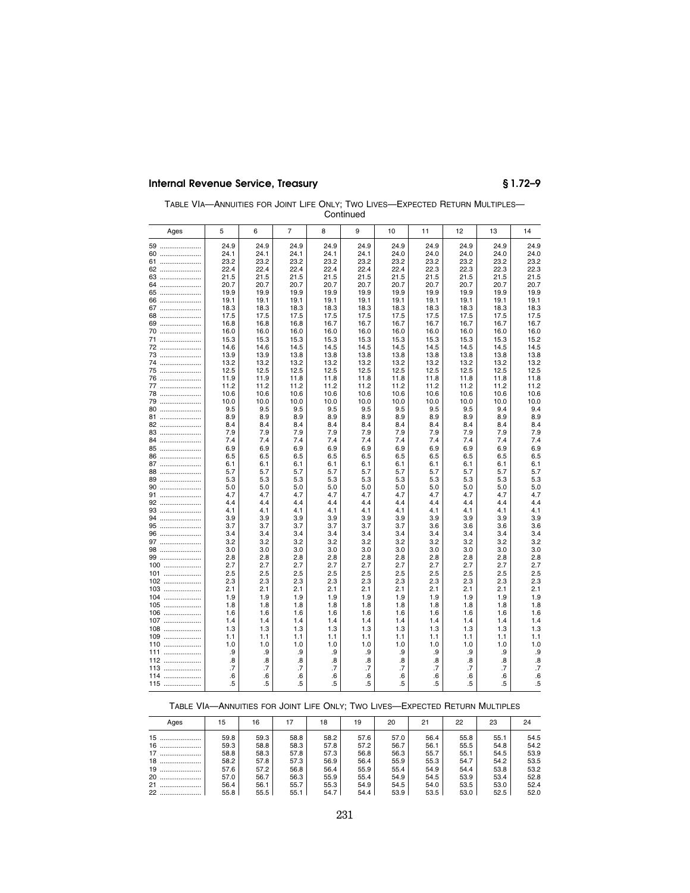TABLE VIA—ANNUITIES FOR JOINT LIFE ONLY; TWO LIVES—EXPECTED RETURN MULTIPLES—Continued

| Ages | 5 | 6 | 7 | 8 | 9 | 10 | 11 | 12 | 13 | 14 |
|---|---|---|---|---|---|---|---|---|---|---|
| 59 | 24.9 | 24.9 | 24.9 | 24.9 | 24.9 | 24.9 | 24.9 | 24.9 | 24.9 | 24.9 |
| 60 | 24.1 | 24.1 | 24.1 | 24.1 | 24.1 | 24.0 | 24.0 | 24.0 | 24.0 | 24.0 |
| 61 | 23.2 | 23.2 | 23.2 | 23.2 | 23.2 | 23.2 | 23.2 | 23.2 | 23.2 | 23.2 |
| 62 | 22.4 | 22.4 | 22.4 | 22.4 | 22.4 | 22.4 | 22.3 | 22.3 | 22.3 | 22.3 |
| 63 | 21.5 | 21.5 | 21.5 | 21.5 | 21.5 | 21.5 | 21.5 | 21.5 | 21.5 | 21.5 |
| 64 | 20.7 | 20.7 | 20.7 | 20.7 | 20.7 | 20.7 | 20.7 | 20.7 | 20.7 | 20.7 |
| 65 | 19.9 | 19.9 | 19.9 | 19.9 | 19.9 | 19.9 | 19.9 | 19.9 | 19.9 | 19.9 |
| 66 | 19.1 | 19.1 | 19.1 | 19.1 | 19.1 | 19.1 | 19.1 | 19.1 | 19.1 | 19.1 |
| 67 | 18.3 | 18.3 | 18.3 | 18.3 | 18.3 | 18.3 | 18.3 | 18.3 | 18.3 | 18.3 |
| 68 | 17.5 | 17.5 | 17.5 | 17.5 | 17.5 | 17.5 | 17.5 | 17.5 | 17.5 | 17.5 |
| 69 | 16.8 | 16.8 | 16.8 | 16.7 | 16.7 | 16.7 | 16.7 | 16.7 | 16.7 | 16.7 |
| 70 | 16.0 | 16.0 | 16.0 | 16.0 | 16.0 | 16.0 | 16.0 | 16.0 | 16.0 | 16.0 |
| 71 | 15.3 | 15.3 | 15.3 | 15.3 | 15.3 | 15.3 | 15.3 | 15.3 | 15.3 | 15.2 |
| 72 | 14.6 | 14.6 | 14.5 | 14.5 | 14.5 | 14.5 | 14.5 | 14.5 | 14.5 | 14.5 |
| 73 | 13.9 | 13.9 | 13.8 | 13.8 | 13.8 | 13.8 | 13.8 | 13.8 | 13.8 | 13.8 |
| 74 | 13.2 | 13.2 | 13.2 | 13.2 | 13.2 | 13.2 | 13.2 | 13.2 | 13.2 | 13.2 |
| 75 | 12.5 | 12.5 | 12.5 | 12.5 | 12.5 | 12.5 | 12.5 | 12.5 | 12.5 | 12.5 |
| 76 | 11.9 | 11.9 | 11.8 | 11.8 | 11.8 | 11.8 | 11.8 | 11.8 | 11.8 | 11.8 |
| 77 | 11.2 | 11.2 | 11.2 | 11.2 | 11.2 | 11.2 | 11.2 | 11.2 | 11.2 | 11.2 |
| 78 | 10.6 | 10.6 | 10.6 | 10.6 | 10.6 | 10.6 | 10.6 | 10.6 | 10.6 | 10.6 |
| 79 | 10.0 | 10.0 | 10.0 | 10.0 | 10.0 | 10.0 | 10.0 | 10.0 | 10.0 | 10.0 |
| 80 | 9.5 | 9.5 | 9.5 | 9.5 | 9.5 | 9.5 | 9.5 | 9.5 | 9.4 | 9.4 |
| 81 | 8.9 | 8.9 | 8.9 | 8.9 | 8.9 | 8.9 | 8.9 | 8.9 | 8.9 | 8.9 |
| 82 | 8.4 | 8.4 | 8.4 | 8.4 | 8.4 | 8.4 | 8.4 | 8.4 | 8.4 | 8.4 |
| 83 | 7.9 | 7.9 | 7.9 | 7.9 | 7.9 | 7.9 | 7.9 | 7.9 | 7.9 | 7.9 |
| 84 | 7.4 | 7.4 | 7.4 | 7.4 | 7.4 | 7.4 | 7.4 | 7.4 | 7.4 | 7.4 |
| 85 | 6.9 | 6.9 | 6.9 | 6.9 | 6.9 | 6.9 | 6.9 | 6.9 | 6.9 | 6.9 |
| 86 | 6.5 | 6.5 | 6.5 | 6.5 | 6.5 | 6.5 | 6.5 | 6.5 | 6.5 | 6.5 |
| 87 | 6.1 | 6.1 | 6.1 | 6.1 | 6.1 | 6.1 | 6.1 | 6.1 | 6.1 | 6.1 |
| 88 | 5.7 | 5.7 | 5.7 | 5.7 | 5.7 | 5.7 | 5.7 | 5.7 | 5.7 | 5.7 |
| 89 | 5.3 | 5.3 | 5.3 | 5.3 | 5.3 | 5.3 | 5.3 | 5.3 | 5.3 | 5.3 |
| 90 | 5.0 | 5.0 | 5.0 | 5.0 | 5.0 | 5.0 | 5.0 | 5.0 | 5.0 | 5.0 |
| 91 | 4.7 | 4.7 | 4.7 | 4.7 | 4.7 | 4.7 | 4.7 | 4.7 | 4.7 | 4.7 |
| 92 | 4.4 | 4.4 | 4.4 | 4.4 | 4.4 | 4.4 | 4.4 | 4.4 | 4.4 | 4.4 |
| 93 | 4.1 | 4.1 | 4.1 | 4.1 | 4.1 | 4.1 | 4.1 | 4.1 | 4.1 | 4.1 |
| 94 | 3.9 | 3.9 | 3.9 | 3.9 | 3.9 | 3.9 | 3.9 | 3.9 | 3.9 | 3.9 |
| 95 | 3.7 | 3.7 | 3.7 | 3.7 | 3.7 | 3.7 | 3.6 | 3.6 | 3.6 | 3.6 |
| 96 | 3.4 | 3.4 | 3.4 | 3.4 | 3.4 | 3.4 | 3.4 | 3.4 | 3.4 | 3.4 |
| 97 | 3.2 | 3.2 | 3.2 | 3.2 | 3.2 | 3.2 | 3.2 | 3.2 | 3.2 | 3.2 |
| 98 | 3.0 | 3.0 | 3.0 | 3.0 | 3.0 | 3.0 | 3.0 | 3.0 | 3.0 | 3.0 |
| 99 | 2.8 | 2.8 | 2.8 | 2.8 | 2.8 | 2.8 | 2.8 | 2.8 | 2.8 | 2.8 |
| 100 | 2.7 | 2.7 | 2.7 | 2.7 | 2.7 | 2.7 | 2.7 | 2.7 | 2.7 | 2.7 |
| 101 | 2.5 | 2.5 | 2.5 | 2.5 | 2.5 | 2.5 | 2.5 | 2.5 | 2.5 | 2.5 |
| 102 | 2.3 | 2.3 | 2.3 | 2.3 | 2.3 | 2.3 | 2.3 | 2.3 | 2.3 | 2.3 |
| 103 | 2.1 | 2.1 | 2.1 | 2.1 | 2.1 | 2.1 | 2.1 | 2.1 | 2.1 | 2.1 |
| 104 | 1.9 | 1.9 | 1.9 | 1.9 | 1.9 | 1.9 | 1.9 | 1.9 | 1.9 | 1.9 |
| 105 | 1.8 | 1.8 | 1.8 | 1.8 | 1.8 | 1.8 | 1.8 | 1.8 | 1.8 | 1.8 |
| 106 | 1.6 | 1.6 | 1.6 | 1.6 | 1.6 | 1.6 | 1.6 | 1.6 | 1.6 | 1.6 |
| 107 | 1.4 | 1.4 | 1.4 | 1.4 | 1.4 | 1.4 | 1.4 | 1.4 | 1.4 | 1.4 |
| 108 | 1.3 | 1.3 | 1.3 | 1.3 | 1.3 | 1.3 | 1.3 | 1.3 | 1.3 | 1.3 |
| 109 | 1.1 | 1.1 | 1.1 | 1.1 | 1.1 | 1.1 | 1.1 | 1.1 | 1.1 | 1.1 |
| 110 | 1.0 | 1.0 | 1.0 | 1.0 | 1.0 | 1.0 | 1.0 | 1.0 | 1.0 | 1.0 |
| 111 | .9 | .9 | .9 | .9 | .9 | .9 | .9 | .9 | .9 | .9 |
| 112 | .8 | .8 | .8 | .8 | .8 | .8 | .8 | .8 | .8 | .8 |
| 113 | .7 | .7 | .7 | .7 | .7 | .7 | .7 | .7 | .7 | .7 |
| 114 | .6 | .6 | .6 | .6 | .6 | .6 | .6 | .6 | .6 | .6 |
| 115 | .5 | .5 | .5 | .5 | .5 | .5 | .5 | .5 | .5 | .5 |

TABLE VIA—ANNUITIES FOR JOINT LIFE ONLY; TWO LIVES—EXPECTED RETURN MULTIPLES

| Ages | 15 | 16 | 17 | 18 | 19 | 20 | 21 | 22 | 23 | 24 |
|---|---|---|---|---|---|---|---|---|---|---|
| 15 | 59.8 | 59.3 | 58.8 | 58.2 | 57.6 | 57.0 | 56.4 | 55.8 | 55.1 | 54.5 |
| 16 | 59.3 | 58.8 | 58.3 | 57.8 | 57.2 | 56.7 | 56.1 | 55.5 | 54.8 | 54.2 |
| 17 | 58.8 | 58.3 | 57.8 | 57.3 | 56.8 | 56.3 | 55.7 | 55.1 | 54.5 | 53.9 |
| 18 | 58.2 | 57.8 | 57.3 | 56.9 | 56.4 | 55.9 | 55.3 | 54.7 | 54.2 | 53.5 |
| 19 | 57.6 | 57.2 | 56.8 | 56.4 | 55.9 | 55.4 | 54.9 | 54.4 | 53.8 | 53.2 |
| 20 | 57.0 | 56.7 | 56.3 | 55.9 | 55.4 | 54.9 | 54.5 | 53.9 | 53.4 | 52.8 |
| 21 | 56.4 | 56.1 | 55.7 | 55.3 | 54.9 | 54.5 | 54.0 | 53.5 | 53.0 | 52.4 |
| 22 | 55.8 | 55.5 | 55.1 | 54.7 | 54.4 | 53.9 | 53.5 | 53.0 | 52.5 | 52.0 |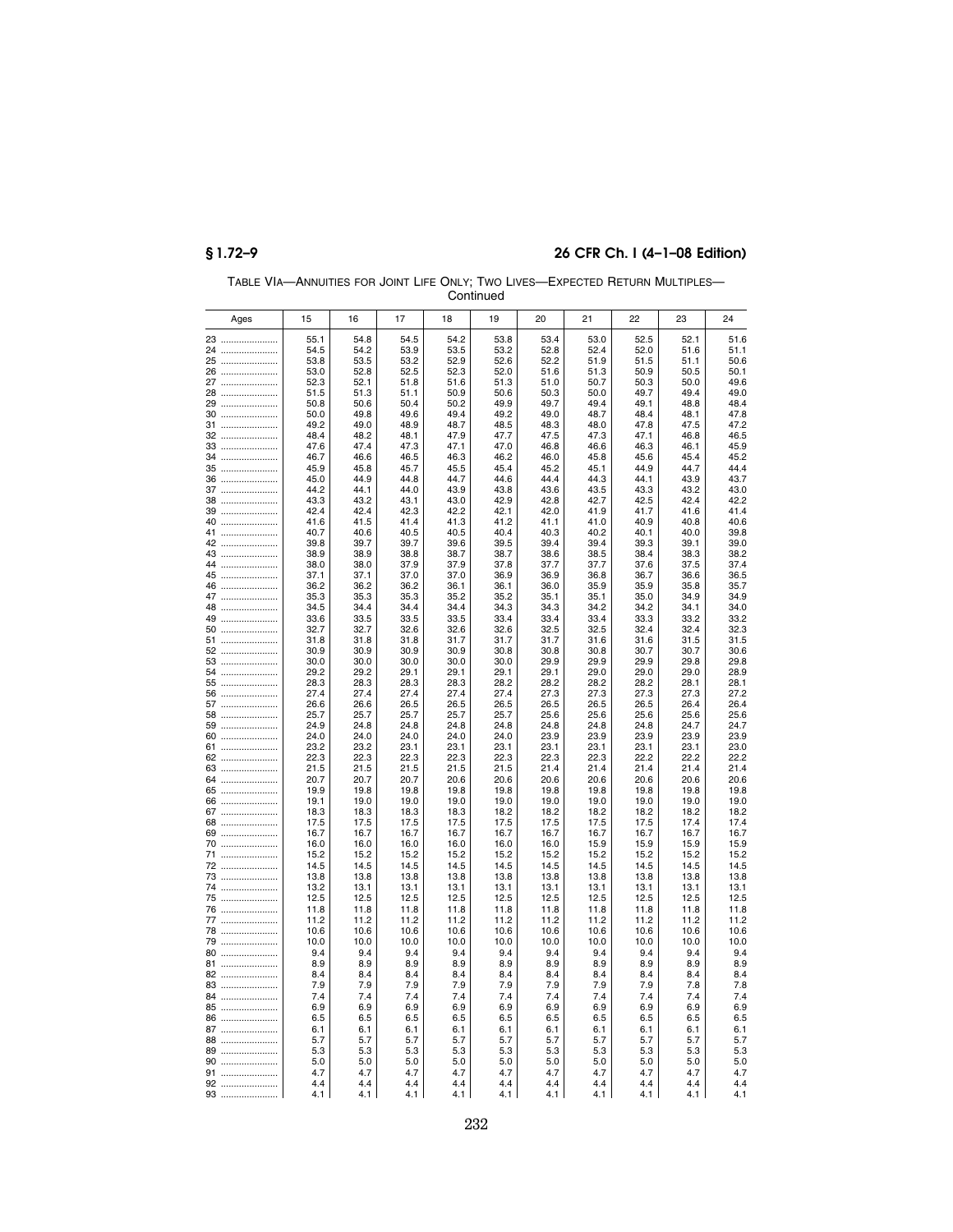TABLE VIA—ANNUITIES FOR JOINT LIFE ONLY; TWO LIVES—EXPECTED RETURN MULTIPLES—Continued

| Ages | 15 | 16 | 17 | 18 | 19 | 20 | 21 | 22 | 23 | 24 |
|---|---|---|---|---|---|---|---|---|---|---|
| 23 | 55.1 | 54.8 | 54.5 | 54.2 | 53.8 | 53.4 | 53.0 | 52.5 | 52.1 | 51.6 |
| 24 | 54.5 | 54.2 | 53.9 | 53.5 | 53.2 | 52.8 | 52.4 | 52.0 | 51.6 | 51.1 |
| 25 | 53.8 | 53.5 | 53.2 | 52.9 | 52.6 | 52.2 | 51.9 | 51.5 | 51.1 | 50.6 |
| 26 | 53.0 | 52.8 | 52.5 | 52.3 | 52.0 | 51.6 | 51.3 | 50.9 | 50.5 | 50.1 |
| 27 | 52.3 | 52.1 | 51.8 | 51.6 | 51.3 | 51.0 | 50.7 | 50.3 | 50.0 | 49.6 |
| 28 | 51.5 | 51.3 | 51.1 | 50.9 | 50.6 | 50.3 | 50.0 | 49.7 | 49.4 | 49.0 |
| 29 | 50.8 | 50.6 | 50.4 | 50.2 | 49.9 | 49.7 | 49.4 | 49.1 | 48.8 | 48.4 |
| 30 | 50.0 | 49.8 | 49.6 | 49.4 | 49.2 | 49.0 | 48.7 | 48.4 | 48.1 | 47.8 |
| 31 | 49.2 | 49.0 | 48.9 | 48.7 | 48.5 | 48.3 | 48.0 | 47.8 | 47.5 | 47.2 |
| 32 | 48.4 | 48.2 | 48.1 | 47.9 | 47.7 | 47.5 | 47.3 | 47.1 | 46.8 | 46.5 |
| 33 | 47.6 | 47.4 | 47.3 | 47.1 | 47.0 | 46.8 | 46.6 | 46.3 | 46.1 | 45.9 |
| 34 | 46.7 | 46.6 | 46.5 | 46.3 | 46.2 | 46.0 | 45.8 | 45.6 | 45.4 | 45.2 |
| 35 | 45.9 | 45.8 | 45.7 | 45.5 | 45.4 | 45.2 | 45.1 | 44.9 | 44.7 | 44.4 |
| 36 | 45.0 | 44.9 | 44.8 | 44.7 | 44.6 | 44.4 | 44.3 | 44.1 | 43.9 | 43.7 |
| 37 | 44.2 | 44.1 | 44.0 | 43.9 | 43.8 | 43.6 | 43.5 | 43.3 | 43.2 | 43.0 |
| 38 | 43.3 | 43.2 | 43.1 | 43.0 | 42.9 | 42.8 | 42.7 | 42.5 | 42.4 | 42.2 |
| 39 | 42.4 | 42.4 | 42.3 | 42.2 | 42.1 | 42.0 | 41.9 | 41.7 | 41.6 | 41.4 |
| 40 | 41.6 | 41.5 | 41.4 | 41.3 | 41.2 | 41.1 | 41.0 | 40.9 | 40.8 | 40.6 |
| 41 | 40.7 | 40.6 | 40.5 | 40.5 | 40.4 | 40.3 | 40.2 | 40.1 | 40.0 | 39.8 |
| 42 | 39.8 | 39.7 | 39.7 | 39.6 | 39.5 | 39.4 | 39.4 | 39.3 | 39.1 | 39.0 |
| 43 | 38.9 | 38.9 | 38.8 | 38.7 | 38.7 | 38.6 | 38.5 | 38.4 | 38.3 | 38.2 |
| 44 | 38.0 | 38.0 | 37.9 | 37.9 | 37.8 | 37.7 | 37.7 | 37.6 | 37.5 | 37.4 |
| 45 | 37.1 | 37.1 | 37.0 | 37.0 | 36.9 | 36.9 | 36.8 | 36.7 | 36.6 | 36.5 |
| 46 | 36.2 | 36.2 | 36.2 | 36.1 | 36.1 | 36.0 | 35.9 | 35.9 | 35.8 | 35.7 |
| 47 | 35.3 | 35.3 | 35.3 | 35.2 | 35.2 | 35.1 | 35.1 | 35.0 | 34.9 | 34.9 |
| 48 | 34.5 | 34.4 | 34.4 | 34.4 | 34.3 | 34.3 | 34.2 | 34.2 | 34.1 | 34.0 |
| 49 | 33.6 | 33.5 | 33.5 | 33.5 | 33.4 | 33.4 | 33.4 | 33.3 | 33.2 | 33.2 |
| 50 | 32.7 | 32.7 | 32.6 | 32.6 | 32.6 | 32.5 | 32.5 | 32.4 | 32.4 | 32.3 |
| 51 | 31.8 | 31.8 | 31.8 | 31.7 | 31.7 | 31.7 | 31.6 | 31.6 | 31.5 | 31.5 |
| 52 | 30.9 | 30.9 | 30.9 | 30.9 | 30.8 | 30.8 | 30.8 | 30.7 | 30.7 | 30.6 |
| 53 | 30.0 | 30.0 | 30.0 | 30.0 | 30.0 | 29.9 | 29.9 | 29.9 | 29.8 | 29.8 |
| 54 | 29.2 | 29.2 | 29.1 | 29.1 | 29.1 | 29.1 | 29.0 | 29.0 | 29.0 | 28.9 |
| 55 | 28.3 | 28.3 | 28.3 | 28.3 | 28.2 | 28.2 | 28.2 | 28.2 | 28.1 | 28.1 |
| 56 | 27.4 | 27.4 | 27.4 | 27.4 | 27.4 | 27.3 | 27.3 | 27.3 | 27.3 | 27.2 |
| 57 | 26.6 | 26.6 | 26.5 | 26.5 | 26.5 | 26.5 | 26.5 | 26.5 | 26.4 | 26.4 |
| 58 | 25.7 | 25.7 | 25.7 | 25.7 | 25.7 | 25.6 | 25.6 | 25.6 | 25.6 | 25.6 |
| 59 | 24.9 | 24.8 | 24.8 | 24.8 | 24.8 | 24.8 | 24.8 | 24.8 | 24.7 | 24.7 |
| 60 | 24.0 | 24.0 | 24.0 | 24.0 | 24.0 | 23.9 | 23.9 | 23.9 | 23.9 | 23.9 |
| 61 | 23.2 | 23.2 | 23.1 | 23.1 | 23.1 | 23.1 | 23.1 | 23.1 | 23.1 | 23.0 |
| 62 | 22.3 | 22.3 | 22.3 | 22.3 | 22.3 | 22.3 | 22.3 | 22.2 | 22.2 | 22.2 |
| 63 | 21.5 | 21.5 | 21.5 | 21.5 | 21.5 | 21.4 | 21.4 | 21.4 | 21.4 | 21.4 |
| 64 | 20.7 | 20.7 | 20.7 | 20.6 | 20.6 | 20.6 | 20.6 | 20.6 | 20.6 | 20.6 |
| 65 | 19.9 | 19.8 | 19.8 | 19.8 | 19.8 | 19.8 | 19.8 | 19.8 | 19.8 | 19.8 |
| 66 | 19.1 | 19.0 | 19.0 | 19.0 | 19.0 | 19.0 | 19.0 | 19.0 | 19.0 | 19.0 |
| 67 | 18.3 | 18.3 | 18.3 | 18.3 | 18.2 | 18.2 | 18.2 | 18.2 | 18.2 | 18.2 |
| 68 | 17.5 | 17.5 | 17.5 | 17.5 | 17.5 | 17.5 | 17.5 | 17.5 | 17.4 | 17.4 |
| 69 | 16.7 | 16.7 | 16.7 | 16.7 | 16.7 | 16.7 | 16.7 | 16.7 | 16.7 | 16.7 |
| 70 | 16.0 | 16.0 | 16.0 | 16.0 | 16.0 | 16.0 | 15.9 | 15.9 | 15.9 | 15.9 |
| 71 | 15.2 | 15.2 | 15.2 | 15.2 | 15.2 | 15.2 | 15.2 | 15.2 | 15.2 | 15.2 |
| 72 | 14.5 | 14.5 | 14.5 | 14.5 | 14.5 | 14.5 | 14.5 | 14.5 | 14.5 | 14.5 |
| 73 | 13.8 | 13.8 | 13.8 | 13.8 | 13.8 | 13.8 | 13.8 | 13.8 | 13.8 | 13.8 |
| 74 | 13.2 | 13.1 | 13.1 | 13.1 | 13.1 | 13.1 | 13.1 | 13.1 | 13.1 | 13.1 |
| 75 | 12.5 | 12.5 | 12.5 | 12.5 | 12.5 | 12.5 | 12.5 | 12.5 | 12.5 | 12.5 |
| 76 | 11.8 | 11.8 | 11.8 | 11.8 | 11.8 | 11.8 | 11.8 | 11.8 | 11.8 | 11.8 |
| 77 | 11.2 | 11.2 | 11.2 | 11.2 | 11.2 | 11.2 | 11.2 | 11.2 | 11.2 | 11.2 |
| 78 | 10.6 | 10.6 | 10.6 | 10.6 | 10.6 | 10.6 | 10.6 | 10.6 | 10.6 | 10.6 |
| 79 | 10.0 | 10.0 | 10.0 | 10.0 | 10.0 | 10.0 | 10.0 | 10.0 | 10.0 | 10.0 |
| 80 | 9.4 | 9.4 | 9.4 | 9.4 | 9.4 | 9.4 | 9.4 | 9.4 | 9.4 | 9.4 |
| 81 | 8.9 | 8.9 | 8.9 | 8.9 | 8.9 | 8.9 | 8.9 | 8.9 | 8.9 | 8.9 |
| 82 | 8.4 | 8.4 | 8.4 | 8.4 | 8.4 | 8.4 | 8.4 | 8.4 | 8.4 | 8.4 |
| 83 | 7.9 | 7.9 | 7.9 | 7.9 | 7.9 | 7.9 | 7.9 | 7.9 | 7.8 | 7.8 |
| 84 | 7.4 | 7.4 | 7.4 | 7.4 | 7.4 | 7.4 | 7.4 | 7.4 | 7.4 | 7.4 |
| 85 | 6.9 | 6.9 | 6.9 | 6.9 | 6.9 | 6.9 | 6.9 | 6.9 | 6.9 | 6.9 |
| 86 | 6.5 | 6.5 | 6.5 | 6.5 | 6.5 | 6.5 | 6.5 | 6.5 | 6.5 | 6.5 |
| 87 | 6.1 | 6.1 | 6.1 | 6.1 | 6.1 | 6.1 | 6.1 | 6.1 | 6.1 | 6.1 |
| 88 | 5.7 | 5.7 | 5.7 | 5.7 | 5.7 | 5.7 | 5.7 | 5.7 | 5.7 | 5.7 |
| 89 | 5.3 | 5.3 | 5.3 | 5.3 | 5.3 | 5.3 | 5.3 | 5.3 | 5.3 | 5.3 |
| 90 | 5.0 | 5.0 | 5.0 | 5.0 | 5.0 | 5.0 | 5.0 | 5.0 | 5.0 | 5.0 |
| 91 | 4.7 | 4.7 | 4.7 | 4.7 | 4.7 | 4.7 | 4.7 | 4.7 | 4.7 | 4.7 |
| 92 | 4.4 | 4.4 | 4.4 | 4.4 | 4.4 | 4.4 | 4.4 | 4.4 | 4.4 | 4.4 |
| 93 | 4.1 | 4.1 | 4.1 | 4.1 | 4.1 | 4.1 | 4.1 | 4.1 | 4.1 | 4.1 |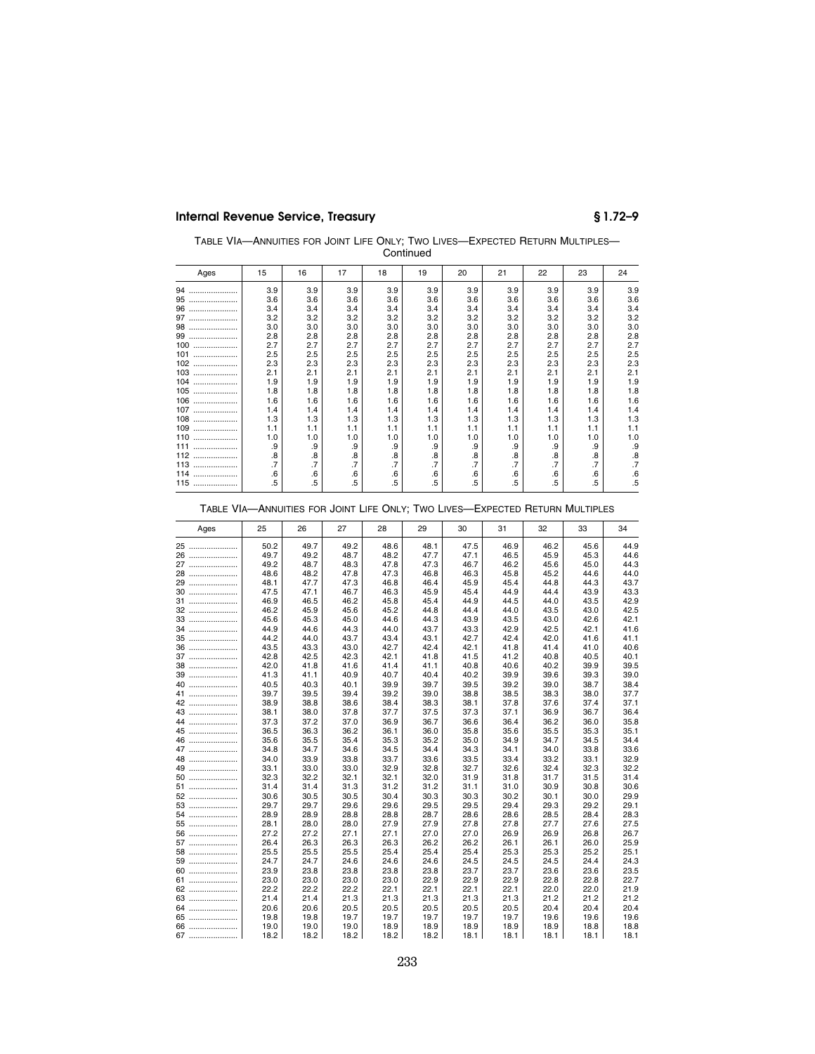TABLE VIA—ANNUITIES FOR JOINT LIFE ONLY; TWO LIVES—EXPECTED RETURN MULTIPLES—Continued

| Ages | 15 | 16 | 17 | 18 | 19 | 20 | 21 | 22 | 23 | 24 |
|---|---|---|---|---|---|---|---|---|---|---|
| 94 | 3.9 | 3.9 | 3.9 | 3.9 | 3.9 | 3.9 | 3.9 | 3.9 | 3.9 | 3.9 |
| 95 | 3.6 | 3.6 | 3.6 | 3.6 | 3.6 | 3.6 | 3.6 | 3.6 | 3.6 | 3.6 |
| 96 | 3.4 | 3.4 | 3.4 | 3.4 | 3.4 | 3.4 | 3.4 | 3.4 | 3.4 | 3.4 |
| 97 | 3.2 | 3.2 | 3.2 | 3.2 | 3.2 | 3.2 | 3.2 | 3.2 | 3.2 | 3.2 |
| 98 | 3.0 | 3.0 | 3.0 | 3.0 | 3.0 | 3.0 | 3.0 | 3.0 | 3.0 | 3.0 |
| 99 | 2.8 | 2.8 | 2.8 | 2.8 | 2.8 | 2.8 | 2.8 | 2.8 | 2.8 | 2.8 |
| 100 | 2.7 | 2.7 | 2.7 | 2.7 | 2.7 | 2.7 | 2.7 | 2.7 | 2.7 | 2.7 |
| 101 | 2.5 | 2.5 | 2.5 | 2.5 | 2.5 | 2.5 | 2.5 | 2.5 | 2.5 | 2.5 |
| 102 | 2.3 | 2.3 | 2.3 | 2.3 | 2.3 | 2.3 | 2.3 | 2.3 | 2.3 | 2.3 |
| 103 | 2.1 | 2.1 | 2.1 | 2.1 | 2.1 | 2.1 | 2.1 | 2.1 | 2.1 | 2.1 |
| 104 | 1.9 | 1.9 | 1.9 | 1.9 | 1.9 | 1.9 | 1.9 | 1.9 | 1.9 | 1.9 |
| 105 | 1.8 | 1.8 | 1.8 | 1.8 | 1.8 | 1.8 | 1.8 | 1.8 | 1.8 | 1.8 |
| 106 | 1.6 | 1.6 | 1.6 | 1.6 | 1.6 | 1.6 | 1.6 | 1.6 | 1.6 | 1.6 |
| 107 | 1.4 | 1.4 | 1.4 | 1.4 | 1.4 | 1.4 | 1.4 | 1.4 | 1.4 | 1.4 |
| 108 | 1.3 | 1.3 | 1.3 | 1.3 | 1.3 | 1.3 | 1.3 | 1.3 | 1.3 | 1.3 |
| 109 | 1.1 | 1.1 | 1.1 | 1.1 | 1.1 | 1.1 | 1.1 | 1.1 | 1.1 | 1.1 |
| 110 | 1.0 | 1.0 | 1.0 | 1.0 | 1.0 | 1.0 | 1.0 | 1.0 | 1.0 | 1.0 |
| 111 | .9 | .9 | .9 | .9 | .9 | .9 | .9 | .9 | .9 | .9 |
| 112 | .8 | .8 | .8 | .8 | .8 | .8 | .8 | .8 | .8 | .8 |
| 113 | .7 | .7 | .7 | .7 | .7 | .7 | .7 | .7 | .7 | .7 |
| 114 | .6 | .6 | .6 | .6 | .6 | .6 | .6 | .6 | .6 | .6 |
| 115 | .5 | .5 | .5 | .5 | .5 | .5 | .5 | .5 | .5 | .5 |

TABLE VIA—ANNUITIES FOR JOINT LIFE ONLY; TWO LIVES—EXPECTED RETURN MULTIPLES

| Ages | 25 | 26 | 27 | 28 | 29 | 30 | 31 | 32 | 33 | 34 |
|---|---|---|---|---|---|---|---|---|---|---|
| 25 | 50.2 | 49.7 | 49.2 | 48.6 | 48.1 | 47.5 | 46.9 | 46.2 | 45.6 | 44.9 |
| 26 | 49.7 | 49.2 | 48.7 | 48.2 | 47.7 | 47.1 | 46.5 | 45.9 | 45.3 | 44.6 |
| 27 | 49.2 | 48.7 | 48.3 | 47.8 | 47.3 | 46.7 | 46.2 | 45.6 | 45.0 | 44.3 |
| 28 | 48.6 | 48.2 | 47.8 | 47.3 | 46.8 | 46.3 | 45.8 | 45.2 | 44.6 | 44.0 |
| 29 | 48.1 | 47.7 | 47.3 | 46.8 | 46.4 | 45.9 | 45.4 | 44.8 | 44.3 | 43.7 |
| 30 | 47.5 | 47.1 | 46.7 | 46.3 | 45.9 | 45.4 | 44.9 | 44.4 | 43.9 | 43.3 |
| 31 | 46.9 | 46.5 | 46.2 | 45.8 | 45.4 | 44.9 | 44.5 | 44.0 | 43.5 | 42.9 |
| 32 | 46.2 | 45.9 | 45.6 | 45.2 | 44.8 | 44.4 | 44.0 | 43.5 | 43.0 | 42.5 |
| 33 | 45.6 | 45.3 | 45.0 | 44.6 | 44.3 | 43.9 | 43.5 | 43.0 | 42.6 | 42.1 |
| 34 | 44.9 | 44.6 | 44.3 | 44.0 | 43.7 | 43.3 | 42.9 | 42.5 | 42.1 | 41.6 |
| 35 | 44.2 | 44.0 | 43.7 | 43.4 | 43.1 | 42.7 | 42.4 | 42.0 | 41.6 | 41.1 |
| 36 | 43.5 | 43.3 | 43.0 | 42.7 | 42.4 | 42.1 | 41.8 | 41.4 | 41.0 | 40.6 |
| 37 | 42.8 | 42.5 | 42.3 | 42.1 | 41.8 | 41.5 | 41.2 | 40.8 | 40.5 | 40.1 |
| 38 | 42.0 | 41.8 | 41.6 | 41.4 | 41.1 | 40.8 | 40.6 | 40.2 | 39.9 | 39.5 |
| 39 | 41.3 | 41.1 | 40.9 | 40.7 | 40.4 | 40.2 | 39.9 | 39.6 | 39.3 | 39.0 |
| 40 | 40.5 | 40.3 | 40.1 | 39.9 | 39.7 | 39.5 | 39.2 | 39.0 | 38.7 | 38.4 |
| 41 | 39.7 | 39.5 | 39.4 | 39.2 | 39.0 | 38.8 | 38.5 | 38.3 | 38.0 | 37.7 |
| 42 | 38.9 | 38.8 | 38.6 | 38.4 | 38.3 | 38.1 | 37.8 | 37.6 | 37.4 | 37.1 |
| 43 | 38.1 | 38.0 | 37.8 | 37.7 | 37.5 | 37.3 | 37.1 | 36.9 | 36.7 | 36.4 |
| 44 | 37.3 | 37.2 | 37.0 | 36.9 | 36.7 | 36.6 | 36.4 | 36.2 | 36.0 | 35.8 |
| 45 | 36.5 | 36.3 | 36.2 | 36.1 | 36.0 | 35.8 | 35.6 | 35.5 | 35.3 | 35.1 |
| 46 | 35.6 | 35.5 | 35.4 | 35.3 | 35.2 | 35.0 | 34.9 | 34.7 | 34.5 | 34.4 |
| 47 | 34.8 | 34.7 | 34.6 | 34.5 | 34.4 | 34.3 | 34.1 | 34.0 | 33.8 | 33.6 |
| 48 | 34.0 | 33.9 | 33.8 | 33.7 | 33.6 | 33.5 | 33.4 | 33.2 | 33.1 | 32.9 |
| 49 | 33.1 | 33.0 | 33.0 | 32.9 | 32.8 | 32.7 | 32.6 | 32.4 | 32.3 | 32.2 |
| 50 | 32.3 | 32.2 | 32.1 | 32.1 | 32.0 | 31.9 | 31.8 | 31.7 | 31.5 | 31.4 |
| 51 | 31.4 | 31.4 | 31.3 | 31.2 | 31.2 | 31.1 | 31.0 | 30.9 | 30.8 | 30.6 |
| 52 | 30.6 | 30.5 | 30.5 | 30.4 | 30.3 | 30.3 | 30.2 | 30.1 | 30.0 | 29.9 |
| 53 | 29.7 | 29.7 | 29.6 | 29.6 | 29.5 | 29.5 | 29.4 | 29.3 | 29.2 | 29.1 |
| 54 | 28.9 | 28.9 | 28.8 | 28.8 | 28.7 | 28.6 | 28.6 | 28.5 | 28.4 | 28.3 |
| 55 | 28.1 | 28.0 | 28.0 | 27.9 | 27.9 | 27.8 | 27.8 | 27.7 | 27.6 | 27.5 |
| 56 | 27.2 | 27.2 | 27.1 | 27.1 | 27.0 | 27.0 | 26.9 | 26.9 | 26.8 | 26.7 |
| 57 | 26.4 | 26.3 | 26.3 | 26.3 | 26.2 | 26.2 | 26.1 | 26.1 | 26.0 | 25.9 |
| 58 | 25.5 | 25.5 | 25.5 | 25.4 | 25.4 | 25.4 | 25.3 | 25.3 | 25.2 | 25.1 |
| 59 | 24.7 | 24.7 | 24.6 | 24.6 | 24.6 | 24.5 | 24.5 | 24.5 | 24.4 | 24.3 |
| 60 | 23.9 | 23.8 | 23.8 | 23.8 | 23.8 | 23.7 | 23.7 | 23.6 | 23.6 | 23.5 |
| 61 | 23.0 | 23.0 | 23.0 | 23.0 | 22.9 | 22.9 | 22.9 | 22.8 | 22.8 | 22.7 |
| 62 | 22.2 | 22.2 | 22.2 | 22.1 | 22.1 | 22.1 | 22.1 | 22.0 | 22.0 | 21.9 |
| 63 | 21.4 | 21.4 | 21.3 | 21.3 | 21.3 | 21.3 | 21.3 | 21.2 | 21.2 | 21.2 |
| 64 | 20.6 | 20.6 | 20.5 | 20.5 | 20.5 | 20.5 | 20.5 | 20.4 | 20.4 | 20.4 |
| 65 | 19.8 | 19.8 | 19.7 | 19.7 | 19.7 | 19.7 | 19.7 | 19.6 | 19.6 | 19.6 |
| 66 | 19.0 | 19.0 | 19.0 | 18.9 | 18.9 | 18.9 | 18.9 | 18.9 | 18.8 | 18.8 |
| 67 | 18.2 | 18.2 | 18.2 | 18.2 | 18.2 | 18.1 | 18.1 | 18.1 | 18.1 | 18.1 |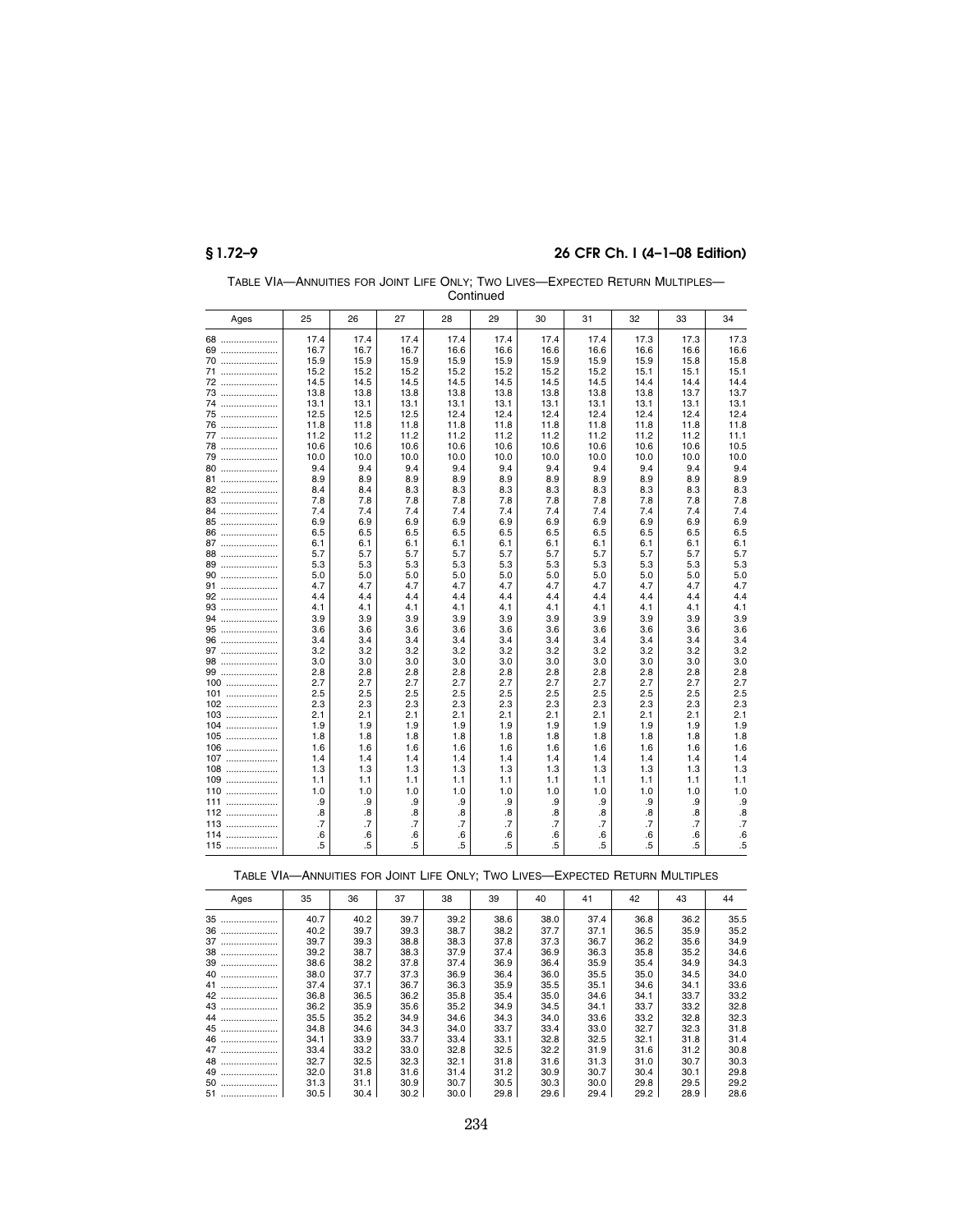TABLE VIA—ANNUITIES FOR JOINT LIFE ONLY; TWO LIVES—EXPECTED RETURN MULTIPLES—Continued

| Ages | 25 | 26 | 27 | 28 | 29 | 30 | 31 | 32 | 33 | 34 |
|---|---|---|---|---|---|---|---|---|---|---|
| 68 | 17.4 | 17.4 | 17.4 | 17.4 | 17.4 | 17.4 | 17.4 | 17.3 | 17.3 | 17.3 |
| 69 | 16.7 | 16.7 | 16.7 | 16.6 | 16.6 | 16.6 | 16.6 | 16.6 | 16.6 | 16.6 |
| 70 | 15.9 | 15.9 | 15.9 | 15.9 | 15.9 | 15.9 | 15.9 | 15.9 | 15.8 | 15.8 |
| 71 | 15.2 | 15.2 | 15.2 | 15.2 | 15.2 | 15.2 | 15.2 | 15.1 | 15.1 | 15.1 |
| 72 | 14.5 | 14.5 | 14.5 | 14.5 | 14.5 | 14.5 | 14.5 | 14.4 | 14.4 | 14.4 |
| 73 | 13.8 | 13.8 | 13.8 | 13.8 | 13.8 | 13.8 | 13.8 | 13.8 | 13.7 | 13.7 |
| 74 | 13.1 | 13.1 | 13.1 | 13.1 | 13.1 | 13.1 | 13.1 | 13.1 | 13.1 | 13.1 |
| 75 | 12.5 | 12.5 | 12.5 | 12.4 | 12.4 | 12.4 | 12.4 | 12.4 | 12.4 | 12.4 |
| 76 | 11.8 | 11.8 | 11.8 | 11.8 | 11.8 | 11.8 | 11.8 | 11.8 | 11.8 | 11.8 |
| 77 | 11.2 | 11.2 | 11.2 | 11.2 | 11.2 | 11.2 | 11.2 | 11.2 | 11.2 | 11.1 |
| 78 | 10.6 | 10.6 | 10.6 | 10.6 | 10.6 | 10.6 | 10.6 | 10.6 | 10.6 | 10.5 |
| 79 | 10.0 | 10.0 | 10.0 | 10.0 | 10.0 | 10.0 | 10.0 | 10.0 | 10.0 | 10.0 |
| 80 | 9.4 | 9.4 | 9.4 | 9.4 | 9.4 | 9.4 | 9.4 | 9.4 | 9.4 | 9.4 |
| 81 | 8.9 | 8.9 | 8.9 | 8.9 | 8.9 | 8.9 | 8.9 | 8.9 | 8.9 | 8.9 |
| 82 | 8.4 | 8.4 | 8.3 | 8.3 | 8.3 | 8.3 | 8.3 | 8.3 | 8.3 | 8.3 |
| 83 | 7.8 | 7.8 | 7.8 | 7.8 | 7.8 | 7.8 | 7.8 | 7.8 | 7.8 | 7.8 |
| 84 | 7.4 | 7.4 | 7.4 | 7.4 | 7.4 | 7.4 | 7.4 | 7.4 | 7.4 | 7.4 |
| 85 | 6.9 | 6.9 | 6.9 | 6.9 | 6.9 | 6.9 | 6.9 | 6.9 | 6.9 | 6.9 |
| 86 | 6.5 | 6.5 | 6.5 | 6.5 | 6.5 | 6.5 | 6.5 | 6.5 | 6.5 | 6.5 |
| 87 | 6.1 | 6.1 | 6.1 | 6.1 | 6.1 | 6.1 | 6.1 | 6.1 | 6.1 | 6.1 |
| 88 | 5.7 | 5.7 | 5.7 | 5.7 | 5.7 | 5.7 | 5.7 | 5.7 | 5.7 | 5.7 |
| 89 | 5.3 | 5.3 | 5.3 | 5.3 | 5.3 | 5.3 | 5.3 | 5.3 | 5.3 | 5.3 |
| 90 | 5.0 | 5.0 | 5.0 | 5.0 | 5.0 | 5.0 | 5.0 | 5.0 | 5.0 | 5.0 |
| 91 | 4.7 | 4.7 | 4.7 | 4.7 | 4.7 | 4.7 | 4.7 | 4.7 | 4.7 | 4.7 |
| 92 | 4.4 | 4.4 | 4.4 | 4.4 | 4.4 | 4.4 | 4.4 | 4.4 | 4.4 | 4.4 |
| 93 | 4.1 | 4.1 | 4.1 | 4.1 | 4.1 | 4.1 | 4.1 | 4.1 | 4.1 | 4.1 |
| 94 | 3.9 | 3.9 | 3.9 | 3.9 | 3.9 | 3.9 | 3.9 | 3.9 | 3.9 | 3.9 |
| 95 | 3.6 | 3.6 | 3.6 | 3.6 | 3.6 | 3.6 | 3.6 | 3.6 | 3.6 | 3.6 |
| 96 | 3.4 | 3.4 | 3.4 | 3.4 | 3.4 | 3.4 | 3.4 | 3.4 | 3.4 | 3.4 |
| 97 | 3.2 | 3.2 | 3.2 | 3.2 | 3.2 | 3.2 | 3.2 | 3.2 | 3.2 | 3.2 |
| 98 | 3.0 | 3.0 | 3.0 | 3.0 | 3.0 | 3.0 | 3.0 | 3.0 | 3.0 | 3.0 |
| 99 | 2.8 | 2.8 | 2.8 | 2.8 | 2.8 | 2.8 | 2.8 | 2.8 | 2.8 | 2.8 |
| 100 | 2.7 | 2.7 | 2.7 | 2.7 | 2.7 | 2.7 | 2.7 | 2.7 | 2.7 | 2.7 |
| 101 | 2.5 | 2.5 | 2.5 | 2.5 | 2.5 | 2.5 | 2.5 | 2.5 | 2.5 | 2.5 |
| 102 | 2.3 | 2.3 | 2.3 | 2.3 | 2.3 | 2.3 | 2.3 | 2.3 | 2.3 | 2.3 |
| 103 | 2.1 | 2.1 | 2.1 | 2.1 | 2.1 | 2.1 | 2.1 | 2.1 | 2.1 | 2.1 |
| 104 | 1.9 | 1.9 | 1.9 | 1.9 | 1.9 | 1.9 | 1.9 | 1.9 | 1.9 | 1.9 |
| 105 | 1.8 | 1.8 | 1.8 | 1.8 | 1.8 | 1.8 | 1.8 | 1.8 | 1.8 | 1.8 |
| 106 | 1.6 | 1.6 | 1.6 | 1.6 | 1.6 | 1.6 | 1.6 | 1.6 | 1.6 | 1.6 |
| 107 | 1.4 | 1.4 | 1.4 | 1.4 | 1.4 | 1.4 | 1.4 | 1.4 | 1.4 | 1.4 |
| 108 | 1.3 | 1.3 | 1.3 | 1.3 | 1.3 | 1.3 | 1.3 | 1.3 | 1.3 | 1.3 |
| 109 | 1.1 | 1.1 | 1.1 | 1.1 | 1.1 | 1.1 | 1.1 | 1.1 | 1.1 | 1.1 |
| 110 | 1.0 | 1.0 | 1.0 | 1.0 | 1.0 | 1.0 | 1.0 | 1.0 | 1.0 | 1.0 |
| 111 | .9 | .9 | .9 | .9 | .9 | .9 | .9 | .9 | .9 | .9 |
| 112 | .8 | .8 | .8 | .8 | .8 | .8 | .8 | .8 | .8 | .8 |
| 113 | .7 | .7 | .7 | .7 | .7 | .7 | .7 | .7 | .7 | .7 |
| 114 | .6 | .6 | .6 | .6 | .6 | .6 | .6 | .6 | .6 | .6 |
| 115 | .5 | .5 | .5 | .5 | .5 | .5 | .5 | .5 | .5 | .5 |

TABLE VIA—ANNUITIES FOR JOINT LIFE ONLY; TWO LIVES—EXPECTED RETURN MULTIPLES

| Ages | 35 | 36 | 37 | 38 | 39 | 40 | 41 | 42 | 43 | 44 |
|---|---|---|---|---|---|---|---|---|---|---|
| 35 | 40.7 | 40.2 | 39.7 | 39.2 | 38.6 | 38.0 | 37.4 | 36.8 | 36.2 | 35.5 |
| 36 | 40.2 | 39.7 | 39.3 | 38.7 | 38.2 | 37.7 | 37.1 | 36.5 | 35.9 | 35.2 |
| 37 | 39.7 | 39.3 | 38.8 | 38.3 | 37.8 | 37.3 | 36.7 | 36.2 | 35.6 | 34.9 |
| 38 | 39.2 | 38.7 | 38.3 | 37.9 | 37.4 | 36.9 | 36.3 | 35.8 | 35.2 | 34.6 |
| 39 | 38.6 | 38.2 | 37.8 | 37.4 | 36.9 | 36.4 | 35.9 | 35.4 | 34.9 | 34.3 |
| 40 | 38.0 | 37.7 | 37.3 | 36.9 | 36.4 | 36.0 | 35.5 | 35.0 | 34.5 | 34.0 |
| 41 | 37.4 | 37.1 | 36.7 | 36.3 | 35.9 | 35.5 | 35.1 | 34.6 | 34.1 | 33.6 |
| 42 | 36.8 | 36.5 | 36.2 | 35.8 | 35.4 | 35.0 | 34.6 | 34.1 | 33.7 | 33.2 |
| 43 | 36.2 | 35.9 | 35.6 | 35.2 | 34.9 | 34.5 | 34.1 | 33.7 | 33.2 | 32.8 |
| 44 | 35.5 | 35.2 | 34.9 | 34.6 | 34.3 | 34.0 | 33.6 | 33.2 | 32.8 | 32.3 |
| 45 | 34.8 | 34.6 | 34.3 | 34.0 | 33.7 | 33.4 | 33.0 | 32.7 | 32.3 | 31.8 |
| 46 | 34.1 | 33.9 | 33.7 | 33.4 | 33.1 | 32.8 | 32.5 | 32.1 | 31.8 | 31.4 |
| 47 | 33.4 | 33.2 | 33.0 | 32.8 | 32.5 | 32.2 | 31.9 | 31.6 | 31.2 | 30.8 |
| 48 | 32.7 | 32.5 | 32.3 | 32.1 | 31.8 | 31.6 | 31.3 | 31.0 | 30.7 | 30.3 |
| 49 | 32.0 | 31.8 | 31.6 | 31.4 | 31.2 | 30.9 | 30.7 | 30.4 | 30.1 | 29.8 |
| 50 | 31.3 | 31.1 | 30.9 | 30.7 | 30.5 | 30.3 | 30.0 | 29.8 | 29.5 | 29.2 |
| 51 | 30.5 | 30.4 | 30.2 | 30.0 | 29.8 | 29.6 | 29.4 | 29.2 | 28.9 | 28.6 |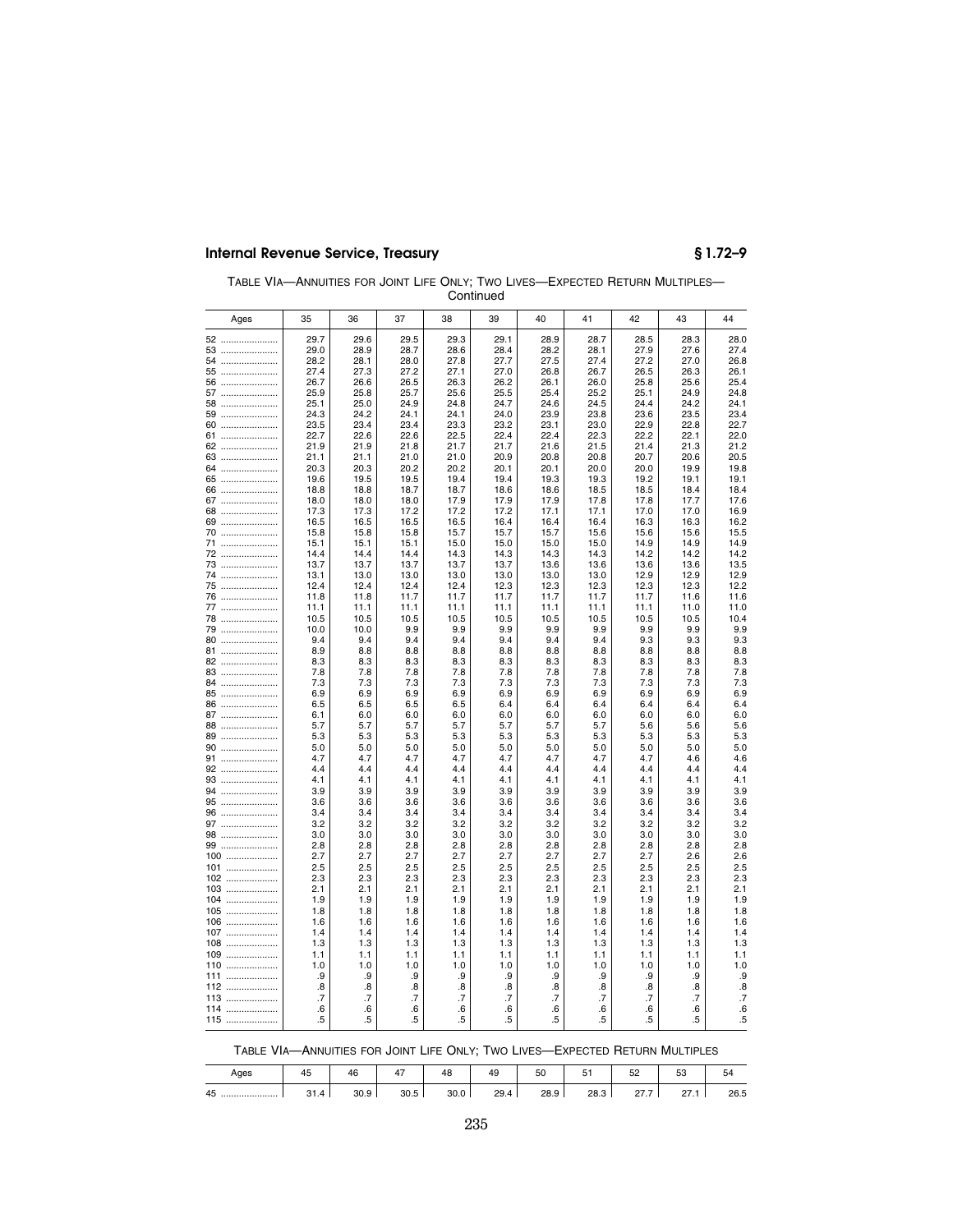TABLE VIA—ANNUITIES FOR JOINT LIFE ONLY; TWO LIVES—EXPECTED RETURN MULTIPLES—Continued

| Ages | 35 | 36 | 37 | 38 | 39 | 40 | 41 | 42 | 43 | 44 |
|---|---|---|---|---|---|---|---|---|---|---|
| 52 | 29.7 | 29.6 | 29.5 | 29.3 | 29.1 | 28.9 | 28.7 | 28.5 | 28.3 | 28.0 |
| 53 | 29.0 | 28.9 | 28.7 | 28.6 | 28.4 | 28.2 | 28.1 | 27.9 | 27.6 | 27.4 |
| 54 | 28.2 | 28.1 | 28.0 | 27.8 | 27.7 | 27.5 | 27.4 | 27.2 | 27.0 | 26.8 |
| 55 | 27.4 | 27.3 | 27.2 | 27.1 | 27.0 | 26.8 | 26.7 | 26.5 | 26.3 | 26.1 |
| 56 | 26.7 | 26.6 | 26.5 | 26.3 | 26.2 | 26.1 | 26.0 | 25.8 | 25.6 | 25.4 |
| 57 | 25.9 | 25.8 | 25.7 | 25.6 | 25.5 | 25.4 | 25.2 | 25.1 | 24.9 | 24.8 |
| 58 | 25.1 | 25.0 | 24.9 | 24.8 | 24.7 | 24.6 | 24.5 | 24.4 | 24.2 | 24.1 |
| 59 | 24.3 | 24.2 | 24.1 | 24.1 | 24.0 | 23.9 | 23.8 | 23.6 | 23.5 | 23.4 |
| 60 | 23.5 | 23.4 | 23.4 | 23.3 | 23.2 | 23.1 | 23.0 | 22.9 | 22.8 | 22.7 |
| 61 | 22.7 | 22.6 | 22.6 | 22.5 | 22.4 | 22.4 | 22.3 | 22.2 | 22.1 | 22.0 |
| 62 | 21.9 | 21.9 | 21.8 | 21.7 | 21.7 | 21.6 | 21.5 | 21.4 | 21.3 | 21.2 |
| 63 | 21.1 | 21.1 | 21.0 | 21.0 | 20.9 | 20.8 | 20.8 | 20.7 | 20.6 | 20.5 |
| 64 | 20.3 | 20.3 | 20.2 | 20.2 | 20.1 | 20.1 | 20.0 | 20.0 | 19.9 | 19.8 |
| 65 | 19.6 | 19.5 | 19.5 | 19.4 | 19.4 | 19.3 | 19.3 | 19.2 | 19.1 | 19.1 |
| 66 | 18.8 | 18.8 | 18.7 | 18.7 | 18.6 | 18.6 | 18.5 | 18.5 | 18.4 | 18.4 |
| 67 | 18.0 | 18.0 | 18.0 | 17.9 | 17.9 | 17.9 | 17.8 | 17.8 | 17.7 | 17.6 |
| 68 | 17.3 | 17.3 | 17.2 | 17.2 | 17.2 | 17.1 | 17.1 | 17.0 | 17.0 | 16.9 |
| 69 | 16.5 | 16.5 | 16.5 | 16.5 | 16.4 | 16.4 | 16.4 | 16.3 | 16.3 | 16.2 |
| 70 | 15.8 | 15.8 | 15.8 | 15.7 | 15.7 | 15.7 | 15.6 | 15.6 | 15.6 | 15.5 |
| 71 | 15.1 | 15.1 | 15.1 | 15.0 | 15.0 | 15.0 | 15.0 | 14.9 | 14.9 | 14.9 |
| 72 | 14.4 | 14.4 | 14.4 | 14.3 | 14.3 | 14.3 | 14.3 | 14.2 | 14.2 | 14.2 |
| 73 | 13.7 | 13.7 | 13.7 | 13.7 | 13.7 | 13.6 | 13.6 | 13.6 | 13.6 | 13.5 |
| 74 | 13.1 | 13.0 | 13.0 | 13.0 | 13.0 | 13.0 | 13.0 | 12.9 | 12.9 | 12.9 |
| 75 | 12.4 | 12.4 | 12.4 | 12.4 | 12.3 | 12.3 | 12.3 | 12.3 | 12.3 | 12.2 |
| 76 | 11.8 | 11.8 | 11.7 | 11.7 | 11.7 | 11.7 | 11.7 | 11.7 | 11.6 | 11.6 |
| 77 | 11.1 | 11.1 | 11.1 | 11.1 | 11.1 | 11.1 | 11.1 | 11.1 | 11.0 | 11.0 |
| 78 | 10.5 | 10.5 | 10.5 | 10.5 | 10.5 | 10.5 | 10.5 | 10.5 | 10.5 | 10.4 |
| 79 | 10.0 | 10.0 | 9.9 | 9.9 | 9.9 | 9.9 | 9.9 | 9.9 | 9.9 | 9.9 |
| 80 | 9.4 | 9.4 | 9.4 | 9.4 | 9.4 | 9.4 | 9.4 | 9.3 | 9.3 | 9.3 |
| 81 | 8.9 | 8.8 | 8.8 | 8.8 | 8.8 | 8.8 | 8.8 | 8.8 | 8.8 | 8.8 |
| 82 | 8.3 | 8.3 | 8.3 | 8.3 | 8.3 | 8.3 | 8.3 | 8.3 | 8.3 | 8.3 |
| 83 | 7.8 | 7.8 | 7.8 | 7.8 | 7.8 | 7.8 | 7.8 | 7.8 | 7.8 | 7.8 |
| 84 | 7.3 | 7.3 | 7.3 | 7.3 | 7.3 | 7.3 | 7.3 | 7.3 | 7.3 | 7.3 |
| 85 | 6.9 | 6.9 | 6.9 | 6.9 | 6.9 | 6.9 | 6.9 | 6.9 | 6.9 | 6.9 |
| 86 | 6.5 | 6.5 | 6.5 | 6.5 | 6.4 | 6.4 | 6.4 | 6.4 | 6.4 | 6.4 |
| 87 | 6.1 | 6.0 | 6.0 | 6.0 | 6.0 | 6.0 | 6.0 | 6.0 | 6.0 | 6.0 |
| 88 | 5.7 | 5.7 | 5.7 | 5.7 | 5.7 | 5.7 | 5.7 | 5.6 | 5.6 | 5.6 |
| 89 | 5.3 | 5.3 | 5.3 | 5.3 | 5.3 | 5.3 | 5.3 | 5.3 | 5.3 | 5.3 |
| 90 | 5.0 | 5.0 | 5.0 | 5.0 | 5.0 | 5.0 | 5.0 | 5.0 | 5.0 | 5.0 |
| 91 | 4.7 | 4.7 | 4.7 | 4.7 | 4.7 | 4.7 | 4.7 | 4.7 | 4.6 | 4.6 |
| 92 | 4.4 | 4.4 | 4.4 | 4.4 | 4.4 | 4.4 | 4.4 | 4.4 | 4.4 | 4.4 |
| 93 | 4.1 | 4.1 | 4.1 | 4.1 | 4.1 | 4.1 | 4.1 | 4.1 | 4.1 | 4.1 |
| 94 | 3.9 | 3.9 | 3.9 | 3.9 | 3.9 | 3.9 | 3.9 | 3.9 | 3.9 | 3.9 |
| 95 | 3.6 | 3.6 | 3.6 | 3.6 | 3.6 | 3.6 | 3.6 | 3.6 | 3.6 | 3.6 |
| 96 | 3.4 | 3.4 | 3.4 | 3.4 | 3.4 | 3.4 | 3.4 | 3.4 | 3.4 | 3.4 |
| 97 | 3.2 | 3.2 | 3.2 | 3.2 | 3.2 | 3.2 | 3.2 | 3.2 | 3.2 | 3.2 |
| 98 | 3.0 | 3.0 | 3.0 | 3.0 | 3.0 | 3.0 | 3.0 | 3.0 | 3.0 | 3.0 |
| 99 | 2.8 | 2.8 | 2.8 | 2.8 | 2.8 | 2.8 | 2.8 | 2.8 | 2.8 | 2.8 |
| 100 | 2.7 | 2.7 | 2.7 | 2.7 | 2.7 | 2.7 | 2.7 | 2.7 | 2.6 | 2.6 |
| 101 | 2.5 | 2.5 | 2.5 | 2.5 | 2.5 | 2.5 | 2.5 | 2.5 | 2.5 | 2.5 |
| 102 | 2.3 | 2.3 | 2.3 | 2.3 | 2.3 | 2.3 | 2.3 | 2.3 | 2.3 | 2.3 |
| 103 | 2.1 | 2.1 | 2.1 | 2.1 | 2.1 | 2.1 | 2.1 | 2.1 | 2.1 | 2.1 |
| 104 | 1.9 | 1.9 | 1.9 | 1.9 | 1.9 | 1.9 | 1.9 | 1.9 | 1.9 | 1.9 |
| 105 | 1.8 | 1.8 | 1.8 | 1.8 | 1.8 | 1.8 | 1.8 | 1.8 | 1.8 | 1.8 |
| 106 | 1.6 | 1.6 | 1.6 | 1.6 | 1.6 | 1.6 | 1.6 | 1.6 | 1.6 | 1.6 |
| 107 | 1.4 | 1.4 | 1.4 | 1.4 | 1.4 | 1.4 | 1.4 | 1.4 | 1.4 | 1.4 |
| 108 | 1.3 | 1.3 | 1.3 | 1.3 | 1.3 | 1.3 | 1.3 | 1.3 | 1.3 | 1.3 |
| 109 | 1.1 | 1.1 | 1.1 | 1.1 | 1.1 | 1.1 | 1.1 | 1.1 | 1.1 | 1.1 |
| 110 | 1.0 | 1.0 | 1.0 | 1.0 | 1.0 | 1.0 | 1.0 | 1.0 | 1.0 | 1.0 |
| 111 | .9 | .9 | .9 | .9 | .9 | .9 | .9 | .9 | .9 | .9 |
| 112 | .8 | .8 | .8 | .8 | .8 | .8 | .8 | .8 | .8 | .8 |
| 113 | .7 | .7 | .7 | .7 | .7 | .7 | .7 | .7 | .7 | .7 |
| 114 | .6 | .6 | .6 | .6 | .6 | .6 | .6 | .6 | .6 | .6 |
| 115 | .5 | .5 | .5 | .5 | .5 | .5 | .5 | .5 | .5 | .5 |

TABLE VIA—ANNUITIES FOR JOINT LIFE ONLY; TWO LIVES—EXPECTED RETURN MULTIPLES

| Ages | 45 | 46 | 47 | 48 | 49 | 50 | 51 | 52 | 53 | 54 |
|---|---|---|---|---|---|---|---|---|---|---|
| 45 | 31.4 | 30.9 | 30.5 | 30.0 | 29.4 | 28.9 | 28.3 | 27.7 | 27.1 | 26.5 |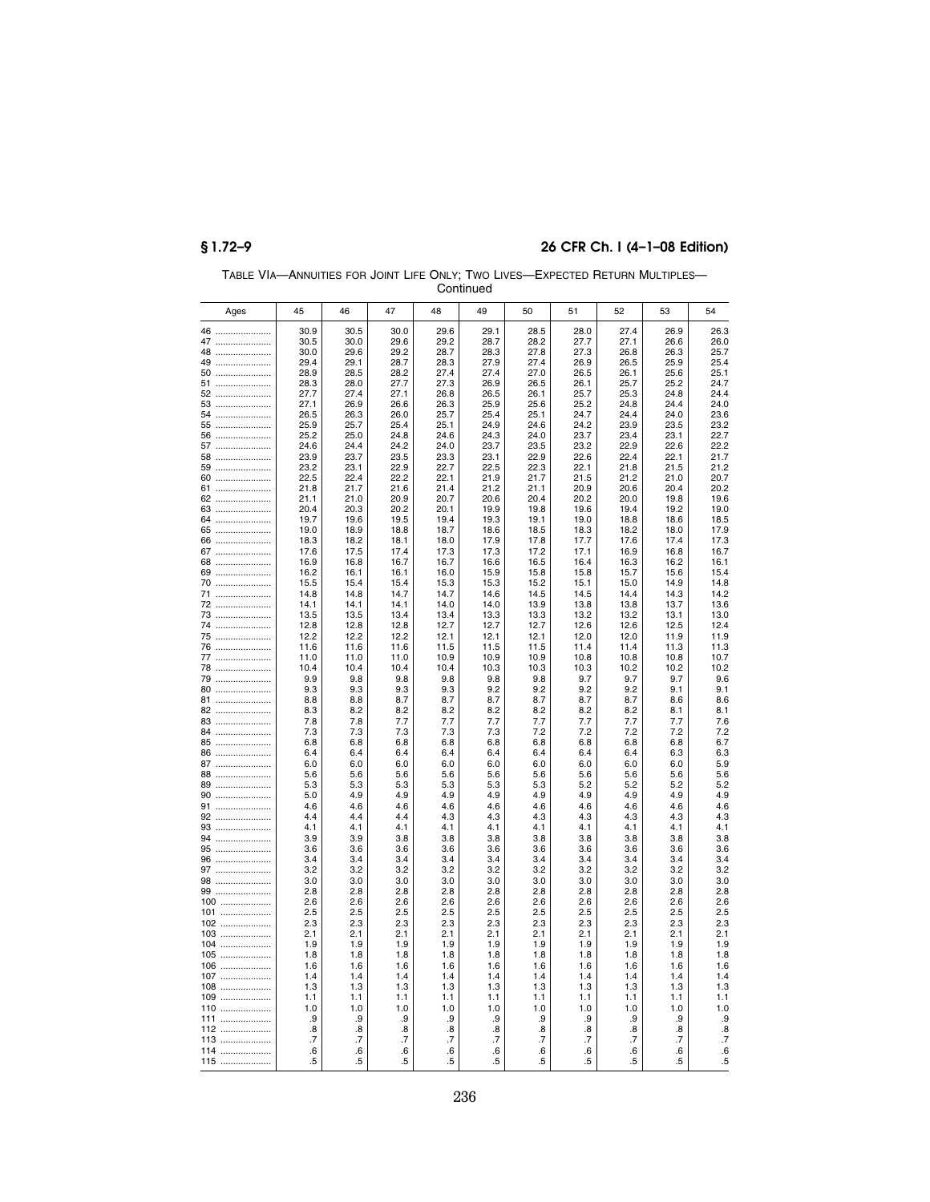TABLE VIA—ANNUITIES FOR JOINT LIFE ONLY; TWO LIVES—EXPECTED RETURN MULTIPLES—Continued

| Ages | 45 | 46 | 47 | 48 | 49 | 50 | 51 | 52 | 53 | 54 |
|---|---|---|---|---|---|---|---|---|---|---|
| 46 | 30.9 | 30.5 | 30.0 | 29.6 | 29.1 | 28.5 | 28.0 | 27.4 | 26.9 | 26.3 |
| 47 | 30.5 | 30.0 | 29.6 | 29.2 | 28.7 | 28.2 | 27.7 | 27.1 | 26.6 | 26.0 |
| 48 | 30.0 | 29.6 | 29.2 | 28.7 | 28.3 | 27.8 | 27.3 | 26.8 | 26.3 | 25.7 |
| 49 | 29.4 | 29.1 | 28.7 | 28.3 | 27.9 | 27.4 | 26.9 | 26.5 | 25.9 | 25.4 |
| 50 | 28.9 | 28.5 | 28.2 | 27.4 | 27.4 | 27.0 | 26.5 | 26.1 | 25.6 | 25.1 |
| 51 | 28.3 | 28.0 | 27.7 | 27.3 | 26.9 | 26.5 | 26.1 | 25.7 | 25.2 | 24.7 |
| 52 | 27.7 | 27.4 | 27.1 | 26.8 | 26.5 | 26.1 | 25.7 | 25.3 | 24.8 | 24.4 |
| 53 | 27.1 | 26.9 | 26.6 | 26.3 | 25.9 | 25.6 | 25.2 | 24.8 | 24.4 | 24.0 |
| 54 | 26.5 | 26.3 | 26.0 | 25.7 | 25.4 | 25.1 | 24.7 | 24.4 | 24.0 | 23.6 |
| 55 | 25.9 | 25.7 | 25.4 | 25.1 | 24.9 | 24.6 | 24.2 | 23.9 | 23.5 | 23.2 |
| 56 | 25.2 | 25.0 | 24.8 | 24.6 | 24.3 | 24.0 | 23.7 | 23.4 | 23.1 | 22.7 |
| 57 | 24.6 | 24.4 | 24.2 | 24.0 | 23.7 | 23.5 | 23.2 | 22.9 | 22.6 | 22.2 |
| 58 | 23.9 | 23.7 | 23.5 | 23.3 | 23.1 | 22.9 | 22.6 | 22.4 | 22.1 | 21.7 |
| 59 | 23.2 | 23.1 | 22.9 | 22.7 | 22.5 | 22.3 | 22.1 | 21.8 | 21.5 | 21.2 |
| 60 | 22.5 | 22.4 | 22.2 | 22.1 | 21.9 | 21.7 | 21.5 | 21.2 | 21.0 | 20.7 |
| 61 | 21.8 | 21.7 | 21.6 | 21.4 | 21.2 | 21.1 | 20.9 | 20.6 | 20.4 | 20.2 |
| 62 | 21.1 | 21.0 | 20.9 | 20.7 | 20.6 | 20.4 | 20.2 | 20.0 | 19.8 | 19.6 |
| 63 | 20.4 | 20.3 | 20.2 | 20.1 | 19.9 | 19.8 | 19.6 | 19.4 | 19.2 | 19.0 |
| 64 | 19.7 | 19.6 | 19.5 | 19.4 | 19.3 | 19.1 | 19.0 | 18.8 | 18.6 | 18.5 |
| 65 | 19.0 | 18.9 | 18.8 | 18.7 | 18.6 | 18.5 | 18.3 | 18.2 | 18.0 | 17.9 |
| 66 | 18.3 | 18.2 | 18.1 | 18.0 | 17.9 | 17.8 | 17.7 | 17.6 | 17.4 | 17.3 |
| 67 | 17.6 | 17.5 | 17.4 | 17.3 | 17.3 | 17.2 | 17.1 | 16.9 | 16.8 | 16.7 |
| 68 | 16.9 | 16.8 | 16.7 | 16.7 | 16.6 | 16.5 | 16.4 | 16.3 | 16.2 | 16.1 |
| 69 | 16.2 | 16.1 | 16.1 | 16.0 | 15.9 | 15.8 | 15.8 | 15.7 | 15.6 | 15.4 |
| 70 | 15.5 | 15.4 | 15.4 | 15.3 | 15.3 | 15.2 | 15.1 | 15.0 | 14.9 | 14.8 |
| 71 | 14.8 | 14.8 | 14.7 | 14.7 | 14.6 | 14.5 | 14.5 | 14.4 | 14.3 | 14.2 |
| 72 | 14.1 | 14.1 | 14.1 | 14.0 | 14.0 | 13.9 | 13.8 | 13.8 | 13.7 | 13.6 |
| 73 | 13.5 | 13.5 | 13.4 | 13.4 | 13.3 | 13.3 | 13.2 | 13.2 | 13.1 | 13.0 |
| 74 | 12.8 | 12.8 | 12.8 | 12.7 | 12.7 | 12.7 | 12.6 | 12.6 | 12.5 | 12.4 |
| 75 | 12.2 | 12.2 | 12.2 | 12.1 | 12.1 | 12.1 | 12.0 | 12.0 | 11.9 | 11.9 |
| 76 | 11.6 | 11.6 | 11.6 | 11.5 | 11.5 | 11.5 | 11.4 | 11.4 | 11.3 | 11.3 |
| 77 | 11.0 | 11.0 | 11.0 | 10.9 | 10.9 | 10.9 | 10.8 | 10.8 | 10.8 | 10.7 |
| 78 | 10.4 | 10.4 | 10.4 | 10.4 | 10.3 | 10.3 | 10.3 | 10.2 | 10.2 | 10.2 |
| 79 | 9.9 | 9.8 | 9.8 | 9.8 | 9.8 | 9.8 | 9.7 | 9.7 | 9.7 | 9.6 |
| 80 | 9.3 | 9.3 | 9.3 | 9.3 | 9.2 | 9.2 | 9.2 | 9.2 | 9.1 | 9.1 |
| 81 | 8.8 | 8.8 | 8.7 | 8.7 | 8.7 | 8.7 | 8.7 | 8.7 | 8.6 | 8.6 |
| 82 | 8.3 | 8.2 | 8.2 | 8.2 | 8.2 | 8.2 | 8.2 | 8.2 | 8.1 | 8.1 |
| 83 | 7.8 | 7.8 | 7.7 | 7.7 | 7.7 | 7.7 | 7.7 | 7.7 | 7.7 | 7.6 |
| 84 | 7.3 | 7.3 | 7.3 | 7.3 | 7.3 | 7.2 | 7.2 | 7.2 | 7.2 | 7.2 |
| 85 | 6.8 | 6.8 | 6.8 | 6.8 | 6.8 | 6.8 | 6.8 | 6.8 | 6.8 | 6.7 |
| 86 | 6.4 | 6.4 | 6.4 | 6.4 | 6.4 | 6.4 | 6.4 | 6.4 | 6.3 | 6.3 |
| 87 | 6.0 | 6.0 | 6.0 | 6.0 | 6.0 | 6.0 | 6.0 | 6.0 | 6.0 | 5.9 |
| 88 | 5.6 | 5.6 | 5.6 | 5.6 | 5.6 | 5.6 | 5.6 | 5.6 | 5.6 | 5.6 |
| 89 | 5.3 | 5.3 | 5.3 | 5.3 | 5.3 | 5.3 | 5.2 | 5.2 | 5.2 | 5.2 |
| 90 | 5.0 | 4.9 | 4.9 | 4.9 | 4.9 | 4.9 | 4.9 | 4.9 | 4.9 | 4.9 |
| 91 | 4.6 | 4.6 | 4.6 | 4.6 | 4.6 | 4.6 | 4.6 | 4.6 | 4.6 | 4.6 |
| 92 | 4.4 | 4.4 | 4.4 | 4.3 | 4.3 | 4.3 | 4.3 | 4.3 | 4.3 | 4.3 |
| 93 | 4.1 | 4.1 | 4.1 | 4.1 | 4.1 | 4.1 | 4.1 | 4.1 | 4.1 | 4.1 |
| 94 | 3.9 | 3.9 | 3.8 | 3.8 | 3.8 | 3.8 | 3.8 | 3.8 | 3.8 | 3.8 |
| 95 | 3.6 | 3.6 | 3.6 | 3.6 | 3.6 | 3.6 | 3.6 | 3.6 | 3.6 | 3.6 |
| 96 | 3.4 | 3.4 | 3.4 | 3.4 | 3.4 | 3.4 | 3.4 | 3.4 | 3.4 | 3.4 |
| 97 | 3.2 | 3.2 | 3.2 | 3.2 | 3.2 | 3.2 | 3.2 | 3.2 | 3.2 | 3.2 |
| 98 | 3.0 | 3.0 | 3.0 | 3.0 | 3.0 | 3.0 | 3.0 | 3.0 | 3.0 | 3.0 |
| 99 | 2.8 | 2.8 | 2.8 | 2.8 | 2.8 | 2.8 | 2.8 | 2.8 | 2.8 | 2.8 |
| 100 | 2.6 | 2.6 | 2.6 | 2.6 | 2.6 | 2.6 | 2.6 | 2.6 | 2.6 | 2.6 |
| 101 | 2.5 | 2.5 | 2.5 | 2.5 | 2.5 | 2.5 | 2.5 | 2.5 | 2.5 | 2.5 |
| 102 | 2.3 | 2.3 | 2.3 | 2.3 | 2.3 | 2.3 | 2.3 | 2.3 | 2.3 | 2.3 |
| 103 | 2.1 | 2.1 | 2.1 | 2.1 | 2.1 | 2.1 | 2.1 | 2.1 | 2.1 | 2.1 |
| 104 | 1.9 | 1.9 | 1.9 | 1.9 | 1.9 | 1.9 | 1.9 | 1.9 | 1.9 | 1.9 |
| 105 | 1.8 | 1.8 | 1.8 | 1.8 | 1.8 | 1.8 | 1.8 | 1.8 | 1.8 | 1.8 |
| 106 | 1.6 | 1.6 | 1.6 | 1.6 | 1.6 | 1.6 | 1.6 | 1.6 | 1.6 | 1.6 |
| 107 | 1.4 | 1.4 | 1.4 | 1.4 | 1.4 | 1.4 | 1.4 | 1.4 | 1.4 | 1.4 |
| 108 | 1.3 | 1.3 | 1.3 | 1.3 | 1.3 | 1.3 | 1.3 | 1.3 | 1.3 | 1.3 |
| 109 | 1.1 | 1.1 | 1.1 | 1.1 | 1.1 | 1.1 | 1.1 | 1.1 | 1.1 | 1.1 |
| 110 | 1.0 | 1.0 | 1.0 | 1.0 | 1.0 | 1.0 | 1.0 | 1.0 | 1.0 | 1.0 |
| 111 | .9 | .9 | .9 | .9 | .9 | .9 | .9 | .9 | .9 | .9 |
| 112 | .8 | .8 | .8 | .8 | .8 | .8 | .8 | .8 | .8 | .8 |
| 113 | .7 | .7 | .7 | .7 | .7 | .7 | .7 | .7 | .7 | .7 |
| 114 | .6 | .6 | .6 | .6 | .6 | .6 | .6 | .6 | .6 | .6 |
| 115 | .5 | .5 | .5 | .5 | .5 | .5 | .5 | .5 | .5 | .5 |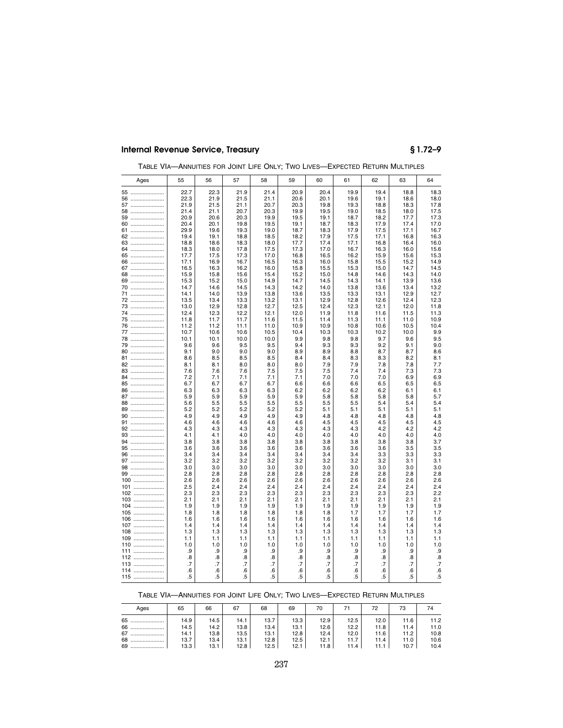TABLE VIA—ANNUITIES FOR JOINT LIFE ONLY; TWO LIVES—EXPECTED RETURN MULTIPLES

| Ages | 55 | 56 | 57 | 58 | 59 | 60 | 61 | 62 | 63 | 64 |
|---|---|---|---|---|---|---|---|---|---|---|
| 55 | 22.7 | 22.3 | 21.9 | 21.4 | 20.9 | 20.4 | 19.9 | 19.4 | 18.8 | 18.3 |
| 56 | 22.3 | 21.9 | 21.5 | 21.1 | 20.6 | 20.1 | 19.6 | 19.1 | 18.6 | 18.0 |
| 57 | 21.9 | 21.5 | 21.1 | 20.7 | 20.3 | 19.8 | 19.3 | 18.8 | 18.3 | 17.8 |
| 58 | 21.4 | 21.1 | 20.7 | 20.3 | 19.9 | 19.5 | 19.0 | 18.5 | 18.0 | 17.5 |
| 59 | 20.9 | 20.6 | 20.3 | 19.9 | 19.5 | 19.1 | 18.7 | 18.2 | 17.7 | 17.3 |
| 60 | 20.4 | 20.1 | 19.8 | 19.5 | 19.1 | 18.7 | 18.3 | 17.9 | 17.4 | 17.0 |
| 61 | 29.9 | 19.6 | 19.3 | 19.0 | 18.7 | 18.3 | 17.9 | 17.5 | 17.1 | 16.7 |
| 62 | 19.4 | 19.1 | 18.8 | 18.5 | 18.2 | 17.9 | 17.5 | 17.1 | 16.8 | 16.3 |
| 63 | 18.8 | 18.6 | 18.3 | 18.0 | 17.7 | 17.4 | 17.1 | 16.8 | 16.4 | 16.0 |
| 64 | 18.3 | 18.0 | 17.8 | 17.5 | 17.3 | 17.0 | 16.7 | 16.3 | 16.0 | 15.6 |
| 65 | 17.7 | 17.5 | 17.3 | 17.0 | 16.8 | 16.5 | 16.2 | 15.9 | 15.6 | 15.3 |
| 66 | 17.1 | 16.9 | 16.7 | 16.5 | 16.3 | 16.0 | 15.8 | 15.5 | 15.2 | 14.9 |
| 67 | 16.5 | 16.3 | 16.2 | 16.0 | 15.8 | 15.5 | 15.3 | 15.0 | 14.7 | 14.5 |
| 68 | 15.9 | 15.8 | 15.6 | 15.4 | 15.2 | 15.0 | 14.8 | 14.6 | 14.3 | 14.0 |
| 69 | 15.3 | 15.2 | 15.0 | 14.9 | 14.7 | 14.5 | 14.3 | 14.1 | 13.9 | 13.6 |
| 70 | 14.7 | 14.6 | 14.5 | 14.3 | 14.2 | 14.0 | 13.8 | 13.6 | 13.4 | 13.2 |
| 71 | 14.1 | 14.0 | 13.9 | 13.8 | 13.6 | 13.5 | 13.3 | 13.1 | 12.9 | 12.7 |
| 72 | 13.5 | 13.4 | 13.3 | 13.2 | 13.1 | 12.9 | 12.8 | 12.6 | 12.4 | 12.3 |
| 73 | 13.0 | 12.9 | 12.8 | 12.7 | 12.5 | 12.4 | 12.3 | 12.1 | 12.0 | 11.8 |
| 74 | 12.4 | 12.3 | 12.2 | 12.1 | 12.0 | 11.9 | 11.8 | 11.6 | 11.5 | 11.3 |
| 75 | 11.8 | 11.7 | 11.7 | 11.6 | 11.5 | 11.4 | 11.3 | 11.1 | 11.0 | 10.9 |
| 76 | 11.2 | 11.2 | 11.1 | 11.0 | 10.9 | 10.9 | 10.8 | 10.6 | 10.5 | 10.4 |
| 77 | 10.7 | 10.6 | 10.6 | 10.5 | 10.4 | 10.3 | 10.3 | 10.2 | 10.0 | 9.9 |
| 78 | 10.1 | 10.1 | 10.0 | 10.0 | 9.9 | 9.8 | 9.8 | 9.7 | 9.6 | 9.5 |
| 79 | 9.6 | 9.6 | 9.5 | 9.5 | 9.4 | 9.3 | 9.3 | 9.2 | 9.1 | 9.0 |
| 80 | 9.1 | 9.0 | 9.0 | 9.0 | 8.9 | 8.9 | 8.8 | 8.7 | 8.7 | 8.6 |
| 81 | 8.6 | 8.5 | 8.5 | 8.5 | 8.4 | 8.4 | 8.3 | 8.3 | 8.2 | 8.1 |
| 82 | 8.1 | 8.1 | 8.0 | 8.0 | 8.0 | 7.9 | 7.9 | 7.8 | 7.8 | 7.7 |
| 83 | 7.6 | 7.6 | 7.6 | 7.5 | 7.5 | 7.5 | 7.4 | 7.4 | 7.3 | 7.3 |
| 84 | 7.2 | 7.1 | 7.1 | 7.1 | 7.1 | 7.0 | 7.0 | 7.0 | 6.9 | 6.9 |
| 85 | 6.7 | 6.7 | 6.7 | 6.7 | 6.6 | 6.6 | 6.6 | 6.5 | 6.5 | 6.5 |
| 86 | 6.3 | 6.3 | 6.3 | 6.3 | 6.2 | 6.2 | 6.2 | 6.2 | 6.1 | 6.1 |
| 87 | 5.9 | 5.9 | 5.9 | 5.9 | 5.9 | 5.8 | 5.8 | 5.8 | 5.8 | 5.7 |
| 88 | 5.6 | 5.5 | 5.5 | 5.5 | 5.5 | 5.5 | 5.5 | 5.4 | 5.4 | 5.4 |
| 89 | 5.2 | 5.2 | 5.2 | 5.2 | 5.2 | 5.1 | 5.1 | 5.1 | 5.1 | 5.1 |
| 90 | 4.9 | 4.9 | 4.9 | 4.9 | 4.9 | 4.8 | 4.8 | 4.8 | 4.8 | 4.8 |
| 91 | 4.6 | 4.6 | 4.6 | 4.6 | 4.6 | 4.5 | 4.5 | 4.5 | 4.5 | 4.5 |
| 92 | 4.3 | 4.3 | 4.3 | 4.3 | 4.3 | 4.3 | 4.3 | 4.2 | 4.2 | 4.2 |
| 93 | 4.1 | 4.1 | 4.0 | 4.0 | 4.0 | 4.0 | 4.0 | 4.0 | 4.0 | 4.0 |
| 94 | 3.8 | 3.8 | 3.8 | 3.8 | 3.8 | 3.8 | 3.8 | 3.8 | 3.8 | 3.7 |
| 95 | 3.6 | 3.6 | 3.6 | 3.6 | 3.6 | 3.6 | 3.6 | 3.6 | 3.5 | 3.5 |
| 96 | 3.4 | 3.4 | 3.4 | 3.4 | 3.4 | 3.4 | 3.4 | 3.3 | 3.3 | 3.3 |
| 97 | 3.2 | 3.2 | 3.2 | 3.2 | 3.2 | 3.2 | 3.2 | 3.2 | 3.1 | 3.1 |
| 98 | 3.0 | 3.0 | 3.0 | 3.0 | 3.0 | 3.0 | 3.0 | 3.0 | 3.0 | 3.0 |
| 99 | 2.8 | 2.8 | 2.8 | 2.8 | 2.8 | 2.8 | 2.8 | 2.8 | 2.8 | 2.8 |
| 100 | 2.6 | 2.6 | 2.6 | 2.6 | 2.6 | 2.6 | 2.6 | 2.6 | 2.6 | 2.6 |
| 101 | 2.5 | 2.4 | 2.4 | 2.4 | 2.4 | 2.4 | 2.4 | 2.4 | 2.4 | 2.4 |
| 102 | 2.3 | 2.3 | 2.3 | 2.3 | 2.3 | 2.3 | 2.3 | 2.3 | 2.3 | 2.2 |
| 103 | 2.1 | 2.1 | 2.1 | 2.1 | 2.1 | 2.1 | 2.1 | 2.1 | 2.1 | 2.1 |
| 104 | 1.9 | 1.9 | 1.9 | 1.9 | 1.9 | 1.9 | 1.9 | 1.9 | 1.9 | 1.9 |
| 105 | 1.8 | 1.8 | 1.8 | 1.8 | 1.8 | 1.8 | 1.7 | 1.7 | 1.7 | 1.7 |
| 106 | 1.6 | 1.6 | 1.6 | 1.6 | 1.6 | 1.6 | 1.6 | 1.6 | 1.6 | 1.6 |
| 107 | 1.4 | 1.4 | 1.4 | 1.4 | 1.4 | 1.4 | 1.4 | 1.4 | 1.4 | 1.4 |
| 108 | 1.3 | 1.3 | 1.3 | 1.3 | 1.3 | 1.3 | 1.3 | 1.3 | 1.3 | 1.3 |
| 109 | 1.1 | 1.1 | 1.1 | 1.1 | 1.1 | 1.1 | 1.1 | 1.1 | 1.1 | 1.1 |
| 110 | 1.0 | 1.0 | 1.0 | 1.0 | 1.0 | 1.0 | 1.0 | 1.0 | 1.0 | 1.0 |
| 111 | .9 | .9 | .9 | .9 | .9 | .9 | .9 | .9 | .9 | .9 |
| 112 | .8 | .8 | .8 | .8 | .8 | .8 | .8 | .8 | .8 | .8 |
| 113 | .7 | .7 | .7 | .7 | .7 | .7 | .7 | .7 | .7 | .7 |
| 114 | .6 | .6 | .6 | .6 | .6 | .6 | .6 | .6 | .6 | .6 |
| 115 | .5 | .5 | .5 | .5 | .5 | .5 | .5 | .5 | .5 | .5 |

TABLE VIA—ANNUITIES FOR JOINT LIFE ONLY; TWO LIVES—EXPECTED RETURN MULTIPLES

| Ages | 65 | 66 | 67 | 68 | 69 | 70 | 71 | 72 | 73 | 74 |
|---|---|---|---|---|---|---|---|---|---|---|
| 65 | 14.9 | 14.5 | 14.1 | 13.7 | 13.3 | 12.9 | 12.5 | 12.0 | 11.6 | 11.2 |
| 66 | 14.5 | 14.2 | 13.8 | 13.4 | 13.1 | 12.6 | 12.2 | 11.8 | 11.4 | 11.0 |
| 67 | 14.1 | 13.8 | 13.5 | 13.1 | 12.8 | 12.4 | 12.0 | 11.6 | 11.2 | 10.8 |
| 68 | 13.7 | 13.4 | 13.1 | 12.8 | 12.5 | 12.1 | 11.7 | 11.4 | 11.0 | 10.6 |
| 69 | 13.3 | 13.1 | 12.8 | 12.5 | 12.1 | 11.8 | 11.4 | 11.1 | 10.7 | 10.4 |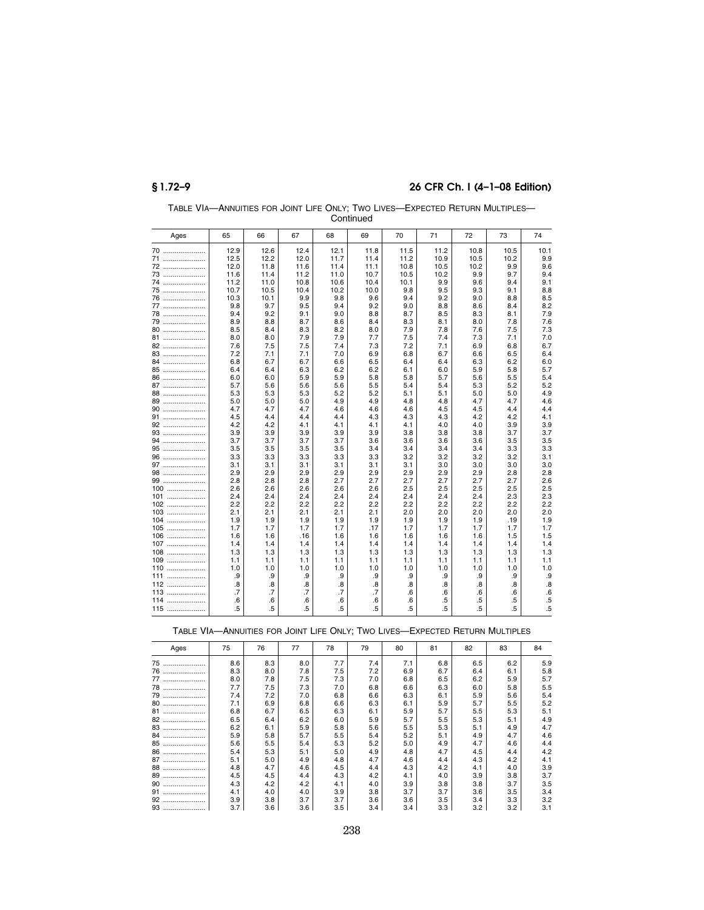TABLE VIA—ANNUITIES FOR JOINT LIFE ONLY; TWO LIVES—EXPECTED RETURN MULTIPLES—Continued

| Ages | 65 | 66 | 67 | 68 | 69 | 70 | 71 | 72 | 73 | 74 |
|---|---|---|---|---|---|---|---|---|---|---|
| 70 | 12.9 | 12.6 | 12.4 | 12.1 | 11.8 | 11.5 | 11.2 | 10.8 | 10.5 | 10.1 |
| 71 | 12.5 | 12.2 | 12.0 | 11.7 | 11.4 | 11.2 | 10.9 | 10.5 | 10.2 | 9.9 |
| 72 | 12.0 | 11.8 | 11.6 | 11.4 | 11.1 | 10.8 | 10.5 | 10.2 | 9.9 | 9.6 |
| 73 | 11.6 | 11.4 | 11.2 | 11.0 | 10.7 | 10.5 | 10.2 | 9.9 | 9.7 | 9.4 |
| 74 | 11.2 | 11.0 | 10.8 | 10.6 | 10.4 | 10.1 | 9.9 | 9.6 | 9.4 | 9.1 |
| 75 | 10.7 | 10.5 | 10.4 | 10.2 | 10.0 | 9.8 | 9.5 | 9.3 | 9.1 | 8.8 |
| 76 | 10.3 | 10.1 | 9.9 | 9.8 | 9.6 | 9.4 | 9.2 | 9.0 | 8.8 | 8.5 |
| 77 | 9.8 | 9.7 | 9.5 | 9.4 | 9.2 | 9.0 | 8.8 | 8.6 | 8.4 | 8.2 |
| 78 | 9.4 | 9.2 | 9.1 | 9.0 | 8.8 | 8.7 | 8.5 | 8.3 | 8.1 | 7.9 |
| 79 | 8.9 | 8.8 | 8.7 | 8.6 | 8.4 | 8.3 | 8.1 | 8.0 | 7.8 | 7.6 |
| 80 | 8.5 | 8.4 | 8.3 | 8.2 | 8.0 | 7.9 | 7.8 | 7.6 | 7.5 | 7.3 |
| 81 | 8.0 | 8.0 | 7.9 | 7.9 | 7.7 | 7.5 | 7.4 | 7.3 | 7.1 | 7.0 |
| 82 | 7.6 | 7.5 | 7.5 | 7.4 | 7.3 | 7.2 | 7.1 | 6.9 | 6.8 | 6.7 |
| 83 | 7.2 | 7.1 | 7.1 | 7.0 | 6.9 | 6.8 | 6.7 | 6.6 | 6.5 | 6.4 |
| 84 | 6.8 | 6.7 | 6.7 | 6.6 | 6.5 | 6.4 | 6.4 | 6.3 | 6.2 | 6.0 |
| 85 | 6.4 | 6.4 | 6.3 | 6.2 | 6.2 | 6.1 | 6.0 | 5.9 | 5.8 | 5.7 |
| 86 | 6.0 | 6.0 | 5.9 | 5.9 | 5.8 | 5.8 | 5.7 | 5.6 | 5.5 | 5.4 |
| 87 | 5.7 | 5.6 | 5.6 | 5.6 | 5.5 | 5.4 | 5.4 | 5.3 | 5.2 | 5.2 |
| 88 | 5.3 | 5.3 | 5.3 | 5.2 | 5.2 | 5.1 | 5.1 | 5.0 | 5.0 | 4.9 |
| 89 | 5.0 | 5.0 | 5.0 | 4.9 | 4.9 | 4.8 | 4.8 | 4.7 | 4.7 | 4.6 |
| 90 | 4.7 | 4.7 | 4.7 | 4.6 | 4.6 | 4.6 | 4.5 | 4.5 | 4.4 | 4.4 |
| 91 | 4.5 | 4.4 | 4.4 | 4.4 | 4.3 | 4.3 | 4.3 | 4.2 | 4.2 | 4.1 |
| 92 | 4.2 | 4.2 | 4.1 | 4.1 | 4.1 | 4.1 | 4.0 | 4.0 | 3.9 | 3.9 |
| 93 | 3.9 | 3.9 | 3.9 | 3.9 | 3.9 | 3.8 | 3.8 | 3.8 | 3.7 | 3.7 |
| 94 | 3.7 | 3.7 | 3.7 | 3.7 | 3.6 | 3.6 | 3.6 | 3.6 | 3.5 | 3.5 |
| 95 | 3.5 | 3.5 | 3.5 | 3.5 | 3.4 | 3.4 | 3.4 | 3.4 | 3.3 | 3.3 |
| 96 | 3.3 | 3.3 | 3.3 | 3.3 | 3.3 | 3.2 | 3.2 | 3.2 | 3.2 | 3.1 |
| 97 | 3.1 | 3.1 | 3.1 | 3.1 | 3.1 | 3.1 | 3.0 | 3.0 | 3.0 | 3.0 |
| 98 | 2.9 | 2.9 | 2.9 | 2.9 | 2.9 | 2.9 | 2.9 | 2.9 | 2.8 | 2.8 |
| 99 | 2.8 | 2.8 | 2.8 | 2.7 | 2.7 | 2.7 | 2.7 | 2.7 | 2.7 | 2.6 |
| 100 | 2.6 | 2.6 | 2.6 | 2.6 | 2.6 | 2.5 | 2.5 | 2.5 | 2.5 | 2.5 |
| 101 | 2.4 | 2.4 | 2.4 | 2.4 | 2.4 | 2.4 | 2.4 | 2.4 | 2.3 | 2.3 |
| 102 | 2.2 | 2.2 | 2.2 | 2.2 | 2.2 | 2.2 | 2.2 | 2.2 | 2.2 | 2.2 |
| 103 | 2.1 | 2.1 | 2.1 | 2.1 | 2.1 | 2.0 | 2.0 | 2.0 | 2.0 | 2.0 |
| 104 | 1.9 | 1.9 | 1.9 | 1.9 | 1.9 | 1.9 | 1.9 | 1.9 | .19 | 1.9 |
| 105 | 1.7 | 1.7 | 1.7 | 1.7 | .17 | 1.7 | 1.7 | 1.7 | 1.7 | 1.7 |
| 106 | 1.6 | 1.6 | .16 | 1.6 | 1.6 | 1.6 | 1.6 | 1.6 | 1.5 | 1.5 |
| 107 | 1.4 | 1.4 | 1.4 | 1.4 | 1.4 | 1.4 | 1.4 | 1.4 | 1.4 | 1.4 |
| 108 | 1.3 | 1.3 | 1.3 | 1.3 | 1.3 | 1.3 | 1.3 | 1.3 | 1.3 | 1.3 |
| 109 | 1.1 | 1.1 | 1.1 | 1.1 | 1.1 | 1.1 | 1.1 | 1.1 | 1.1 | 1.1 |
| 110 | 1.0 | 1.0 | 1.0 | 1.0 | 1.0 | 1.0 | 1.0 | 1.0 | 1.0 | 1.0 |
| 111 | .9 | .9 | .9 | .9 | .9 | .9 | .9 | .9 | .9 | .9 |
| 112 | .8 | .8 | .8 | .8 | .8 | .8 | .8 | .8 | .8 | .8 |
| 113 | .7 | .7 | .7 | .7 | .7 | .6 | .6 | .6 | .6 | .6 |
| 114 | .6 | .6 | .6 | .6 | .6 | .6 | .5 | .5 | .5 | .5 |
| 115 | .5 | .5 | .5 | .5 | .5 | .5 | .5 | .5 | .5 | .5 |

TABLE VIA—ANNUITIES FOR JOINT LIFE ONLY; TWO LIVES—EXPECTED RETURN MULTIPLES

| Ages | 75 | 76 | 77 | 78 | 79 | 80 | 81 | 82 | 83 | 84 |
|---|---|---|---|---|---|---|---|---|---|---|
| 75 | 8.6 | 8.3 | 8.0 | 7.7 | 7.4 | 7.1 | 6.8 | 6.5 | 6.2 | 5.9 |
| 76 | 8.3 | 8.0 | 7.8 | 7.5 | 7.2 | 6.9 | 6.7 | 6.4 | 6.1 | 5.8 |
| 77 | 8.0 | 7.8 | 7.5 | 7.3 | 7.0 | 6.8 | 6.5 | 6.2 | 5.9 | 5.7 |
| 78 | 7.7 | 7.5 | 7.3 | 7.0 | 6.8 | 6.6 | 6.3 | 6.0 | 5.8 | 5.5 |
| 79 | 7.4 | 7.2 | 7.0 | 6.8 | 6.6 | 6.3 | 6.1 | 5.9 | 5.6 | 5.4 |
| 80 | 7.1 | 6.9 | 6.8 | 6.6 | 6.3 | 6.1 | 5.9 | 5.7 | 5.5 | 5.2 |
| 81 | 6.8 | 6.7 | 6.5 | 6.3 | 6.1 | 5.9 | 5.7 | 5.5 | 5.3 | 5.1 |
| 82 | 6.5 | 6.4 | 6.2 | 6.0 | 5.9 | 5.7 | 5.5 | 5.3 | 5.1 | 4.9 |
| 83 | 6.2 | 6.1 | 5.9 | 5.8 | 5.6 | 5.5 | 5.3 | 5.1 | 4.9 | 4.7 |
| 84 | 5.9 | 5.8 | 5.7 | 5.5 | 5.4 | 5.2 | 5.1 | 4.9 | 4.7 | 4.6 |
| 85 | 5.6 | 5.5 | 5.4 | 5.3 | 5.2 | 5.0 | 4.9 | 4.7 | 4.6 | 4.4 |
| 86 | 5.4 | 5.3 | 5.1 | 5.0 | 4.9 | 4.8 | 4.7 | 4.5 | 4.4 | 4.2 |
| 87 | 5.1 | 5.0 | 4.9 | 4.8 | 4.7 | 4.6 | 4.4 | 4.3 | 4.2 | 4.1 |
| 88 | 4.8 | 4.7 | 4.6 | 4.5 | 4.4 | 4.3 | 4.2 | 4.1 | 4.0 | 3.9 |
| 89 | 4.5 | 4.5 | 4.4 | 4.3 | 4.2 | 4.1 | 4.0 | 3.9 | 3.8 | 3.7 |
| 90 | 4.3 | 4.2 | 4.2 | 4.1 | 4.0 | 3.9 | 3.8 | 3.8 | 3.7 | 3.5 |
| 91 | 4.1 | 4.0 | 4.0 | 3.9 | 3.8 | 3.7 | 3.7 | 3.6 | 3.5 | 3.4 |
| 92 | 3.9 | 3.8 | 3.7 | 3.7 | 3.6 | 3.6 | 3.5 | 3.4 | 3.3 | 3.2 |
| 93 | 3.7 | 3.6 | 3.6 | 3.5 | 3.4 | 3.4 | 3.3 | 3.2 | 3.2 | 3.1 |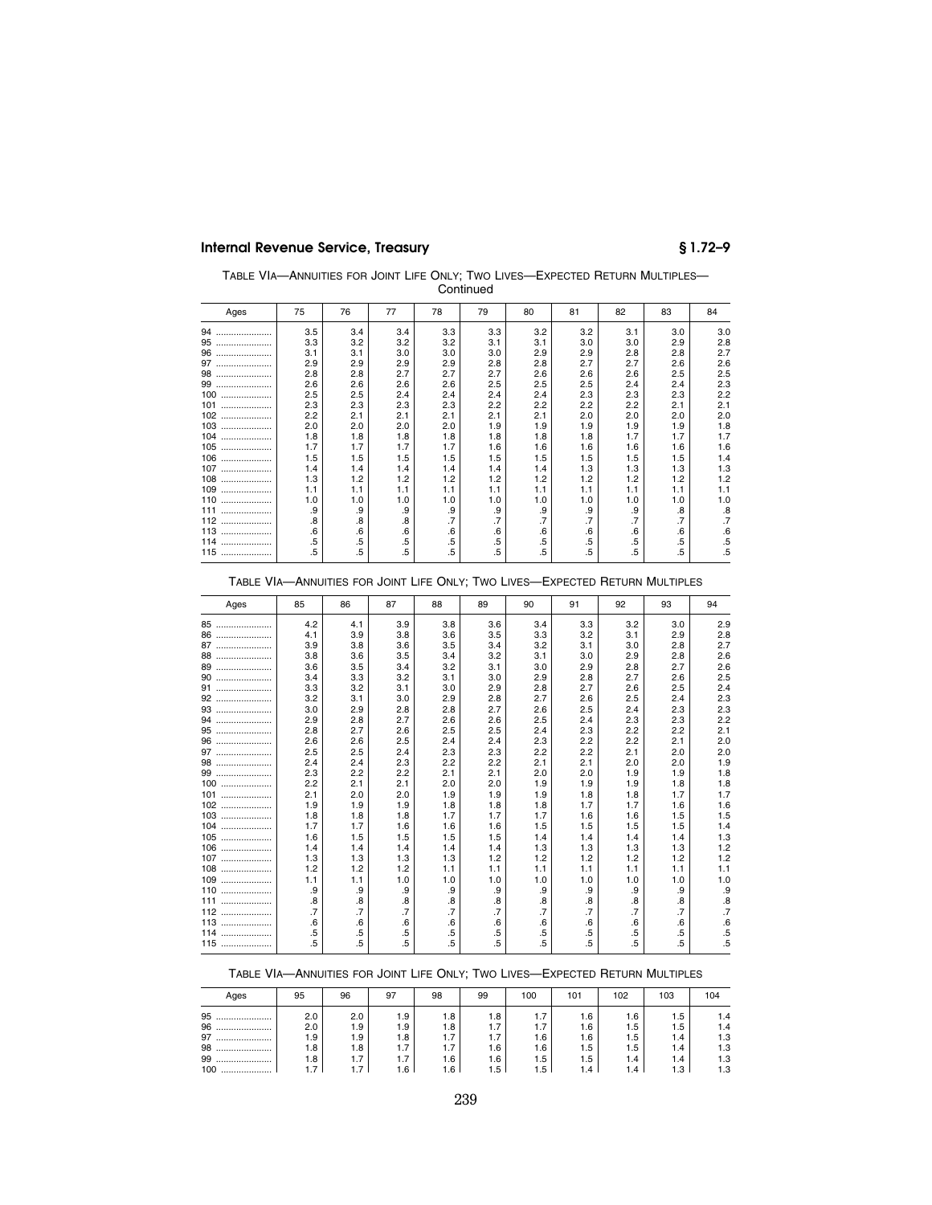TABLE VIA—ANNUITIES FOR JOINT LIFE ONLY; TWO LIVES—EXPECTED RETURN MULTIPLES—Continued

| Ages | 75 | 76 | 77 | 78 | 79 | 80 | 81 | 82 | 83 | 84 |
|---|---|---|---|---|---|---|---|---|---|---|
| 94 | 3.5 | 3.4 | 3.4 | 3.3 | 3.3 | 3.2 | 3.2 | 3.1 | 3.0 | 3.0 |
| 95 | 3.3 | 3.2 | 3.2 | 3.2 | 3.1 | 3.1 | 3.0 | 3.0 | 2.9 | 2.8 |
| 96 | 3.1 | 3.1 | 3.0 | 3.0 | 3.0 | 2.9 | 2.9 | 2.8 | 2.8 | 2.7 |
| 97 | 2.9 | 2.9 | 2.9 | 2.9 | 2.8 | 2.8 | 2.7 | 2.7 | 2.6 | 2.6 |
| 98 | 2.8 | 2.8 | 2.7 | 2.7 | 2.7 | 2.6 | 2.6 | 2.6 | 2.5 | 2.5 |
| 99 | 2.6 | 2.6 | 2.6 | 2.6 | 2.5 | 2.5 | 2.5 | 2.4 | 2.4 | 2.3 |
| 100 | 2.5 | 2.5 | 2.4 | 2.4 | 2.4 | 2.4 | 2.3 | 2.3 | 2.3 | 2.2 |
| 101 | 2.3 | 2.3 | 2.3 | 2.3 | 2.2 | 2.2 | 2.2 | 2.2 | 2.1 | 2.1 |
| 102 | 2.2 | 2.1 | 2.1 | 2.1 | 2.1 | 2.1 | 2.0 | 2.0 | 2.0 | 2.0 |
| 103 | 2.0 | 2.0 | 2.0 | 2.0 | 1.9 | 1.9 | 1.9 | 1.9 | 1.9 | 1.8 |
| 104 | 1.8 | 1.8 | 1.8 | 1.8 | 1.8 | 1.8 | 1.8 | 1.7 | 1.7 | 1.7 |
| 105 | 1.7 | 1.7 | 1.7 | 1.7 | 1.6 | 1.6 | 1.6 | 1.6 | 1.6 | 1.6 |
| 106 | 1.5 | 1.5 | 1.5 | 1.5 | 1.5 | 1.5 | 1.5 | 1.5 | 1.5 | 1.4 |
| 107 | 1.4 | 1.4 | 1.4 | 1.4 | 1.4 | 1.4 | 1.3 | 1.3 | 1.3 | 1.3 |
| 108 | 1.3 | 1.2 | 1.2 | 1.2 | 1.2 | 1.2 | 1.2 | 1.2 | 1.2 | 1.2 |
| 109 | 1.1 | 1.1 | 1.1 | 1.1 | 1.1 | 1.1 | 1.1 | 1.1 | 1.1 | 1.1 |
| 110 | 1.0 | 1.0 | 1.0 | 1.0 | 1.0 | 1.0 | 1.0 | 1.0 | 1.0 | 1.0 |
| 111 | .9 | .9 | .9 | .9 | .9 | .9 | .9 | .9 | .8 | .8 |
| 112 | .8 | .8 | .8 | .7 | .7 | .7 | .7 | .7 | .7 | .7 |
| 113 | .6 | .6 | .6 | .6 | .6 | .6 | .6 | .6 | .6 | .6 |
| 114 | .5 | .5 | .5 | .5 | .5 | .5 | .5 | .5 | .5 | .5 |
| 115 | .5 | .5 | .5 | .5 | .5 | .5 | .5 | .5 | .5 | .5 |

TABLE VIA—ANNUITIES FOR JOINT LIFE ONLY; TWO LIVES—EXPECTED RETURN MULTIPLES

| Ages | 85 | 86 | 87 | 88 | 89 | 90 | 91 | 92 | 93 | 94 |
|---|---|---|---|---|---|---|---|---|---|---|
| 85 | 4.2 | 4.1 | 3.9 | 3.8 | 3.6 | 3.4 | 3.3 | 3.2 | 3.0 | 2.9 |
| 86 | 4.1 | 3.9 | 3.8 | 3.6 | 3.5 | 3.3 | 3.2 | 3.1 | 2.9 | 2.8 |
| 87 | 3.9 | 3.8 | 3.6 | 3.5 | 3.4 | 3.2 | 3.1 | 3.0 | 2.8 | 2.7 |
| 88 | 3.8 | 3.6 | 3.5 | 3.4 | 3.2 | 3.1 | 3.0 | 2.9 | 2.8 | 2.6 |
| 89 | 3.6 | 3.5 | 3.4 | 3.2 | 3.1 | 3.0 | 2.9 | 2.8 | 2.7 | 2.6 |
| 90 | 3.4 | 3.3 | 3.2 | 3.1 | 3.0 | 2.9 | 2.8 | 2.7 | 2.6 | 2.5 |
| 91 | 3.3 | 3.2 | 3.1 | 3.0 | 2.9 | 2.8 | 2.7 | 2.6 | 2.5 | 2.4 |
| 92 | 3.2 | 3.1 | 3.0 | 2.9 | 2.8 | 2.7 | 2.6 | 2.5 | 2.4 | 2.3 |
| 93 | 3.0 | 2.9 | 2.8 | 2.8 | 2.7 | 2.6 | 2.5 | 2.4 | 2.3 | 2.3 |
| 94 | 2.9 | 2.8 | 2.7 | 2.6 | 2.6 | 2.5 | 2.4 | 2.3 | 2.3 | 2.2 |
| 95 | 2.8 | 2.7 | 2.6 | 2.5 | 2.5 | 2.4 | 2.3 | 2.2 | 2.2 | 2.1 |
| 96 | 2.6 | 2.6 | 2.5 | 2.4 | 2.4 | 2.3 | 2.2 | 2.2 | 2.1 | 2.0 |
| 97 | 2.5 | 2.5 | 2.4 | 2.3 | 2.3 | 2.2 | 2.2 | 2.1 | 2.0 | 2.0 |
| 98 | 2.4 | 2.4 | 2.3 | 2.2 | 2.2 | 2.1 | 2.1 | 2.0 | 2.0 | 1.9 |
| 99 | 2.3 | 2.2 | 2.2 | 2.1 | 2.1 | 2.0 | 2.0 | 1.9 | 1.9 | 1.8 |
| 100 | 2.2 | 2.1 | 2.1 | 2.0 | 2.0 | 1.9 | 1.9 | 1.9 | 1.8 | 1.8 |
| 101 | 2.1 | 2.0 | 2.0 | 1.9 | 1.9 | 1.9 | 1.8 | 1.8 | 1.7 | 1.7 |
| 102 | 1.9 | 1.9 | 1.9 | 1.8 | 1.8 | 1.8 | 1.7 | 1.7 | 1.6 | 1.6 |
| 103 | 1.8 | 1.8 | 1.8 | 1.7 | 1.7 | 1.7 | 1.6 | 1.6 | 1.5 | 1.5 |
| 104 | 1.7 | 1.7 | 1.6 | 1.6 | 1.6 | 1.5 | 1.5 | 1.5 | 1.5 | 1.4 |
| 105 | 1.6 | 1.5 | 1.5 | 1.5 | 1.5 | 1.4 | 1.4 | 1.4 | 1.4 | 1.3 |
| 106 | 1.4 | 1.4 | 1.4 | 1.4 | 1.4 | 1.3 | 1.3 | 1.3 | 1.3 | 1.2 |
| 107 | 1.3 | 1.3 | 1.3 | 1.3 | 1.2 | 1.2 | 1.2 | 1.2 | 1.2 | 1.2 |
| 108 | 1.2 | 1.2 | 1.2 | 1.1 | 1.1 | 1.1 | 1.1 | 1.1 | 1.1 | 1.1 |
| 109 | 1.1 | 1.1 | 1.0 | 1.0 | 1.0 | 1.0 | 1.0 | 1.0 | 1.0 | 1.0 |
| 110 | .9 | .9 | .9 | .9 | .9 | .9 | .9 | .9 | .9 | .9 |
| 111 | .8 | .8 | .8 | .8 | .8 | .8 | .8 | .8 | .8 | .8 |
| 112 | .7 | .7 | .7 | .7 | .7 | .7 | .7 | .7 | .7 | .7 |
| 113 | .6 | .6 | .6 | .6 | .6 | .6 | .6 | .6 | .6 | .6 |
| 114 | .5 | .5 | .5 | .5 | .5 | .5 | .5 | .5 | .5 | .5 |
| 115 | .5 | .5 | .5 | .5 | .5 | .5 | .5 | .5 | .5 | .5 |

TABLE VIA—ANNUITIES FOR JOINT LIFE ONLY; TWO LIVES—EXPECTED RETURN MULTIPLES

| Ages | 95 | 96 | 97 | 98 | 99 | 100 | 101 | 102 | 103 | 104 |
|---|---|---|---|---|---|---|---|---|---|---|
| 95 | 2.0 | 2.0 | 1.9 | 1.8 | 1.8 | 1.7 | 1.6 | 1.6 | 1.5 | 1.4 |
| 96 | 2.0 | 1.9 | 1.9 | 1.8 | 1.7 | 1.7 | 1.6 | 1.5 | 1.5 | 1.4 |
| 97 | 1.9 | 1.9 | 1.8 | 1.7 | 1.7 | 1.6 | 1.6 | 1.5 | 1.4 | 1.3 |
| 98 | 1.8 | 1.8 | 1.7 | 1.7 | 1.6 | 1.6 | 1.5 | 1.5 | 1.4 | 1.3 |
| 99 | 1.8 | 1.7 | 1.7 | 1.6 | 1.6 | 1.5 | 1.5 | 1.4 | 1.4 | 1.3 |
| 100 | 1.7 | 1.7 | 1.6 | 1.6 | 1.5 | 1.5 | 1.4 | 1.4 | 1.3 | 1.3 |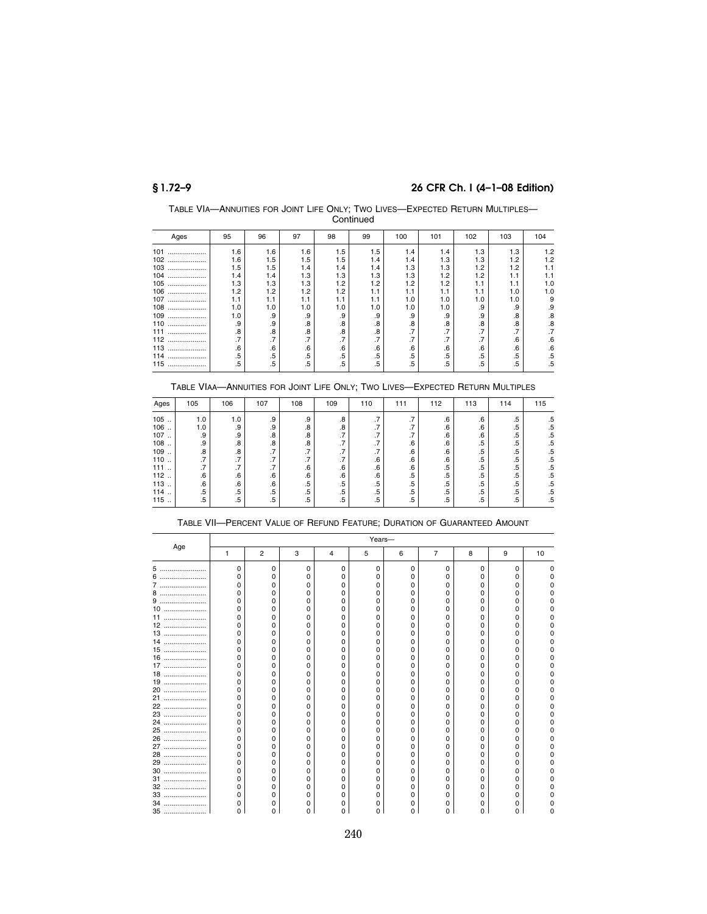TABLE VIA—ANNUITIES FOR JOINT LIFE ONLY; TWO LIVES—EXPECTED RETURN MULTIPLES—Continued

| Ages | 95 | 96 | 97 | 98 | 99 | 100 | 101 | 102 | 103 | 104 |
|---|---|---|---|---|---|---|---|---|---|---|
| 101 | 1.6 | 1.6 | 1.6 | 1.5 | 1.5 | 1.4 | 1.4 | 1.3 | 1.3 | 1.2 |
| 102 | 1.6 | 1.5 | 1.5 | 1.5 | 1.4 | 1.4 | 1.3 | 1.3 | 1.2 | 1.2 |
| 103 | 1.5 | 1.5 | 1.4 | 1.4 | 1.4 | 1.3 | 1.3 | 1.2 | 1.2 | 1.1 |
| 104 | 1.4 | 1.4 | 1.3 | 1.3 | 1.3 | 1.3 | 1.2 | 1.2 | 1.1 | 1.1 |
| 105 | 1.3 | 1.3 | 1.3 | 1.2 | 1.2 | 1.2 | 1.2 | 1.1 | 1.1 | 1.0 |
| 106 | 1.2 | 1.2 | 1.2 | 1.2 | 1.1 | 1.1 | 1.1 | 1.1 | 1.0 | 1.0 |
| 107 | 1.1 | 1.1 | 1.1 | 1.1 | 1.1 | 1.0 | 1.0 | 1.0 | 1.0 | 9 |
| 108 | 1.0 | 1.0 | 1.0 | 1.0 | 1.0 | 1.0 | 1.0 | .9 | .9 | .9 |
| 109 | 1.0 | .9 | .9 | .9 | .9 | .9 | .9 | .9 | .8 | .8 |
| 110 | .9 | .9 | .8 | .8 | .8 | .8 | .8 | .8 | .8 | .8 |
| 111 | .8 | .8 | .8 | .8 | .8 | .7 | .7 | .7 | .7 | .7 |
| 112 | .7 | .7 | .7 | .7 | .7 | .7 | .7 | .7 | .6 | .6 |
| 113 | .6 | .6 | .6 | .6 | .6 | .6 | .6 | .6 | .6 | .6 |
| 114 | .5 | .5 | .5 | .5 | .5 | .5 | .5 | .5 | .5 | .5 |
| 115 | .5 | .5 | .5 | .5 | .5 | .5 | .5 | .5 | .5 | .5 |

TABLE VIAA—ANNUITIES FOR JOINT LIFE ONLY; TWO LIVES—EXPECTED RETURN MULTIPLES

| Ages | 105 | 106 | 107 | 108 | 109 | 110 | 111 | 112 | 113 | 114 | 115 |
|---|---|---|---|---|---|---|---|---|---|---|---|
| 105 | 1.0 | 1.0 | .9 | .9 | .8 | .7 | .7 | .6 | .6 | .5 | .5 |
| 106 | 1.0 | .9 | .9 | .8 | .8 | .7 | .7 | .6 | .6 | .5 | .5 |
| 107 | .9 | .9 | .8 | .8 | .7 | .7 | .7 | .6 | .6 | .5 | .5 |
| 108 | .9 | .8 | .8 | .7 | .7 | .7 | .6 | .6 | .5 | .5 | .5 |
| 109 | .8 | .8 | .7 | .7 | .7 | .7 | .6 | .6 | .5 | .5 | .5 |
| 110 | .7 | .7 | .7 | .7 | .7 | .6 | .6 | .6 | .5 | .5 | .5 |
| 111 | .7 | .7 | .7 | .6 | .6 | .6 | .6 | .5 | .5 | .5 | .5 |
| 112 | .6 | .6 | .6 | .6 | .6 | .6 | .5 | .5 | .5 | .5 | .5 |
| 113 | .6 | .6 | .6 | .5 | .5 | .5 | .5 | .5 | .5 | .5 | .5 |
| 114 | .5 | .5 | .5 | .5 | .5 | .5 | .5 | .5 | .5 | .5 | .5 |
| 115 | .5 | .5 | .5 | .5 | .5 | .5 | .5 | .5 | .5 | .5 | .5 |

TABLE VII—PERCENT VALUE OF REFUND FEATURE; DURATION OF GUARANTEED AMOUNT

| Age | Years— | | | | | | | | | |
|---|---|---|---|---|---|---|---|---|---|---|
| | 1 | 2 | 3 | 4 | 5 | 6 | 7 | 8 | 9 | 10 |
| 5 | 0 | 0 | 0 | 0 | 0 | 0 | 0 | 0 | 0 | 0 |
| 6 | 0 | 0 | 0 | 0 | 0 | 0 | 0 | 0 | 0 | 0 |
| 7 | 0 | 0 | 0 | 0 | 0 | 0 | 0 | 0 | 0 | 0 |
| 8 | 0 | 0 | 0 | 0 | 0 | 0 | 0 | 0 | 0 | 0 |
| 9 | 0 | 0 | 0 | 0 | 0 | 0 | 0 | 0 | 0 | 0 |
| 10 | 0 | 0 | 0 | 0 | 0 | 0 | 0 | 0 | 0 | 0 |
| 11 | 0 | 0 | 0 | 0 | 0 | 0 | 0 | 0 | 0 | 0 |
| 12 | 0 | 0 | 0 | 0 | 0 | 0 | 0 | 0 | 0 | 0 |
| 13 | 0 | 0 | 0 | 0 | 0 | 0 | 0 | 0 | 0 | 0 |
| 14 | 0 | 0 | 0 | 0 | 0 | 0 | 0 | 0 | 0 | 0 |
| 15 | 0 | 0 | 0 | 0 | 0 | 0 | 0 | 0 | 0 | 0 |
| 16 | 0 | 0 | 0 | 0 | 0 | 0 | 0 | 0 | 0 | 0 |
| 17 | 0 | 0 | 0 | 0 | 0 | 0 | 0 | 0 | 0 | 0 |
| 18 | 0 | 0 | 0 | 0 | 0 | 0 | 0 | 0 | 0 | 0 |
| 19 | 0 | 0 | 0 | 0 | 0 | 0 | 0 | 0 | 0 | 0 |
| 20 | 0 | 0 | 0 | 0 | 0 | 0 | 0 | 0 | 0 | 0 |
| 21 | 0 | 0 | 0 | 0 | 0 | 0 | 0 | 0 | 0 | 0 |
| 22 | 0 | 0 | 0 | 0 | 0 | 0 | 0 | 0 | 0 | 0 |
| 23 | 0 | 0 | 0 | 0 | 0 | 0 | 0 | 0 | 0 | 0 |
| 24 | 0 | 0 | 0 | 0 | 0 | 0 | 0 | 0 | 0 | 0 |
| 25 | 0 | 0 | 0 | 0 | 0 | 0 | 0 | 0 | 0 | 0 |
| 26 | 0 | 0 | 0 | 0 | 0 | 0 | 0 | 0 | 0 | 0 |
| 27 | 0 | 0 | 0 | 0 | 0 | 0 | 0 | 0 | 0 | 0 |
| 28 | 0 | 0 | 0 | 0 | 0 | 0 | 0 | 0 | 0 | 0 |
| 29 | 0 | 0 | 0 | 0 | 0 | 0 | 0 | 0 | 0 | 0 |
| 30 | 0 | 0 | 0 | 0 | 0 | 0 | 0 | 0 | 0 | 0 |
| 31 | 0 | 0 | 0 | 0 | 0 | 0 | 0 | 0 | 0 | 0 |
| 32 | 0 | 0 | 0 | 0 | 0 | 0 | 0 | 0 | 0 | 0 |
| 33 | 0 | 0 | 0 | 0 | 0 | 0 | 0 | 0 | 0 | 0 |
| 34 | 0 | 0 | 0 | 0 | 0 | 0 | 0 | 0 | 0 | 0 |
| 35 | 0 | 0 | 0 | 0 | 0 | 0 | 0 | 0 | 0 | 0 |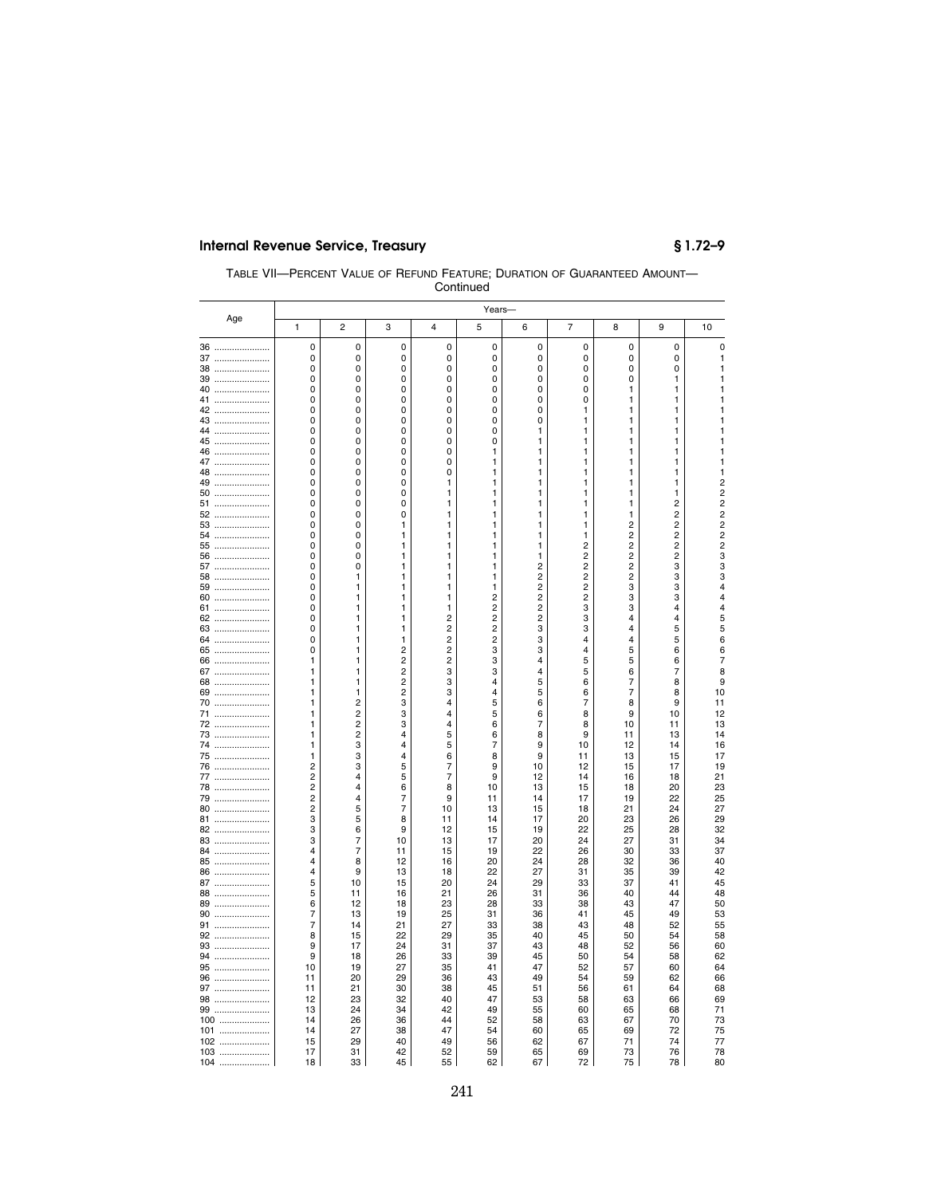TABLE VII—PERCENT VALUE OF REFUND FEATURE; DURATION OF GUARANTEED AMOUNT—Continued

| Age | Years— | | | | | | | | | |
|---|---|---|---|---|---|---|---|---|---|---|
| | 1 | 2 | 3 | 4 | 5 | 6 | 7 | 8 | 9 | 10 |
| 36 | 0 | 0 | 0 | 0 | 0 | 0 | 0 | 0 | 0 | 0 |
| 37 | 0 | 0 | 0 | 0 | 0 | 0 | 0 | 0 | 0 | 1 |
| 38 | 0 | 0 | 0 | 0 | 0 | 0 | 0 | 0 | 0 | 1 |
| 39 | 0 | 0 | 0 | 0 | 0 | 0 | 0 | 0 | 1 | 1 |
| 40 | 0 | 0 | 0 | 0 | 0 | 0 | 0 | 1 | 1 | 1 |
| 41 | 0 | 0 | 0 | 0 | 0 | 0 | 0 | 1 | 1 | 1 |
| 42 | 0 | 0 | 0 | 0 | 0 | 0 | 1 | 1 | 1 | 1 |
| 43 | 0 | 0 | 0 | 0 | 0 | 0 | 1 | 1 | 1 | 1 |
| 44 | 0 | 0 | 0 | 0 | 0 | 1 | 1 | 1 | 1 | 1 |
| 45 | 0 | 0 | 0 | 0 | 0 | 1 | 1 | 1 | 1 | 1 |
| 46 | 0 | 0 | 0 | 0 | 1 | 1 | 1 | 1 | 1 | 1 |
| 47 | 0 | 0 | 0 | 0 | 1 | 1 | 1 | 1 | 1 | 1 |
| 48 | 0 | 0 | 0 | 0 | 1 | 1 | 1 | 1 | 1 | 1 |
| 49 | 0 | 0 | 0 | 1 | 1 | 1 | 1 | 1 | 1 | 2 |
| 50 | 0 | 0 | 0 | 1 | 1 | 1 | 1 | 1 | 1 | 2 |
| 51 | 0 | 0 | 0 | 1 | 1 | 1 | 1 | 1 | 2 | 2 |
| 52 | 0 | 0 | 0 | 1 | 1 | 1 | 1 | 1 | 2 | 2 |
| 53 | 0 | 0 | 1 | 1 | 1 | 1 | 1 | 2 | 2 | 2 |
| 54 | 0 | 0 | 1 | 1 | 1 | 1 | 1 | 2 | 2 | 2 |
| 55 | 0 | 0 | 1 | 1 | 1 | 1 | 2 | 2 | 2 | 2 |
| 56 | 0 | 0 | 1 | 1 | 1 | 1 | 2 | 2 | 2 | 3 |
| 57 | 0 | 0 | 1 | 1 | 1 | 2 | 2 | 2 | 3 | 3 |
| 58 | 0 | 1 | 1 | 1 | 1 | 2 | 2 | 2 | 3 | 3 |
| 59 | 0 | 1 | 1 | 1 | 1 | 2 | 2 | 3 | 3 | 4 |
| 60 | 0 | 1 | 1 | 1 | 2 | 2 | 2 | 3 | 3 | 4 |
| 61 | 0 | 1 | 1 | 1 | 2 | 2 | 3 | 3 | 4 | 4 |
| 62 | 0 | 1 | 1 | 2 | 2 | 2 | 3 | 4 | 4 | 5 |
| 63 | 0 | 1 | 1 | 2 | 2 | 3 | 3 | 4 | 5 | 5 |
| 64 | 0 | 1 | 1 | 2 | 2 | 3 | 4 | 4 | 5 | 6 |
| 65 | 0 | 1 | 2 | 2 | 3 | 3 | 4 | 5 | 6 | 6 |
| 66 | 1 | 1 | 2 | 2 | 3 | 4 | 5 | 5 | 6 | 7 |
| 67 | 1 | 1 | 2 | 3 | 3 | 4 | 5 | 6 | 7 | 8 |
| 68 | 1 | 1 | 2 | 3 | 4 | 5 | 6 | 7 | 8 | 9 |
| 69 | 1 | 1 | 2 | 3 | 4 | 5 | 6 | 7 | 8 | 10 |
| 70 | 1 | 2 | 3 | 4 | 5 | 6 | 7 | 8 | 9 | 11 |
| 71 | 1 | 2 | 3 | 4 | 5 | 6 | 8 | 9 | 10 | 12 |
| 72 | 1 | 2 | 3 | 4 | 6 | 7 | 8 | 10 | 11 | 13 |
| 73 | 1 | 2 | 4 | 5 | 6 | 8 | 9 | 11 | 13 | 14 |
| 74 | 1 | 3 | 4 | 5 | 7 | 9 | 10 | 12 | 14 | 16 |
| 75 | 1 | 3 | 4 | 6 | 8 | 9 | 11 | 13 | 15 | 17 |
| 76 | 2 | 3 | 5 | 7 | 9 | 10 | 12 | 15 | 17 | 19 |
| 77 | 2 | 4 | 5 | 7 | 9 | 12 | 14 | 16 | 18 | 21 |
| 78 | 2 | 4 | 6 | 8 | 10 | 13 | 15 | 18 | 20 | 23 |
| 79 | 2 | 4 | 7 | 9 | 11 | 14 | 17 | 19 | 22 | 25 |
| 80 | 2 | 5 | 7 | 10 | 13 | 15 | 18 | 21 | 24 | 27 |
| 81 | 3 | 5 | 8 | 11 | 14 | 17 | 20 | 23 | 26 | 29 |
| 82 | 3 | 6 | 9 | 12 | 15 | 19 | 22 | 25 | 28 | 32 |
| 83 | 3 | 7 | 10 | 13 | 17 | 20 | 24 | 27 | 31 | 34 |
| 84 | 4 | 7 | 11 | 15 | 19 | 22 | 26 | 30 | 33 | 37 |
| 85 | 4 | 8 | 12 | 16 | 20 | 24 | 28 | 32 | 36 | 40 |
| 86 | 4 | 9 | 13 | 18 | 22 | 27 | 31 | 35 | 39 | 42 |
| 87 | 5 | 10 | 15 | 20 | 24 | 29 | 33 | 37 | 41 | 45 |
| 88 | 5 | 11 | 16 | 21 | 26 | 31 | 36 | 40 | 44 | 48 |
| 89 | 6 | 12 | 18 | 23 | 28 | 33 | 38 | 43 | 47 | 50 |
| 90 | 7 | 13 | 19 | 25 | 31 | 36 | 41 | 45 | 49 | 53 |
| 91 | 7 | 14 | 21 | 27 | 33 | 38 | 43 | 48 | 52 | 55 |
| 92 | 8 | 15 | 22 | 29 | 35 | 40 | 45 | 50 | 54 | 58 |
| 93 | 9 | 17 | 24 | 31 | 37 | 43 | 48 | 52 | 56 | 60 |
| 94 | 9 | 18 | 26 | 33 | 39 | 45 | 50 | 54 | 58 | 62 |
| 95 | 10 | 19 | 27 | 35 | 41 | 47 | 52 | 57 | 60 | 64 |
| 96 | 11 | 20 | 29 | 36 | 43 | 49 | 54 | 59 | 62 | 66 |
| 97 | 11 | 21 | 30 | 38 | 45 | 51 | 56 | 61 | 64 | 68 |
| 98 | 12 | 23 | 32 | 40 | 47 | 53 | 58 | 63 | 66 | 69 |
| 99 | 13 | 24 | 34 | 42 | 49 | 55 | 60 | 65 | 68 | 71 |
| 100 | 14 | 26 | 36 | 44 | 52 | 58 | 63 | 67 | 70 | 73 |
| 101 | 14 | 27 | 38 | 47 | 54 | 60 | 65 | 69 | 72 | 75 |
| 102 | 15 | 29 | 40 | 49 | 56 | 62 | 67 | 71 | 74 | 77 |
| 103 | 17 | 31 | 42 | 52 | 59 | 65 | 69 | 73 | 76 | 78 |
| 104 | 18 | 33 | 45 | 55 | 62 | 67 | 72 | 75 | 78 | 80 |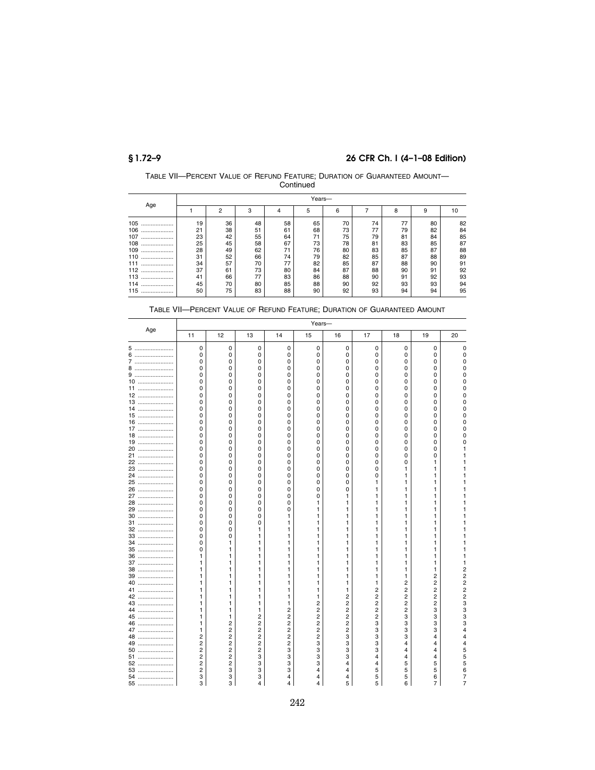TABLE VII—PERCENT VALUE OF REFUND FEATURE; DURATION OF GUARANTEED AMOUNT—Continued

| Age | Years— | | | | | | | | | |
|---|---|---|---|---|---|---|---|---|---|---|
| | 1 | 2 | 3 | 4 | 5 | 6 | 7 | 8 | 9 | 10 |
| 105 | 19 | 36 | 48 | 58 | 65 | 70 | 74 | 77 | 80 | 82 |
| 106 | 21 | 38 | 51 | 61 | 68 | 73 | 77 | 79 | 82 | 84 |
| 107 | 23 | 42 | 55 | 64 | 71 | 75 | 79 | 81 | 84 | 85 |
| 108 | 25 | 45 | 58 | 67 | 73 | 78 | 81 | 83 | 85 | 87 |
| 109 | 28 | 49 | 62 | 71 | 76 | 80 | 83 | 85 | 87 | 88 |
| 110 | 31 | 52 | 66 | 74 | 79 | 82 | 85 | 87 | 88 | 89 |
| 111 | 34 | 57 | 70 | 77 | 82 | 85 | 87 | 88 | 90 | 91 |
| 112 | 37 | 61 | 73 | 80 | 84 | 87 | 88 | 90 | 91 | 92 |
| 113 | 41 | 66 | 77 | 83 | 86 | 88 | 90 | 91 | 92 | 93 |
| 114 | 45 | 70 | 80 | 85 | 88 | 90 | 92 | 93 | 93 | 94 |
| 115 | 50 | 75 | 83 | 88 | 90 | 92 | 93 | 94 | 94 | 95 |

TABLE VII—PERCENT VALUE OF REFUND FEATURE; DURATION OF GUARANTEED AMOUNT

| Age | Years— | | | | | | | | | |
|---|---|---|---|---|---|---|---|---|---|---|
| | 11 | 12 | 13 | 14 | 15 | 16 | 17 | 18 | 19 | 20 |
| 5 | 0 | 0 | 0 | 0 | 0 | 0 | 0 | 0 | 0 | 0 |
| 6 | 0 | 0 | 0 | 0 | 0 | 0 | 0 | 0 | 0 | 0 |
| 7 | 0 | 0 | 0 | 0 | 0 | 0 | 0 | 0 | 0 | 0 |
| 8 | 0 | 0 | 0 | 0 | 0 | 0 | 0 | 0 | 0 | 0 |
| 9 | 0 | 0 | 0 | 0 | 0 | 0 | 0 | 0 | 0 | 0 |
| 10 | 0 | 0 | 0 | 0 | 0 | 0 | 0 | 0 | 0 | 0 |
| 11 | 0 | 0 | 0 | 0 | 0 | 0 | 0 | 0 | 0 | 0 |
| 12 | 0 | 0 | 0 | 0 | 0 | 0 | 0 | 0 | 0 | 0 |
| 13 | 0 | 0 | 0 | 0 | 0 | 0 | 0 | 0 | 0 | 0 |
| 14 | 0 | 0 | 0 | 0 | 0 | 0 | 0 | 0 | 0 | 0 |
| 15 | 0 | 0 | 0 | 0 | 0 | 0 | 0 | 0 | 0 | 0 |
| 16 | 0 | 0 | 0 | 0 | 0 | 0 | 0 | 0 | 0 | 0 |
| 17 | 0 | 0 | 0 | 0 | 0 | 0 | 0 | 0 | 0 | 0 |
| 18 | 0 | 0 | 0 | 0 | 0 | 0 | 0 | 0 | 0 | 0 |
| 19 | 0 | 0 | 0 | 0 | 0 | 0 | 0 | 0 | 0 | 0 |
| 20 | 0 | 0 | 0 | 0 | 0 | 0 | 0 | 0 | 0 | 1 |
| 21 | 0 | 0 | 0 | 0 | 0 | 0 | 0 | 0 | 0 | 1 |
| 22 | 0 | 0 | 0 | 0 | 0 | 0 | 0 | 0 | 1 | 1 |
| 23 | 0 | 0 | 0 | 0 | 0 | 0 | 0 | 1 | 1 | 1 |
| 24 | 0 | 0 | 0 | 0 | 0 | 0 | 0 | 1 | 1 | 1 |
| 25 | 0 | 0 | 0 | 0 | 0 | 0 | 1 | 1 | 1 | 1 |
| 26 | 0 | 0 | 0 | 0 | 0 | 0 | 1 | 1 | 1 | 1 |
| 27 | 0 | 0 | 0 | 0 | 0 | 1 | 1 | 1 | 1 | 1 |
| 28 | 0 | 0 | 0 | 0 | 1 | 1 | 1 | 1 | 1 | 1 |
| 29 | 0 | 0 | 0 | 0 | 1 | 1 | 1 | 1 | 1 | 1 |
| 30 | 0 | 0 | 0 | 1 | 1 | 1 | 1 | 1 | 1 | 1 |
| 31 | 0 | 0 | 0 | 1 | 1 | 1 | 1 | 1 | 1 | 1 |
| 32 | 0 | 0 | 1 | 1 | 1 | 1 | 1 | 1 | 1 | 1 |
| 33 | 0 | 0 | 1 | 1 | 1 | 1 | 1 | 1 | 1 | 1 |
| 34 | 0 | 1 | 1 | 1 | 1 | 1 | 1 | 1 | 1 | 1 |
| 35 | 0 | 1 | 1 | 1 | 1 | 1 | 1 | 1 | 1 | 1 |
| 36 | 1 | 1 | 1 | 1 | 1 | 1 | 1 | 1 | 1 | 1 |
| 37 | 1 | 1 | 1 | 1 | 1 | 1 | 1 | 1 | 1 | 1 |
| 38 | 1 | 1 | 1 | 1 | 1 | 1 | 1 | 1 | 1 | 2 |
| 39 | 1 | 1 | 1 | 1 | 1 | 1 | 1 | 1 | 2 | 2 |
| 40 | 1 | 1 | 1 | 1 | 1 | 1 | 1 | 2 | 2 | 2 |
| 41 | 1 | 1 | 1 | 1 | 1 | 1 | 2 | 2 | 2 | 2 |
| 42 | 1 | 1 | 1 | 1 | 1 | 2 | 2 | 2 | 2 | 2 |
| 43 | 1 | 1 | 1 | 1 | 2 | 2 | 2 | 2 | 2 | 3 |
| 44 | 1 | 1 | 1 | 2 | 2 | 2 | 2 | 2 | 3 | 3 |
| 45 | 1 | 1 | 2 | 2 | 2 | 2 | 2 | 3 | 3 | 3 |
| 46 | 1 | 2 | 2 | 2 | 2 | 2 | 3 | 3 | 3 | 3 |
| 47 | 1 | 2 | 2 | 2 | 2 | 2 | 3 | 3 | 3 | 4 |
| 48 | 2 | 2 | 2 | 2 | 2 | 3 | 3 | 3 | 4 | 4 |
| 49 | 2 | 2 | 2 | 2 | 3 | 3 | 3 | 4 | 4 | 4 |
| 50 | 2 | 2 | 2 | 3 | 3 | 3 | 3 | 4 | 4 | 5 |
| 51 | 2 | 2 | 3 | 3 | 3 | 3 | 4 | 4 | 4 | 5 |
| 52 | 2 | 2 | 3 | 3 | 3 | 4 | 4 | 5 | 5 | 5 |
| 53 | 2 | 3 | 3 | 3 | 4 | 4 | 5 | 5 | 5 | 6 |
| 54 | 3 | 3 | 3 | 4 | 4 | 4 | 5 | 5 | 6 | 7 |
| 55 | 3 | 3 | 4 | 4 | 4 | 5 | 5 | 6 | 7 | 7 |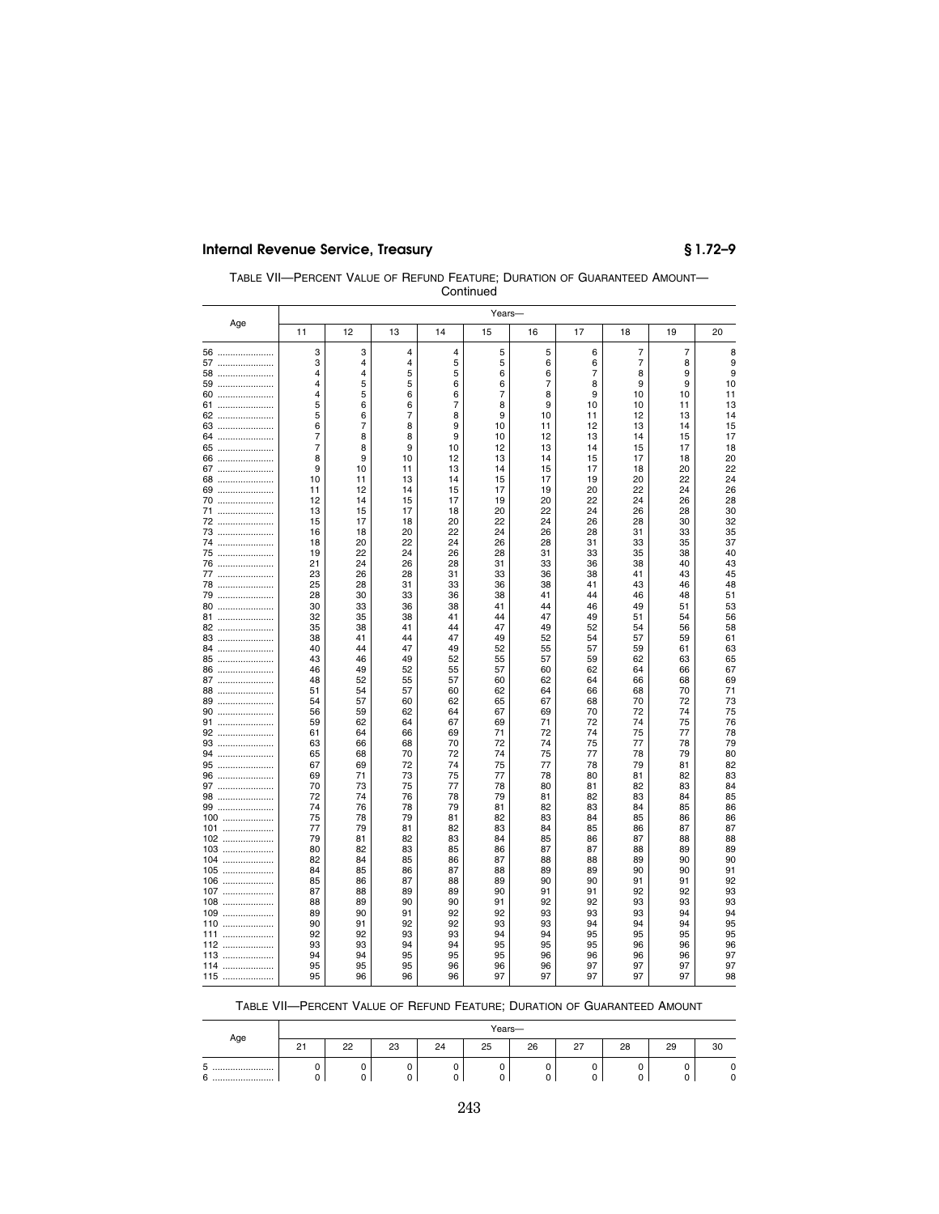TABLE VII—PERCENT VALUE OF REFUND FEATURE; DURATION OF GUARANTEED AMOUNT—Continued

| Age | Years— | | | | | | | | | |
|---|---|---|---|---|---|---|---|---|---|---|
| | 11 | 12 | 13 | 14 | 15 | 16 | 17 | 18 | 19 | 20 |
| 56 | 3 | 3 | 4 | 4 | 5 | 5 | 6 | 7 | 7 | 8 |
| 57 | 3 | 4 | 4 | 5 | 5 | 6 | 6 | 7 | 8 | 9 |
| 58 | 4 | 4 | 5 | 5 | 6 | 6 | 7 | 8 | 9 | 9 |
| 59 | 4 | 5 | 5 | 6 | 6 | 7 | 8 | 9 | 9 | 10 |
| 60 | 4 | 5 | 6 | 6 | 7 | 8 | 9 | 10 | 10 | 11 |
| 61 | 5 | 6 | 6 | 7 | 8 | 9 | 10 | 10 | 11 | 13 |
| 62 | 5 | 6 | 7 | 8 | 9 | 10 | 11 | 12 | 13 | 14 |
| 63 | 6 | 7 | 8 | 9 | 10 | 11 | 12 | 13 | 14 | 15 |
| 64 | 7 | 8 | 8 | 9 | 10 | 12 | 13 | 14 | 15 | 17 |
| 65 | 7 | 8 | 9 | 10 | 12 | 13 | 14 | 15 | 17 | 18 |
| 66 | 8 | 9 | 10 | 12 | 13 | 14 | 15 | 17 | 18 | 20 |
| 67 | 9 | 10 | 11 | 13 | 14 | 15 | 17 | 18 | 20 | 22 |
| 68 | 10 | 11 | 13 | 14 | 15 | 17 | 19 | 20 | 22 | 24 |
| 69 | 11 | 12 | 14 | 15 | 17 | 19 | 20 | 22 | 24 | 26 |
| 70 | 12 | 14 | 15 | 17 | 19 | 20 | 22 | 24 | 26 | 28 |
| 71 | 13 | 15 | 17 | 18 | 20 | 22 | 24 | 26 | 28 | 30 |
| 72 | 15 | 17 | 18 | 20 | 22 | 24 | 26 | 28 | 30 | 32 |
| 73 | 16 | 18 | 20 | 22 | 24 | 26 | 28 | 31 | 33 | 35 |
| 74 | 18 | 20 | 22 | 24 | 26 | 28 | 31 | 33 | 35 | 37 |
| 75 | 19 | 22 | 24 | 26 | 28 | 31 | 33 | 35 | 38 | 40 |
| 76 | 21 | 24 | 26 | 28 | 31 | 33 | 36 | 38 | 40 | 43 |
| 77 | 23 | 26 | 28 | 31 | 33 | 36 | 38 | 41 | 43 | 45 |
| 78 | 25 | 28 | 31 | 33 | 36 | 38 | 41 | 43 | 46 | 48 |
| 79 | 28 | 30 | 33 | 36 | 38 | 41 | 44 | 46 | 48 | 51 |
| 80 | 30 | 33 | 36 | 38 | 41 | 44 | 46 | 49 | 51 | 53 |
| 81 | 32 | 35 | 38 | 41 | 44 | 47 | 49 | 51 | 54 | 56 |
| 82 | 35 | 38 | 41 | 44 | 47 | 49 | 52 | 54 | 56 | 58 |
| 83 | 38 | 41 | 44 | 47 | 49 | 52 | 54 | 57 | 59 | 61 |
| 84 | 40 | 44 | 47 | 49 | 52 | 55 | 57 | 59 | 61 | 63 |
| 85 | 43 | 46 | 49 | 52 | 55 | 57 | 59 | 62 | 63 | 65 |
| 86 | 46 | 49 | 52 | 55 | 57 | 60 | 62 | 64 | 66 | 67 |
| 87 | 48 | 52 | 55 | 57 | 60 | 62 | 64 | 66 | 68 | 69 |
| 88 | 51 | 54 | 57 | 60 | 62 | 64 | 66 | 68 | 70 | 71 |
| 89 | 54 | 57 | 60 | 62 | 65 | 67 | 68 | 70 | 72 | 73 |
| 90 | 56 | 59 | 62 | 64 | 67 | 69 | 70 | 72 | 74 | 75 |
| 91 | 59 | 62 | 64 | 67 | 69 | 71 | 72 | 74 | 75 | 76 |
| 92 | 61 | 64 | 66 | 69 | 71 | 72 | 74 | 75 | 77 | 78 |
| 93 | 63 | 66 | 68 | 70 | 72 | 74 | 75 | 77 | 78 | 79 |
| 94 | 65 | 68 | 70 | 72 | 74 | 75 | 77 | 78 | 79 | 80 |
| 95 | 67 | 69 | 72 | 74 | 75 | 77 | 78 | 79 | 81 | 82 |
| 96 | 69 | 71 | 73 | 75 | 77 | 78 | 80 | 81 | 82 | 83 |
| 97 | 70 | 73 | 75 | 77 | 78 | 80 | 81 | 82 | 83 | 84 |
| 98 | 72 | 74 | 76 | 78 | 79 | 81 | 82 | 83 | 84 | 85 |
| 99 | 74 | 76 | 78 | 79 | 81 | 82 | 83 | 84 | 85 | 86 |
| 100 | 75 | 78 | 79 | 81 | 82 | 83 | 84 | 85 | 86 | 86 |
| 101 | 77 | 79 | 81 | 82 | 83 | 84 | 85 | 86 | 87 | 87 |
| 102 | 79 | 81 | 82 | 83 | 84 | 85 | 86 | 87 | 88 | 88 |
| 103 | 80 | 82 | 83 | 85 | 86 | 87 | 87 | 88 | 89 | 89 |
| 104 | 82 | 84 | 85 | 86 | 87 | 88 | 88 | 89 | 90 | 90 |
| 105 | 84 | 85 | 86 | 87 | 88 | 89 | 89 | 90 | 90 | 91 |
| 106 | 85 | 86 | 87 | 88 | 89 | 90 | 90 | 91 | 91 | 92 |
| 107 | 87 | 88 | 89 | 89 | 90 | 91 | 91 | 92 | 92 | 93 |
| 108 | 88 | 89 | 90 | 90 | 91 | 92 | 92 | 93 | 93 | 93 |
| 109 | 89 | 90 | 91 | 92 | 92 | 93 | 93 | 93 | 94 | 94 |
| 110 | 90 | 91 | 92 | 92 | 93 | 93 | 94 | 94 | 94 | 95 |
| 111 | 92 | 92 | 93 | 93 | 94 | 94 | 95 | 95 | 95 | 95 |
| 112 | 93 | 93 | 94 | 94 | 95 | 95 | 95 | 96 | 96 | 96 |
| 113 | 94 | 94 | 95 | 95 | 95 | 96 | 96 | 96 | 96 | 97 |
| 114 | 95 | 95 | 95 | 96 | 96 | 96 | 97 | 97 | 97 | 97 |
| 115 | 95 | 96 | 96 | 96 | 97 | 97 | 97 | 97 | 97 | 98 |

TABLE VII—PERCENT VALUE OF REFUND FEATURE; DURATION OF GUARANTEED AMOUNT

| Age | Years— | | | | | | | | | |
|---|---|---|---|---|---|---|---|---|---|---|
| | 21 | 22 | 23 | 24 | 25 | 26 | 27 | 28 | 29 | 30 |
| 5 | 0 | 0 | 0 | 0 | 0 | 0 | 0 | 0 | 0 | 0 |
| 6 | 0 | 0 | 0 | 0 | 0 | 0 | 0 | 0 | 0 | 0 |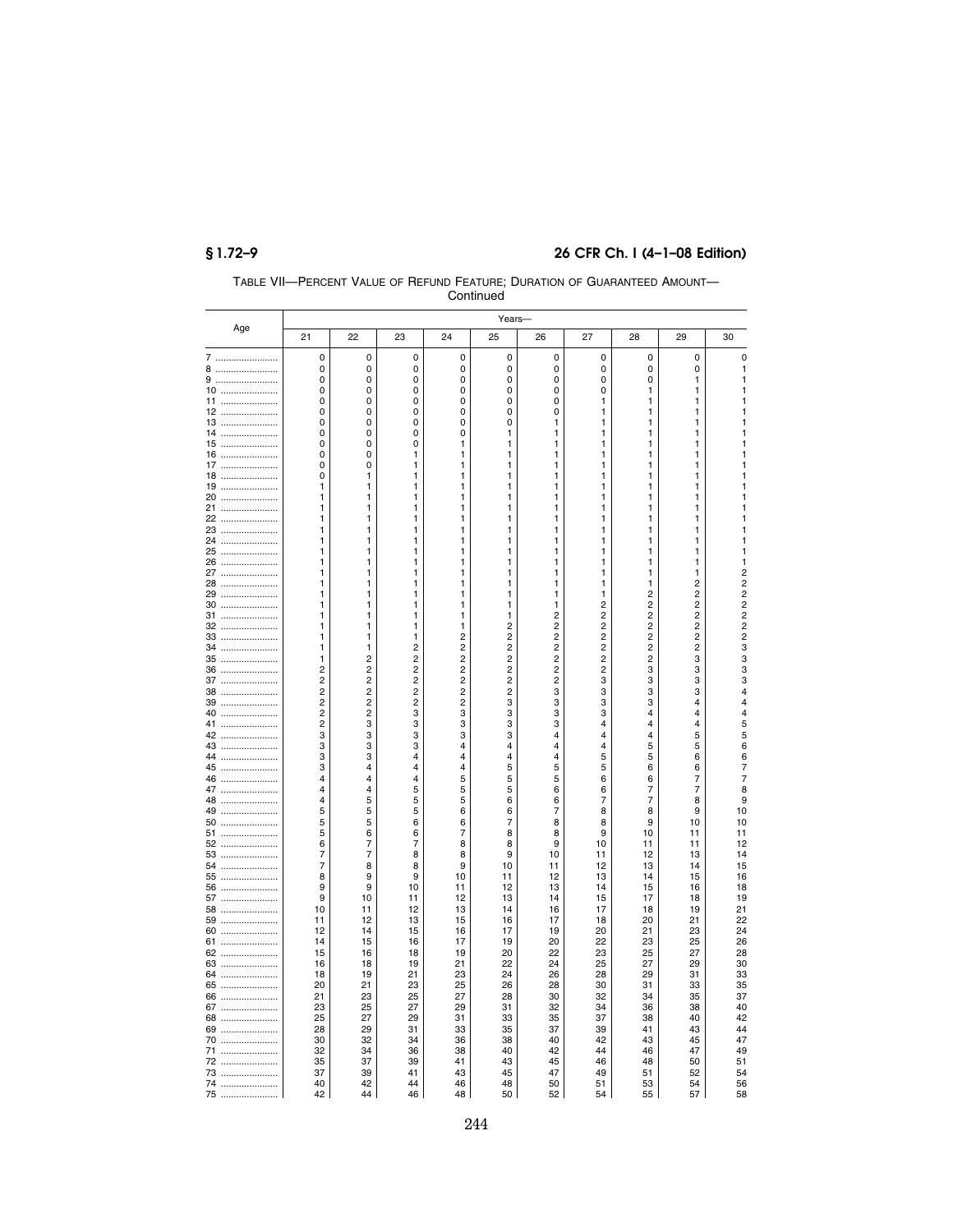TABLE VII—PERCENT VALUE OF REFUND FEATURE; DURATION OF GUARANTEED AMOUNT—Continued

| Age | Years— | | | | | | | | | |
|---|---|---|---|---|---|---|---|---|---|---|
| | 21 | 22 | 23 | 24 | 25 | 26 | 27 | 28 | 29 | 30 |
| 7 | 0 | 0 | 0 | 0 | 0 | 0 | 0 | 0 | 0 | 0 |
| 8 | 0 | 0 | 0 | 0 | 0 | 0 | 0 | 0 | 0 | 1 |
| 9 | 0 | 0 | 0 | 0 | 0 | 0 | 0 | 0 | 1 | 1 |
| 10 | 0 | 0 | 0 | 0 | 0 | 0 | 0 | 1 | 1 | 1 |
| 11 | 0 | 0 | 0 | 0 | 0 | 0 | 1 | 1 | 1 | 1 |
| 12 | 0 | 0 | 0 | 0 | 0 | 0 | 1 | 1 | 1 | 1 |
| 13 | 0 | 0 | 0 | 0 | 0 | 1 | 1 | 1 | 1 | 1 |
| 14 | 0 | 0 | 0 | 0 | 1 | 1 | 1 | 1 | 1 | 1 |
| 15 | 0 | 0 | 0 | 1 | 1 | 1 | 1 | 1 | 1 | 1 |
| 16 | 0 | 0 | 1 | 1 | 1 | 1 | 1 | 1 | 1 | 1 |
| 17 | 0 | 0 | 1 | 1 | 1 | 1 | 1 | 1 | 1 | 1 |
| 18 | 0 | 1 | 1 | 1 | 1 | 1 | 1 | 1 | 1 | 1 |
| 19 | 1 | 1 | 1 | 1 | 1 | 1 | 1 | 1 | 1 | 1 |
| 20 | 1 | 1 | 1 | 1 | 1 | 1 | 1 | 1 | 1 | 1 |
| 21 | 1 | 1 | 1 | 1 | 1 | 1 | 1 | 1 | 1 | 1 |
| 22 | 1 | 1 | 1 | 1 | 1 | 1 | 1 | 1 | 1 | 1 |
| 23 | 1 | 1 | 1 | 1 | 1 | 1 | 1 | 1 | 1 | 1 |
| 24 | 1 | 1 | 1 | 1 | 1 | 1 | 1 | 1 | 1 | 1 |
| 25 | 1 | 1 | 1 | 1 | 1 | 1 | 1 | 1 | 1 | 1 |
| 26 | 1 | 1 | 1 | 1 | 1 | 1 | 1 | 1 | 1 | 1 |
| 27 | 1 | 1 | 1 | 1 | 1 | 1 | 1 | 1 | 1 | 2 |
| 28 | 1 | 1 | 1 | 1 | 1 | 1 | 1 | 1 | 2 | 2 |
| 29 | 1 | 1 | 1 | 1 | 1 | 1 | 1 | 2 | 2 | 2 |
| 30 | 1 | 1 | 1 | 1 | 1 | 1 | 2 | 2 | 2 | 2 |
| 31 | 1 | 1 | 1 | 1 | 1 | 2 | 2 | 2 | 2 | 2 |
| 32 | 1 | 1 | 1 | 1 | 2 | 2 | 2 | 2 | 2 | 2 |
| 33 | 1 | 1 | 1 | 2 | 2 | 2 | 2 | 2 | 2 | 2 |
| 34 | 1 | 1 | 2 | 2 | 2 | 2 | 2 | 2 | 2 | 3 |
| 35 | 1 | 2 | 2 | 2 | 2 | 2 | 2 | 2 | 3 | 3 |
| 36 | 2 | 2 | 2 | 2 | 2 | 2 | 2 | 3 | 3 | 3 |
| 37 | 2 | 2 | 2 | 2 | 2 | 2 | 3 | 3 | 3 | 3 |
| 38 | 2 | 2 | 2 | 2 | 2 | 3 | 3 | 3 | 3 | 4 |
| 39 | 2 | 2 | 2 | 2 | 3 | 3 | 3 | 3 | 4 | 4 |
| 40 | 2 | 2 | 3 | 3 | 3 | 3 | 3 | 4 | 4 | 4 |
| 41 | 2 | 3 | 3 | 3 | 3 | 3 | 4 | 4 | 4 | 5 |
| 42 | 3 | 3 | 3 | 3 | 3 | 4 | 4 | 4 | 5 | 5 |
| 43 | 3 | 3 | 3 | 4 | 4 | 4 | 4 | 5 | 5 | 6 |
| 44 | 3 | 3 | 4 | 4 | 4 | 4 | 5 | 5 | 6 | 6 |
| 45 | 3 | 4 | 4 | 4 | 5 | 5 | 5 | 6 | 6 | 7 |
| 46 | 4 | 4 | 4 | 5 | 5 | 5 | 6 | 6 | 7 | 7 |
| 47 | 4 | 4 | 5 | 5 | 5 | 6 | 6 | 7 | 7 | 8 |
| 48 | 4 | 5 | 5 | 5 | 6 | 6 | 7 | 7 | 8 | 9 |
| 49 | 5 | 5 | 5 | 6 | 6 | 7 | 8 | 8 | 9 | 10 |
| 50 | 5 | 5 | 6 | 6 | 7 | 8 | 8 | 9 | 10 | 10 |
| 51 | 5 | 6 | 6 | 7 | 8 | 8 | 9 | 10 | 11 | 11 |
| 52 | 6 | 7 | 7 | 8 | 8 | 9 | 10 | 11 | 11 | 12 |
| 53 | 7 | 7 | 8 | 8 | 9 | 10 | 11 | 12 | 13 | 14 |
| 54 | 7 | 8 | 8 | 9 | 10 | 11 | 12 | 13 | 14 | 15 |
| 55 | 8 | 9 | 9 | 10 | 11 | 12 | 13 | 14 | 15 | 16 |
| 56 | 9 | 9 | 10 | 11 | 12 | 13 | 14 | 15 | 16 | 18 |
| 57 | 9 | 10 | 11 | 12 | 13 | 14 | 15 | 17 | 18 | 19 |
| 58 | 10 | 11 | 12 | 13 | 14 | 16 | 17 | 18 | 19 | 21 |
| 59 | 11 | 12 | 13 | 15 | 16 | 17 | 18 | 20 | 21 | 22 |
| 60 | 12 | 14 | 15 | 16 | 17 | 19 | 20 | 21 | 23 | 24 |
| 61 | 14 | 15 | 16 | 17 | 19 | 20 | 22 | 23 | 25 | 26 |
| 62 | 15 | 16 | 18 | 19 | 20 | 22 | 23 | 25 | 27 | 28 |
| 63 | 16 | 18 | 19 | 21 | 22 | 24 | 25 | 27 | 29 | 30 |
| 64 | 18 | 19 | 21 | 23 | 24 | 26 | 28 | 29 | 31 | 33 |
| 65 | 20 | 21 | 23 | 25 | 26 | 28 | 30 | 31 | 33 | 35 |
| 66 | 21 | 23 | 25 | 27 | 28 | 30 | 32 | 34 | 35 | 37 |
| 67 | 23 | 25 | 27 | 29 | 31 | 32 | 34 | 36 | 38 | 40 |
| 68 | 25 | 27 | 29 | 31 | 33 | 35 | 37 | 38 | 40 | 42 |
| 69 | 28 | 29 | 31 | 33 | 35 | 37 | 39 | 41 | 43 | 44 |
| 70 | 30 | 32 | 34 | 36 | 38 | 40 | 42 | 43 | 45 | 47 |
| 71 | 32 | 34 | 36 | 38 | 40 | 42 | 44 | 46 | 47 | 49 |
| 72 | 35 | 37 | 39 | 41 | 43 | 45 | 46 | 48 | 50 | 51 |
| 73 | 37 | 39 | 41 | 43 | 45 | 47 | 49 | 51 | 52 | 54 |
| 74 | 40 | 42 | 44 | 46 | 48 | 50 | 51 | 53 | 54 | 56 |
| 75 | 42 | 44 | 46 | 48 | 50 | 52 | 54 | 55 | 57 | 58 |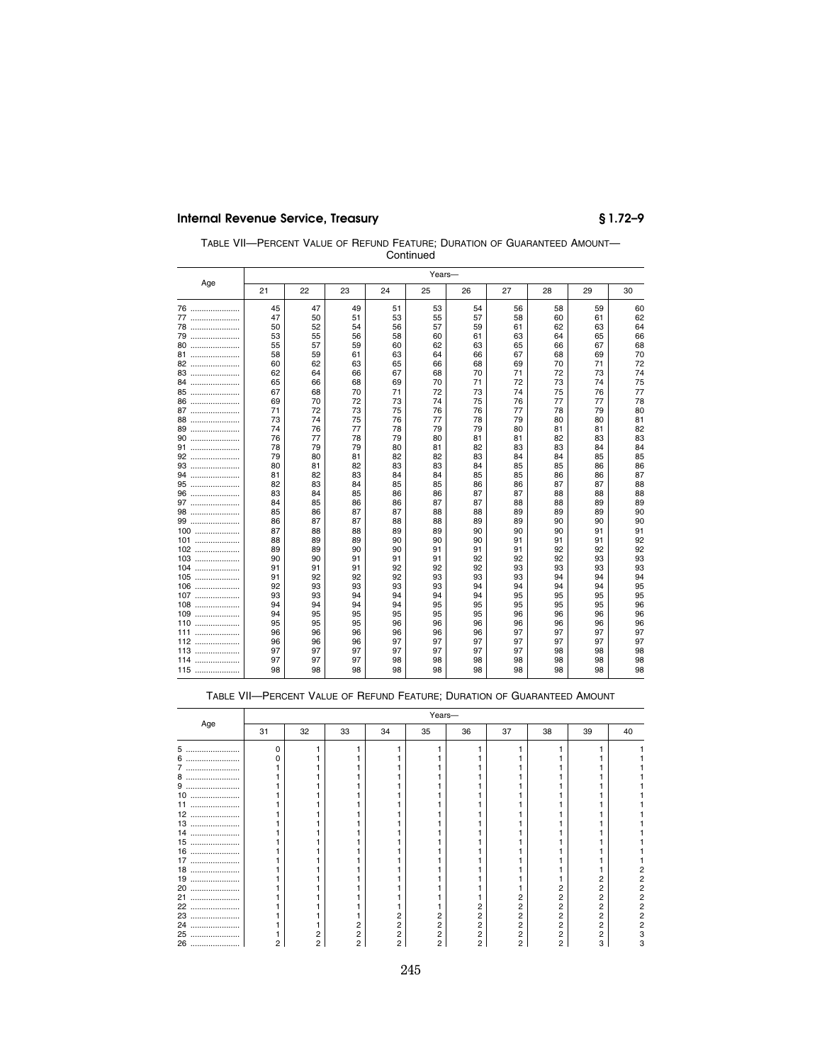TABLE VII—PERCENT VALUE OF REFUND FEATURE; DURATION OF GUARANTEED AMOUNT—Continued

| Age | Years— | | | | | | | | | |
|---|---|---|---|---|---|---|---|---|---|---|
| | 21 | 22 | 23 | 24 | 25 | 26 | 27 | 28 | 29 | 30 |
| 76 | 45 | 47 | 49 | 51 | 53 | 54 | 56 | 58 | 59 | 60 |
| 77 | 47 | 50 | 51 | 53 | 55 | 57 | 58 | 60 | 61 | 62 |
| 78 | 50 | 52 | 54 | 56 | 57 | 59 | 61 | 62 | 63 | 64 |
| 79 | 53 | 55 | 56 | 58 | 60 | 61 | 63 | 64 | 65 | 66 |
| 80 | 55 | 57 | 59 | 60 | 62 | 63 | 65 | 66 | 67 | 68 |
| 81 | 58 | 59 | 61 | 63 | 64 | 66 | 67 | 68 | 69 | 70 |
| 82 | 60 | 62 | 63 | 65 | 66 | 68 | 69 | 70 | 71 | 72 |
| 83 | 62 | 64 | 66 | 67 | 68 | 70 | 71 | 72 | 73 | 74 |
| 84 | 65 | 66 | 68 | 69 | 70 | 71 | 72 | 73 | 74 | 75 |
| 85 | 67 | 68 | 70 | 71 | 72 | 73 | 74 | 75 | 76 | 77 |
| 86 | 69 | 70 | 72 | 73 | 74 | 75 | 76 | 77 | 77 | 78 |
| 87 | 71 | 72 | 73 | 75 | 76 | 76 | 77 | 78 | 79 | 80 |
| 88 | 73 | 74 | 75 | 76 | 77 | 78 | 79 | 80 | 80 | 81 |
| 89 | 74 | 76 | 77 | 78 | 79 | 79 | 80 | 81 | 81 | 82 |
| 90 | 76 | 77 | 78 | 79 | 80 | 81 | 81 | 82 | 83 | 83 |
| 91 | 78 | 79 | 79 | 80 | 81 | 82 | 83 | 83 | 84 | 84 |
| 92 | 79 | 80 | 81 | 82 | 82 | 83 | 84 | 84 | 85 | 85 |
| 93 | 80 | 81 | 82 | 83 | 83 | 84 | 85 | 85 | 86 | 86 |
| 94 | 81 | 82 | 83 | 84 | 84 | 85 | 85 | 86 | 86 | 87 |
| 95 | 82 | 83 | 84 | 85 | 85 | 86 | 86 | 87 | 87 | 88 |
| 96 | 83 | 84 | 85 | 86 | 86 | 87 | 87 | 88 | 88 | 88 |
| 97 | 84 | 85 | 86 | 86 | 87 | 87 | 88 | 88 | 89 | 89 |
| 98 | 85 | 86 | 87 | 87 | 88 | 88 | 89 | 89 | 89 | 90 |
| 99 | 86 | 87 | 87 | 88 | 88 | 89 | 89 | 90 | 90 | 90 |
| 100 | 87 | 88 | 88 | 89 | 89 | 90 | 90 | 90 | 91 | 91 |
| 101 | 88 | 89 | 89 | 90 | 90 | 90 | 91 | 91 | 91 | 92 |
| 102 | 89 | 89 | 90 | 90 | 91 | 91 | 91 | 92 | 92 | 92 |
| 103 | 90 | 90 | 91 | 91 | 91 | 92 | 92 | 92 | 93 | 93 |
| 104 | 91 | 91 | 91 | 92 | 92 | 92 | 93 | 93 | 93 | 93 |
| 105 | 91 | 92 | 92 | 92 | 93 | 93 | 93 | 94 | 94 | 94 |
| 106 | 92 | 93 | 93 | 93 | 93 | 94 | 94 | 94 | 94 | 95 |
| 107 | 93 | 93 | 94 | 94 | 94 | 94 | 95 | 95 | 95 | 95 |
| 108 | 94 | 94 | 94 | 94 | 95 | 95 | 95 | 95 | 95 | 96 |
| 109 | 94 | 95 | 95 | 95 | 95 | 95 | 96 | 96 | 96 | 96 |
| 110 | 95 | 95 | 95 | 96 | 96 | 96 | 96 | 96 | 96 | 96 |
| 111 | 96 | 96 | 96 | 96 | 96 | 96 | 97 | 97 | 97 | 97 |
| 112 | 96 | 96 | 96 | 97 | 97 | 97 | 97 | 97 | 97 | 97 |
| 113 | 97 | 97 | 97 | 97 | 97 | 97 | 97 | 98 | 98 | 98 |
| 114 | 97 | 97 | 97 | 98 | 98 | 98 | 98 | 98 | 98 | 98 |
| 115 | 98 | 98 | 98 | 98 | 98 | 98 | 98 | 98 | 98 | 98 |

TABLE VII—PERCENT VALUE OF REFUND FEATURE; DURATION OF GUARANTEED AMOUNT

| Age | Years— | | | | | | | | | |
|---|---|---|---|---|---|---|---|---|---|---|
| | 31 | 32 | 33 | 34 | 35 | 36 | 37 | 38 | 39 | 40 |
| 5 | 0 | 1 | 1 | 1 | 1 | 1 | 1 | 1 | 1 | 1 |
| 6 | 0 | 1 | 1 | 1 | 1 | 1 | 1 | 1 | 1 | 1 |
| 7 | 1 | 1 | 1 | 1 | 1 | 1 | 1 | 1 | 1 | 1 |
| 8 | 1 | 1 | 1 | 1 | 1 | 1 | 1 | 1 | 1 | 1 |
| 9 | 1 | 1 | 1 | 1 | 1 | 1 | 1 | 1 | 1 | 1 |
| 10 | 1 | 1 | 1 | 1 | 1 | 1 | 1 | 1 | 1 | 1 |
| 11 | 1 | 1 | 1 | 1 | 1 | 1 | 1 | 1 | 1 | 1 |
| 12 | 1 | 1 | 1 | 1 | 1 | 1 | 1 | 1 | 1 | 1 |
| 13 | 1 | 1 | 1 | 1 | 1 | 1 | 1 | 1 | 1 | 1 |
| 14 | 1 | 1 | 1 | 1 | 1 | 1 | 1 | 1 | 1 | 1 |
| 15 | 1 | 1 | 1 | 1 | 1 | 1 | 1 | 1 | 1 | 1 |
| 16 | 1 | 1 | 1 | 1 | 1 | 1 | 1 | 1 | 1 | 1 |
| 17 | 1 | 1 | 1 | 1 | 1 | 1 | 1 | 1 | 1 | 1 |
| 18 | 1 | 1 | 1 | 1 | 1 | 1 | 1 | 1 | 1 | 2 |
| 19 | 1 | 1 | 1 | 1 | 1 | 1 | 1 | 1 | 2 | 2 |
| 20 | 1 | 1 | 1 | 1 | 1 | 1 | 1 | 2 | 2 | 2 |
| 21 | 1 | 1 | 1 | 1 | 1 | 1 | 2 | 2 | 2 | 2 |
| 22 | 1 | 1 | 1 | 1 | 1 | 2 | 2 | 2 | 2 | 2 |
| 23 | 1 | 1 | 1 | 2 | 2 | 2 | 2 | 2 | 2 | 2 |
| 24 | 1 | 1 | 2 | 2 | 2 | 2 | 2 | 2 | 2 | 2 |
| 25 | 1 | 2 | 2 | 2 | 2 | 2 | 2 | 2 | 2 | 3 |
| 26 | 2 | 2 | 2 | 2 | 2 | 2 | 2 | 2 | 3 | 3 |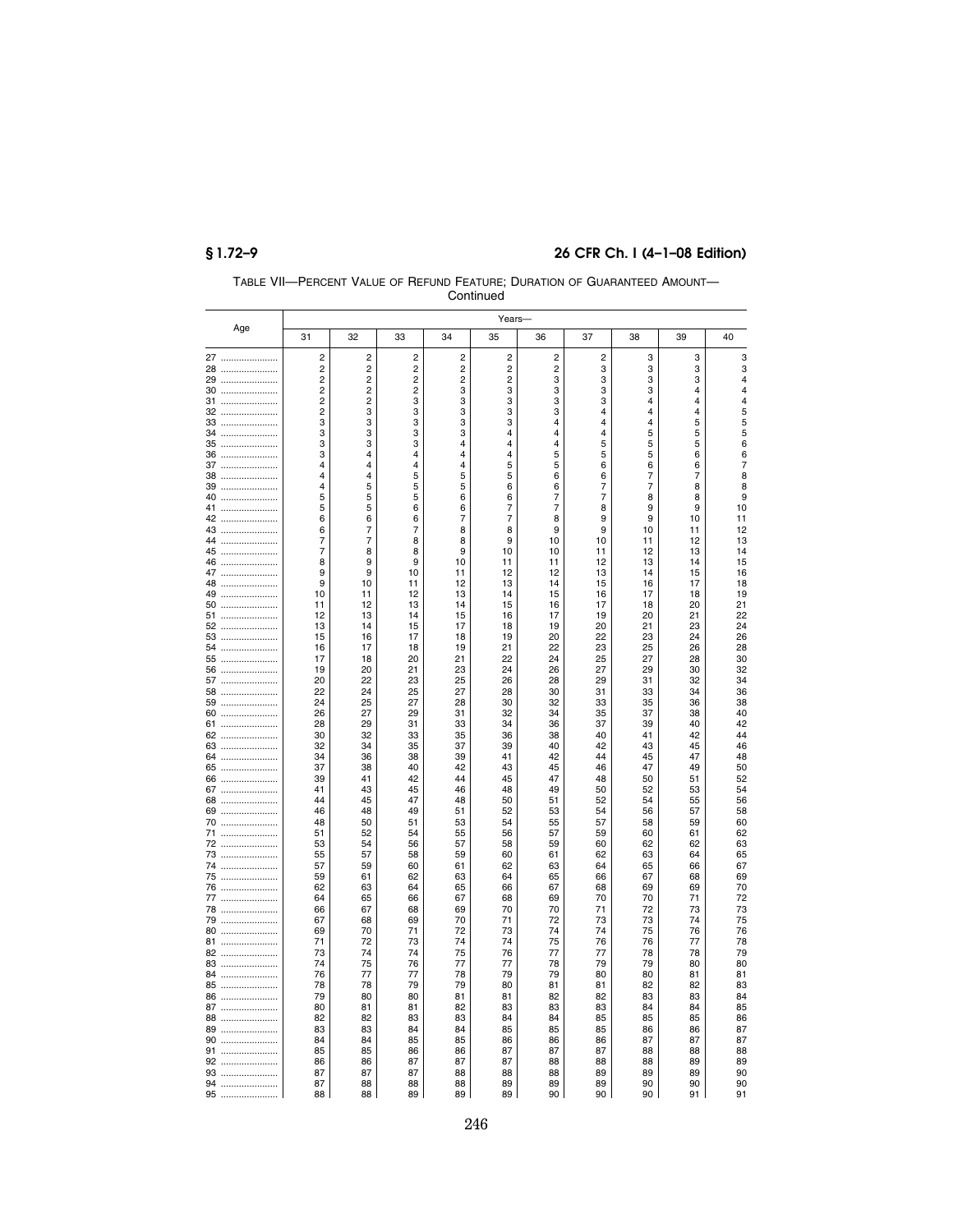TABLE VII—PERCENT VALUE OF REFUND FEATURE; DURATION OF GUARANTEED AMOUNT—Continued

| Age | Years— | | | | | | | | | |
|---|---|---|---|---|---|---|---|---|---|---|
| | 31 | 32 | 33 | 34 | 35 | 36 | 37 | 38 | 39 | 40 |
| 27 | 2 | 2 | 2 | 2 | 2 | 2 | 2 | 3 | 3 | 3 |
| 28 | 2 | 2 | 2 | 2 | 2 | 2 | 3 | 3 | 3 | 3 |
| 29 | 2 | 2 | 2 | 2 | 2 | 3 | 3 | 3 | 3 | 4 |
| 30 | 2 | 2 | 2 | 3 | 3 | 3 | 3 | 3 | 4 | 4 |
| 31 | 2 | 2 | 3 | 3 | 3 | 3 | 3 | 4 | 4 | 4 |
| 32 | 2 | 3 | 3 | 3 | 3 | 3 | 4 | 4 | 4 | 5 |
| 33 | 3 | 3 | 3 | 3 | 3 | 4 | 4 | 4 | 5 | 5 |
| 34 | 3 | 3 | 3 | 3 | 4 | 4 | 4 | 5 | 5 | 5 |
| 35 | 3 | 3 | 3 | 4 | 4 | 4 | 5 | 5 | 5 | 6 |
| 36 | 3 | 4 | 4 | 4 | 4 | 5 | 5 | 5 | 6 | 6 |
| 37 | 4 | 4 | 4 | 4 | 5 | 5 | 6 | 6 | 6 | 7 |
| 38 | 4 | 4 | 5 | 5 | 5 | 6 | 6 | 7 | 7 | 8 |
| 39 | 4 | 5 | 5 | 5 | 6 | 6 | 7 | 7 | 8 | 8 |
| 40 | 5 | 5 | 5 | 6 | 6 | 7 | 7 | 8 | 8 | 9 |
| 41 | 5 | 5 | 6 | 6 | 7 | 7 | 8 | 9 | 9 | 10 |
| 42 | 6 | 6 | 6 | 7 | 7 | 8 | 9 | 9 | 10 | 11 |
| 43 | 6 | 7 | 7 | 8 | 8 | 9 | 9 | 10 | 11 | 12 |
| 44 | 7 | 7 | 8 | 8 | 9 | 10 | 10 | 11 | 12 | 13 |
| 45 | 7 | 8 | 8 | 9 | 10 | 10 | 11 | 12 | 13 | 14 |
| 46 | 8 | 9 | 9 | 10 | 11 | 11 | 12 | 13 | 14 | 15 |
| 47 | 9 | 9 | 10 | 11 | 12 | 12 | 13 | 14 | 15 | 16 |
| 48 | 9 | 10 | 11 | 12 | 13 | 14 | 15 | 16 | 17 | 18 |
| 49 | 10 | 11 | 12 | 13 | 14 | 15 | 16 | 17 | 18 | 19 |
| 50 | 11 | 12 | 13 | 14 | 15 | 16 | 17 | 18 | 20 | 21 |
| 51 | 12 | 13 | 14 | 15 | 16 | 17 | 19 | 20 | 21 | 22 |
| 52 | 13 | 14 | 15 | 17 | 18 | 19 | 20 | 21 | 23 | 24 |
| 53 | 15 | 16 | 17 | 18 | 19 | 20 | 22 | 23 | 24 | 26 |
| 54 | 16 | 17 | 18 | 19 | 21 | 22 | 23 | 25 | 26 | 28 |
| 55 | 17 | 18 | 20 | 21 | 22 | 24 | 25 | 27 | 28 | 30 |
| 56 | 19 | 20 | 21 | 23 | 24 | 26 | 27 | 29 | 30 | 32 |
| 57 | 20 | 22 | 23 | 25 | 26 | 28 | 29 | 31 | 32 | 34 |
| 58 | 22 | 24 | 25 | 27 | 28 | 30 | 31 | 33 | 34 | 36 |
| 59 | 24 | 25 | 27 | 28 | 30 | 32 | 33 | 35 | 36 | 38 |
| 60 | 26 | 27 | 29 | 31 | 32 | 34 | 35 | 37 | 38 | 40 |
| 61 | 28 | 29 | 31 | 33 | 34 | 36 | 37 | 39 | 40 | 42 |
| 62 | 30 | 32 | 33 | 35 | 36 | 38 | 40 | 41 | 42 | 44 |
| 63 | 32 | 34 | 35 | 37 | 39 | 40 | 42 | 43 | 45 | 46 |
| 64 | 34 | 36 | 38 | 39 | 41 | 42 | 44 | 45 | 47 | 48 |
| 65 | 37 | 38 | 40 | 42 | 43 | 45 | 46 | 47 | 49 | 50 |
| 66 | 39 | 41 | 42 | 44 | 45 | 47 | 48 | 50 | 51 | 52 |
| 67 | 41 | 43 | 45 | 46 | 48 | 49 | 50 | 52 | 53 | 54 |
| 68 | 44 | 45 | 47 | 48 | 50 | 51 | 52 | 54 | 55 | 56 |
| 69 | 46 | 48 | 49 | 51 | 52 | 53 | 54 | 56 | 57 | 58 |
| 70 | 48 | 50 | 51 | 53 | 54 | 55 | 57 | 58 | 59 | 60 |
| 71 | 51 | 52 | 54 | 55 | 56 | 57 | 59 | 60 | 61 | 62 |
| 72 | 53 | 54 | 56 | 57 | 58 | 59 | 60 | 62 | 62 | 63 |
| 73 | 55 | 57 | 58 | 59 | 60 | 61 | 62 | 63 | 64 | 65 |
| 74 | 57 | 59 | 60 | 61 | 62 | 63 | 64 | 65 | 66 | 67 |
| 75 | 59 | 61 | 62 | 63 | 64 | 65 | 66 | 67 | 68 | 69 |
| 76 | 62 | 63 | 64 | 65 | 66 | 67 | 68 | 69 | 69 | 70 |
| 77 | 64 | 65 | 66 | 67 | 68 | 69 | 70 | 70 | 71 | 72 |
| 78 | 66 | 67 | 68 | 69 | 70 | 70 | 71 | 72 | 73 | 73 |
| 79 | 67 | 68 | 69 | 70 | 71 | 72 | 73 | 73 | 74 | 75 |
| 80 | 69 | 70 | 71 | 72 | 73 | 74 | 74 | 75 | 76 | 76 |
| 81 | 71 | 72 | 73 | 74 | 74 | 75 | 76 | 76 | 77 | 78 |
| 82 | 73 | 74 | 74 | 75 | 76 | 77 | 77 | 78 | 78 | 79 |
| 83 | 74 | 75 | 76 | 77 | 77 | 78 | 79 | 79 | 80 | 80 |
| 84 | 76 | 77 | 77 | 78 | 79 | 79 | 80 | 80 | 81 | 81 |
| 85 | 78 | 78 | 79 | 79 | 80 | 81 | 81 | 82 | 82 | 83 |
| 86 | 79 | 80 | 80 | 81 | 81 | 82 | 82 | 83 | 83 | 84 |
| 87 | 80 | 81 | 81 | 82 | 83 | 83 | 83 | 84 | 84 | 85 |
| 88 | 82 | 82 | 83 | 83 | 84 | 84 | 85 | 85 | 85 | 86 |
| 89 | 83 | 83 | 84 | 84 | 85 | 85 | 85 | 86 | 86 | 87 |
| 90 | 84 | 84 | 85 | 85 | 86 | 86 | 86 | 87 | 87 | 87 |
| 91 | 85 | 85 | 86 | 86 | 87 | 87 | 87 | 88 | 88 | 88 |
| 92 | 86 | 86 | 87 | 87 | 87 | 88 | 88 | 88 | 89 | 89 |
| 93 | 87 | 87 | 87 | 88 | 88 | 88 | 89 | 89 | 89 | 90 |
| 94 | 87 | 88 | 88 | 88 | 89 | 89 | 89 | 90 | 90 | 90 |
| 95 | 88 | 88 | 89 | 89 | 89 | 90 | 90 | 90 | 91 | 91 |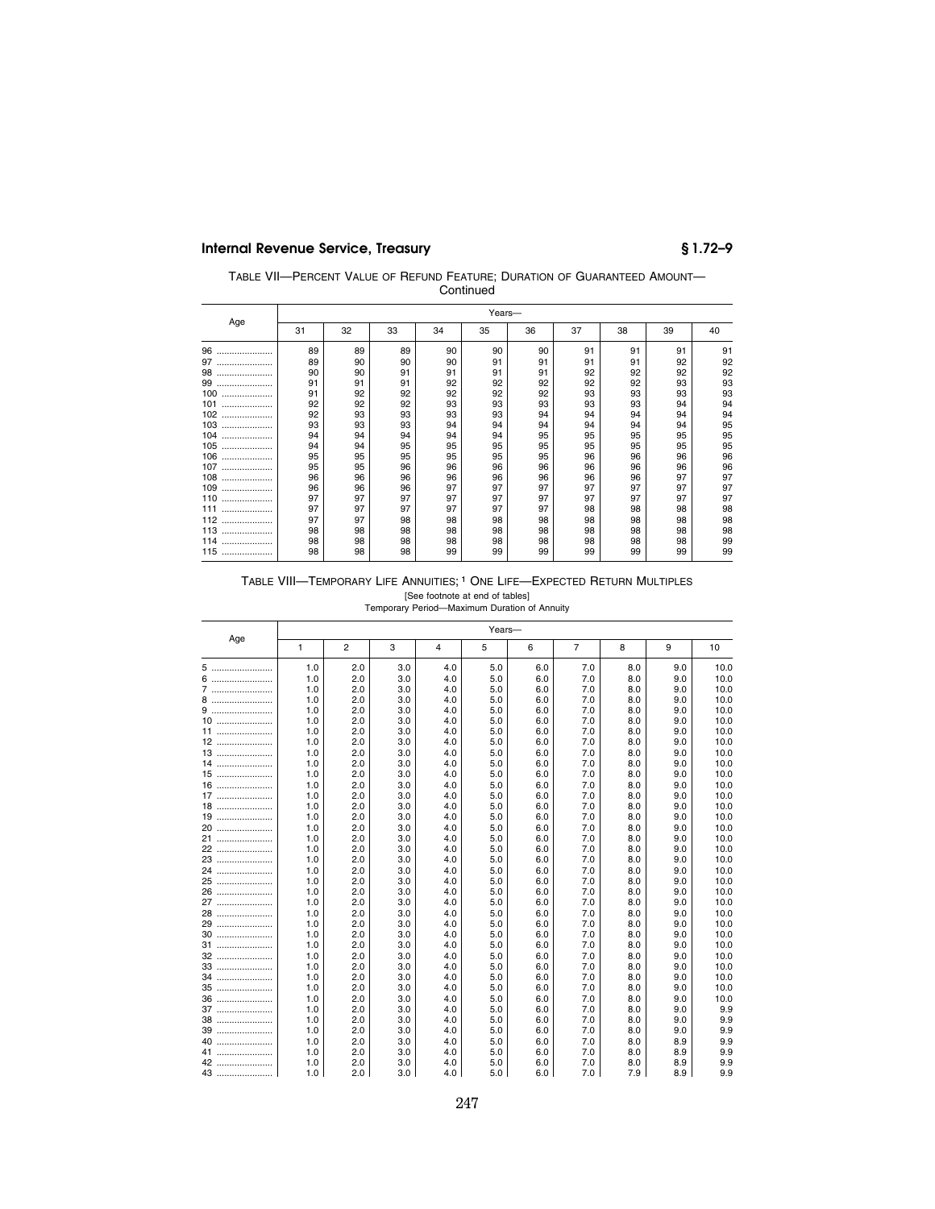TABLE VII—PERCENT VALUE OF REFUND FEATURE; DURATION OF GUARANTEED AMOUNT—Continued

| Age | Years— | | | | | | | | | |
|---|---|---|---|---|---|---|---|---|---|---|
| | 31 | 32 | 33 | 34 | 35 | 36 | 37 | 38 | 39 | 40 |
| 96 | 89 | 89 | 89 | 90 | 90 | 90 | 91 | 91 | 91 | 91 |
| 97 | 89 | 90 | 90 | 90 | 91 | 91 | 91 | 91 | 92 | 92 |
| 98 | 90 | 90 | 91 | 91 | 91 | 91 | 92 | 92 | 92 | 92 |
| 99 | 91 | 91 | 91 | 92 | 92 | 92 | 92 | 92 | 93 | 93 |
| 100 | 91 | 92 | 92 | 92 | 92 | 92 | 93 | 93 | 93 | 93 |
| 101 | 92 | 92 | 92 | 93 | 93 | 93 | 93 | 93 | 94 | 94 |
| 102 | 92 | 93 | 93 | 93 | 93 | 94 | 94 | 94 | 94 | 94 |
| 103 | 93 | 93 | 93 | 94 | 94 | 94 | 94 | 94 | 94 | 95 |
| 104 | 94 | 94 | 94 | 94 | 94 | 95 | 95 | 95 | 95 | 95 |
| 105 | 94 | 94 | 95 | 95 | 95 | 95 | 95 | 95 | 95 | 95 |
| 106 | 95 | 95 | 95 | 95 | 95 | 95 | 96 | 96 | 96 | 96 |
| 107 | 95 | 95 | 96 | 96 | 96 | 96 | 96 | 96 | 96 | 96 |
| 108 | 96 | 96 | 96 | 96 | 96 | 96 | 96 | 96 | 97 | 97 |
| 109 | 96 | 96 | 96 | 97 | 97 | 97 | 97 | 97 | 97 | 97 |
| 110 | 97 | 97 | 97 | 97 | 97 | 97 | 97 | 97 | 97 | 97 |
| 111 | 97 | 97 | 97 | 97 | 97 | 97 | 98 | 98 | 98 | 98 |
| 112 | 97 | 97 | 98 | 98 | 98 | 98 | 98 | 98 | 98 | 98 |
| 113 | 98 | 98 | 98 | 98 | 98 | 98 | 98 | 98 | 98 | 98 |
| 114 | 98 | 98 | 98 | 98 | 98 | 98 | 98 | 98 | 98 | 99 |
| 115 | 98 | 98 | 98 | 99 | 99 | 99 | 99 | 99 | 99 | 99 |

TABLE VIII—TEMPORARY LIFE ANNUITIES; [1] ONE LIFE—EXPECTED RETURN MULTIPLES

[See footnote at end of tables]

Temporary Period—Maximum Duration of Annuity

| Age | Years— | | | | | | | | | |
|---|---|---|---|---|---|---|---|---|---|---|
| | 1 | 2 | 3 | 4 | 5 | 6 | 7 | 8 | 9 | 10 |
| 5 | 1.0 | 2.0 | 3.0 | 4.0 | 5.0 | 6.0 | 7.0 | 8.0 | 9.0 | 10.0 |
| 6 | 1.0 | 2.0 | 3.0 | 4.0 | 5.0 | 6.0 | 7.0 | 8.0 | 9.0 | 10.0 |
| 7 | 1.0 | 2.0 | 3.0 | 4.0 | 5.0 | 6.0 | 7.0 | 8.0 | 9.0 | 10.0 |
| 8 | 1.0 | 2.0 | 3.0 | 4.0 | 5.0 | 6.0 | 7.0 | 8.0 | 9.0 | 10.0 |
| 9 | 1.0 | 2.0 | 3.0 | 4.0 | 5.0 | 6.0 | 7.0 | 8.0 | 9.0 | 10.0 |
| 10 | 1.0 | 2.0 | 3.0 | 4.0 | 5.0 | 6.0 | 7.0 | 8.0 | 9.0 | 10.0 |
| 11 | 1.0 | 2.0 | 3.0 | 4.0 | 5.0 | 6.0 | 7.0 | 8.0 | 9.0 | 10.0 |
| 12 | 1.0 | 2.0 | 3.0 | 4.0 | 5.0 | 6.0 | 7.0 | 8.0 | 9.0 | 10.0 |
| 13 | 1.0 | 2.0 | 3.0 | 4.0 | 5.0 | 6.0 | 7.0 | 8.0 | 9.0 | 10.0 |
| 14 | 1.0 | 2.0 | 3.0 | 4.0 | 5.0 | 6.0 | 7.0 | 8.0 | 9.0 | 10.0 |
| 15 | 1.0 | 2.0 | 3.0 | 4.0 | 5.0 | 6.0 | 7.0 | 8.0 | 9.0 | 10.0 |
| 16 | 1.0 | 2.0 | 3.0 | 4.0 | 5.0 | 6.0 | 7.0 | 8.0 | 9.0 | 10.0 |
| 17 | 1.0 | 2.0 | 3.0 | 4.0 | 5.0 | 6.0 | 7.0 | 8.0 | 9.0 | 10.0 |
| 18 | 1.0 | 2.0 | 3.0 | 4.0 | 5.0 | 6.0 | 7.0 | 8.0 | 9.0 | 10.0 |
| 19 | 1.0 | 2.0 | 3.0 | 4.0 | 5.0 | 6.0 | 7.0 | 8.0 | 9.0 | 10.0 |
| 20 | 1.0 | 2.0 | 3.0 | 4.0 | 5.0 | 6.0 | 7.0 | 8.0 | 9.0 | 10.0 |
| 21 | 1.0 | 2.0 | 3.0 | 4.0 | 5.0 | 6.0 | 7.0 | 8.0 | 9.0 | 10.0 |
| 22 | 1.0 | 2.0 | 3.0 | 4.0 | 5.0 | 6.0 | 7.0 | 8.0 | 9.0 | 10.0 |
| 23 | 1.0 | 2.0 | 3.0 | 4.0 | 5.0 | 6.0 | 7.0 | 8.0 | 9.0 | 10.0 |
| 24 | 1.0 | 2.0 | 3.0 | 4.0 | 5.0 | 6.0 | 7.0 | 8.0 | 9.0 | 10.0 |
| 25 | 1.0 | 2.0 | 3.0 | 4.0 | 5.0 | 6.0 | 7.0 | 8.0 | 9.0 | 10.0 |
| 26 | 1.0 | 2.0 | 3.0 | 4.0 | 5.0 | 6.0 | 7.0 | 8.0 | 9.0 | 10.0 |
| 27 | 1.0 | 2.0 | 3.0 | 4.0 | 5.0 | 6.0 | 7.0 | 8.0 | 9.0 | 10.0 |
| 28 | 1.0 | 2.0 | 3.0 | 4.0 | 5.0 | 6.0 | 7.0 | 8.0 | 9.0 | 10.0 |
| 29 | 1.0 | 2.0 | 3.0 | 4.0 | 5.0 | 6.0 | 7.0 | 8.0 | 9.0 | 10.0 |
| 30 | 1.0 | 2.0 | 3.0 | 4.0 | 5.0 | 6.0 | 7.0 | 8.0 | 9.0 | 10.0 |
| 31 | 1.0 | 2.0 | 3.0 | 4.0 | 5.0 | 6.0 | 7.0 | 8.0 | 9.0 | 10.0 |
| 32 | 1.0 | 2.0 | 3.0 | 4.0 | 5.0 | 6.0 | 7.0 | 8.0 | 9.0 | 10.0 |
| 33 | 1.0 | 2.0 | 3.0 | 4.0 | 5.0 | 6.0 | 7.0 | 8.0 | 9.0 | 10.0 |
| 34 | 1.0 | 2.0 | 3.0 | 4.0 | 5.0 | 6.0 | 7.0 | 8.0 | 9.0 | 10.0 |
| 35 | 1.0 | 2.0 | 3.0 | 4.0 | 5.0 | 6.0 | 7.0 | 8.0 | 9.0 | 10.0 |
| 36 | 1.0 | 2.0 | 3.0 | 4.0 | 5.0 | 6.0 | 7.0 | 8.0 | 9.0 | 10.0 |
| 37 | 1.0 | 2.0 | 3.0 | 4.0 | 5.0 | 6.0 | 7.0 | 8.0 | 9.0 | 9.9 |
| 38 | 1.0 | 2.0 | 3.0 | 4.0 | 5.0 | 6.0 | 7.0 | 8.0 | 9.0 | 9.9 |
| 39 | 1.0 | 2.0 | 3.0 | 4.0 | 5.0 | 6.0 | 7.0 | 8.0 | 9.0 | 9.9 |
| 40 | 1.0 | 2.0 | 3.0 | 4.0 | 5.0 | 6.0 | 7.0 | 8.0 | 8.9 | 9.9 |
| 41 | 1.0 | 2.0 | 3.0 | 4.0 | 5.0 | 6.0 | 7.0 | 8.0 | 8.9 | 9.9 |
| 42 | 1.0 | 2.0 | 3.0 | 4.0 | 5.0 | 6.0 | 7.0 | 8.0 | 8.9 | 9.9 |
| 43 | 1.0 | 2.0 | 3.0 | 4.0 | 5.0 | 6.0 | 7.0 | 7.9 | 8.9 | 9.9 |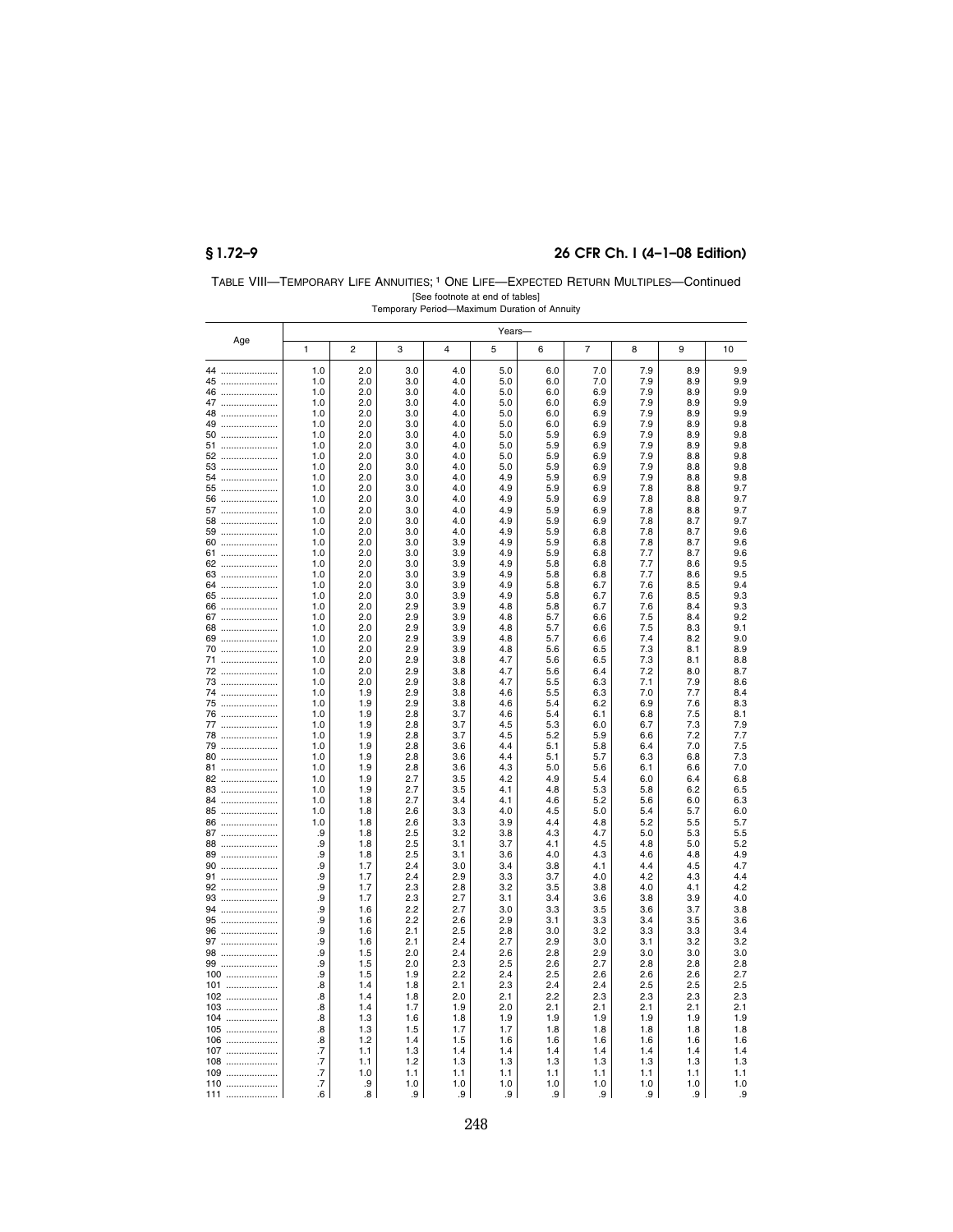TABLE VIII—TEMPORARY LIFE ANNUITIES; [1] ONE LIFE—EXPECTED RETURN MULTIPLES—Continued

[See footnote at end of tables]

Temporary Period—Maximum Duration of Annuity

| Age | Years— | | | | | | | | | |
|---|---|---|---|---|---|---|---|---|---|---|
| | 1 | 2 | 3 | 4 | 5 | 6 | 7 | 8 | 9 | 10 |
| 44 | 1.0 | 2.0 | 3.0 | 4.0 | 5.0 | 6.0 | 7.0 | 7.9 | 8.9 | 9.9 |
| 45 | 1.0 | 2.0 | 3.0 | 4.0 | 5.0 | 6.0 | 7.0 | 7.9 | 8.9 | 9.9 |
| 46 | 1.0 | 2.0 | 3.0 | 4.0 | 5.0 | 6.0 | 6.9 | 7.9 | 8.9 | 9.9 |
| 47 | 1.0 | 2.0 | 3.0 | 4.0 | 5.0 | 6.0 | 6.9 | 7.9 | 8.9 | 9.9 |
| 48 | 1.0 | 2.0 | 3.0 | 4.0 | 5.0 | 6.0 | 6.9 | 7.9 | 8.9 | 9.9 |
| 49 | 1.0 | 2.0 | 3.0 | 4.0 | 5.0 | 6.0 | 6.9 | 7.9 | 8.9 | 9.8 |
| 50 | 1.0 | 2.0 | 3.0 | 4.0 | 5.0 | 5.9 | 6.9 | 7.9 | 8.9 | 9.8 |
| 51 | 1.0 | 2.0 | 3.0 | 4.0 | 5.0 | 5.9 | 6.9 | 7.9 | 8.9 | 9.8 |
| 52 | 1.0 | 2.0 | 3.0 | 4.0 | 5.0 | 5.9 | 6.9 | 7.9 | 8.8 | 9.8 |
| 53 | 1.0 | 2.0 | 3.0 | 4.0 | 5.0 | 5.9 | 6.9 | 7.9 | 8.8 | 9.8 |
| 54 | 1.0 | 2.0 | 3.0 | 4.0 | 4.9 | 5.9 | 6.9 | 7.9 | 8.8 | 9.8 |
| 55 | 1.0 | 2.0 | 3.0 | 4.0 | 4.9 | 5.9 | 6.9 | 7.8 | 8.8 | 9.7 |
| 56 | 1.0 | 2.0 | 3.0 | 4.0 | 4.9 | 5.9 | 6.9 | 7.8 | 8.8 | 9.7 |
| 57 | 1.0 | 2.0 | 3.0 | 4.0 | 4.9 | 5.9 | 6.9 | 7.8 | 8.8 | 9.7 |
| 58 | 1.0 | 2.0 | 3.0 | 4.0 | 4.9 | 5.9 | 6.9 | 7.8 | 8.7 | 9.7 |
| 59 | 1.0 | 2.0 | 3.0 | 4.0 | 4.9 | 5.9 | 6.8 | 7.8 | 8.7 | 9.6 |
| 60 | 1.0 | 2.0 | 3.0 | 3.9 | 4.9 | 5.9 | 6.8 | 7.8 | 8.7 | 9.6 |
| 61 | 1.0 | 2.0 | 3.0 | 3.9 | 4.9 | 5.9 | 6.8 | 7.7 | 8.7 | 9.6 |
| 62 | 1.0 | 2.0 | 3.0 | 3.9 | 4.9 | 5.8 | 6.8 | 7.7 | 8.6 | 9.5 |
| 63 | 1.0 | 2.0 | 3.0 | 3.9 | 4.9 | 5.8 | 6.8 | 7.7 | 8.6 | 9.5 |
| 64 | 1.0 | 2.0 | 3.0 | 3.9 | 4.9 | 5.8 | 6.7 | 7.6 | 8.5 | 9.4 |
| 65 | 1.0 | 2.0 | 3.0 | 3.9 | 4.9 | 5.8 | 6.7 | 7.6 | 8.5 | 9.3 |
| 66 | 1.0 | 2.0 | 2.9 | 3.9 | 4.8 | 5.8 | 6.7 | 7.6 | 8.4 | 9.3 |
| 67 | 1.0 | 2.0 | 2.9 | 3.9 | 4.8 | 5.7 | 6.6 | 7.5 | 8.4 | 9.2 |
| 68 | 1.0 | 2.0 | 2.9 | 3.9 | 4.8 | 5.7 | 6.6 | 7.5 | 8.3 | 9.1 |
| 69 | 1.0 | 2.0 | 2.9 | 3.9 | 4.8 | 5.7 | 6.6 | 7.4 | 8.2 | 9.0 |
| 70 | 1.0 | 2.0 | 2.9 | 3.9 | 4.8 | 5.6 | 6.5 | 7.3 | 8.1 | 8.9 |
| 71 | 1.0 | 2.0 | 2.9 | 3.8 | 4.7 | 5.6 | 6.5 | 7.3 | 8.1 | 8.8 |
| 72 | 1.0 | 2.0 | 2.9 | 3.8 | 4.7 | 5.6 | 6.4 | 7.2 | 8.0 | 8.7 |
| 73 | 1.0 | 2.0 | 2.9 | 3.8 | 4.7 | 5.5 | 6.3 | 7.1 | 7.9 | 8.6 |
| 74 | 1.0 | 1.9 | 2.9 | 3.8 | 4.6 | 5.5 | 6.3 | 7.0 | 7.7 | 8.4 |
| 75 | 1.0 | 1.9 | 2.9 | 3.8 | 4.6 | 5.4 | 6.2 | 6.9 | 7.6 | 8.3 |
| 76 | 1.0 | 1.9 | 2.8 | 3.7 | 4.6 | 5.4 | 6.1 | 6.8 | 7.5 | 8.1 |
| 77 | 1.0 | 1.9 | 2.8 | 3.7 | 4.5 | 5.3 | 6.0 | 6.7 | 7.3 | 7.9 |
| 78 | 1.0 | 1.9 | 2.8 | 3.7 | 4.5 | 5.2 | 5.9 | 6.6 | 7.2 | 7.7 |
| 79 | 1.0 | 1.9 | 2.8 | 3.6 | 4.4 | 5.1 | 5.8 | 6.4 | 7.0 | 7.5 |
| 80 | 1.0 | 1.9 | 2.8 | 3.6 | 4.4 | 5.1 | 5.7 | 6.3 | 6.8 | 7.3 |
| 81 | 1.0 | 1.9 | 2.8 | 3.6 | 4.3 | 5.0 | 5.6 | 6.1 | 6.6 | 7.0 |
| 82 | 1.0 | 1.9 | 2.7 | 3.5 | 4.2 | 4.9 | 5.4 | 6.0 | 6.4 | 6.8 |
| 83 | 1.0 | 1.9 | 2.7 | 3.5 | 4.1 | 4.8 | 5.3 | 5.8 | 6.2 | 6.5 |
| 84 | 1.0 | 1.8 | 2.7 | 3.4 | 4.1 | 4.6 | 5.2 | 5.6 | 6.0 | 6.3 |
| 85 | 1.0 | 1.8 | 2.6 | 3.3 | 4.0 | 4.5 | 5.0 | 5.4 | 5.7 | 6.0 |
| 86 | 1.0 | 1.8 | 2.6 | 3.3 | 3.9 | 4.4 | 4.8 | 5.2 | 5.5 | 5.7 |
| 87 | .9 | 1.8 | 2.5 | 3.2 | 3.8 | 4.3 | 4.7 | 5.0 | 5.3 | 5.5 |
| 88 | .9 | 1.8 | 2.5 | 3.1 | 3.7 | 4.1 | 4.5 | 4.8 | 5.0 | 5.2 |
| 89 | .9 | 1.8 | 2.5 | 3.1 | 3.6 | 4.0 | 4.3 | 4.6 | 4.8 | 4.9 |
| 90 | .9 | 1.7 | 2.4 | 3.0 | 3.4 | 3.8 | 4.1 | 4.4 | 4.5 | 4.7 |
| 91 | .9 | 1.7 | 2.4 | 2.9 | 3.3 | 3.7 | 4.0 | 4.2 | 4.3 | 4.4 |
| 92 | .9 | 1.7 | 2.3 | 2.8 | 3.2 | 3.5 | 3.8 | 4.0 | 4.1 | 4.2 |
| 93 | .9 | 1.7 | 2.3 | 2.7 | 3.1 | 3.4 | 3.6 | 3.8 | 3.9 | 4.0 |
| 94 | .9 | 1.6 | 2.2 | 2.7 | 3.0 | 3.3 | 3.5 | 3.6 | 3.7 | 3.8 |
| 95 | .9 | 1.6 | 2.2 | 2.6 | 2.9 | 3.1 | 3.3 | 3.4 | 3.5 | 3.6 |
| 96 | .9 | 1.6 | 2.1 | 2.5 | 2.8 | 3.0 | 3.2 | 3.3 | 3.3 | 3.4 |
| 97 | .9 | 1.6 | 2.1 | 2.4 | 2.7 | 2.9 | 3.0 | 3.1 | 3.2 | 3.2 |
| 98 | .9 | 1.5 | 2.0 | 2.4 | 2.6 | 2.8 | 2.9 | 3.0 | 3.0 | 3.0 |
| 99 | .9 | 1.5 | 2.0 | 2.3 | 2.5 | 2.6 | 2.7 | 2.8 | 2.8 | 2.8 |
| 100 | .9 | 1.5 | 1.9 | 2.2 | 2.4 | 2.5 | 2.6 | 2.6 | 2.6 | 2.7 |
| 101 | .8 | 1.4 | 1.8 | 2.1 | 2.3 | 2.4 | 2.4 | 2.5 | 2.5 | 2.5 |
| 102 | .8 | 1.4 | 1.8 | 2.0 | 2.1 | 2.2 | 2.3 | 2.3 | 2.3 | 2.3 |
| 103 | .8 | 1.4 | 1.7 | 1.9 | 2.0 | 2.1 | 2.1 | 2.1 | 2.1 | 2.1 |
| 104 | .8 | 1.3 | 1.6 | 1.8 | 1.9 | 1.9 | 1.9 | 1.9 | 1.9 | 1.9 |
| 105 | .8 | 1.3 | 1.5 | 1.7 | 1.7 | 1.8 | 1.8 | 1.8 | 1.8 | 1.8 |
| 106 | .8 | 1.2 | 1.4 | 1.5 | 1.6 | 1.6 | 1.6 | 1.6 | 1.6 | 1.6 |
| 107 | .7 | 1.1 | 1.3 | 1.4 | 1.4 | 1.4 | 1.4 | 1.4 | 1.4 | 1.4 |
| 108 | .7 | 1.1 | 1.2 | 1.3 | 1.3 | 1.3 | 1.3 | 1.3 | 1.3 | 1.3 |
| 109 | .7 | 1.0 | 1.1 | 1.1 | 1.1 | 1.1 | 1.1 | 1.1 | 1.1 | 1.1 |
| 110 | .7 | .9 | 1.0 | 1.0 | 1.0 | 1.0 | 1.0 | 1.0 | 1.0 | 1.0 |
| 111 | .6 | .8 | .9 | .9 | .9 | .9 | .9 | .9 | .9 | .9 |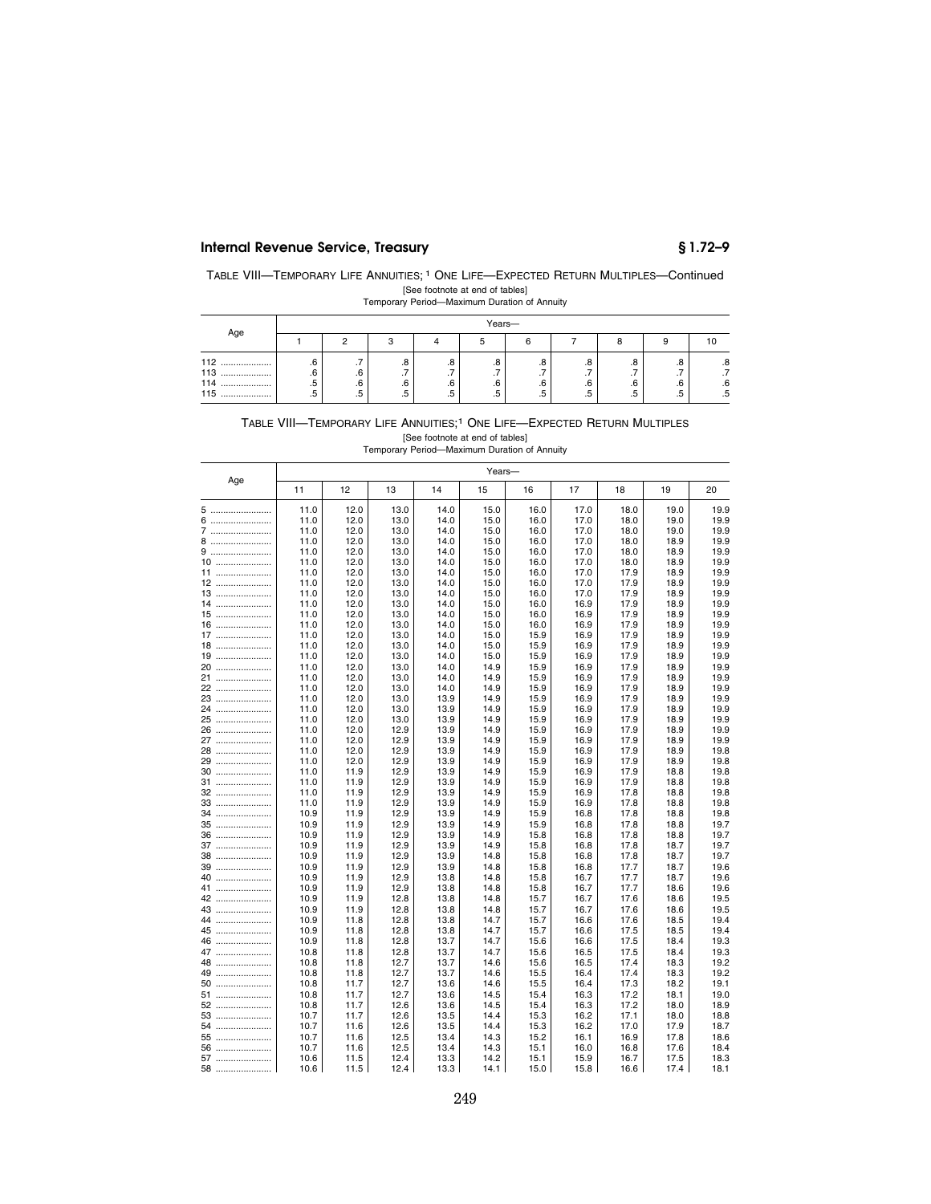TABLE VIII—TEMPORARY LIFE ANNUITIES; [1] ONE LIFE—EXPECTED RETURN MULTIPLES—Continued

[See footnote at end of tables]

Temporary Period—Maximum Duration of Annuity

| Age | Years— | | | | | | | | | |
|---|---|---|---|---|---|---|---|---|---|---|
| | 1 | 2 | 3 | 4 | 5 | 6 | 7 | 8 | 9 | 10 |
| 112 | .6 | .7 | .8 | .8 | .8 | .8 | .8 | .8 | .8 | .8 |
| 113 | .6 | .6 | .7 | .7 | .7 | .7 | .7 | .7 | .7 | .7 |
| 114 | .5 | .6 | .6 | .6 | .6 | .6 | .6 | .6 | .6 | .6 |
| 115 | .5 | .5 | .5 | .5 | .5 | .5 | .5 | .5 | .5 | .5 |

TABLE VIII—TEMPORARY LIFE ANNUITIES; [1] ONE LIFE—EXPECTED RETURN MULTIPLES

[See footnote at end of tables]

Temporary Period—Maximum Duration of Annuity

| Age | Years— | | | | | | | | | |
|---|---|---|---|---|---|---|---|---|---|---|
| | 11 | 12 | 13 | 14 | 15 | 16 | 17 | 18 | 19 | 20 |
| 5 | 11.0 | 12.0 | 13.0 | 14.0 | 15.0 | 16.0 | 17.0 | 18.0 | 19.0 | 19.9 |
| 6 | 11.0 | 12.0 | 13.0 | 14.0 | 15.0 | 16.0 | 17.0 | 18.0 | 19.0 | 19.9 |
| 7 | 11.0 | 12.0 | 13.0 | 14.0 | 15.0 | 16.0 | 17.0 | 18.0 | 19.0 | 19.9 |
| 8 | 11.0 | 12.0 | 13.0 | 14.0 | 15.0 | 16.0 | 17.0 | 18.0 | 18.9 | 19.9 |
| 9 | 11.0 | 12.0 | 13.0 | 14.0 | 15.0 | 16.0 | 17.0 | 18.0 | 18.9 | 19.9 |
| 10 | 11.0 | 12.0 | 13.0 | 14.0 | 15.0 | 16.0 | 17.0 | 18.0 | 18.9 | 19.9 |
| 11 | 11.0 | 12.0 | 13.0 | 14.0 | 15.0 | 16.0 | 17.0 | 17.9 | 18.9 | 19.9 |
| 12 | 11.0 | 12.0 | 13.0 | 14.0 | 15.0 | 16.0 | 17.0 | 17.9 | 18.9 | 19.9 |
| 13 | 11.0 | 12.0 | 13.0 | 14.0 | 15.0 | 16.0 | 17.0 | 17.9 | 18.9 | 19.9 |
| 14 | 11.0 | 12.0 | 13.0 | 14.0 | 15.0 | 16.0 | 16.9 | 17.9 | 18.9 | 19.9 |
| 15 | 11.0 | 12.0 | 13.0 | 14.0 | 15.0 | 16.0 | 16.9 | 17.9 | 18.9 | 19.9 |
| 16 | 11.0 | 12.0 | 13.0 | 14.0 | 15.0 | 16.0 | 16.9 | 17.9 | 18.9 | 19.9 |
| 17 | 11.0 | 12.0 | 13.0 | 14.0 | 15.0 | 15.9 | 16.9 | 17.9 | 18.9 | 19.9 |
| 18 | 11.0 | 12.0 | 13.0 | 14.0 | 15.0 | 15.9 | 16.9 | 17.9 | 18.9 | 19.9 |
| 19 | 11.0 | 12.0 | 13.0 | 14.0 | 15.0 | 15.9 | 16.9 | 17.9 | 18.9 | 19.9 |
| 20 | 11.0 | 12.0 | 13.0 | 14.0 | 14.9 | 15.9 | 16.9 | 17.9 | 18.9 | 19.9 |
| 21 | 11.0 | 12.0 | 13.0 | 14.0 | 14.9 | 15.9 | 16.9 | 17.9 | 18.9 | 19.9 |
| 22 | 11.0 | 12.0 | 13.0 | 14.0 | 14.9 | 15.9 | 16.9 | 17.9 | 18.9 | 19.9 |
| 23 | 11.0 | 12.0 | 13.0 | 13.9 | 14.9 | 15.9 | 16.9 | 17.9 | 18.9 | 19.9 |
| 24 | 11.0 | 12.0 | 13.0 | 13.9 | 14.9 | 15.9 | 16.9 | 17.9 | 18.9 | 19.9 |
| 25 | 11.0 | 12.0 | 13.0 | 13.9 | 14.9 | 15.9 | 16.9 | 17.9 | 18.9 | 19.9 |
| 26 | 11.0 | 12.0 | 12.9 | 13.9 | 14.9 | 15.9 | 16.9 | 17.9 | 18.9 | 19.9 |
| 27 | 11.0 | 12.0 | 12.9 | 13.9 | 14.9 | 15.9 | 16.9 | 17.9 | 18.9 | 19.9 |
| 28 | 11.0 | 12.0 | 12.9 | 13.9 | 14.9 | 15.9 | 16.9 | 17.9 | 18.9 | 19.8 |
| 29 | 11.0 | 12.0 | 12.9 | 13.9 | 14.9 | 15.9 | 16.9 | 17.9 | 18.9 | 19.8 |
| 30 | 11.0 | 11.9 | 12.9 | 13.9 | 14.9 | 15.9 | 16.9 | 17.9 | 18.8 | 19.8 |
| 31 | 11.0 | 11.9 | 12.9 | 13.9 | 14.9 | 15.9 | 16.9 | 17.9 | 18.8 | 19.8 |
| 32 | 11.0 | 11.9 | 12.9 | 13.9 | 14.9 | 15.9 | 16.9 | 17.8 | 18.8 | 19.8 |
| 33 | 11.0 | 11.9 | 12.9 | 13.9 | 14.9 | 15.9 | 16.9 | 17.8 | 18.8 | 19.8 |
| 34 | 10.9 | 11.9 | 12.9 | 13.9 | 14.9 | 15.9 | 16.8 | 17.8 | 18.8 | 19.8 |
| 35 | 10.9 | 11.9 | 12.9 | 13.9 | 14.9 | 15.9 | 16.8 | 17.8 | 18.8 | 19.7 |
| 36 | 10.9 | 11.9 | 12.9 | 13.9 | 14.9 | 15.8 | 16.8 | 17.8 | 18.8 | 19.7 |
| 37 | 10.9 | 11.9 | 12.9 | 13.9 | 14.9 | 15.8 | 16.8 | 17.8 | 18.7 | 19.7 |
| 38 | 10.9 | 11.9 | 12.9 | 13.9 | 14.8 | 15.8 | 16.8 | 17.8 | 18.7 | 19.7 |
| 39 | 10.9 | 11.9 | 12.9 | 13.9 | 14.8 | 15.8 | 16.8 | 17.7 | 18.7 | 19.6 |
| 40 | 10.9 | 11.9 | 12.9 | 13.8 | 14.8 | 15.8 | 16.7 | 17.7 | 18.7 | 19.6 |
| 41 | 10.9 | 11.9 | 12.9 | 13.8 | 14.8 | 15.8 | 16.7 | 17.7 | 18.6 | 19.6 |
| 42 | 10.9 | 11.9 | 12.8 | 13.8 | 14.8 | 15.7 | 16.7 | 17.6 | 18.6 | 19.5 |
| 43 | 10.9 | 11.9 | 12.8 | 13.8 | 14.8 | 15.7 | 16.7 | 17.6 | 18.6 | 19.5 |
| 44 | 10.9 | 11.8 | 12.8 | 13.8 | 14.7 | 15.7 | 16.6 | 17.6 | 18.5 | 19.4 |
| 45 | 10.9 | 11.8 | 12.8 | 13.8 | 14.7 | 15.7 | 16.6 | 17.5 | 18.5 | 19.4 |
| 46 | 10.9 | 11.8 | 12.8 | 13.7 | 14.7 | 15.6 | 16.6 | 17.5 | 18.4 | 19.3 |
| 47 | 10.8 | 11.8 | 12.8 | 13.7 | 14.7 | 15.6 | 16.5 | 17.5 | 18.4 | 19.3 |
| 48 | 10.8 | 11.8 | 12.7 | 13.7 | 14.6 | 15.6 | 16.5 | 17.4 | 18.3 | 19.2 |
| 49 | 10.8 | 11.8 | 12.7 | 13.7 | 14.6 | 15.5 | 16.4 | 17.4 | 18.3 | 19.2 |
| 50 | 10.8 | 11.7 | 12.7 | 13.6 | 14.6 | 15.5 | 16.4 | 17.3 | 18.2 | 19.1 |
| 51 | 10.8 | 11.7 | 12.7 | 13.6 | 14.5 | 15.4 | 16.3 | 17.2 | 18.1 | 19.0 |
| 52 | 10.8 | 11.7 | 12.6 | 13.6 | 14.5 | 15.4 | 16.3 | 17.2 | 18.0 | 18.9 |
| 53 | 10.7 | 11.7 | 12.6 | 13.5 | 14.4 | 15.3 | 16.2 | 17.1 | 18.0 | 18.8 |
| 54 | 10.7 | 11.6 | 12.6 | 13.5 | 14.4 | 15.3 | 16.2 | 17.0 | 17.9 | 18.7 |
| 55 | 10.7 | 11.6 | 12.5 | 13.4 | 14.3 | 15.2 | 16.1 | 16.9 | 17.8 | 18.6 |
| 56 | 10.7 | 11.6 | 12.5 | 13.4 | 14.3 | 15.1 | 16.0 | 16.8 | 17.6 | 18.4 |
| 57 | 10.6 | 11.5 | 12.4 | 13.3 | 14.2 | 15.1 | 15.9 | 16.7 | 17.5 | 18.3 |
| 58 | 10.6 | 11.5 | 12.4 | 13.3 | 14.1 | 15.0 | 15.8 | 16.6 | 17.4 | 18.1 |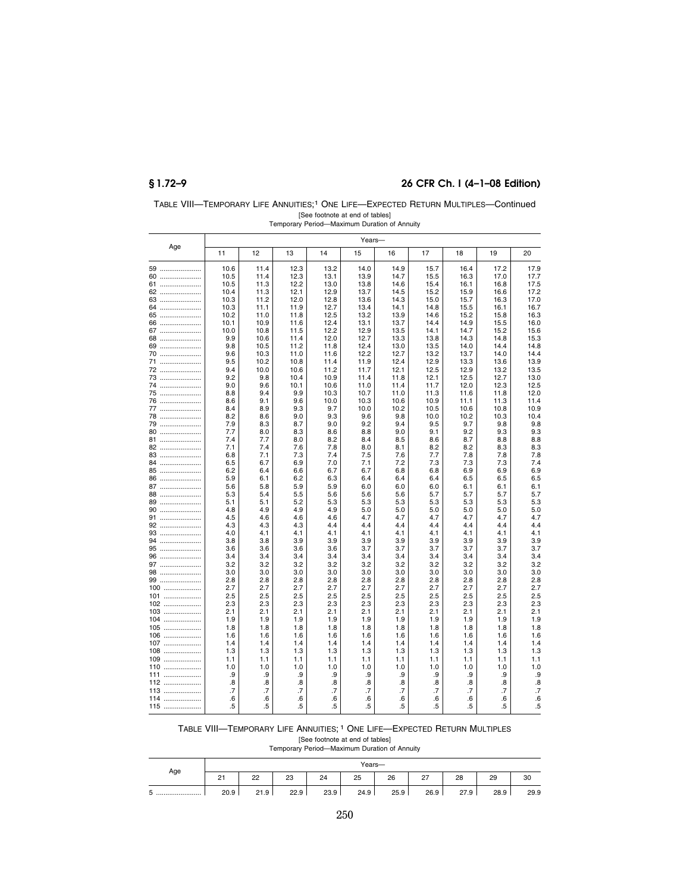TABLE VIII—TEMPORARY LIFE ANNUITIES;[1] ONE LIFE—EXPECTED RETURN MULTIPLES—Continued

[See footnote at end of tables]

Temporary Period—Maximum Duration of Annuity

| Age | Years— | | | | | | | | | |
|---|---|---|---|---|---|---|---|---|---|---|
| | 11 | 12 | 13 | 14 | 15 | 16 | 17 | 18 | 19 | 20 |
| 59 | 10.6 | 11.4 | 12.3 | 13.2 | 14.0 | 14.9 | 15.7 | 16.4 | 17.2 | 17.9 |
| 60 | 10.5 | 11.4 | 12.3 | 13.1 | 13.9 | 14.7 | 15.5 | 16.3 | 17.0 | 17.7 |
| 61 | 10.5 | 11.3 | 12.2 | 13.0 | 13.8 | 14.6 | 15.4 | 16.1 | 16.8 | 17.5 |
| 62 | 10.4 | 11.3 | 12.1 | 12.9 | 13.7 | 14.5 | 15.2 | 15.9 | 16.6 | 17.2 |
| 63 | 10.3 | 11.2 | 12.0 | 12.8 | 13.6 | 14.3 | 15.0 | 15.7 | 16.3 | 17.0 |
| 64 | 10.3 | 11.1 | 11.9 | 12.7 | 13.4 | 14.1 | 14.8 | 15.5 | 16.1 | 16.7 |
| 65 | 10.2 | 11.0 | 11.8 | 12.5 | 13.2 | 13.9 | 14.6 | 15.2 | 15.8 | 16.3 |
| 66 | 10.1 | 10.9 | 11.6 | 12.4 | 13.1 | 13.7 | 14.4 | 14.9 | 15.5 | 16.0 |
| 67 | 10.0 | 10.8 | 11.5 | 12.2 | 12.9 | 13.5 | 14.1 | 14.7 | 15.2 | 15.6 |
| 68 | 9.9 | 10.6 | 11.4 | 12.0 | 12.7 | 13.3 | 13.8 | 14.3 | 14.8 | 15.3 |
| 69 | 9.8 | 10.5 | 11.2 | 11.8 | 12.4 | 13.0 | 13.5 | 14.0 | 14.4 | 14.8 |
| 70 | 9.6 | 10.3 | 11.0 | 11.6 | 12.2 | 12.7 | 13.2 | 13.7 | 14.0 | 14.4 |
| 71 | 9.5 | 10.2 | 10.8 | 11.4 | 11.9 | 12.4 | 12.9 | 13.3 | 13.6 | 13.9 |
| 72 | 9.4 | 10.0 | 10.6 | 11.2 | 11.7 | 12.1 | 12.5 | 12.9 | 13.2 | 13.5 |
| 73 | 9.2 | 9.8 | 10.4 | 10.9 | 11.4 | 11.8 | 12.1 | 12.5 | 12.7 | 13.0 |
| 74 | 9.0 | 9.6 | 10.1 | 10.6 | 11.0 | 11.4 | 11.7 | 12.0 | 12.3 | 12.5 |
| 75 | 8.8 | 9.4 | 9.9 | 10.3 | 10.7 | 11.0 | 11.3 | 11.6 | 11.8 | 12.0 |
| 76 | 8.6 | 9.1 | 9.6 | 10.0 | 10.3 | 10.6 | 10.9 | 11.1 | 11.3 | 11.4 |
| 77 | 8.4 | 8.9 | 9.3 | 9.7 | 10.0 | 10.2 | 10.5 | 10.6 | 10.8 | 10.9 |
| 78 | 8.2 | 8.6 | 9.0 | 9.3 | 9.6 | 9.8 | 10.0 | 10.2 | 10.3 | 10.4 |
| 79 | 7.9 | 8.3 | 8.7 | 9.0 | 9.2 | 9.4 | 9.5 | 9.7 | 9.8 | 9.8 |
| 80 | 7.7 | 8.0 | 8.3 | 8.6 | 8.8 | 9.0 | 9.1 | 9.2 | 9.3 | 9.3 |
| 81 | 7.4 | 7.7 | 8.0 | 8.2 | 8.4 | 8.5 | 8.6 | 8.7 | 8.8 | 8.8 |
| 82 | 7.1 | 7.4 | 7.6 | 7.8 | 8.0 | 8.1 | 8.2 | 8.2 | 8.3 | 8.3 |
| 83 | 6.8 | 7.1 | 7.3 | 7.4 | 7.5 | 7.6 | 7.7 | 7.8 | 7.8 | 7.8 |
| 84 | 6.5 | 6.7 | 6.9 | 7.0 | 7.1 | 7.2 | 7.3 | 7.3 | 7.3 | 7.4 |
| 85 | 6.2 | 6.4 | 6.6 | 6.7 | 6.7 | 6.8 | 6.8 | 6.9 | 6.9 | 6.9 |
| 86 | 5.9 | 6.1 | 6.2 | 6.3 | 6.4 | 6.4 | 6.4 | 6.5 | 6.5 | 6.5 |
| 87 | 5.6 | 5.8 | 5.9 | 5.9 | 6.0 | 6.0 | 6.0 | 6.1 | 6.1 | 6.1 |
| 88 | 5.3 | 5.4 | 5.5 | 5.6 | 5.6 | 5.6 | 5.7 | 5.7 | 5.7 | 5.7 |
| 89 | 5.1 | 5.1 | 5.2 | 5.3 | 5.3 | 5.3 | 5.3 | 5.3 | 5.3 | 5.3 |
| 90 | 4.8 | 4.9 | 4.9 | 4.9 | 5.0 | 5.0 | 5.0 | 5.0 | 5.0 | 5.0 |
| 91 | 4.5 | 4.6 | 4.6 | 4.6 | 4.7 | 4.7 | 4.7 | 4.7 | 4.7 | 4.7 |
| 92 | 4.3 | 4.3 | 4.3 | 4.4 | 4.4 | 4.4 | 4.4 | 4.4 | 4.4 | 4.4 |
| 93 | 4.0 | 4.1 | 4.1 | 4.1 | 4.1 | 4.1 | 4.1 | 4.1 | 4.1 | 4.1 |
| 94 | 3.8 | 3.8 | 3.9 | 3.9 | 3.9 | 3.9 | 3.9 | 3.9 | 3.9 | 3.9 |
| 95 | 3.6 | 3.6 | 3.6 | 3.6 | 3.7 | 3.7 | 3.7 | 3.7 | 3.7 | 3.7 |
| 96 | 3.4 | 3.4 | 3.4 | 3.4 | 3.4 | 3.4 | 3.4 | 3.4 | 3.4 | 3.4 |
| 97 | 3.2 | 3.2 | 3.2 | 3.2 | 3.2 | 3.2 | 3.2 | 3.2 | 3.2 | 3.2 |
| 98 | 3.0 | 3.0 | 3.0 | 3.0 | 3.0 | 3.0 | 3.0 | 3.0 | 3.0 | 3.0 |
| 99 | 2.8 | 2.8 | 2.8 | 2.8 | 2.8 | 2.8 | 2.8 | 2.8 | 2.8 | 2.8 |
| 100 | 2.7 | 2.7 | 2.7 | 2.7 | 2.7 | 2.7 | 2.7 | 2.7 | 2.7 | 2.7 |
| 101 | 2.5 | 2.5 | 2.5 | 2.5 | 2.5 | 2.5 | 2.5 | 2.5 | 2.5 | 2.5 |
| 102 | 2.3 | 2.3 | 2.3 | 2.3 | 2.3 | 2.3 | 2.3 | 2.3 | 2.3 | 2.3 |
| 103 | 2.1 | 2.1 | 2.1 | 2.1 | 2.1 | 2.1 | 2.1 | 2.1 | 2.1 | 2.1 |
| 104 | 1.9 | 1.9 | 1.9 | 1.9 | 1.9 | 1.9 | 1.9 | 1.9 | 1.9 | 1.9 |
| 105 | 1.8 | 1.8 | 1.8 | 1.8 | 1.8 | 1.8 | 1.8 | 1.8 | 1.8 | 1.8 |
| 106 | 1.6 | 1.6 | 1.6 | 1.6 | 1.6 | 1.6 | 1.6 | 1.6 | 1.6 | 1.6 |
| 107 | 1.4 | 1.4 | 1.4 | 1.4 | 1.4 | 1.4 | 1.4 | 1.4 | 1.4 | 1.4 |
| 108 | 1.3 | 1.3 | 1.3 | 1.3 | 1.3 | 1.3 | 1.3 | 1.3 | 1.3 | 1.3 |
| 109 | 1.1 | 1.1 | 1.1 | 1.1 | 1.1 | 1.1 | 1.1 | 1.1 | 1.1 | 1.1 |
| 110 | 1.0 | 1.0 | 1.0 | 1.0 | 1.0 | 1.0 | 1.0 | 1.0 | 1.0 | 1.0 |
| 111 | .9 | .9 | .9 | .9 | .9 | .9 | .9 | .9 | .9 | .9 |
| 112 | .8 | .8 | .8 | .8 | .8 | .8 | .8 | .8 | .8 | .8 |
| 113 | .7 | .7 | .7 | .7 | .7 | .7 | .7 | .7 | .7 | .7 |
| 114 | .6 | .6 | .6 | .6 | .6 | .6 | .6 | .6 | .6 | .6 |
| 115 | .5 | .5 | .5 | .5 | .5 | .5 | .5 | .5 | .5 | .5 |

TABLE VIII—TEMPORARY LIFE ANNUITIES;[1] ONE LIFE—EXPECTED RETURN MULTIPLES

[See footnote at end of tables]

Temporary Period—Maximum Duration of Annuity

| Age | Years— | | | | | | | | | |
|---|---|---|---|---|---|---|---|---|---|---|
| | 21 | 22 | 23 | 24 | 25 | 26 | 27 | 28 | 29 | 30 |
| 5 | 20.9 | 21.9 | 22.9 | 23.9 | 24.9 | 25.9 | 26.9 | 27.9 | 28.9 | 29.9 |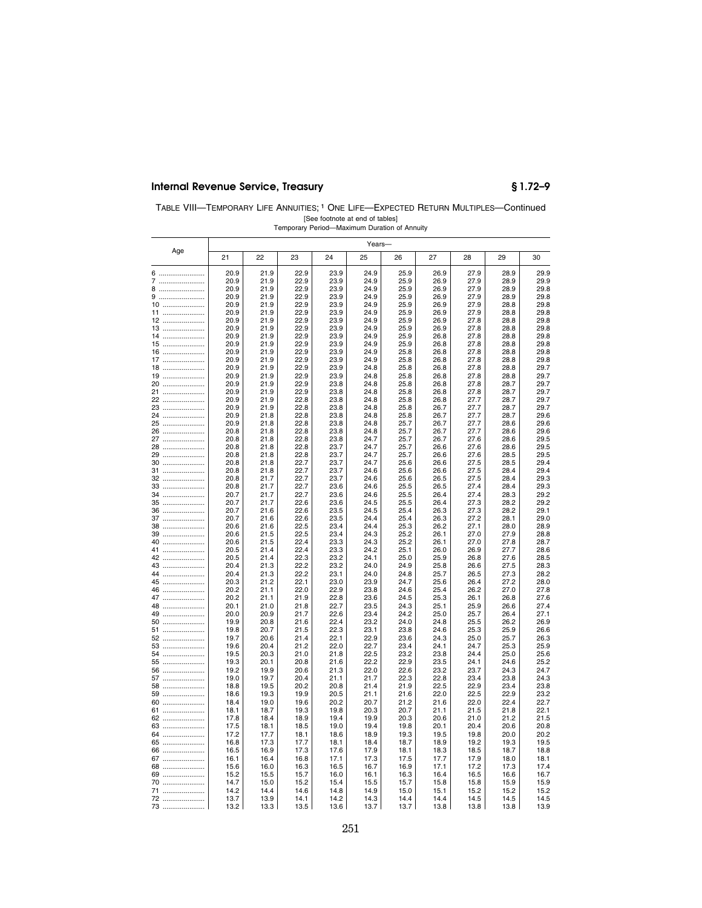TABLE VIII—TEMPORARY LIFE ANNUITIES; [1] ONE LIFE—EXPECTED RETURN MULTIPLES—Continued

[See footnote at end of tables]

Temporary Period—Maximum Duration of Annuity

| Age | Years— | | | | | | | | | |
|---|---|---|---|---|---|---|---|---|---|---|
| | 21 | 22 | 23 | 24 | 25 | 26 | 27 | 28 | 29 | 30 |
| 6 | 20.9 | 21.9 | 22.9 | 23.9 | 24.9 | 25.9 | 26.9 | 27.9 | 28.9 | 29.9 |
| 7 | 20.9 | 21.9 | 22.9 | 23.9 | 24.9 | 25.9 | 26.9 | 27.9 | 28.9 | 29.9 |
| 8 | 20.9 | 21.9 | 22.9 | 23.9 | 24.9 | 25.9 | 26.9 | 27.9 | 28.9 | 29.8 |
| 9 | 20.9 | 21.9 | 22.9 | 23.9 | 24.9 | 25.9 | 26.9 | 27.9 | 28.9 | 29.8 |
| 10 | 20.9 | 21.9 | 22.9 | 23.9 | 24.9 | 25.9 | 26.9 | 27.9 | 28.8 | 29.8 |
| 11 | 20.9 | 21.9 | 22.9 | 23.9 | 24.9 | 25.9 | 26.9 | 27.9 | 28.8 | 29.8 |
| 12 | 20.9 | 21.9 | 22.9 | 23.9 | 24.9 | 25.9 | 26.9 | 27.8 | 28.8 | 29.8 |
| 13 | 20.9 | 21.9 | 22.9 | 23.9 | 24.9 | 25.9 | 26.9 | 27.8 | 28.8 | 29.8 |
| 14 | 20.9 | 21.9 | 22.9 | 23.9 | 24.9 | 25.9 | 26.8 | 27.8 | 28.8 | 29.8 |
| 15 | 20.9 | 21.9 | 22.9 | 23.9 | 24.9 | 25.9 | 26.8 | 27.8 | 28.8 | 29.8 |
| 16 | 20.9 | 21.9 | 22.9 | 23.9 | 24.9 | 25.8 | 26.8 | 27.8 | 28.8 | 29.8 |
| 17 | 20.9 | 21.9 | 22.9 | 23.9 | 24.9 | 25.8 | 26.8 | 27.8 | 28.8 | 29.8 |
| 18 | 20.9 | 21.9 | 22.9 | 23.9 | 24.8 | 25.8 | 26.8 | 27.8 | 28.8 | 29.7 |
| 19 | 20.9 | 21.9 | 22.9 | 23.9 | 24.8 | 25.8 | 26.8 | 27.8 | 28.8 | 29.7 |
| 20 | 20.9 | 21.9 | 22.9 | 23.8 | 24.8 | 25.8 | 26.8 | 27.8 | 28.7 | 29.7 |
| 21 | 20.9 | 21.9 | 22.9 | 23.8 | 24.8 | 25.8 | 26.8 | 27.8 | 28.7 | 29.7 |
| 22 | 20.9 | 21.9 | 22.8 | 23.8 | 24.8 | 25.8 | 26.8 | 27.7 | 28.7 | 29.7 |
| 23 | 20.9 | 21.9 | 22.8 | 23.8 | 24.8 | 25.8 | 26.7 | 27.7 | 28.7 | 29.7 |
| 24 | 20.9 | 21.8 | 22.8 | 23.8 | 24.8 | 25.8 | 26.7 | 27.7 | 28.7 | 29.6 |
| 25 | 20.9 | 21.8 | 22.8 | 23.8 | 24.8 | 25.7 | 26.7 | 27.7 | 28.6 | 29.6 |
| 26 | 20.8 | 21.8 | 22.8 | 23.8 | 24.8 | 25.7 | 26.7 | 27.7 | 28.6 | 29.6 |
| 27 | 20.8 | 21.8 | 22.8 | 23.8 | 24.7 | 25.7 | 26.7 | 27.6 | 28.6 | 29.5 |
| 28 | 20.8 | 21.8 | 22.8 | 23.7 | 24.7 | 25.7 | 26.6 | 27.6 | 28.6 | 29.5 |
| 29 | 20.8 | 21.8 | 22.8 | 23.7 | 24.7 | 25.7 | 26.6 | 27.6 | 28.5 | 29.5 |
| 30 | 20.8 | 21.8 | 22.7 | 23.7 | 24.7 | 25.6 | 26.6 | 27.5 | 28.5 | 29.4 |
| 31 | 20.8 | 21.8 | 22.7 | 23.7 | 24.6 | 25.6 | 26.6 | 27.5 | 28.4 | 29.4 |
| 32 | 20.8 | 21.7 | 22.7 | 23.7 | 24.6 | 25.6 | 26.5 | 27.5 | 28.4 | 29.3 |
| 33 | 20.8 | 21.7 | 22.7 | 23.6 | 24.6 | 25.5 | 26.5 | 27.4 | 28.4 | 29.3 |
| 34 | 20.7 | 21.7 | 22.7 | 23.6 | 24.6 | 25.5 | 26.4 | 27.4 | 28.3 | 29.2 |
| 35 | 20.7 | 21.7 | 22.6 | 23.6 | 24.5 | 25.5 | 26.4 | 27.3 | 28.2 | 29.2 |
| 36 | 20.7 | 21.6 | 22.6 | 23.5 | 24.5 | 25.4 | 26.3 | 27.3 | 28.2 | 29.1 |
| 37 | 20.7 | 21.6 | 22.6 | 23.5 | 24.4 | 25.4 | 26.3 | 27.2 | 28.1 | 29.0 |
| 38 | 20.6 | 21.6 | 22.5 | 23.4 | 24.4 | 25.3 | 26.2 | 27.1 | 28.0 | 28.9 |
| 39 | 20.6 | 21.5 | 22.5 | 23.4 | 24.3 | 25.2 | 26.1 | 27.0 | 27.9 | 28.8 |
| 40 | 20.6 | 21.5 | 22.4 | 23.3 | 24.3 | 25.2 | 26.1 | 27.0 | 27.8 | 28.7 |
| 41 | 20.5 | 21.4 | 22.4 | 23.3 | 24.2 | 25.1 | 26.0 | 26.9 | 27.7 | 28.6 |
| 42 | 20.5 | 21.4 | 22.3 | 23.2 | 24.1 | 25.0 | 25.9 | 26.8 | 27.6 | 28.5 |
| 43 | 20.4 | 21.3 | 22.2 | 23.2 | 24.0 | 24.9 | 25.8 | 26.6 | 27.5 | 28.3 |
| 44 | 20.4 | 21.3 | 22.2 | 23.1 | 24.0 | 24.8 | 25.7 | 26.5 | 27.3 | 28.2 |
| 45 | 20.3 | 21.2 | 22.1 | 23.0 | 23.9 | 24.7 | 25.6 | 26.4 | 27.2 | 28.0 |
| 46 | 20.2 | 21.1 | 22.0 | 22.9 | 23.8 | 24.6 | 25.4 | 26.2 | 27.0 | 27.8 |
| 47 | 20.2 | 21.1 | 21.9 | 22.8 | 23.6 | 24.5 | 25.3 | 26.1 | 26.8 | 27.6 |
| 48 | 20.1 | 21.0 | 21.8 | 22.7 | 23.5 | 24.3 | 25.1 | 25.9 | 26.6 | 27.4 |
| 49 | 20.0 | 20.9 | 21.7 | 22.6 | 23.4 | 24.2 | 25.0 | 25.7 | 26.4 | 27.1 |
| 50 | 19.9 | 20.8 | 21.6 | 22.4 | 23.2 | 24.0 | 24.8 | 25.5 | 26.2 | 26.9 |
| 51 | 19.8 | 20.7 | 21.5 | 22.3 | 23.1 | 23.8 | 24.6 | 25.3 | 25.9 | 26.6 |
| 52 | 19.7 | 20.6 | 21.4 | 22.1 | 22.9 | 23.6 | 24.3 | 25.0 | 25.7 | 26.3 |
| 53 | 19.6 | 20.4 | 21.2 | 22.0 | 22.7 | 23.4 | 24.1 | 24.7 | 25.3 | 25.9 |
| 54 | 19.5 | 20.3 | 21.0 | 21.8 | 22.5 | 23.2 | 23.8 | 24.4 | 25.0 | 25.6 |
| 55 | 19.3 | 20.1 | 20.8 | 21.6 | 22.2 | 22.9 | 23.5 | 24.1 | 24.6 | 25.2 |
| 56 | 19.2 | 19.9 | 20.6 | 21.3 | 22.0 | 22.6 | 23.2 | 23.7 | 24.3 | 24.7 |
| 57 | 19.0 | 19.7 | 20.4 | 21.1 | 21.7 | 22.3 | 22.8 | 23.4 | 23.8 | 24.3 |
| 58 | 18.8 | 19.5 | 20.2 | 20.8 | 21.4 | 21.9 | 22.5 | 22.9 | 23.4 | 23.8 |
| 59 | 18.6 | 19.3 | 19.9 | 20.5 | 21.1 | 21.6 | 22.0 | 22.5 | 22.9 | 23.2 |
| 60 | 18.4 | 19.0 | 19.6 | 20.2 | 20.7 | 21.2 | 21.6 | 22.0 | 22.4 | 22.7 |
| 61 | 18.1 | 18.7 | 19.3 | 19.8 | 20.3 | 20.7 | 21.1 | 21.5 | 21.8 | 22.1 |
| 62 | 17.8 | 18.4 | 18.9 | 19.4 | 19.9 | 20.3 | 20.6 | 21.0 | 21.2 | 21.5 |
| 63 | 17.5 | 18.1 | 18.5 | 19.0 | 19.4 | 19.8 | 20.1 | 20.4 | 20.6 | 20.8 |
| 64 | 17.2 | 17.7 | 18.1 | 18.6 | 18.9 | 19.3 | 19.5 | 19.8 | 20.0 | 20.2 |
| 65 | 16.8 | 17.3 | 17.7 | 18.1 | 18.4 | 18.7 | 18.9 | 19.2 | 19.3 | 19.5 |
| 66 | 16.5 | 16.9 | 17.3 | 17.6 | 17.9 | 18.1 | 18.3 | 18.5 | 18.7 | 18.8 |
| 67 | 16.1 | 16.4 | 16.8 | 17.1 | 17.3 | 17.5 | 17.7 | 17.9 | 18.0 | 18.1 |
| 68 | 15.6 | 16.0 | 16.3 | 16.5 | 16.7 | 16.9 | 17.1 | 17.2 | 17.3 | 17.4 |
| 69 | 15.2 | 15.5 | 15.7 | 16.0 | 16.1 | 16.3 | 16.4 | 16.5 | 16.6 | 16.7 |
| 70 | 14.7 | 15.0 | 15.2 | 15.4 | 15.5 | 15.7 | 15.8 | 15.8 | 15.9 | 15.9 |
| 71 | 14.2 | 14.4 | 14.6 | 14.8 | 14.9 | 15.0 | 15.1 | 15.2 | 15.2 | 15.2 |
| 72 | 13.7 | 13.9 | 14.1 | 14.2 | 14.3 | 14.4 | 14.4 | 14.5 | 14.5 | 14.5 |
| 73 | 13.2 | 13.3 | 13.5 | 13.6 | 13.7 | 13.7 | 13.8 | 13.8 | 13.8 | 13.9 |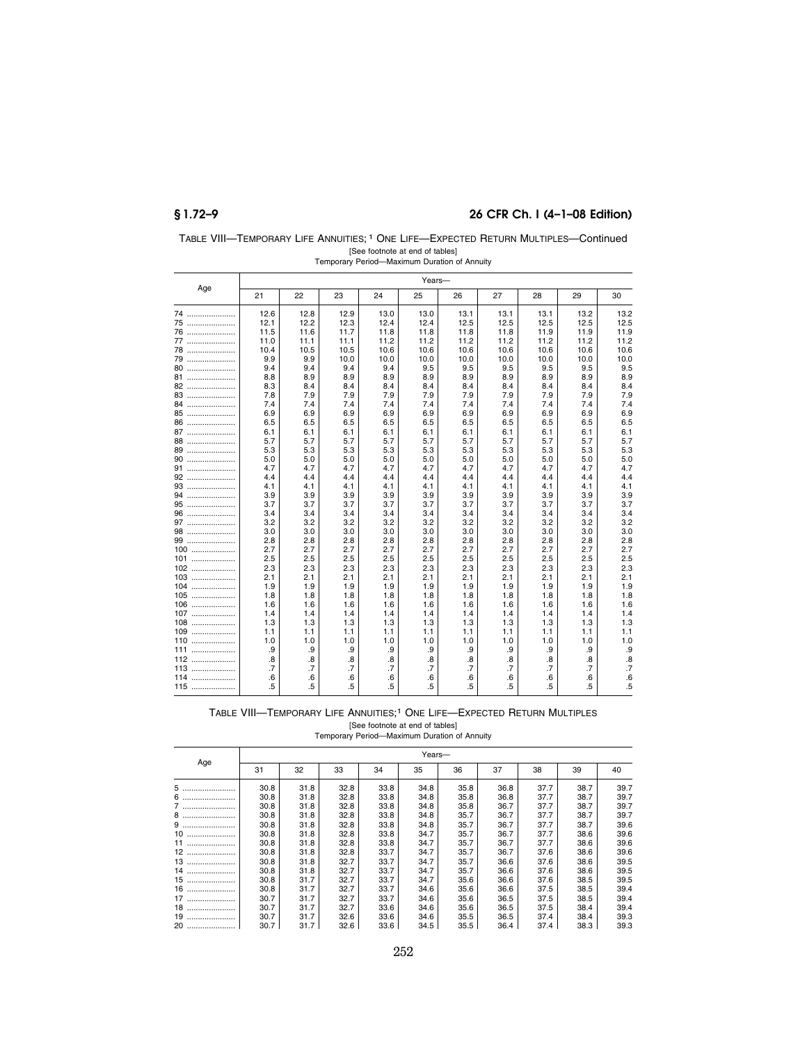TABLE VIII—TEMPORARY LIFE ANNUITIES; [1] ONE LIFE—EXPECTED RETURN MULTIPLES—Continued

[See footnote at end of tables]

Temporary Period—Maximum Duration of Annuity

| Age | Years— | | | | | | | | | |
|---|---|---|---|---|---|---|---|---|---|---|
| | 21 | 22 | 23 | 24 | 25 | 26 | 27 | 28 | 29 | 30 |
| 74 | 12.6 | 12.8 | 12.9 | 13.0 | 13.0 | 13.1 | 13.1 | 13.1 | 13.2 | 13.2 |
| 75 | 12.1 | 12.2 | 12.3 | 12.4 | 12.4 | 12.5 | 12.5 | 12.5 | 12.5 | 12.5 |
| 76 | 11.5 | 11.6 | 11.7 | 11.8 | 11.8 | 11.8 | 11.8 | 11.9 | 11.9 | 11.9 |
| 77 | 11.0 | 11.1 | 11.1 | 11.2 | 11.2 | 11.2 | 11.2 | 11.2 | 11.2 | 11.2 |
| 78 | 10.4 | 10.5 | 10.5 | 10.6 | 10.6 | 10.6 | 10.6 | 10.6 | 10.6 | 10.6 |
| 79 | 9.9 | 9.9 | 10.0 | 10.0 | 10.0 | 10.0 | 10.0 | 10.0 | 10.0 | 10.0 |
| 80 | 9.4 | 9.4 | 9.4 | 9.4 | 9.5 | 9.5 | 9.5 | 9.5 | 9.5 | 9.5 |
| 81 | 8.8 | 8.9 | 8.9 | 8.9 | 8.9 | 8.9 | 8.9 | 8.9 | 8.9 | 8.9 |
| 82 | 8.3 | 8.4 | 8.4 | 8.4 | 8.4 | 8.4 | 8.4 | 8.4 | 8.4 | 8.4 |
| 83 | 7.8 | 7.9 | 7.9 | 7.9 | 7.9 | 7.9 | 7.9 | 7.9 | 7.9 | 7.9 |
| 84 | 7.4 | 7.4 | 7.4 | 7.4 | 7.4 | 7.4 | 7.4 | 7.4 | 7.4 | 7.4 |
| 85 | 6.9 | 6.9 | 6.9 | 6.9 | 6.9 | 6.9 | 6.9 | 6.9 | 6.9 | 6.9 |
| 86 | 6.5 | 6.5 | 6.5 | 6.5 | 6.5 | 6.5 | 6.5 | 6.5 | 6.5 | 6.5 |
| 87 | 6.1 | 6.1 | 6.1 | 6.1 | 6.1 | 6.1 | 6.1 | 6.1 | 6.1 | 6.1 |
| 88 | 5.7 | 5.7 | 5.7 | 5.7 | 5.7 | 5.7 | 5.7 | 5.7 | 5.7 | 5.7 |
| 89 | 5.3 | 5.3 | 5.3 | 5.3 | 5.3 | 5.3 | 5.3 | 5.3 | 5.3 | 5.3 |
| 90 | 5.0 | 5.0 | 5.0 | 5.0 | 5.0 | 5.0 | 5.0 | 5.0 | 5.0 | 5.0 |
| 91 | 4.7 | 4.7 | 4.7 | 4.7 | 4.7 | 4.7 | 4.7 | 4.7 | 4.7 | 4.7 |
| 92 | 4.4 | 4.4 | 4.4 | 4.4 | 4.4 | 4.4 | 4.4 | 4.4 | 4.4 | 4.4 |
| 93 | 4.1 | 4.1 | 4.1 | 4.1 | 4.1 | 4.1 | 4.1 | 4.1 | 4.1 | 4.1 |
| 94 | 3.9 | 3.9 | 3.9 | 3.9 | 3.9 | 3.9 | 3.9 | 3.9 | 3.9 | 3.9 |
| 95 | 3.7 | 3.7 | 3.7 | 3.7 | 3.7 | 3.7 | 3.7 | 3.7 | 3.7 | 3.7 |
| 96 | 3.4 | 3.4 | 3.4 | 3.4 | 3.4 | 3.4 | 3.4 | 3.4 | 3.4 | 3.4 |
| 97 | 3.2 | 3.2 | 3.2 | 3.2 | 3.2 | 3.2 | 3.2 | 3.2 | 3.2 | 3.2 |
| 98 | 3.0 | 3.0 | 3.0 | 3.0 | 3.0 | 3.0 | 3.0 | 3.0 | 3.0 | 3.0 |
| 99 | 2.8 | 2.8 | 2.8 | 2.8 | 2.8 | 2.8 | 2.8 | 2.8 | 2.8 | 2.8 |
| 100 | 2.7 | 2.7 | 2.7 | 2.7 | 2.7 | 2.7 | 2.7 | 2.7 | 2.7 | 2.7 |
| 101 | 2.5 | 2.5 | 2.5 | 2.5 | 2.5 | 2.5 | 2.5 | 2.5 | 2.5 | 2.5 |
| 102 | 2.3 | 2.3 | 2.3 | 2.3 | 2.3 | 2.3 | 2.3 | 2.3 | 2.3 | 2.3 |
| 103 | 2.1 | 2.1 | 2.1 | 2.1 | 2.1 | 2.1 | 2.1 | 2.1 | 2.1 | 2.1 |
| 104 | 1.9 | 1.9 | 1.9 | 1.9 | 1.9 | 1.9 | 1.9 | 1.9 | 1.9 | 1.9 |
| 105 | 1.8 | 1.8 | 1.8 | 1.8 | 1.8 | 1.8 | 1.8 | 1.8 | 1.8 | 1.8 |
| 106 | 1.6 | 1.6 | 1.6 | 1.6 | 1.6 | 1.6 | 1.6 | 1.6 | 1.6 | 1.6 |
| 107 | 1.4 | 1.4 | 1.4 | 1.4 | 1.4 | 1.4 | 1.4 | 1.4 | 1.4 | 1.4 |
| 108 | 1.3 | 1.3 | 1.3 | 1.3 | 1.3 | 1.3 | 1.3 | 1.3 | 1.3 | 1.3 |
| 109 | 1.1 | 1.1 | 1.1 | 1.1 | 1.1 | 1.1 | 1.1 | 1.1 | 1.1 | 1.1 |
| 110 | 1.0 | 1.0 | 1.0 | 1.0 | 1.0 | 1.0 | 1.0 | 1.0 | 1.0 | 1.0 |
| 111 | .9 | .9 | .9 | .9 | .9 | .9 | .9 | .9 | .9 | .9 |
| 112 | .8 | .8 | .8 | .8 | .8 | .8 | .8 | .8 | .8 | .8 |
| 113 | .7 | .7 | .7 | .7 | .7 | .7 | .7 | .7 | .7 | .7 |
| 114 | .6 | .6 | .6 | .6 | .6 | .6 | .6 | .6 | .6 | .6 |
| 115 | .5 | .5 | .5 | .5 | .5 | .5 | .5 | .5 | .5 | .5 |

TABLE VIII—TEMPORARY LIFE ANNUITIES; [1] ONE LIFE—EXPECTED RETURN MULTIPLES

[See footnote at end of tables]

Temporary Period—Maximum Duration of Annuity

| Age | Years— | | | | | | | | | |
|---|---|---|---|---|---|---|---|---|---|---|
| | 31 | 32 | 33 | 34 | 35 | 36 | 37 | 38 | 39 | 40 |
| 5 | 30.8 | 31.8 | 32.8 | 33.8 | 34.8 | 35.8 | 36.8 | 37.7 | 38.7 | 39.7 |
| 6 | 30.8 | 31.8 | 32.8 | 33.8 | 34.8 | 35.8 | 36.8 | 37.7 | 38.7 | 39.7 |
| 7 | 30.8 | 31.8 | 32.8 | 33.8 | 34.8 | 35.8 | 36.7 | 37.7 | 38.7 | 39.7 |
| 8 | 30.8 | 31.8 | 32.8 | 33.8 | 34.8 | 35.7 | 36.7 | 37.7 | 38.7 | 39.7 |
| 9 | 30.8 | 31.8 | 32.8 | 33.8 | 34.8 | 35.7 | 36.7 | 37.7 | 38.7 | 39.6 |
| 10 | 30.8 | 31.8 | 32.8 | 33.8 | 34.7 | 35.7 | 36.7 | 37.7 | 38.6 | 39.6 |
| 11 | 30.8 | 31.8 | 32.8 | 33.8 | 34.7 | 35.7 | 36.7 | 37.7 | 38.6 | 39.6 |
| 12 | 30.8 | 31.8 | 32.8 | 33.7 | 34.7 | 35.7 | 36.7 | 37.6 | 38.6 | 39.6 |
| 13 | 30.8 | 31.8 | 32.7 | 33.7 | 34.7 | 35.7 | 36.6 | 37.6 | 38.6 | 39.5 |
| 14 | 30.8 | 31.8 | 32.7 | 33.7 | 34.7 | 35.7 | 36.6 | 37.6 | 38.6 | 39.5 |
| 15 | 30.8 | 31.7 | 32.7 | 33.7 | 34.7 | 35.6 | 36.6 | 37.6 | 38.5 | 39.5 |
| 16 | 30.8 | 31.7 | 32.7 | 33.7 | 34.6 | 35.6 | 36.6 | 37.5 | 38.5 | 39.4 |
| 17 | 30.7 | 31.7 | 32.7 | 33.7 | 34.6 | 35.6 | 36.5 | 37.5 | 38.5 | 39.4 |
| 18 | 30.7 | 31.7 | 32.7 | 33.6 | 34.6 | 35.6 | 36.5 | 37.5 | 38.4 | 39.4 |
| 19 | 30.7 | 31.7 | 32.6 | 33.6 | 34.6 | 35.5 | 36.5 | 37.4 | 38.4 | 39.3 |
| 20 | 30.7 | 31.7 | 32.6 | 33.6 | 34.5 | 35.5 | 36.4 | 37.4 | 38.3 | 39.3 |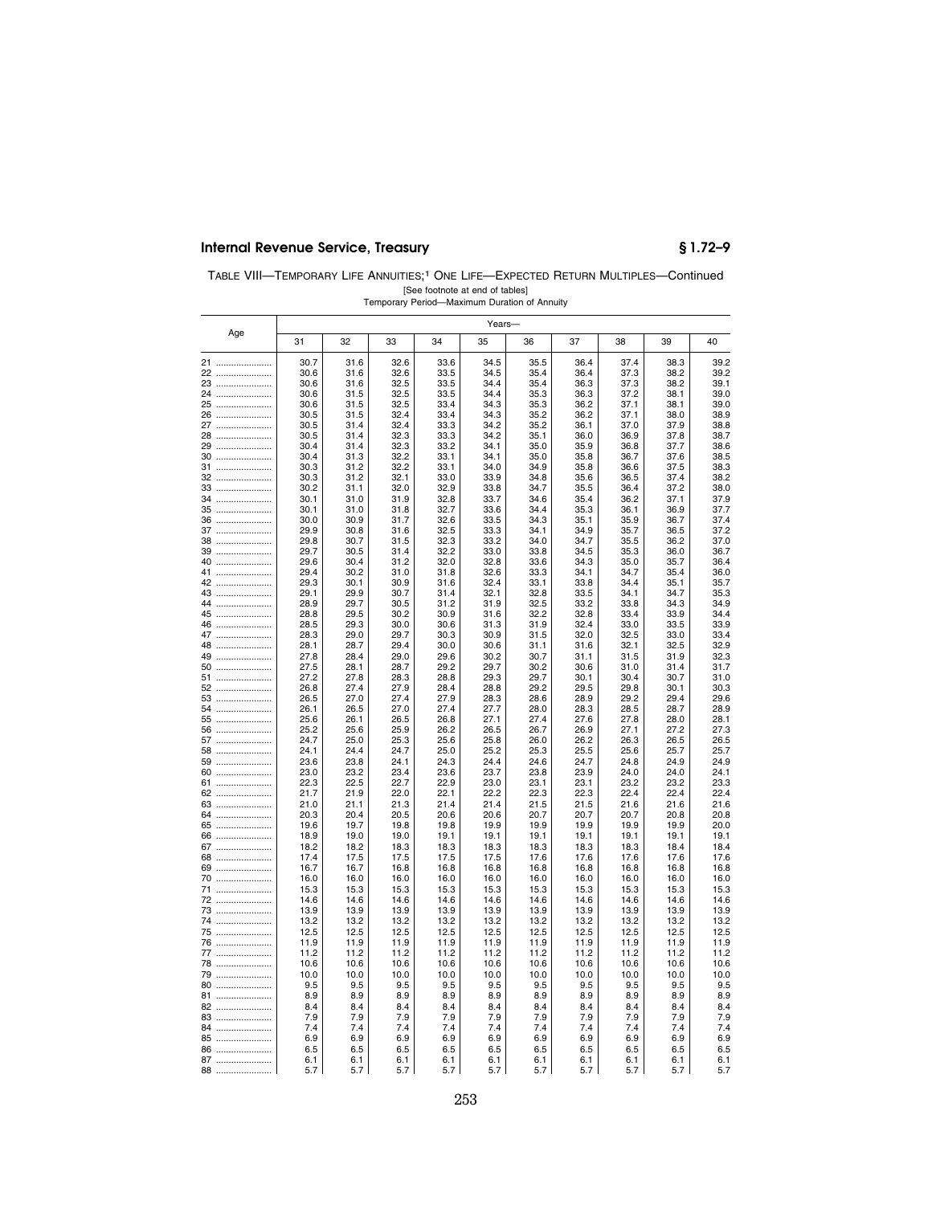TABLE VIII—TEMPORARY LIFE ANNUITIES;[1] ONE LIFE—EXPECTED RETURN MULTIPLES—Continued

[See footnote at end of tables]

Temporary Period—Maximum Duration of Annuity

| Age | Years— | | | | | | | | | |
|---|---|---|---|---|---|---|---|---|---|---|
| | 31 | 32 | 33 | 34 | 35 | 36 | 37 | 38 | 39 | 40 |
| 21 | 30.7 | 31.6 | 32.6 | 33.6 | 34.5 | 35.5 | 36.4 | 37.4 | 38.3 | 39.2 |
| 22 | 30.6 | 31.6 | 32.6 | 33.5 | 34.5 | 35.4 | 36.4 | 37.3 | 38.2 | 39.2 |
| 23 | 30.6 | 31.6 | 32.5 | 33.5 | 34.4 | 35.4 | 36.3 | 37.3 | 38.2 | 39.1 |
| 24 | 30.6 | 31.5 | 32.5 | 33.5 | 34.4 | 35.3 | 36.3 | 37.2 | 38.1 | 39.0 |
| 25 | 30.6 | 31.5 | 32.5 | 33.4 | 34.3 | 35.3 | 36.2 | 37.1 | 38.1 | 39.0 |
| 26 | 30.5 | 31.5 | 32.4 | 33.4 | 34.3 | 35.2 | 36.2 | 37.1 | 38.0 | 38.9 |
| 27 | 30.5 | 31.4 | 32.4 | 33.3 | 34.2 | 35.2 | 36.1 | 37.0 | 37.9 | 38.8 |
| 28 | 30.5 | 31.4 | 32.3 | 33.3 | 34.2 | 35.1 | 36.0 | 36.9 | 37.8 | 38.7 |
| 29 | 30.4 | 31.4 | 32.3 | 33.2 | 34.1 | 35.0 | 35.9 | 36.8 | 37.7 | 38.6 |
| 30 | 30.4 | 31.3 | 32.2 | 33.1 | 34.1 | 35.0 | 35.8 | 36.7 | 37.6 | 38.5 |
| 31 | 30.3 | 31.2 | 32.2 | 33.1 | 34.0 | 34.9 | 35.8 | 36.6 | 37.5 | 38.3 |
| 32 | 30.3 | 31.2 | 32.1 | 33.0 | 33.9 | 34.8 | 35.6 | 36.5 | 37.4 | 38.2 |
| 33 | 30.2 | 31.1 | 32.0 | 32.9 | 33.8 | 34.7 | 35.5 | 36.4 | 37.2 | 38.0 |
| 34 | 30.1 | 31.0 | 31.9 | 32.8 | 33.7 | 34.6 | 35.4 | 36.2 | 37.1 | 37.9 |
| 35 | 30.1 | 31.0 | 31.8 | 32.7 | 33.6 | 34.4 | 35.3 | 36.1 | 36.9 | 37.7 |
| 36 | 30.0 | 30.9 | 31.7 | 32.6 | 33.5 | 34.3 | 35.1 | 35.9 | 36.7 | 37.4 |
| 37 | 29.9 | 30.8 | 31.6 | 32.5 | 33.3 | 34.1 | 34.9 | 35.7 | 36.5 | 37.2 |
| 38 | 29.8 | 30.7 | 31.5 | 32.3 | 33.2 | 34.0 | 34.7 | 35.5 | 36.2 | 37.0 |
| 39 | 29.7 | 30.5 | 31.4 | 32.2 | 33.0 | 33.8 | 34.5 | 35.3 | 36.0 | 36.7 |
| 40 | 29.6 | 30.4 | 31.2 | 32.0 | 32.8 | 33.6 | 34.3 | 35.0 | 35.7 | 36.4 |
| 41 | 29.4 | 30.2 | 31.0 | 31.8 | 32.6 | 33.3 | 34.1 | 34.7 | 35.4 | 36.0 |
| 42 | 29.3 | 30.1 | 30.9 | 31.6 | 32.4 | 33.1 | 33.8 | 34.4 | 35.1 | 35.7 |
| 43 | 29.1 | 29.9 | 30.7 | 31.4 | 32.1 | 32.8 | 33.5 | 34.1 | 34.7 | 35.3 |
| 44 | 28.9 | 29.7 | 30.5 | 31.2 | 31.9 | 32.5 | 33.2 | 33.8 | 34.3 | 34.9 |
| 45 | 28.8 | 29.5 | 30.2 | 30.9 | 31.6 | 32.2 | 32.8 | 33.4 | 33.9 | 34.4 |
| 46 | 28.5 | 29.3 | 30.0 | 30.6 | 31.3 | 31.9 | 32.4 | 33.0 | 33.5 | 33.9 |
| 47 | 28.3 | 29.0 | 29.7 | 30.3 | 30.9 | 31.5 | 32.0 | 32.5 | 33.0 | 33.4 |
| 48 | 28.1 | 28.7 | 29.4 | 30.0 | 30.6 | 31.1 | 31.6 | 32.1 | 32.5 | 32.9 |
| 49 | 27.8 | 28.4 | 29.0 | 29.6 | 30.2 | 30.7 | 31.1 | 31.5 | 31.9 | 32.3 |
| 50 | 27.5 | 28.1 | 28.7 | 29.2 | 29.7 | 30.2 | 30.6 | 31.0 | 31.4 | 31.7 |
| 51 | 27.2 | 27.8 | 28.3 | 28.8 | 29.3 | 29.7 | 30.1 | 30.4 | 30.7 | 31.0 |
| 52 | 26.8 | 27.4 | 27.9 | 28.4 | 28.8 | 29.2 | 29.5 | 29.8 | 30.1 | 30.3 |
| 53 | 26.5 | 27.0 | 27.4 | 27.9 | 28.3 | 28.6 | 28.9 | 29.2 | 29.4 | 29.6 |
| 54 | 26.1 | 26.5 | 27.0 | 27.4 | 27.7 | 28.0 | 28.3 | 28.5 | 28.7 | 28.9 |
| 55 | 25.6 | 26.1 | 26.5 | 26.8 | 27.1 | 27.4 | 27.6 | 27.8 | 28.0 | 28.1 |
| 56 | 25.2 | 25.6 | 25.9 | 26.2 | 26.5 | 26.7 | 26.9 | 27.1 | 27.2 | 27.3 |
| 57 | 24.7 | 25.0 | 25.3 | 25.6 | 25.8 | 26.0 | 26.2 | 26.3 | 26.5 | 26.5 |
| 58 | 24.1 | 24.4 | 24.7 | 25.0 | 25.2 | 25.3 | 25.5 | 25.6 | 25.7 | 25.7 |
| 59 | 23.6 | 23.8 | 24.1 | 24.3 | 24.4 | 24.6 | 24.7 | 24.8 | 24.9 | 24.9 |
| 60 | 23.0 | 23.2 | 23.4 | 23.6 | 23.7 | 23.8 | 23.9 | 24.0 | 24.0 | 24.1 |
| 61 | 22.3 | 22.5 | 22.7 | 22.9 | 23.0 | 23.1 | 23.1 | 23.2 | 23.2 | 23.3 |
| 62 | 21.7 | 21.9 | 22.0 | 22.1 | 22.2 | 22.3 | 22.3 | 22.4 | 22.4 | 22.4 |
| 63 | 21.0 | 21.1 | 21.3 | 21.4 | 21.4 | 21.5 | 21.5 | 21.6 | 21.6 | 21.6 |
| 64 | 20.3 | 20.4 | 20.5 | 20.6 | 20.6 | 20.7 | 20.7 | 20.7 | 20.8 | 20.8 |
| 65 | 19.6 | 19.7 | 19.8 | 19.8 | 19.9 | 19.9 | 19.9 | 19.9 | 19.9 | 20.0 |
| 66 | 18.9 | 19.0 | 19.0 | 19.1 | 19.1 | 19.1 | 19.1 | 19.1 | 19.1 | 19.1 |
| 67 | 18.2 | 18.2 | 18.3 | 18.3 | 18.3 | 18.3 | 18.3 | 18.3 | 18.4 | 18.4 |
| 68 | 17.4 | 17.5 | 17.5 | 17.5 | 17.5 | 17.6 | 17.6 | 17.6 | 17.6 | 17.6 |
| 69 | 16.7 | 16.7 | 16.8 | 16.8 | 16.8 | 16.8 | 16.8 | 16.8 | 16.8 | 16.8 |
| 70 | 16.0 | 16.0 | 16.0 | 16.0 | 16.0 | 16.0 | 16.0 | 16.0 | 16.0 | 16.0 |
| 71 | 15.3 | 15.3 | 15.3 | 15.3 | 15.3 | 15.3 | 15.3 | 15.3 | 15.3 | 15.3 |
| 72 | 14.6 | 14.6 | 14.6 | 14.6 | 14.6 | 14.6 | 14.6 | 14.6 | 14.6 | 14.6 |
| 73 | 13.9 | 13.9 | 13.9 | 13.9 | 13.9 | 13.9 | 13.9 | 13.9 | 13.9 | 13.9 |
| 74 | 13.2 | 13.2 | 13.2 | 13.2 | 13.2 | 13.2 | 13.2 | 13.2 | 13.2 | 13.2 |
| 75 | 12.5 | 12.5 | 12.5 | 12.5 | 12.5 | 12.5 | 12.5 | 12.5 | 12.5 | 12.5 |
| 76 | 11.9 | 11.9 | 11.9 | 11.9 | 11.9 | 11.9 | 11.9 | 11.9 | 11.9 | 11.9 |
| 77 | 11.2 | 11.2 | 11.2 | 11.2 | 11.2 | 11.2 | 11.2 | 11.2 | 11.2 | 11.2 |
| 78 | 10.6 | 10.6 | 10.6 | 10.6 | 10.6 | 10.6 | 10.6 | 10.6 | 10.6 | 10.6 |
| 79 | 10.0 | 10.0 | 10.0 | 10.0 | 10.0 | 10.0 | 10.0 | 10.0 | 10.0 | 10.0 |
| 80 | 9.5 | 9.5 | 9.5 | 9.5 | 9.5 | 9.5 | 9.5 | 9.5 | 9.5 | 9.5 |
| 81 | 8.9 | 8.9 | 8.9 | 8.9 | 8.9 | 8.9 | 8.9 | 8.9 | 8.9 | 8.9 |
| 82 | 8.4 | 8.4 | 8.4 | 8.4 | 8.4 | 8.4 | 8.4 | 8.4 | 8.4 | 8.4 |
| 83 | 7.9 | 7.9 | 7.9 | 7.9 | 7.9 | 7.9 | 7.9 | 7.9 | 7.9 | 7.9 |
| 84 | 7.4 | 7.4 | 7.4 | 7.4 | 7.4 | 7.4 | 7.4 | 7.4 | 7.4 | 7.4 |
| 85 | 6.9 | 6.9 | 6.9 | 6.9 | 6.9 | 6.9 | 6.9 | 6.9 | 6.9 | 6.9 |
| 86 | 6.5 | 6.5 | 6.5 | 6.5 | 6.5 | 6.5 | 6.5 | 6.5 | 6.5 | 6.5 |
| 87 | 6.1 | 6.1 | 6.1 | 6.1 | 6.1 | 6.1 | 6.1 | 6.1 | 6.1 | 6.1 |
| 88 | 5.7 | 5.7 | 5.7 | 5.7 | 5.7 | 5.7 | 5.7 | 5.7 | 5.7 | 5.7 |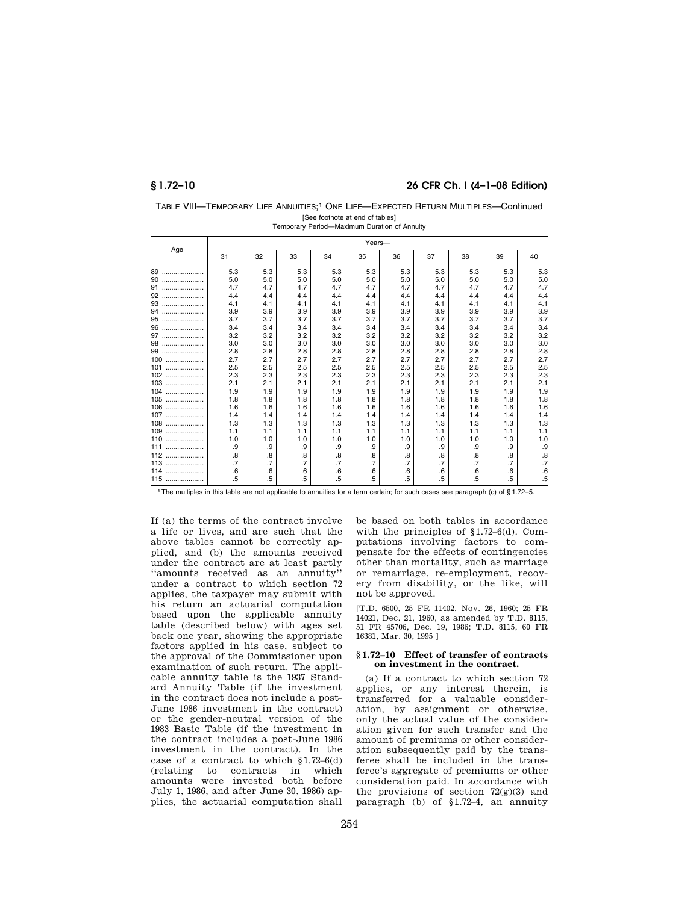TABLE VIII—TEMPORARY LIFE ANNUITIES;[1] ONE LIFE—EXPECTED RETURN MULTIPLES—Continued

[See footnote at end of tables]

Temporary Period—Maximum Duration of Annuity

| Age | Years— | | | | | | | | | |
|---|---|---|---|---|---|---|---|---|---|---|
| | 31 | 32 | 33 | 34 | 35 | 36 | 37 | 38 | 39 | 40 |
| 89 | 5.3 | 5.3 | 5.3 | 5.3 | 5.3 | 5.3 | 5.3 | 5.3 | 5.3 | 5.3 |
| 90 | 5.0 | 5.0 | 5.0 | 5.0 | 5.0 | 5.0 | 5.0 | 5.0 | 5.0 | 5.0 |
| 91 | 4.7 | 4.7 | 4.7 | 4.7 | 4.7 | 4.7 | 4.7 | 4.7 | 4.7 | 4.7 |
| 92 | 4.4 | 4.4 | 4.4 | 4.4 | 4.4 | 4.4 | 4.4 | 4.4 | 4.4 | 4.4 |
| 93 | 4.1 | 4.1 | 4.1 | 4.1 | 4.1 | 4.1 | 4.1 | 4.1 | 4.1 | 4.1 |
| 94 | 3.9 | 3.9 | 3.9 | 3.9 | 3.9 | 3.9 | 3.9 | 3.9 | 3.9 | 3.9 |
| 95 | 3.7 | 3.7 | 3.7 | 3.7 | 3.7 | 3.7 | 3.7 | 3.7 | 3.7 | 3.7 |
| 96 | 3.4 | 3.4 | 3.4 | 3.4 | 3.4 | 3.4 | 3.4 | 3.4 | 3.4 | 3.4 |
| 97 | 3.2 | 3.2 | 3.2 | 3.2 | 3.2 | 3.2 | 3.2 | 3.2 | 3.2 | 3.2 |
| 98 | 3.0 | 3.0 | 3.0 | 3.0 | 3.0 | 3.0 | 3.0 | 3.0 | 3.0 | 3.0 |
| 99 | 2.8 | 2.8 | 2.8 | 2.8 | 2.8 | 2.8 | 2.8 | 2.8 | 2.8 | 2.8 |
| 100 | 2.7 | 2.7 | 2.7 | 2.7 | 2.7 | 2.7 | 2.7 | 2.7 | 2.7 | 2.7 |
| 101 | 2.5 | 2.5 | 2.5 | 2.5 | 2.5 | 2.5 | 2.5 | 2.5 | 2.5 | 2.5 |
| 102 | 2.3 | 2.3 | 2.3 | 2.3 | 2.3 | 2.3 | 2.3 | 2.3 | 2.3 | 2.3 |
| 103 | 2.1 | 2.1 | 2.1 | 2.1 | 2.1 | 2.1 | 2.1 | 2.1 | 2.1 | 2.1 |
| 104 | 1.9 | 1.9 | 1.9 | 1.9 | 1.9 | 1.9 | 1.9 | 1.9 | 1.9 | 1.9 |
| 105 | 1.8 | 1.8 | 1.8 | 1.8 | 1.8 | 1.8 | 1.8 | 1.8 | 1.8 | 1.8 |
| 106 | 1.6 | 1.6 | 1.6 | 1.6 | 1.6 | 1.6 | 1.6 | 1.6 | 1.6 | 1.6 |
| 107 | 1.4 | 1.4 | 1.4 | 1.4 | 1.4 | 1.4 | 1.4 | 1.4 | 1.4 | 1.4 |
| 108 | 1.3 | 1.3 | 1.3 | 1.3 | 1.3 | 1.3 | 1.3 | 1.3 | 1.3 | 1.3 |
| 109 | 1.1 | 1.1 | 1.1 | 1.1 | 1.1 | 1.1 | 1.1 | 1.1 | 1.1 | 1.1 |
| 110 | 1.0 | 1.0 | 1.0 | 1.0 | 1.0 | 1.0 | 1.0 | 1.0 | 1.0 | 1.0 |
| 111 | .9 | .9 | .9 | .9 | .9 | .9 | .9 | .9 | .9 | .9 |
| 112 | .8 | .8 | .8 | .8 | .8 | .8 | .8 | .8 | .8 | .8 |
| 113 | .7 | .7 | .7 | .7 | .7 | .7 | .7 | .7 | .7 | .7 |
| 114 | .6 | .6 | .6 | .6 | .6 | .6 | .6 | .6 | .6 | .6 |
| 115 | .5 | .5 | .5 | .5 | .5 | .5 | .5 | .5 | .5 | .5 |

[1] The multiples in this table are not applicable to annuities for a term certain; for such cases see paragraph (c) of §1.72–5.

If (a) the terms of the contract involve a life or lives, and are such that the above tables cannot be correctly applied, and (b) the amounts received under the contract are at least partly "amounts received as an annuity" under a contract to which section 72 applies, the taxpayer may submit with his return an actuarial computation based upon the applicable annuity table (described below) with ages set back one year, showing the appropriate factors applied in his case, subject to the approval of the Commissioner upon examination of such return. The applicable annuity table is the 1937 Standard Annuity Table (if the investment in the contract does not include a post-June 1986 investment in the contract) or the gender-neutral version of the 1983 Basic Table (if the investment in the contract includes a post-June 1986 investment in the contract). In the case of a contract to which §1.72–6(d) (relating to contracts in which amounts were invested both before July 1, 1986, and after June 30, 1986) applies, the actuarial computation shall be based on both tables in accordance with the principles of §1.72–6(d). Computations involving factors to compensate for the effects of contingencies other than mortality, such as marriage or remarriage, re-employment, recovery from disability, or the like, will not be approved.

[T.D. 6500, 25 FR 11402, Nov. 26, 1960; 25 FR 14021, Dec. 21, 1960, as amended by T.D. 8115, 51 FR 45706, Dec. 19, 1986; T.D. 8115, 60 FR 16381, Mar. 30, 1995 ]

## §1.72–10 Effect of transfer of contracts on investment in the contract.

(a) If a contract to which section 72 applies, or any interest therein, is transferred for a valuable consideration, by assignment or otherwise, only the actual value of the consideration given for such transfer and the amount of premiums or other consideration subsequently paid by the transferee shall be included in the transferee's aggregate of premiums or other consideration paid. In accordance with the provisions of section 72(g)(3) and paragraph (b) of §1.72–4, an annuity